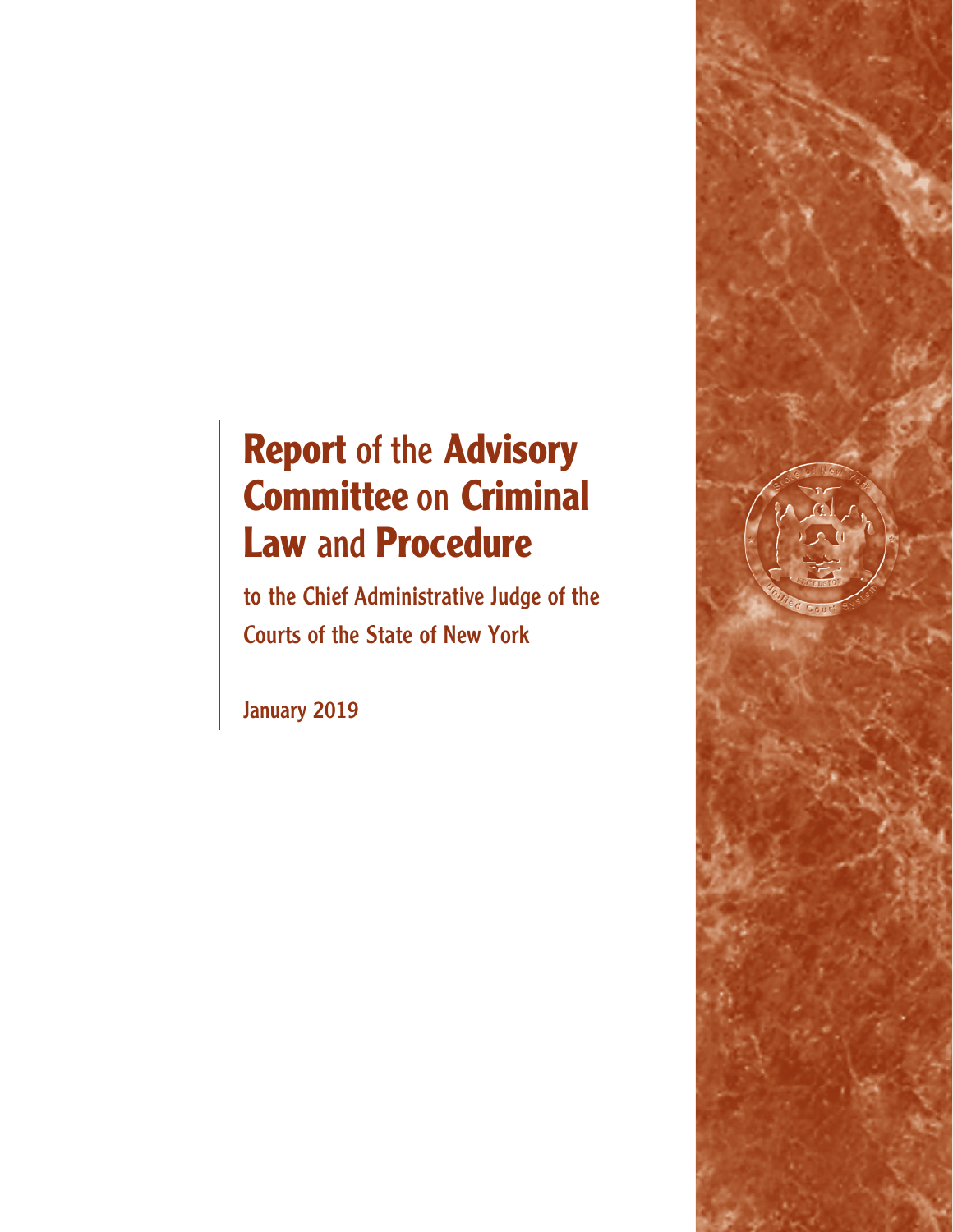# Report of the Advisory Committee on Criminal Law and Procedure

**to the Chief Administrative Judge of the Courts of the State of New York**

**January 2019**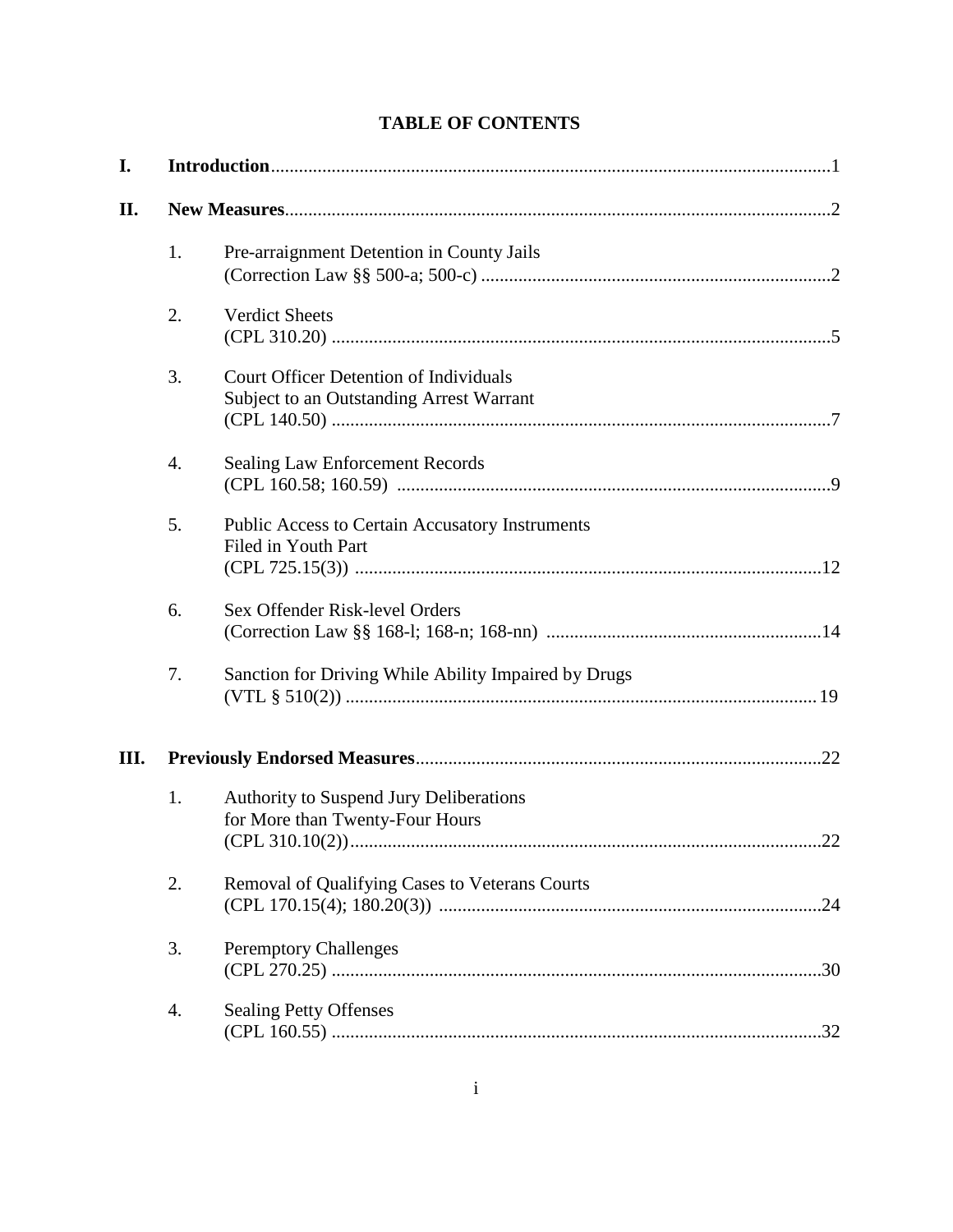# TABLE OF CONTENTS

**I. Introduction** .......................................................................................................... 1

**II. New Measures** ........................................................................................................ 2

1. Pre-arraignment Detention in County Jails (Correction Law §§ 500-a; 500-c) ........................................................ 2
2. Verdict Sheets (CPL 310.20) ........................................................................................ 5
3. Court Officer Detention of Individuals Subject to an Outstanding Arrest Warrant (CPL 140.50) ........................................................................................ 7
4. Sealing Law Enforcement Records (CPL 160.58; 160.59) ........................................................................ 9
5. Public Access to Certain Accusatory Instruments Filed in Youth Part (CPL 725.15(3)) ........................................................................................ 12
6. Sex Offender Risk-level Orders (Correction Law §§ 168-l; 168-n; 168-nn) ........................................................ 14
7. Sanction for Driving While Ability Impaired by Drugs (VTL § 510(2)) ........................................................................................ 19

**III. Previously Endorsed Measures** ............................................................................. 22

1. Authority to Suspend Jury Deliberations for More than Twenty-Four Hours (CPL 310.10(2)) ........................................................................................ 22
2. Removal of Qualifying Cases to Veterans Courts (CPL 170.15(4); 180.20(3)) ........................................................................ 24
3. Peremptory Challenges (CPL 270.25) ........................................................................................ 30
4. Sealing Petty Offenses (CPL 160.55) ........................................................................................ 32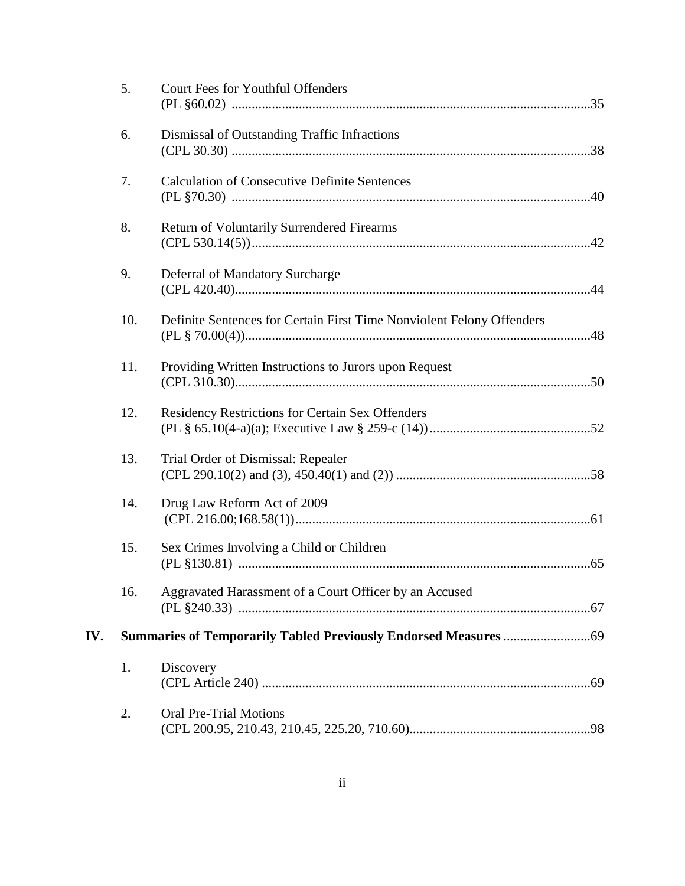5. Court Fees for Youthful Offenders
(PL §60.02) ..........................................................................................................35

6. Dismissal of Outstanding Traffic Infractions
(CPL 30.30) ..........................................................................................................38

7. Calculation of Consecutive Definite Sentences
(PL §70.30) ..........................................................................................................40

8. Return of Voluntarily Surrendered Firearms
(CPL 530.14(5))....................................................................................................42

9. Deferral of Mandatory Surcharge
(CPL 420.40).........................................................................................................44

10. Definite Sentences for Certain First Time Nonviolent Felony Offenders
(PL § 70.00(4))......................................................................................................48

11. Providing Written Instructions to Jurors upon Request
(CPL 310.30).........................................................................................................50

12. Residency Restrictions for Certain Sex Offenders
(PL § 65.10(4-a)(a); Executive Law § 259-c (14))...............................................52

13. Trial Order of Dismissal: Repealer
(CPL 290.10(2) and (3), 450.40(1) and (2)) .........................................................58

14. Drug Law Reform Act of 2009
(CPL 216.00;168.58(1)).......................................................................................61

15. Sex Crimes Involving a Child or Children
(PL §130.81) ........................................................................................................65

16. Aggravated Harassment of a Court Officer by an Accused
(PL §240.33) ........................................................................................................67

**IV. Summaries of Temporarily Tabled Previously Endorsed Measures** ..........................69

1. Discovery
(CPL Article 240) .................................................................................................69

2. Oral Pre-Trial Motions
(CPL 200.95, 210.43, 210.45, 225.20, 710.60).....................................................98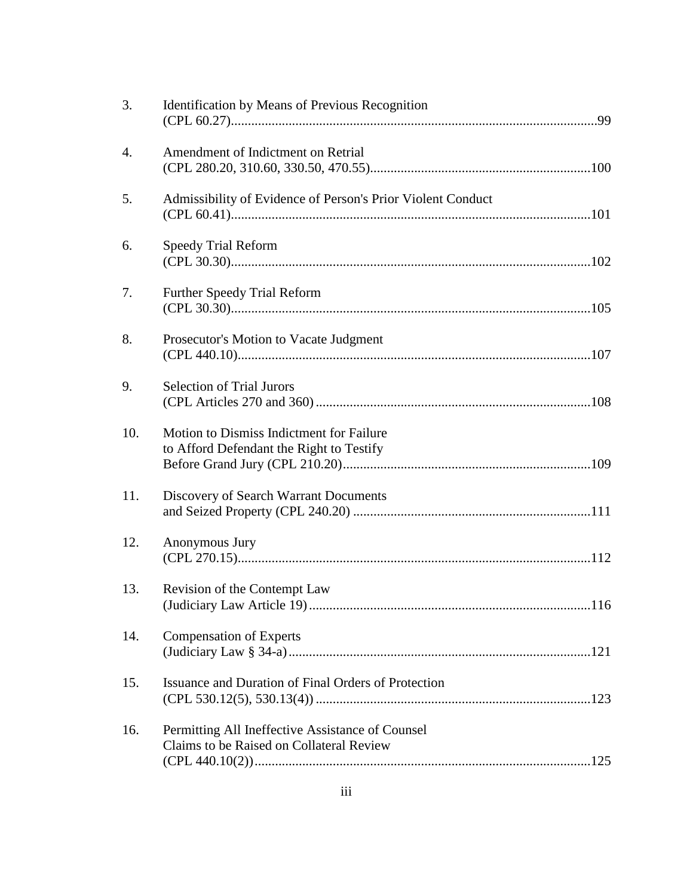3. Identification by Means of Previous Recognition (CPL 60.27)...........................................................................................................99

4. Amendment of Indictment on Retrial (CPL 280.20, 310.60, 330.50, 470.55)................................................................100

5. Admissibility of Evidence of Person's Prior Violent Conduct (CPL 60.41).........................................................................................................101

6. Speedy Trial Reform (CPL 30.30).........................................................................................................102

7. Further Speedy Trial Reform (CPL 30.30).........................................................................................................105

8. Prosecutor's Motion to Vacate Judgment (CPL 440.10).......................................................................................................107

9. Selection of Trial Jurors (CPL Articles 270 and 360) ................................................................................108

10. Motion to Dismiss Indictment for Failure to Afford Defendant the Right to Testify Before Grand Jury (CPL 210.20).........................................................................109

11. Discovery of Search Warrant Documents and Seized Property (CPL 240.20) .....................................................................111

12. Anonymous Jury (CPL 270.15).......................................................................................................112

13. Revision of the Contempt Law (Judiciary Law Article 19) ..................................................................................116

14. Compensation of Experts (Judiciary Law § 34-a) ........................................................................................121

15. Issuance and Duration of Final Orders of Protection (CPL 530.12(5), 530.13(4)) ................................................................................123

16. Permitting All Ineffective Assistance of Counsel Claims to be Raised on Collateral Review (CPL 440.10(2)) .................................................................................................125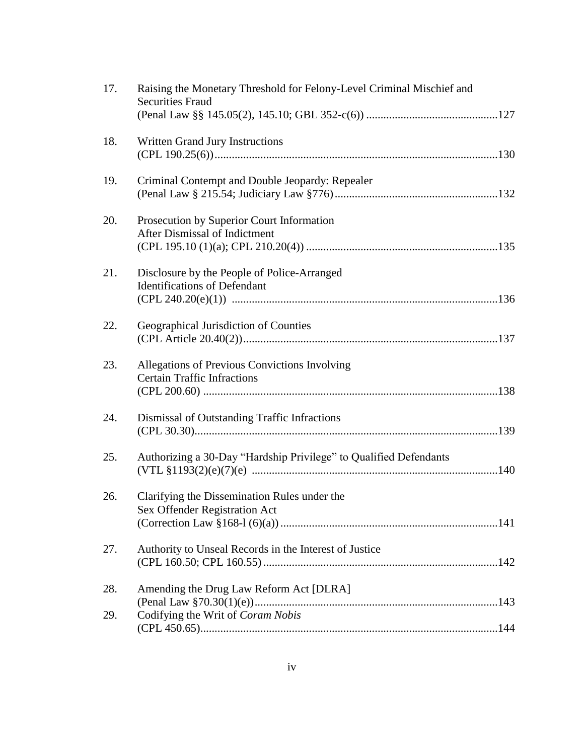17. Raising the Monetary Threshold for Felony-Level Criminal Mischief and Securities Fraud
    (Penal Law §§ 145.05(2), 145.10; GBL 352-c(6)) .............................................127

18. Written Grand Jury Instructions
    (CPL 190.25(6))..................................................................................................130

19. Criminal Contempt and Double Jeopardy: Repealer
    (Penal Law § 215.54; Judiciary Law §776).........................................................132

20. Prosecution by Superior Court Information After Dismissal of Indictment
    (CPL 195.10 (1)(a); CPL 210.20(4)) ..................................................................135

21. Disclosure by the People of Police-Arranged Identifications of Defendant
    (CPL 240.20(e)(1)) ............................................................................................136

22. Geographical Jurisdiction of Counties
    (CPL Article 20.40(2))........................................................................................137

23. Allegations of Previous Convictions Involving Certain Traffic Infractions
    (CPL 200.60) ......................................................................................................138

24. Dismissal of Outstanding Traffic Infractions
    (CPL 30.30).........................................................................................................139

25. Authorizing a 30-Day "Hardship Privilege" to Qualified Defendants
    (VTL §1193(2)(e)(7)(e) .....................................................................................140

26. Clarifying the Dissemination Rules under the Sex Offender Registration Act
    (Correction Law §168-l (6)(a))...........................................................................141

27. Authority to Unseal Records in the Interest of Justice
    (CPL 160.50; CPL 160.55).................................................................................142

28. Amending the Drug Law Reform Act [DLRA]
    (Penal Law §70.30(1)(e))....................................................................................143

29. Codifying the Writ of *Coram Nobis*
    (CPL 450.65).......................................................................................................144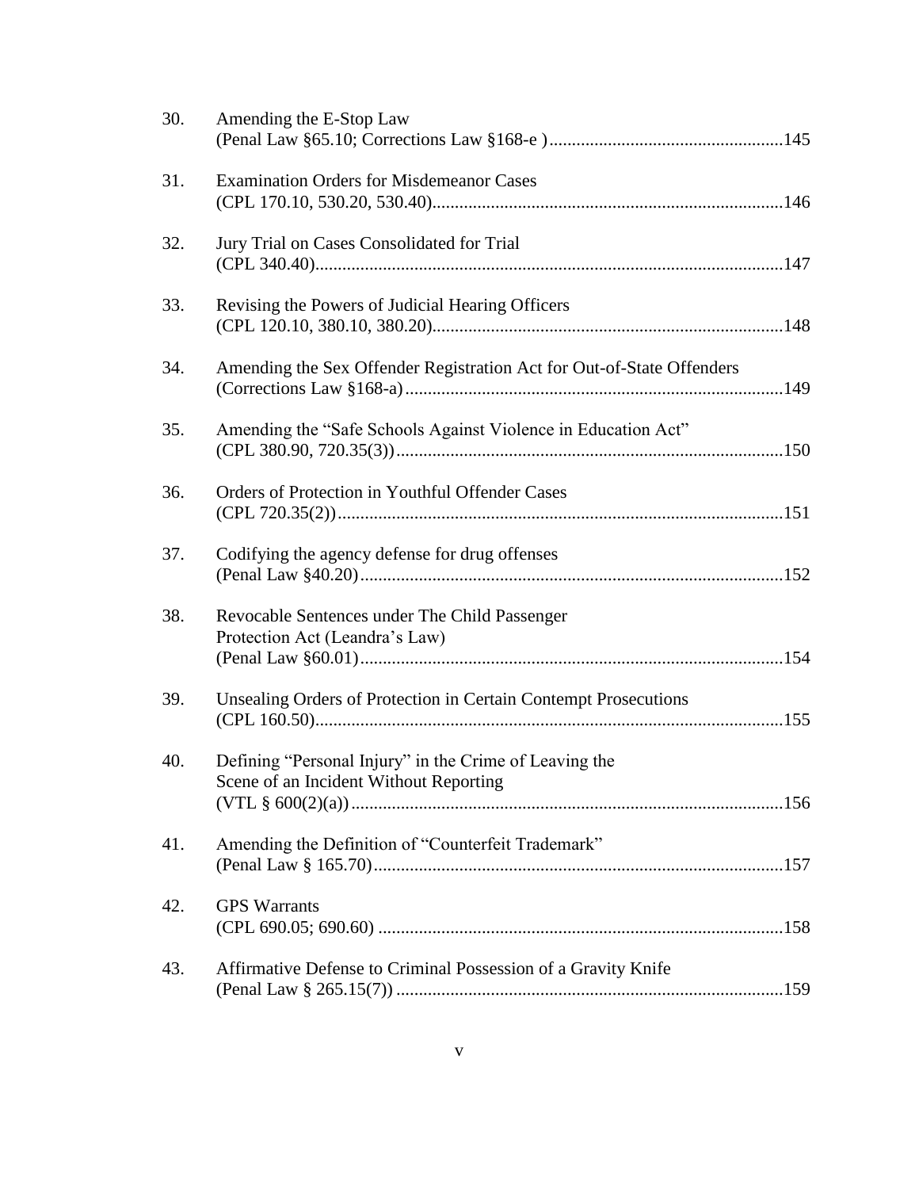30. Amending the E-Stop Law
    (Penal Law §65.10; Corrections Law §168-e ) .................................................... 145

31. Examination Orders for Misdemeanor Cases
    (CPL 170.10, 530.20, 530.40) .......................................................................... 146

32. Jury Trial on Cases Consolidated for Trial
    (CPL 340.40) ...................................................................................................... 147

33. Revising the Powers of Judicial Hearing Officers
    (CPL 120.10, 380.10, 380.20) .......................................................................... 148

34. Amending the Sex Offender Registration Act for Out-of-State Offenders
    (Corrections Law §168-a) .................................................................................. 149

35. Amending the "Safe Schools Against Violence in Education Act"
    (CPL 380.90, 720.35(3)) .................................................................................... 150

36. Orders of Protection in Youthful Offender Cases
    (CPL 720.35(2)) ................................................................................................. 151

37. Codifying the agency defense for drug offenses
    (Penal Law §40.20) ............................................................................................ 152

38. Revocable Sentences under The Child Passenger
    Protection Act (Leandra's Law)
    (Penal Law §60.01) ............................................................................................ 154

39. Unsealing Orders of Protection in Certain Contempt Prosecutions
    (CPL 160.50) ...................................................................................................... 155

40. Defining "Personal Injury" in the Crime of Leaving the
    Scene of an Incident Without Reporting
    (VTL § 600(2)(a)) .............................................................................................. 156

41. Amending the Definition of "Counterfeit Trademark"
    (Penal Law § 165.70) ......................................................................................... 157

42. GPS Warrants
    (CPL 690.05; 690.60) ........................................................................................ 158

43. Affirmative Defense to Criminal Possession of a Gravity Knife
    (Penal Law § 265.15(7)) .................................................................................... 159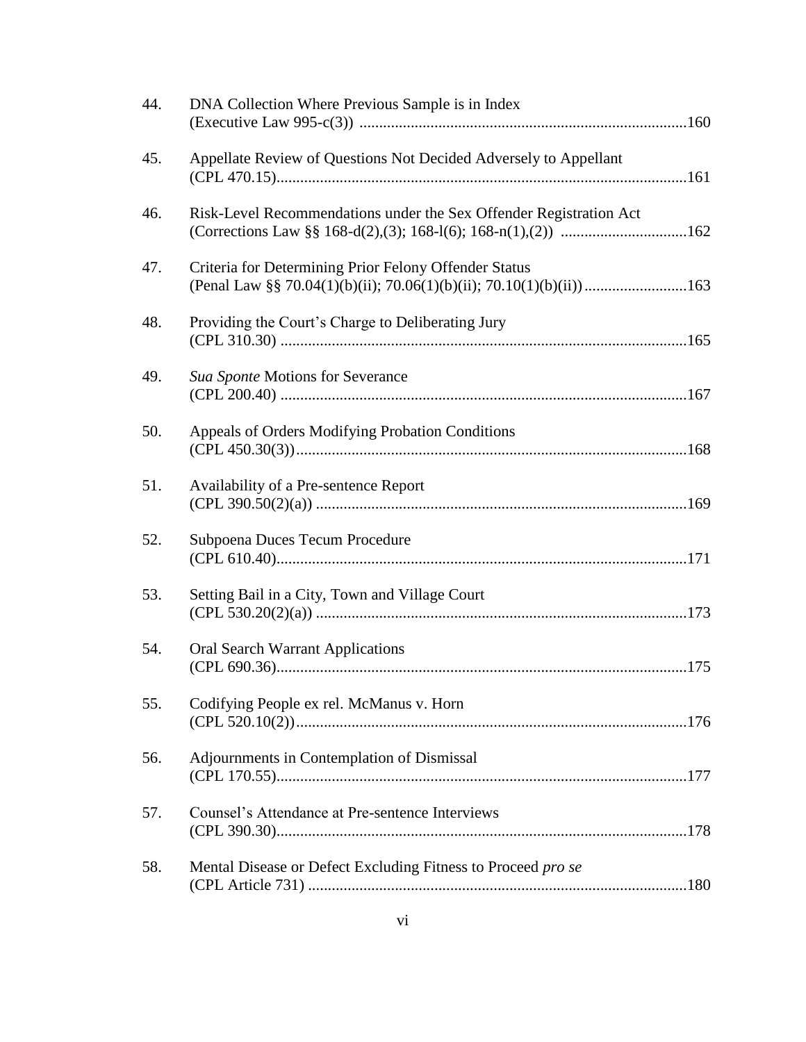44. DNA Collection Where Previous Sample is in Index (Executive Law 995-c(3)) ....................160

45. Appellate Review of Questions Not Decided Adversely to Appellant (CPL 470.15)....................161

46. Risk-Level Recommendations under the Sex Offender Registration Act (Corrections Law §§ 168-d(2),(3); 168-l(6); 168-n(1),(2)) ....................162

47. Criteria for Determining Prior Felony Offender Status (Penal Law §§ 70.04(1)(b)(ii); 70.06(1)(b)(ii); 70.10(1)(b)(ii))....................163

48. Providing the Court's Charge to Deliberating Jury (CPL 310.30) ....................165

49. *Sua Sponte* Motions for Severance (CPL 200.40) ....................167

50. Appeals of Orders Modifying Probation Conditions (CPL 450.30(3))....................168

51. Availability of a Pre-sentence Report (CPL 390.50(2)(a)) ....................169

52. Subpoena Duces Tecum Procedure (CPL 610.40)....................171

53. Setting Bail in a City, Town and Village Court (CPL 530.20(2)(a)) ....................173

54. Oral Search Warrant Applications (CPL 690.36)....................175

55. Codifying People ex rel. McManus v. Horn (CPL 520.10(2))....................176

56. Adjournments in Contemplation of Dismissal (CPL 170.55)....................177

57. Counsel's Attendance at Pre-sentence Interviews (CPL 390.30)....................178

58. Mental Disease or Defect Excluding Fitness to Proceed *pro se* (CPL Article 731) ....................180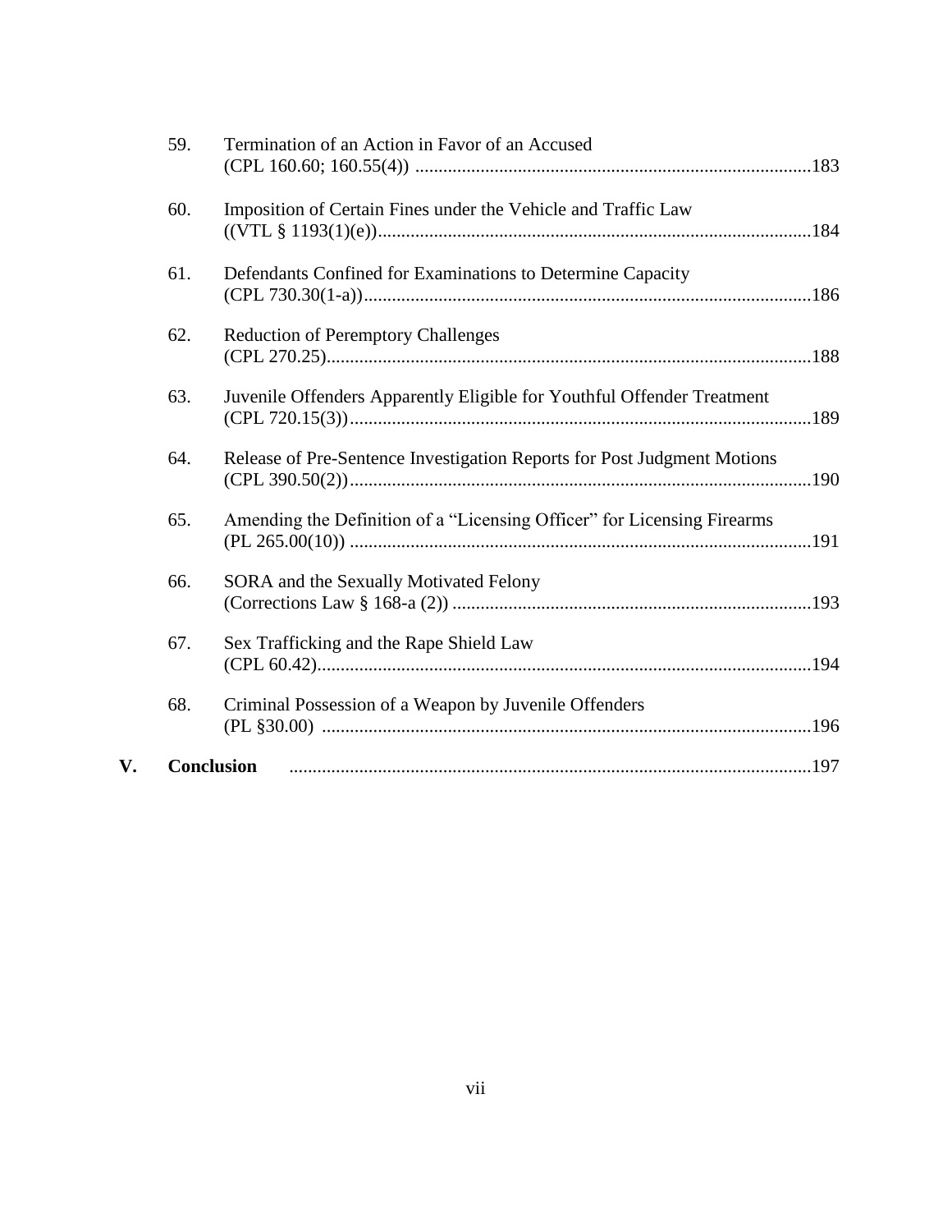59. Termination of an Action in Favor of an Accused (CPL 160.60; 160.55(4)) ....................183

60. Imposition of Certain Fines under the Vehicle and Traffic Law ((VTL § 1193(1)(e))....................184

61. Defendants Confined for Examinations to Determine Capacity (CPL 730.30(1-a))....................186

62. Reduction of Peremptory Challenges (CPL 270.25)....................188

63. Juvenile Offenders Apparently Eligible for Youthful Offender Treatment (CPL 720.15(3))....................189

64. Release of Pre-Sentence Investigation Reports for Post Judgment Motions (CPL 390.50(2))....................190

65. Amending the Definition of a "Licensing Officer" for Licensing Firearms (PL 265.00(10)) ....................191

66. SORA and the Sexually Motivated Felony (Corrections Law § 168-a (2)) ....................193

67. Sex Trafficking and the Rape Shield Law (CPL 60.42)....................194

68. Criminal Possession of a Weapon by Juvenile Offenders (PL §30.00) ....................196

**V. Conclusion** ....................197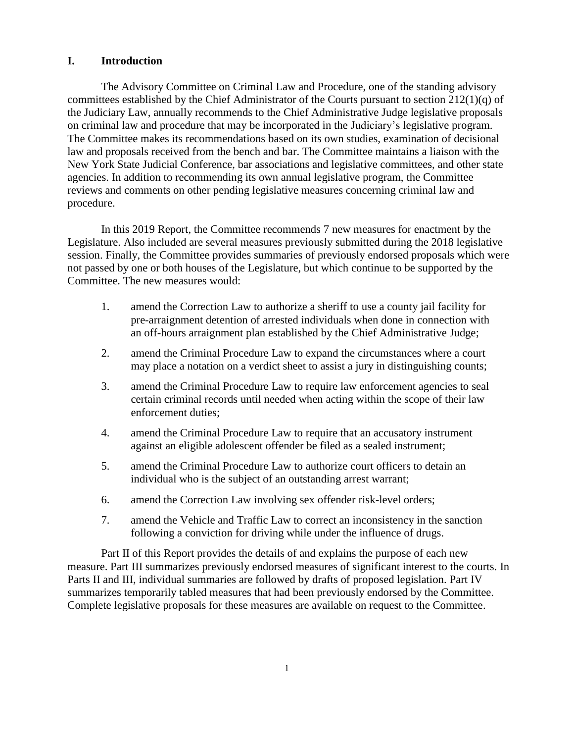## I. Introduction

The Advisory Committee on Criminal Law and Procedure, one of the standing advisory committees established by the Chief Administrator of the Courts pursuant to section 212(1)(q) of the Judiciary Law, annually recommends to the Chief Administrative Judge legislative proposals on criminal law and procedure that may be incorporated in the Judiciary's legislative program. The Committee makes its recommendations based on its own studies, examination of decisional law and proposals received from the bench and bar. The Committee maintains a liaison with the New York State Judicial Conference, bar associations and legislative committees, and other state agencies. In addition to recommending its own annual legislative program, the Committee reviews and comments on other pending legislative measures concerning criminal law and procedure.

In this 2019 Report, the Committee recommends 7 new measures for enactment by the Legislature. Also included are several measures previously submitted during the 2018 legislative session. Finally, the Committee provides summaries of previously endorsed proposals which were not passed by one or both houses of the Legislature, but which continue to be supported by the Committee. The new measures would:

1. amend the Correction Law to authorize a sheriff to use a county jail facility for pre-arraignment detention of arrested individuals when done in connection with an off-hours arraignment plan established by the Chief Administrative Judge;
2. amend the Criminal Procedure Law to expand the circumstances where a court may place a notation on a verdict sheet to assist a jury in distinguishing counts;
3. amend the Criminal Procedure Law to require law enforcement agencies to seal certain criminal records until needed when acting within the scope of their law enforcement duties;
4. amend the Criminal Procedure Law to require that an accusatory instrument against an eligible adolescent offender be filed as a sealed instrument;
5. amend the Criminal Procedure Law to authorize court officers to detain an individual who is the subject of an outstanding arrest warrant;
6. amend the Correction Law involving sex offender risk-level orders;
7. amend the Vehicle and Traffic Law to correct an inconsistency in the sanction following a conviction for driving while under the influence of drugs.

Part II of this Report provides the details of and explains the purpose of each new measure. Part III summarizes previously endorsed measures of significant interest to the courts. In Parts II and III, individual summaries are followed by drafts of proposed legislation. Part IV summarizes temporarily tabled measures that had been previously endorsed by the Committee. Complete legislative proposals for these measures are available on request to the Committee.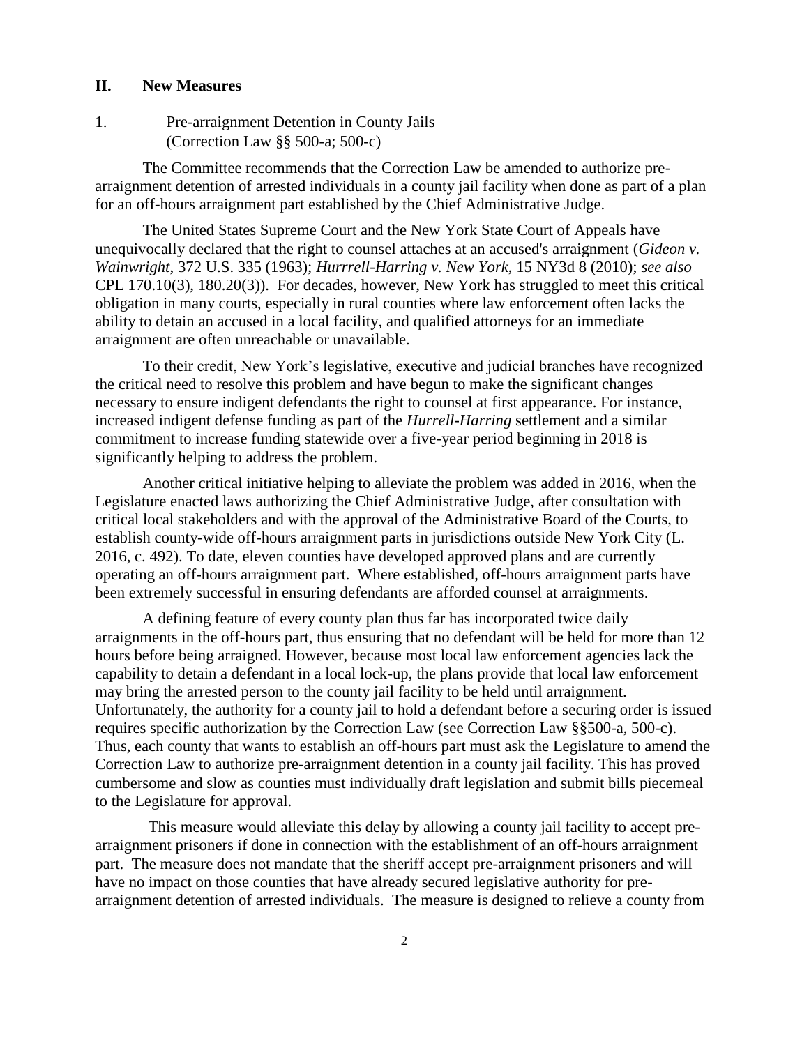## II. New Measures

### 1. Pre-arraignment Detention in County Jails (Correction Law §§ 500-a; 500-c)

The Committee recommends that the Correction Law be amended to authorize pre-arraignment detention of arrested individuals in a county jail facility when done as part of a plan for an off-hours arraignment part established by the Chief Administrative Judge.

The United States Supreme Court and the New York State Court of Appeals have unequivocally declared that the right to counsel attaches at an accused's arraignment (*Gideon v. Wainwright*, 372 U.S. 335 (1963); *Hurrrell-Harring v. New York*, 15 NY3d 8 (2010); *see also* CPL 170.10(3), 180.20(3)). For decades, however, New York has struggled to meet this critical obligation in many courts, especially in rural counties where law enforcement often lacks the ability to detain an accused in a local facility, and qualified attorneys for an immediate arraignment are often unreachable or unavailable.

To their credit, New York's legislative, executive and judicial branches have recognized the critical need to resolve this problem and have begun to make the significant changes necessary to ensure indigent defendants the right to counsel at first appearance. For instance, increased indigent defense funding as part of the *Hurrell-Harring* settlement and a similar commitment to increase funding statewide over a five-year period beginning in 2018 is significantly helping to address the problem.

Another critical initiative helping to alleviate the problem was added in 2016, when the Legislature enacted laws authorizing the Chief Administrative Judge, after consultation with critical local stakeholders and with the approval of the Administrative Board of the Courts, to establish county-wide off-hours arraignment parts in jurisdictions outside New York City (L. 2016, c. 492). To date, eleven counties have developed approved plans and are currently operating an off-hours arraignment part. Where established, off-hours arraignment parts have been extremely successful in ensuring defendants are afforded counsel at arraignments.

A defining feature of every county plan thus far has incorporated twice daily arraignments in the off-hours part, thus ensuring that no defendant will be held for more than 12 hours before being arraigned. However, because most local law enforcement agencies lack the capability to detain a defendant in a local lock-up, the plans provide that local law enforcement may bring the arrested person to the county jail facility to be held until arraignment. Unfortunately, the authority for a county jail to hold a defendant before a securing order is issued requires specific authorization by the Correction Law (see Correction Law §§500-a, 500-c). Thus, each county that wants to establish an off-hours part must ask the Legislature to amend the Correction Law to authorize pre-arraignment detention in a county jail facility. This has proved cumbersome and slow as counties must individually draft legislation and submit bills piecemeal to the Legislature for approval.

This measure would alleviate this delay by allowing a county jail facility to accept pre-arraignment prisoners if done in connection with the establishment of an off-hours arraignment part. The measure does not mandate that the sheriff accept pre-arraignment prisoners and will have no impact on those counties that have already secured legislative authority for pre-arraignment detention of arrested individuals. The measure is designed to relieve a county from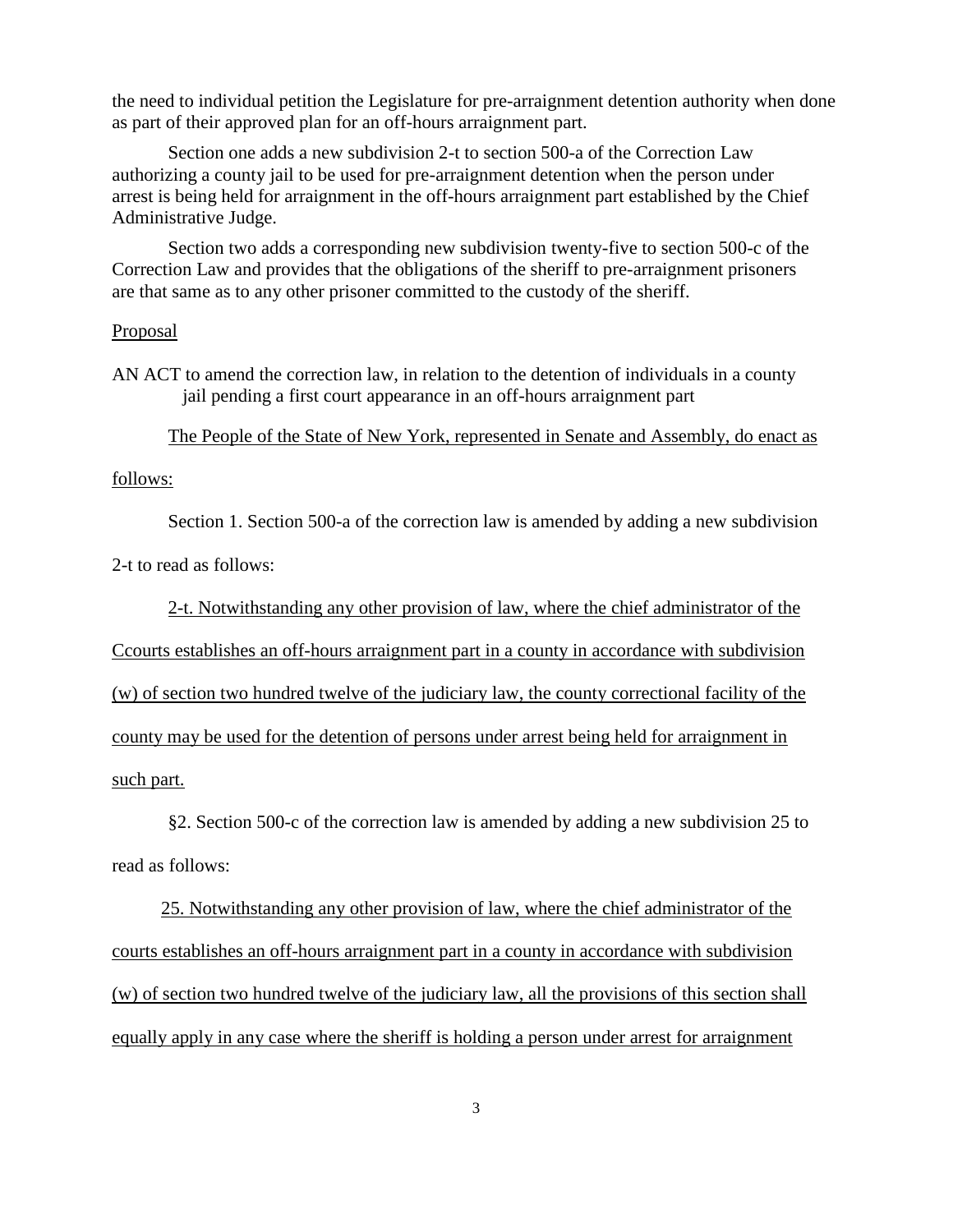the need to individual petition the Legislature for pre-arraignment detention authority when done as part of their approved plan for an off-hours arraignment part.

Section one adds a new subdivision 2-t to section 500-a of the Correction Law authorizing a county jail to be used for pre-arraignment detention when the person under arrest is being held for arraignment in the off-hours arraignment part established by the Chief Administrative Judge.

Section two adds a corresponding new subdivision twenty-five to section 500-c of the Correction Law and provides that the obligations of the sheriff to pre-arraignment prisoners are that same as to any other prisoner committed to the custody of the sheriff.

Proposal

AN ACT to amend the correction law, in relation to the detention of individuals in a county jail pending a first court appearance in an off-hours arraignment part

The People of the State of New York, represented in Senate and Assembly, do enact as follows:

Section 1. Section 500-a of the correction law is amended by adding a new subdivision 2-t to read as follows:

2-t. Notwithstanding any other provision of law, where the chief administrator of the Ccourts establishes an off-hours arraignment part in a county in accordance with subdivision (w) of section two hundred twelve of the judiciary law, the county correctional facility of the county may be used for the detention of persons under arrest being held for arraignment in such part.

§2. Section 500-c of the correction law is amended by adding a new subdivision 25 to read as follows:

25. Notwithstanding any other provision of law, where the chief administrator of the courts establishes an off-hours arraignment part in a county in accordance with subdivision (w) of section two hundred twelve of the judiciary law, all the provisions of this section shall equally apply in any case where the sheriff is holding a person under arrest for arraignment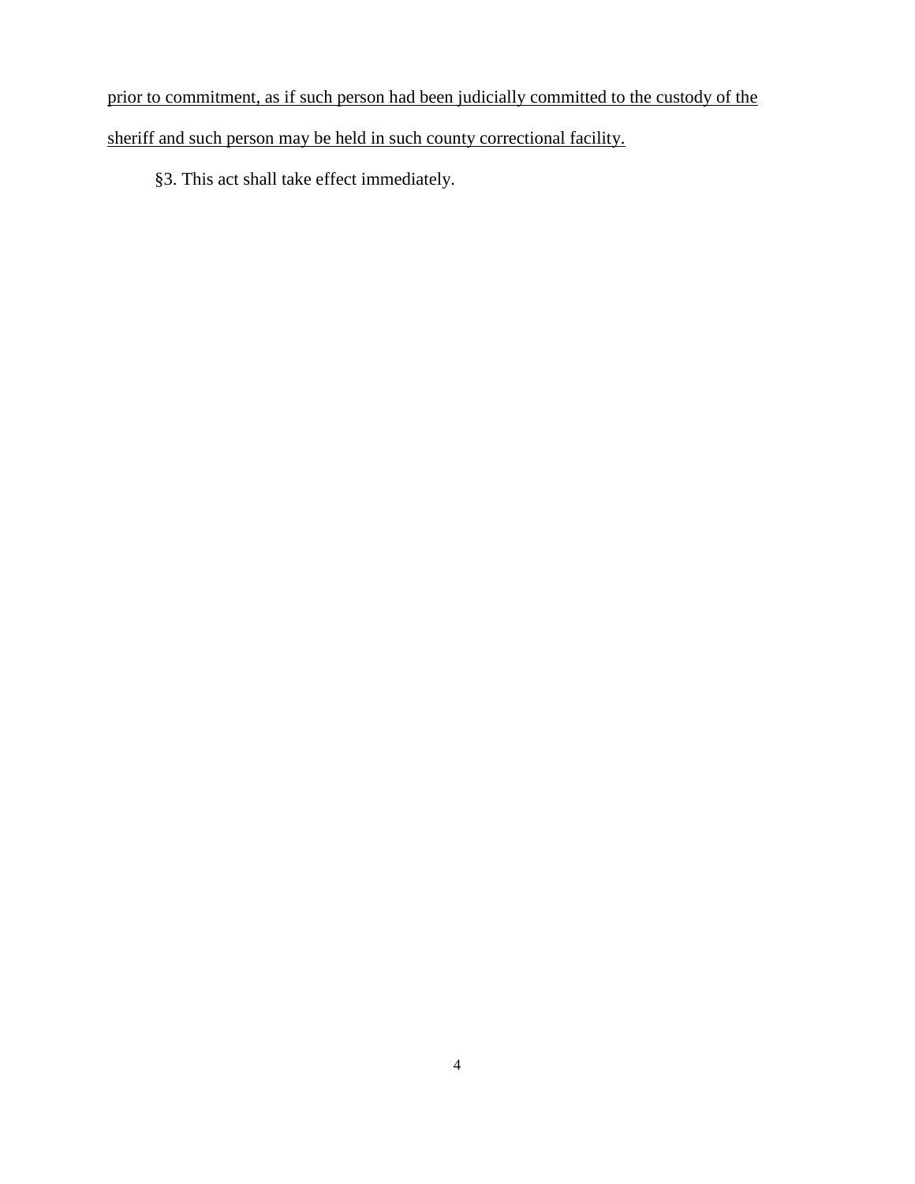<u>prior to commitment, as if such person had been judicially committed to the custody of the sheriff and such person may be held in such county correctional facility.</u>

§3. This act shall take effect immediately.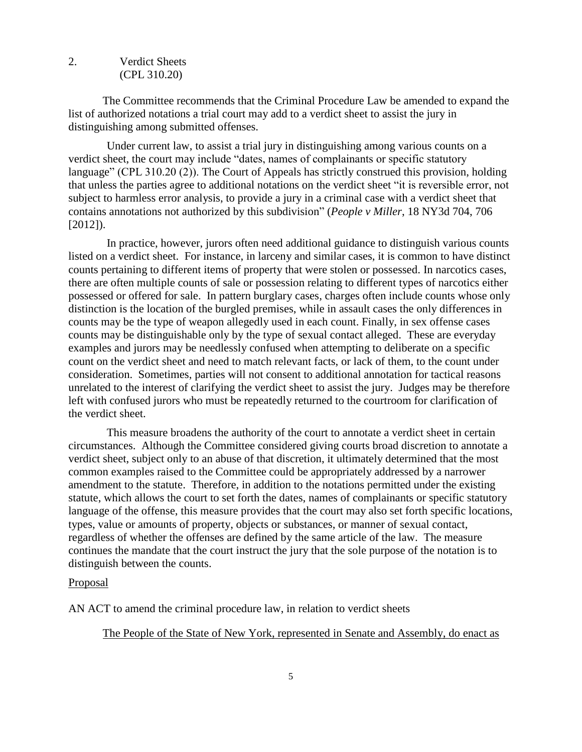## 2. Verdict Sheets (CPL 310.20)

The Committee recommends that the Criminal Procedure Law be amended to expand the list of authorized notations a trial court may add to a verdict sheet to assist the jury in distinguishing among submitted offenses.

Under current law, to assist a trial jury in distinguishing among various counts on a verdict sheet, the court may include "dates, names of complainants or specific statutory language" (CPL 310.20 (2)). The Court of Appeals has strictly construed this provision, holding that unless the parties agree to additional notations on the verdict sheet "it is reversible error, not subject to harmless error analysis, to provide a jury in a criminal case with a verdict sheet that contains annotations not authorized by this subdivision" (*People v Miller*, 18 NY3d 704, 706 [2012]).

In practice, however, jurors often need additional guidance to distinguish various counts listed on a verdict sheet. For instance, in larceny and similar cases, it is common to have distinct counts pertaining to different items of property that were stolen or possessed. In narcotics cases, there are often multiple counts of sale or possession relating to different types of narcotics either possessed or offered for sale. In pattern burglary cases, charges often include counts whose only distinction is the location of the burgled premises, while in assault cases the only differences in counts may be the type of weapon allegedly used in each count. Finally, in sex offense cases counts may be distinguishable only by the type of sexual contact alleged. These are everyday examples and jurors may be needlessly confused when attempting to deliberate on a specific count on the verdict sheet and need to match relevant facts, or lack of them, to the count under consideration. Sometimes, parties will not consent to additional annotation for tactical reasons unrelated to the interest of clarifying the verdict sheet to assist the jury. Judges may be therefore left with confused jurors who must be repeatedly returned to the courtroom for clarification of the verdict sheet.

This measure broadens the authority of the court to annotate a verdict sheet in certain circumstances. Although the Committee considered giving courts broad discretion to annotate a verdict sheet, subject only to an abuse of that discretion, it ultimately determined that the most common examples raised to the Committee could be appropriately addressed by a narrower amendment to the statute. Therefore, in addition to the notations permitted under the existing statute, which allows the court to set forth the dates, names of complainants or specific statutory language of the offense, this measure provides that the court may also set forth specific locations, types, value or amounts of property, objects or substances, or manner of sexual contact, regardless of whether the offenses are defined by the same article of the law. The measure continues the mandate that the court instruct the jury that the sole purpose of the notation is to distinguish between the counts.

Proposal

AN ACT to amend the criminal procedure law, in relation to verdict sheets

The People of the State of New York, represented in Senate and Assembly, do enact as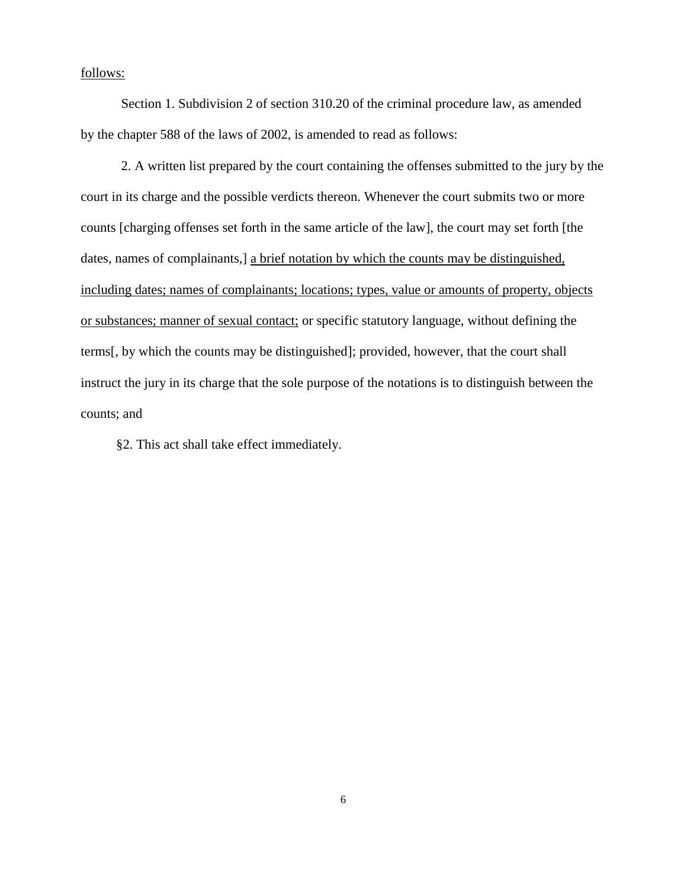<u>follows:</u>

Section 1. Subdivision 2 of section 310.20 of the criminal procedure law, as amended by the chapter 588 of the laws of 2002, is amended to read as follows:

2. A written list prepared by the court containing the offenses submitted to the jury by the court in its charge and the possible verdicts thereon. Whenever the court submits two or more counts [charging offenses set forth in the same article of the law], the court may set forth [the dates, names of complainants,] <u>a brief notation by which the counts may be distinguished, including dates; names of complainants; locations; types, value or amounts of property, objects or substances; manner of sexual contact;</u> or specific statutory language, without defining the terms[, by which the counts may be distinguished]; provided, however, that the court shall instruct the jury in its charge that the sole purpose of the notations is to distinguish between the counts; and

§2. This act shall take effect immediately.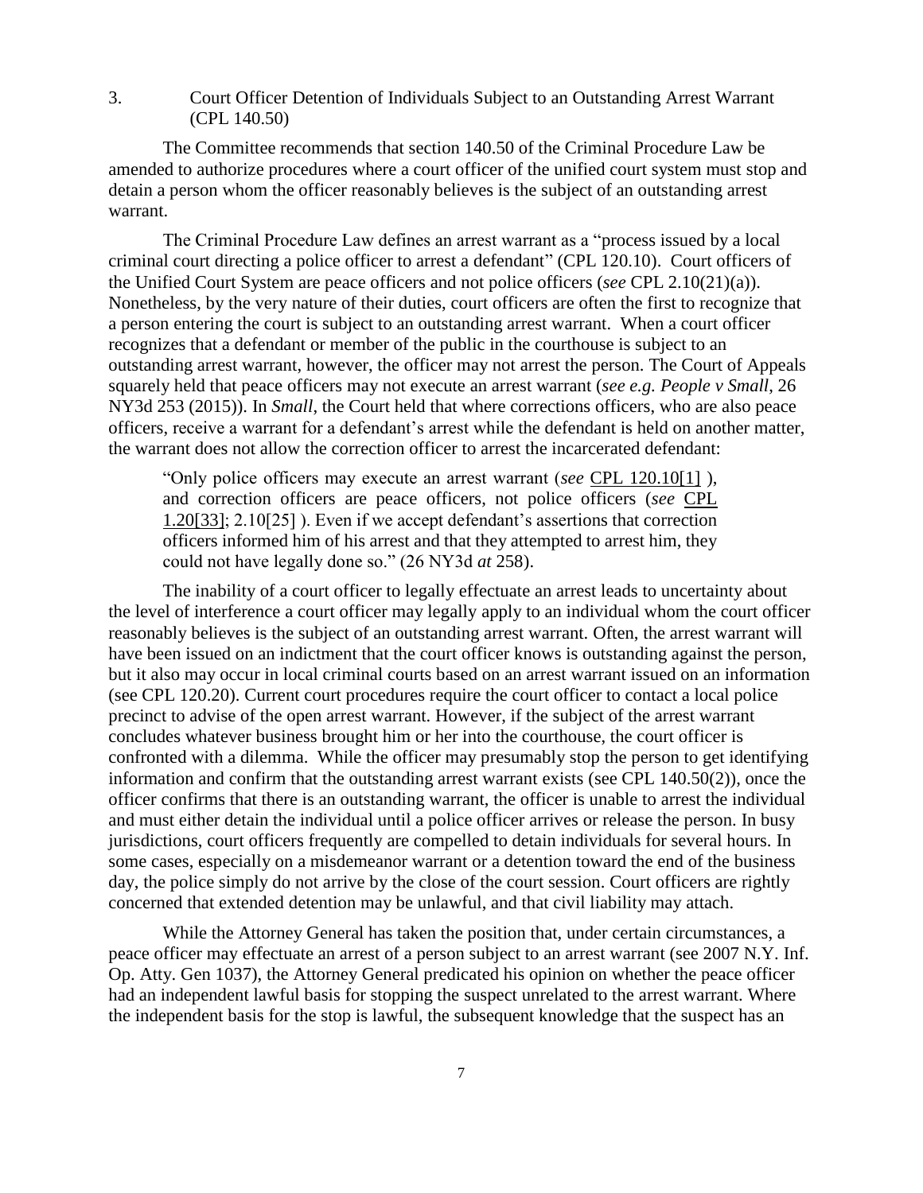3. Court Officer Detention of Individuals Subject to an Outstanding Arrest Warrant (CPL 140.50)

The Committee recommends that section 140.50 of the Criminal Procedure Law be amended to authorize procedures where a court officer of the unified court system must stop and detain a person whom the officer reasonably believes is the subject of an outstanding arrest warrant.

The Criminal Procedure Law defines an arrest warrant as a "process issued by a local criminal court directing a police officer to arrest a defendant" (CPL 120.10). Court officers of the Unified Court System are peace officers and not police officers (*see* CPL 2.10(21)(a)). Nonetheless, by the very nature of their duties, court officers are often the first to recognize that a person entering the court is subject to an outstanding arrest warrant. When a court officer recognizes that a defendant or member of the public in the courthouse is subject to an outstanding arrest warrant, however, the officer may not arrest the person. The Court of Appeals squarely held that peace officers may not execute an arrest warrant (*see e.g. People v Small*, 26 NY3d 253 (2015)). In *Small*, the Court held that where corrections officers, who are also peace officers, receive a warrant for a defendant's arrest while the defendant is held on another matter, the warrant does not allow the correction officer to arrest the incarcerated defendant:

> "Only police officers may execute an arrest warrant (*see* CPL 120.10[1] ), and correction officers are peace officers, not police officers (*see* CPL 1.20[33]; 2.10[25] ). Even if we accept defendant's assertions that correction officers informed him of his arrest and that they attempted to arrest him, they could not have legally done so." (26 NY3d *at* 258).

The inability of a court officer to legally effectuate an arrest leads to uncertainty about the level of interference a court officer may legally apply to an individual whom the court officer reasonably believes is the subject of an outstanding arrest warrant. Often, the arrest warrant will have been issued on an indictment that the court officer knows is outstanding against the person, but it also may occur in local criminal courts based on an arrest warrant issued on an information (see CPL 120.20). Current court procedures require the court officer to contact a local police precinct to advise of the open arrest warrant. However, if the subject of the arrest warrant concludes whatever business brought him or her into the courthouse, the court officer is confronted with a dilemma. While the officer may presumably stop the person to get identifying information and confirm that the outstanding arrest warrant exists (see CPL 140.50(2)), once the officer confirms that there is an outstanding warrant, the officer is unable to arrest the individual and must either detain the individual until a police officer arrives or release the person. In busy jurisdictions, court officers frequently are compelled to detain individuals for several hours. In some cases, especially on a misdemeanor warrant or a detention toward the end of the business day, the police simply do not arrive by the close of the court session. Court officers are rightly concerned that extended detention may be unlawful, and that civil liability may attach.

While the Attorney General has taken the position that, under certain circumstances, a peace officer may effectuate an arrest of a person subject to an arrest warrant (see 2007 N.Y. Inf. Op. Atty. Gen 1037), the Attorney General predicated his opinion on whether the peace officer had an independent lawful basis for stopping the suspect unrelated to the arrest warrant. Where the independent basis for the stop is lawful, the subsequent knowledge that the suspect has an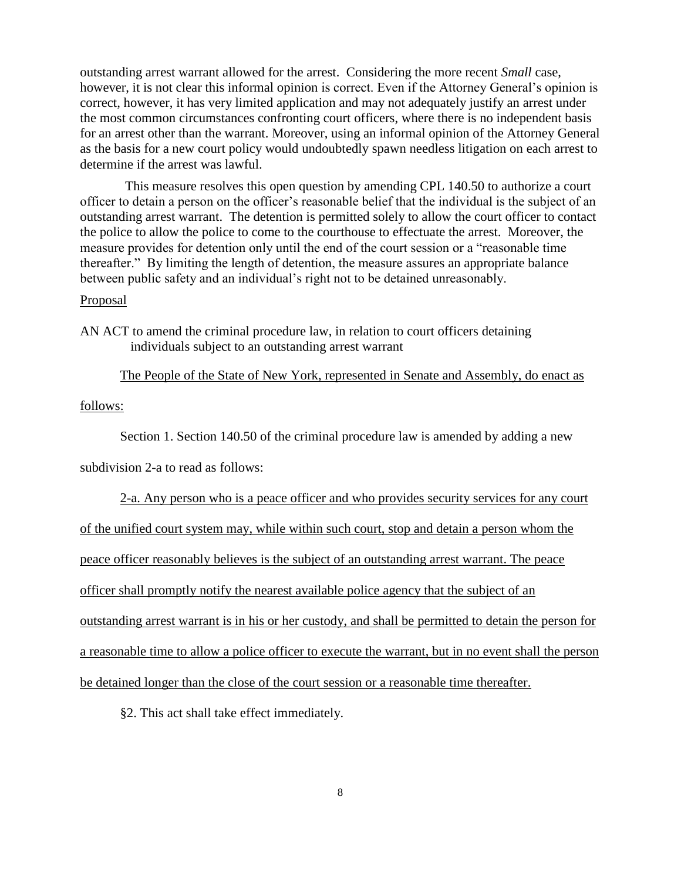outstanding arrest warrant allowed for the arrest. Considering the more recent *Small* case, however, it is not clear this informal opinion is correct. Even if the Attorney General's opinion is correct, however, it has very limited application and may not adequately justify an arrest under the most common circumstances confronting court officers, where there is no independent basis for an arrest other than the warrant. Moreover, using an informal opinion of the Attorney General as the basis for a new court policy would undoubtedly spawn needless litigation on each arrest to determine if the arrest was lawful.

This measure resolves this open question by amending CPL 140.50 to authorize a court officer to detain a person on the officer's reasonable belief that the individual is the subject of an outstanding arrest warrant. The detention is permitted solely to allow the court officer to contact the police to allow the police to come to the courthouse to effectuate the arrest. Moreover, the measure provides for detention only until the end of the court session or a "reasonable time thereafter." By limiting the length of detention, the measure assures an appropriate balance between public safety and an individual's right not to be detained unreasonably.

Proposal

AN ACT to amend the criminal procedure law, in relation to court officers detaining individuals subject to an outstanding arrest warrant

The People of the State of New York, represented in Senate and Assembly, do enact as follows:

Section 1. Section 140.50 of the criminal procedure law is amended by adding a new subdivision 2-a to read as follows:

2-a. Any person who is a peace officer and who provides security services for any court of the unified court system may, while within such court, stop and detain a person whom the peace officer reasonably believes is the subject of an outstanding arrest warrant. The peace officer shall promptly notify the nearest available police agency that the subject of an outstanding arrest warrant is in his or her custody, and shall be permitted to detain the person for a reasonable time to allow a police officer to execute the warrant, but in no event shall the person be detained longer than the close of the court session or a reasonable time thereafter.

§2. This act shall take effect immediately.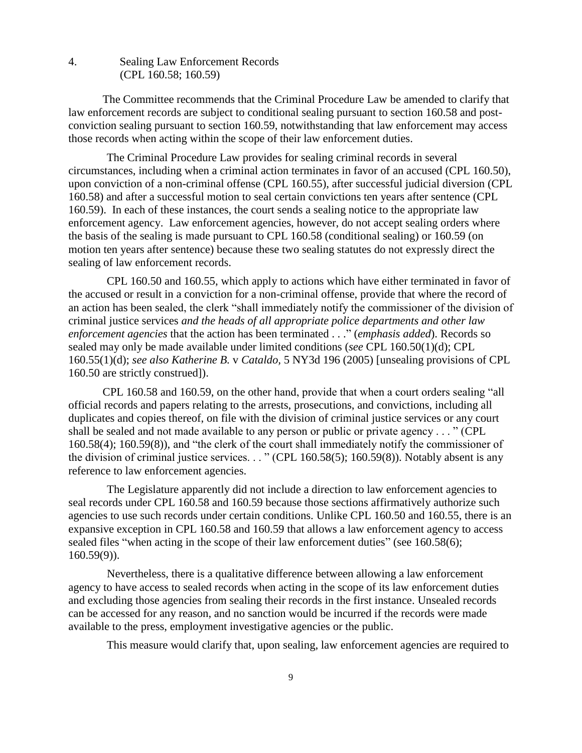## 4. Sealing Law Enforcement Records (CPL 160.58; 160.59)

The Committee recommends that the Criminal Procedure Law be amended to clarify that law enforcement records are subject to conditional sealing pursuant to section 160.58 and post-conviction sealing pursuant to section 160.59, notwithstanding that law enforcement may access those records when acting within the scope of their law enforcement duties.

The Criminal Procedure Law provides for sealing criminal records in several circumstances, including when a criminal action terminates in favor of an accused (CPL 160.50), upon conviction of a non-criminal offense (CPL 160.55), after successful judicial diversion (CPL 160.58) and after a successful motion to seal certain convictions ten years after sentence (CPL 160.59). In each of these instances, the court sends a sealing notice to the appropriate law enforcement agency. Law enforcement agencies, however, do not accept sealing orders where the basis of the sealing is made pursuant to CPL 160.58 (conditional sealing) or 160.59 (on motion ten years after sentence) because these two sealing statutes do not expressly direct the sealing of law enforcement records.

CPL 160.50 and 160.55, which apply to actions which have either terminated in favor of the accused or result in a conviction for a non-criminal offense, provide that where the record of an action has been sealed, the clerk "shall immediately notify the commissioner of the division of criminal justice services *and the heads of all appropriate police departments and other law enforcement agencies* that the action has been terminated . . ." (*emphasis added*). Records so sealed may only be made available under limited conditions (*see* CPL 160.50(1)(d); CPL 160.55(1)(d); *see also Katherine B.* v *Cataldo,* 5 NY3d 196 (2005) [unsealing provisions of CPL 160.50 are strictly construed]).

CPL 160.58 and 160.59, on the other hand, provide that when a court orders sealing "all official records and papers relating to the arrests, prosecutions, and convictions, including all duplicates and copies thereof, on file with the division of criminal justice services or any court shall be sealed and not made available to any person or public or private agency . . . " (CPL 160.58(4); 160.59(8)), and "the clerk of the court shall immediately notify the commissioner of the division of criminal justice services. . . " (CPL 160.58(5); 160.59(8)). Notably absent is any reference to law enforcement agencies.

The Legislature apparently did not include a direction to law enforcement agencies to seal records under CPL 160.58 and 160.59 because those sections affirmatively authorize such agencies to use such records under certain conditions. Unlike CPL 160.50 and 160.55, there is an expansive exception in CPL 160.58 and 160.59 that allows a law enforcement agency to access sealed files "when acting in the scope of their law enforcement duties" (see 160.58(6); 160.59(9)).

Nevertheless, there is a qualitative difference between allowing a law enforcement agency to have access to sealed records when acting in the scope of its law enforcement duties and excluding those agencies from sealing their records in the first instance. Unsealed records can be accessed for any reason, and no sanction would be incurred if the records were made available to the press, employment investigative agencies or the public.

This measure would clarify that, upon sealing, law enforcement agencies are required to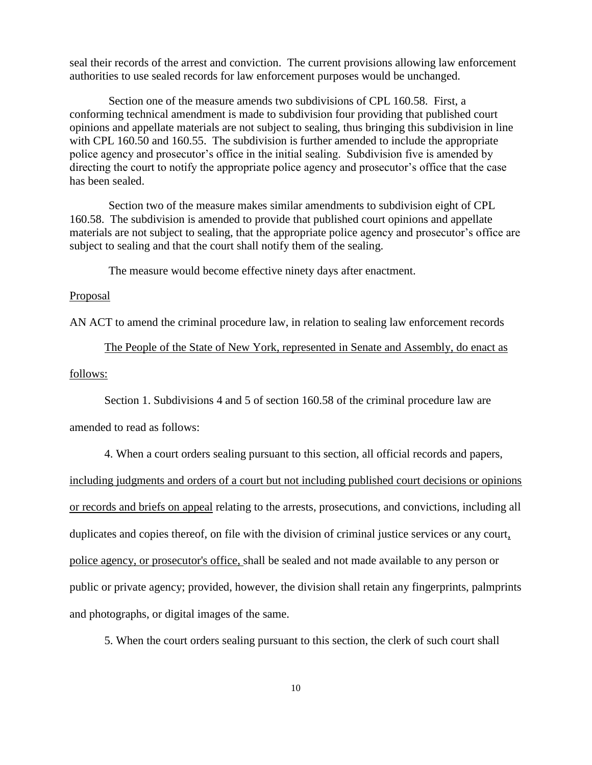seal their records of the arrest and conviction. The current provisions allowing law enforcement authorities to use sealed records for law enforcement purposes would be unchanged.

Section one of the measure amends two subdivisions of CPL 160.58. First, a conforming technical amendment is made to subdivision four providing that published court opinions and appellate materials are not subject to sealing, thus bringing this subdivision in line with CPL 160.50 and 160.55. The subdivision is further amended to include the appropriate police agency and prosecutor's office in the initial sealing. Subdivision five is amended by directing the court to notify the appropriate police agency and prosecutor's office that the case has been sealed.

Section two of the measure makes similar amendments to subdivision eight of CPL 160.58. The subdivision is amended to provide that published court opinions and appellate materials are not subject to sealing, that the appropriate police agency and prosecutor's office are subject to sealing and that the court shall notify them of the sealing.

The measure would become effective ninety days after enactment.

Proposal

AN ACT to amend the criminal procedure law, in relation to sealing law enforcement records

The People of the State of New York, represented in Senate and Assembly, do enact as follows:

Section 1. Subdivisions 4 and 5 of section 160.58 of the criminal procedure law are amended to read as follows:

4. When a court orders sealing pursuant to this section, all official records and papers, including judgments and orders of a court but not including published court decisions or opinions or records and briefs on appeal relating to the arrests, prosecutions, and convictions, including all duplicates and copies thereof, on file with the division of criminal justice services or any court, police agency, or prosecutor's office, shall be sealed and not made available to any person or public or private agency; provided, however, the division shall retain any fingerprints, palmprints and photographs, or digital images of the same.

5. When the court orders sealing pursuant to this section, the clerk of such court shall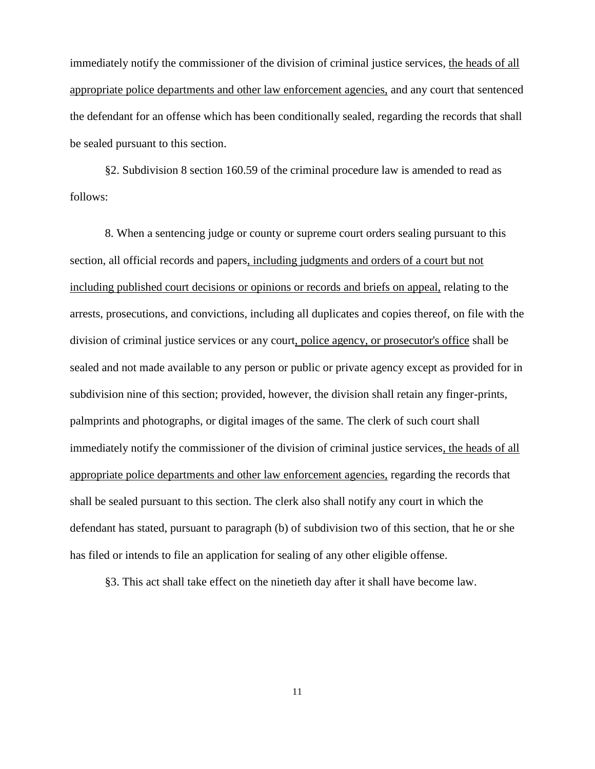immediately notify the commissioner of the division of criminal justice services, <u>the heads of all appropriate police departments and other law enforcement agencies,</u> and any court that sentenced the defendant for an offense which has been conditionally sealed, regarding the records that shall be sealed pursuant to this section.

§2. Subdivision 8 section 160.59 of the criminal procedure law is amended to read as follows:

8. When a sentencing judge or county or supreme court orders sealing pursuant to this section, all official records and papers<u>, including judgments and orders of a court but not including published court decisions or opinions or records and briefs on appeal,</u> relating to the arrests, prosecutions, and convictions, including all duplicates and copies thereof, on file with the division of criminal justice services or any court<u>, police agency, or prosecutor's office</u> shall be sealed and not made available to any person or public or private agency except as provided for in subdivision nine of this section; provided, however, the division shall retain any finger-prints, palmprints and photographs, or digital images of the same. The clerk of such court shall immediately notify the commissioner of the division of criminal justice services<u>, the heads of all appropriate police departments and other law enforcement agencies,</u> regarding the records that shall be sealed pursuant to this section. The clerk also shall notify any court in which the defendant has stated, pursuant to paragraph (b) of subdivision two of this section, that he or she has filed or intends to file an application for sealing of any other eligible offense.

§3. This act shall take effect on the ninetieth day after it shall have become law.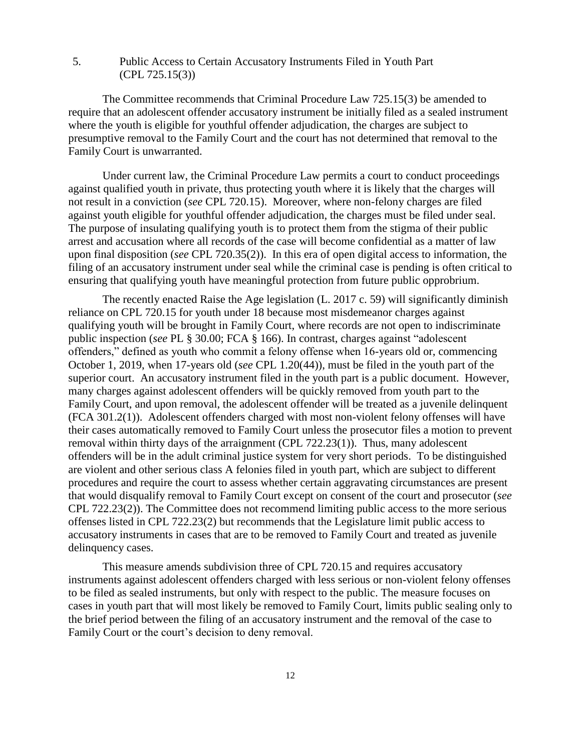5. Public Access to Certain Accusatory Instruments Filed in Youth Part (CPL 725.15(3))

The Committee recommends that Criminal Procedure Law 725.15(3) be amended to require that an adolescent offender accusatory instrument be initially filed as a sealed instrument where the youth is eligible for youthful offender adjudication, the charges are subject to presumptive removal to the Family Court and the court has not determined that removal to the Family Court is unwarranted.

Under current law, the Criminal Procedure Law permits a court to conduct proceedings against qualified youth in private, thus protecting youth where it is likely that the charges will not result in a conviction (*see* CPL 720.15). Moreover, where non-felony charges are filed against youth eligible for youthful offender adjudication, the charges must be filed under seal. The purpose of insulating qualifying youth is to protect them from the stigma of their public arrest and accusation where all records of the case will become confidential as a matter of law upon final disposition (*see* CPL 720.35(2)). In this era of open digital access to information, the filing of an accusatory instrument under seal while the criminal case is pending is often critical to ensuring that qualifying youth have meaningful protection from future public opprobrium.

The recently enacted Raise the Age legislation (L. 2017 c. 59) will significantly diminish reliance on CPL 720.15 for youth under 18 because most misdemeanor charges against qualifying youth will be brought in Family Court, where records are not open to indiscriminate public inspection (*see* PL § 30.00; FCA § 166). In contrast, charges against "adolescent offenders," defined as youth who commit a felony offense when 16-years old or, commencing October 1, 2019, when 17-years old (*see* CPL 1.20(44)), must be filed in the youth part of the superior court. An accusatory instrument filed in the youth part is a public document. However, many charges against adolescent offenders will be quickly removed from youth part to the Family Court, and upon removal, the adolescent offender will be treated as a juvenile delinquent (FCA 301.2(1)). Adolescent offenders charged with most non-violent felony offenses will have their cases automatically removed to Family Court unless the prosecutor files a motion to prevent removal within thirty days of the arraignment (CPL 722.23(1)). Thus, many adolescent offenders will be in the adult criminal justice system for very short periods. To be distinguished are violent and other serious class A felonies filed in youth part, which are subject to different procedures and require the court to assess whether certain aggravating circumstances are present that would disqualify removal to Family Court except on consent of the court and prosecutor (*see* CPL 722.23(2)). The Committee does not recommend limiting public access to the more serious offenses listed in CPL 722.23(2) but recommends that the Legislature limit public access to accusatory instruments in cases that are to be removed to Family Court and treated as juvenile delinquency cases.

This measure amends subdivision three of CPL 720.15 and requires accusatory instruments against adolescent offenders charged with less serious or non-violent felony offenses to be filed as sealed instruments, but only with respect to the public. The measure focuses on cases in youth part that will most likely be removed to Family Court, limits public sealing only to the brief period between the filing of an accusatory instrument and the removal of the case to Family Court or the court's decision to deny removal.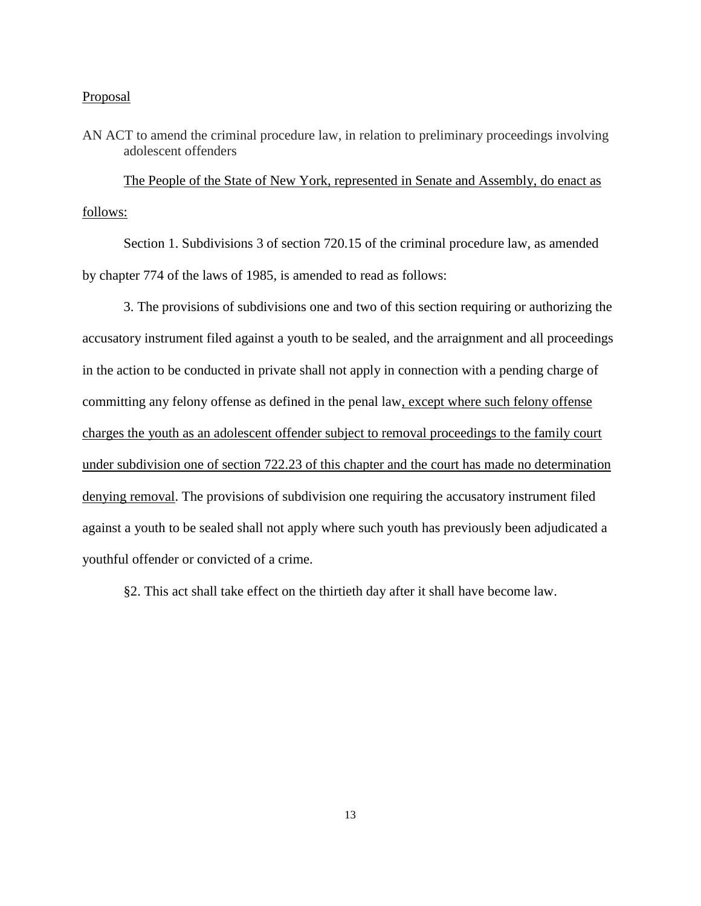Proposal

AN ACT to amend the criminal procedure law, in relation to preliminary proceedings involving adolescent offenders

The People of the State of New York, represented in Senate and Assembly, do enact as follows:

Section 1. Subdivisions 3 of section 720.15 of the criminal procedure law, as amended by chapter 774 of the laws of 1985, is amended to read as follows:

3. The provisions of subdivisions one and two of this section requiring or authorizing the accusatory instrument filed against a youth to be sealed, and the arraignment and all proceedings in the action to be conducted in private shall not apply in connection with a pending charge of committing any felony offense as defined in the penal law, except where such felony offense charges the youth as an adolescent offender subject to removal proceedings to the family court under subdivision one of section 722.23 of this chapter and the court has made no determination denying removal. The provisions of subdivision one requiring the accusatory instrument filed against a youth to be sealed shall not apply where such youth has previously been adjudicated a youthful offender or convicted of a crime.

§2. This act shall take effect on the thirtieth day after it shall have become law.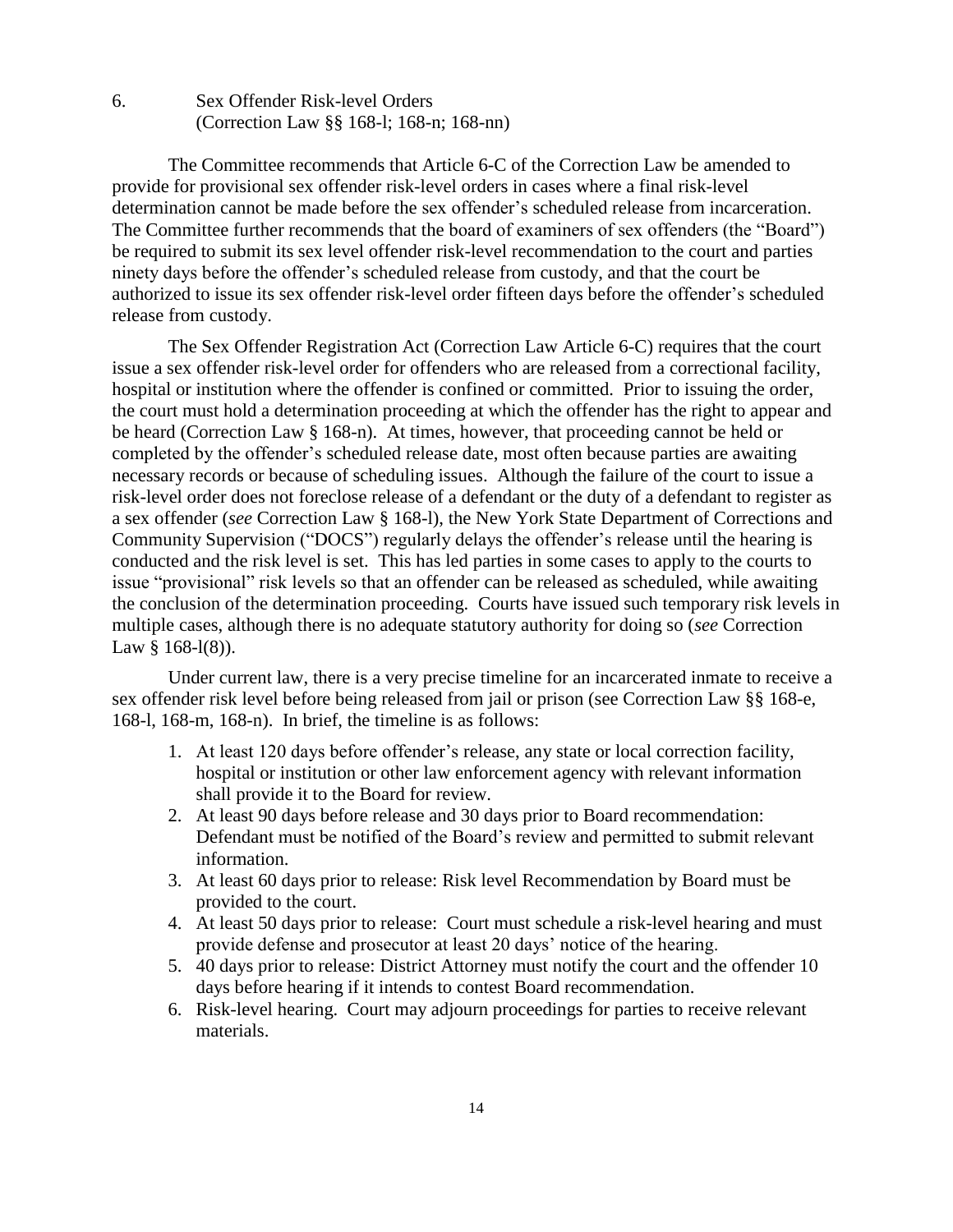6. Sex Offender Risk-level Orders
(Correction Law §§ 168-l; 168-n; 168-nn)

The Committee recommends that Article 6-C of the Correction Law be amended to provide for provisional sex offender risk-level orders in cases where a final risk-level determination cannot be made before the sex offender's scheduled release from incarceration. The Committee further recommends that the board of examiners of sex offenders (the "Board") be required to submit its sex level offender risk-level recommendation to the court and parties ninety days before the offender's scheduled release from custody, and that the court be authorized to issue its sex offender risk-level order fifteen days before the offender's scheduled release from custody.

The Sex Offender Registration Act (Correction Law Article 6-C) requires that the court issue a sex offender risk-level order for offenders who are released from a correctional facility, hospital or institution where the offender is confined or committed. Prior to issuing the order, the court must hold a determination proceeding at which the offender has the right to appear and be heard (Correction Law § 168-n). At times, however, that proceeding cannot be held or completed by the offender's scheduled release date, most often because parties are awaiting necessary records or because of scheduling issues. Although the failure of the court to issue a risk-level order does not foreclose release of a defendant or the duty of a defendant to register as a sex offender (*see* Correction Law § 168-l), the New York State Department of Corrections and Community Supervision ("DOCS") regularly delays the offender's release until the hearing is conducted and the risk level is set. This has led parties in some cases to apply to the courts to issue "provisional" risk levels so that an offender can be released as scheduled, while awaiting the conclusion of the determination proceeding. Courts have issued such temporary risk levels in multiple cases, although there is no adequate statutory authority for doing so (*see* Correction Law § 168-l(8)).

Under current law, there is a very precise timeline for an incarcerated inmate to receive a sex offender risk level before being released from jail or prison (see Correction Law §§ 168-e, 168-l, 168-m, 168-n). In brief, the timeline is as follows:

1. At least 120 days before offender's release, any state or local correction facility, hospital or institution or other law enforcement agency with relevant information shall provide it to the Board for review.
2. At least 90 days before release and 30 days prior to Board recommendation: Defendant must be notified of the Board's review and permitted to submit relevant information.
3. At least 60 days prior to release: Risk level Recommendation by Board must be provided to the court.
4. At least 50 days prior to release: Court must schedule a risk-level hearing and must provide defense and prosecutor at least 20 days' notice of the hearing.
5. 40 days prior to release: District Attorney must notify the court and the offender 10 days before hearing if it intends to contest Board recommendation.
6. Risk-level hearing. Court may adjourn proceedings for parties to receive relevant materials.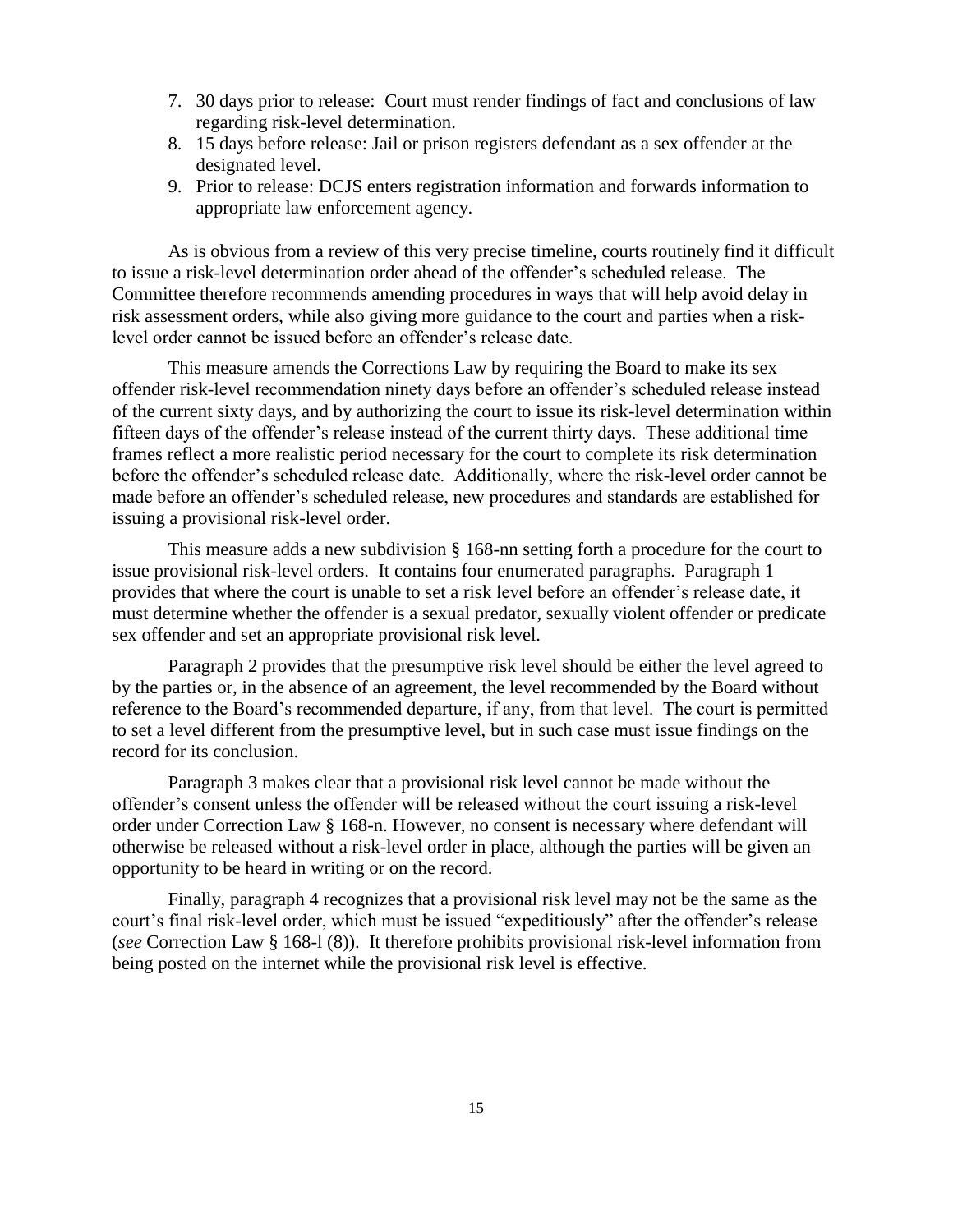7. 30 days prior to release: Court must render findings of fact and conclusions of law regarding risk-level determination.
8. 15 days before release: Jail or prison registers defendant as a sex offender at the designated level.
9. Prior to release: DCJS enters registration information and forwards information to appropriate law enforcement agency.

As is obvious from a review of this very precise timeline, courts routinely find it difficult to issue a risk-level determination order ahead of the offender's scheduled release. The Committee therefore recommends amending procedures in ways that will help avoid delay in risk assessment orders, while also giving more guidance to the court and parties when a risk-level order cannot be issued before an offender's release date.

This measure amends the Corrections Law by requiring the Board to make its sex offender risk-level recommendation ninety days before an offender's scheduled release instead of the current sixty days, and by authorizing the court to issue its risk-level determination within fifteen days of the offender's release instead of the current thirty days. These additional time frames reflect a more realistic period necessary for the court to complete its risk determination before the offender's scheduled release date. Additionally, where the risk-level order cannot be made before an offender's scheduled release, new procedures and standards are established for issuing a provisional risk-level order.

This measure adds a new subdivision § 168-nn setting forth a procedure for the court to issue provisional risk-level orders. It contains four enumerated paragraphs. Paragraph 1 provides that where the court is unable to set a risk level before an offender's release date, it must determine whether the offender is a sexual predator, sexually violent offender or predicate sex offender and set an appropriate provisional risk level.

Paragraph 2 provides that the presumptive risk level should be either the level agreed to by the parties or, in the absence of an agreement, the level recommended by the Board without reference to the Board's recommended departure, if any, from that level. The court is permitted to set a level different from the presumptive level, but in such case must issue findings on the record for its conclusion.

Paragraph 3 makes clear that a provisional risk level cannot be made without the offender's consent unless the offender will be released without the court issuing a risk-level order under Correction Law § 168-n. However, no consent is necessary where defendant will otherwise be released without a risk-level order in place, although the parties will be given an opportunity to be heard in writing or on the record.

Finally, paragraph 4 recognizes that a provisional risk level may not be the same as the court's final risk-level order, which must be issued "expeditiously" after the offender's release (*see* Correction Law § 168-l (8)). It therefore prohibits provisional risk-level information from being posted on the internet while the provisional risk level is effective.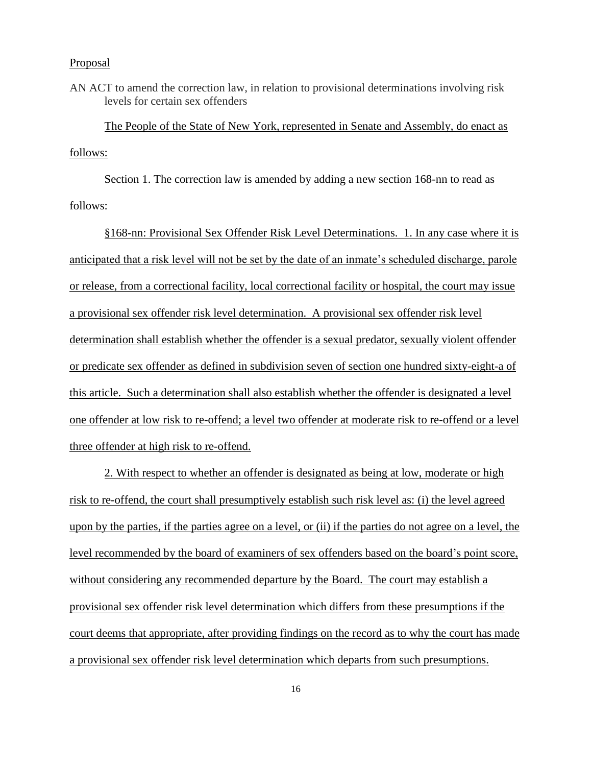Proposal

AN ACT to amend the correction law, in relation to provisional determinations involving risk levels for certain sex offenders

The People of the State of New York, represented in Senate and Assembly, do enact as follows:

Section 1. The correction law is amended by adding a new section 168-nn to read as follows:

§168-nn: Provisional Sex Offender Risk Level Determinations. 1. In any case where it is anticipated that a risk level will not be set by the date of an inmate's scheduled discharge, parole or release, from a correctional facility, local correctional facility or hospital, the court may issue a provisional sex offender risk level determination. A provisional sex offender risk level determination shall establish whether the offender is a sexual predator, sexually violent offender or predicate sex offender as defined in subdivision seven of section one hundred sixty-eight-a of this article. Such a determination shall also establish whether the offender is designated a level one offender at low risk to re-offend; a level two offender at moderate risk to re-offend or a level three offender at high risk to re-offend.

2. With respect to whether an offender is designated as being at low, moderate or high risk to re-offend, the court shall presumptively establish such risk level as: (i) the level agreed upon by the parties, if the parties agree on a level, or (ii) if the parties do not agree on a level, the level recommended by the board of examiners of sex offenders based on the board's point score, without considering any recommended departure by the Board. The court may establish a provisional sex offender risk level determination which differs from these presumptions if the court deems that appropriate, after providing findings on the record as to why the court has made a provisional sex offender risk level determination which departs from such presumptions.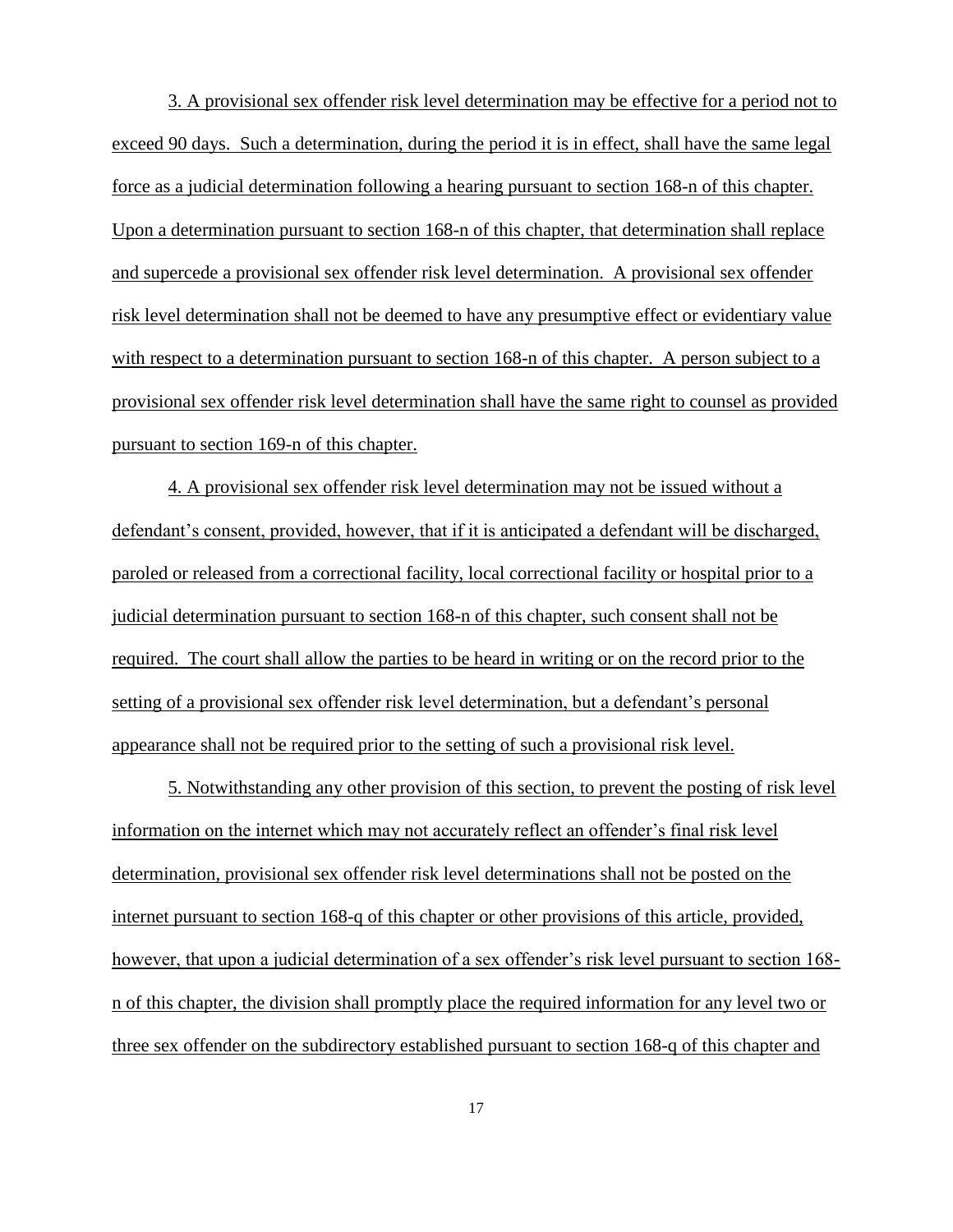3. A provisional sex offender risk level determination may be effective for a period not to exceed 90 days. Such a determination, during the period it is in effect, shall have the same legal force as a judicial determination following a hearing pursuant to section 168-n of this chapter. Upon a determination pursuant to section 168-n of this chapter, that determination shall replace and supercede a provisional sex offender risk level determination. A provisional sex offender risk level determination shall not be deemed to have any presumptive effect or evidentiary value with respect to a determination pursuant to section 168-n of this chapter. A person subject to a provisional sex offender risk level determination shall have the same right to counsel as provided pursuant to section 169-n of this chapter.

4. A provisional sex offender risk level determination may not be issued without a defendant's consent, provided, however, that if it is anticipated a defendant will be discharged, paroled or released from a correctional facility, local correctional facility or hospital prior to a judicial determination pursuant to section 168-n of this chapter, such consent shall not be required. The court shall allow the parties to be heard in writing or on the record prior to the setting of a provisional sex offender risk level determination, but a defendant's personal appearance shall not be required prior to the setting of such a provisional risk level.

5. Notwithstanding any other provision of this section, to prevent the posting of risk level information on the internet which may not accurately reflect an offender's final risk level determination, provisional sex offender risk level determinations shall not be posted on the internet pursuant to section 168-q of this chapter or other provisions of this article, provided, however, that upon a judicial determination of a sex offender's risk level pursuant to section 168-n of this chapter, the division shall promptly place the required information for any level two or three sex offender on the subdirectory established pursuant to section 168-q of this chapter and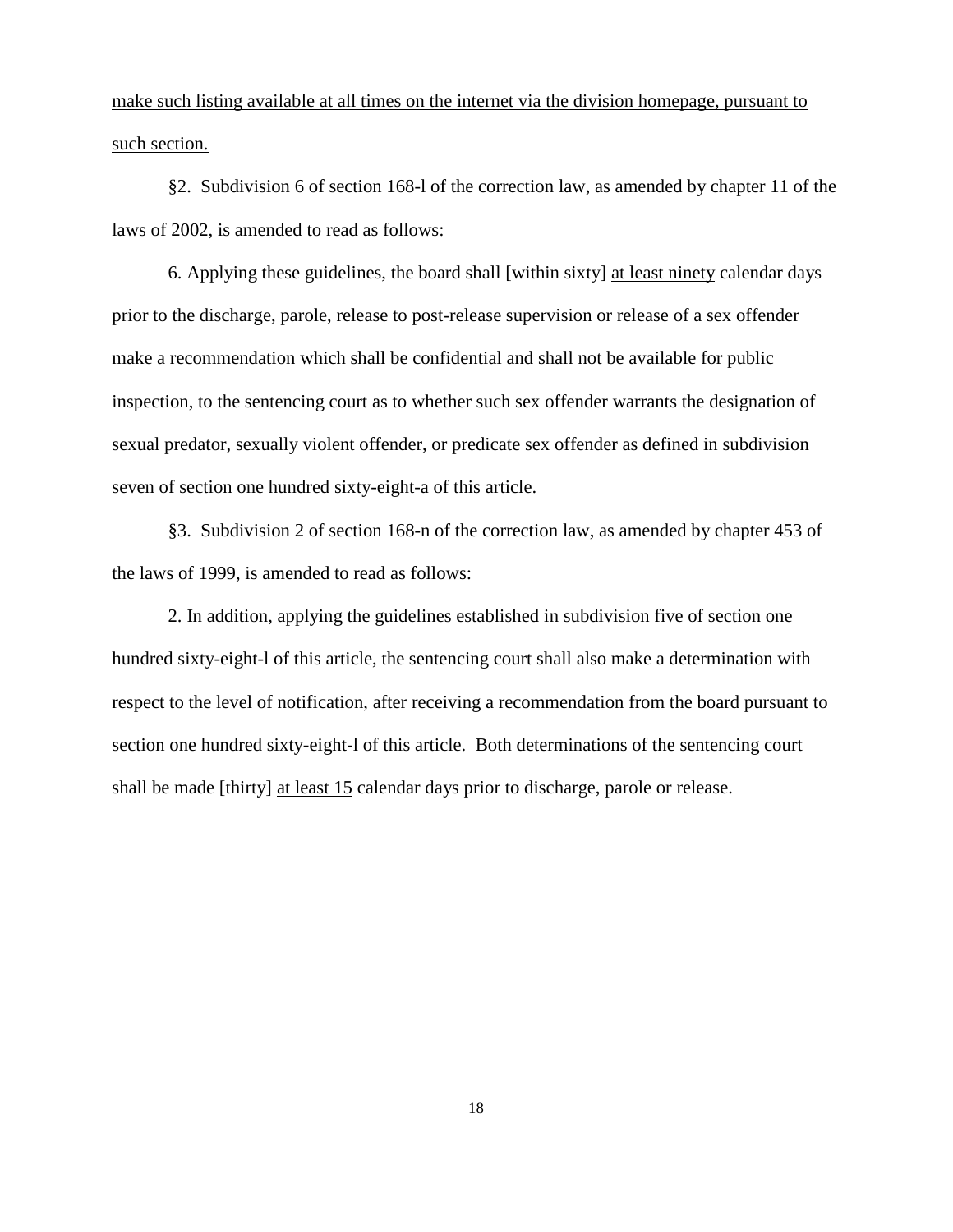make such listing available at all times on the internet via the division homepage, pursuant to such section.

§2. Subdivision 6 of section 168-l of the correction law, as amended by chapter 11 of the laws of 2002, is amended to read as follows:

6. Applying these guidelines, the board shall [within sixty] at least ninety calendar days prior to the discharge, parole, release to post-release supervision or release of a sex offender make a recommendation which shall be confidential and shall not be available for public inspection, to the sentencing court as to whether such sex offender warrants the designation of sexual predator, sexually violent offender, or predicate sex offender as defined in subdivision seven of section one hundred sixty-eight-a of this article.

§3. Subdivision 2 of section 168-n of the correction law, as amended by chapter 453 of the laws of 1999, is amended to read as follows:

2. In addition, applying the guidelines established in subdivision five of section one hundred sixty-eight-l of this article, the sentencing court shall also make a determination with respect to the level of notification, after receiving a recommendation from the board pursuant to section one hundred sixty-eight-l of this article. Both determinations of the sentencing court shall be made [thirty] at least 15 calendar days prior to discharge, parole or release.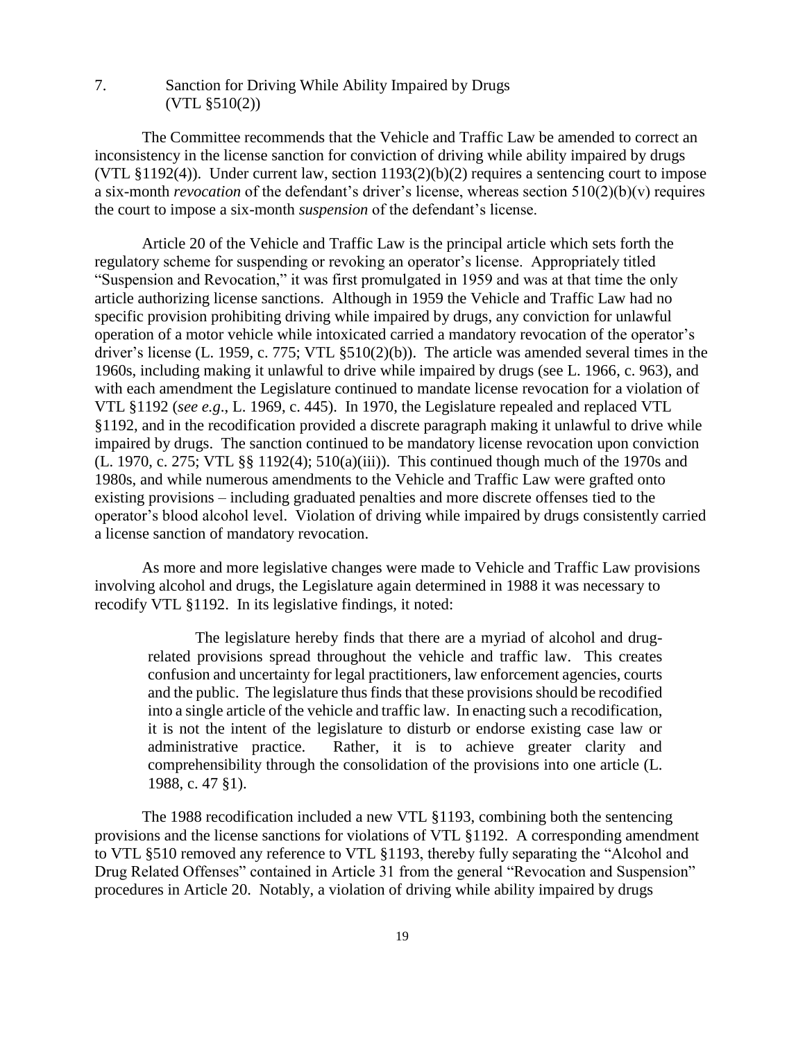7. Sanction for Driving While Ability Impaired by Drugs (VTL §510(2))

The Committee recommends that the Vehicle and Traffic Law be amended to correct an inconsistency in the license sanction for conviction of driving while ability impaired by drugs (VTL §1192(4)). Under current law, section 1193(2)(b)(2) requires a sentencing court to impose a six-month *revocation* of the defendant's driver's license, whereas section 510(2)(b)(v) requires the court to impose a six-month *suspension* of the defendant's license.

Article 20 of the Vehicle and Traffic Law is the principal article which sets forth the regulatory scheme for suspending or revoking an operator's license. Appropriately titled "Suspension and Revocation," it was first promulgated in 1959 and was at that time the only article authorizing license sanctions. Although in 1959 the Vehicle and Traffic Law had no specific provision prohibiting driving while impaired by drugs, any conviction for unlawful operation of a motor vehicle while intoxicated carried a mandatory revocation of the operator's driver's license (L. 1959, c. 775; VTL §510(2)(b)). The article was amended several times in the 1960s, including making it unlawful to drive while impaired by drugs (see L. 1966, c. 963), and with each amendment the Legislature continued to mandate license revocation for a violation of VTL §1192 (*see e.g*., L. 1969, c. 445). In 1970, the Legislature repealed and replaced VTL §1192, and in the recodification provided a discrete paragraph making it unlawful to drive while impaired by drugs. The sanction continued to be mandatory license revocation upon conviction (L. 1970, c. 275; VTL §§ 1192(4); 510(a)(iii)). This continued though much of the 1970s and 1980s, and while numerous amendments to the Vehicle and Traffic Law were grafted onto existing provisions – including graduated penalties and more discrete offenses tied to the operator's blood alcohol level. Violation of driving while impaired by drugs consistently carried a license sanction of mandatory revocation.

As more and more legislative changes were made to Vehicle and Traffic Law provisions involving alcohol and drugs, the Legislature again determined in 1988 it was necessary to recodify VTL §1192. In its legislative findings, it noted:

> The legislature hereby finds that there are a myriad of alcohol and drug-related provisions spread throughout the vehicle and traffic law. This creates confusion and uncertainty for legal practitioners, law enforcement agencies, courts and the public. The legislature thus finds that these provisions should be recodified into a single article of the vehicle and traffic law. In enacting such a recodification, it is not the intent of the legislature to disturb or endorse existing case law or administrative practice. Rather, it is to achieve greater clarity and comprehensibility through the consolidation of the provisions into one article (L. 1988, c. 47 §1).

The 1988 recodification included a new VTL §1193, combining both the sentencing provisions and the license sanctions for violations of VTL §1192. A corresponding amendment to VTL §510 removed any reference to VTL §1193, thereby fully separating the "Alcohol and Drug Related Offenses" contained in Article 31 from the general "Revocation and Suspension" procedures in Article 20. Notably, a violation of driving while ability impaired by drugs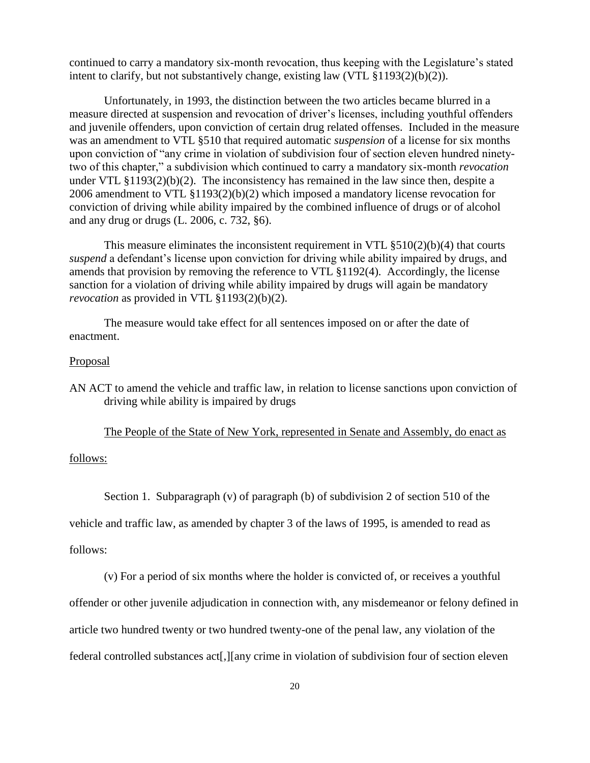continued to carry a mandatory six-month revocation, thus keeping with the Legislature's stated intent to clarify, but not substantively change, existing law (VTL §1193(2)(b)(2)).

Unfortunately, in 1993, the distinction between the two articles became blurred in a measure directed at suspension and revocation of driver's licenses, including youthful offenders and juvenile offenders, upon conviction of certain drug related offenses. Included in the measure was an amendment to VTL §510 that required automatic *suspension* of a license for six months upon conviction of "any crime in violation of subdivision four of section eleven hundred ninety-two of this chapter," a subdivision which continued to carry a mandatory six-month *revocation* under VTL §1193(2)(b)(2). The inconsistency has remained in the law since then, despite a 2006 amendment to VTL §1193(2)(b)(2) which imposed a mandatory license revocation for conviction of driving while ability impaired by the combined influence of drugs or of alcohol and any drug or drugs (L. 2006, c. 732, §6).

This measure eliminates the inconsistent requirement in VTL §510(2)(b)(4) that courts *suspend* a defendant's license upon conviction for driving while ability impaired by drugs, and amends that provision by removing the reference to VTL §1192(4). Accordingly, the license sanction for a violation of driving while ability impaired by drugs will again be mandatory *revocation* as provided in VTL §1193(2)(b)(2).

The measure would take effect for all sentences imposed on or after the date of enactment.

Proposal

AN ACT to amend the vehicle and traffic law, in relation to license sanctions upon conviction of driving while ability is impaired by drugs

The People of the State of New York, represented in Senate and Assembly, do enact as follows:

Section 1. Subparagraph (v) of paragraph (b) of subdivision 2 of section 510 of the vehicle and traffic law, as amended by chapter 3 of the laws of 1995, is amended to read as follows:

(v) For a period of six months where the holder is convicted of, or receives a youthful offender or other juvenile adjudication in connection with, any misdemeanor or felony defined in article two hundred twenty or two hundred twenty-one of the penal law, any violation of the federal controlled substances act[,][any crime in violation of subdivision four of section eleven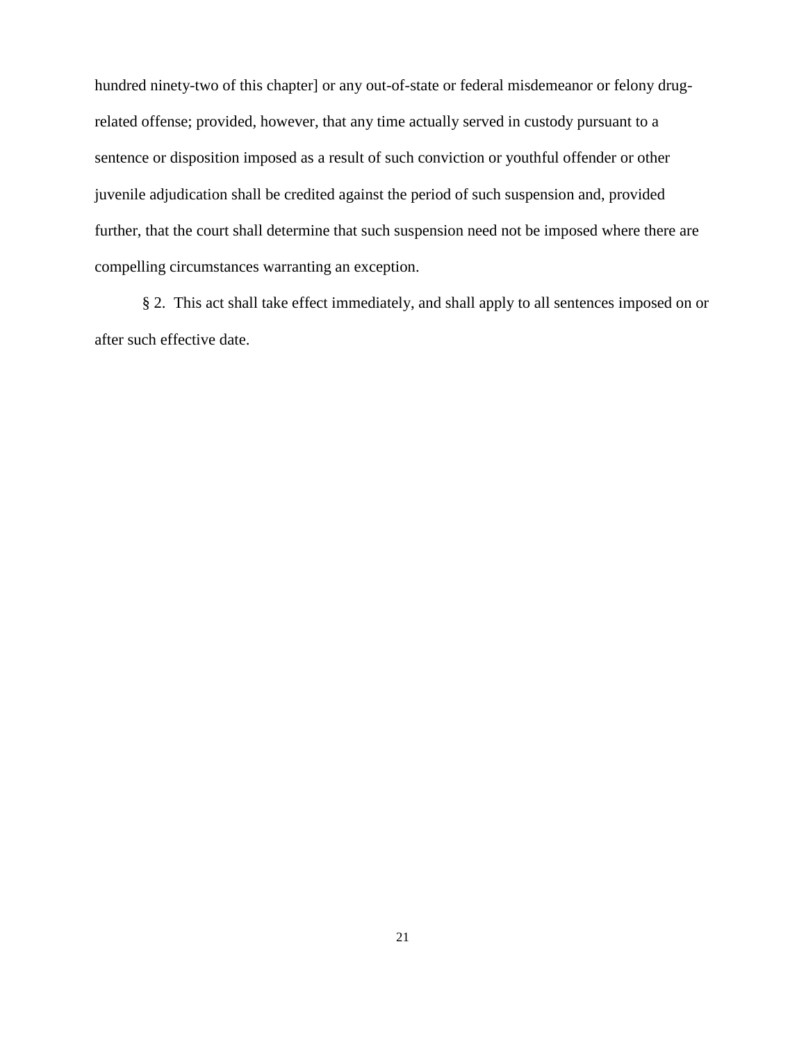hundred ninety-two of this chapter] or any out-of-state or federal misdemeanor or felony drug-related offense; provided, however, that any time actually served in custody pursuant to a sentence or disposition imposed as a result of such conviction or youthful offender or other juvenile adjudication shall be credited against the period of such suspension and, provided further, that the court shall determine that such suspension need not be imposed where there are compelling circumstances warranting an exception.

§ 2. This act shall take effect immediately, and shall apply to all sentences imposed on or after such effective date.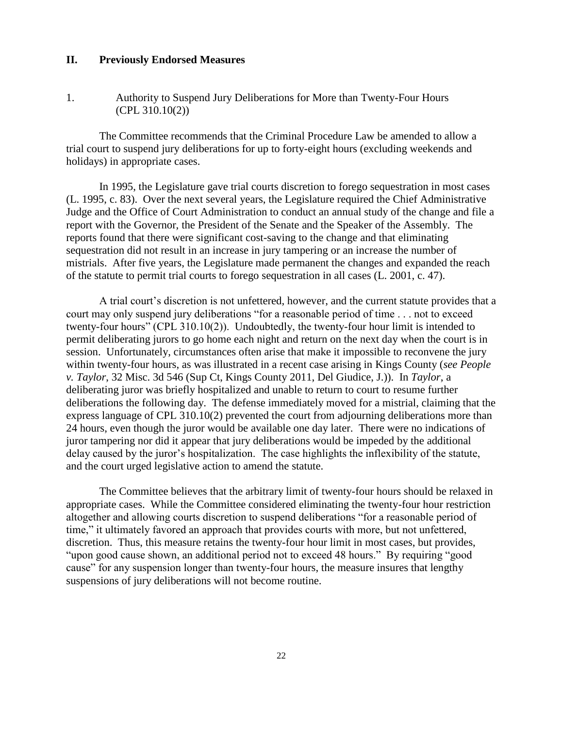## II. Previously Endorsed Measures

### 1. Authority to Suspend Jury Deliberations for More than Twenty-Four Hours (CPL 310.10(2))

The Committee recommends that the Criminal Procedure Law be amended to allow a trial court to suspend jury deliberations for up to forty-eight hours (excluding weekends and holidays) in appropriate cases.

In 1995, the Legislature gave trial courts discretion to forego sequestration in most cases (L. 1995, c. 83). Over the next several years, the Legislature required the Chief Administrative Judge and the Office of Court Administration to conduct an annual study of the change and file a report with the Governor, the President of the Senate and the Speaker of the Assembly. The reports found that there were significant cost-saving to the change and that eliminating sequestration did not result in an increase in jury tampering or an increase the number of mistrials. After five years, the Legislature made permanent the changes and expanded the reach of the statute to permit trial courts to forego sequestration in all cases (L. 2001, c. 47).

A trial court's discretion is not unfettered, however, and the current statute provides that a court may only suspend jury deliberations "for a reasonable period of time . . . not to exceed twenty-four hours" (CPL 310.10(2)). Undoubtedly, the twenty-four hour limit is intended to permit deliberating jurors to go home each night and return on the next day when the court is in session. Unfortunately, circumstances often arise that make it impossible to reconvene the jury within twenty-four hours, as was illustrated in a recent case arising in Kings County (*see People v. Taylor*, 32 Misc. 3d 546 (Sup Ct, Kings County 2011, Del Giudice, J.)). In *Taylor*, a deliberating juror was briefly hospitalized and unable to return to court to resume further deliberations the following day. The defense immediately moved for a mistrial, claiming that the express language of CPL 310.10(2) prevented the court from adjourning deliberations more than 24 hours, even though the juror would be available one day later. There were no indications of juror tampering nor did it appear that jury deliberations would be impeded by the additional delay caused by the juror's hospitalization. The case highlights the inflexibility of the statute, and the court urged legislative action to amend the statute.

The Committee believes that the arbitrary limit of twenty-four hours should be relaxed in appropriate cases. While the Committee considered eliminating the twenty-four hour restriction altogether and allowing courts discretion to suspend deliberations "for a reasonable period of time," it ultimately favored an approach that provides courts with more, but not unfettered, discretion. Thus, this measure retains the twenty-four hour limit in most cases, but provides, "upon good cause shown, an additional period not to exceed 48 hours." By requiring "good cause" for any suspension longer than twenty-four hours, the measure insures that lengthy suspensions of jury deliberations will not become routine.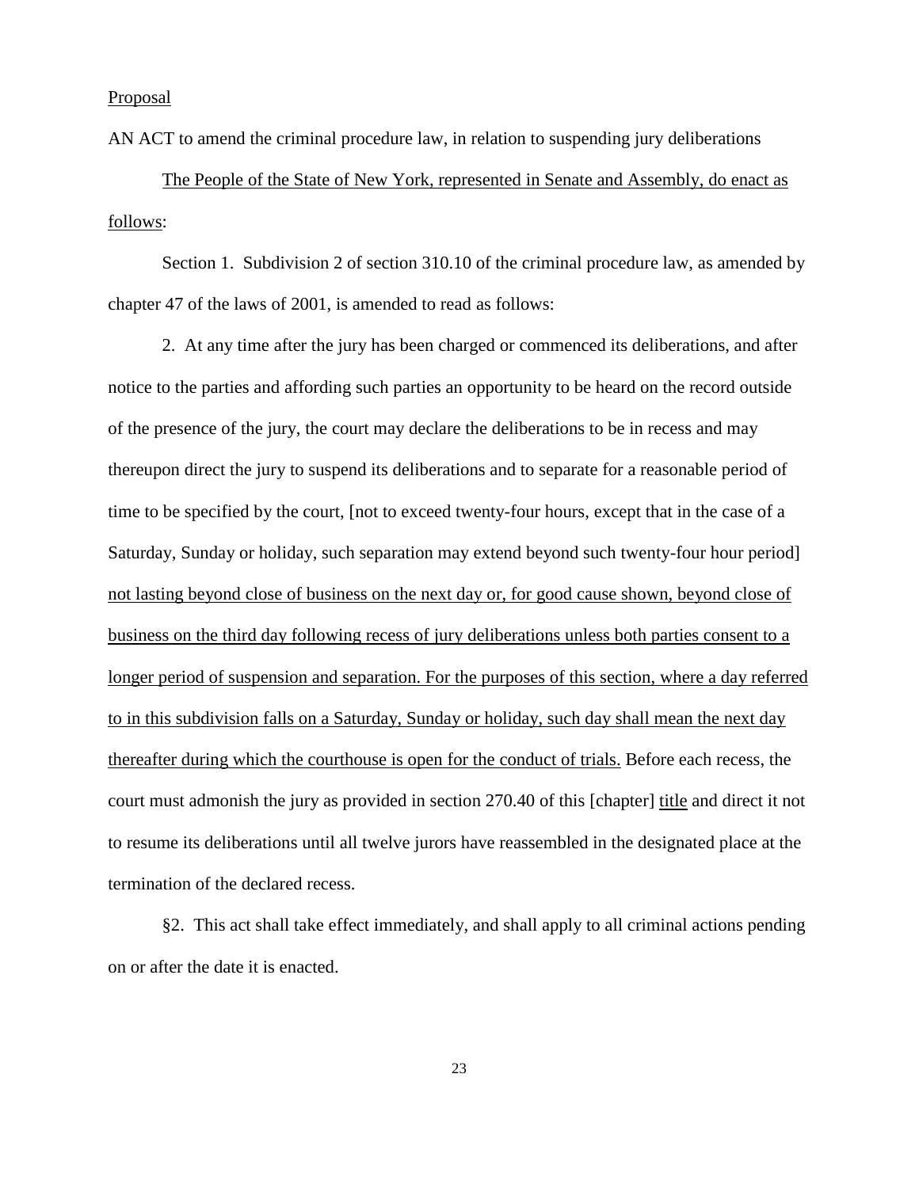Proposal

AN ACT to amend the criminal procedure law, in relation to suspending jury deliberations

The People of the State of New York, represented in Senate and Assembly, do enact as follows:

Section 1. Subdivision 2 of section 310.10 of the criminal procedure law, as amended by chapter 47 of the laws of 2001, is amended to read as follows:

2. At any time after the jury has been charged or commenced its deliberations, and after notice to the parties and affording such parties an opportunity to be heard on the record outside of the presence of the jury, the court may declare the deliberations to be in recess and may thereupon direct the jury to suspend its deliberations and to separate for a reasonable period of time to be specified by the court, [not to exceed twenty-four hours, except that in the case of a Saturday, Sunday or holiday, such separation may extend beyond such twenty-four hour period] not lasting beyond close of business on the next day or, for good cause shown, beyond close of business on the third day following recess of jury deliberations unless both parties consent to a longer period of suspension and separation. For the purposes of this section, where a day referred to in this subdivision falls on a Saturday, Sunday or holiday, such day shall mean the next day thereafter during which the courthouse is open for the conduct of trials. Before each recess, the court must admonish the jury as provided in section 270.40 of this [chapter] title and direct it not to resume its deliberations until all twelve jurors have reassembled in the designated place at the termination of the declared recess.

§2. This act shall take effect immediately, and shall apply to all criminal actions pending on or after the date it is enacted.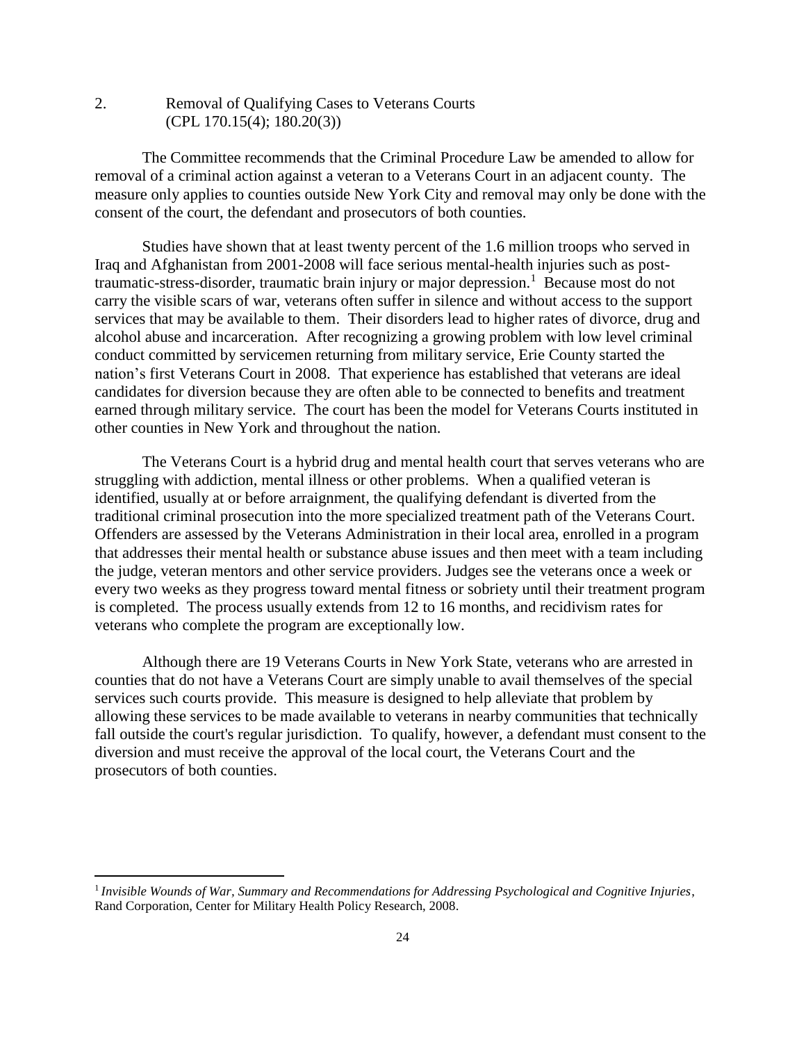## 2. Removal of Qualifying Cases to Veterans Courts (CPL 170.15(4); 180.20(3))

The Committee recommends that the Criminal Procedure Law be amended to allow for removal of a criminal action against a veteran to a Veterans Court in an adjacent county. The measure only applies to counties outside New York City and removal may only be done with the consent of the court, the defendant and prosecutors of both counties.

Studies have shown that at least twenty percent of the 1.6 million troops who served in Iraq and Afghanistan from 2001-2008 will face serious mental-health injuries such as post-traumatic-stress-disorder, traumatic brain injury or major depression.[1] Because most do not carry the visible scars of war, veterans often suffer in silence and without access to the support services that may be available to them. Their disorders lead to higher rates of divorce, drug and alcohol abuse and incarceration. After recognizing a growing problem with low level criminal conduct committed by servicemen returning from military service, Erie County started the nation's first Veterans Court in 2008. That experience has established that veterans are ideal candidates for diversion because they are often able to be connected to benefits and treatment earned through military service. The court has been the model for Veterans Courts instituted in other counties in New York and throughout the nation.

The Veterans Court is a hybrid drug and mental health court that serves veterans who are struggling with addiction, mental illness or other problems. When a qualified veteran is identified, usually at or before arraignment, the qualifying defendant is diverted from the traditional criminal prosecution into the more specialized treatment path of the Veterans Court. Offenders are assessed by the Veterans Administration in their local area, enrolled in a program that addresses their mental health or substance abuse issues and then meet with a team including the judge, veteran mentors and other service providers. Judges see the veterans once a week or every two weeks as they progress toward mental fitness or sobriety until their treatment program is completed. The process usually extends from 12 to 16 months, and recidivism rates for veterans who complete the program are exceptionally low.

Although there are 19 Veterans Courts in New York State, veterans who are arrested in counties that do not have a Veterans Court are simply unable to avail themselves of the special services such courts provide. This measure is designed to help alleviate that problem by allowing these services to be made available to veterans in nearby communities that technically fall outside the court's regular jurisdiction. To qualify, however, a defendant must consent to the diversion and must receive the approval of the local court, the Veterans Court and the prosecutors of both counties.

---

[1] *Invisible Wounds of War, Summary and Recommendations for Addressing Psychological and Cognitive Injuries*, Rand Corporation, Center for Military Health Policy Research, 2008.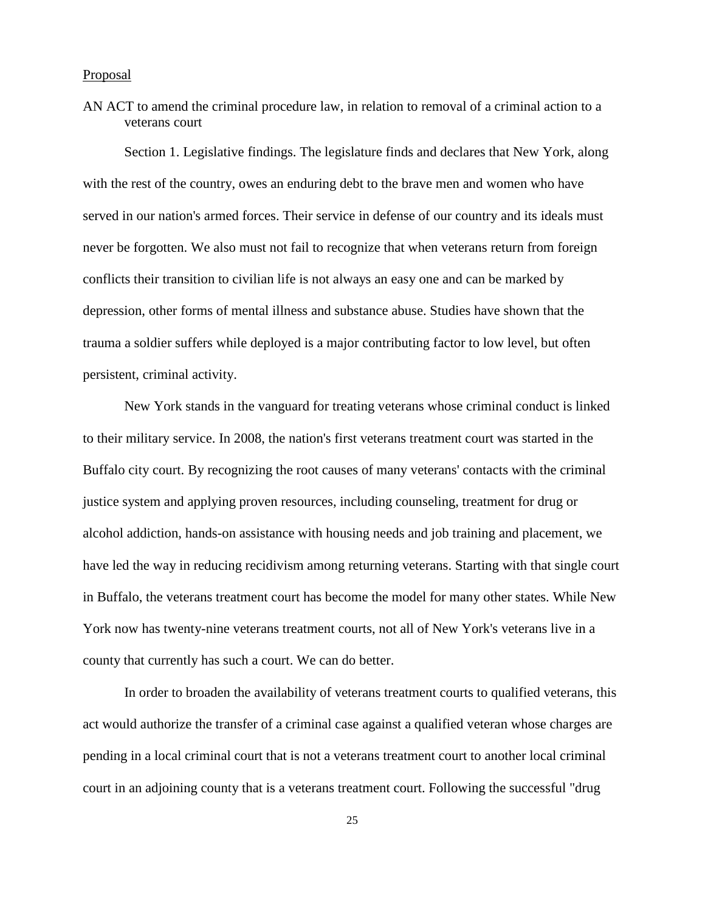Proposal

AN ACT to amend the criminal procedure law, in relation to removal of a criminal action to a veterans court

Section 1. Legislative findings. The legislature finds and declares that New York, along with the rest of the country, owes an enduring debt to the brave men and women who have served in our nation's armed forces. Their service in defense of our country and its ideals must never be forgotten. We also must not fail to recognize that when veterans return from foreign conflicts their transition to civilian life is not always an easy one and can be marked by depression, other forms of mental illness and substance abuse. Studies have shown that the trauma a soldier suffers while deployed is a major contributing factor to low level, but often persistent, criminal activity.

New York stands in the vanguard for treating veterans whose criminal conduct is linked to their military service. In 2008, the nation's first veterans treatment court was started in the Buffalo city court. By recognizing the root causes of many veterans' contacts with the criminal justice system and applying proven resources, including counseling, treatment for drug or alcohol addiction, hands-on assistance with housing needs and job training and placement, we have led the way in reducing recidivism among returning veterans. Starting with that single court in Buffalo, the veterans treatment court has become the model for many other states. While New York now has twenty-nine veterans treatment courts, not all of New York's veterans live in a county that currently has such a court. We can do better.

In order to broaden the availability of veterans treatment courts to qualified veterans, this act would authorize the transfer of a criminal case against a qualified veteran whose charges are pending in a local criminal court that is not a veterans treatment court to another local criminal court in an adjoining county that is a veterans treatment court. Following the successful "drug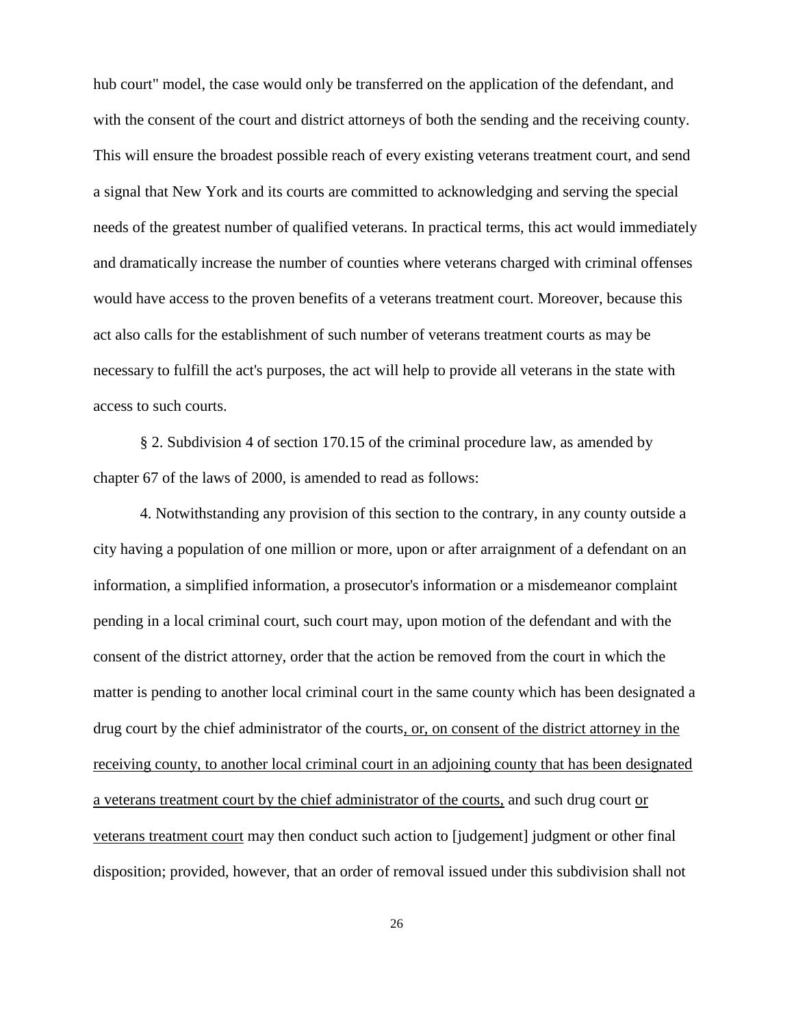hub court" model, the case would only be transferred on the application of the defendant, and with the consent of the court and district attorneys of both the sending and the receiving county. This will ensure the broadest possible reach of every existing veterans treatment court, and send a signal that New York and its courts are committed to acknowledging and serving the special needs of the greatest number of qualified veterans. In practical terms, this act would immediately and dramatically increase the number of counties where veterans charged with criminal offenses would have access to the proven benefits of a veterans treatment court. Moreover, because this act also calls for the establishment of such number of veterans treatment courts as may be necessary to fulfill the act's purposes, the act will help to provide all veterans in the state with access to such courts.

§ 2. Subdivision 4 of section 170.15 of the criminal procedure law, as amended by chapter 67 of the laws of 2000, is amended to read as follows:

4. Notwithstanding any provision of this section to the contrary, in any county outside a city having a population of one million or more, upon or after arraignment of a defendant on an information, a simplified information, a prosecutor's information or a misdemeanor complaint pending in a local criminal court, such court may, upon motion of the defendant and with the consent of the district attorney, order that the action be removed from the court in which the matter is pending to another local criminal court in the same county which has been designated a drug court by the chief administrator of the courts<u>, or, on consent of the district attorney in the receiving county, to another local criminal court in an adjoining county that has been designated a veterans treatment court by the chief administrator of the courts,</u> and such drug court <u>or veterans treatment court</u> may then conduct such action to [judgement] judgment or other final disposition; provided, however, that an order of removal issued under this subdivision shall not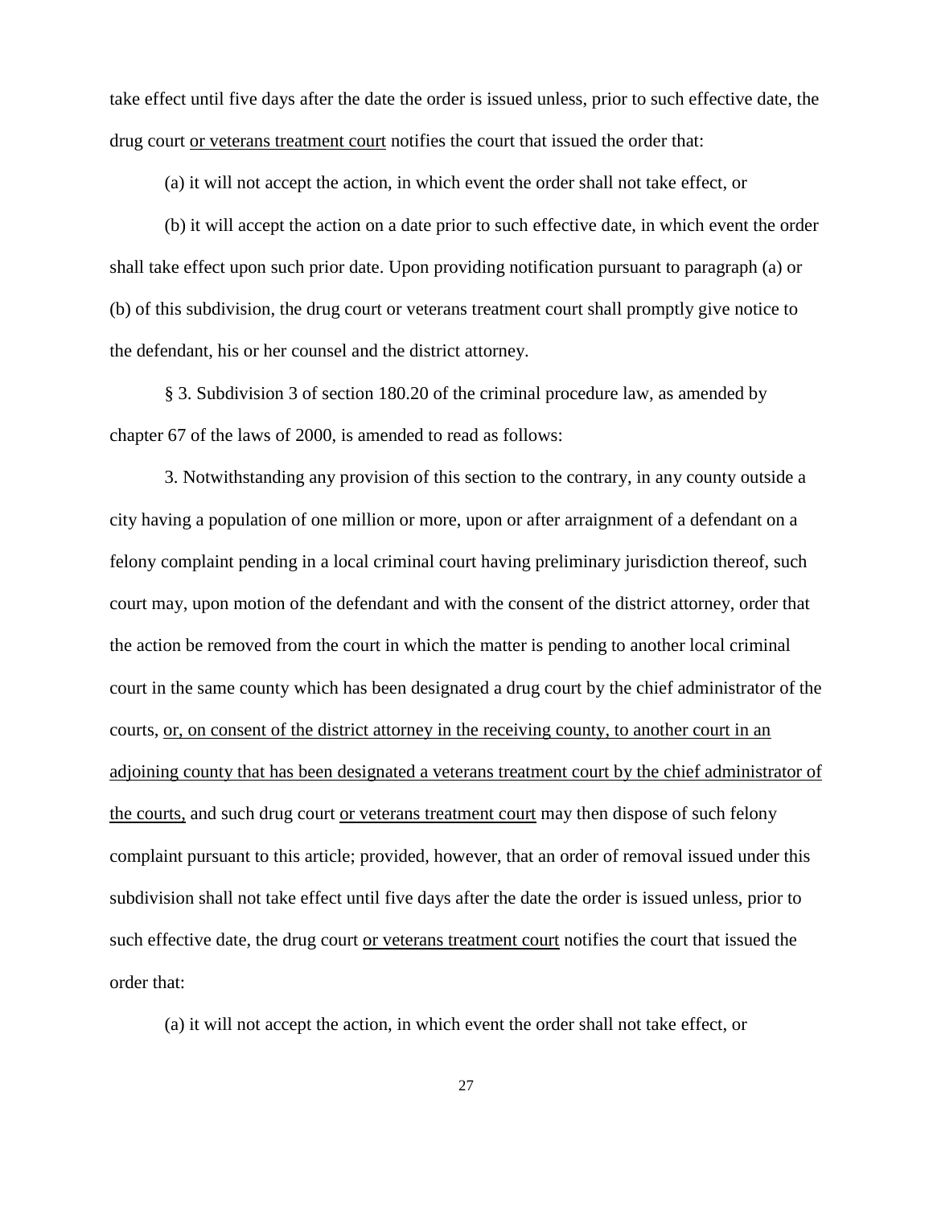take effect until five days after the date the order is issued unless, prior to such effective date, the drug court <u>or veterans treatment court</u> notifies the court that issued the order that:

(a) it will not accept the action, in which event the order shall not take effect, or

(b) it will accept the action on a date prior to such effective date, in which event the order shall take effect upon such prior date. Upon providing notification pursuant to paragraph (a) or (b) of this subdivision, the drug court or veterans treatment court shall promptly give notice to the defendant, his or her counsel and the district attorney.

§ 3. Subdivision 3 of section 180.20 of the criminal procedure law, as amended by chapter 67 of the laws of 2000, is amended to read as follows:

3. Notwithstanding any provision of this section to the contrary, in any county outside a city having a population of one million or more, upon or after arraignment of a defendant on a felony complaint pending in a local criminal court having preliminary jurisdiction thereof, such court may, upon motion of the defendant and with the consent of the district attorney, order that the action be removed from the court in which the matter is pending to another local criminal court in the same county which has been designated a drug court by the chief administrator of the courts, <u>or, on consent of the district attorney in the receiving county, to another court in an adjoining county that has been designated a veterans treatment court by the chief administrator of the courts,</u> and such drug court <u>or veterans treatment court</u> may then dispose of such felony complaint pursuant to this article; provided, however, that an order of removal issued under this subdivision shall not take effect until five days after the date the order is issued unless, prior to such effective date, the drug court <u>or veterans treatment court</u> notifies the court that issued the order that:

(a) it will not accept the action, in which event the order shall not take effect, or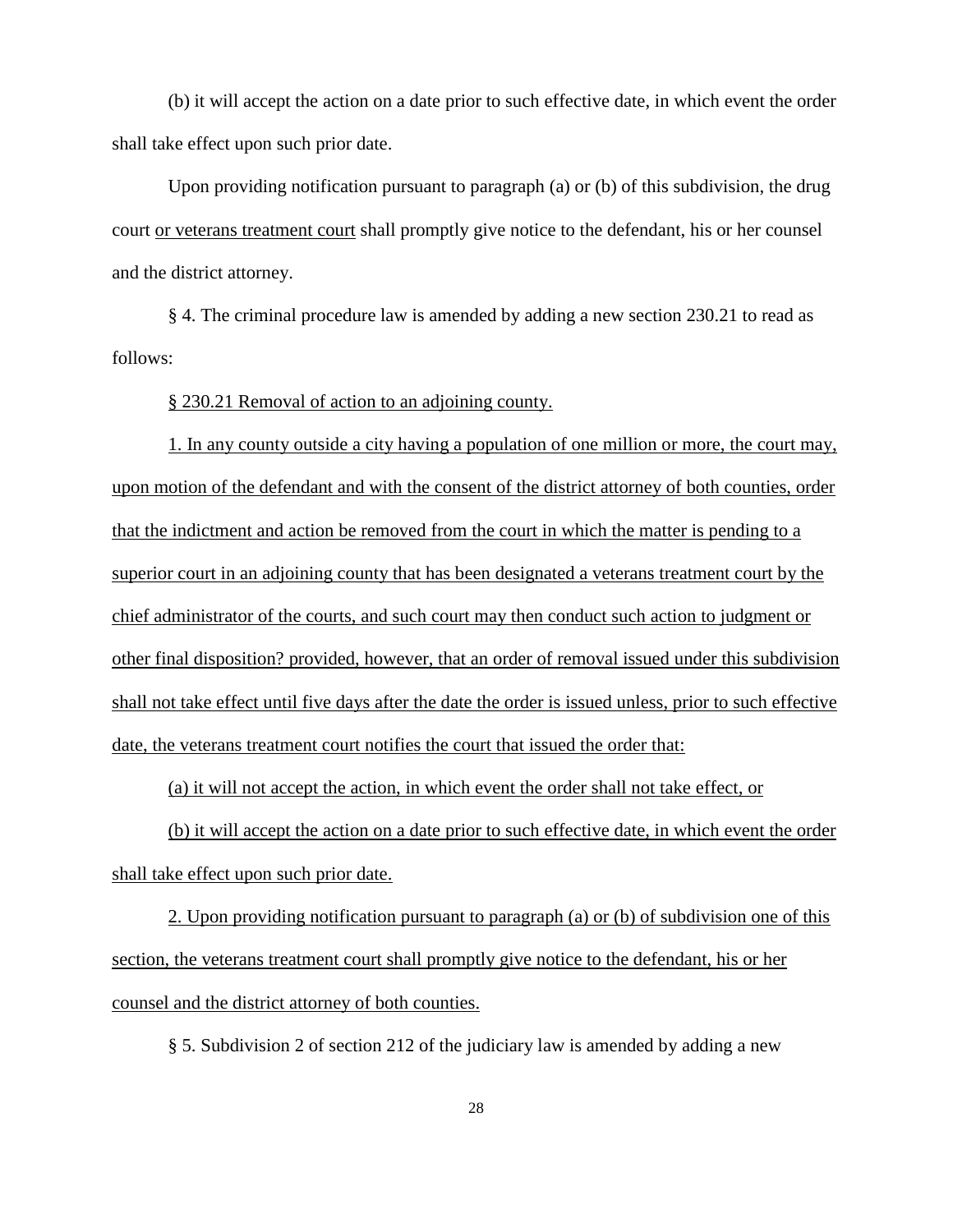(b) it will accept the action on a date prior to such effective date, in which event the order shall take effect upon such prior date.

Upon providing notification pursuant to paragraph (a) or (b) of this subdivision, the drug court <u>or veterans treatment court</u> shall promptly give notice to the defendant, his or her counsel and the district attorney.

§ 4. The criminal procedure law is amended by adding a new section 230.21 to read as follows:

<u>§ 230.21 Removal of action to an adjoining county.</u>

<u>1. In any county outside a city having a population of one million or more, the court may, upon motion of the defendant and with the consent of the district attorney of both counties, order that the indictment and action be removed from the court in which the matter is pending to a superior court in an adjoining county that has been designated a veterans treatment court by the chief administrator of the courts, and such court may then conduct such action to judgment or other final disposition? provided, however, that an order of removal issued under this subdivision shall not take effect until five days after the date the order is issued unless, prior to such effective date, the veterans treatment court notifies the court that issued the order that:</u>

<u>(a) it will not accept the action, in which event the order shall not take effect, or</u>

<u>(b) it will accept the action on a date prior to such effective date, in which event the order shall take effect upon such prior date.</u>

<u>2. Upon providing notification pursuant to paragraph (a) or (b) of subdivision one of this section, the veterans treatment court shall promptly give notice to the defendant, his or her counsel and the district attorney of both counties.</u>

§ 5. Subdivision 2 of section 212 of the judiciary law is amended by adding a new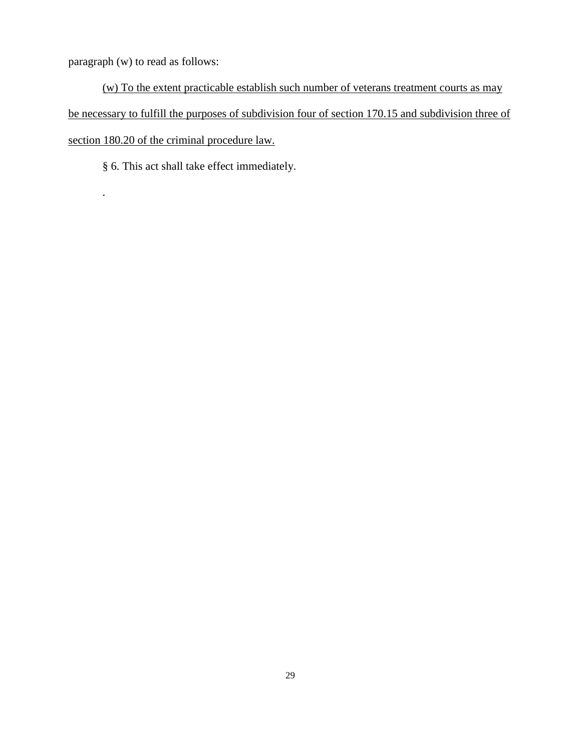paragraph (w) to read as follows:

<u>(w) To the extent practicable establish such number of veterans treatment courts as may be necessary to fulfill the purposes of subdivision four of section 170.15 and subdivision three of section 180.20 of the criminal procedure law.</u>

§ 6. This act shall take effect immediately.

.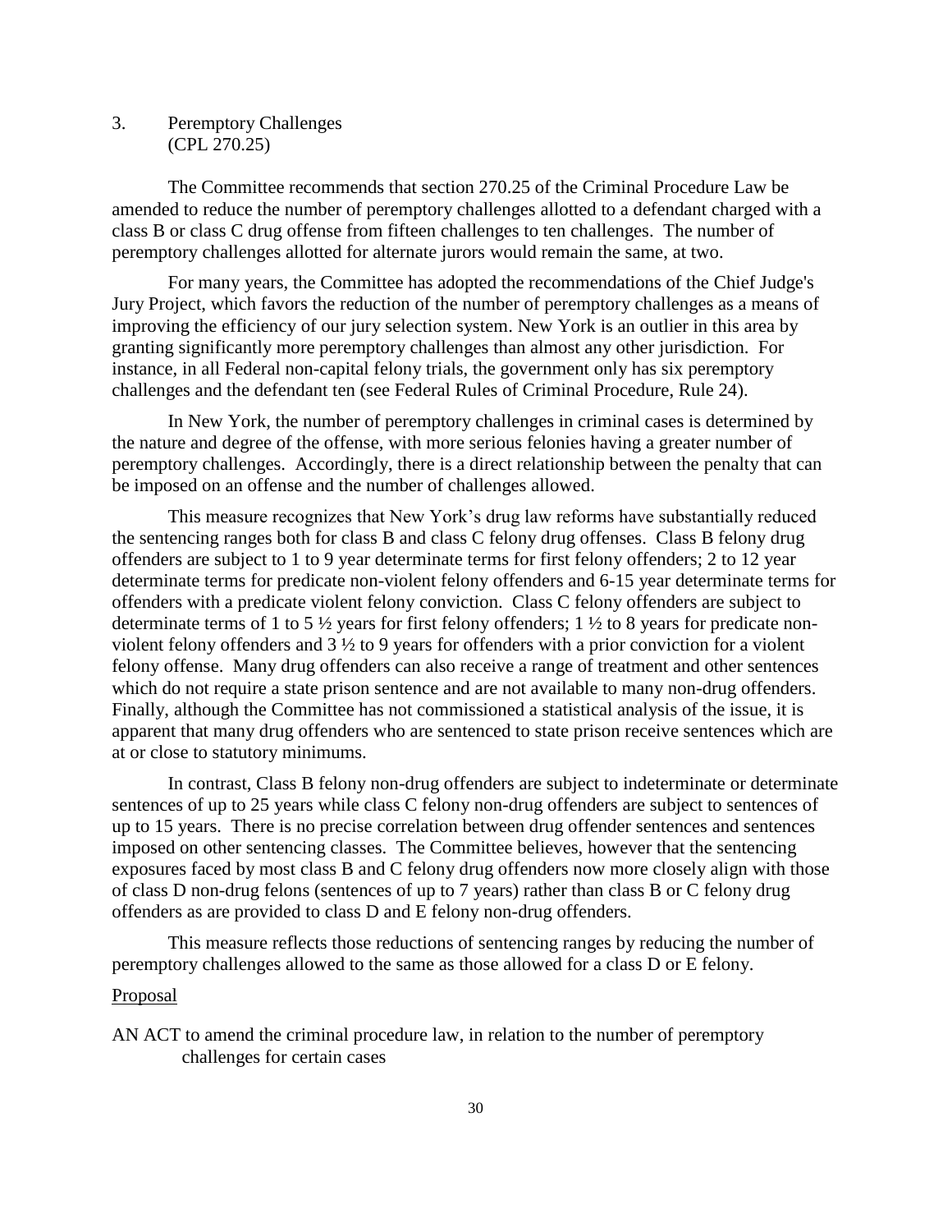3. Peremptory Challenges
(CPL 270.25)

The Committee recommends that section 270.25 of the Criminal Procedure Law be amended to reduce the number of peremptory challenges allotted to a defendant charged with a class B or class C drug offense from fifteen challenges to ten challenges. The number of peremptory challenges allotted for alternate jurors would remain the same, at two.

For many years, the Committee has adopted the recommendations of the Chief Judge's Jury Project, which favors the reduction of the number of peremptory challenges as a means of improving the efficiency of our jury selection system. New York is an outlier in this area by granting significantly more peremptory challenges than almost any other jurisdiction. For instance, in all Federal non-capital felony trials, the government only has six peremptory challenges and the defendant ten (see Federal Rules of Criminal Procedure, Rule 24).

In New York, the number of peremptory challenges in criminal cases is determined by the nature and degree of the offense, with more serious felonies having a greater number of peremptory challenges. Accordingly, there is a direct relationship between the penalty that can be imposed on an offense and the number of challenges allowed.

This measure recognizes that New York's drug law reforms have substantially reduced the sentencing ranges both for class B and class C felony drug offenses. Class B felony drug offenders are subject to 1 to 9 year determinate terms for first felony offenders; 2 to 12 year determinate terms for predicate non-violent felony offenders and 6-15 year determinate terms for offenders with a predicate violent felony conviction. Class C felony offenders are subject to determinate terms of 1 to 5 ½ years for first felony offenders; 1 ½ to 8 years for predicate non-violent felony offenders and 3 ½ to 9 years for offenders with a prior conviction for a violent felony offense. Many drug offenders can also receive a range of treatment and other sentences which do not require a state prison sentence and are not available to many non-drug offenders. Finally, although the Committee has not commissioned a statistical analysis of the issue, it is apparent that many drug offenders who are sentenced to state prison receive sentences which are at or close to statutory minimums.

In contrast, Class B felony non-drug offenders are subject to indeterminate or determinate sentences of up to 25 years while class C felony non-drug offenders are subject to sentences of up to 15 years. There is no precise correlation between drug offender sentences and sentences imposed on other sentencing classes. The Committee believes, however that the sentencing exposures faced by most class B and C felony drug offenders now more closely align with those of class D non-drug felons (sentences of up to 7 years) rather than class B or C felony drug offenders as are provided to class D and E felony non-drug offenders.

This measure reflects those reductions of sentencing ranges by reducing the number of peremptory challenges allowed to the same as those allowed for a class D or E felony.

Proposal

AN ACT to amend the criminal procedure law, in relation to the number of peremptory challenges for certain cases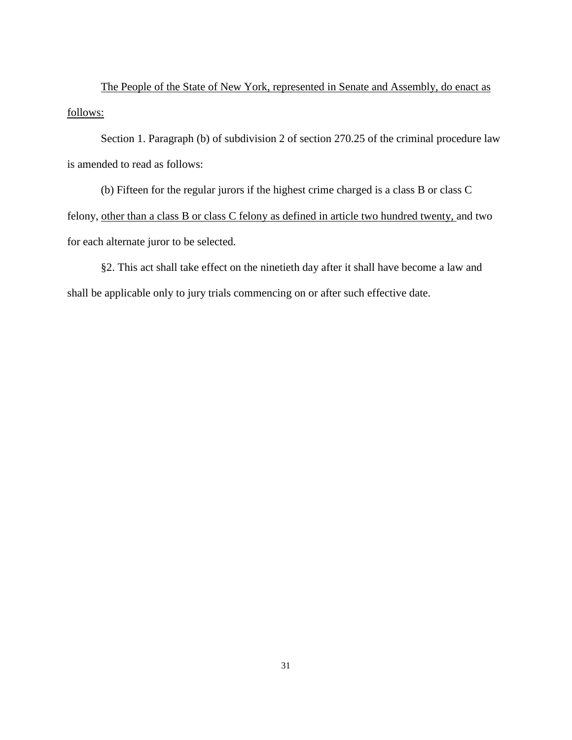<u>The People of the State of New York, represented in Senate and Assembly, do enact as follows:</u>

Section 1. Paragraph (b) of subdivision 2 of section 270.25 of the criminal procedure law is amended to read as follows:

(b) Fifteen for the regular jurors if the highest crime charged is a class B or class C felony, <u>other than a class B or class C felony as defined in article two hundred twenty,</u> and two for each alternate juror to be selected.

§2. This act shall take effect on the ninetieth day after it shall have become a law and shall be applicable only to jury trials commencing on or after such effective date.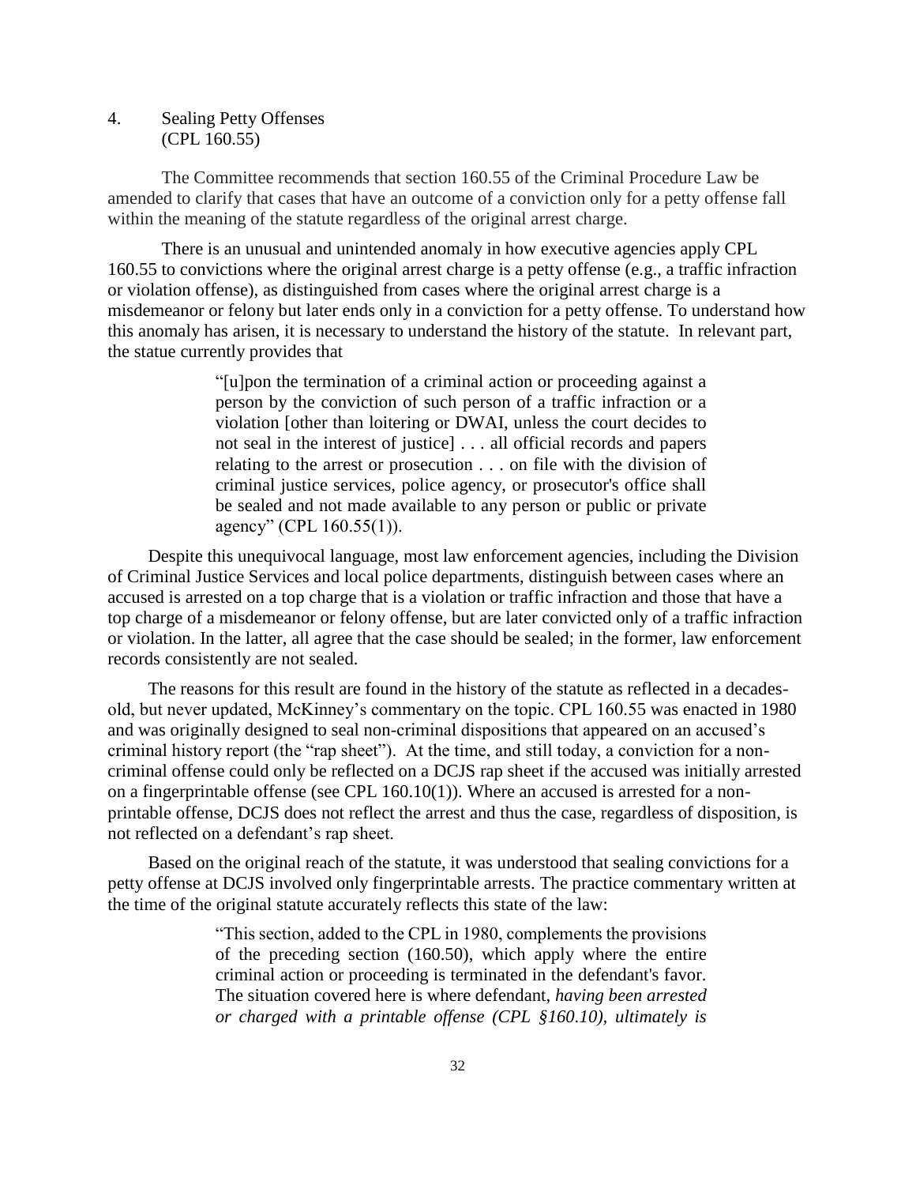## 4. Sealing Petty Offenses (CPL 160.55)

The Committee recommends that section 160.55 of the Criminal Procedure Law be amended to clarify that cases that have an outcome of a conviction only for a petty offense fall within the meaning of the statute regardless of the original arrest charge.

There is an unusual and unintended anomaly in how executive agencies apply CPL 160.55 to convictions where the original arrest charge is a petty offense (e.g., a traffic infraction or violation offense), as distinguished from cases where the original arrest charge is a misdemeanor or felony but later ends only in a conviction for a petty offense. To understand how this anomaly has arisen, it is necessary to understand the history of the statute. In relevant part, the statue currently provides that

> "[u]pon the termination of a criminal action or proceeding against a person by the conviction of such person of a traffic infraction or a violation [other than loitering or DWAI, unless the court decides to not seal in the interest of justice] . . . all official records and papers relating to the arrest or prosecution . . . on file with the division of criminal justice services, police agency, or prosecutor's office shall be sealed and not made available to any person or public or private agency" (CPL 160.55(1)).

Despite this unequivocal language, most law enforcement agencies, including the Division of Criminal Justice Services and local police departments, distinguish between cases where an accused is arrested on a top charge that is a violation or traffic infraction and those that have a top charge of a misdemeanor or felony offense, but are later convicted only of a traffic infraction or violation. In the latter, all agree that the case should be sealed; in the former, law enforcement records consistently are not sealed.

The reasons for this result are found in the history of the statute as reflected in a decades-old, but never updated, McKinney's commentary on the topic. CPL 160.55 was enacted in 1980 and was originally designed to seal non-criminal dispositions that appeared on an accused's criminal history report (the "rap sheet"). At the time, and still today, a conviction for a non-criminal offense could only be reflected on a DCJS rap sheet if the accused was initially arrested on a fingerprintable offense (see CPL 160.10(1)). Where an accused is arrested for a non-printable offense, DCJS does not reflect the arrest and thus the case, regardless of disposition, is not reflected on a defendant's rap sheet.

Based on the original reach of the statute, it was understood that sealing convictions for a petty offense at DCJS involved only fingerprintable arrests. The practice commentary written at the time of the original statute accurately reflects this state of the law:

> "This section, added to the CPL in 1980, complements the provisions of the preceding section (160.50), which apply where the entire criminal action or proceeding is terminated in the defendant's favor. The situation covered here is where defendant, *having been arrested or charged with a printable offense (CPL §160.10), ultimately is*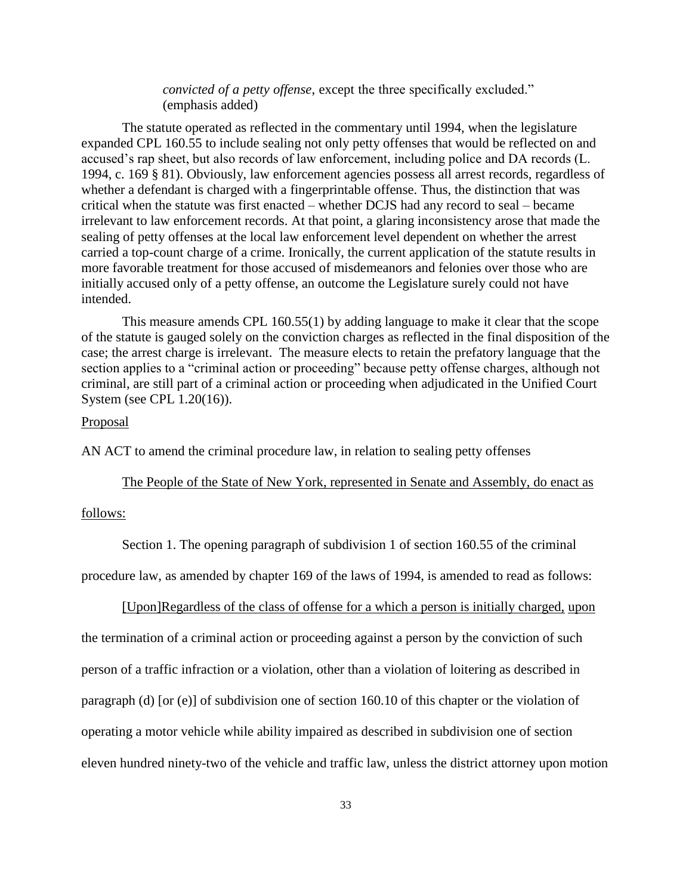*convicted of a petty offense*, except the three specifically excluded." (emphasis added)

The statute operated as reflected in the commentary until 1994, when the legislature expanded CPL 160.55 to include sealing not only petty offenses that would be reflected on and accused's rap sheet, but also records of law enforcement, including police and DA records (L. 1994, c. 169 § 81). Obviously, law enforcement agencies possess all arrest records, regardless of whether a defendant is charged with a fingerprintable offense. Thus, the distinction that was critical when the statute was first enacted – whether DCJS had any record to seal – became irrelevant to law enforcement records. At that point, a glaring inconsistency arose that made the sealing of petty offenses at the local law enforcement level dependent on whether the arrest carried a top-count charge of a crime. Ironically, the current application of the statute results in more favorable treatment for those accused of misdemeanors and felonies over those who are initially accused only of a petty offense, an outcome the Legislature surely could not have intended.

This measure amends CPL 160.55(1) by adding language to make it clear that the scope of the statute is gauged solely on the conviction charges as reflected in the final disposition of the case; the arrest charge is irrelevant. The measure elects to retain the prefatory language that the section applies to a "criminal action or proceeding" because petty offense charges, although not criminal, are still part of a criminal action or proceeding when adjudicated in the Unified Court System (see CPL 1.20(16)).

<u>Proposal</u>

AN ACT to amend the criminal procedure law, in relation to sealing petty offenses

<u>The People of the State of New York, represented in Senate and Assembly, do enact as follows:</u>

Section 1. The opening paragraph of subdivision 1 of section 160.55 of the criminal procedure law, as amended by chapter 169 of the laws of 1994, is amended to read as follows:

[Upon]<u>Regardless of the class of offense for a which a person is initially charged, upon</u> the termination of a criminal action or proceeding against a person by the conviction of such person of a traffic infraction or a violation, other than a violation of loitering as described in paragraph (d) [or (e)] of subdivision one of section 160.10 of this chapter or the violation of operating a motor vehicle while ability impaired as described in subdivision one of section eleven hundred ninety-two of the vehicle and traffic law, unless the district attorney upon motion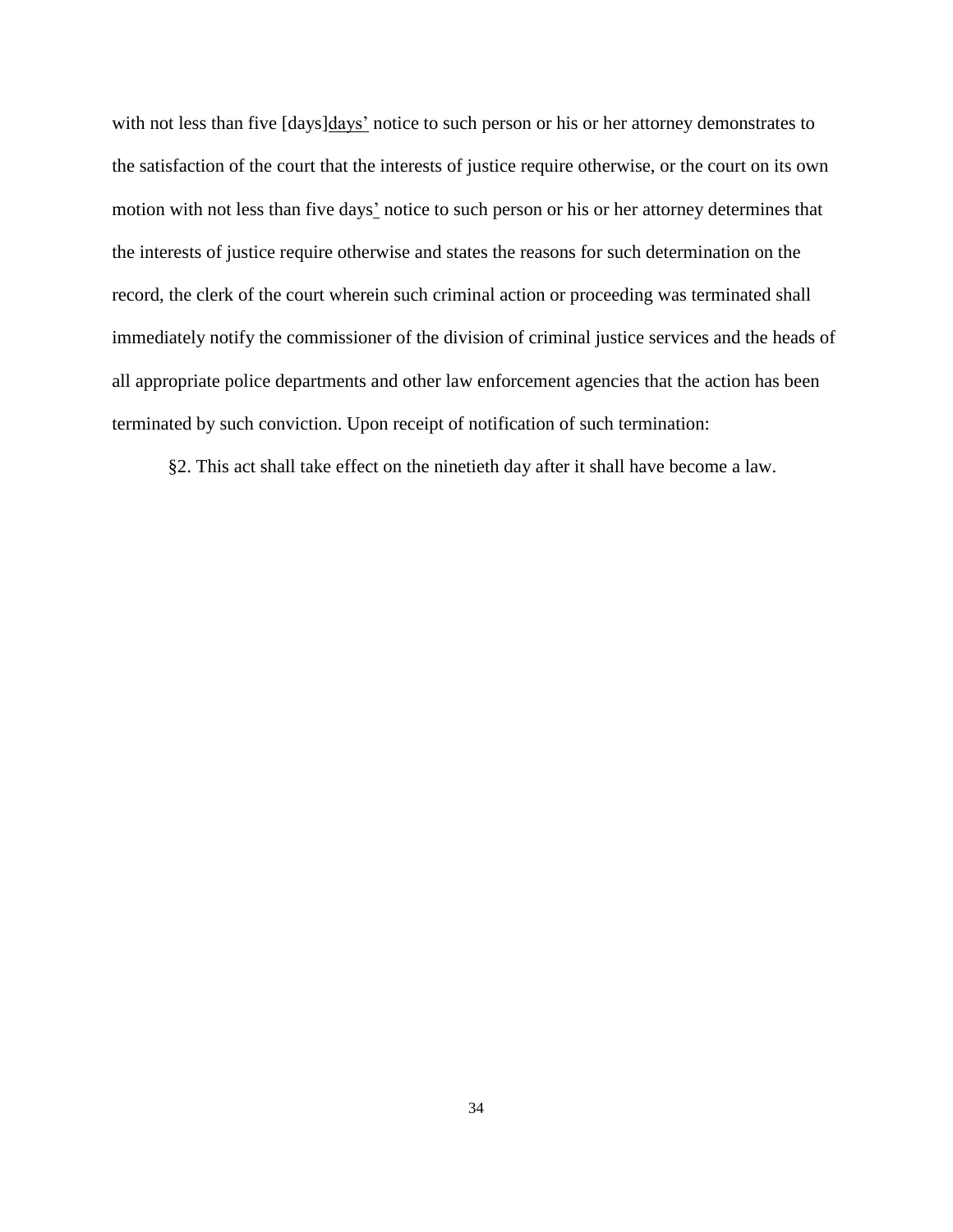with not less than five [days]<u>days’</u> notice to such person or his or her attorney demonstrates to the satisfaction of the court that the interests of justice require otherwise, or the court on its own motion with not less than five days<u>’</u> notice to such person or his or her attorney determines that the interests of justice require otherwise and states the reasons for such determination on the record, the clerk of the court wherein such criminal action or proceeding was terminated shall immediately notify the commissioner of the division of criminal justice services and the heads of all appropriate police departments and other law enforcement agencies that the action has been terminated by such conviction. Upon receipt of notification of such termination:

§2. This act shall take effect on the ninetieth day after it shall have become a law.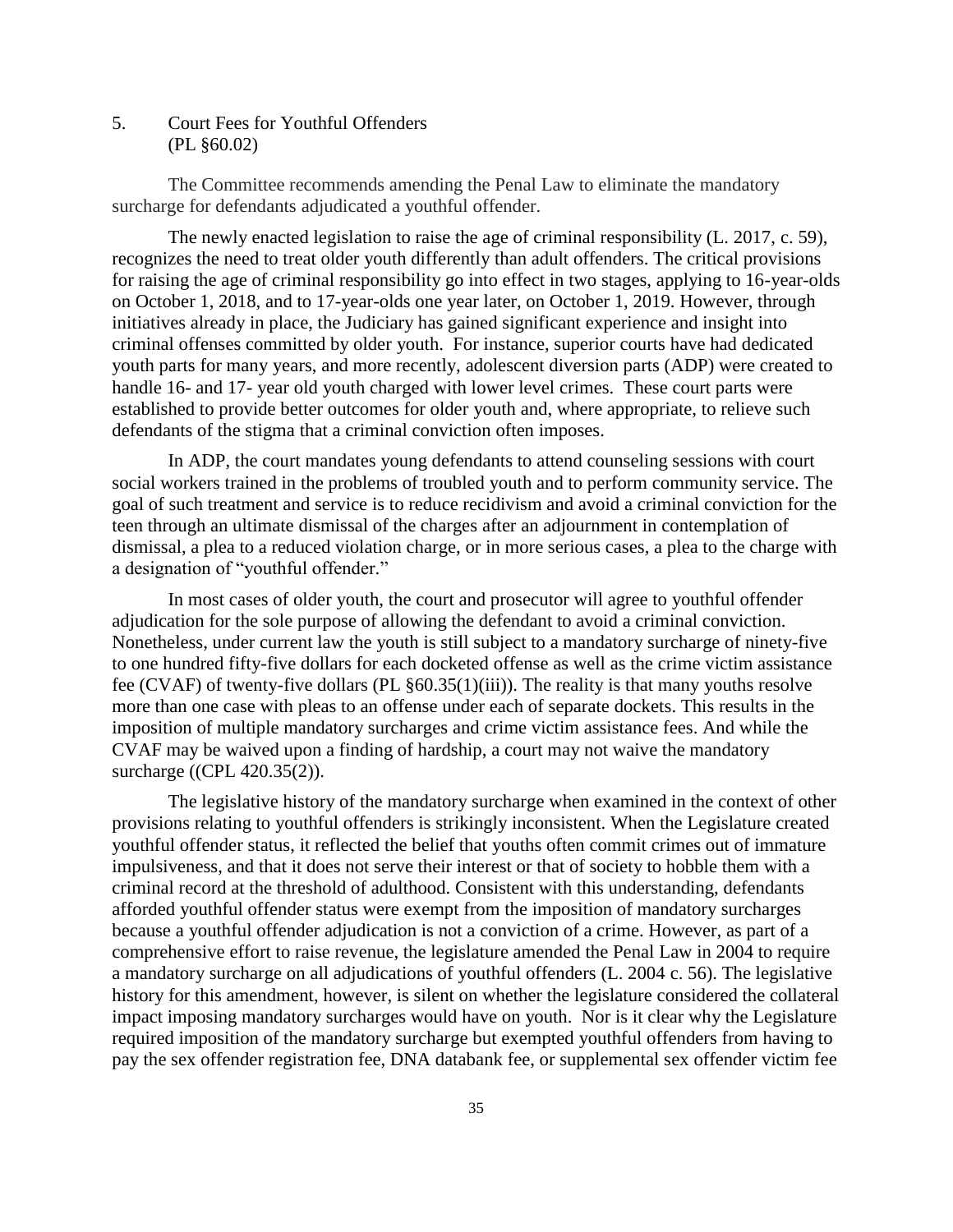5. Court Fees for Youthful Offenders (PL §60.02)

The Committee recommends amending the Penal Law to eliminate the mandatory surcharge for defendants adjudicated a youthful offender.

The newly enacted legislation to raise the age of criminal responsibility (L. 2017, c. 59), recognizes the need to treat older youth differently than adult offenders. The critical provisions for raising the age of criminal responsibility go into effect in two stages, applying to 16-year-olds on October 1, 2018, and to 17-year-olds one year later, on October 1, 2019. However, through initiatives already in place, the Judiciary has gained significant experience and insight into criminal offenses committed by older youth. For instance, superior courts have had dedicated youth parts for many years, and more recently, adolescent diversion parts (ADP) were created to handle 16- and 17- year old youth charged with lower level crimes. These court parts were established to provide better outcomes for older youth and, where appropriate, to relieve such defendants of the stigma that a criminal conviction often imposes.

In ADP, the court mandates young defendants to attend counseling sessions with court social workers trained in the problems of troubled youth and to perform community service. The goal of such treatment and service is to reduce recidivism and avoid a criminal conviction for the teen through an ultimate dismissal of the charges after an adjournment in contemplation of dismissal, a plea to a reduced violation charge, or in more serious cases, a plea to the charge with a designation of "youthful offender."

In most cases of older youth, the court and prosecutor will agree to youthful offender adjudication for the sole purpose of allowing the defendant to avoid a criminal conviction. Nonetheless, under current law the youth is still subject to a mandatory surcharge of ninety-five to one hundred fifty-five dollars for each docketed offense as well as the crime victim assistance fee (CVAF) of twenty-five dollars (PL §60.35(1)(iii)). The reality is that many youths resolve more than one case with pleas to an offense under each of separate dockets. This results in the imposition of multiple mandatory surcharges and crime victim assistance fees. And while the CVAF may be waived upon a finding of hardship, a court may not waive the mandatory surcharge ((CPL 420.35(2)).

The legislative history of the mandatory surcharge when examined in the context of other provisions relating to youthful offenders is strikingly inconsistent. When the Legislature created youthful offender status, it reflected the belief that youths often commit crimes out of immature impulsiveness, and that it does not serve their interest or that of society to hobble them with a criminal record at the threshold of adulthood. Consistent with this understanding, defendants afforded youthful offender status were exempt from the imposition of mandatory surcharges because a youthful offender adjudication is not a conviction of a crime. However, as part of a comprehensive effort to raise revenue, the legislature amended the Penal Law in 2004 to require a mandatory surcharge on all adjudications of youthful offenders (L. 2004 c. 56). The legislative history for this amendment, however, is silent on whether the legislature considered the collateral impact imposing mandatory surcharges would have on youth. Nor is it clear why the Legislature required imposition of the mandatory surcharge but exempted youthful offenders from having to pay the sex offender registration fee, DNA databank fee, or supplemental sex offender victim fee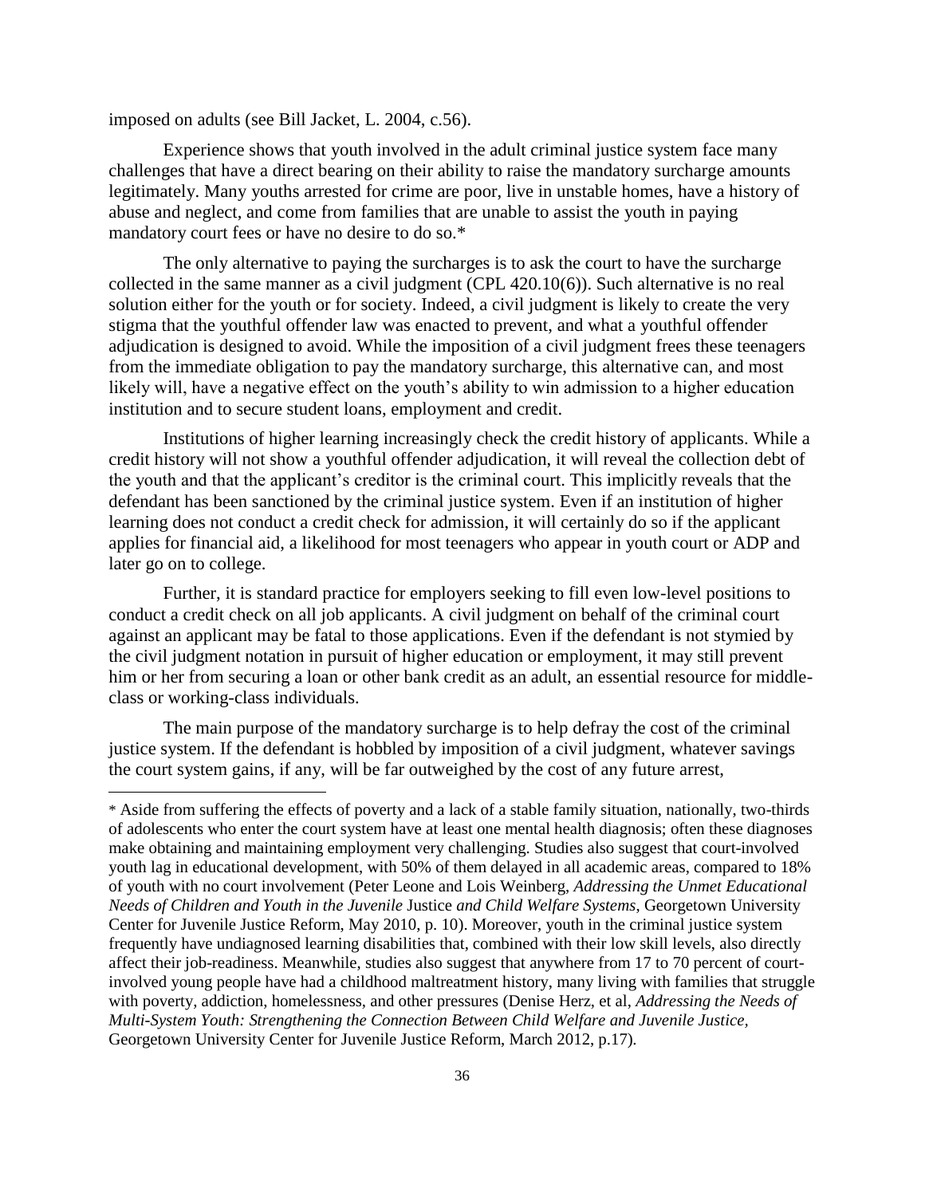imposed on adults (see Bill Jacket, L. 2004, c.56).

Experience shows that youth involved in the adult criminal justice system face many challenges that have a direct bearing on their ability to raise the mandatory surcharge amounts legitimately. Many youths arrested for crime are poor, live in unstable homes, have a history of abuse and neglect, and come from families that are unable to assist the youth in paying mandatory court fees or have no desire to do so.*

The only alternative to paying the surcharges is to ask the court to have the surcharge collected in the same manner as a civil judgment (CPL 420.10(6)). Such alternative is no real solution either for the youth or for society. Indeed, a civil judgment is likely to create the very stigma that the youthful offender law was enacted to prevent, and what a youthful offender adjudication is designed to avoid. While the imposition of a civil judgment frees these teenagers from the immediate obligation to pay the mandatory surcharge, this alternative can, and most likely will, have a negative effect on the youth's ability to win admission to a higher education institution and to secure student loans, employment and credit.

Institutions of higher learning increasingly check the credit history of applicants. While a credit history will not show a youthful offender adjudication, it will reveal the collection debt of the youth and that the applicant's creditor is the criminal court. This implicitly reveals that the defendant has been sanctioned by the criminal justice system. Even if an institution of higher learning does not conduct a credit check for admission, it will certainly do so if the applicant applies for financial aid, a likelihood for most teenagers who appear in youth court or ADP and later go on to college.

Further, it is standard practice for employers seeking to fill even low-level positions to conduct a credit check on all job applicants. A civil judgment on behalf of the criminal court against an applicant may be fatal to those applications. Even if the defendant is not stymied by the civil judgment notation in pursuit of higher education or employment, it may still prevent him or her from securing a loan or other bank credit as an adult, an essential resource for middle-class or working-class individuals.

The main purpose of the mandatory surcharge is to help defray the cost of the criminal justice system. If the defendant is hobbled by imposition of a civil judgment, whatever savings the court system gains, if any, will be far outweighed by the cost of any future arrest,

---

* Aside from suffering the effects of poverty and a lack of a stable family situation, nationally, two-thirds of adolescents who enter the court system have at least one mental health diagnosis; often these diagnoses make obtaining and maintaining employment very challenging. Studies also suggest that court-involved youth lag in educational development, with 50% of them delayed in all academic areas, compared to 18% of youth with no court involvement (Peter Leone and Lois Weinberg, *Addressing the Unmet Educational Needs of Children and Youth in the Juvenile* Justice *and Child Welfare Systems*, Georgetown University Center for Juvenile Justice Reform, May 2010, p. 10). Moreover, youth in the criminal justice system frequently have undiagnosed learning disabilities that, combined with their low skill levels, also directly affect their job-readiness. Meanwhile, studies also suggest that anywhere from 17 to 70 percent of court-involved young people have had a childhood maltreatment history, many living with families that struggle with poverty, addiction, homelessness, and other pressures (Denise Herz, et al, *Addressing the Needs of Multi-System Youth: Strengthening the Connection Between Child Welfare and Juvenile Justice*, Georgetown University Center for Juvenile Justice Reform, March 2012, p.17).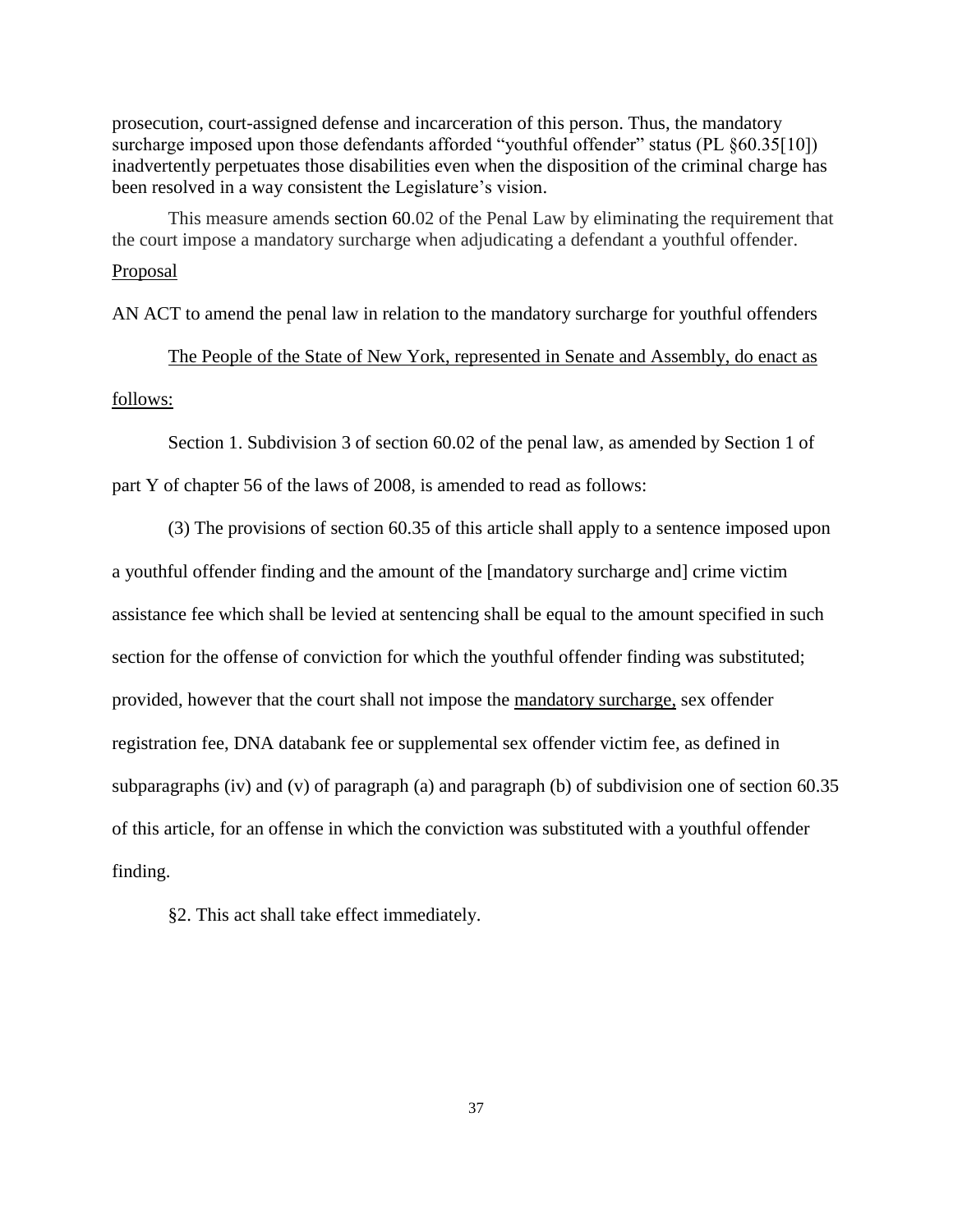prosecution, court-assigned defense and incarceration of this person. Thus, the mandatory surcharge imposed upon those defendants afforded "youthful offender" status (PL §60.35[10]) inadvertently perpetuates those disabilities even when the disposition of the criminal charge has been resolved in a way consistent the Legislature's vision.

This measure amends section 60.02 of the Penal Law by eliminating the requirement that the court impose a mandatory surcharge when adjudicating a defendant a youthful offender.

<u>Proposal</u>

AN ACT to amend the penal law in relation to the mandatory surcharge for youthful offenders

<u>The People of the State of New York, represented in Senate and Assembly, do enact as follows:</u>

Section 1. Subdivision 3 of section 60.02 of the penal law, as amended by Section 1 of part Y of chapter 56 of the laws of 2008, is amended to read as follows:

(3) The provisions of section 60.35 of this article shall apply to a sentence imposed upon a youthful offender finding and the amount of the [mandatory surcharge and] crime victim assistance fee which shall be levied at sentencing shall be equal to the amount specified in such section for the offense of conviction for which the youthful offender finding was substituted; provided, however that the court shall not impose the <u>mandatory surcharge,</u> sex offender registration fee, DNA databank fee or supplemental sex offender victim fee, as defined in subparagraphs (iv) and (v) of paragraph (a) and paragraph (b) of subdivision one of section 60.35 of this article, for an offense in which the conviction was substituted with a youthful offender finding.

§2. This act shall take effect immediately.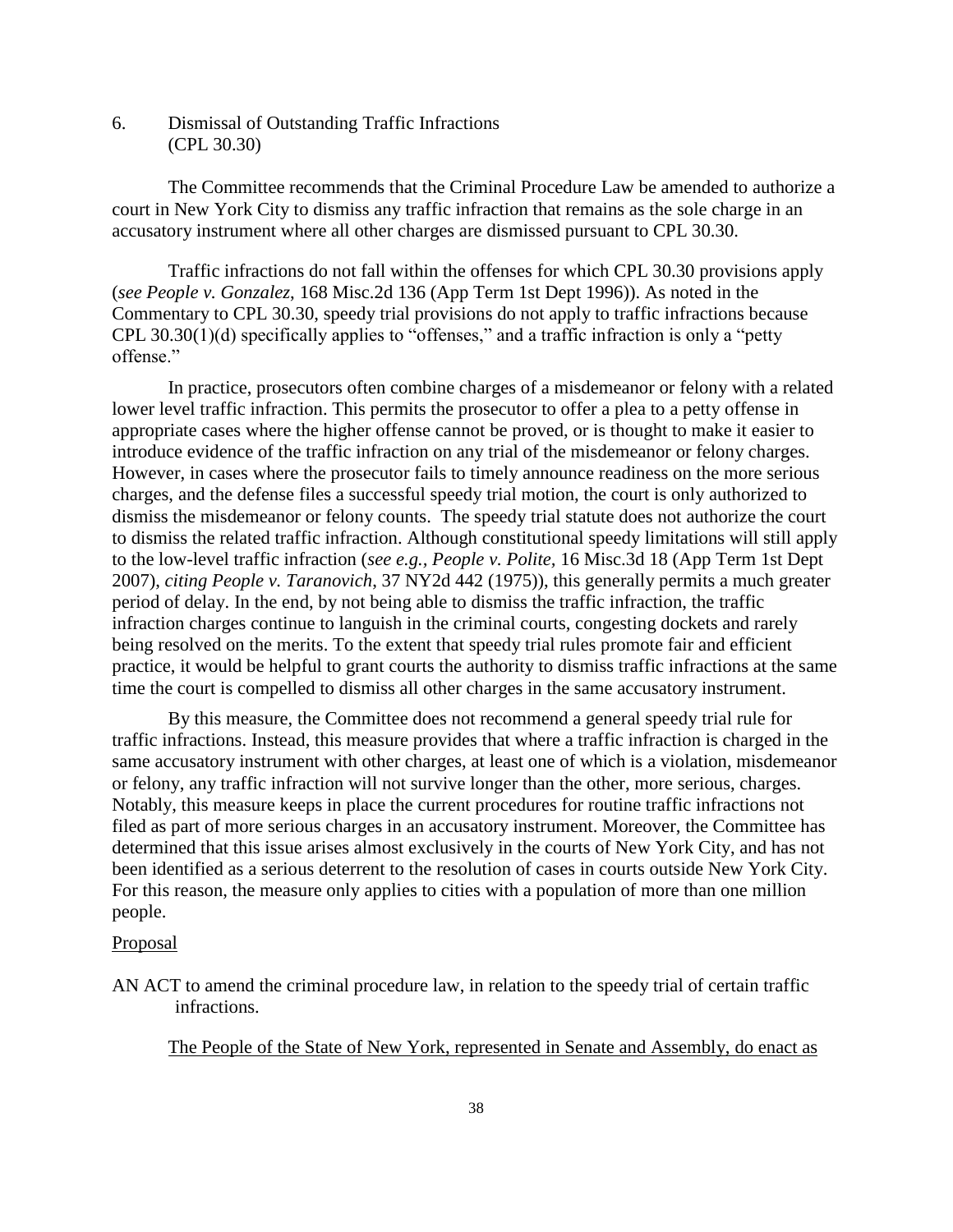## 6. Dismissal of Outstanding Traffic Infractions (CPL 30.30)

The Committee recommends that the Criminal Procedure Law be amended to authorize a court in New York City to dismiss any traffic infraction that remains as the sole charge in an accusatory instrument where all other charges are dismissed pursuant to CPL 30.30.

Traffic infractions do not fall within the offenses for which CPL 30.30 provisions apply (*see People v. Gonzalez*, 168 Misc.2d 136 (App Term 1st Dept 1996)). As noted in the Commentary to CPL 30.30, speedy trial provisions do not apply to traffic infractions because CPL 30.30(1)(d) specifically applies to "offenses," and a traffic infraction is only a "petty offense."

In practice, prosecutors often combine charges of a misdemeanor or felony with a related lower level traffic infraction. This permits the prosecutor to offer a plea to a petty offense in appropriate cases where the higher offense cannot be proved, or is thought to make it easier to introduce evidence of the traffic infraction on any trial of the misdemeanor or felony charges. However, in cases where the prosecutor fails to timely announce readiness on the more serious charges, and the defense files a successful speedy trial motion, the court is only authorized to dismiss the misdemeanor or felony counts. The speedy trial statute does not authorize the court to dismiss the related traffic infraction. Although constitutional speedy limitations will still apply to the low-level traffic infraction (*see e.g., People v. Polite*, 16 Misc.3d 18 (App Term 1st Dept 2007), *citing People v. Taranovich*, 37 NY2d 442 (1975)), this generally permits a much greater period of delay. In the end, by not being able to dismiss the traffic infraction, the traffic infraction charges continue to languish in the criminal courts, congesting dockets and rarely being resolved on the merits. To the extent that speedy trial rules promote fair and efficient practice, it would be helpful to grant courts the authority to dismiss traffic infractions at the same time the court is compelled to dismiss all other charges in the same accusatory instrument.

By this measure, the Committee does not recommend a general speedy trial rule for traffic infractions. Instead, this measure provides that where a traffic infraction is charged in the same accusatory instrument with other charges, at least one of which is a violation, misdemeanor or felony, any traffic infraction will not survive longer than the other, more serious, charges. Notably, this measure keeps in place the current procedures for routine traffic infractions not filed as part of more serious charges in an accusatory instrument. Moreover, the Committee has determined that this issue arises almost exclusively in the courts of New York City, and has not been identified as a serious deterrent to the resolution of cases in courts outside New York City. For this reason, the measure only applies to cities with a population of more than one million people.

Proposal

AN ACT to amend the criminal procedure law, in relation to the speedy trial of certain traffic infractions.

The People of the State of New York, represented in Senate and Assembly, do enact as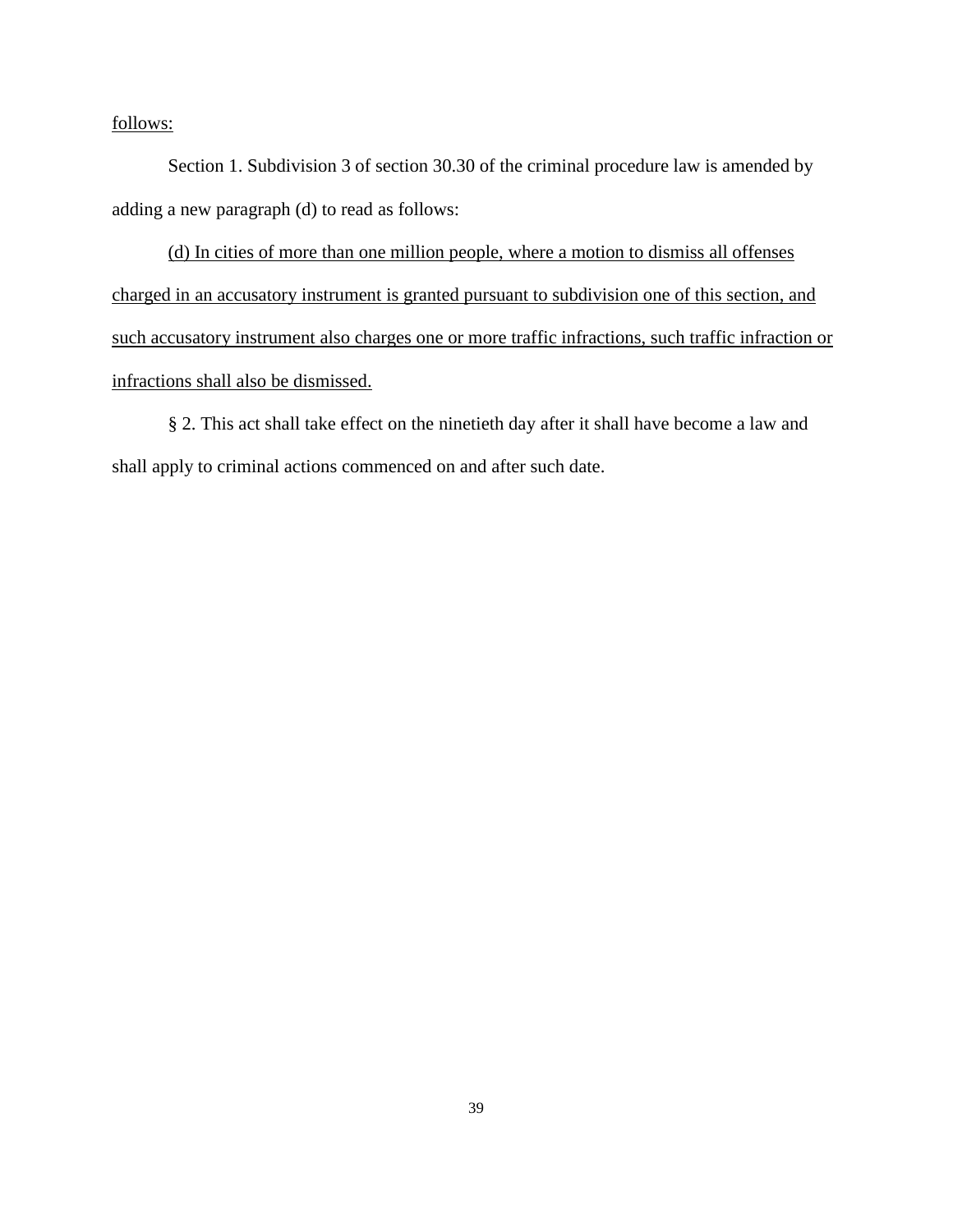<u>follows:</u>

Section 1. Subdivision 3 of section 30.30 of the criminal procedure law is amended by adding a new paragraph (d) to read as follows:

<u>(d) In cities of more than one million people, where a motion to dismiss all offenses charged in an accusatory instrument is granted pursuant to subdivision one of this section, and such accusatory instrument also charges one or more traffic infractions, such traffic infraction or infractions shall also be dismissed.</u>

§ 2. This act shall take effect on the ninetieth day after it shall have become a law and shall apply to criminal actions commenced on and after such date.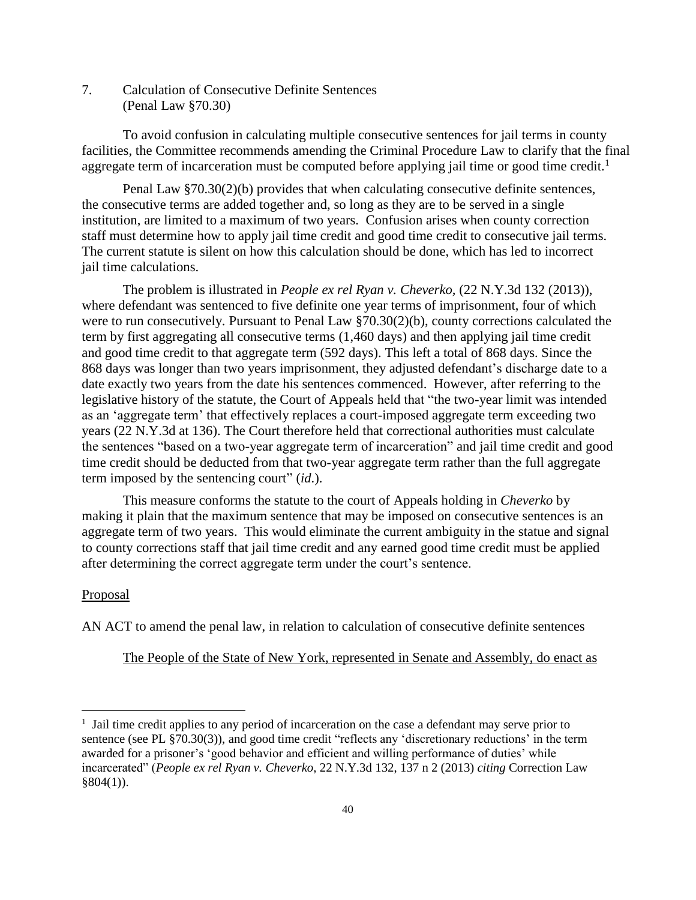7. Calculation of Consecutive Definite Sentences
(Penal Law §70.30)

To avoid confusion in calculating multiple consecutive sentences for jail terms in county facilities, the Committee recommends amending the Criminal Procedure Law to clarify that the final aggregate term of incarceration must be computed before applying jail time or good time credit.[1]

Penal Law §70.30(2)(b) provides that when calculating consecutive definite sentences, the consecutive terms are added together and, so long as they are to be served in a single institution, are limited to a maximum of two years. Confusion arises when county correction staff must determine how to apply jail time credit and good time credit to consecutive jail terms. The current statute is silent on how this calculation should be done, which has led to incorrect jail time calculations.

The problem is illustrated in *People ex rel Ryan v. Cheverko*, (22 N.Y.3d 132 (2013)), where defendant was sentenced to five definite one year terms of imprisonment, four of which were to run consecutively. Pursuant to Penal Law §70.30(2)(b), county corrections calculated the term by first aggregating all consecutive terms (1,460 days) and then applying jail time credit and good time credit to that aggregate term (592 days). This left a total of 868 days. Since the 868 days was longer than two years imprisonment, they adjusted defendant's discharge date to a date exactly two years from the date his sentences commenced. However, after referring to the legislative history of the statute, the Court of Appeals held that "the two-year limit was intended as an 'aggregate term' that effectively replaces a court-imposed aggregate term exceeding two years (22 N.Y.3d at 136). The Court therefore held that correctional authorities must calculate the sentences "based on a two-year aggregate term of incarceration" and jail time credit and good time credit should be deducted from that two-year aggregate term rather than the full aggregate term imposed by the sentencing court" (*id.*).

This measure conforms the statute to the court of Appeals holding in *Cheverko* by making it plain that the maximum sentence that may be imposed on consecutive sentences is an aggregate term of two years. This would eliminate the current ambiguity in the statue and signal to county corrections staff that jail time credit and any earned good time credit must be applied after determining the correct aggregate term under the court's sentence.

Proposal

AN ACT to amend the penal law, in relation to calculation of consecutive definite sentences

The People of the State of New York, represented in Senate and Assembly, do enact as

[1] Jail time credit applies to any period of incarceration on the case a defendant may serve prior to sentence (see PL §70.30(3)), and good time credit "reflects any 'discretionary reductions' in the term awarded for a prisoner's 'good behavior and efficient and willing performance of duties' while incarcerated" (*People ex rel Ryan v. Cheverko*, 22 N.Y.3d 132, 137 n 2 (2013) *citing* Correction Law §804(1)).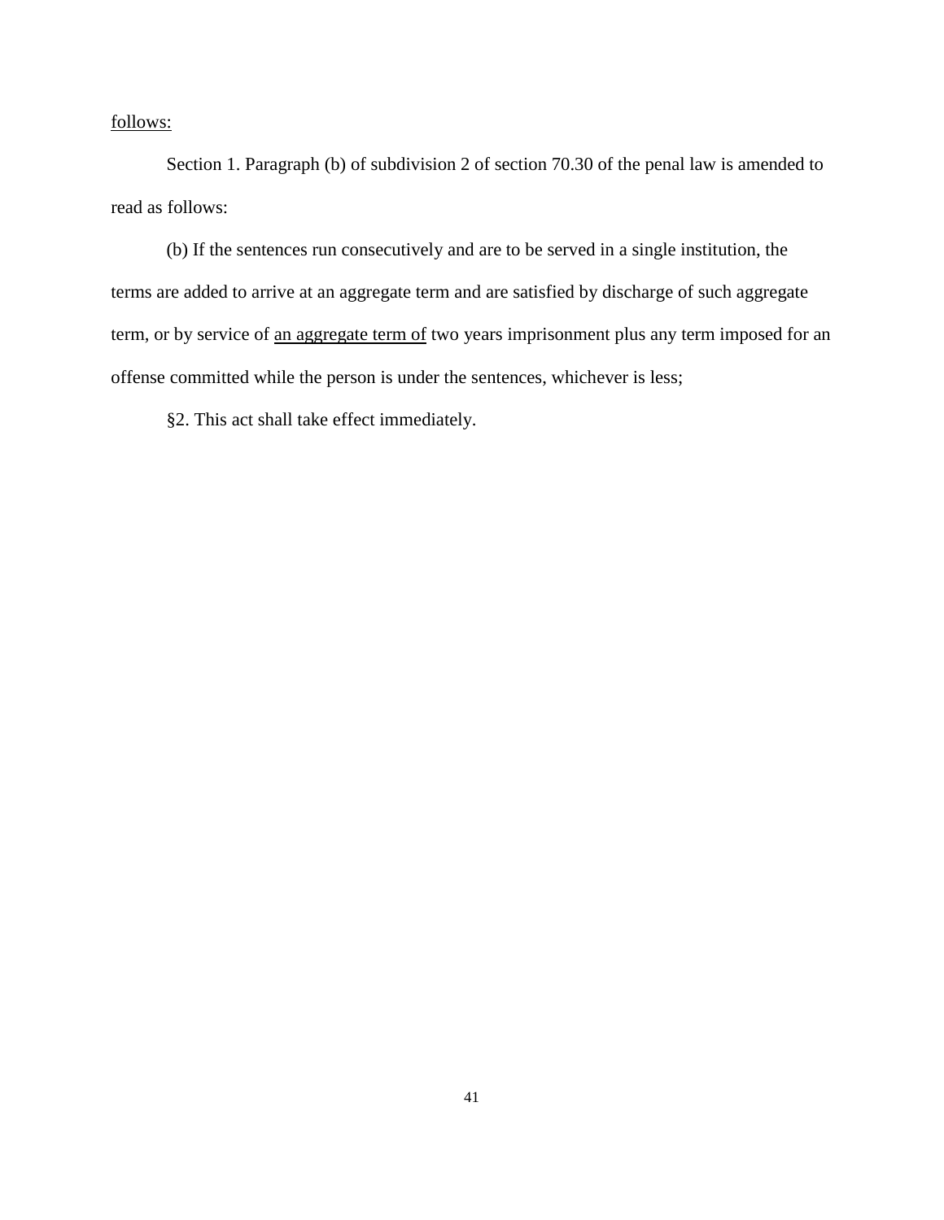<u>follows:</u>

Section 1. Paragraph (b) of subdivision 2 of section 70.30 of the penal law is amended to read as follows:

(b) If the sentences run consecutively and are to be served in a single institution, the terms are added to arrive at an aggregate term and are satisfied by discharge of such aggregate term, or by service of <u>an aggregate term of</u> two years imprisonment plus any term imposed for an offense committed while the person is under the sentences, whichever is less;

§2. This act shall take effect immediately.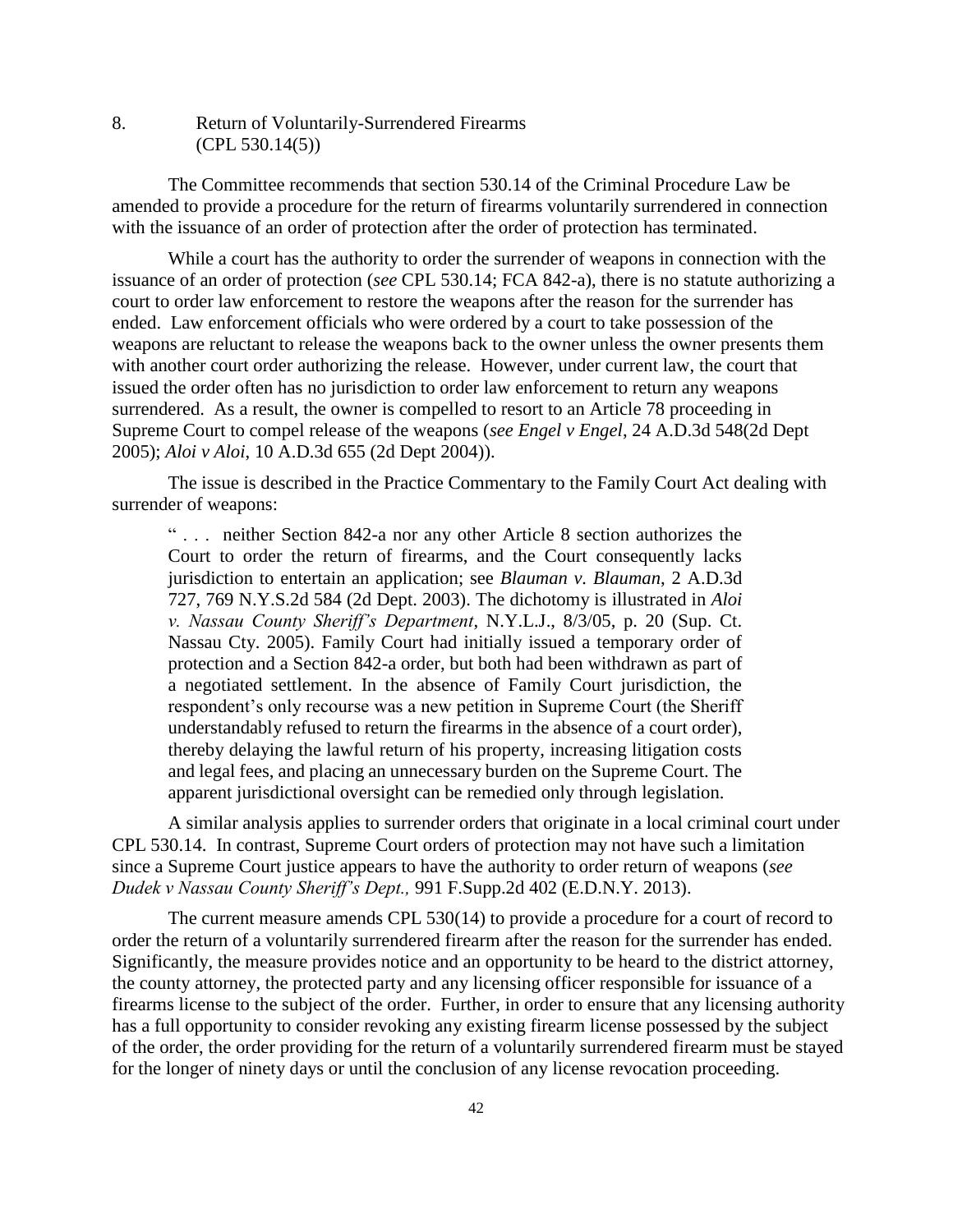8. Return of Voluntarily-Surrendered Firearms
(CPL 530.14(5))

The Committee recommends that section 530.14 of the Criminal Procedure Law be amended to provide a procedure for the return of firearms voluntarily surrendered in connection with the issuance of an order of protection after the order of protection has terminated.

While a court has the authority to order the surrender of weapons in connection with the issuance of an order of protection (*see* CPL 530.14; FCA 842-a), there is no statute authorizing a court to order law enforcement to restore the weapons after the reason for the surrender has ended. Law enforcement officials who were ordered by a court to take possession of the weapons are reluctant to release the weapons back to the owner unless the owner presents them with another court order authorizing the release. However, under current law, the court that issued the order often has no jurisdiction to order law enforcement to return any weapons surrendered. As a result, the owner is compelled to resort to an Article 78 proceeding in Supreme Court to compel release of the weapons (*see Engel v Engel*, 24 A.D.3d 548(2d Dept 2005); *Aloi v Aloi*, 10 A.D.3d 655 (2d Dept 2004)).

The issue is described in the Practice Commentary to the Family Court Act dealing with surrender of weapons:

> " . . . neither Section 842-a nor any other Article 8 section authorizes the Court to order the return of firearms, and the Court consequently lacks jurisdiction to entertain an application; see *Blauman v. Blauman*, 2 A.D.3d 727, 769 N.Y.S.2d 584 (2d Dept. 2003). The dichotomy is illustrated in *Aloi v. Nassau County Sheriff's Department*, N.Y.L.J., 8/3/05, p. 20 (Sup. Ct. Nassau Cty. 2005). Family Court had initially issued a temporary order of protection and a Section 842-a order, but both had been withdrawn as part of a negotiated settlement. In the absence of Family Court jurisdiction, the respondent's only recourse was a new petition in Supreme Court (the Sheriff understandably refused to return the firearms in the absence of a court order), thereby delaying the lawful return of his property, increasing litigation costs and legal fees, and placing an unnecessary burden on the Supreme Court. The apparent jurisdictional oversight can be remedied only through legislation.

A similar analysis applies to surrender orders that originate in a local criminal court under CPL 530.14. In contrast, Supreme Court orders of protection may not have such a limitation since a Supreme Court justice appears to have the authority to order return of weapons (*see Dudek v Nassau County Sheriff's Dept.,* 991 F.Supp.2d 402 (E.D.N.Y. 2013).

The current measure amends CPL 530(14) to provide a procedure for a court of record to order the return of a voluntarily surrendered firearm after the reason for the surrender has ended. Significantly, the measure provides notice and an opportunity to be heard to the district attorney, the county attorney, the protected party and any licensing officer responsible for issuance of a firearms license to the subject of the order. Further, in order to ensure that any licensing authority has a full opportunity to consider revoking any existing firearm license possessed by the subject of the order, the order providing for the return of a voluntarily surrendered firearm must be stayed for the longer of ninety days or until the conclusion of any license revocation proceeding.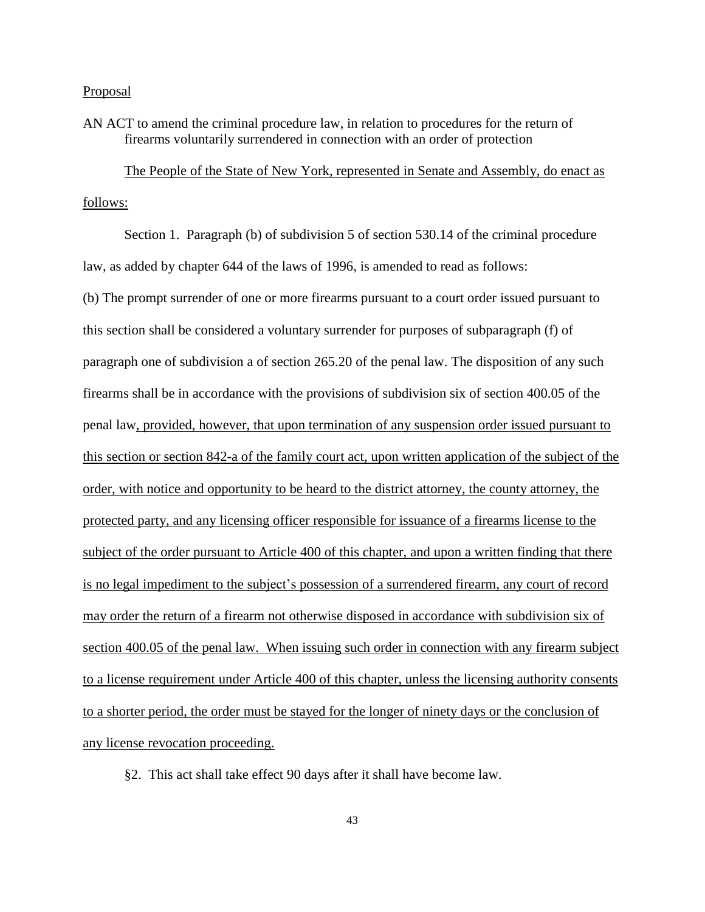Proposal

AN ACT to amend the criminal procedure law, in relation to procedures for the return of firearms voluntarily surrendered in connection with an order of protection

The People of the State of New York, represented in Senate and Assembly, do enact as follows:

Section 1. Paragraph (b) of subdivision 5 of section 530.14 of the criminal procedure law, as added by chapter 644 of the laws of 1996, is amended to read as follows:

(b) The prompt surrender of one or more firearms pursuant to a court order issued pursuant to this section shall be considered a voluntary surrender for purposes of subparagraph (f) of paragraph one of subdivision a of section 265.20 of the penal law. The disposition of any such firearms shall be in accordance with the provisions of subdivision six of section 400.05 of the penal law, provided, however, that upon termination of any suspension order issued pursuant to this section or section 842-a of the family court act, upon written application of the subject of the order, with notice and opportunity to be heard to the district attorney, the county attorney, the protected party, and any licensing officer responsible for issuance of a firearms license to the subject of the order pursuant to Article 400 of this chapter, and upon a written finding that there is no legal impediment to the subject's possession of a surrendered firearm, any court of record may order the return of a firearm not otherwise disposed in accordance with subdivision six of section 400.05 of the penal law. When issuing such order in connection with any firearm subject to a license requirement under Article 400 of this chapter, unless the licensing authority consents to a shorter period, the order must be stayed for the longer of ninety days or the conclusion of any license revocation proceeding.

§2. This act shall take effect 90 days after it shall have become law.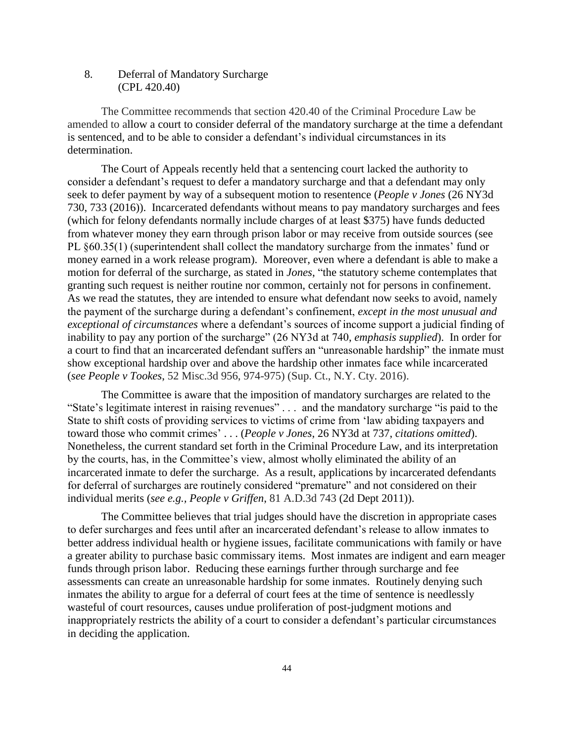## 8. Deferral of Mandatory Surcharge (CPL 420.40)

The Committee recommends that section 420.40 of the Criminal Procedure Law be amended to allow a court to consider deferral of the mandatory surcharge at the time a defendant is sentenced, and to be able to consider a defendant's individual circumstances in its determination.

The Court of Appeals recently held that a sentencing court lacked the authority to consider a defendant's request to defer a mandatory surcharge and that a defendant may only seek to defer payment by way of a subsequent motion to resentence (*People v Jones* (26 NY3d 730, 733 (2016)). Incarcerated defendants without means to pay mandatory surcharges and fees (which for felony defendants normally include charges of at least $375) have funds deducted from whatever money they earn through prison labor or may receive from outside sources (see PL §60.35(1) (superintendent shall collect the mandatory surcharge from the inmates' fund or money earned in a work release program). Moreover, even where a defendant is able to make a motion for deferral of the surcharge, as stated in *Jones*, "the statutory scheme contemplates that granting such request is neither routine nor common, certainly not for persons in confinement. As we read the statutes, they are intended to ensure what defendant now seeks to avoid, namely the payment of the surcharge during a defendant's confinement, *except in the most unusual and exceptional of circumstances* where a defendant's sources of income support a judicial finding of inability to pay any portion of the surcharge" (26 NY3d at 740, *emphasis supplied*). In order for a court to find that an incarcerated defendant suffers an "unreasonable hardship" the inmate must show exceptional hardship over and above the hardship other inmates face while incarcerated (*see People v Tookes*, 52 Misc.3d 956, 974-975) (Sup. Ct., N.Y. Cty. 2016).

The Committee is aware that the imposition of mandatory surcharges are related to the "State's legitimate interest in raising revenues" . . . and the mandatory surcharge "is paid to the State to shift costs of providing services to victims of crime from 'law abiding taxpayers and toward those who commit crimes' . . . (*People v Jones*, 26 NY3d at 737, *citations omitted*). Nonetheless, the current standard set forth in the Criminal Procedure Law, and its interpretation by the courts, has, in the Committee's view, almost wholly eliminated the ability of an incarcerated inmate to defer the surcharge. As a result, applications by incarcerated defendants for deferral of surcharges are routinely considered "premature" and not considered on their individual merits (*see e.g., People v Griffen*, 81 A.D.3d 743 (2d Dept 2011)).

The Committee believes that trial judges should have the discretion in appropriate cases to defer surcharges and fees until after an incarcerated defendant's release to allow inmates to better address individual health or hygiene issues, facilitate communications with family or have a greater ability to purchase basic commissary items. Most inmates are indigent and earn meager funds through prison labor. Reducing these earnings further through surcharge and fee assessments can create an unreasonable hardship for some inmates. Routinely denying such inmates the ability to argue for a deferral of court fees at the time of sentence is needlessly wasteful of court resources, causes undue proliferation of post-judgment motions and inappropriately restricts the ability of a court to consider a defendant's particular circumstances in deciding the application.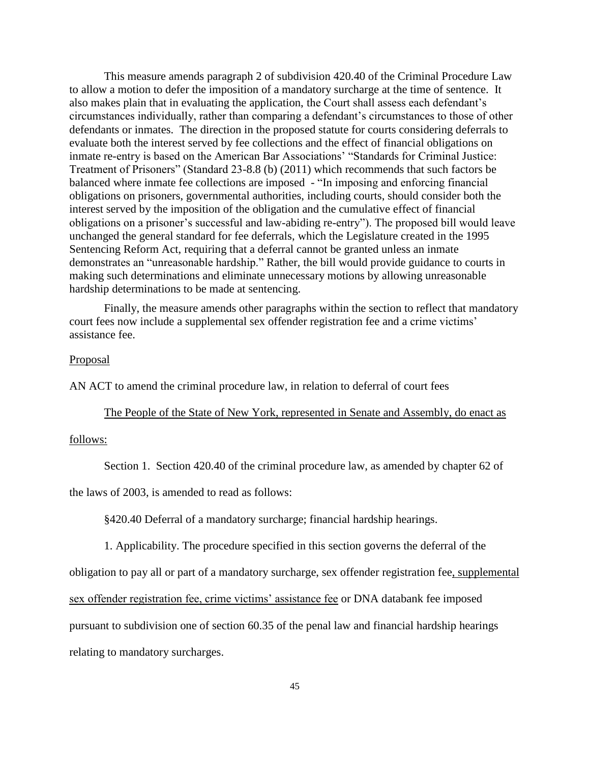This measure amends paragraph 2 of subdivision 420.40 of the Criminal Procedure Law to allow a motion to defer the imposition of a mandatory surcharge at the time of sentence. It also makes plain that in evaluating the application, the Court shall assess each defendant's circumstances individually, rather than comparing a defendant's circumstances to those of other defendants or inmates. The direction in the proposed statute for courts considering deferrals to evaluate both the interest served by fee collections and the effect of financial obligations on inmate re-entry is based on the American Bar Associations' "Standards for Criminal Justice: Treatment of Prisoners" (Standard 23-8.8 (b) (2011) which recommends that such factors be balanced where inmate fee collections are imposed - "In imposing and enforcing financial obligations on prisoners, governmental authorities, including courts, should consider both the interest served by the imposition of the obligation and the cumulative effect of financial obligations on a prisoner's successful and law-abiding re-entry"). The proposed bill would leave unchanged the general standard for fee deferrals, which the Legislature created in the 1995 Sentencing Reform Act, requiring that a deferral cannot be granted unless an inmate demonstrates an "unreasonable hardship." Rather, the bill would provide guidance to courts in making such determinations and eliminate unnecessary motions by allowing unreasonable hardship determinations to be made at sentencing.

Finally, the measure amends other paragraphs within the section to reflect that mandatory court fees now include a supplemental sex offender registration fee and a crime victims' assistance fee.

Proposal

AN ACT to amend the criminal procedure law, in relation to deferral of court fees

The People of the State of New York, represented in Senate and Assembly, do enact as follows:

Section 1. Section 420.40 of the criminal procedure law, as amended by chapter 62 of the laws of 2003, is amended to read as follows:

§420.40 Deferral of a mandatory surcharge; financial hardship hearings.

1. Applicability. The procedure specified in this section governs the deferral of the obligation to pay all or part of a mandatory surcharge, sex offender registration fee, supplemental sex offender registration fee, crime victims' assistance fee or DNA databank fee imposed pursuant to subdivision one of section 60.35 of the penal law and financial hardship hearings relating to mandatory surcharges.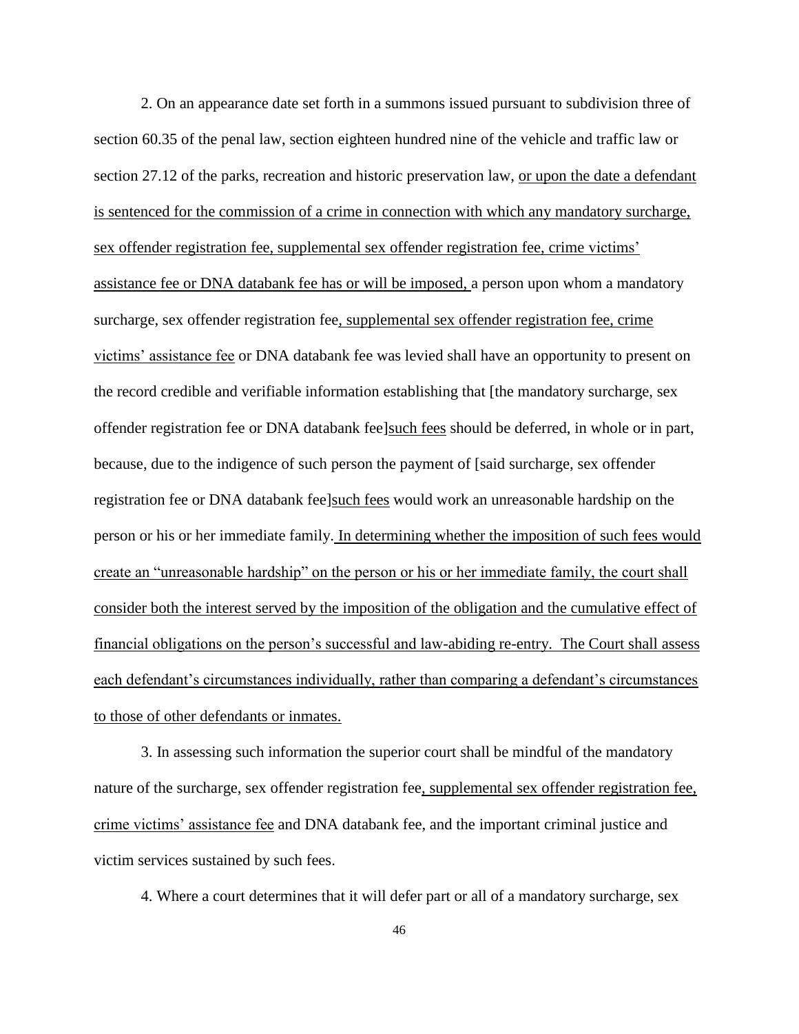2. On an appearance date set forth in a summons issued pursuant to subdivision three of section 60.35 of the penal law, section eighteen hundred nine of the vehicle and traffic law or section 27.12 of the parks, recreation and historic preservation law, <u>or upon the date a defendant is sentenced for the commission of a crime in connection with which any mandatory surcharge, sex offender registration fee, supplemental sex offender registration fee, crime victims' assistance fee or DNA databank fee has or will be imposed,</u> a person upon whom a mandatory surcharge, sex offender registration fee<u>, supplemental sex offender registration fee, crime victims' assistance fee</u> or DNA databank fee was levied shall have an opportunity to present on the record credible and verifiable information establishing that [the mandatory surcharge, sex offender registration fee or DNA databank fee]<u>such fees</u> should be deferred, in whole or in part, because, due to the indigence of such person the payment of [said surcharge, sex offender registration fee or DNA databank fee]<u>such fees</u> would work an unreasonable hardship on the person or his or her immediate family. <u>In determining whether the imposition of such fees would create an "unreasonable hardship" on the person or his or her immediate family, the court shall consider both the interest served by the imposition of the obligation and the cumulative effect of financial obligations on the person's successful and law-abiding re-entry. The Court shall assess each defendant's circumstances individually, rather than comparing a defendant's circumstances to those of other defendants or inmates.</u>

3. In assessing such information the superior court shall be mindful of the mandatory nature of the surcharge, sex offender registration fee<u>, supplemental sex offender registration fee, crime victims' assistance fee</u> and DNA databank fee, and the important criminal justice and victim services sustained by such fees.

4. Where a court determines that it will defer part or all of a mandatory surcharge, sex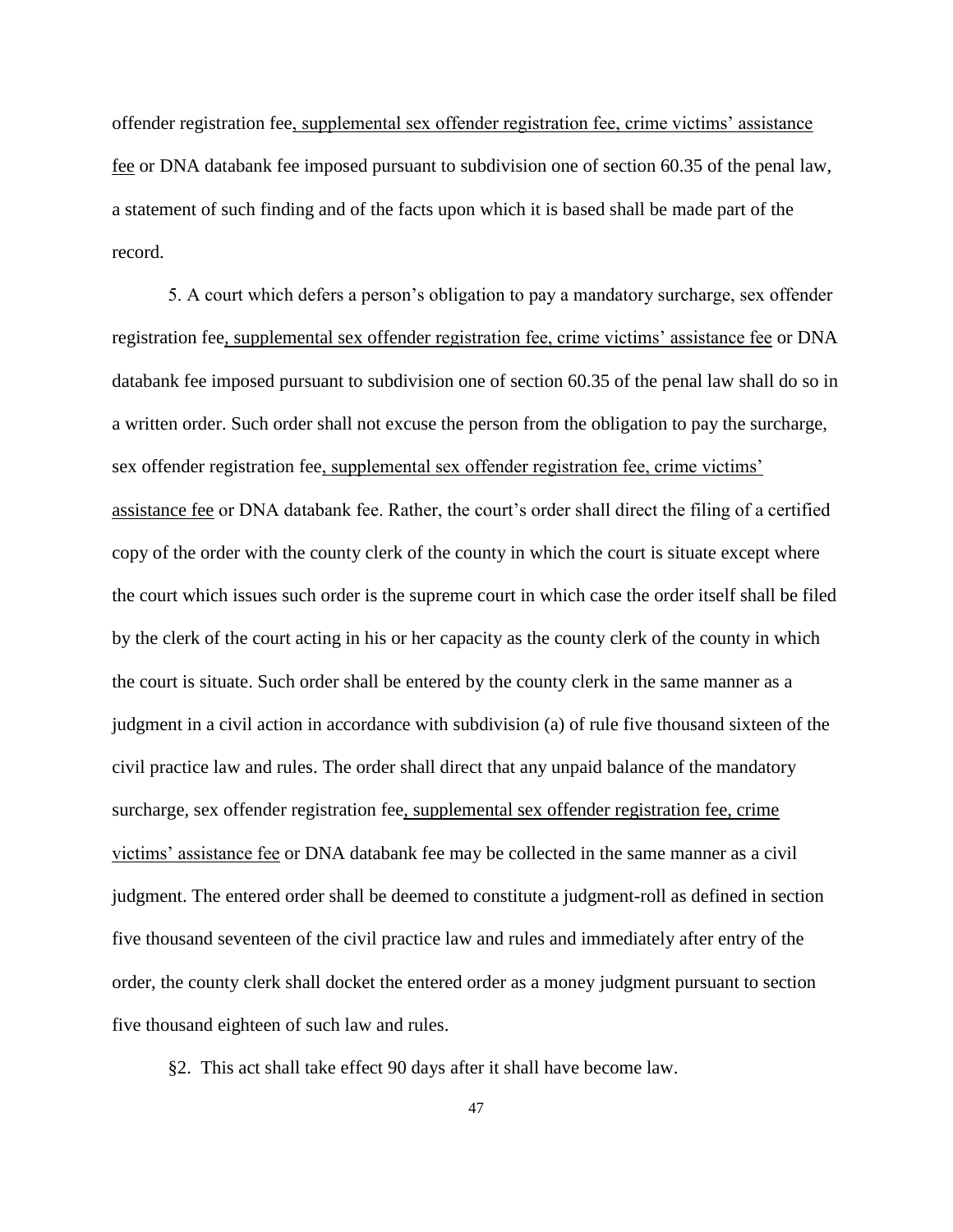offender registration fee<u>, supplemental sex offender registration fee, crime victims' assistance fee</u> or DNA databank fee imposed pursuant to subdivision one of section 60.35 of the penal law, a statement of such finding and of the facts upon which it is based shall be made part of the record.

5. A court which defers a person's obligation to pay a mandatory surcharge, sex offender registration fee<u>, supplemental sex offender registration fee, crime victims' assistance fee</u> or DNA databank fee imposed pursuant to subdivision one of section 60.35 of the penal law shall do so in a written order. Such order shall not excuse the person from the obligation to pay the surcharge, sex offender registration fee<u>, supplemental sex offender registration fee, crime victims' assistance fee</u> or DNA databank fee. Rather, the court's order shall direct the filing of a certified copy of the order with the county clerk of the county in which the court is situate except where the court which issues such order is the supreme court in which case the order itself shall be filed by the clerk of the court acting in his or her capacity as the county clerk of the county in which the court is situate. Such order shall be entered by the county clerk in the same manner as a judgment in a civil action in accordance with subdivision (a) of rule five thousand sixteen of the civil practice law and rules. The order shall direct that any unpaid balance of the mandatory surcharge, sex offender registration fee<u>, supplemental sex offender registration fee, crime victims' assistance fee</u> or DNA databank fee may be collected in the same manner as a civil judgment. The entered order shall be deemed to constitute a judgment-roll as defined in section five thousand seventeen of the civil practice law and rules and immediately after entry of the order, the county clerk shall docket the entered order as a money judgment pursuant to section five thousand eighteen of such law and rules.

§2. This act shall take effect 90 days after it shall have become law.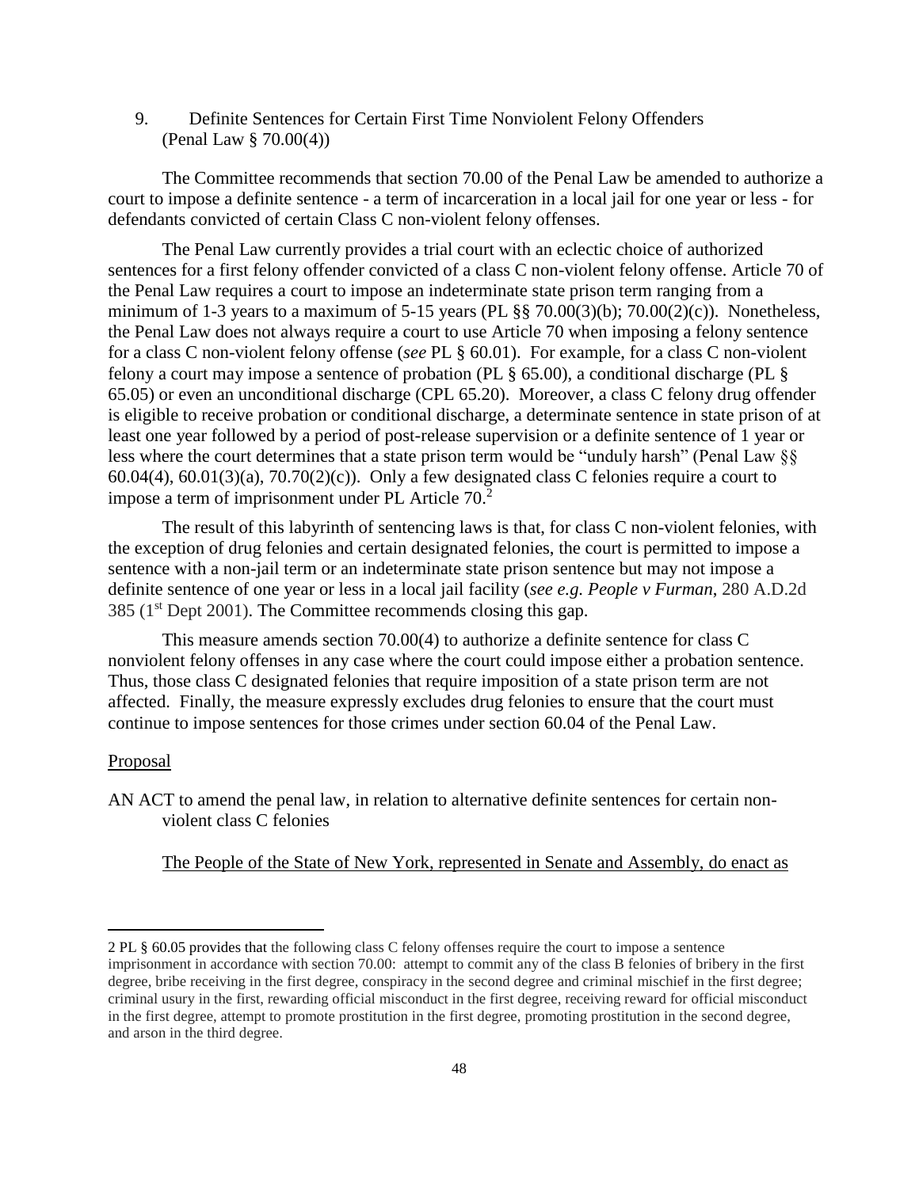9. Definite Sentences for Certain First Time Nonviolent Felony Offenders (Penal Law § 70.00(4))

The Committee recommends that section 70.00 of the Penal Law be amended to authorize a court to impose a definite sentence - a term of incarceration in a local jail for one year or less - for defendants convicted of certain Class C non-violent felony offenses.

The Penal Law currently provides a trial court with an eclectic choice of authorized sentences for a first felony offender convicted of a class C non-violent felony offense. Article 70 of the Penal Law requires a court to impose an indeterminate state prison term ranging from a minimum of 1-3 years to a maximum of 5-15 years (PL §§ 70.00(3)(b); 70.00(2)(c)). Nonetheless, the Penal Law does not always require a court to use Article 70 when imposing a felony sentence for a class C non-violent felony offense (*see* PL § 60.01). For example, for a class C non-violent felony a court may impose a sentence of probation (PL § 65.00), a conditional discharge (PL § 65.05) or even an unconditional discharge (CPL 65.20). Moreover, a class C felony drug offender is eligible to receive probation or conditional discharge, a determinate sentence in state prison of at least one year followed by a period of post-release supervision or a definite sentence of 1 year or less where the court determines that a state prison term would be "unduly harsh" (Penal Law §§ 60.04(4), 60.01(3)(a), 70.70(2)(c)). Only a few designated class C felonies require a court to impose a term of imprisonment under PL Article 70.[2]

The result of this labyrinth of sentencing laws is that, for class C non-violent felonies, with the exception of drug felonies and certain designated felonies, the court is permitted to impose a sentence with a non-jail term or an indeterminate state prison sentence but may not impose a definite sentence of one year or less in a local jail facility (*see e.g. People v Furman*, 280 A.D.2d 385 (1st Dept 2001). The Committee recommends closing this gap.

This measure amends section 70.00(4) to authorize a definite sentence for class C nonviolent felony offenses in any case where the court could impose either a probation sentence. Thus, those class C designated felonies that require imposition of a state prison term are not affected. Finally, the measure expressly excludes drug felonies to ensure that the court must continue to impose sentences for those crimes under section 60.04 of the Penal Law.

Proposal

AN ACT to amend the penal law, in relation to alternative definite sentences for certain non-violent class C felonies

The People of the State of New York, represented in Senate and Assembly, do enact as

---

2 PL § 60.05 provides that the following class C felony offenses require the court to impose a sentence imprisonment in accordance with section 70.00: attempt to commit any of the class B felonies of bribery in the first degree, bribe receiving in the first degree, conspiracy in the second degree and criminal mischief in the first degree; criminal usury in the first, rewarding official misconduct in the first degree, receiving reward for official misconduct in the first degree, attempt to promote prostitution in the first degree, promoting prostitution in the second degree, and arson in the third degree.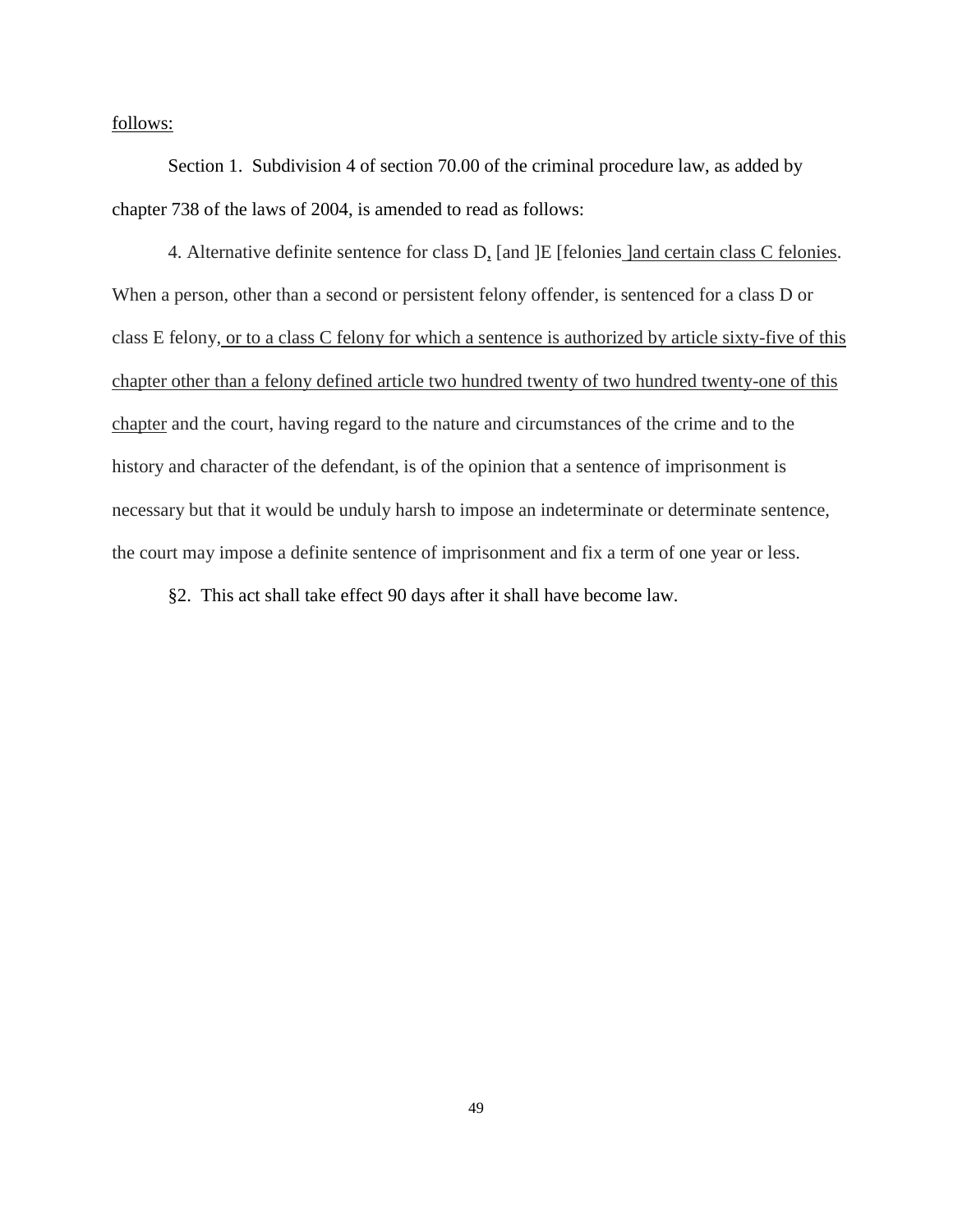follows:

Section 1. Subdivision 4 of section 70.00 of the criminal procedure law, as added by chapter 738 of the laws of 2004, is amended to read as follows:

4. Alternative definite sentence for class D, [and ]E [felonies ]and certain class C felonies. When a person, other than a second or persistent felony offender, is sentenced for a class D or class E felony, or to a class C felony for which a sentence is authorized by article sixty-five of this chapter other than a felony defined article two hundred twenty of two hundred twenty-one of this chapter and the court, having regard to the nature and circumstances of the crime and to the history and character of the defendant, is of the opinion that a sentence of imprisonment is necessary but that it would be unduly harsh to impose an indeterminate or determinate sentence, the court may impose a definite sentence of imprisonment and fix a term of one year or less.

§2. This act shall take effect 90 days after it shall have become law.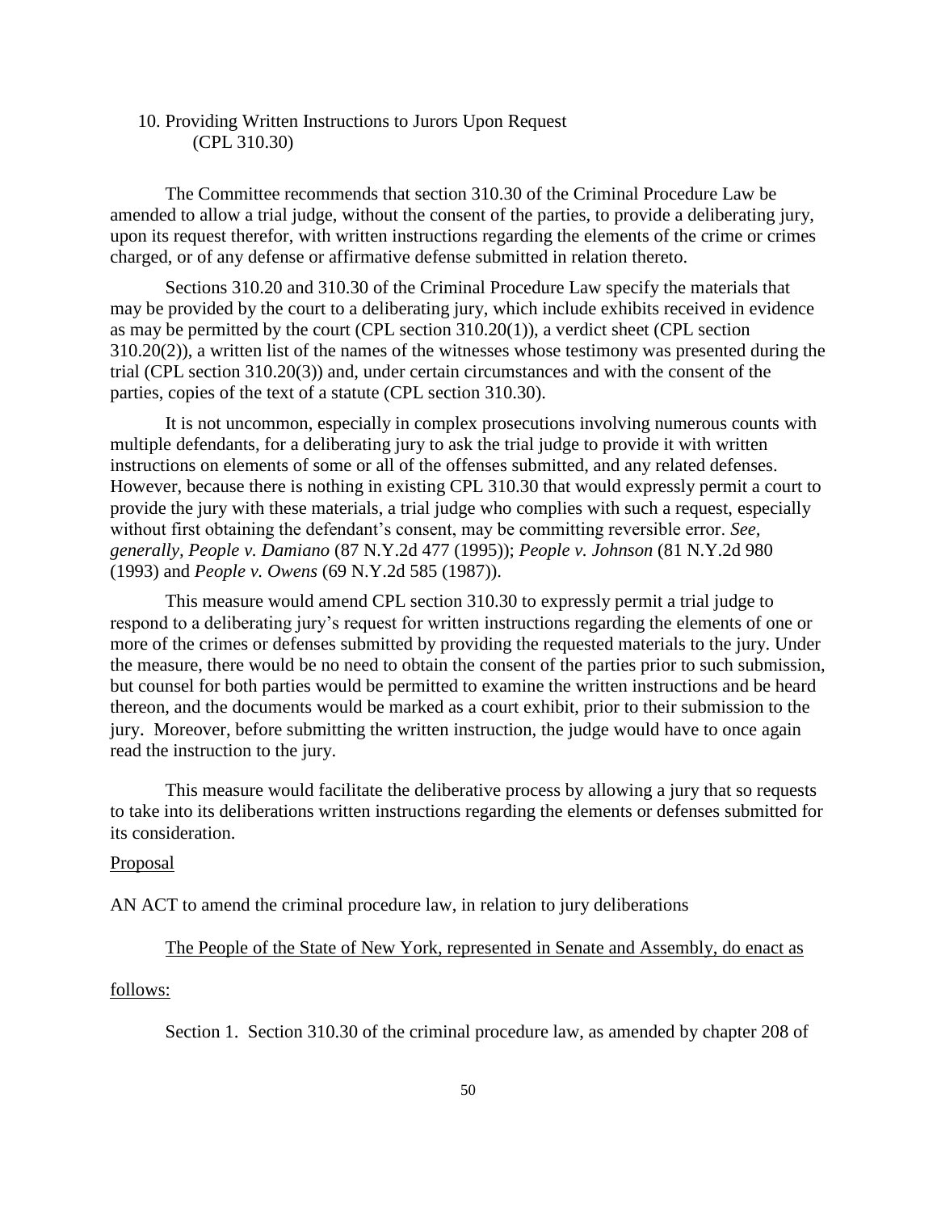10. Providing Written Instructions to Jurors Upon Request
    (CPL 310.30)

The Committee recommends that section 310.30 of the Criminal Procedure Law be amended to allow a trial judge, without the consent of the parties, to provide a deliberating jury, upon its request therefor, with written instructions regarding the elements of the crime or crimes charged, or of any defense or affirmative defense submitted in relation thereto.

Sections 310.20 and 310.30 of the Criminal Procedure Law specify the materials that may be provided by the court to a deliberating jury, which include exhibits received in evidence as may be permitted by the court (CPL section 310.20(1)), a verdict sheet (CPL section 310.20(2)), a written list of the names of the witnesses whose testimony was presented during the trial (CPL section 310.20(3)) and, under certain circumstances and with the consent of the parties, copies of the text of a statute (CPL section 310.30).

It is not uncommon, especially in complex prosecutions involving numerous counts with multiple defendants, for a deliberating jury to ask the trial judge to provide it with written instructions on elements of some or all of the offenses submitted, and any related defenses. However, because there is nothing in existing CPL 310.30 that would expressly permit a court to provide the jury with these materials, a trial judge who complies with such a request, especially without first obtaining the defendant's consent, may be committing reversible error. *See, generally, People v. Damiano* (87 N.Y.2d 477 (1995)); *People v. Johnson* (81 N.Y.2d 980 (1993) and *People v. Owens* (69 N.Y.2d 585 (1987)).

This measure would amend CPL section 310.30 to expressly permit a trial judge to respond to a deliberating jury's request for written instructions regarding the elements of one or more of the crimes or defenses submitted by providing the requested materials to the jury. Under the measure, there would be no need to obtain the consent of the parties prior to such submission, but counsel for both parties would be permitted to examine the written instructions and be heard thereon, and the documents would be marked as a court exhibit, prior to their submission to the jury. Moreover, before submitting the written instruction, the judge would have to once again read the instruction to the jury.

This measure would facilitate the deliberative process by allowing a jury that so requests to take into its deliberations written instructions regarding the elements or defenses submitted for its consideration.

<u>Proposal</u>

AN ACT to amend the criminal procedure law, in relation to jury deliberations

<u>The People of the State of New York, represented in Senate and Assembly, do enact as follows:</u>

Section 1. Section 310.30 of the criminal procedure law, as amended by chapter 208 of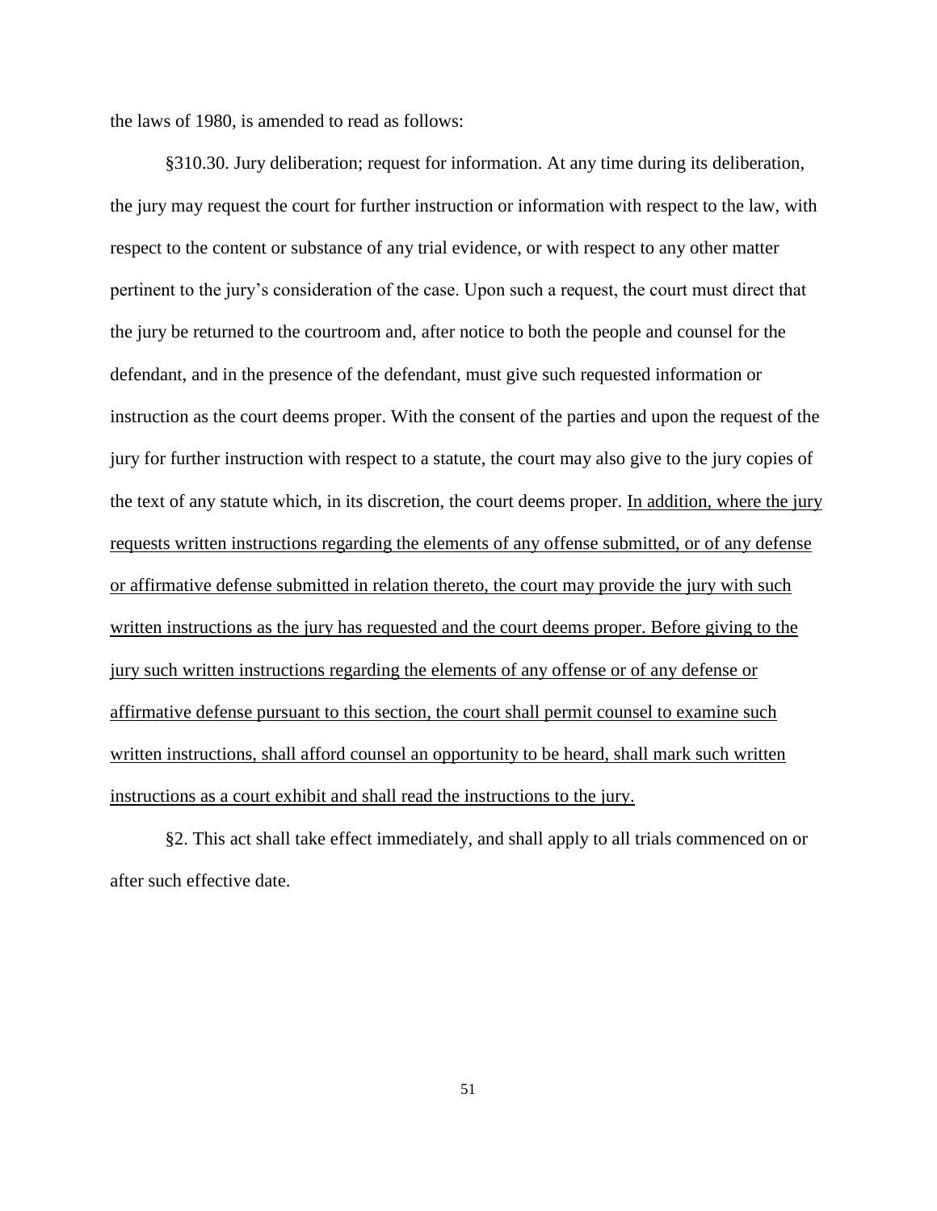the laws of 1980, is amended to read as follows:

§310.30. Jury deliberation; request for information. At any time during its deliberation, the jury may request the court for further instruction or information with respect to the law, with respect to the content or substance of any trial evidence, or with respect to any other matter pertinent to the jury's consideration of the case. Upon such a request, the court must direct that the jury be returned to the courtroom and, after notice to both the people and counsel for the defendant, and in the presence of the defendant, must give such requested information or instruction as the court deems proper. With the consent of the parties and upon the request of the jury for further instruction with respect to a statute, the court may also give to the jury copies of the text of any statute which, in its discretion, the court deems proper. <u>In addition, where the jury requests written instructions regarding the elements of any offense submitted, or of any defense or affirmative defense submitted in relation thereto, the court may provide the jury with such written instructions as the jury has requested and the court deems proper. Before giving to the jury such written instructions regarding the elements of any offense or of any defense or affirmative defense pursuant to this section, the court shall permit counsel to examine such written instructions, shall afford counsel an opportunity to be heard, shall mark such written instructions as a court exhibit and shall read the instructions to the jury.</u>

§2. This act shall take effect immediately, and shall apply to all trials commenced on or after such effective date.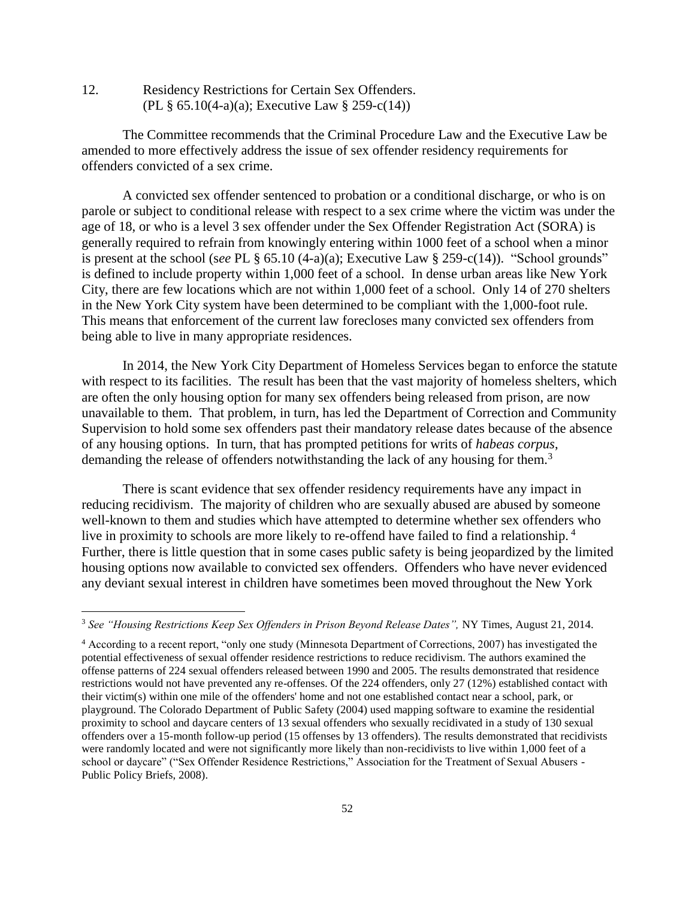12. Residency Restrictions for Certain Sex Offenders.
(PL § 65.10(4-a)(a); Executive Law § 259-c(14))

The Committee recommends that the Criminal Procedure Law and the Executive Law be amended to more effectively address the issue of sex offender residency requirements for offenders convicted of a sex crime.

A convicted sex offender sentenced to probation or a conditional discharge, or who is on parole or subject to conditional release with respect to a sex crime where the victim was under the age of 18, or who is a level 3 sex offender under the Sex Offender Registration Act (SORA) is generally required to refrain from knowingly entering within 1000 feet of a school when a minor is present at the school (s*ee* PL § 65.10 (4-a)(a); Executive Law § 259-c(14)). "School grounds" is defined to include property within 1,000 feet of a school. In dense urban areas like New York City, there are few locations which are not within 1,000 feet of a school. Only 14 of 270 shelters in the New York City system have been determined to be compliant with the 1,000-foot rule. This means that enforcement of the current law forecloses many convicted sex offenders from being able to live in many appropriate residences.

In 2014, the New York City Department of Homeless Services began to enforce the statute with respect to its facilities. The result has been that the vast majority of homeless shelters, which are often the only housing option for many sex offenders being released from prison, are now unavailable to them. That problem, in turn, has led the Department of Correction and Community Supervision to hold some sex offenders past their mandatory release dates because of the absence of any housing options. In turn, that has prompted petitions for writs of *habeas corpus*, demanding the release of offenders notwithstanding the lack of any housing for them.[3]

There is scant evidence that sex offender residency requirements have any impact in reducing recidivism. The majority of children who are sexually abused are abused by someone well-known to them and studies which have attempted to determine whether sex offenders who live in proximity to schools are more likely to re-offend have failed to find a relationship.[4] Further, there is little question that in some cases public safety is being jeopardized by the limited housing options now available to convicted sex offenders. Offenders who have never evidenced any deviant sexual interest in children have sometimes been moved throughout the New York

---

[3] *See "Housing Restrictions Keep Sex Offenders in Prison Beyond Release Dates",* NY Times, August 21, 2014.

[4] According to a recent report, "only one study (Minnesota Department of Corrections, 2007) has investigated the potential effectiveness of sexual offender residence restrictions to reduce recidivism. The authors examined the offense patterns of 224 sexual offenders released between 1990 and 2005. The results demonstrated that residence restrictions would not have prevented any re-offenses. Of the 224 offenders, only 27 (12%) established contact with their victim(s) within one mile of the offenders' home and not one established contact near a school, park, or playground. The Colorado Department of Public Safety (2004) used mapping software to examine the residential proximity to school and daycare centers of 13 sexual offenders who sexually recidivated in a study of 130 sexual offenders over a 15-month follow-up period (15 offenses by 13 offenders). The results demonstrated that recidivists were randomly located and were not significantly more likely than non-recidivists to live within 1,000 feet of a school or daycare" ("Sex Offender Residence Restrictions," Association for the Treatment of Sexual Abusers - Public Policy Briefs, 2008).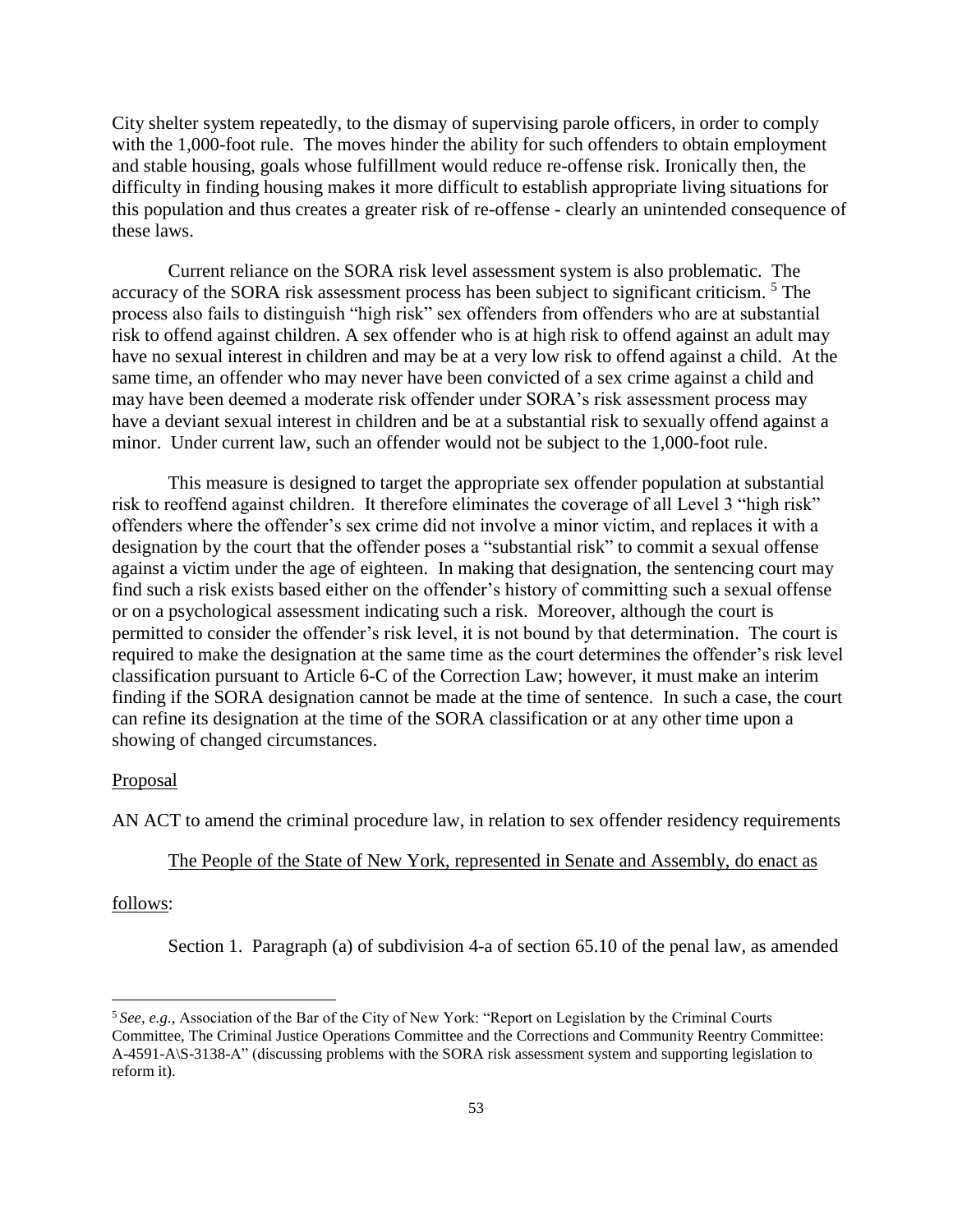City shelter system repeatedly, to the dismay of supervising parole officers, in order to comply with the 1,000-foot rule. The moves hinder the ability for such offenders to obtain employment and stable housing, goals whose fulfillment would reduce re-offense risk. Ironically then, the difficulty in finding housing makes it more difficult to establish appropriate living situations for this population and thus creates a greater risk of re-offense - clearly an unintended consequence of these laws.

Current reliance on the SORA risk level assessment system is also problematic. The accuracy of the SORA risk assessment process has been subject to significant criticism. [5] The process also fails to distinguish "high risk" sex offenders from offenders who are at substantial risk to offend against children. A sex offender who is at high risk to offend against an adult may have no sexual interest in children and may be at a very low risk to offend against a child. At the same time, an offender who may never have been convicted of a sex crime against a child and may have been deemed a moderate risk offender under SORA's risk assessment process may have a deviant sexual interest in children and be at a substantial risk to sexually offend against a minor. Under current law, such an offender would not be subject to the 1,000-foot rule.

This measure is designed to target the appropriate sex offender population at substantial risk to reoffend against children. It therefore eliminates the coverage of all Level 3 "high risk" offenders where the offender's sex crime did not involve a minor victim, and replaces it with a designation by the court that the offender poses a "substantial risk" to commit a sexual offense against a victim under the age of eighteen. In making that designation, the sentencing court may find such a risk exists based either on the offender's history of committing such a sexual offense or on a psychological assessment indicating such a risk. Moreover, although the court is permitted to consider the offender's risk level, it is not bound by that determination. The court is required to make the designation at the same time as the court determines the offender's risk level classification pursuant to Article 6-C of the Correction Law; however, it must make an interim finding if the SORA designation cannot be made at the time of sentence. In such a case, the court can refine its designation at the time of the SORA classification or at any other time upon a showing of changed circumstances.

Proposal

AN ACT to amend the criminal procedure law, in relation to sex offender residency requirements

The People of the State of New York, represented in Senate and Assembly, do enact as follows:

Section 1. Paragraph (a) of subdivision 4-a of section 65.10 of the penal law, as amended

[5] *See, e.g.*, Association of the Bar of the City of New York: "Report on Legislation by the Criminal Courts Committee, The Criminal Justice Operations Committee and the Corrections and Community Reentry Committee: A-4591-A\S-3138-A" (discussing problems with the SORA risk assessment system and supporting legislation to reform it).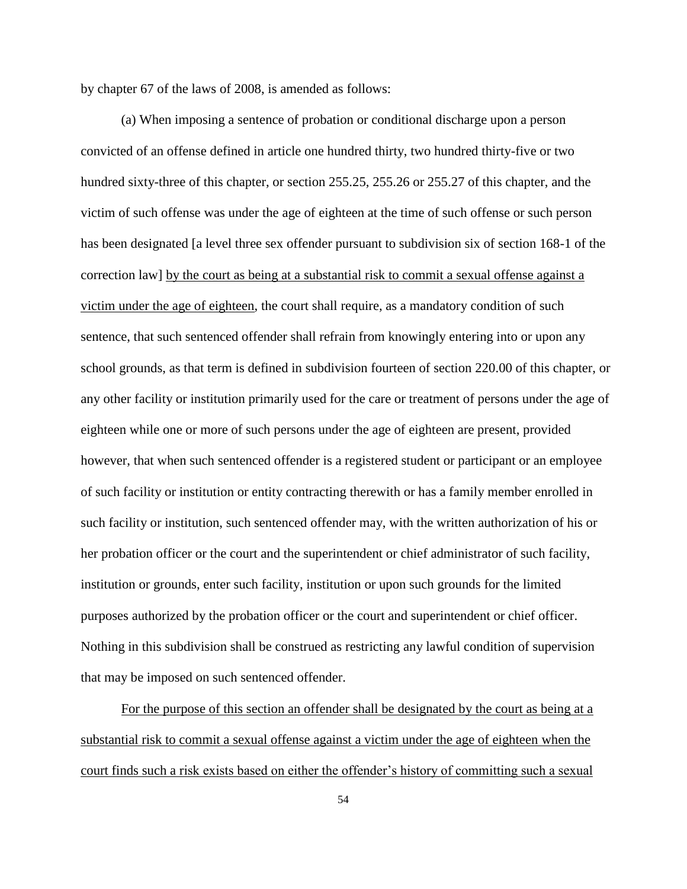by chapter 67 of the laws of 2008, is amended as follows:

(a) When imposing a sentence of probation or conditional discharge upon a person convicted of an offense defined in article one hundred thirty, two hundred thirty-five or two hundred sixty-three of this chapter, or section 255.25, 255.26 or 255.27 of this chapter, and the victim of such offense was under the age of eighteen at the time of such offense or such person has been designated [a level three sex offender pursuant to subdivision six of section 168-1 of the correction law] <u>by the court as being at a substantial risk to commit a sexual offense against a victim under the age of eighteen</u>, the court shall require, as a mandatory condition of such sentence, that such sentenced offender shall refrain from knowingly entering into or upon any school grounds, as that term is defined in subdivision fourteen of section 220.00 of this chapter, or any other facility or institution primarily used for the care or treatment of persons under the age of eighteen while one or more of such persons under the age of eighteen are present, provided however, that when such sentenced offender is a registered student or participant or an employee of such facility or institution or entity contracting therewith or has a family member enrolled in such facility or institution, such sentenced offender may, with the written authorization of his or her probation officer or the court and the superintendent or chief administrator of such facility, institution or grounds, enter such facility, institution or upon such grounds for the limited purposes authorized by the probation officer or the court and superintendent or chief officer. Nothing in this subdivision shall be construed as restricting any lawful condition of supervision that may be imposed on such sentenced offender.

<u>For the purpose of this section an offender shall be designated by the court as being at a substantial risk to commit a sexual offense against a victim under the age of eighteen when the court finds such a risk exists based on either the offender's history of committing such a sexual</u>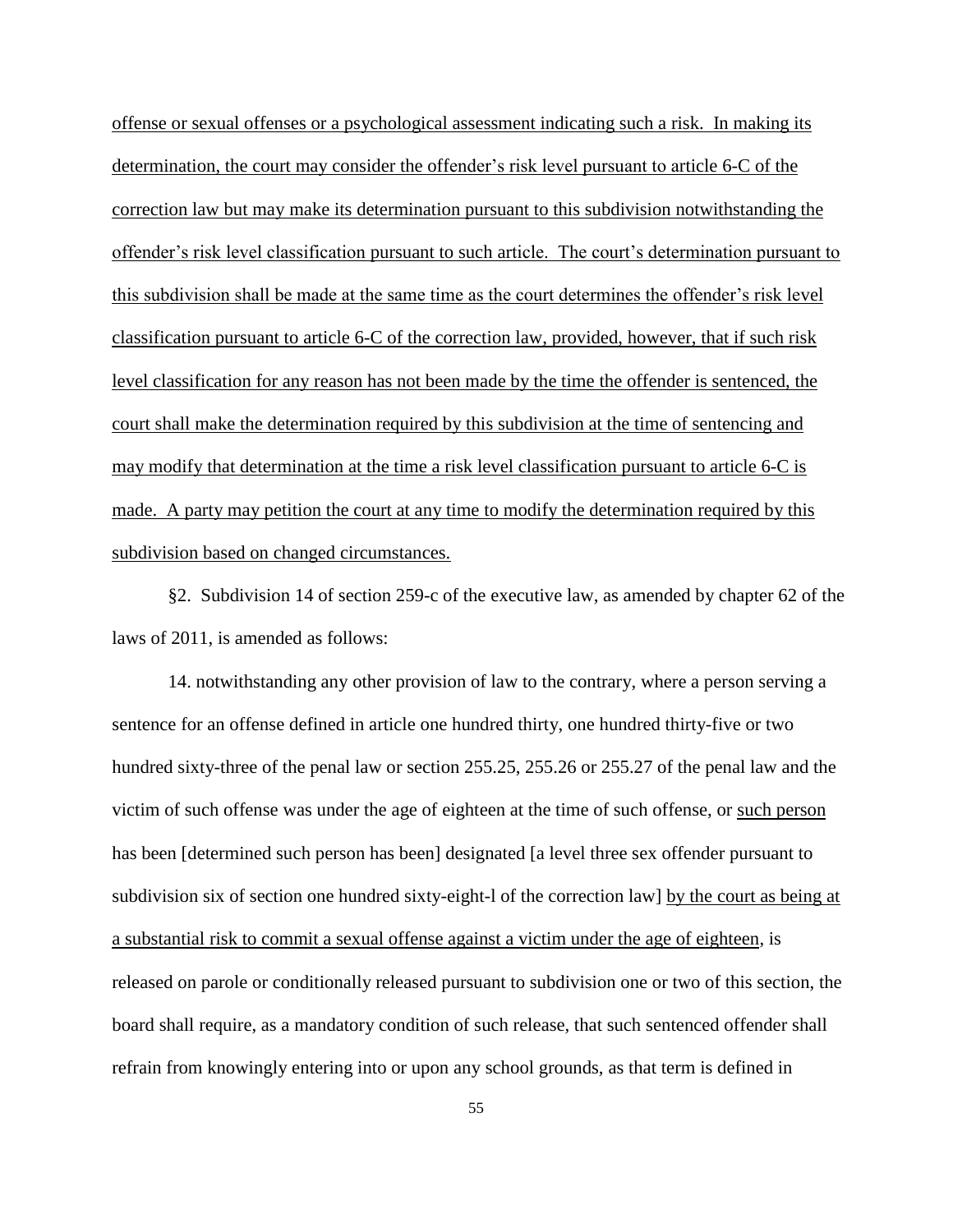<u>offense or sexual offenses or a psychological assessment indicating such a risk. In making its determination, the court may consider the offender's risk level pursuant to article 6-C of the correction law but may make its determination pursuant to this subdivision notwithstanding the offender's risk level classification pursuant to such article. The court's determination pursuant to this subdivision shall be made at the same time as the court determines the offender's risk level classification pursuant to article 6-C of the correction law, provided, however, that if such risk level classification for any reason has not been made by the time the offender is sentenced, the court shall make the determination required by this subdivision at the time of sentencing and may modify that determination at the time a risk level classification pursuant to article 6-C is made. A party may petition the court at any time to modify the determination required by this subdivision based on changed circumstances.</u>

§2. Subdivision 14 of section 259-c of the executive law, as amended by chapter 62 of the laws of 2011, is amended as follows:

14. notwithstanding any other provision of law to the contrary, where a person serving a sentence for an offense defined in article one hundred thirty, one hundred thirty-five or two hundred sixty-three of the penal law or section 255.25, 255.26 or 255.27 of the penal law and the victim of such offense was under the age of eighteen at the time of such offense, or <u>such person</u> has been [determined such person has been] designated [a level three sex offender pursuant to subdivision six of section one hundred sixty-eight-l of the correction law] <u>by the court as being at a substantial risk to commit a sexual offense against a victim under the age of eighteen</u>, is released on parole or conditionally released pursuant to subdivision one or two of this section, the board shall require, as a mandatory condition of such release, that such sentenced offender shall refrain from knowingly entering into or upon any school grounds, as that term is defined in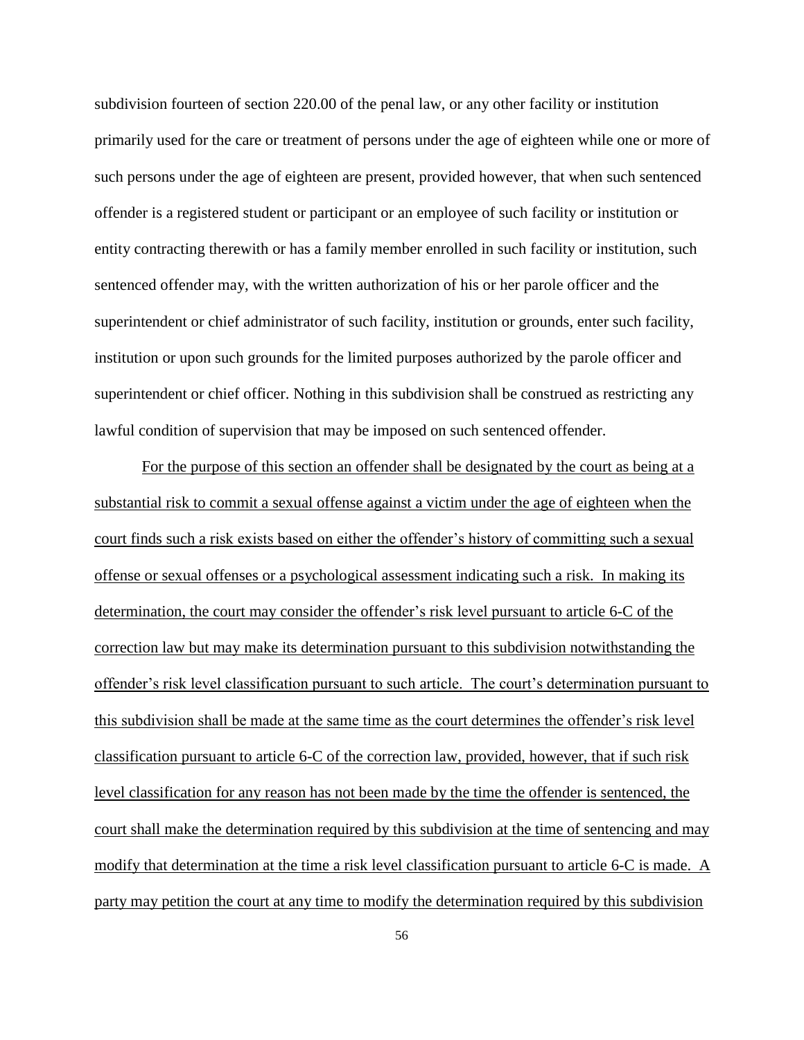subdivision fourteen of section 220.00 of the penal law, or any other facility or institution primarily used for the care or treatment of persons under the age of eighteen while one or more of such persons under the age of eighteen are present, provided however, that when such sentenced offender is a registered student or participant or an employee of such facility or institution or entity contracting therewith or has a family member enrolled in such facility or institution, such sentenced offender may, with the written authorization of his or her parole officer and the superintendent or chief administrator of such facility, institution or grounds, enter such facility, institution or upon such grounds for the limited purposes authorized by the parole officer and superintendent or chief officer. Nothing in this subdivision shall be construed as restricting any lawful condition of supervision that may be imposed on such sentenced offender.

<u>For the purpose of this section an offender shall be designated by the court as being at a substantial risk to commit a sexual offense against a victim under the age of eighteen when the court finds such a risk exists based on either the offender's history of committing such a sexual offense or sexual offenses or a psychological assessment indicating such a risk. In making its determination, the court may consider the offender's risk level pursuant to article 6-C of the correction law but may make its determination pursuant to this subdivision notwithstanding the offender's risk level classification pursuant to such article. The court's determination pursuant to this subdivision shall be made at the same time as the court determines the offender's risk level classification pursuant to article 6-C of the correction law, provided, however, that if such risk level classification for any reason has not been made by the time the offender is sentenced, the court shall make the determination required by this subdivision at the time of sentencing and may modify that determination at the time a risk level classification pursuant to article 6-C is made. A party may petition the court at any time to modify the determination required by this subdivision</u>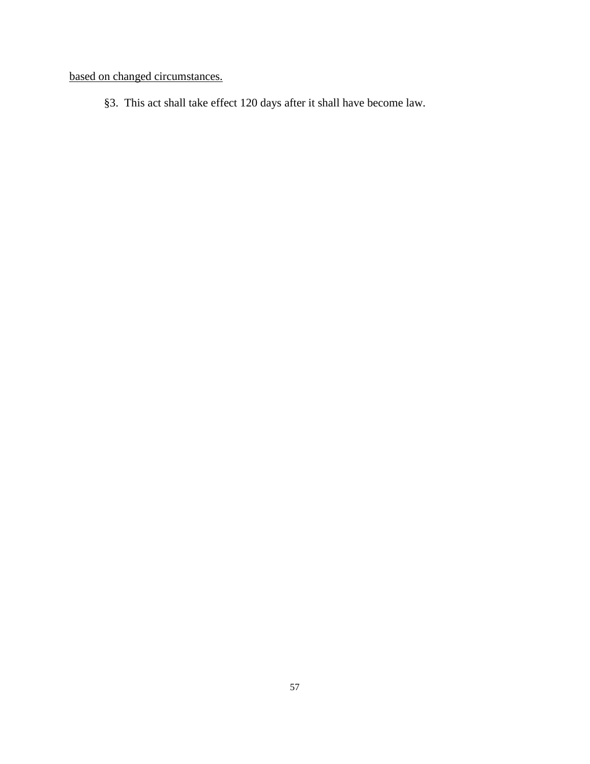<u>based on changed circumstances.</u>

§3. This act shall take effect 120 days after it shall have become law.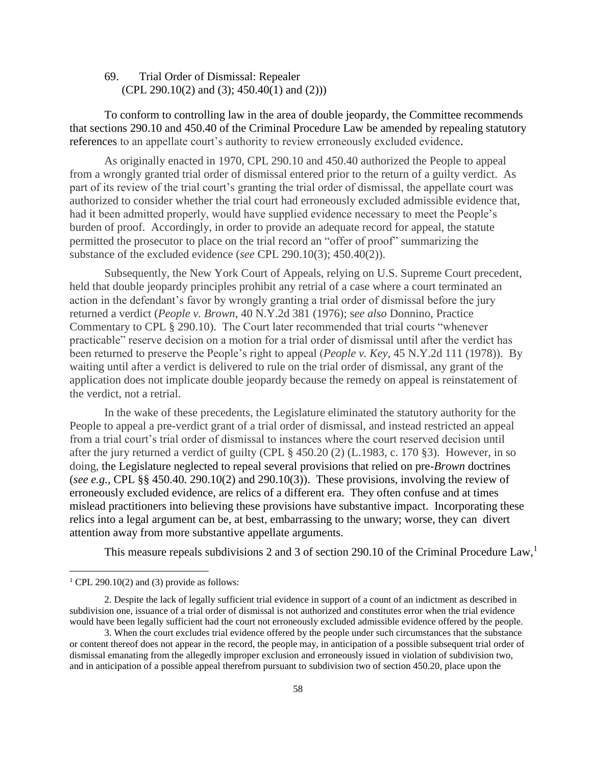69. Trial Order of Dismissal: Repealer
(CPL 290.10(2) and (3); 450.40(1) and (2)))

To conform to controlling law in the area of double jeopardy, the Committee recommends that sections 290.10 and 450.40 of the Criminal Procedure Law be amended by repealing statutory references to an appellate court's authority to review erroneously excluded evidence.

As originally enacted in 1970, CPL 290.10 and 450.40 authorized the People to appeal from a wrongly granted trial order of dismissal entered prior to the return of a guilty verdict. As part of its review of the trial court's granting the trial order of dismissal, the appellate court was authorized to consider whether the trial court had erroneously excluded admissible evidence that, had it been admitted properly, would have supplied evidence necessary to meet the People's burden of proof. Accordingly, in order to provide an adequate record for appeal, the statute permitted the prosecutor to place on the trial record an "offer of proof" summarizing the substance of the excluded evidence (*see* CPL 290.10(3); 450.40(2)).

Subsequently, the New York Court of Appeals, relying on U.S. Supreme Court precedent, held that double jeopardy principles prohibit any retrial of a case where a court terminated an action in the defendant's favor by wrongly granting a trial order of dismissal before the jury returned a verdict (*People v. Brown*, 40 N.Y.2d 381 (1976); s*ee also* Donnino, Practice Commentary to CPL § 290.10). The Court later recommended that trial courts "whenever practicable" reserve decision on a motion for a trial order of dismissal until after the verdict has been returned to preserve the People's right to appeal (*People v. Key*, 45 N.Y.2d 111 (1978)). By waiting until after a verdict is delivered to rule on the trial order of dismissal, any grant of the application does not implicate double jeopardy because the remedy on appeal is reinstatement of the verdict, not a retrial.

In the wake of these precedents, the Legislature eliminated the statutory authority for the People to appeal a pre-verdict grant of a trial order of dismissal, and instead restricted an appeal from a trial court's trial order of dismissal to instances where the court reserved decision until after the jury returned a verdict of guilty (CPL § 450.20 (2) (L.1983, c. 170 §3). However, in so doing, the Legislature neglected to repeal several provisions that relied on pre-*Brown* doctrines (*see e.g.,* CPL §§ 450.40. 290.10(2) and 290.10(3)). These provisions, involving the review of erroneously excluded evidence, are relics of a different era. They often confuse and at times mislead practitioners into believing these provisions have substantive impact. Incorporating these relics into a legal argument can be, at best, embarrassing to the unwary; worse, they can divert attention away from more substantive appellate arguments.

This measure repeals subdivisions 2 and 3 of section 290.10 of the Criminal Procedure Law,[1]

---

[1] CPL 290.10(2) and (3) provide as follows:

2. Despite the lack of legally sufficient trial evidence in support of a count of an indictment as described in subdivision one, issuance of a trial order of dismissal is not authorized and constitutes error when the trial evidence would have been legally sufficient had the court not erroneously excluded admissible evidence offered by the people.

3. When the court excludes trial evidence offered by the people under such circumstances that the substance or content thereof does not appear in the record, the people may, in anticipation of a possible subsequent trial order of dismissal emanating from the allegedly improper exclusion and erroneously issued in violation of subdivision two, and in anticipation of a possible appeal therefrom pursuant to subdivision two of section 450.20, place upon the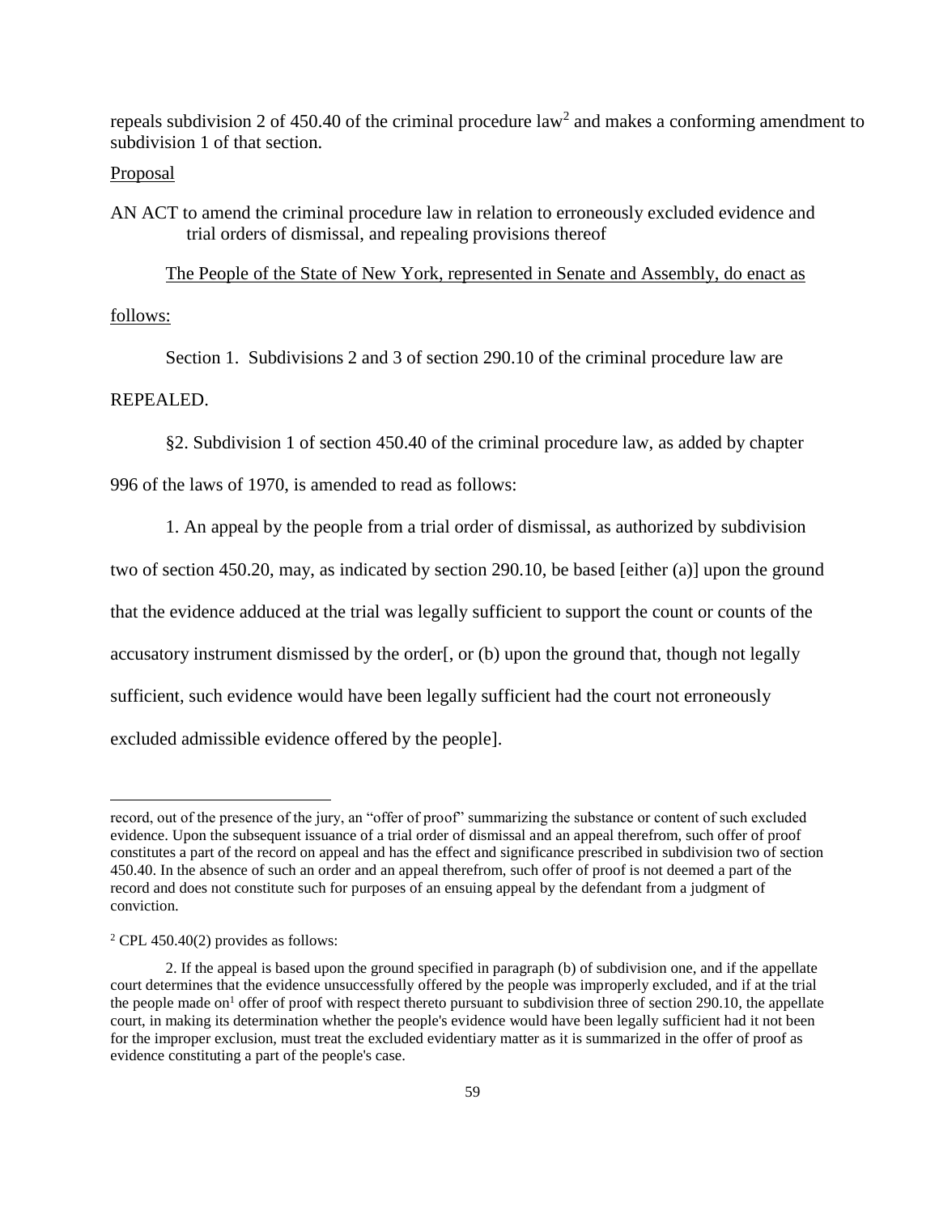repeals subdivision 2 of 450.40 of the criminal procedure law[2] and makes a conforming amendment to subdivision 1 of that section.

Proposal

AN ACT to amend the criminal procedure law in relation to erroneously excluded evidence and trial orders of dismissal, and repealing provisions thereof

The People of the State of New York, represented in Senate and Assembly, do enact as follows:

Section 1. Subdivisions 2 and 3 of section 290.10 of the criminal procedure law are REPEALED.

§2. Subdivision 1 of section 450.40 of the criminal procedure law, as added by chapter 996 of the laws of 1970, is amended to read as follows:

1. An appeal by the people from a trial order of dismissal, as authorized by subdivision two of section 450.20, may, as indicated by section 290.10, be based [either (a)] upon the ground that the evidence adduced at the trial was legally sufficient to support the count or counts of the accusatory instrument dismissed by the order[, or (b) upon the ground that, though not legally sufficient, such evidence would have been legally sufficient had the court not erroneously excluded admissible evidence offered by the people].

---

record, out of the presence of the jury, an "offer of proof" summarizing the substance or content of such excluded evidence. Upon the subsequent issuance of a trial order of dismissal and an appeal therefrom, such offer of proof constitutes a part of the record on appeal and has the effect and significance prescribed in subdivision two of section 450.40. In the absence of such an order and an appeal therefrom, such offer of proof is not deemed a part of the record and does not constitute such for purposes of an ensuing appeal by the defendant from a judgment of conviction.

[2] CPL 450.40(2) provides as follows:

2. If the appeal is based upon the ground specified in paragraph (b) of subdivision one, and if the appellate court determines that the evidence unsuccessfully offered by the people was improperly excluded, and if at the trial the people made on[1] offer of proof with respect thereto pursuant to subdivision three of section 290.10, the appellate court, in making its determination whether the people's evidence would have been legally sufficient had it not been for the improper exclusion, must treat the excluded evidentiary matter as it is summarized in the offer of proof as evidence constituting a part of the people's case.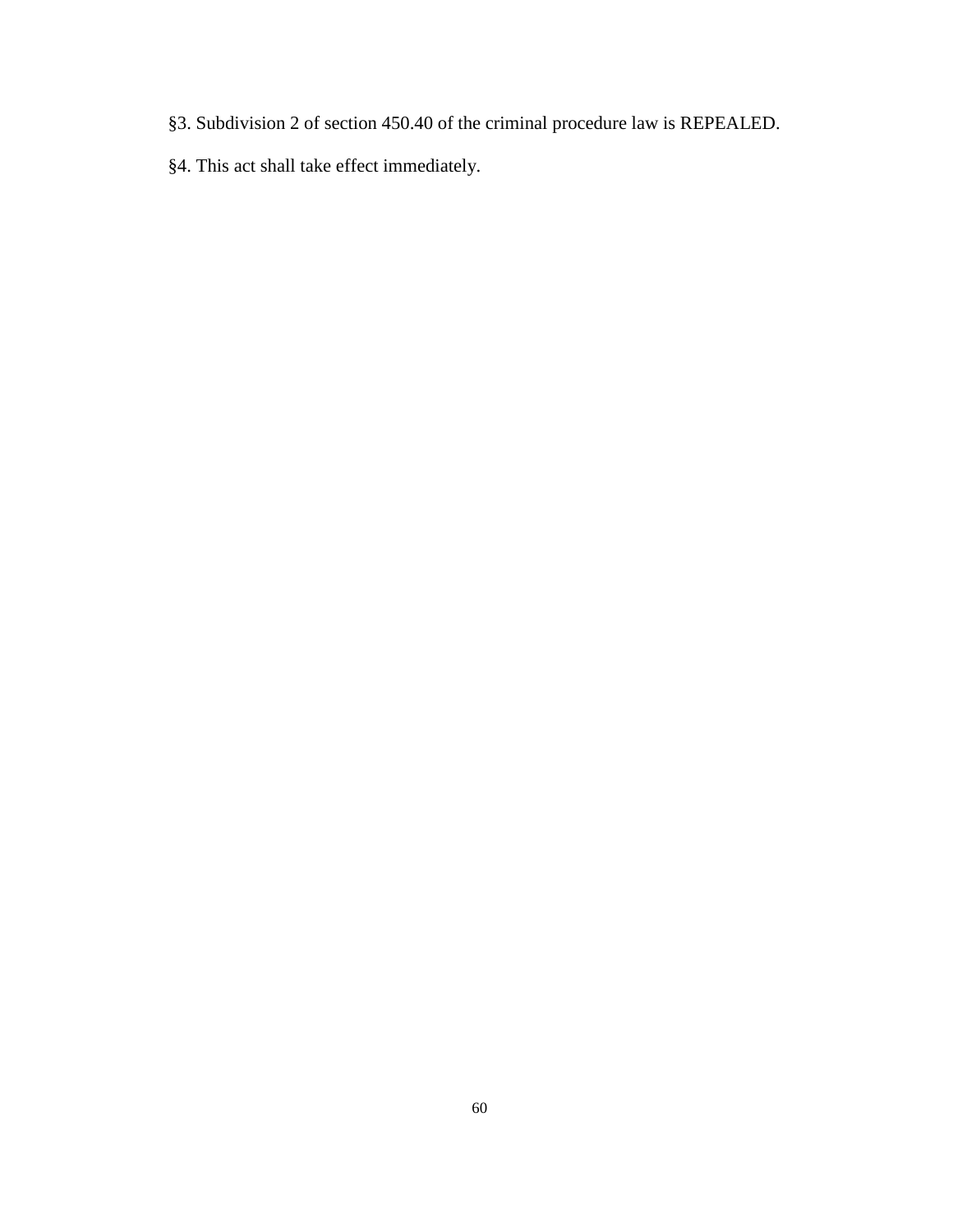§3. Subdivision 2 of section 450.40 of the criminal procedure law is REPEALED.

§4. This act shall take effect immediately.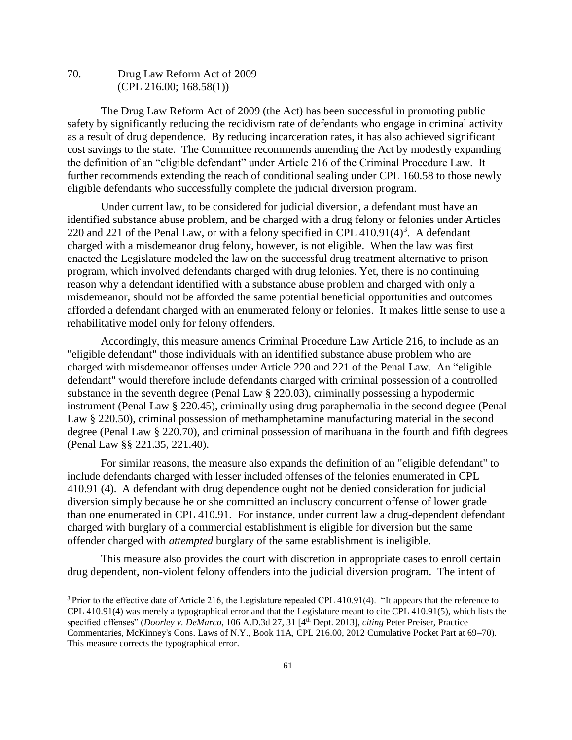70. Drug Law Reform Act of 2009
(CPL 216.00; 168.58(1))

The Drug Law Reform Act of 2009 (the Act) has been successful in promoting public safety by significantly reducing the recidivism rate of defendants who engage in criminal activity as a result of drug dependence. By reducing incarceration rates, it has also achieved significant cost savings to the state. The Committee recommends amending the Act by modestly expanding the definition of an "eligible defendant" under Article 216 of the Criminal Procedure Law. It further recommends extending the reach of conditional sealing under CPL 160.58 to those newly eligible defendants who successfully complete the judicial diversion program.

Under current law, to be considered for judicial diversion, a defendant must have an identified substance abuse problem, and be charged with a drug felony or felonies under Articles 220 and 221 of the Penal Law, or with a felony specified in CPL 410.91(4)[3]. A defendant charged with a misdemeanor drug felony, however, is not eligible. When the law was first enacted the Legislature modeled the law on the successful drug treatment alternative to prison program, which involved defendants charged with drug felonies. Yet, there is no continuing reason why a defendant identified with a substance abuse problem and charged with only a misdemeanor, should not be afforded the same potential beneficial opportunities and outcomes afforded a defendant charged with an enumerated felony or felonies. It makes little sense to use a rehabilitative model only for felony offenders.

Accordingly, this measure amends Criminal Procedure Law Article 216, to include as an "eligible defendant" those individuals with an identified substance abuse problem who are charged with misdemeanor offenses under Article 220 and 221 of the Penal Law. An "eligible defendant" would therefore include defendants charged with criminal possession of a controlled substance in the seventh degree (Penal Law § 220.03), criminally possessing a hypodermic instrument (Penal Law § 220.45), criminally using drug paraphernalia in the second degree (Penal Law § 220.50), criminal possession of methamphetamine manufacturing material in the second degree (Penal Law § 220.70), and criminal possession of marihuana in the fourth and fifth degrees (Penal Law §§ 221.35, 221.40).

For similar reasons, the measure also expands the definition of an "eligible defendant" to include defendants charged with lesser included offenses of the felonies enumerated in CPL 410.91 (4). A defendant with drug dependence ought not be denied consideration for judicial diversion simply because he or she committed an inclusory concurrent offense of lower grade than one enumerated in CPL 410.91. For instance, under current law a drug-dependent defendant charged with burglary of a commercial establishment is eligible for diversion but the same offender charged with *attempted* burglary of the same establishment is ineligible.

This measure also provides the court with discretion in appropriate cases to enroll certain drug dependent, non-violent felony offenders into the judicial diversion program. The intent of

[3] Prior to the effective date of Article 216, the Legislature repealed CPL 410.91(4). "It appears that the reference to CPL 410.91(4) was merely a typographical error and that the Legislature meant to cite CPL 410.91(5), which lists the specified offenses" (*Doorley v. DeMarco*, 106 A.D.3d 27, 31 [4th Dept. 2013], *citing* Peter Preiser, Practice Commentaries, McKinney's Cons. Laws of N.Y., Book 11A, CPL 216.00, 2012 Cumulative Pocket Part at 69–70). This measure corrects the typographical error.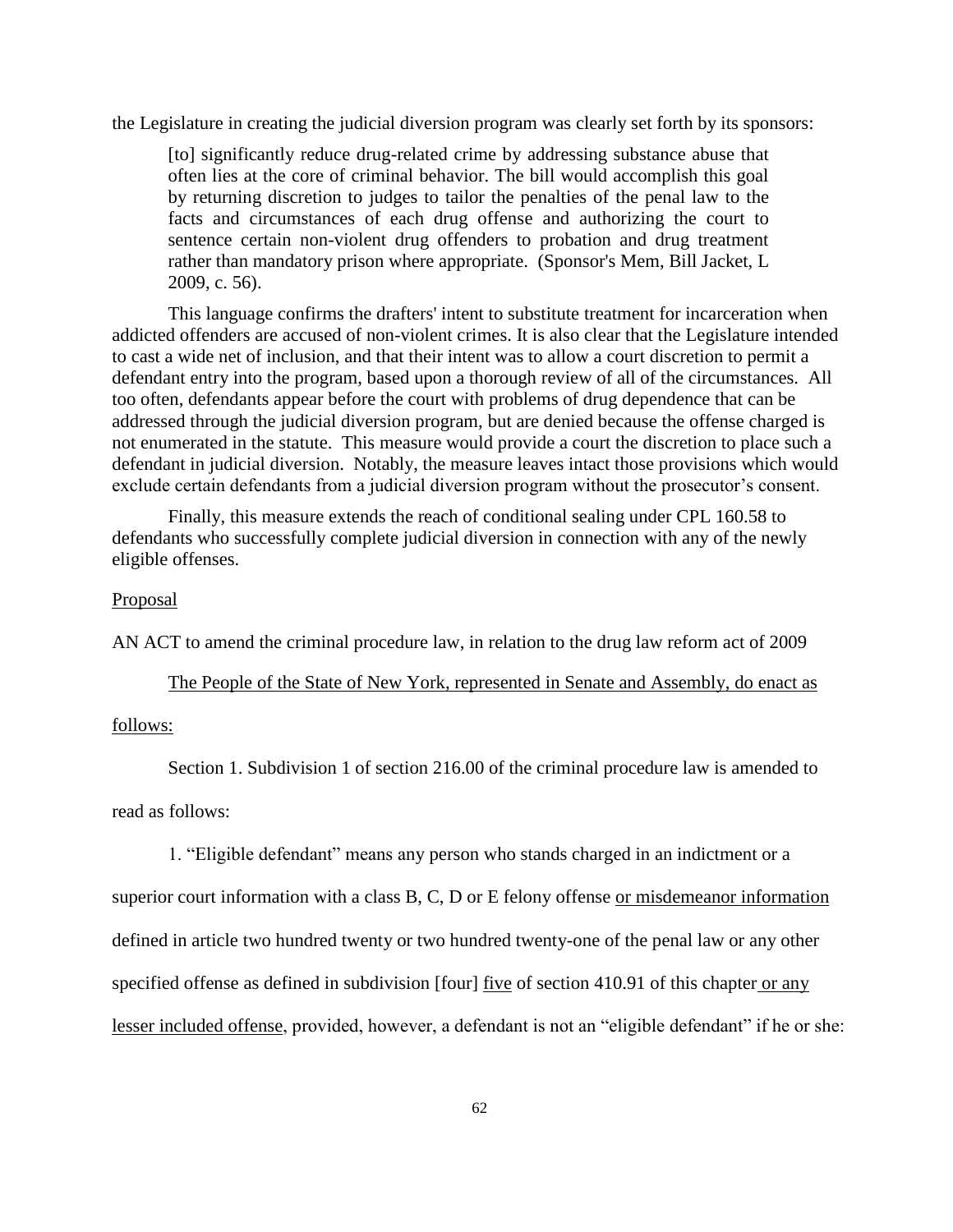the Legislature in creating the judicial diversion program was clearly set forth by its sponsors:

> [to] significantly reduce drug-related crime by addressing substance abuse that often lies at the core of criminal behavior. The bill would accomplish this goal by returning discretion to judges to tailor the penalties of the penal law to the facts and circumstances of each drug offense and authorizing the court to sentence certain non-violent drug offenders to probation and drug treatment rather than mandatory prison where appropriate. (Sponsor's Mem, Bill Jacket, L 2009, c. 56).

This language confirms the drafters' intent to substitute treatment for incarceration when addicted offenders are accused of non-violent crimes. It is also clear that the Legislature intended to cast a wide net of inclusion, and that their intent was to allow a court discretion to permit a defendant entry into the program, based upon a thorough review of all of the circumstances. All too often, defendants appear before the court with problems of drug dependence that can be addressed through the judicial diversion program, but are denied because the offense charged is not enumerated in the statute. This measure would provide a court the discretion to place such a defendant in judicial diversion. Notably, the measure leaves intact those provisions which would exclude certain defendants from a judicial diversion program without the prosecutor's consent.

Finally, this measure extends the reach of conditional sealing under CPL 160.58 to defendants who successfully complete judicial diversion in connection with any of the newly eligible offenses.

<u>Proposal</u>

AN ACT to amend the criminal procedure law, in relation to the drug law reform act of 2009

<u>The People of the State of New York, represented in Senate and Assembly, do enact as follows:</u>

Section 1. Subdivision 1 of section 216.00 of the criminal procedure law is amended to read as follows:

1. "Eligible defendant" means any person who stands charged in an indictment or a superior court information with a class B, C, D or E felony offense <u>or misdemeanor information</u> defined in article two hundred twenty or two hundred twenty-one of the penal law or any other specified offense as defined in subdivision [four] <u>five</u> of section 410.91 of this chapter <u>or any lesser included offense</u>, provided, however, a defendant is not an "eligible defendant" if he or she: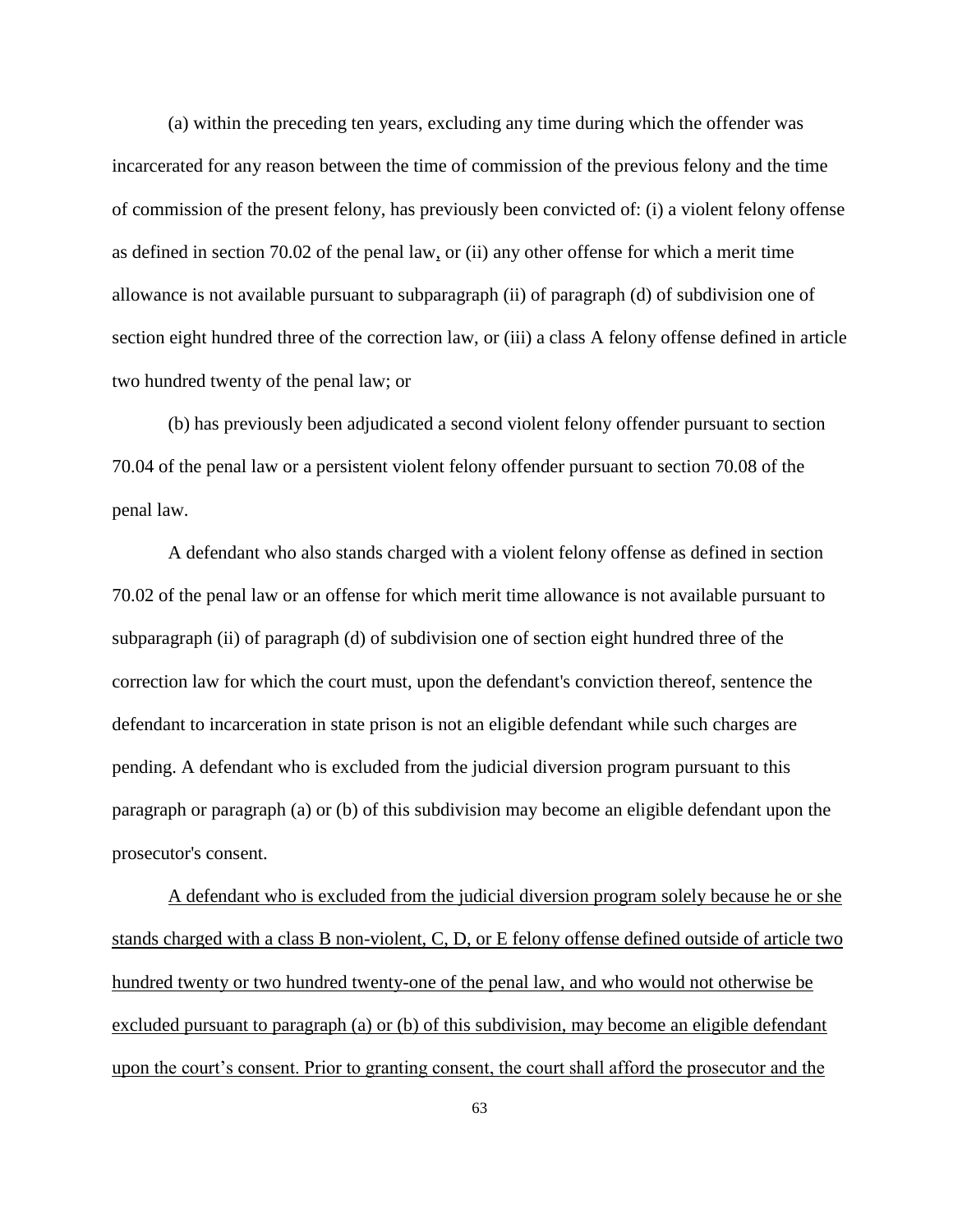(a) within the preceding ten years, excluding any time during which the offender was incarcerated for any reason between the time of commission of the previous felony and the time of commission of the present felony, has previously been convicted of: (i) a violent felony offense as defined in section 70.02 of the penal law, or (ii) any other offense for which a merit time allowance is not available pursuant to subparagraph (ii) of paragraph (d) of subdivision one of section eight hundred three of the correction law, or (iii) a class A felony offense defined in article two hundred twenty of the penal law; or

(b) has previously been adjudicated a second violent felony offender pursuant to section 70.04 of the penal law or a persistent violent felony offender pursuant to section 70.08 of the penal law.

A defendant who also stands charged with a violent felony offense as defined in section 70.02 of the penal law or an offense for which merit time allowance is not available pursuant to subparagraph (ii) of paragraph (d) of subdivision one of section eight hundred three of the correction law for which the court must, upon the defendant's conviction thereof, sentence the defendant to incarceration in state prison is not an eligible defendant while such charges are pending. A defendant who is excluded from the judicial diversion program pursuant to this paragraph or paragraph (a) or (b) of this subdivision may become an eligible defendant upon the prosecutor's consent.

<u>A defendant who is excluded from the judicial diversion program solely because he or she stands charged with a class B non-violent, C, D, or E felony offense defined outside of article two hundred twenty or two hundred twenty-one of the penal law, and who would not otherwise be excluded pursuant to paragraph (a) or (b) of this subdivision, may become an eligible defendant upon the court's consent. Prior to granting consent, the court shall afford the prosecutor and the</u>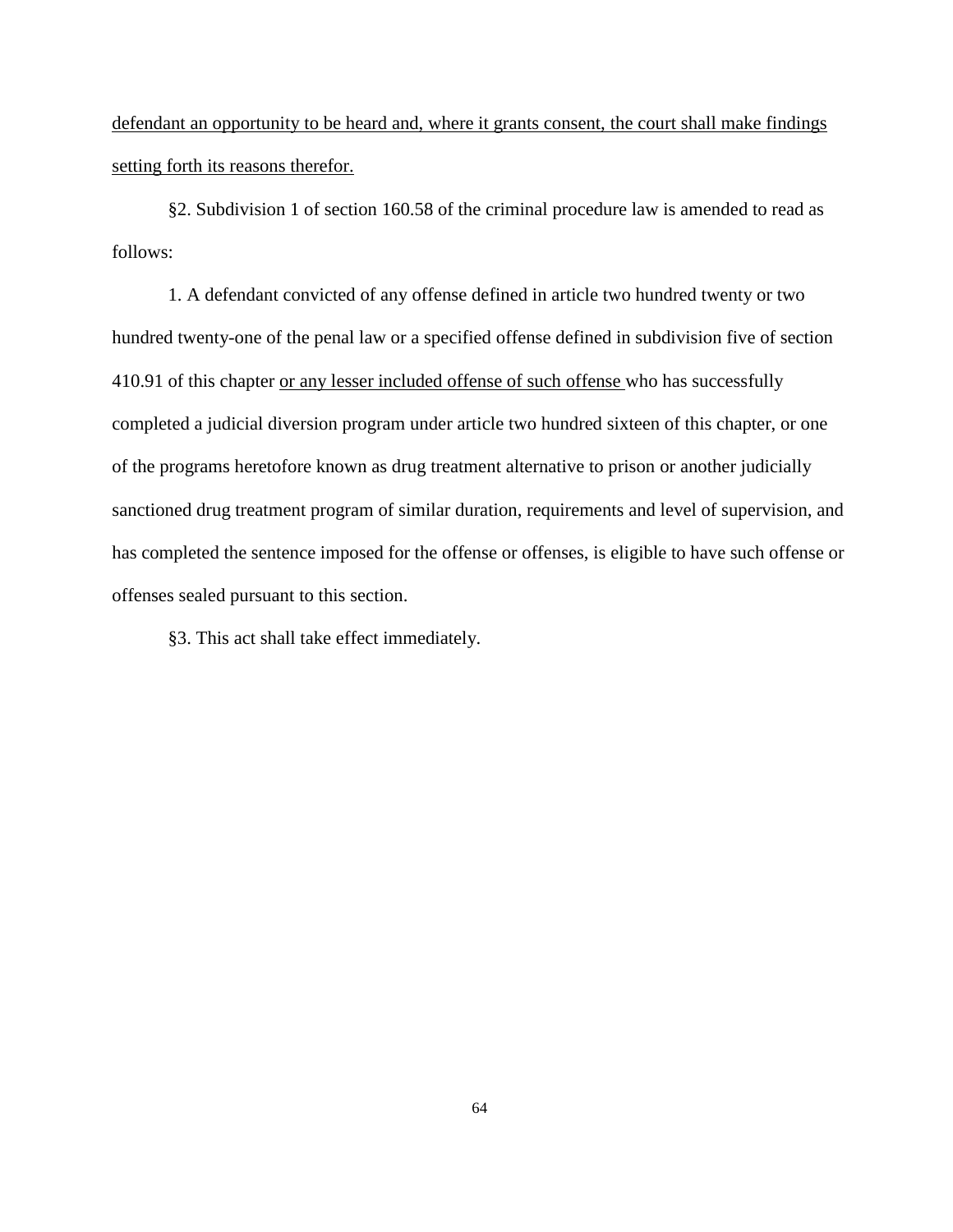<u>defendant an opportunity to be heard and, where it grants consent, the court shall make findings setting forth its reasons therefor.</u>

§2. Subdivision 1 of section 160.58 of the criminal procedure law is amended to read as follows:

1. A defendant convicted of any offense defined in article two hundred twenty or two hundred twenty-one of the penal law or a specified offense defined in subdivision five of section 410.91 of this chapter <u>or any lesser included offense of such offense</u> who has successfully completed a judicial diversion program under article two hundred sixteen of this chapter, or one of the programs heretofore known as drug treatment alternative to prison or another judicially sanctioned drug treatment program of similar duration, requirements and level of supervision, and has completed the sentence imposed for the offense or offenses, is eligible to have such offense or offenses sealed pursuant to this section.

§3. This act shall take effect immediately.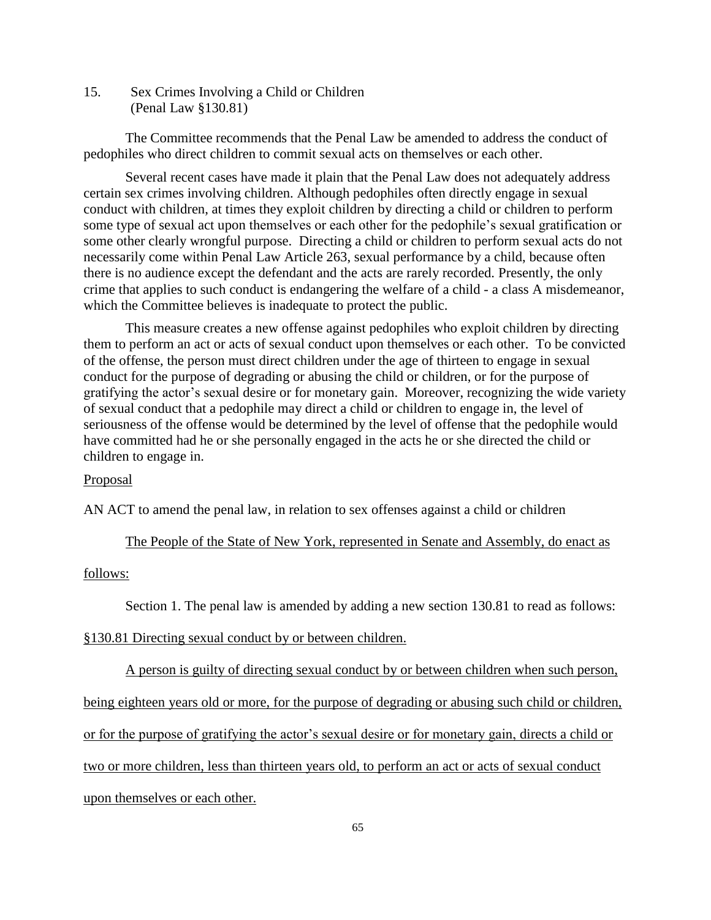15. Sex Crimes Involving a Child or Children
(Penal Law §130.81)

The Committee recommends that the Penal Law be amended to address the conduct of pedophiles who direct children to commit sexual acts on themselves or each other.

Several recent cases have made it plain that the Penal Law does not adequately address certain sex crimes involving children. Although pedophiles often directly engage in sexual conduct with children, at times they exploit children by directing a child or children to perform some type of sexual act upon themselves or each other for the pedophile's sexual gratification or some other clearly wrongful purpose. Directing a child or children to perform sexual acts do not necessarily come within Penal Law Article 263, sexual performance by a child, because often there is no audience except the defendant and the acts are rarely recorded. Presently, the only crime that applies to such conduct is endangering the welfare of a child - a class A misdemeanor, which the Committee believes is inadequate to protect the public.

This measure creates a new offense against pedophiles who exploit children by directing them to perform an act or acts of sexual conduct upon themselves or each other. To be convicted of the offense, the person must direct children under the age of thirteen to engage in sexual conduct for the purpose of degrading or abusing the child or children, or for the purpose of gratifying the actor's sexual desire or for monetary gain. Moreover, recognizing the wide variety of sexual conduct that a pedophile may direct a child or children to engage in, the level of seriousness of the offense would be determined by the level of offense that the pedophile would have committed had he or she personally engaged in the acts he or she directed the child or children to engage in.

Proposal

AN ACT to amend the penal law, in relation to sex offenses against a child or children

The People of the State of New York, represented in Senate and Assembly, do enact as follows:

Section 1. The penal law is amended by adding a new section 130.81 to read as follows:

§130.81 Directing sexual conduct by or between children.

A person is guilty of directing sexual conduct by or between children when such person, being eighteen years old or more, for the purpose of degrading or abusing such child or children, or for the purpose of gratifying the actor's sexual desire or for monetary gain, directs a child or two or more children, less than thirteen years old, to perform an act or acts of sexual conduct upon themselves or each other.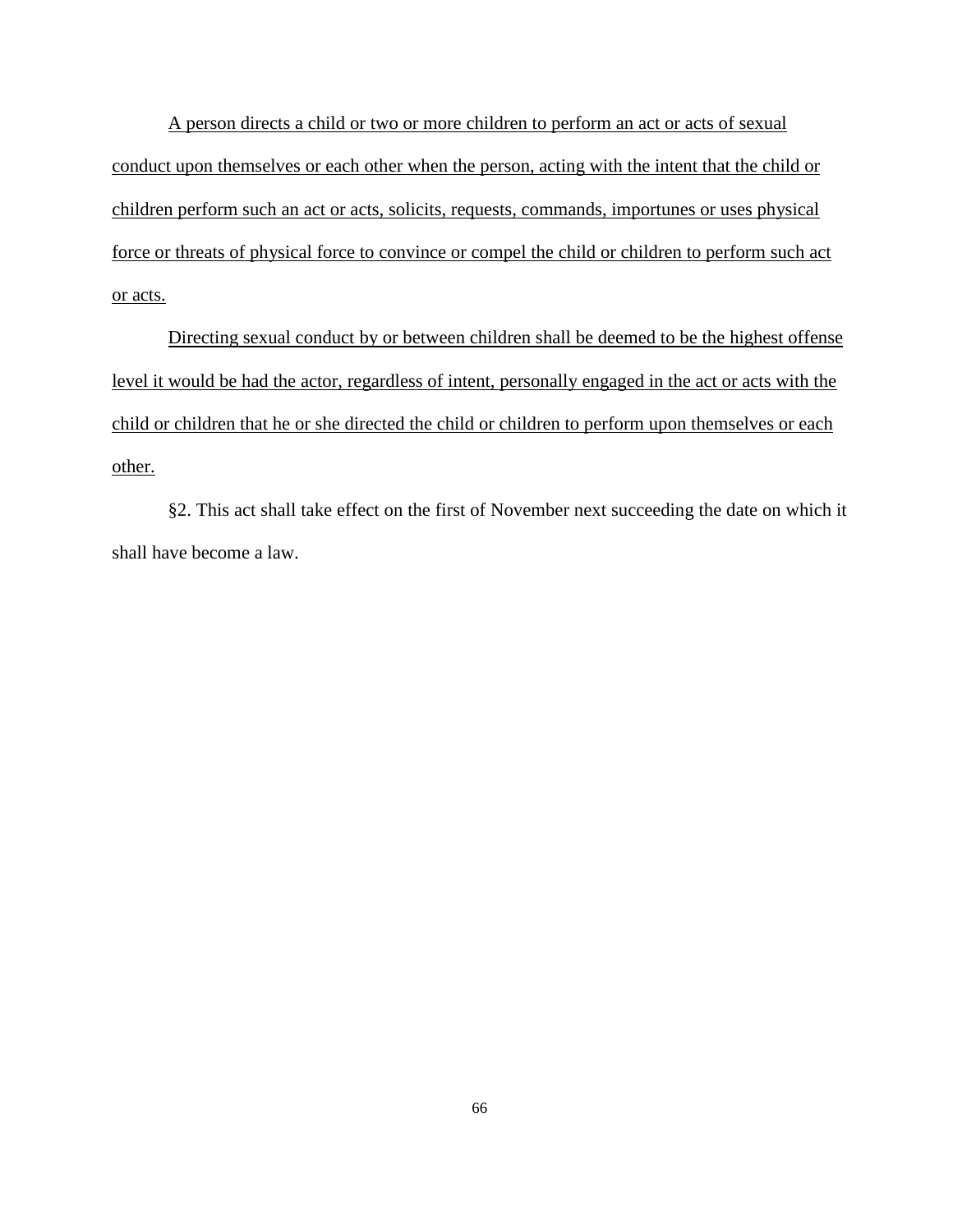<u>A person directs a child or two or more children to perform an act or acts of sexual conduct upon themselves or each other when the person, acting with the intent that the child or children perform such an act or acts, solicits, requests, commands, importunes or uses physical force or threats of physical force to convince or compel the child or children to perform such act or acts.</u>

<u>Directing sexual conduct by or between children shall be deemed to be the highest offense level it would be had the actor, regardless of intent, personally engaged in the act or acts with the child or children that he or she directed the child or children to perform upon themselves or each other.</u>

§2. This act shall take effect on the first of November next succeeding the date on which it shall have become a law.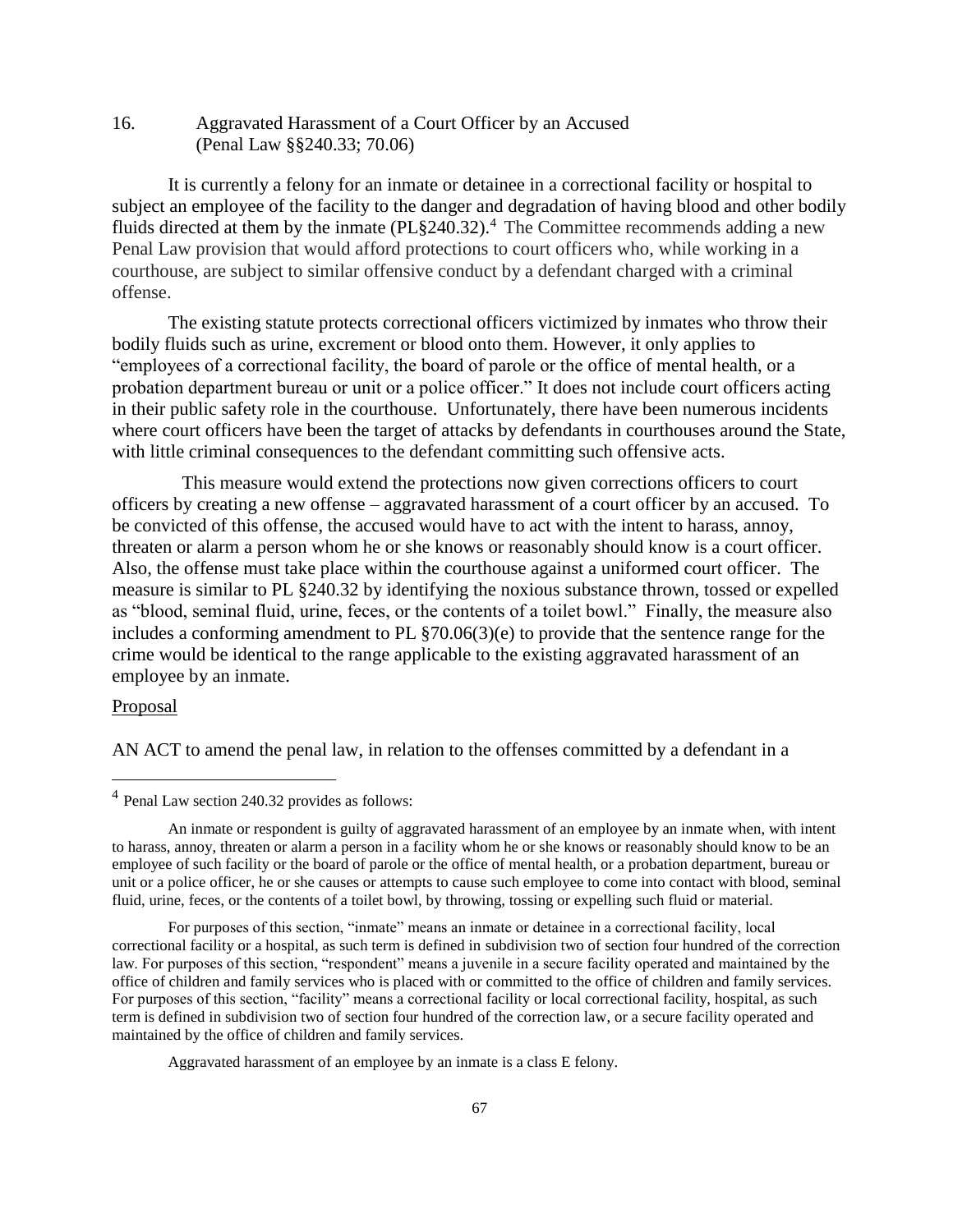## 16. Aggravated Harassment of a Court Officer by an Accused (Penal Law §§240.33; 70.06)

It is currently a felony for an inmate or detainee in a correctional facility or hospital to subject an employee of the facility to the danger and degradation of having blood and other bodily fluids directed at them by the inmate (PL§240.32).[4] The Committee recommends adding a new Penal Law provision that would afford protections to court officers who, while working in a courthouse, are subject to similar offensive conduct by a defendant charged with a criminal offense.

The existing statute protects correctional officers victimized by inmates who throw their bodily fluids such as urine, excrement or blood onto them. However, it only applies to "employees of a correctional facility, the board of parole or the office of mental health, or a probation department bureau or unit or a police officer." It does not include court officers acting in their public safety role in the courthouse. Unfortunately, there have been numerous incidents where court officers have been the target of attacks by defendants in courthouses around the State, with little criminal consequences to the defendant committing such offensive acts.

This measure would extend the protections now given corrections officers to court officers by creating a new offense – aggravated harassment of a court officer by an accused. To be convicted of this offense, the accused would have to act with the intent to harass, annoy, threaten or alarm a person whom he or she knows or reasonably should know is a court officer. Also, the offense must take place within the courthouse against a uniformed court officer. The measure is similar to PL §240.32 by identifying the noxious substance thrown, tossed or expelled as "blood, seminal fluid, urine, feces, or the contents of a toilet bowl." Finally, the measure also includes a conforming amendment to PL §70.06(3)(e) to provide that the sentence range for the crime would be identical to the range applicable to the existing aggravated harassment of an employee by an inmate.

Proposal

AN ACT to amend the penal law, in relation to the offenses committed by a defendant in a

---

[4] Penal Law section 240.32 provides as follows:

An inmate or respondent is guilty of aggravated harassment of an employee by an inmate when, with intent to harass, annoy, threaten or alarm a person in a facility whom he or she knows or reasonably should know to be an employee of such facility or the board of parole or the office of mental health, or a probation department, bureau or unit or a police officer, he or she causes or attempts to cause such employee to come into contact with blood, seminal fluid, urine, feces, or the contents of a toilet bowl, by throwing, tossing or expelling such fluid or material.

For purposes of this section, "inmate" means an inmate or detainee in a correctional facility, local correctional facility or a hospital, as such term is defined in subdivision two of section four hundred of the correction law. For purposes of this section, "respondent" means a juvenile in a secure facility operated and maintained by the office of children and family services who is placed with or committed to the office of children and family services. For purposes of this section, "facility" means a correctional facility or local correctional facility, hospital, as such term is defined in subdivision two of section four hundred of the correction law, or a secure facility operated and maintained by the office of children and family services.

Aggravated harassment of an employee by an inmate is a class E felony.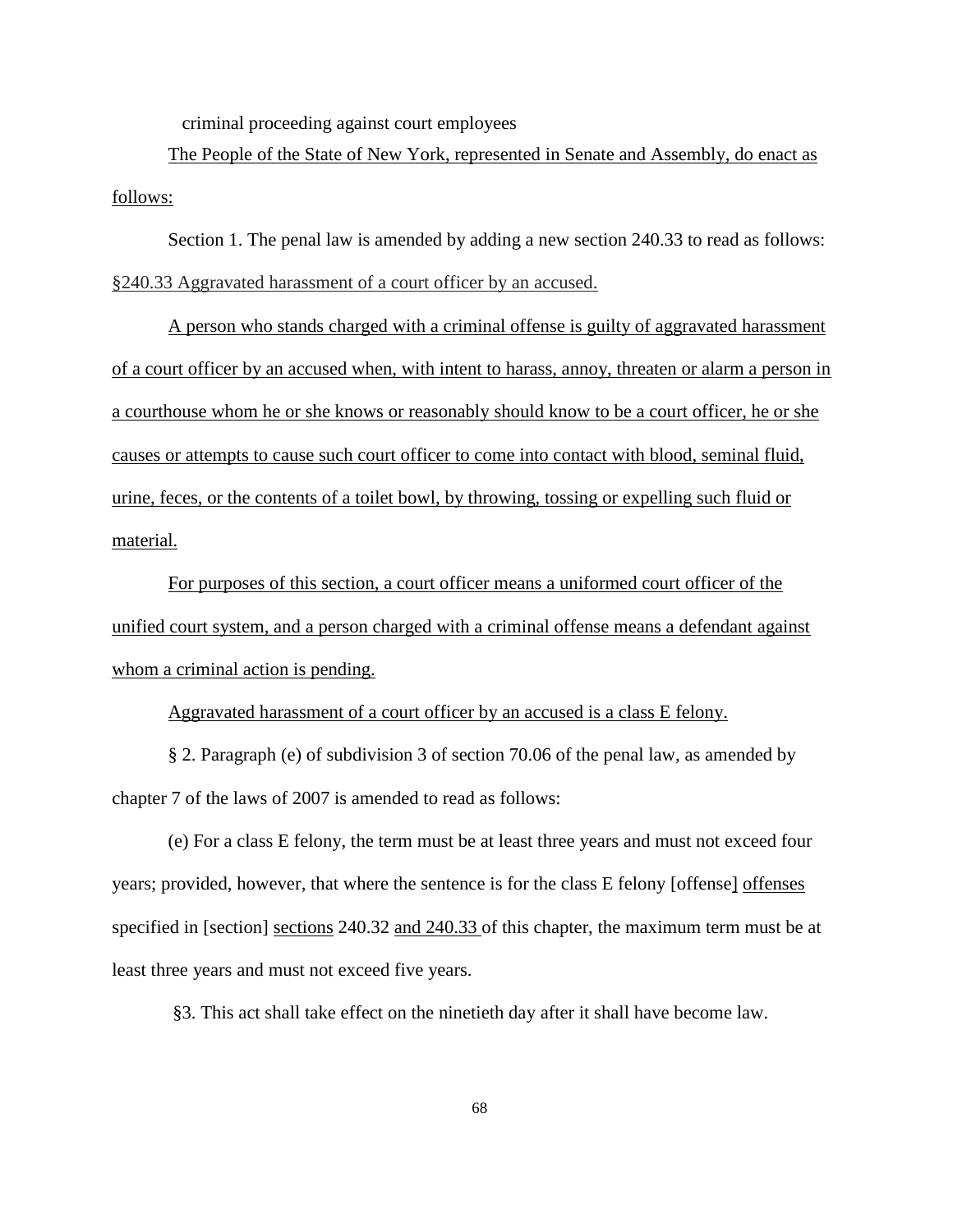criminal proceeding against court employees

The People of the State of New York, represented in Senate and Assembly, do enact as follows:

Section 1. The penal law is amended by adding a new section 240.33 to read as follows:

§240.33 Aggravated harassment of a court officer by an accused.

A person who stands charged with a criminal offense is guilty of aggravated harassment of a court officer by an accused when, with intent to harass, annoy, threaten or alarm a person in a courthouse whom he or she knows or reasonably should know to be a court officer, he or she causes or attempts to cause such court officer to come into contact with blood, seminal fluid, urine, feces, or the contents of a toilet bowl, by throwing, tossing or expelling such fluid or material.

For purposes of this section, a court officer means a uniformed court officer of the unified court system, and a person charged with a criminal offense means a defendant against whom a criminal action is pending.

Aggravated harassment of a court officer by an accused is a class E felony.

§ 2. Paragraph (e) of subdivision 3 of section 70.06 of the penal law, as amended by chapter 7 of the laws of 2007 is amended to read as follows:

(e) For a class E felony, the term must be at least three years and must not exceed four years; provided, however, that where the sentence is for the class E felony [offense] offenses specified in [section] sections 240.32 and 240.33 of this chapter, the maximum term must be at least three years and must not exceed five years.

§3. This act shall take effect on the ninetieth day after it shall have become law.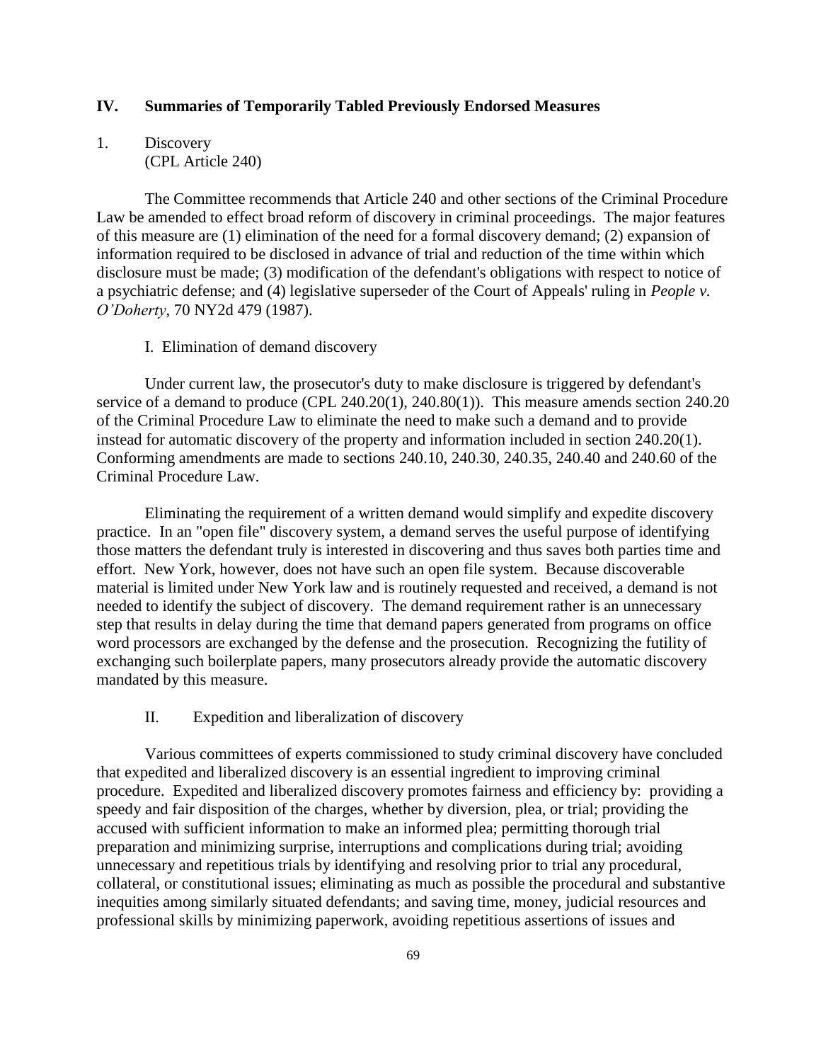## IV. Summaries of Temporarily Tabled Previously Endorsed Measures

### 1. Discovery (CPL Article 240)

The Committee recommends that Article 240 and other sections of the Criminal Procedure Law be amended to effect broad reform of discovery in criminal proceedings. The major features of this measure are (1) elimination of the need for a formal discovery demand; (2) expansion of information required to be disclosed in advance of trial and reduction of the time within which disclosure must be made; (3) modification of the defendant's obligations with respect to notice of a psychiatric defense; and (4) legislative superseder of the Court of Appeals' ruling in *People v. O'Doherty*, 70 NY2d 479 (1987).

I. Elimination of demand discovery

Under current law, the prosecutor's duty to make disclosure is triggered by defendant's service of a demand to produce (CPL 240.20(1), 240.80(1)). This measure amends section 240.20 of the Criminal Procedure Law to eliminate the need to make such a demand and to provide instead for automatic discovery of the property and information included in section 240.20(1). Conforming amendments are made to sections 240.10, 240.30, 240.35, 240.40 and 240.60 of the Criminal Procedure Law.

Eliminating the requirement of a written demand would simplify and expedite discovery practice. In an "open file" discovery system, a demand serves the useful purpose of identifying those matters the defendant truly is interested in discovering and thus saves both parties time and effort. New York, however, does not have such an open file system. Because discoverable material is limited under New York law and is routinely requested and received, a demand is not needed to identify the subject of discovery. The demand requirement rather is an unnecessary step that results in delay during the time that demand papers generated from programs on office word processors are exchanged by the defense and the prosecution. Recognizing the futility of exchanging such boilerplate papers, many prosecutors already provide the automatic discovery mandated by this measure.

II. Expedition and liberalization of discovery

Various committees of experts commissioned to study criminal discovery have concluded that expedited and liberalized discovery is an essential ingredient to improving criminal procedure. Expedited and liberalized discovery promotes fairness and efficiency by: providing a speedy and fair disposition of the charges, whether by diversion, plea, or trial; providing the accused with sufficient information to make an informed plea; permitting thorough trial preparation and minimizing surprise, interruptions and complications during trial; avoiding unnecessary and repetitious trials by identifying and resolving prior to trial any procedural, collateral, or constitutional issues; eliminating as much as possible the procedural and substantive inequities among similarly situated defendants; and saving time, money, judicial resources and professional skills by minimizing paperwork, avoiding repetitious assertions of issues and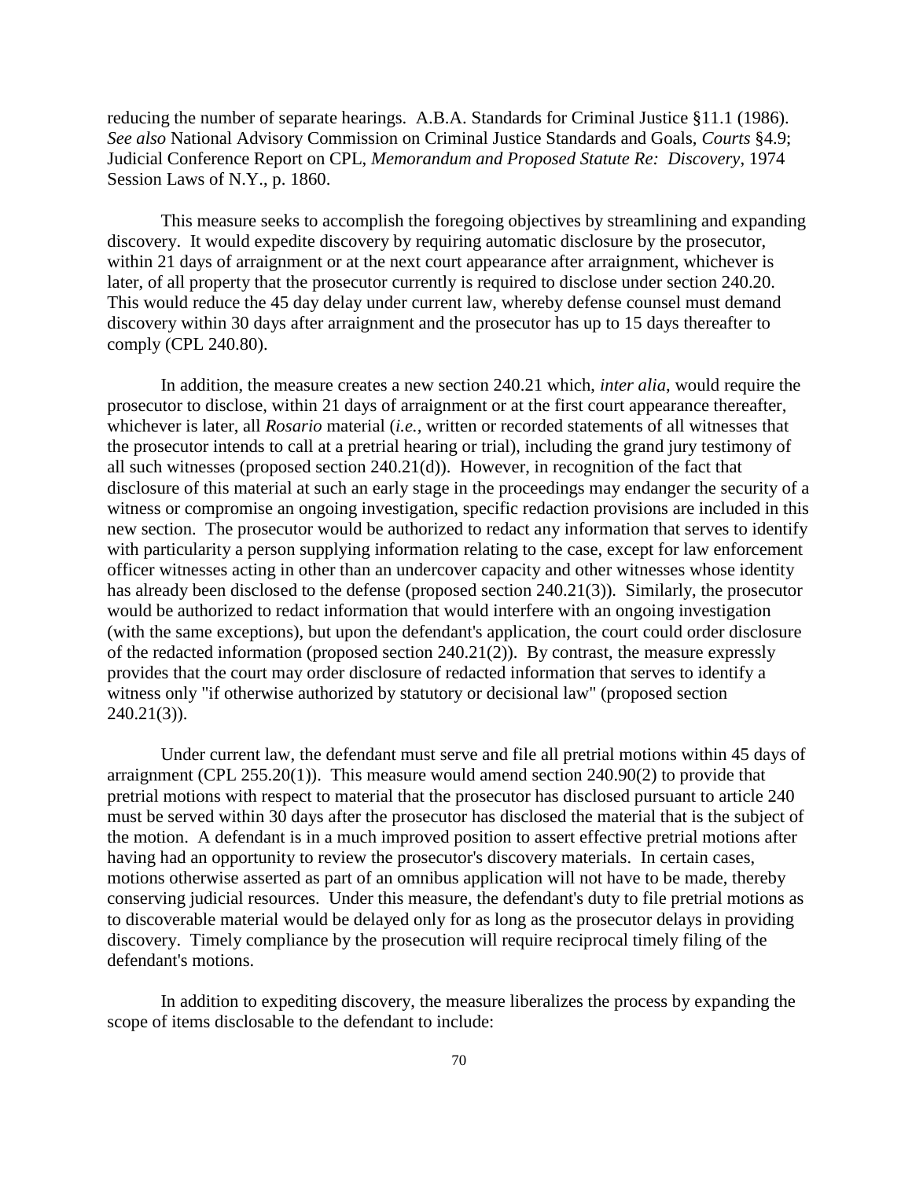reducing the number of separate hearings. A.B.A. Standards for Criminal Justice §11.1 (1986). *See also* National Advisory Commission on Criminal Justice Standards and Goals, *Courts* §4.9; Judicial Conference Report on CPL, *Memorandum and Proposed Statute Re: Discovery*, 1974 Session Laws of N.Y., p. 1860.

This measure seeks to accomplish the foregoing objectives by streamlining and expanding discovery. It would expedite discovery by requiring automatic disclosure by the prosecutor, within 21 days of arraignment or at the next court appearance after arraignment, whichever is later, of all property that the prosecutor currently is required to disclose under section 240.20. This would reduce the 45 day delay under current law, whereby defense counsel must demand discovery within 30 days after arraignment and the prosecutor has up to 15 days thereafter to comply (CPL 240.80).

In addition, the measure creates a new section 240.21 which, *inter alia*, would require the prosecutor to disclose, within 21 days of arraignment or at the first court appearance thereafter, whichever is later, all *Rosario* material (*i.e.*, written or recorded statements of all witnesses that the prosecutor intends to call at a pretrial hearing or trial), including the grand jury testimony of all such witnesses (proposed section 240.21(d)). However, in recognition of the fact that disclosure of this material at such an early stage in the proceedings may endanger the security of a witness or compromise an ongoing investigation, specific redaction provisions are included in this new section. The prosecutor would be authorized to redact any information that serves to identify with particularity a person supplying information relating to the case, except for law enforcement officer witnesses acting in other than an undercover capacity and other witnesses whose identity has already been disclosed to the defense (proposed section 240.21(3)). Similarly, the prosecutor would be authorized to redact information that would interfere with an ongoing investigation (with the same exceptions), but upon the defendant's application, the court could order disclosure of the redacted information (proposed section 240.21(2)). By contrast, the measure expressly provides that the court may order disclosure of redacted information that serves to identify a witness only "if otherwise authorized by statutory or decisional law" (proposed section 240.21(3)).

Under current law, the defendant must serve and file all pretrial motions within 45 days of arraignment (CPL 255.20(1)). This measure would amend section 240.90(2) to provide that pretrial motions with respect to material that the prosecutor has disclosed pursuant to article 240 must be served within 30 days after the prosecutor has disclosed the material that is the subject of the motion. A defendant is in a much improved position to assert effective pretrial motions after having had an opportunity to review the prosecutor's discovery materials. In certain cases, motions otherwise asserted as part of an omnibus application will not have to be made, thereby conserving judicial resources. Under this measure, the defendant's duty to file pretrial motions as to discoverable material would be delayed only for as long as the prosecutor delays in providing discovery. Timely compliance by the prosecution will require reciprocal timely filing of the defendant's motions.

In addition to expediting discovery, the measure liberalizes the process by expanding the scope of items disclosable to the defendant to include: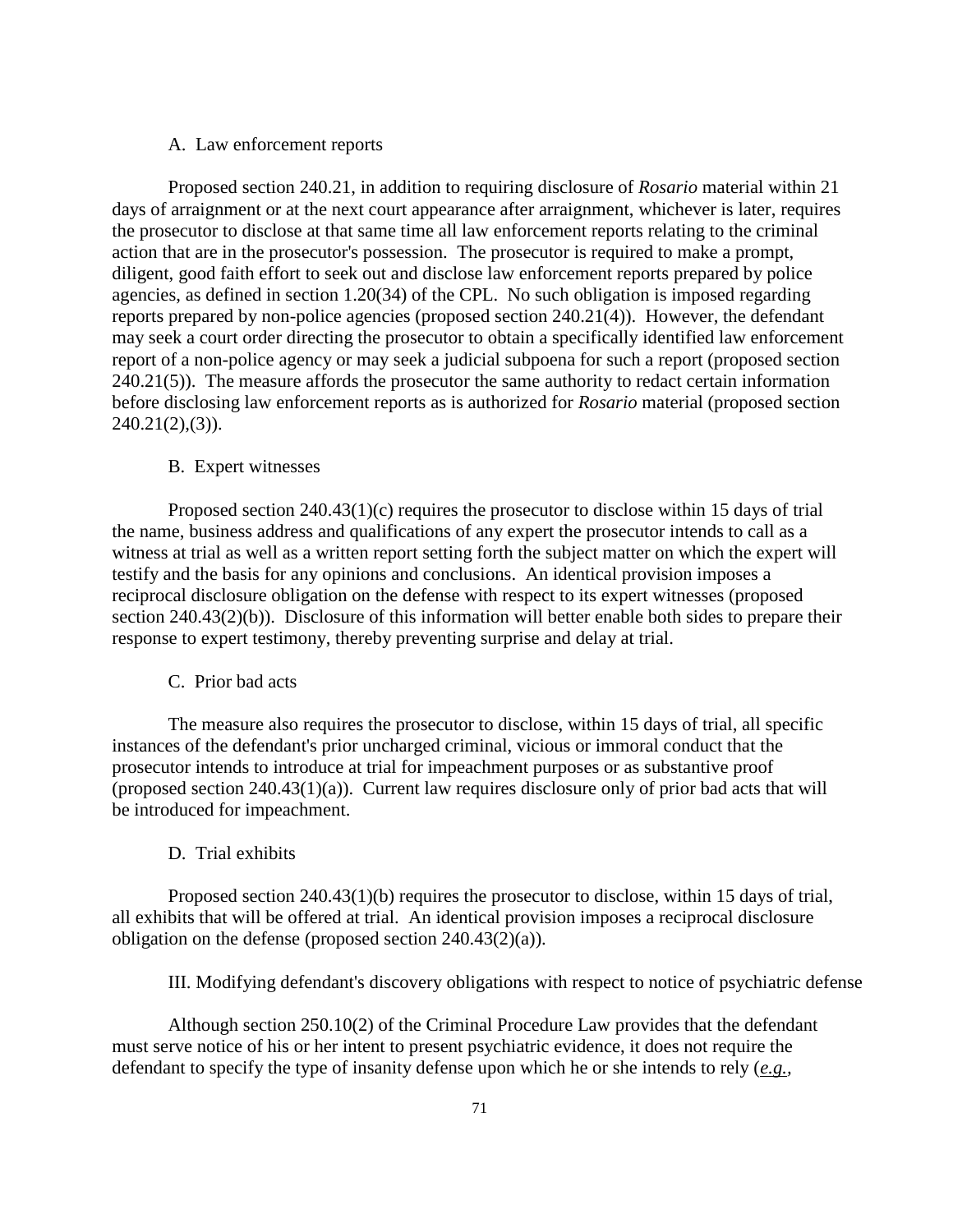### A. Law enforcement reports

Proposed section 240.21, in addition to requiring disclosure of *Rosario* material within 21 days of arraignment or at the next court appearance after arraignment, whichever is later, requires the prosecutor to disclose at that same time all law enforcement reports relating to the criminal action that are in the prosecutor's possession. The prosecutor is required to make a prompt, diligent, good faith effort to seek out and disclose law enforcement reports prepared by police agencies, as defined in section 1.20(34) of the CPL. No such obligation is imposed regarding reports prepared by non-police agencies (proposed section 240.21(4)). However, the defendant may seek a court order directing the prosecutor to obtain a specifically identified law enforcement report of a non-police agency or may seek a judicial subpoena for such a report (proposed section 240.21(5)). The measure affords the prosecutor the same authority to redact certain information before disclosing law enforcement reports as is authorized for *Rosario* material (proposed section 240.21(2),(3)).

### B. Expert witnesses

Proposed section 240.43(1)(c) requires the prosecutor to disclose within 15 days of trial the name, business address and qualifications of any expert the prosecutor intends to call as a witness at trial as well as a written report setting forth the subject matter on which the expert will testify and the basis for any opinions and conclusions. An identical provision imposes a reciprocal disclosure obligation on the defense with respect to its expert witnesses (proposed section 240.43(2)(b)). Disclosure of this information will better enable both sides to prepare their response to expert testimony, thereby preventing surprise and delay at trial.

### C. Prior bad acts

The measure also requires the prosecutor to disclose, within 15 days of trial, all specific instances of the defendant's prior uncharged criminal, vicious or immoral conduct that the prosecutor intends to introduce at trial for impeachment purposes or as substantive proof (proposed section 240.43(1)(a)). Current law requires disclosure only of prior bad acts that will be introduced for impeachment.

### D. Trial exhibits

Proposed section 240.43(1)(b) requires the prosecutor to disclose, within 15 days of trial, all exhibits that will be offered at trial. An identical provision imposes a reciprocal disclosure obligation on the defense (proposed section 240.43(2)(a)).

## III. Modifying defendant's discovery obligations with respect to notice of psychiatric defense

Although section 250.10(2) of the Criminal Procedure Law provides that the defendant must serve notice of his or her intent to present psychiatric evidence, it does not require the defendant to specify the type of insanity defense upon which he or she intends to rely (*e.g.*,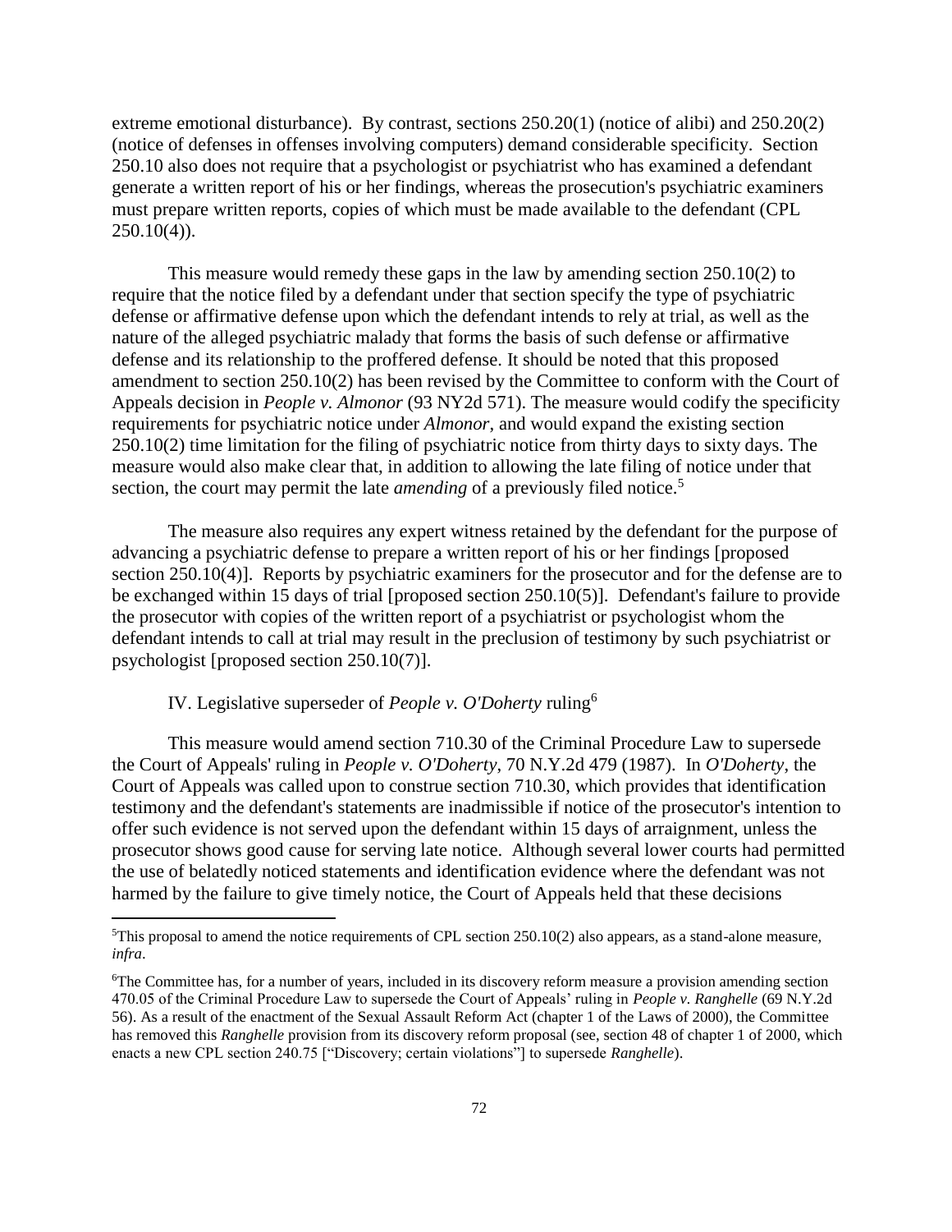extreme emotional disturbance). By contrast, sections 250.20(1) (notice of alibi) and 250.20(2) (notice of defenses in offenses involving computers) demand considerable specificity. Section 250.10 also does not require that a psychologist or psychiatrist who has examined a defendant generate a written report of his or her findings, whereas the prosecution's psychiatric examiners must prepare written reports, copies of which must be made available to the defendant (CPL 250.10(4)).

This measure would remedy these gaps in the law by amending section 250.10(2) to require that the notice filed by a defendant under that section specify the type of psychiatric defense or affirmative defense upon which the defendant intends to rely at trial, as well as the nature of the alleged psychiatric malady that forms the basis of such defense or affirmative defense and its relationship to the proffered defense. It should be noted that this proposed amendment to section 250.10(2) has been revised by the Committee to conform with the Court of Appeals decision in *People v. Almonor* (93 NY2d 571). The measure would codify the specificity requirements for psychiatric notice under *Almonor*, and would expand the existing section 250.10(2) time limitation for the filing of psychiatric notice from thirty days to sixty days. The measure would also make clear that, in addition to allowing the late filing of notice under that section, the court may permit the late *amending* of a previously filed notice.[5]

The measure also requires any expert witness retained by the defendant for the purpose of advancing a psychiatric defense to prepare a written report of his or her findings [proposed section 250.10(4)]. Reports by psychiatric examiners for the prosecutor and for the defense are to be exchanged within 15 days of trial [proposed section 250.10(5)]. Defendant's failure to provide the prosecutor with copies of the written report of a psychiatrist or psychologist whom the defendant intends to call at trial may result in the preclusion of testimony by such psychiatrist or psychologist [proposed section 250.10(7)].

IV. Legislative superseder of *People v. O'Doherty* ruling[6]

This measure would amend section 710.30 of the Criminal Procedure Law to supersede the Court of Appeals' ruling in *People v. O'Doherty*, 70 N.Y.2d 479 (1987). In *O'Doherty*, the Court of Appeals was called upon to construe section 710.30, which provides that identification testimony and the defendant's statements are inadmissible if notice of the prosecutor's intention to offer such evidence is not served upon the defendant within 15 days of arraignment, unless the prosecutor shows good cause for serving late notice. Although several lower courts had permitted the use of belatedly noticed statements and identification evidence where the defendant was not harmed by the failure to give timely notice, the Court of Appeals held that these decisions

---

[5]This proposal to amend the notice requirements of CPL section 250.10(2) also appears, as a stand-alone measure, *infra*.

[6]The Committee has, for a number of years, included in its discovery reform measure a provision amending section 470.05 of the Criminal Procedure Law to supersede the Court of Appeals' ruling in *People v. Ranghelle* (69 N.Y.2d 56). As a result of the enactment of the Sexual Assault Reform Act (chapter 1 of the Laws of 2000), the Committee has removed this *Ranghelle* provision from its discovery reform proposal (see, section 48 of chapter 1 of 2000, which enacts a new CPL section 240.75 ["Discovery; certain violations"] to supersede *Ranghelle*).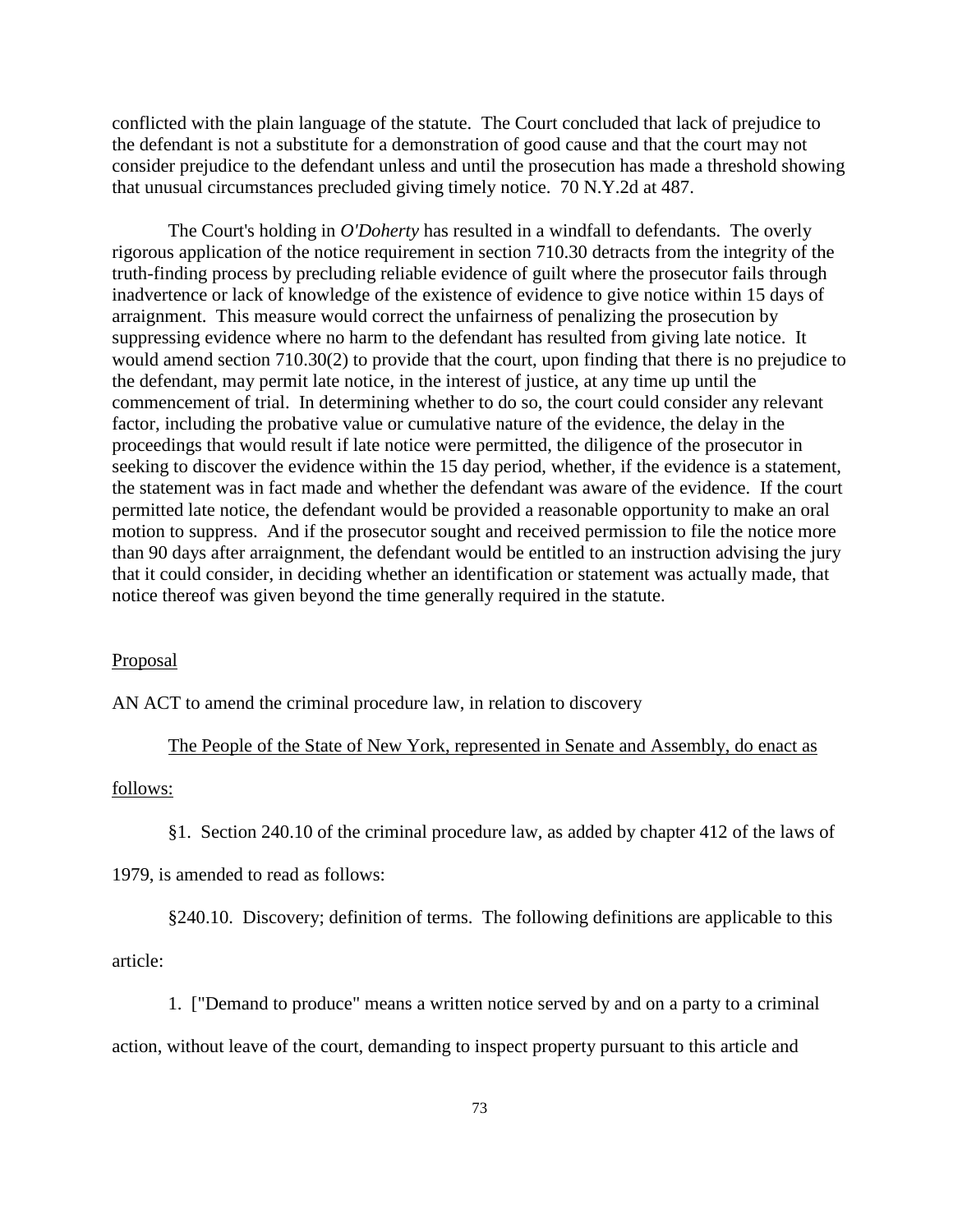conflicted with the plain language of the statute. The Court concluded that lack of prejudice to the defendant is not a substitute for a demonstration of good cause and that the court may not consider prejudice to the defendant unless and until the prosecution has made a threshold showing that unusual circumstances precluded giving timely notice. 70 N.Y.2d at 487.

The Court's holding in *O'Doherty* has resulted in a windfall to defendants. The overly rigorous application of the notice requirement in section 710.30 detracts from the integrity of the truth-finding process by precluding reliable evidence of guilt where the prosecutor fails through inadvertence or lack of knowledge of the existence of evidence to give notice within 15 days of arraignment. This measure would correct the unfairness of penalizing the prosecution by suppressing evidence where no harm to the defendant has resulted from giving late notice. It would amend section 710.30(2) to provide that the court, upon finding that there is no prejudice to the defendant, may permit late notice, in the interest of justice, at any time up until the commencement of trial. In determining whether to do so, the court could consider any relevant factor, including the probative value or cumulative nature of the evidence, the delay in the proceedings that would result if late notice were permitted, the diligence of the prosecutor in seeking to discover the evidence within the 15 day period, whether, if the evidence is a statement, the statement was in fact made and whether the defendant was aware of the evidence. If the court permitted late notice, the defendant would be provided a reasonable opportunity to make an oral motion to suppress. And if the prosecutor sought and received permission to file the notice more than 90 days after arraignment, the defendant would be entitled to an instruction advising the jury that it could consider, in deciding whether an identification or statement was actually made, that notice thereof was given beyond the time generally required in the statute.

Proposal

AN ACT to amend the criminal procedure law, in relation to discovery

The People of the State of New York, represented in Senate and Assembly, do enact as follows:

§1. Section 240.10 of the criminal procedure law, as added by chapter 412 of the laws of 1979, is amended to read as follows:

§240.10. Discovery; definition of terms. The following definitions are applicable to this article:

1. ["Demand to produce" means a written notice served by and on a party to a criminal action, without leave of the court, demanding to inspect property pursuant to this article and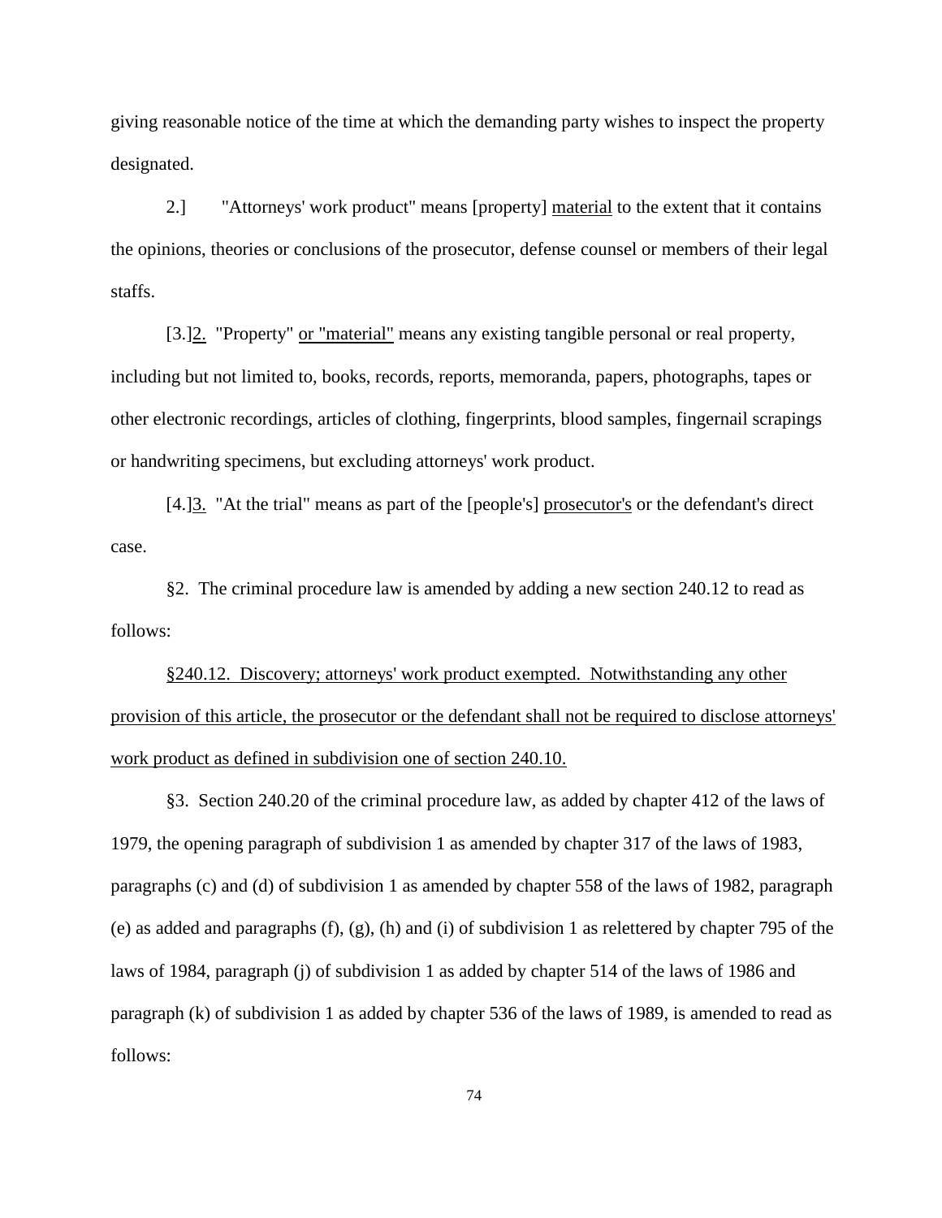giving reasonable notice of the time at which the demanding party wishes to inspect the property designated.

2.] "Attorneys' work product" means [property] <u>material</u> to the extent that it contains the opinions, theories or conclusions of the prosecutor, defense counsel or members of their legal staffs.

[3.]<u>2.</u> "Property" <u>or "material"</u> means any existing tangible personal or real property, including but not limited to, books, records, reports, memoranda, papers, photographs, tapes or other electronic recordings, articles of clothing, fingerprints, blood samples, fingernail scrapings or handwriting specimens, but excluding attorneys' work product.

[4.]<u>3.</u> "At the trial" means as part of the [people's] <u>prosecutor's</u> or the defendant's direct case.

§2. The criminal procedure law is amended by adding a new section 240.12 to read as follows:

<u>§240.12. Discovery; attorneys' work product exempted. Notwithstanding any other provision of this article, the prosecutor or the defendant shall not be required to disclose attorneys' work product as defined in subdivision one of section 240.10.</u>

§3. Section 240.20 of the criminal procedure law, as added by chapter 412 of the laws of 1979, the opening paragraph of subdivision 1 as amended by chapter 317 of the laws of 1983, paragraphs (c) and (d) of subdivision 1 as amended by chapter 558 of the laws of 1982, paragraph (e) as added and paragraphs (f), (g), (h) and (i) of subdivision 1 as relettered by chapter 795 of the laws of 1984, paragraph (j) of subdivision 1 as added by chapter 514 of the laws of 1986 and paragraph (k) of subdivision 1 as added by chapter 536 of the laws of 1989, is amended to read as follows: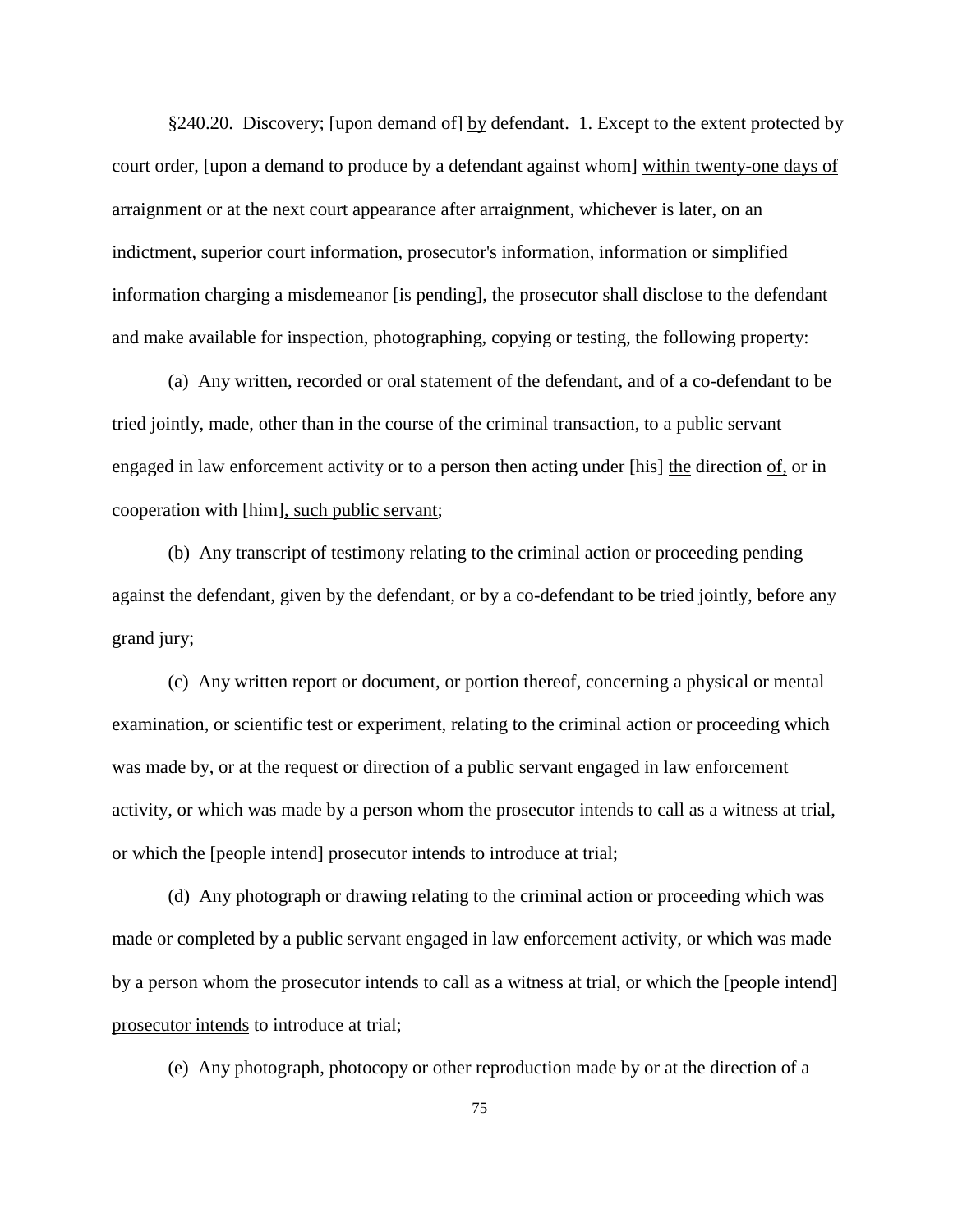§240.20. Discovery; [upon demand of] <u>by</u> defendant. 1. Except to the extent protected by court order, [upon a demand to produce by a defendant against whom] <u>within twenty-one days of arraignment or at the next court appearance after arraignment, whichever is later, on</u> an indictment, superior court information, prosecutor's information, information or simplified information charging a misdemeanor [is pending], the prosecutor shall disclose to the defendant and make available for inspection, photographing, copying or testing, the following property:

(a) Any written, recorded or oral statement of the defendant, and of a co-defendant to be tried jointly, made, other than in the course of the criminal transaction, to a public servant engaged in law enforcement activity or to a person then acting under [his] <u>the</u> direction <u>of,</u> or in cooperation with [him]<u>, such public servant</u>;

(b) Any transcript of testimony relating to the criminal action or proceeding pending against the defendant, given by the defendant, or by a co-defendant to be tried jointly, before any grand jury;

(c) Any written report or document, or portion thereof, concerning a physical or mental examination, or scientific test or experiment, relating to the criminal action or proceeding which was made by, or at the request or direction of a public servant engaged in law enforcement activity, or which was made by a person whom the prosecutor intends to call as a witness at trial, or which the [people intend] <u>prosecutor intends</u> to introduce at trial;

(d) Any photograph or drawing relating to the criminal action or proceeding which was made or completed by a public servant engaged in law enforcement activity, or which was made by a person whom the prosecutor intends to call as a witness at trial, or which the [people intend] <u>prosecutor intends</u> to introduce at trial;

(e) Any photograph, photocopy or other reproduction made by or at the direction of a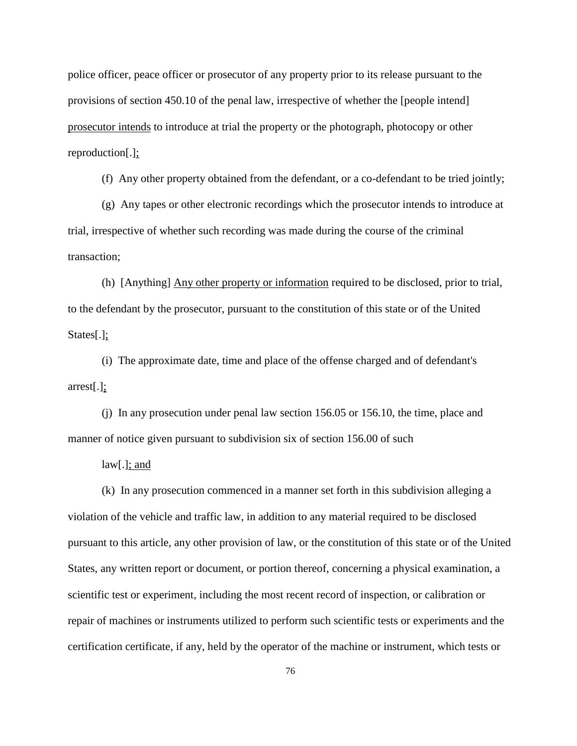police officer, peace officer or prosecutor of any property prior to its release pursuant to the provisions of section 450.10 of the penal law, irrespective of whether the [people intend] <u>prosecutor intends</u> to introduce at trial the property or the photograph, photocopy or other reproduction[.]<u>;</u>

(f) Any other property obtained from the defendant, or a co-defendant to be tried jointly;

(g) Any tapes or other electronic recordings which the prosecutor intends to introduce at trial, irrespective of whether such recording was made during the course of the criminal transaction;

(h) [Anything] <u>Any other property or information</u> required to be disclosed, prior to trial, to the defendant by the prosecutor, pursuant to the constitution of this state or of the United States[.]<u>;</u>

(i) The approximate date, time and place of the offense charged and of defendant's arrest[.]<u>;</u>

(j) In any prosecution under penal law section 156.05 or 156.10, the time, place and manner of notice given pursuant to subdivision six of section 156.00 of such

law[.]<u>; and</u>

(k) In any prosecution commenced in a manner set forth in this subdivision alleging a violation of the vehicle and traffic law, in addition to any material required to be disclosed pursuant to this article, any other provision of law, or the constitution of this state or of the United States, any written report or document, or portion thereof, concerning a physical examination, a scientific test or experiment, including the most recent record of inspection, or calibration or repair of machines or instruments utilized to perform such scientific tests or experiments and the certification certificate, if any, held by the operator of the machine or instrument, which tests or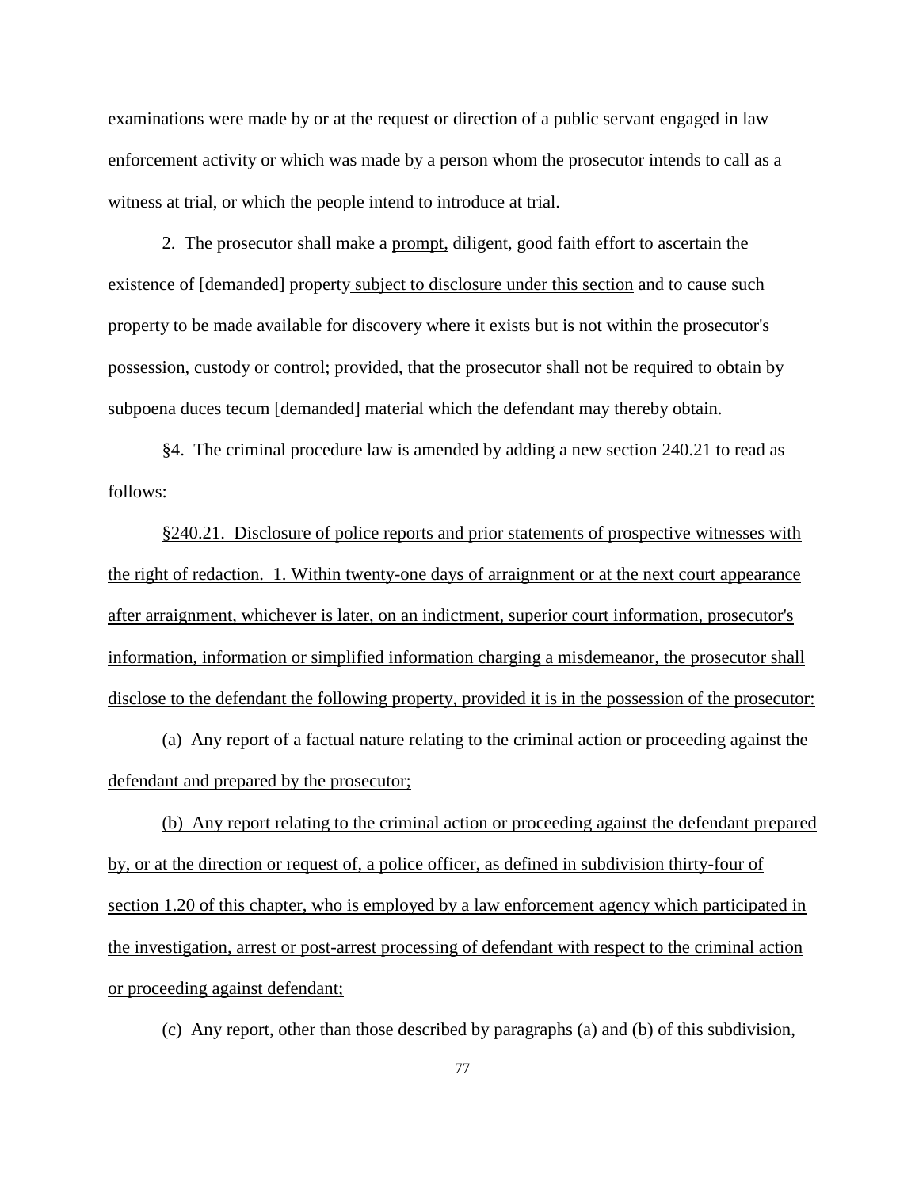examinations were made by or at the request or direction of a public servant engaged in law enforcement activity or which was made by a person whom the prosecutor intends to call as a witness at trial, or which the people intend to introduce at trial.

2. The prosecutor shall make a <u>prompt,</u> diligent, good faith effort to ascertain the existence of [demanded] property<u> subject to disclosure under this section</u> and to cause such property to be made available for discovery where it exists but is not within the prosecutor's possession, custody or control; provided, that the prosecutor shall not be required to obtain by subpoena duces tecum [demanded] material which the defendant may thereby obtain.

§4. The criminal procedure law is amended by adding a new section 240.21 to read as follows:

<u>§240.21. Disclosure of police reports and prior statements of prospective witnesses with the right of redaction. 1. Within twenty-one days of arraignment or at the next court appearance after arraignment, whichever is later, on an indictment, superior court information, prosecutor's information, information or simplified information charging a misdemeanor, the prosecutor shall disclose to the defendant the following property, provided it is in the possession of the prosecutor:</u>

<u>(a) Any report of a factual nature relating to the criminal action or proceeding against the defendant and prepared by the prosecutor;</u>

<u>(b) Any report relating to the criminal action or proceeding against the defendant prepared by, or at the direction or request of, a police officer, as defined in subdivision thirty-four of section 1.20 of this chapter, who is employed by a law enforcement agency which participated in the investigation, arrest or post-arrest processing of defendant with respect to the criminal action or proceeding against defendant;</u>

<u>(c) Any report, other than those described by paragraphs (a) and (b) of this subdivision,</u>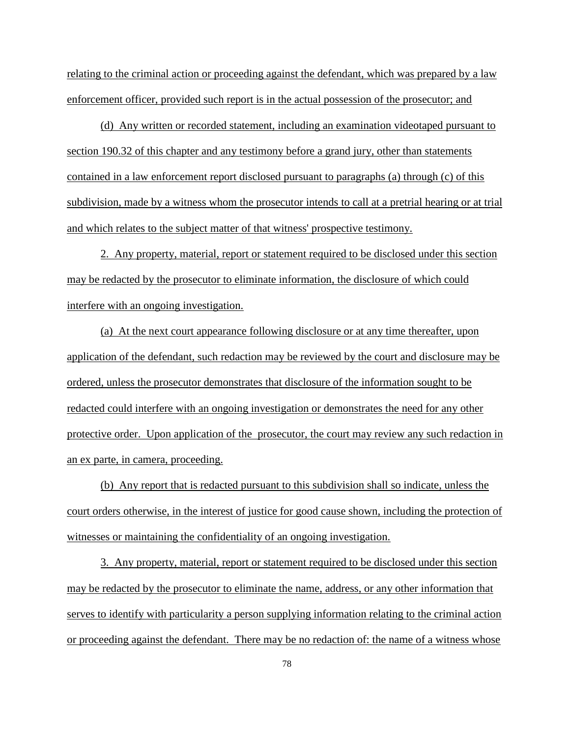relating to the criminal action or proceeding against the defendant, which was prepared by a law enforcement officer, provided such report is in the actual possession of the prosecutor; and

(d) Any written or recorded statement, including an examination videotaped pursuant to section 190.32 of this chapter and any testimony before a grand jury, other than statements contained in a law enforcement report disclosed pursuant to paragraphs (a) through (c) of this subdivision, made by a witness whom the prosecutor intends to call at a pretrial hearing or at trial and which relates to the subject matter of that witness' prospective testimony.

2. Any property, material, report or statement required to be disclosed under this section may be redacted by the prosecutor to eliminate information, the disclosure of which could interfere with an ongoing investigation.

(a) At the next court appearance following disclosure or at any time thereafter, upon application of the defendant, such redaction may be reviewed by the court and disclosure may be ordered, unless the prosecutor demonstrates that disclosure of the information sought to be redacted could interfere with an ongoing investigation or demonstrates the need for any other protective order. Upon application of the prosecutor, the court may review any such redaction in an ex parte, in camera, proceeding.

(b) Any report that is redacted pursuant to this subdivision shall so indicate, unless the court orders otherwise, in the interest of justice for good cause shown, including the protection of witnesses or maintaining the confidentiality of an ongoing investigation.

3. Any property, material, report or statement required to be disclosed under this section may be redacted by the prosecutor to eliminate the name, address, or any other information that serves to identify with particularity a person supplying information relating to the criminal action or proceeding against the defendant. There may be no redaction of: the name of a witness whose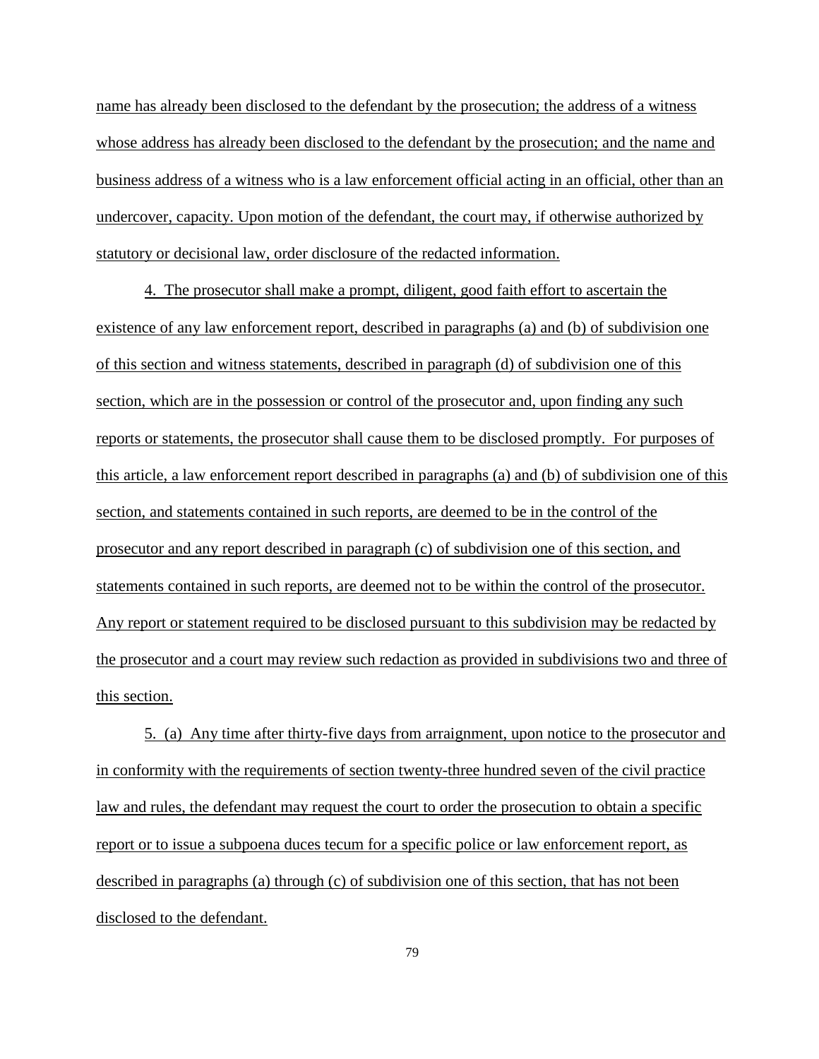name has already been disclosed to the defendant by the prosecution; the address of a witness whose address has already been disclosed to the defendant by the prosecution; and the name and business address of a witness who is a law enforcement official acting in an official, other than an undercover, capacity. Upon motion of the defendant, the court may, if otherwise authorized by statutory or decisional law, order disclosure of the redacted information.

4. The prosecutor shall make a prompt, diligent, good faith effort to ascertain the existence of any law enforcement report, described in paragraphs (a) and (b) of subdivision one of this section and witness statements, described in paragraph (d) of subdivision one of this section, which are in the possession or control of the prosecutor and, upon finding any such reports or statements, the prosecutor shall cause them to be disclosed promptly. For purposes of this article, a law enforcement report described in paragraphs (a) and (b) of subdivision one of this section, and statements contained in such reports, are deemed to be in the control of the prosecutor and any report described in paragraph (c) of subdivision one of this section, and statements contained in such reports, are deemed not to be within the control of the prosecutor. Any report or statement required to be disclosed pursuant to this subdivision may be redacted by the prosecutor and a court may review such redaction as provided in subdivisions two and three of this section.

5. (a) Any time after thirty-five days from arraignment, upon notice to the prosecutor and in conformity with the requirements of section twenty-three hundred seven of the civil practice law and rules, the defendant may request the court to order the prosecution to obtain a specific report or to issue a subpoena duces tecum for a specific police or law enforcement report, as described in paragraphs (a) through (c) of subdivision one of this section, that has not been disclosed to the defendant.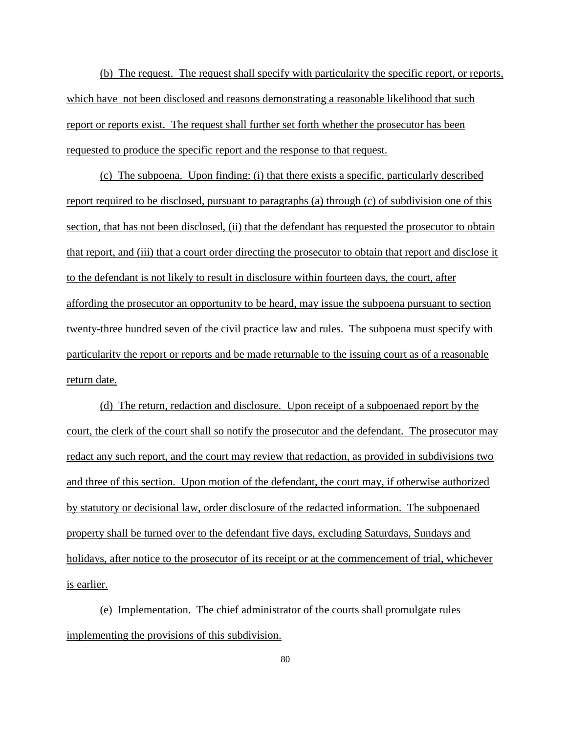(b) The request. The request shall specify with particularity the specific report, or reports, which have not been disclosed and reasons demonstrating a reasonable likelihood that such report or reports exist. The request shall further set forth whether the prosecutor has been requested to produce the specific report and the response to that request.

(c) The subpoena. Upon finding: (i) that there exists a specific, particularly described report required to be disclosed, pursuant to paragraphs (a) through (c) of subdivision one of this section, that has not been disclosed, (ii) that the defendant has requested the prosecutor to obtain that report, and (iii) that a court order directing the prosecutor to obtain that report and disclose it to the defendant is not likely to result in disclosure within fourteen days, the court, after affording the prosecutor an opportunity to be heard, may issue the subpoena pursuant to section twenty-three hundred seven of the civil practice law and rules. The subpoena must specify with particularity the report or reports and be made returnable to the issuing court as of a reasonable return date.

(d) The return, redaction and disclosure. Upon receipt of a subpoenaed report by the court, the clerk of the court shall so notify the prosecutor and the defendant. The prosecutor may redact any such report, and the court may review that redaction, as provided in subdivisions two and three of this section. Upon motion of the defendant, the court may, if otherwise authorized by statutory or decisional law, order disclosure of the redacted information. The subpoenaed property shall be turned over to the defendant five days, excluding Saturdays, Sundays and holidays, after notice to the prosecutor of its receipt or at the commencement of trial, whichever is earlier.

(e) Implementation. The chief administrator of the courts shall promulgate rules implementing the provisions of this subdivision.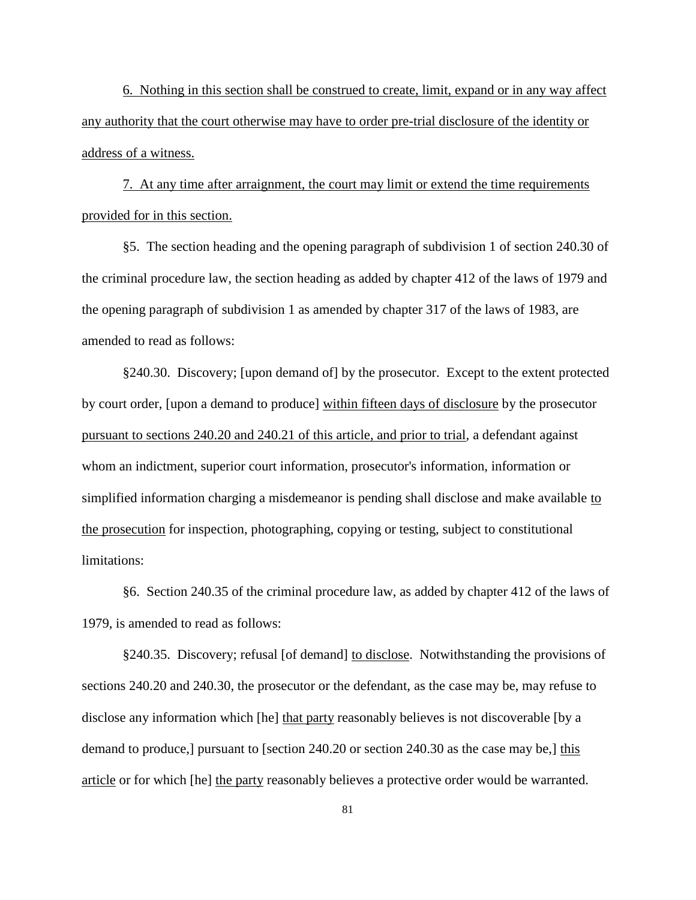6. Nothing in this section shall be construed to create, limit, expand or in any way affect any authority that the court otherwise may have to order pre-trial disclosure of the identity or address of a witness.

7. At any time after arraignment, the court may limit or extend the time requirements provided for in this section.

§5. The section heading and the opening paragraph of subdivision 1 of section 240.30 of the criminal procedure law, the section heading as added by chapter 412 of the laws of 1979 and the opening paragraph of subdivision 1 as amended by chapter 317 of the laws of 1983, are amended to read as follows:

§240.30. Discovery; [upon demand of] by the prosecutor. Except to the extent protected by court order, [upon a demand to produce] within fifteen days of disclosure by the prosecutor pursuant to sections 240.20 and 240.21 of this article, and prior to trial, a defendant against whom an indictment, superior court information, prosecutor's information, information or simplified information charging a misdemeanor is pending shall disclose and make available to the prosecution for inspection, photographing, copying or testing, subject to constitutional limitations:

§6. Section 240.35 of the criminal procedure law, as added by chapter 412 of the laws of 1979, is amended to read as follows:

§240.35. Discovery; refusal [of demand] to disclose. Notwithstanding the provisions of sections 240.20 and 240.30, the prosecutor or the defendant, as the case may be, may refuse to disclose any information which [he] that party reasonably believes is not discoverable [by a demand to produce,] pursuant to [section 240.20 or section 240.30 as the case may be,] this article or for which [he] the party reasonably believes a protective order would be warranted.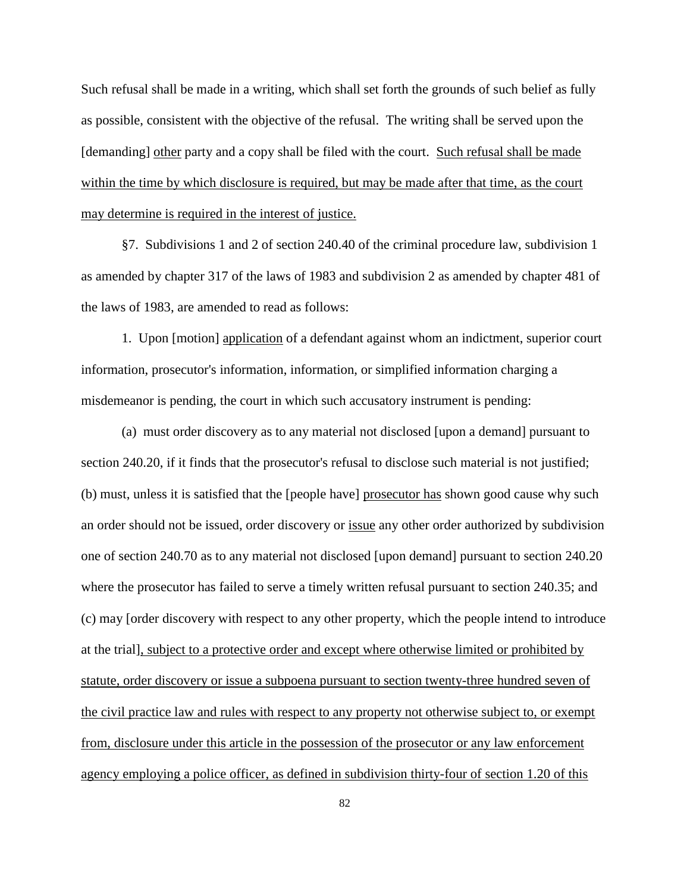Such refusal shall be made in a writing, which shall set forth the grounds of such belief as fully as possible, consistent with the objective of the refusal. The writing shall be served upon the [demanding] <u>other</u> party and a copy shall be filed with the court. <u>Such refusal shall be made within the time by which disclosure is required, but may be made after that time, as the court may determine is required in the interest of justice.</u>

§7. Subdivisions 1 and 2 of section 240.40 of the criminal procedure law, subdivision 1 as amended by chapter 317 of the laws of 1983 and subdivision 2 as amended by chapter 481 of the laws of 1983, are amended to read as follows:

1. Upon [motion] <u>application</u> of a defendant against whom an indictment, superior court information, prosecutor's information, information, or simplified information charging a misdemeanor is pending, the court in which such accusatory instrument is pending:

(a) must order discovery as to any material not disclosed [upon a demand] pursuant to section 240.20, if it finds that the prosecutor's refusal to disclose such material is not justified; (b) must, unless it is satisfied that the [people have] <u>prosecutor has</u> shown good cause why such an order should not be issued, order discovery or <u>issue</u> any other order authorized by subdivision one of section 240.70 as to any material not disclosed [upon demand] pursuant to section 240.20 where the prosecutor has failed to serve a timely written refusal pursuant to section 240.35; and (c) may [order discovery with respect to any other property, which the people intend to introduce at the trial]<u>, subject to a protective order and except where otherwise limited or prohibited by statute, order discovery or issue a subpoena pursuant to section twenty-three hundred seven of the civil practice law and rules with respect to any property not otherwise subject to, or exempt from, disclosure under this article in the possession of the prosecutor or any law enforcement agency employing a police officer, as defined in subdivision thirty-four of section 1.20 of this</u>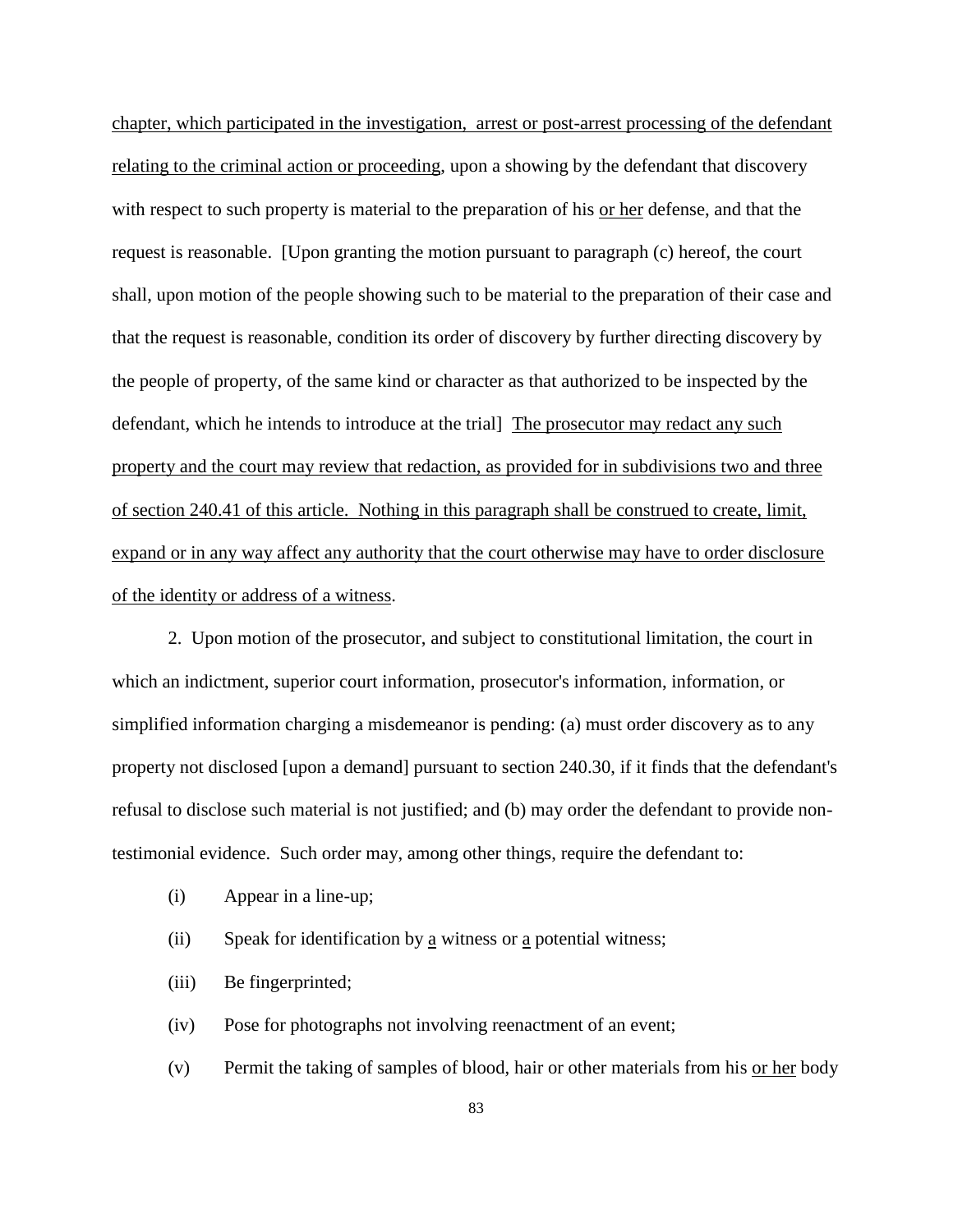chapter, which participated in the investigation, arrest or post-arrest processing of the defendant relating to the criminal action or proceeding, upon a showing by the defendant that discovery with respect to such property is material to the preparation of his or her defense, and that the request is reasonable. [Upon granting the motion pursuant to paragraph (c) hereof, the court shall, upon motion of the people showing such to be material to the preparation of their case and that the request is reasonable, condition its order of discovery by further directing discovery by the people of property, of the same kind or character as that authorized to be inspected by the defendant, which he intends to introduce at the trial] The prosecutor may redact any such property and the court may review that redaction, as provided for in subdivisions two and three of section 240.41 of this article. Nothing in this paragraph shall be construed to create, limit, expand or in any way affect any authority that the court otherwise may have to order disclosure of the identity or address of a witness.

2. Upon motion of the prosecutor, and subject to constitutional limitation, the court in which an indictment, superior court information, prosecutor's information, information, or simplified information charging a misdemeanor is pending: (a) must order discovery as to any property not disclosed [upon a demand] pursuant to section 240.30, if it finds that the defendant's refusal to disclose such material is not justified; and (b) may order the defendant to provide non-testimonial evidence. Such order may, among other things, require the defendant to:

(i) Appear in a line-up;

(ii) Speak for identification by a witness or a potential witness;

(iii) Be fingerprinted;

(iv) Pose for photographs not involving reenactment of an event;

(v) Permit the taking of samples of blood, hair or other materials from his or her body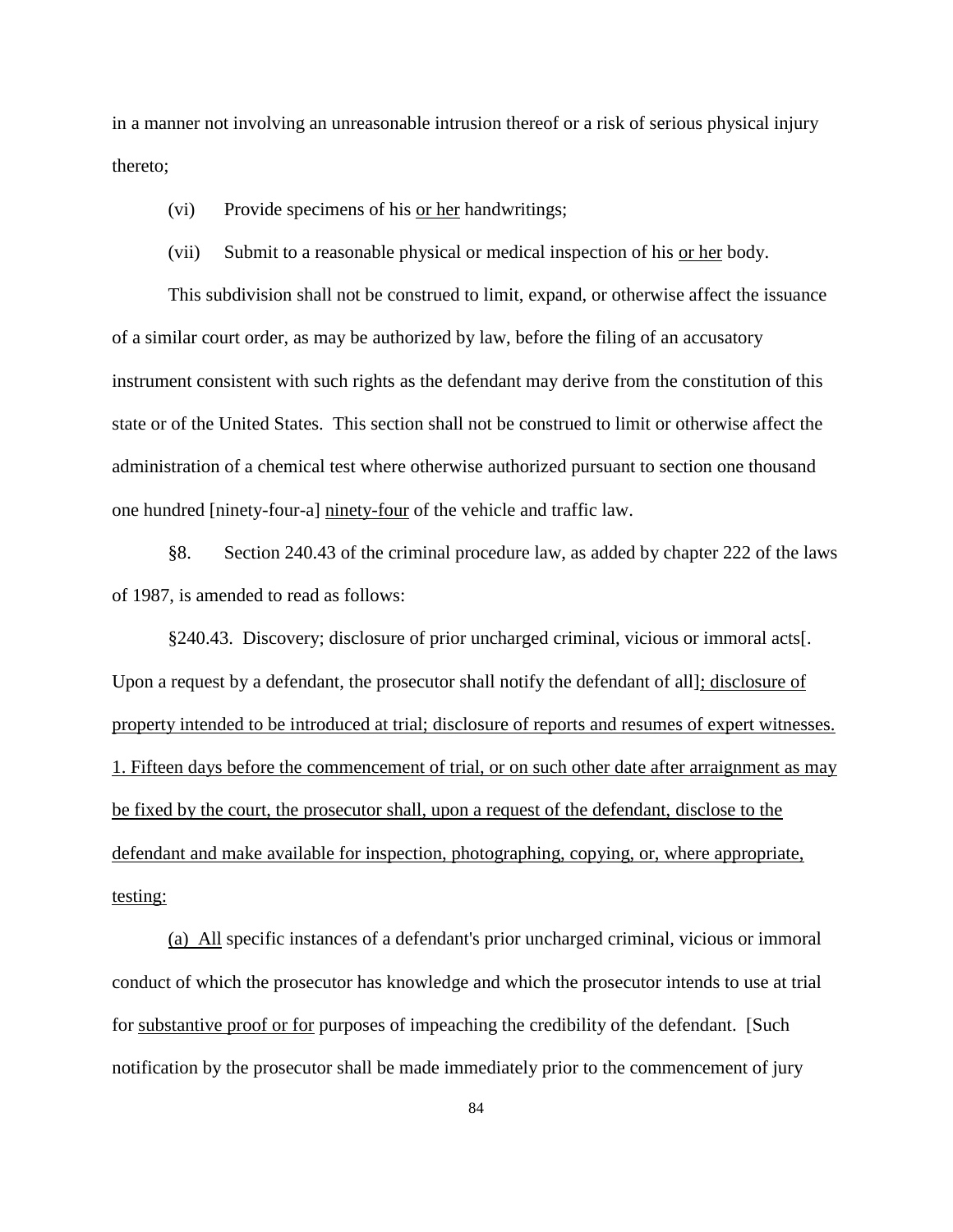in a manner not involving an unreasonable intrusion thereof or a risk of serious physical injury thereto;

(vi) Provide specimens of his <u>or her</u> handwritings;

(vii) Submit to a reasonable physical or medical inspection of his <u>or her</u> body.

This subdivision shall not be construed to limit, expand, or otherwise affect the issuance of a similar court order, as may be authorized by law, before the filing of an accusatory instrument consistent with such rights as the defendant may derive from the constitution of this state or of the United States. This section shall not be construed to limit or otherwise affect the administration of a chemical test where otherwise authorized pursuant to section one thousand one hundred [ninety-four-a] <u>ninety-four</u> of the vehicle and traffic law.

§8. Section 240.43 of the criminal procedure law, as added by chapter 222 of the laws of 1987, is amended to read as follows:

§240.43. Discovery; disclosure of prior uncharged criminal, vicious or immoral acts[. Upon a request by a defendant, the prosecutor shall notify the defendant of all]<u>; disclosure of property intended to be introduced at trial; disclosure of reports and resumes of expert witnesses. 1. Fifteen days before the commencement of trial, or on such other date after arraignment as may be fixed by the court, the prosecutor shall, upon a request of the defendant, disclose to the defendant and make available for inspection, photographing, copying, or, where appropriate, testing:</u>

<u>(a) All</u> specific instances of a defendant's prior uncharged criminal, vicious or immoral conduct of which the prosecutor has knowledge and which the prosecutor intends to use at trial for <u>substantive proof or for</u> purposes of impeaching the credibility of the defendant. [Such notification by the prosecutor shall be made immediately prior to the commencement of jury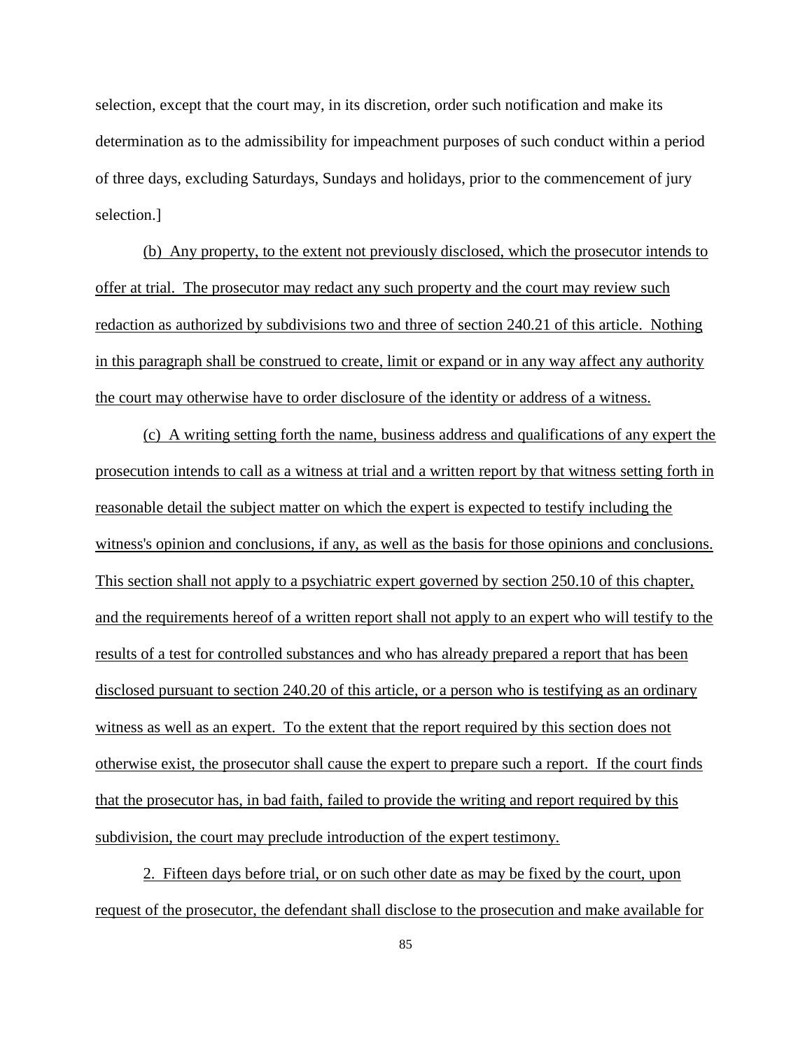selection, except that the court may, in its discretion, order such notification and make its determination as to the admissibility for impeachment purposes of such conduct within a period of three days, excluding Saturdays, Sundays and holidays, prior to the commencement of jury selection.]

<u>(b) Any property, to the extent not previously disclosed, which the prosecutor intends to offer at trial. The prosecutor may redact any such property and the court may review such redaction as authorized by subdivisions two and three of section 240.21 of this article. Nothing in this paragraph shall be construed to create, limit or expand or in any way affect any authority the court may otherwise have to order disclosure of the identity or address of a witness.</u>

<u>(c) A writing setting forth the name, business address and qualifications of any expert the prosecution intends to call as a witness at trial and a written report by that witness setting forth in reasonable detail the subject matter on which the expert is expected to testify including the witness's opinion and conclusions, if any, as well as the basis for those opinions and conclusions. This section shall not apply to a psychiatric expert governed by section 250.10 of this chapter, and the requirements hereof of a written report shall not apply to an expert who will testify to the results of a test for controlled substances and who has already prepared a report that has been disclosed pursuant to section 240.20 of this article, or a person who is testifying as an ordinary witness as well as an expert. To the extent that the report required by this section does not otherwise exist, the prosecutor shall cause the expert to prepare such a report. If the court finds that the prosecutor has, in bad faith, failed to provide the writing and report required by this subdivision, the court may preclude introduction of the expert testimony.</u>

<u>2. Fifteen days before trial, or on such other date as may be fixed by the court, upon request of the prosecutor, the defendant shall disclose to the prosecution and make available for</u>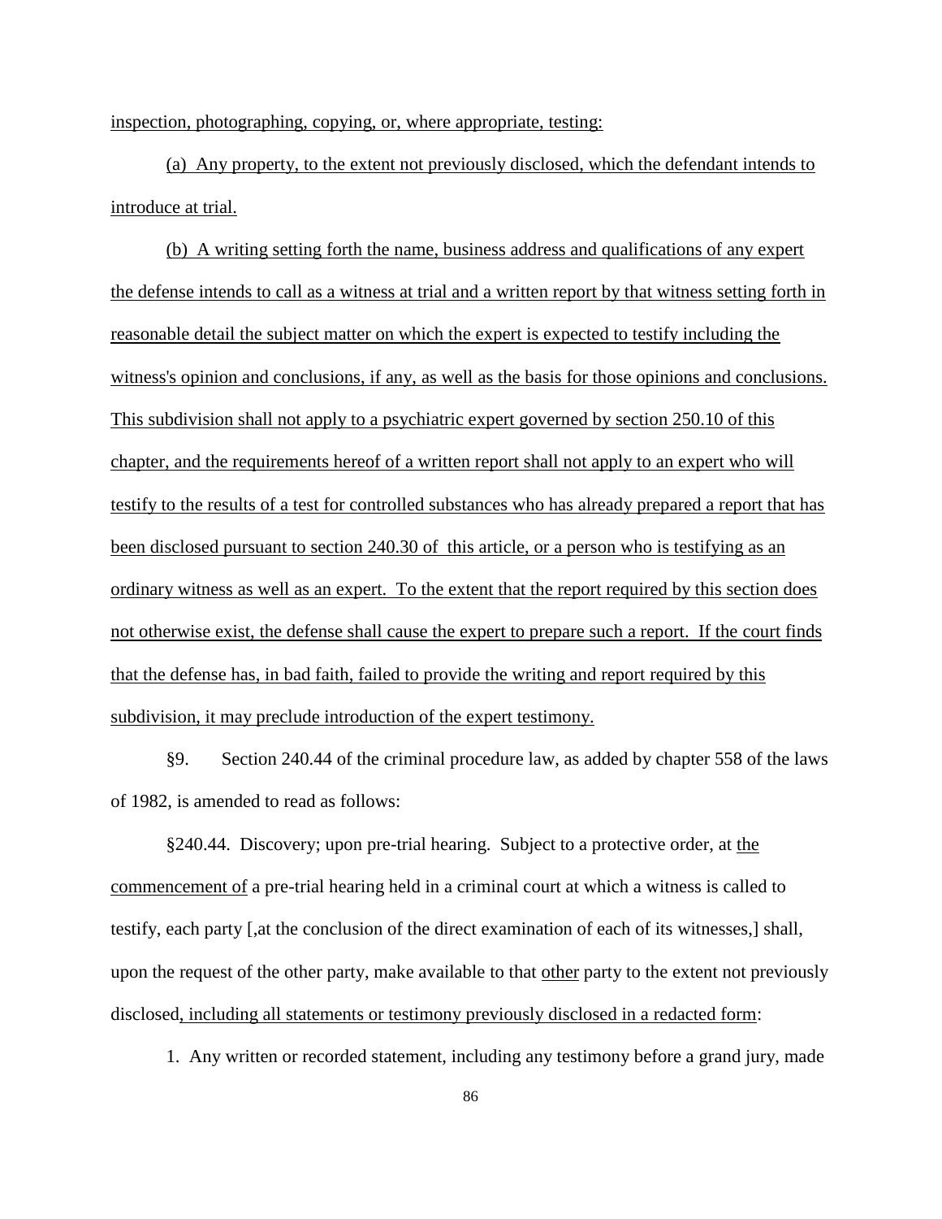inspection, photographing, copying, or, where appropriate, testing:

(a) Any property, to the extent not previously disclosed, which the defendant intends to introduce at trial.

(b) A writing setting forth the name, business address and qualifications of any expert the defense intends to call as a witness at trial and a written report by that witness setting forth in reasonable detail the subject matter on which the expert is expected to testify including the witness's opinion and conclusions, if any, as well as the basis for those opinions and conclusions. This subdivision shall not apply to a psychiatric expert governed by section 250.10 of this chapter, and the requirements hereof of a written report shall not apply to an expert who will testify to the results of a test for controlled substances who has already prepared a report that has been disclosed pursuant to section 240.30 of this article, or a person who is testifying as an ordinary witness as well as an expert. To the extent that the report required by this section does not otherwise exist, the defense shall cause the expert to prepare such a report. If the court finds that the defense has, in bad faith, failed to provide the writing and report required by this subdivision, it may preclude introduction of the expert testimony.

§9. Section 240.44 of the criminal procedure law, as added by chapter 558 of the laws of 1982, is amended to read as follows:

§240.44. Discovery; upon pre-trial hearing. Subject to a protective order, at the commencement of a pre-trial hearing held in a criminal court at which a witness is called to testify, each party [,at the conclusion of the direct examination of each of its witnesses,] shall, upon the request of the other party, make available to that other party to the extent not previously disclosed, including all statements or testimony previously disclosed in a redacted form:

1. Any written or recorded statement, including any testimony before a grand jury, made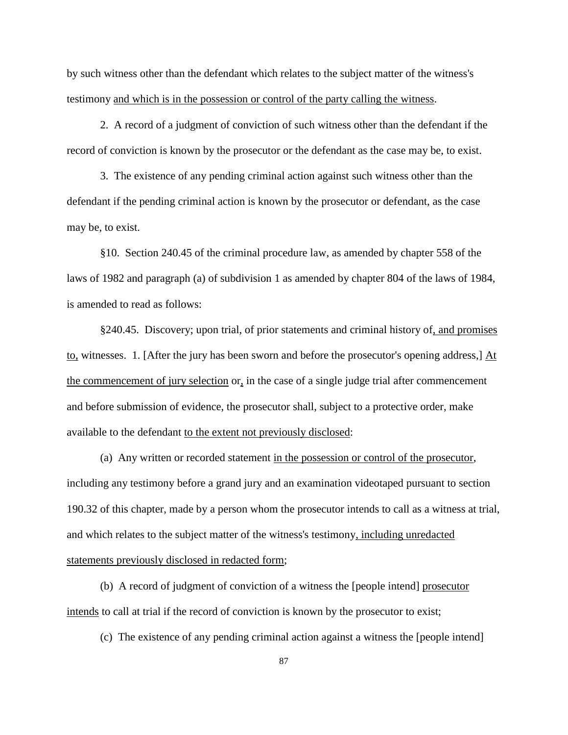by such witness other than the defendant which relates to the subject matter of the witness's testimony <u>and which is in the possession or control of the party calling the witness</u>.

2. A record of a judgment of conviction of such witness other than the defendant if the record of conviction is known by the prosecutor or the defendant as the case may be, to exist.

3. The existence of any pending criminal action against such witness other than the defendant if the pending criminal action is known by the prosecutor or defendant, as the case may be, to exist.

§10. Section 240.45 of the criminal procedure law, as amended by chapter 558 of the laws of 1982 and paragraph (a) of subdivision 1 as amended by chapter 804 of the laws of 1984, is amended to read as follows:

§240.45. Discovery; upon trial, of prior statements and criminal history of<u>, and promises to,</u> witnesses. 1. [After the jury has been sworn and before the prosecutor's opening address,] <u>At the commencement of jury selection</u> or<u>,</u> in the case of a single judge trial after commencement and before submission of evidence, the prosecutor shall, subject to a protective order, make available to the defendant <u>to the extent not previously disclosed</u>:

(a) Any written or recorded statement <u>in the possession or control of the prosecutor</u>, including any testimony before a grand jury and an examination videotaped pursuant to section 190.32 of this chapter, made by a person whom the prosecutor intends to call as a witness at trial, and which relates to the subject matter of the witness's testimony<u>, including unredacted statements previously disclosed in redacted form</u>;

(b) A record of judgment of conviction of a witness the [people intend] <u>prosecutor intends</u> to call at trial if the record of conviction is known by the prosecutor to exist;

(c) The existence of any pending criminal action against a witness the [people intend]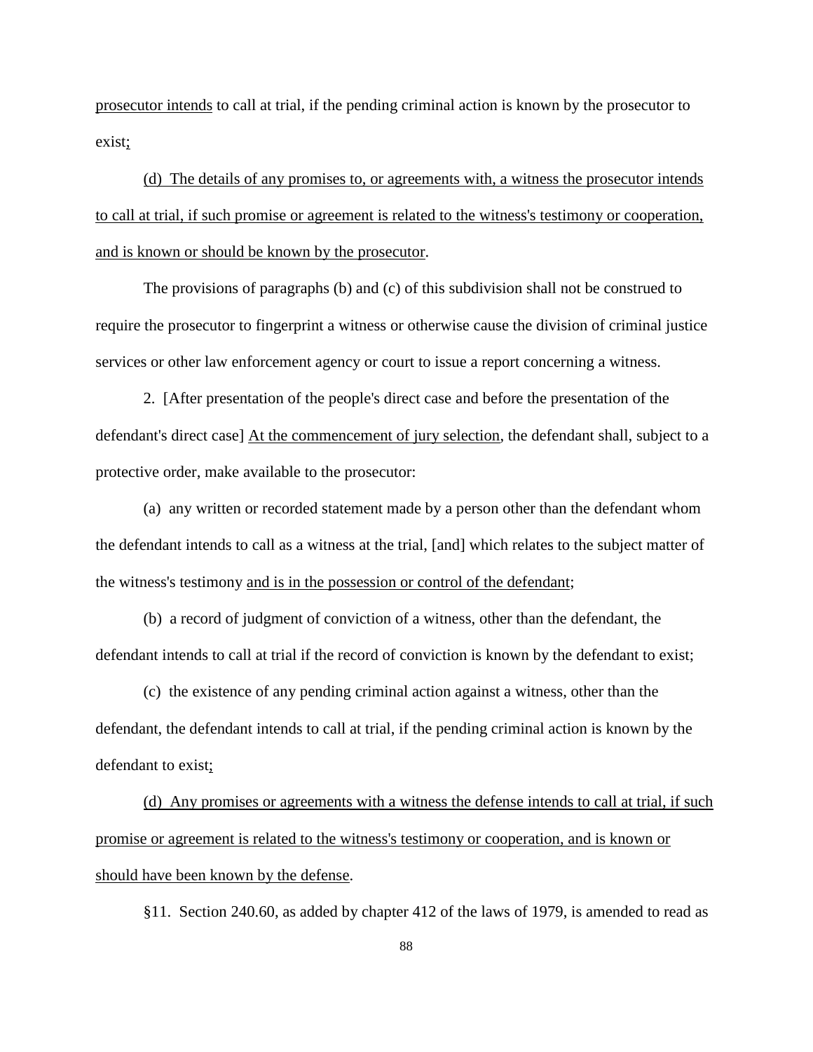prosecutor intends to call at trial, if the pending criminal action is known by the prosecutor to exist;

(d) The details of any promises to, or agreements with, a witness the prosecutor intends to call at trial, if such promise or agreement is related to the witness's testimony or cooperation, and is known or should be known by the prosecutor.

The provisions of paragraphs (b) and (c) of this subdivision shall not be construed to require the prosecutor to fingerprint a witness or otherwise cause the division of criminal justice services or other law enforcement agency or court to issue a report concerning a witness.

2. [After presentation of the people's direct case and before the presentation of the defendant's direct case] At the commencement of jury selection, the defendant shall, subject to a protective order, make available to the prosecutor:

(a) any written or recorded statement made by a person other than the defendant whom the defendant intends to call as a witness at the trial, [and] which relates to the subject matter of the witness's testimony and is in the possession or control of the defendant;

(b) a record of judgment of conviction of a witness, other than the defendant, the defendant intends to call at trial if the record of conviction is known by the defendant to exist;

(c) the existence of any pending criminal action against a witness, other than the defendant, the defendant intends to call at trial, if the pending criminal action is known by the defendant to exist;

(d) Any promises or agreements with a witness the defense intends to call at trial, if such promise or agreement is related to the witness's testimony or cooperation, and is known or should have been known by the defense.

§11. Section 240.60, as added by chapter 412 of the laws of 1979, is amended to read as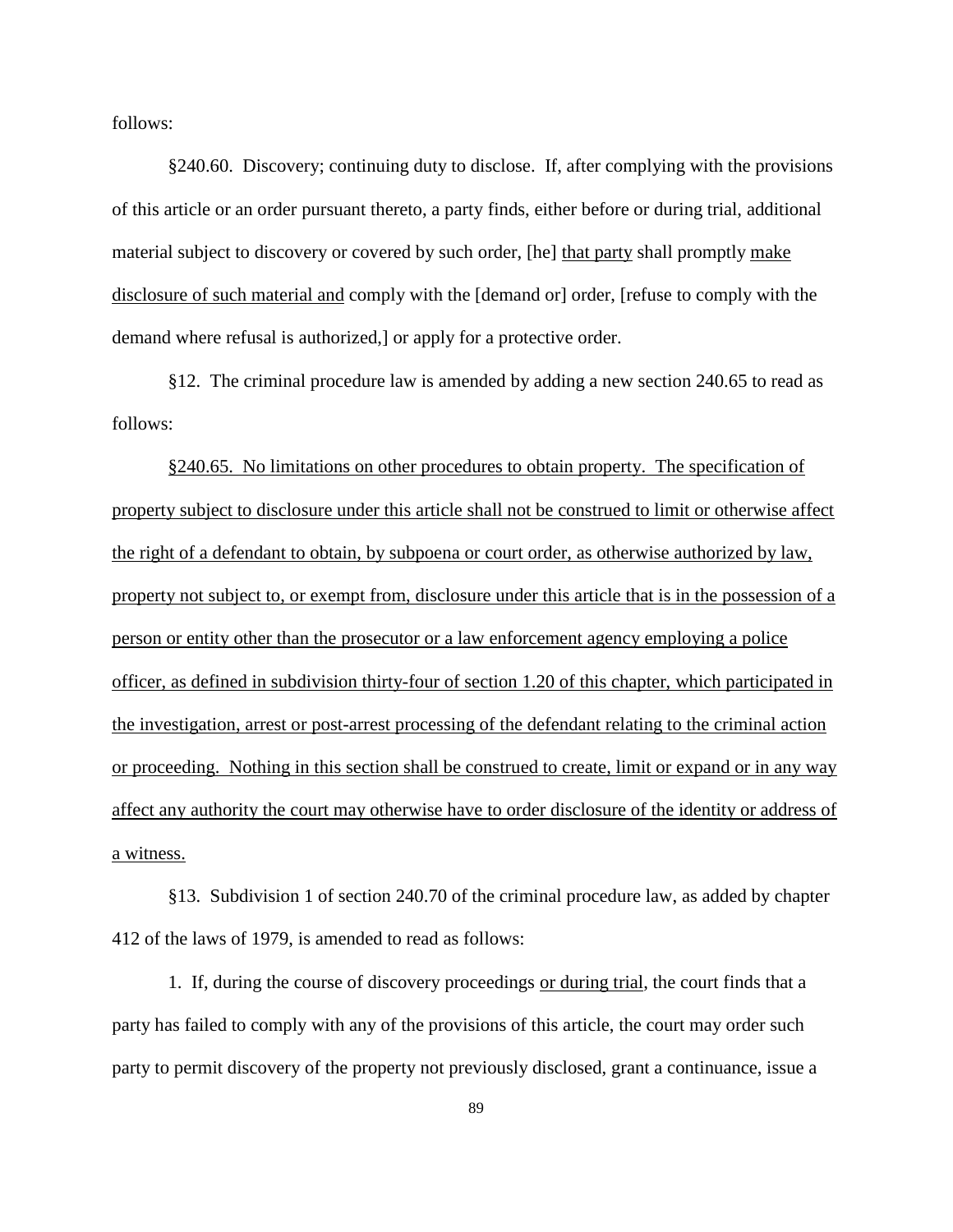follows:

§240.60. Discovery; continuing duty to disclose. If, after complying with the provisions of this article or an order pursuant thereto, a party finds, either before or during trial, additional material subject to discovery or covered by such order, [he] <u>that party</u> shall promptly <u>make disclosure of such material and</u> comply with the [demand or] order, [refuse to comply with the demand where refusal is authorized,] or apply for a protective order.

§12. The criminal procedure law is amended by adding a new section 240.65 to read as follows:

<u>§240.65. No limitations on other procedures to obtain property. The specification of property subject to disclosure under this article shall not be construed to limit or otherwise affect the right of a defendant to obtain, by subpoena or court order, as otherwise authorized by law, property not subject to, or exempt from, disclosure under this article that is in the possession of a person or entity other than the prosecutor or a law enforcement agency employing a police officer, as defined in subdivision thirty-four of section 1.20 of this chapter, which participated in the investigation, arrest or post-arrest processing of the defendant relating to the criminal action or proceeding. Nothing in this section shall be construed to create, limit or expand or in any way affect any authority the court may otherwise have to order disclosure of the identity or address of a witness.</u>

§13. Subdivision 1 of section 240.70 of the criminal procedure law, as added by chapter 412 of the laws of 1979, is amended to read as follows:

1. If, during the course of discovery proceedings <u>or during trial</u>, the court finds that a party has failed to comply with any of the provisions of this article, the court may order such party to permit discovery of the property not previously disclosed, grant a continuance, issue a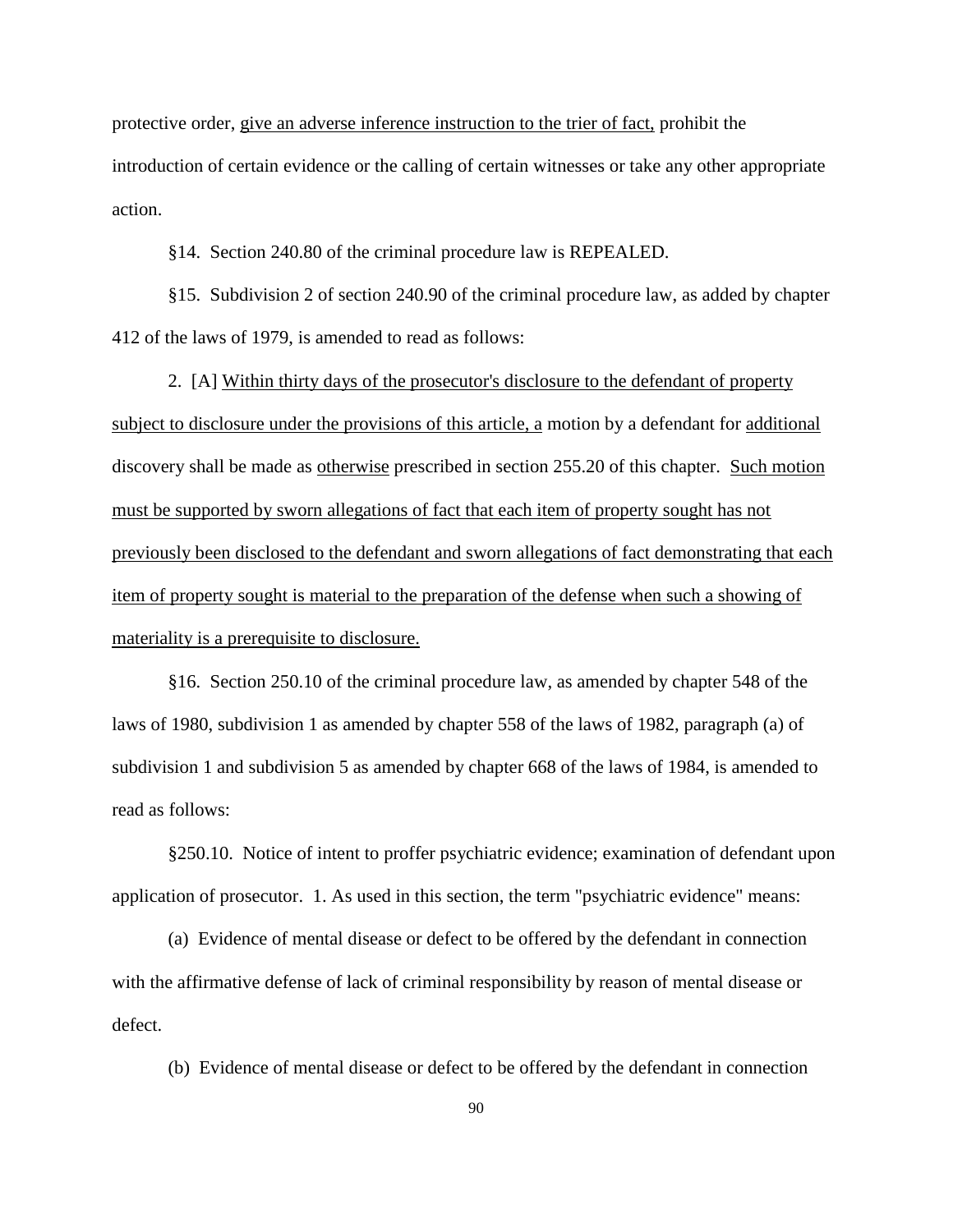protective order, <u>give an adverse inference instruction to the trier of fact,</u> prohibit the introduction of certain evidence or the calling of certain witnesses or take any other appropriate action.

§14. Section 240.80 of the criminal procedure law is REPEALED.

§15. Subdivision 2 of section 240.90 of the criminal procedure law, as added by chapter 412 of the laws of 1979, is amended to read as follows:

2. [A] <u>Within thirty days of the prosecutor's disclosure to the defendant of property subject to disclosure under the provisions of this article, a</u> motion by a defendant for <u>additional</u> discovery shall be made as <u>otherwise</u> prescribed in section 255.20 of this chapter. <u>Such motion must be supported by sworn allegations of fact that each item of property sought has not previously been disclosed to the defendant and sworn allegations of fact demonstrating that each item of property sought is material to the preparation of the defense when such a showing of materiality is a prerequisite to disclosure.</u>

§16. Section 250.10 of the criminal procedure law, as amended by chapter 548 of the laws of 1980, subdivision 1 as amended by chapter 558 of the laws of 1982, paragraph (a) of subdivision 1 and subdivision 5 as amended by chapter 668 of the laws of 1984, is amended to read as follows:

§250.10. Notice of intent to proffer psychiatric evidence; examination of defendant upon application of prosecutor. 1. As used in this section, the term "psychiatric evidence" means:

(a) Evidence of mental disease or defect to be offered by the defendant in connection with the affirmative defense of lack of criminal responsibility by reason of mental disease or defect.

(b) Evidence of mental disease or defect to be offered by the defendant in connection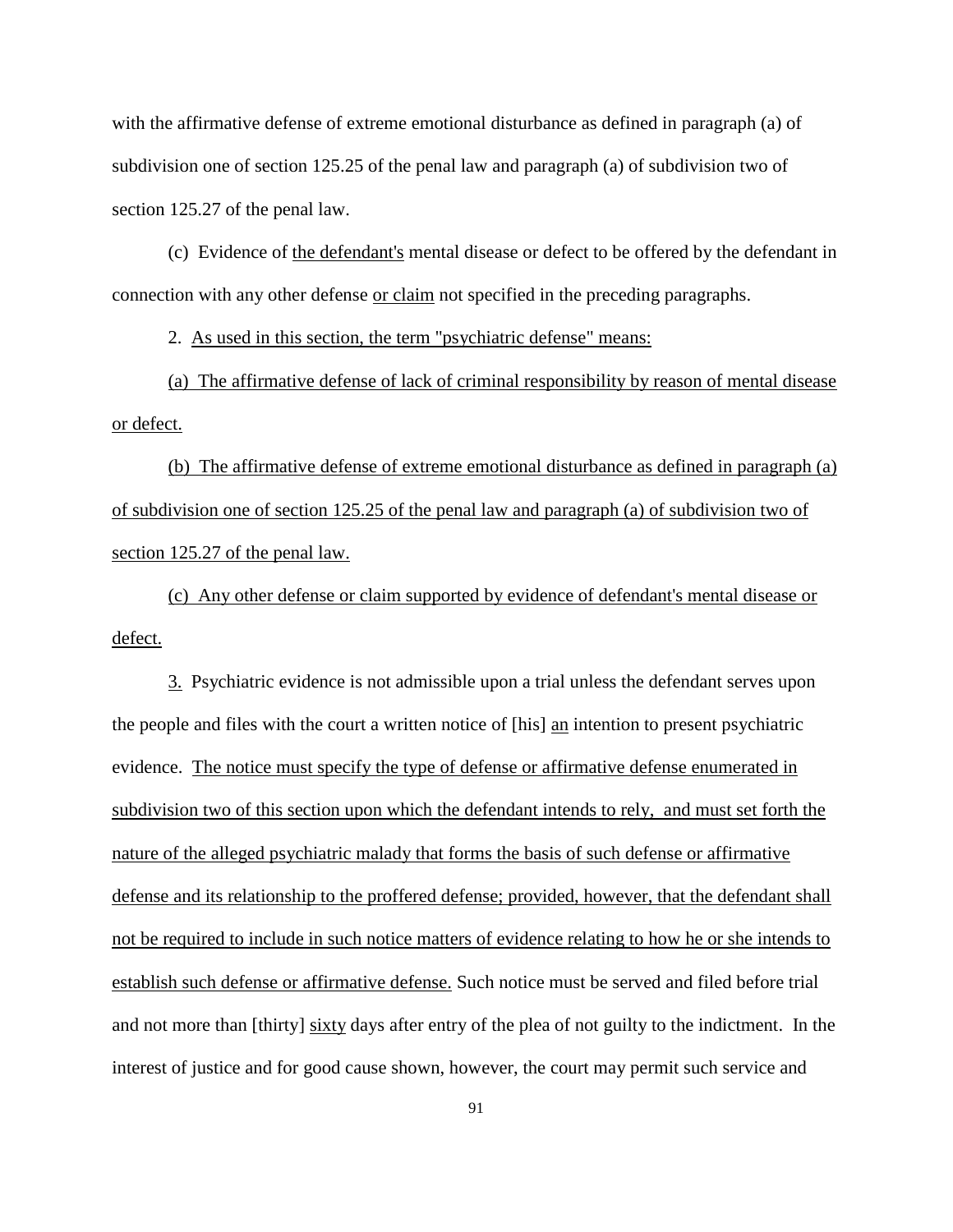with the affirmative defense of extreme emotional disturbance as defined in paragraph (a) of subdivision one of section 125.25 of the penal law and paragraph (a) of subdivision two of section 125.27 of the penal law.

(c) Evidence of <u>the defendant's</u> mental disease or defect to be offered by the defendant in connection with any other defense <u>or claim</u> not specified in the preceding paragraphs.

2. <u>As used in this section, the term "psychiatric defense" means:</u>

<u>(a) The affirmative defense of lack of criminal responsibility by reason of mental disease or defect.</u>

<u>(b) The affirmative defense of extreme emotional disturbance as defined in paragraph (a) of subdivision one of section 125.25 of the penal law and paragraph (a) of subdivision two of section 125.27 of the penal law.</u>

<u>(c) Any other defense or claim supported by evidence of defendant's mental disease or defect.</u>

<u>3.</u> Psychiatric evidence is not admissible upon a trial unless the defendant serves upon the people and files with the court a written notice of [his] <u>an</u> intention to present psychiatric evidence. <u>The notice must specify the type of defense or affirmative defense enumerated in subdivision two of this section upon which the defendant intends to rely, and must set forth the nature of the alleged psychiatric malady that forms the basis of such defense or affirmative defense and its relationship to the proffered defense; provided, however, that the defendant shall not be required to include in such notice matters of evidence relating to how he or she intends to establish such defense or affirmative defense.</u> Such notice must be served and filed before trial and not more than [thirty] <u>sixty</u> days after entry of the plea of not guilty to the indictment. In the interest of justice and for good cause shown, however, the court may permit such service and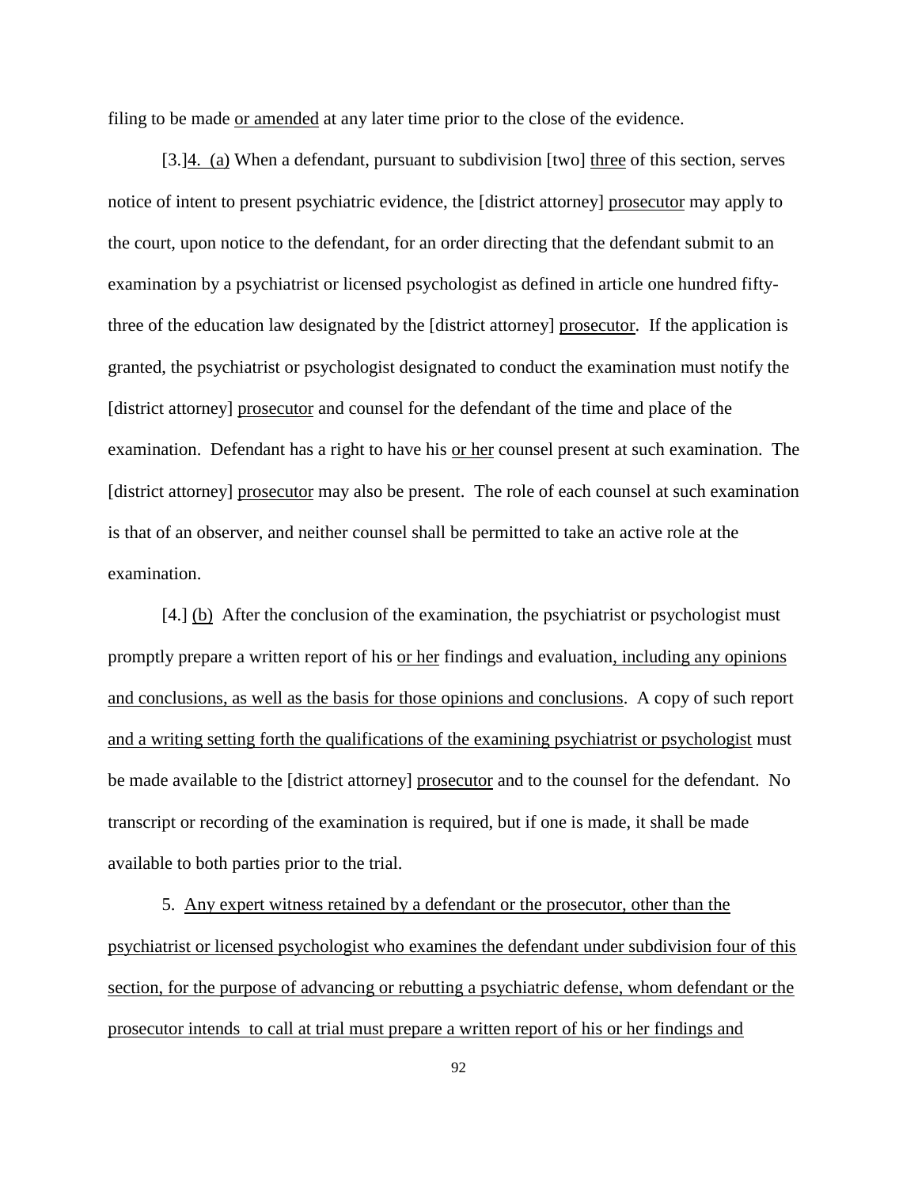filing to be made <u>or amended</u> at any later time prior to the close of the evidence.

[3.]<u>4. (a)</u> When a defendant, pursuant to subdivision [two] <u>three</u> of this section, serves notice of intent to present psychiatric evidence, the [district attorney] <u>prosecutor</u> may apply to the court, upon notice to the defendant, for an order directing that the defendant submit to an examination by a psychiatrist or licensed psychologist as defined in article one hundred fifty-three of the education law designated by the [district attorney] <u>prosecutor</u>. If the application is granted, the psychiatrist or psychologist designated to conduct the examination must notify the [district attorney] <u>prosecutor</u> and counsel for the defendant of the time and place of the examination. Defendant has a right to have his <u>or her</u> counsel present at such examination. The [district attorney] <u>prosecutor</u> may also be present. The role of each counsel at such examination is that of an observer, and neither counsel shall be permitted to take an active role at the examination.

[4.] <u>(b)</u> After the conclusion of the examination, the psychiatrist or psychologist must promptly prepare a written report of his <u>or her</u> findings and evaluation<u>, including any opinions and conclusions, as well as the basis for those opinions and conclusions</u>. A copy of such report <u>and a writing setting forth the qualifications of the examining psychiatrist or psychologist</u> must be made available to the [district attorney] <u>prosecutor</u> and to the counsel for the defendant. No transcript or recording of the examination is required, but if one is made, it shall be made available to both parties prior to the trial.

5. <u>Any expert witness retained by a defendant or the prosecutor, other than the psychiatrist or licensed psychologist who examines the defendant under subdivision four of this section, for the purpose of advancing or rebutting a psychiatric defense, whom defendant or the prosecutor intends to call at trial must prepare a written report of his or her findings and</u>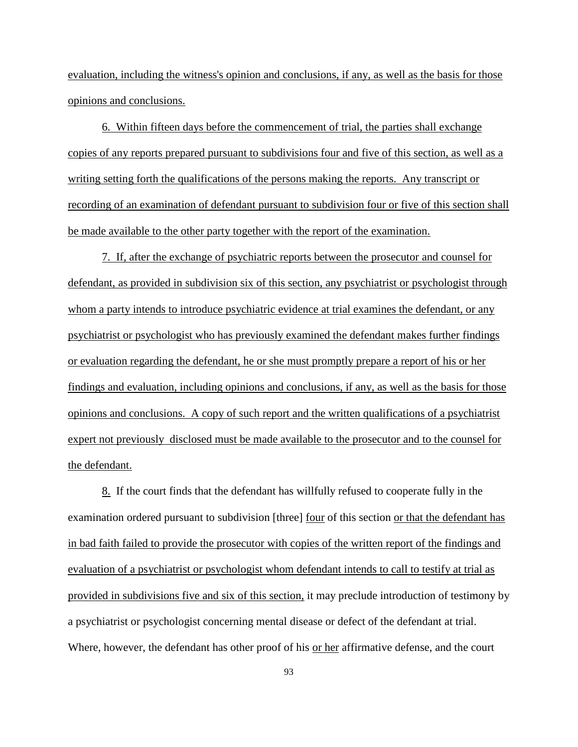evaluation, including the witness's opinion and conclusions, if any, as well as the basis for those opinions and conclusions.

6. Within fifteen days before the commencement of trial, the parties shall exchange copies of any reports prepared pursuant to subdivisions four and five of this section, as well as a writing setting forth the qualifications of the persons making the reports. Any transcript or recording of an examination of defendant pursuant to subdivision four or five of this section shall be made available to the other party together with the report of the examination.

7. If, after the exchange of psychiatric reports between the prosecutor and counsel for defendant, as provided in subdivision six of this section, any psychiatrist or psychologist through whom a party intends to introduce psychiatric evidence at trial examines the defendant, or any psychiatrist or psychologist who has previously examined the defendant makes further findings or evaluation regarding the defendant, he or she must promptly prepare a report of his or her findings and evaluation, including opinions and conclusions, if any, as well as the basis for those opinions and conclusions. A copy of such report and the written qualifications of a psychiatrist expert not previously disclosed must be made available to the prosecutor and to the counsel for the defendant.

8. If the court finds that the defendant has willfully refused to cooperate fully in the examination ordered pursuant to subdivision [three] four of this section or that the defendant has in bad faith failed to provide the prosecutor with copies of the written report of the findings and evaluation of a psychiatrist or psychologist whom defendant intends to call to testify at trial as provided in subdivisions five and six of this section, it may preclude introduction of testimony by a psychiatrist or psychologist concerning mental disease or defect of the defendant at trial. Where, however, the defendant has other proof of his or her affirmative defense, and the court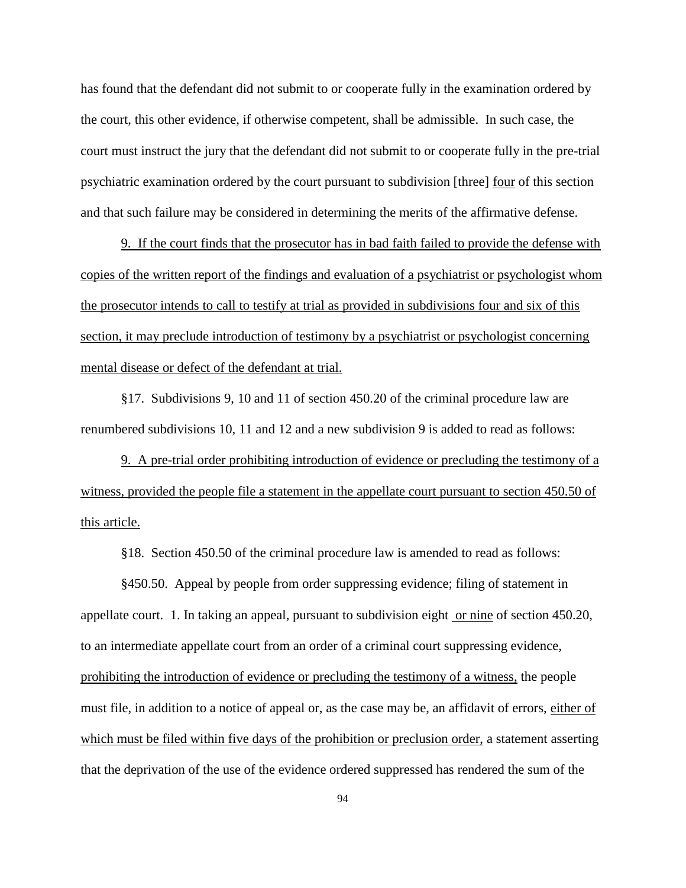has found that the defendant did not submit to or cooperate fully in the examination ordered by the court, this other evidence, if otherwise competent, shall be admissible. In such case, the court must instruct the jury that the defendant did not submit to or cooperate fully in the pre-trial psychiatric examination ordered by the court pursuant to subdivision [three] <u>four</u> of this section and that such failure may be considered in determining the merits of the affirmative defense.

<u>9. If the court finds that the prosecutor has in bad faith failed to provide the defense with copies of the written report of the findings and evaluation of a psychiatrist or psychologist whom the prosecutor intends to call to testify at trial as provided in subdivisions four and six of this section, it may preclude introduction of testimony by a psychiatrist or psychologist concerning mental disease or defect of the defendant at trial.</u>

§17. Subdivisions 9, 10 and 11 of section 450.20 of the criminal procedure law are renumbered subdivisions 10, 11 and 12 and a new subdivision 9 is added to read as follows:

<u>9. A pre-trial order prohibiting introduction of evidence or precluding the testimony of a witness, provided the people file a statement in the appellate court pursuant to section 450.50 of this article.</u>

§18. Section 450.50 of the criminal procedure law is amended to read as follows:

§450.50. Appeal by people from order suppressing evidence; filing of statement in appellate court. 1. In taking an appeal, pursuant to subdivision eight <u>or nine</u> of section 450.20, to an intermediate appellate court from an order of a criminal court suppressing evidence, <u>prohibiting the introduction of evidence or precluding the testimony of a witness,</u> the people must file, in addition to a notice of appeal or, as the case may be, an affidavit of errors, <u>either of which must be filed within five days of the prohibition or preclusion order,</u> a statement asserting that the deprivation of the use of the evidence ordered suppressed has rendered the sum of the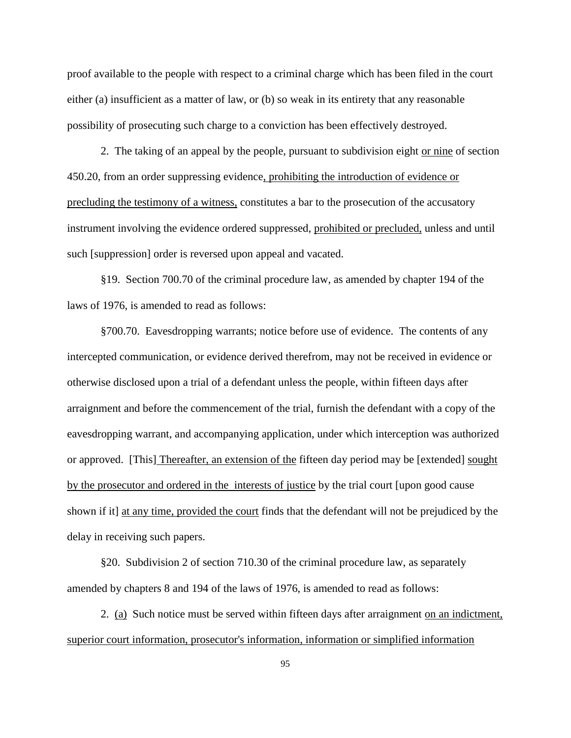proof available to the people with respect to a criminal charge which has been filed in the court either (a) insufficient as a matter of law, or (b) so weak in its entirety that any reasonable possibility of prosecuting such charge to a conviction has been effectively destroyed.

2. The taking of an appeal by the people, pursuant to subdivision eight <u>or nine</u> of section 450.20, from an order suppressing evidence<u>, prohibiting the introduction of evidence or precluding the testimony of a witness,</u> constitutes a bar to the prosecution of the accusatory instrument involving the evidence ordered suppressed, <u>prohibited or precluded,</u> unless and until such [suppression] order is reversed upon appeal and vacated.

§19. Section 700.70 of the criminal procedure law, as amended by chapter 194 of the laws of 1976, is amended to read as follows:

§700.70. Eavesdropping warrants; notice before use of evidence. The contents of any intercepted communication, or evidence derived therefrom, may not be received in evidence or otherwise disclosed upon a trial of a defendant unless the people, within fifteen days after arraignment and before the commencement of the trial, furnish the defendant with a copy of the eavesdropping warrant, and accompanying application, under which interception was authorized or approved. [This]<u> Thereafter, an extension of the</u> fifteen day period may be [extended] <u>sought by the prosecutor and ordered in the interests of justice</u> by the trial court [upon good cause shown if it] <u>at any time, provided the court</u> finds that the defendant will not be prejudiced by the delay in receiving such papers.

§20. Subdivision 2 of section 710.30 of the criminal procedure law, as separately amended by chapters 8 and 194 of the laws of 1976, is amended to read as follows:

2. <u>(a)</u> Such notice must be served within fifteen days after arraignment <u>on an indictment, superior court information, prosecutor's information, information or simplified information</u>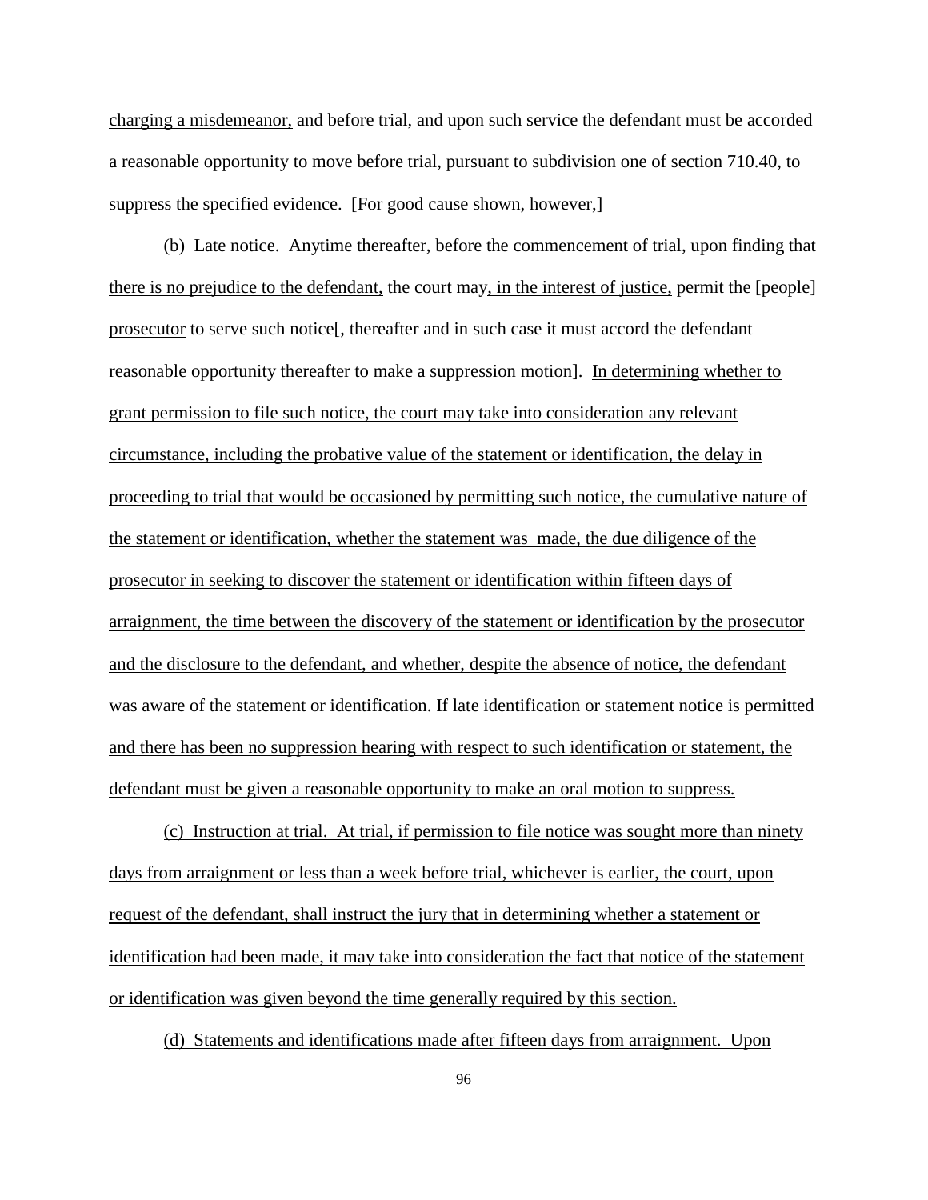charging a misdemeanor, and before trial, and upon such service the defendant must be accorded a reasonable opportunity to move before trial, pursuant to subdivision one of section 710.40, to suppress the specified evidence. [For good cause shown, however,]

(b) Late notice. Anytime thereafter, before the commencement of trial, upon finding that there is no prejudice to the defendant, the court may, in the interest of justice, permit the [people] prosecutor to serve such notice[, thereafter and in such case it must accord the defendant reasonable opportunity thereafter to make a suppression motion]. In determining whether to grant permission to file such notice, the court may take into consideration any relevant circumstance, including the probative value of the statement or identification, the delay in proceeding to trial that would be occasioned by permitting such notice, the cumulative nature of the statement or identification, whether the statement was made, the due diligence of the prosecutor in seeking to discover the statement or identification within fifteen days of arraignment, the time between the discovery of the statement or identification by the prosecutor and the disclosure to the defendant, and whether, despite the absence of notice, the defendant was aware of the statement or identification. If late identification or statement notice is permitted and there has been no suppression hearing with respect to such identification or statement, the defendant must be given a reasonable opportunity to make an oral motion to suppress.

(c) Instruction at trial. At trial, if permission to file notice was sought more than ninety days from arraignment or less than a week before trial, whichever is earlier, the court, upon request of the defendant, shall instruct the jury that in determining whether a statement or identification had been made, it may take into consideration the fact that notice of the statement or identification was given beyond the time generally required by this section.

(d) Statements and identifications made after fifteen days from arraignment. Upon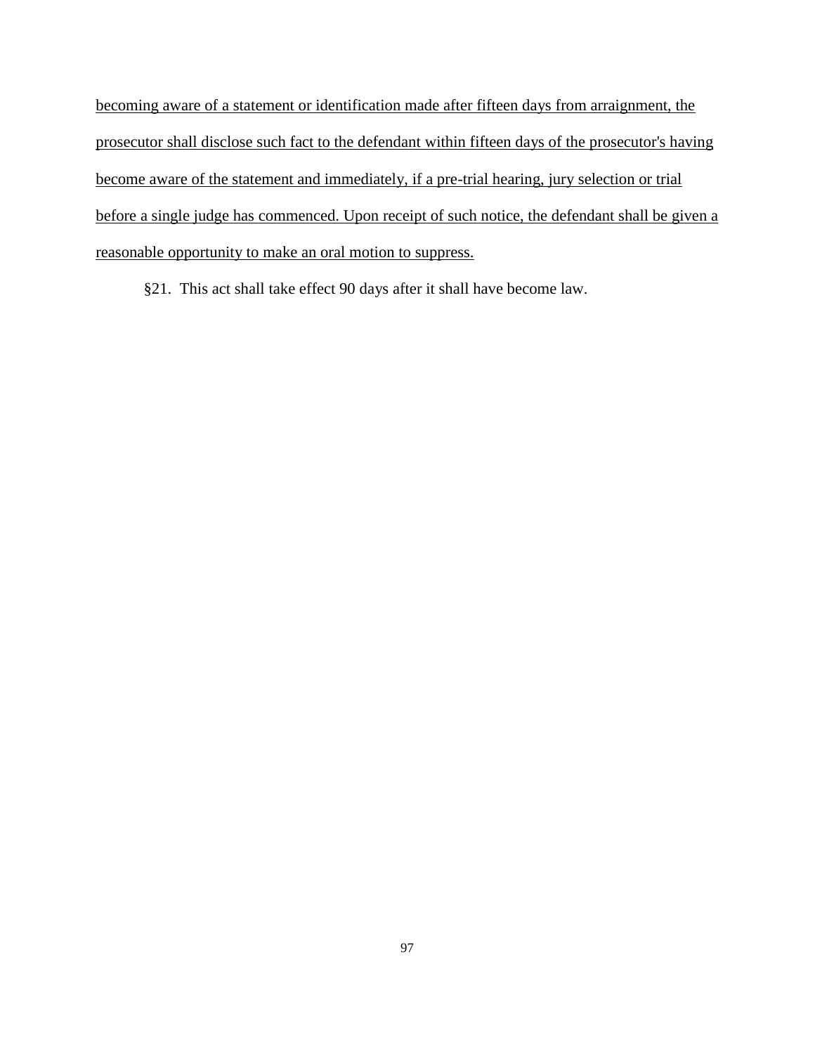<u>becoming aware of a statement or identification made after fifteen days from arraignment, the prosecutor shall disclose such fact to the defendant within fifteen days of the prosecutor's having become aware of the statement and immediately, if a pre-trial hearing, jury selection or trial before a single judge has commenced. Upon receipt of such notice, the defendant shall be given a reasonable opportunity to make an oral motion to suppress.</u>

§21. This act shall take effect 90 days after it shall have become law.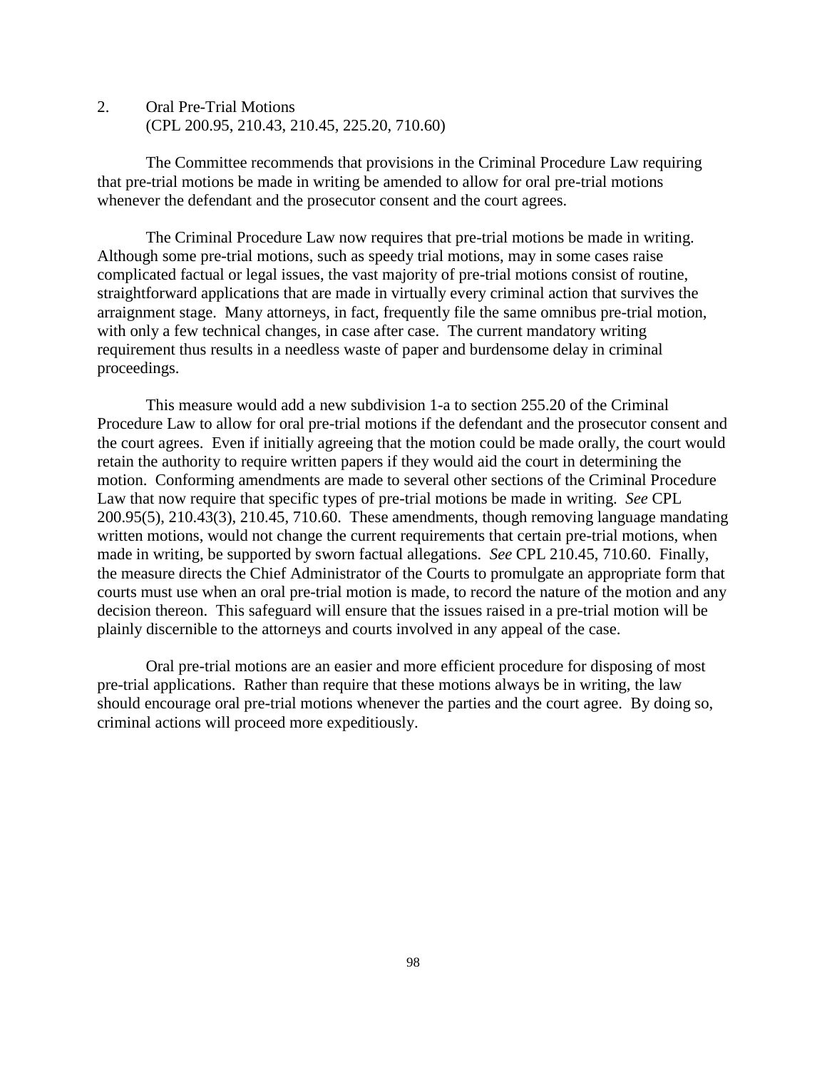## 2. Oral Pre-Trial Motions
(CPL 200.95, 210.43, 210.45, 225.20, 710.60)

The Committee recommends that provisions in the Criminal Procedure Law requiring that pre-trial motions be made in writing be amended to allow for oral pre-trial motions whenever the defendant and the prosecutor consent and the court agrees.

The Criminal Procedure Law now requires that pre-trial motions be made in writing. Although some pre-trial motions, such as speedy trial motions, may in some cases raise complicated factual or legal issues, the vast majority of pre-trial motions consist of routine, straightforward applications that are made in virtually every criminal action that survives the arraignment stage. Many attorneys, in fact, frequently file the same omnibus pre-trial motion, with only a few technical changes, in case after case. The current mandatory writing requirement thus results in a needless waste of paper and burdensome delay in criminal proceedings.

This measure would add a new subdivision 1-a to section 255.20 of the Criminal Procedure Law to allow for oral pre-trial motions if the defendant and the prosecutor consent and the court agrees. Even if initially agreeing that the motion could be made orally, the court would retain the authority to require written papers if they would aid the court in determining the motion. Conforming amendments are made to several other sections of the Criminal Procedure Law that now require that specific types of pre-trial motions be made in writing. *See* CPL 200.95(5), 210.43(3), 210.45, 710.60. These amendments, though removing language mandating written motions, would not change the current requirements that certain pre-trial motions, when made in writing, be supported by sworn factual allegations. *See* CPL 210.45, 710.60. Finally, the measure directs the Chief Administrator of the Courts to promulgate an appropriate form that courts must use when an oral pre-trial motion is made, to record the nature of the motion and any decision thereon. This safeguard will ensure that the issues raised in a pre-trial motion will be plainly discernible to the attorneys and courts involved in any appeal of the case.

Oral pre-trial motions are an easier and more efficient procedure for disposing of most pre-trial applications. Rather than require that these motions always be in writing, the law should encourage oral pre-trial motions whenever the parties and the court agree. By doing so, criminal actions will proceed more expeditiously.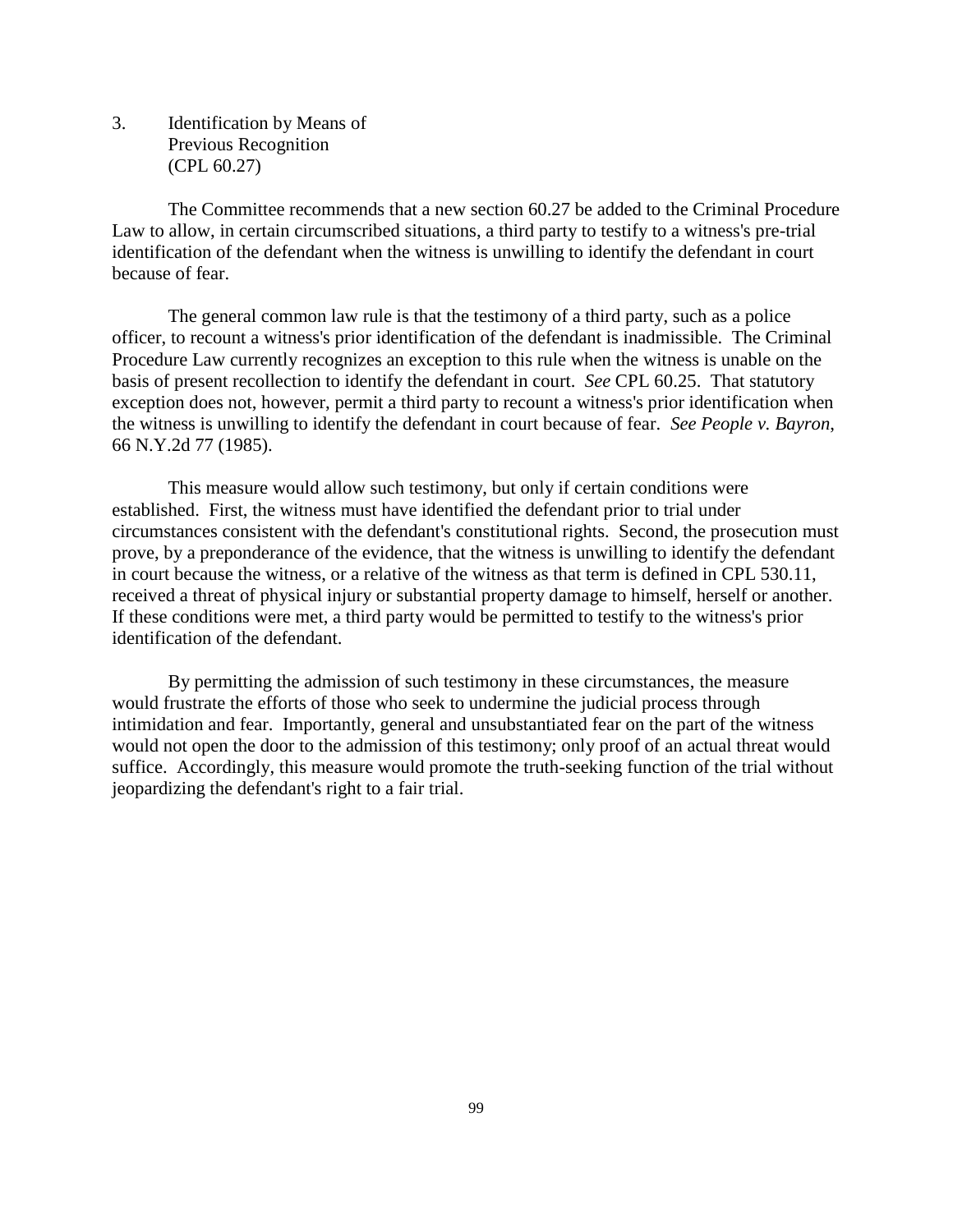### 3. Identification by Means of Previous Recognition (CPL 60.27)

The Committee recommends that a new section 60.27 be added to the Criminal Procedure Law to allow, in certain circumscribed situations, a third party to testify to a witness's pre-trial identification of the defendant when the witness is unwilling to identify the defendant in court because of fear.

The general common law rule is that the testimony of a third party, such as a police officer, to recount a witness's prior identification of the defendant is inadmissible. The Criminal Procedure Law currently recognizes an exception to this rule when the witness is unable on the basis of present recollection to identify the defendant in court. *See* CPL 60.25. That statutory exception does not, however, permit a third party to recount a witness's prior identification when the witness is unwilling to identify the defendant in court because of fear. *See People v. Bayron*, 66 N.Y.2d 77 (1985).

This measure would allow such testimony, but only if certain conditions were established. First, the witness must have identified the defendant prior to trial under circumstances consistent with the defendant's constitutional rights. Second, the prosecution must prove, by a preponderance of the evidence, that the witness is unwilling to identify the defendant in court because the witness, or a relative of the witness as that term is defined in CPL 530.11, received a threat of physical injury or substantial property damage to himself, herself or another. If these conditions were met, a third party would be permitted to testify to the witness's prior identification of the defendant.

By permitting the admission of such testimony in these circumstances, the measure would frustrate the efforts of those who seek to undermine the judicial process through intimidation and fear. Importantly, general and unsubstantiated fear on the part of the witness would not open the door to the admission of this testimony; only proof of an actual threat would suffice. Accordingly, this measure would promote the truth-seeking function of the trial without jeopardizing the defendant's right to a fair trial.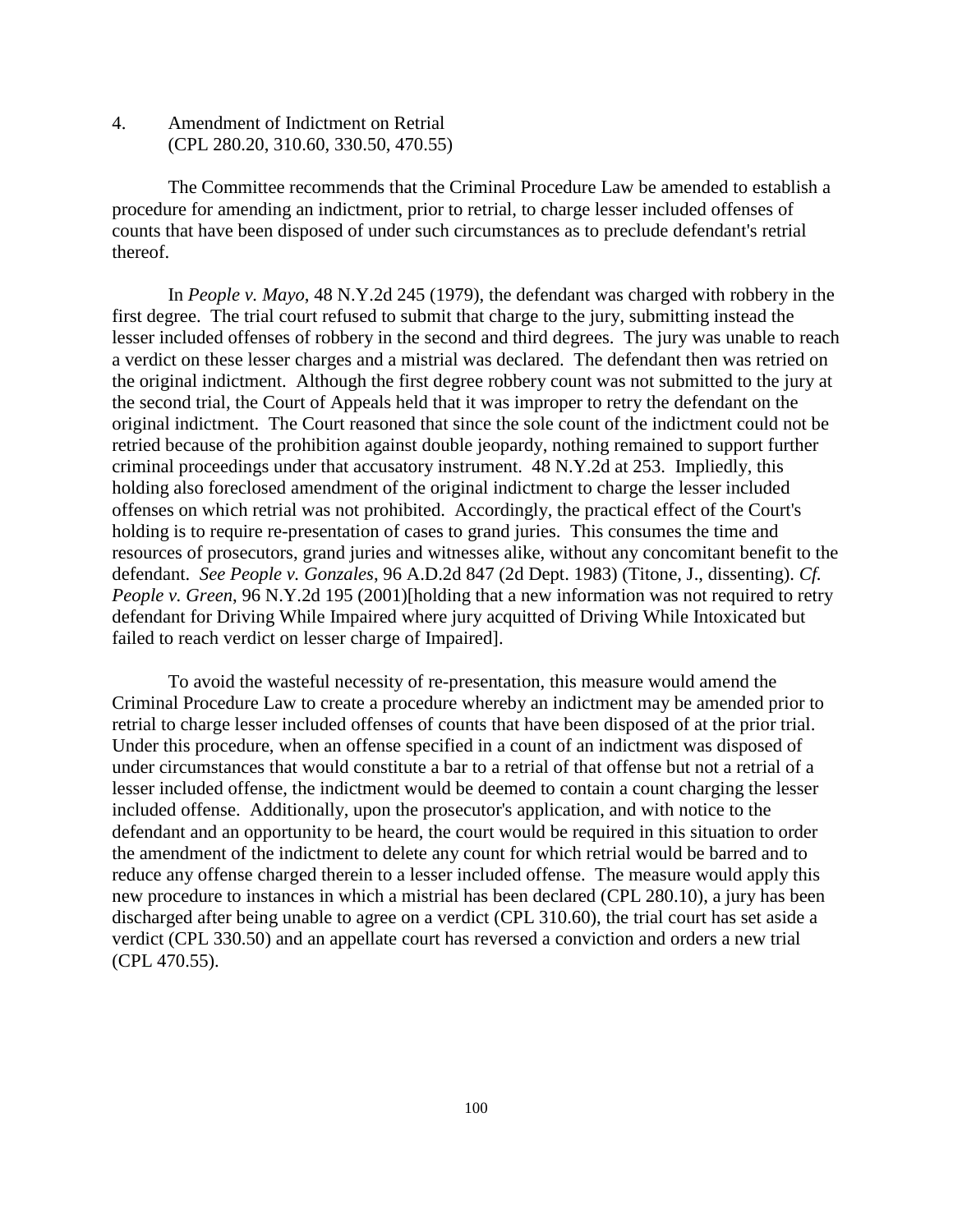4. Amendment of Indictment on Retrial
(CPL 280.20, 310.60, 330.50, 470.55)

The Committee recommends that the Criminal Procedure Law be amended to establish a procedure for amending an indictment, prior to retrial, to charge lesser included offenses of counts that have been disposed of under such circumstances as to preclude defendant's retrial thereof.

In *People v. Mayo*, 48 N.Y.2d 245 (1979), the defendant was charged with robbery in the first degree. The trial court refused to submit that charge to the jury, submitting instead the lesser included offenses of robbery in the second and third degrees. The jury was unable to reach a verdict on these lesser charges and a mistrial was declared. The defendant then was retried on the original indictment. Although the first degree robbery count was not submitted to the jury at the second trial, the Court of Appeals held that it was improper to retry the defendant on the original indictment. The Court reasoned that since the sole count of the indictment could not be retried because of the prohibition against double jeopardy, nothing remained to support further criminal proceedings under that accusatory instrument. 48 N.Y.2d at 253. Impliedly, this holding also foreclosed amendment of the original indictment to charge the lesser included offenses on which retrial was not prohibited. Accordingly, the practical effect of the Court's holding is to require re-presentation of cases to grand juries. This consumes the time and resources of prosecutors, grand juries and witnesses alike, without any concomitant benefit to the defendant. *See People v. Gonzales*, 96 A.D.2d 847 (2d Dept. 1983) (Titone, J., dissenting). *Cf. People v. Green*, 96 N.Y.2d 195 (2001)[holding that a new information was not required to retry defendant for Driving While Impaired where jury acquitted of Driving While Intoxicated but failed to reach verdict on lesser charge of Impaired].

To avoid the wasteful necessity of re-presentation, this measure would amend the Criminal Procedure Law to create a procedure whereby an indictment may be amended prior to retrial to charge lesser included offenses of counts that have been disposed of at the prior trial. Under this procedure, when an offense specified in a count of an indictment was disposed of under circumstances that would constitute a bar to a retrial of that offense but not a retrial of a lesser included offense, the indictment would be deemed to contain a count charging the lesser included offense. Additionally, upon the prosecutor's application, and with notice to the defendant and an opportunity to be heard, the court would be required in this situation to order the amendment of the indictment to delete any count for which retrial would be barred and to reduce any offense charged therein to a lesser included offense. The measure would apply this new procedure to instances in which a mistrial has been declared (CPL 280.10), a jury has been discharged after being unable to agree on a verdict (CPL 310.60), the trial court has set aside a verdict (CPL 330.50) and an appellate court has reversed a conviction and orders a new trial (CPL 470.55).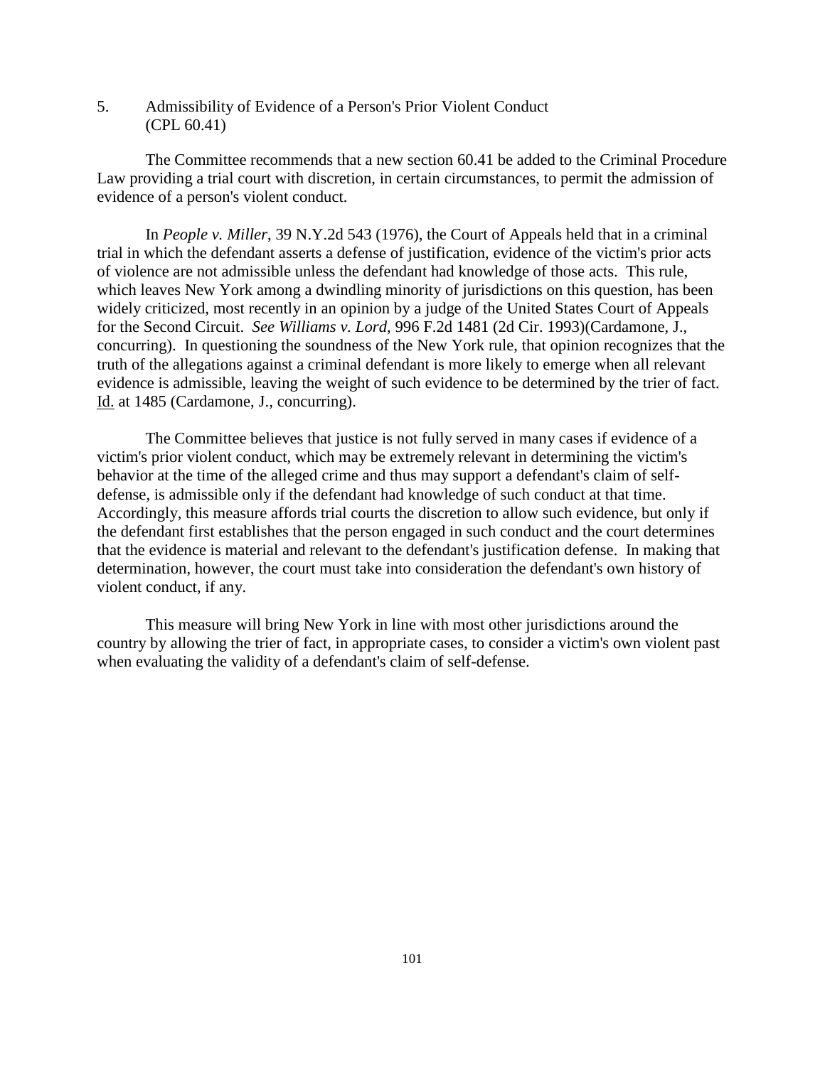5. Admissibility of Evidence of a Person's Prior Violent Conduct (CPL 60.41)

The Committee recommends that a new section 60.41 be added to the Criminal Procedure Law providing a trial court with discretion, in certain circumstances, to permit the admission of evidence of a person's violent conduct.

In *People v. Miller*, 39 N.Y.2d 543 (1976), the Court of Appeals held that in a criminal trial in which the defendant asserts a defense of justification, evidence of the victim's prior acts of violence are not admissible unless the defendant had knowledge of those acts. This rule, which leaves New York among a dwindling minority of jurisdictions on this question, has been widely criticized, most recently in an opinion by a judge of the United States Court of Appeals for the Second Circuit. *See Williams v. Lord*, 996 F.2d 1481 (2d Cir. 1993)(Cardamone, J., concurring). In questioning the soundness of the New York rule, that opinion recognizes that the truth of the allegations against a criminal defendant is more likely to emerge when all relevant evidence is admissible, leaving the weight of such evidence to be determined by the trier of fact. Id. at 1485 (Cardamone, J., concurring).

The Committee believes that justice is not fully served in many cases if evidence of a victim's prior violent conduct, which may be extremely relevant in determining the victim's behavior at the time of the alleged crime and thus may support a defendant's claim of self-defense, is admissible only if the defendant had knowledge of such conduct at that time. Accordingly, this measure affords trial courts the discretion to allow such evidence, but only if the defendant first establishes that the person engaged in such conduct and the court determines that the evidence is material and relevant to the defendant's justification defense. In making that determination, however, the court must take into consideration the defendant's own history of violent conduct, if any.

This measure will bring New York in line with most other jurisdictions around the country by allowing the trier of fact, in appropriate cases, to consider a victim's own violent past when evaluating the validity of a defendant's claim of self-defense.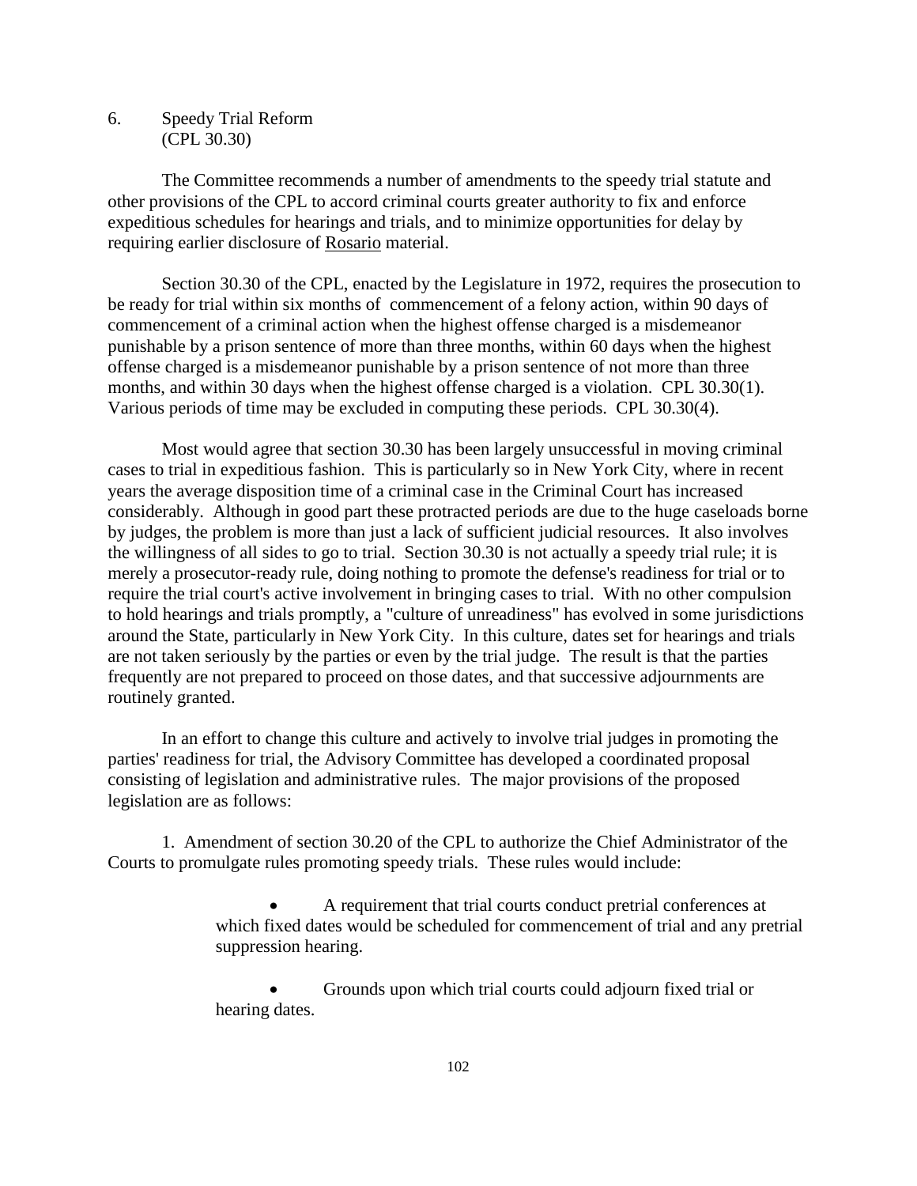## 6. Speedy Trial Reform (CPL 30.30)

The Committee recommends a number of amendments to the speedy trial statute and other provisions of the CPL to accord criminal courts greater authority to fix and enforce expeditious schedules for hearings and trials, and to minimize opportunities for delay by requiring earlier disclosure of Rosario material.

Section 30.30 of the CPL, enacted by the Legislature in 1972, requires the prosecution to be ready for trial within six months of commencement of a felony action, within 90 days of commencement of a criminal action when the highest offense charged is a misdemeanor punishable by a prison sentence of more than three months, within 60 days when the highest offense charged is a misdemeanor punishable by a prison sentence of not more than three months, and within 30 days when the highest offense charged is a violation. CPL 30.30(1). Various periods of time may be excluded in computing these periods. CPL 30.30(4).

Most would agree that section 30.30 has been largely unsuccessful in moving criminal cases to trial in expeditious fashion. This is particularly so in New York City, where in recent years the average disposition time of a criminal case in the Criminal Court has increased considerably. Although in good part these protracted periods are due to the huge caseloads borne by judges, the problem is more than just a lack of sufficient judicial resources. It also involves the willingness of all sides to go to trial. Section 30.30 is not actually a speedy trial rule; it is merely a prosecutor-ready rule, doing nothing to promote the defense's readiness for trial or to require the trial court's active involvement in bringing cases to trial. With no other compulsion to hold hearings and trials promptly, a "culture of unreadiness" has evolved in some jurisdictions around the State, particularly in New York City. In this culture, dates set for hearings and trials are not taken seriously by the parties or even by the trial judge. The result is that the parties frequently are not prepared to proceed on those dates, and that successive adjournments are routinely granted.

In an effort to change this culture and actively to involve trial judges in promoting the parties' readiness for trial, the Advisory Committee has developed a coordinated proposal consisting of legislation and administrative rules. The major provisions of the proposed legislation are as follows:

1. Amendment of section 30.20 of the CPL to authorize the Chief Administrator of the Courts to promulgate rules promoting speedy trials. These rules would include:

- A requirement that trial courts conduct pretrial conferences at which fixed dates would be scheduled for commencement of trial and any pretrial suppression hearing.
- Grounds upon which trial courts could adjourn fixed trial or hearing dates.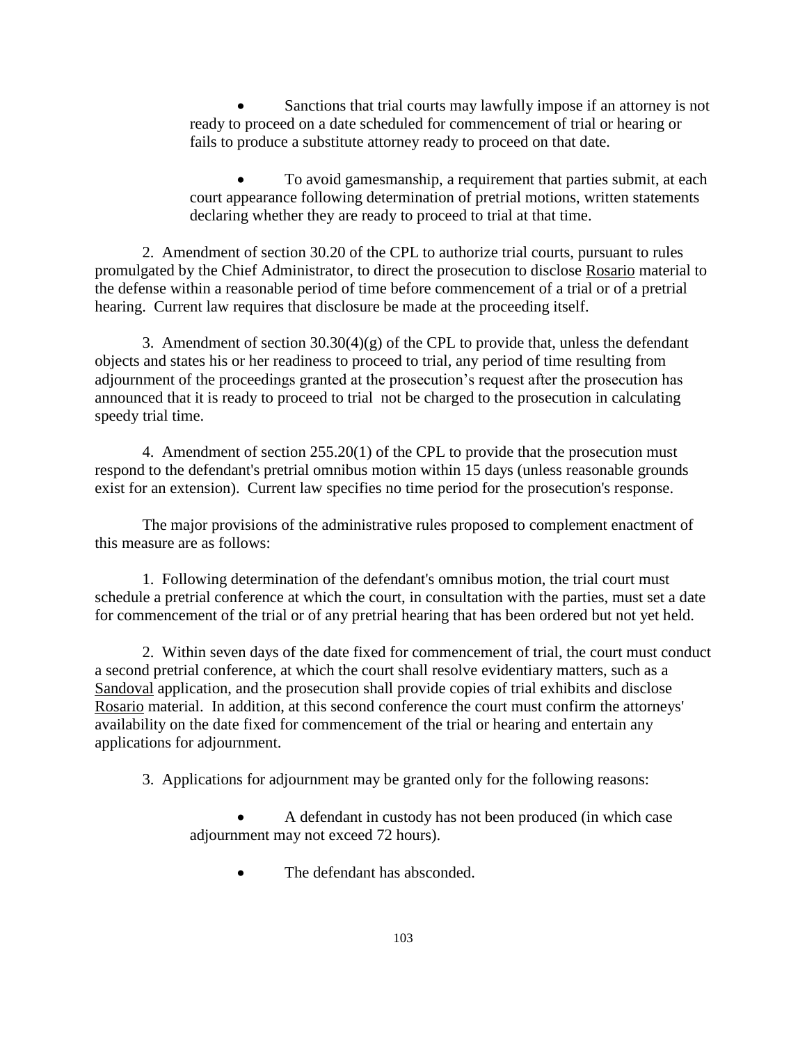- Sanctions that trial courts may lawfully impose if an attorney is not ready to proceed on a date scheduled for commencement of trial or hearing or fails to produce a substitute attorney ready to proceed on that date.

- To avoid gamesmanship, a requirement that parties submit, at each court appearance following determination of pretrial motions, written statements declaring whether they are ready to proceed to trial at that time.

2. Amendment of section 30.20 of the CPL to authorize trial courts, pursuant to rules promulgated by the Chief Administrator, to direct the prosecution to disclose Rosario material to the defense within a reasonable period of time before commencement of a trial or of a pretrial hearing. Current law requires that disclosure be made at the proceeding itself.

3. Amendment of section 30.30(4)(g) of the CPL to provide that, unless the defendant objects and states his or her readiness to proceed to trial, any period of time resulting from adjournment of the proceedings granted at the prosecution's request after the prosecution has announced that it is ready to proceed to trial not be charged to the prosecution in calculating speedy trial time.

4. Amendment of section 255.20(1) of the CPL to provide that the prosecution must respond to the defendant's pretrial omnibus motion within 15 days (unless reasonable grounds exist for an extension). Current law specifies no time period for the prosecution's response.

The major provisions of the administrative rules proposed to complement enactment of this measure are as follows:

1. Following determination of the defendant's omnibus motion, the trial court must schedule a pretrial conference at which the court, in consultation with the parties, must set a date for commencement of the trial or of any pretrial hearing that has been ordered but not yet held.

2. Within seven days of the date fixed for commencement of trial, the court must conduct a second pretrial conference, at which the court shall resolve evidentiary matters, such as a Sandoval application, and the prosecution shall provide copies of trial exhibits and disclose Rosario material. In addition, at this second conference the court must confirm the attorneys' availability on the date fixed for commencement of the trial or hearing and entertain any applications for adjournment.

3. Applications for adjournment may be granted only for the following reasons:

- A defendant in custody has not been produced (in which case adjournment may not exceed 72 hours).

- The defendant has absconded.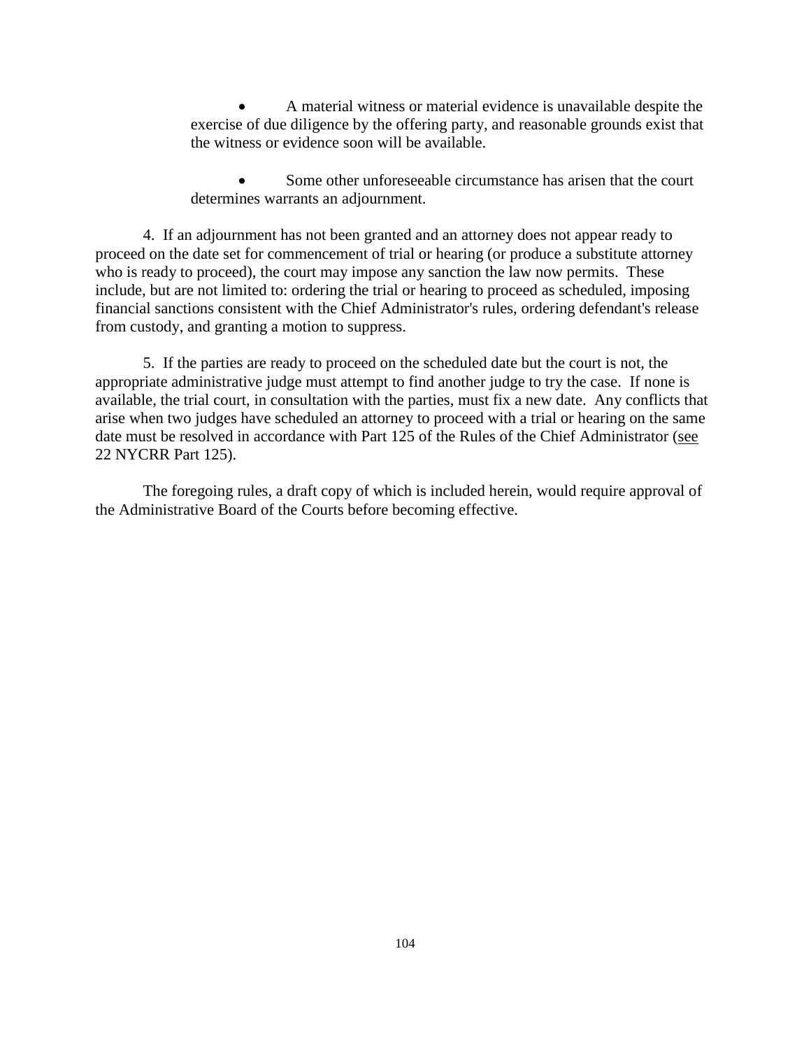- A material witness or material evidence is unavailable despite the exercise of due diligence by the offering party, and reasonable grounds exist that the witness or evidence soon will be available.

- Some other unforeseeable circumstance has arisen that the court determines warrants an adjournment.

4. If an adjournment has not been granted and an attorney does not appear ready to proceed on the date set for commencement of trial or hearing (or produce a substitute attorney who is ready to proceed), the court may impose any sanction the law now permits. These include, but are not limited to: ordering the trial or hearing to proceed as scheduled, imposing financial sanctions consistent with the Chief Administrator's rules, ordering defendant's release from custody, and granting a motion to suppress.

5. If the parties are ready to proceed on the scheduled date but the court is not, the appropriate administrative judge must attempt to find another judge to try the case. If none is available, the trial court, in consultation with the parties, must fix a new date. Any conflicts that arise when two judges have scheduled an attorney to proceed with a trial or hearing on the same date must be resolved in accordance with Part 125 of the Rules of the Chief Administrator (see 22 NYCRR Part 125).

The foregoing rules, a draft copy of which is included herein, would require approval of the Administrative Board of the Courts before becoming effective.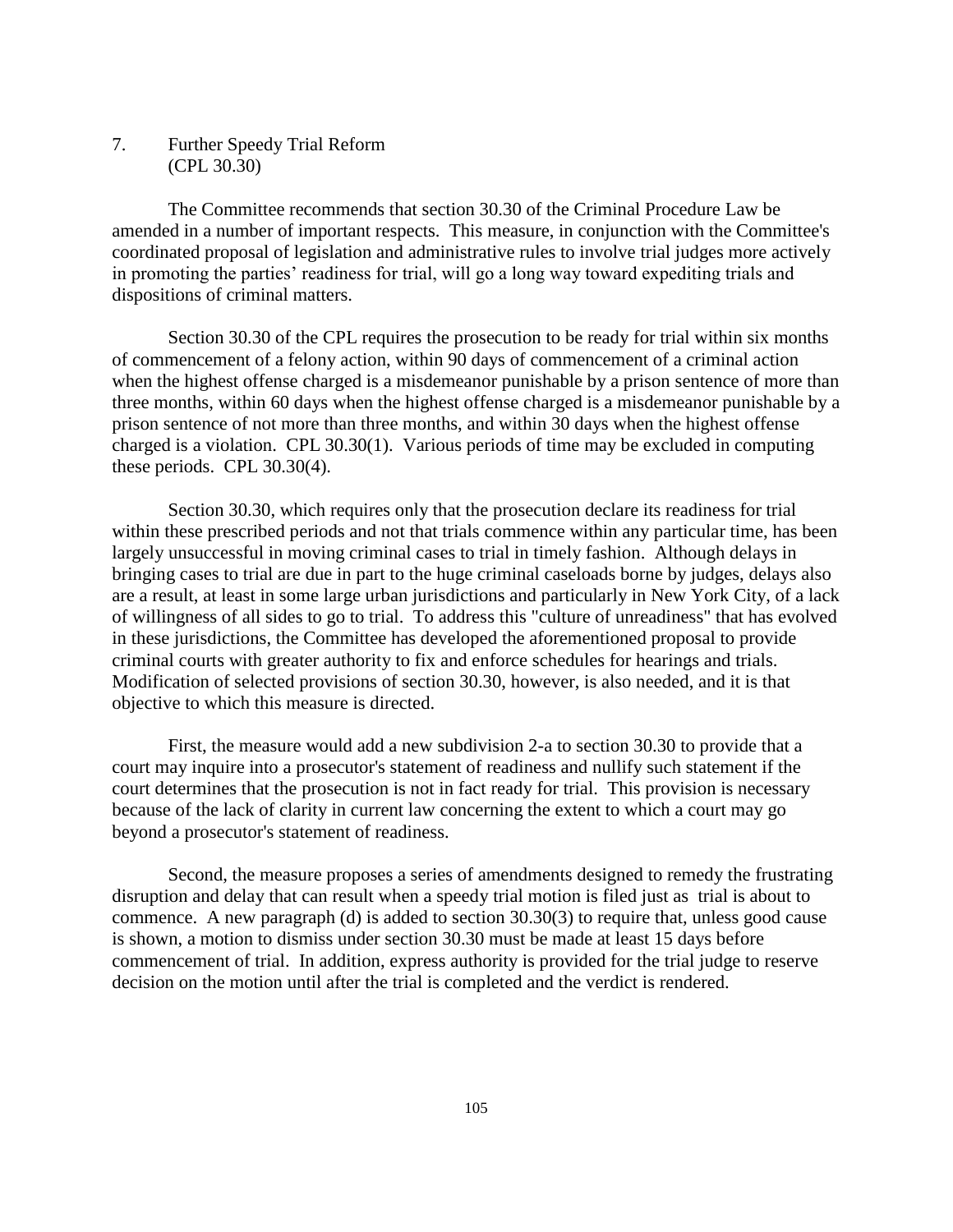## 7. Further Speedy Trial Reform (CPL 30.30)

The Committee recommends that section 30.30 of the Criminal Procedure Law be amended in a number of important respects. This measure, in conjunction with the Committee's coordinated proposal of legislation and administrative rules to involve trial judges more actively in promoting the parties' readiness for trial, will go a long way toward expediting trials and dispositions of criminal matters.

Section 30.30 of the CPL requires the prosecution to be ready for trial within six months of commencement of a felony action, within 90 days of commencement of a criminal action when the highest offense charged is a misdemeanor punishable by a prison sentence of more than three months, within 60 days when the highest offense charged is a misdemeanor punishable by a prison sentence of not more than three months, and within 30 days when the highest offense charged is a violation. CPL 30.30(1). Various periods of time may be excluded in computing these periods. CPL 30.30(4).

Section 30.30, which requires only that the prosecution declare its readiness for trial within these prescribed periods and not that trials commence within any particular time, has been largely unsuccessful in moving criminal cases to trial in timely fashion. Although delays in bringing cases to trial are due in part to the huge criminal caseloads borne by judges, delays also are a result, at least in some large urban jurisdictions and particularly in New York City, of a lack of willingness of all sides to go to trial. To address this "culture of unreadiness" that has evolved in these jurisdictions, the Committee has developed the aforementioned proposal to provide criminal courts with greater authority to fix and enforce schedules for hearings and trials. Modification of selected provisions of section 30.30, however, is also needed, and it is that objective to which this measure is directed.

First, the measure would add a new subdivision 2-a to section 30.30 to provide that a court may inquire into a prosecutor's statement of readiness and nullify such statement if the court determines that the prosecution is not in fact ready for trial. This provision is necessary because of the lack of clarity in current law concerning the extent to which a court may go beyond a prosecutor's statement of readiness.

Second, the measure proposes a series of amendments designed to remedy the frustrating disruption and delay that can result when a speedy trial motion is filed just as trial is about to commence. A new paragraph (d) is added to section 30.30(3) to require that, unless good cause is shown, a motion to dismiss under section 30.30 must be made at least 15 days before commencement of trial. In addition, express authority is provided for the trial judge to reserve decision on the motion until after the trial is completed and the verdict is rendered.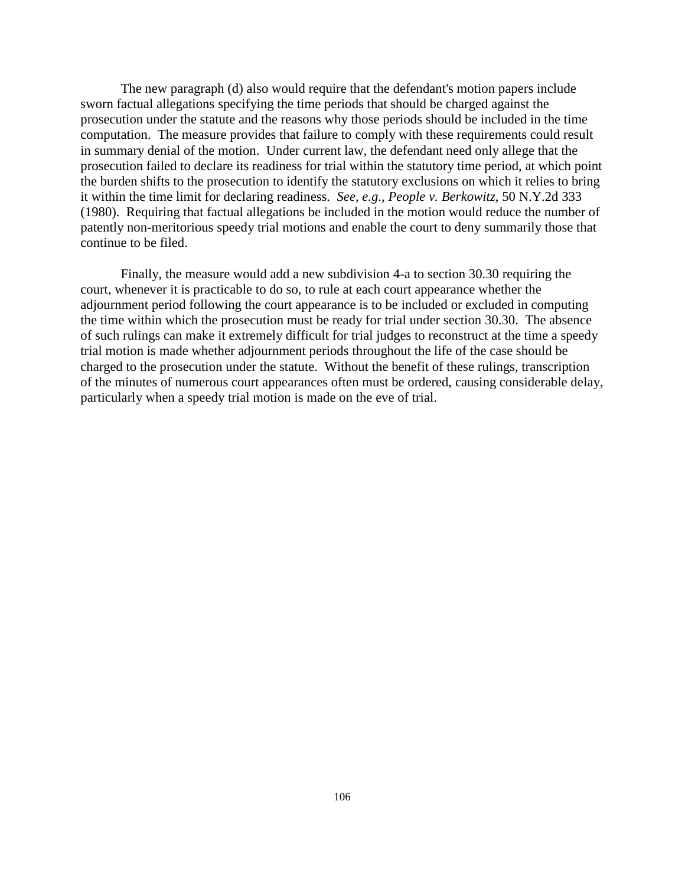The new paragraph (d) also would require that the defendant's motion papers include sworn factual allegations specifying the time periods that should be charged against the prosecution under the statute and the reasons why those periods should be included in the time computation. The measure provides that failure to comply with these requirements could result in summary denial of the motion. Under current law, the defendant need only allege that the prosecution failed to declare its readiness for trial within the statutory time period, at which point the burden shifts to the prosecution to identify the statutory exclusions on which it relies to bring it within the time limit for declaring readiness. *See, e.g., People v. Berkowitz*, 50 N.Y.2d 333 (1980). Requiring that factual allegations be included in the motion would reduce the number of patently non-meritorious speedy trial motions and enable the court to deny summarily those that continue to be filed.

Finally, the measure would add a new subdivision 4-a to section 30.30 requiring the court, whenever it is practicable to do so, to rule at each court appearance whether the adjournment period following the court appearance is to be included or excluded in computing the time within which the prosecution must be ready for trial under section 30.30. The absence of such rulings can make it extremely difficult for trial judges to reconstruct at the time a speedy trial motion is made whether adjournment periods throughout the life of the case should be charged to the prosecution under the statute. Without the benefit of these rulings, transcription of the minutes of numerous court appearances often must be ordered, causing considerable delay, particularly when a speedy trial motion is made on the eve of trial.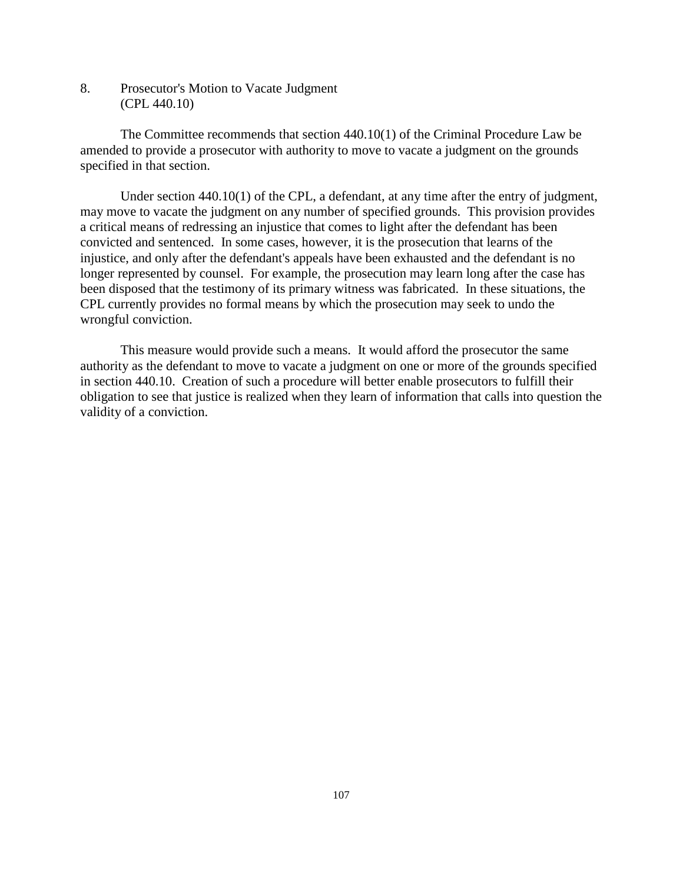## 8. Prosecutor's Motion to Vacate Judgment (CPL 440.10)

The Committee recommends that section 440.10(1) of the Criminal Procedure Law be amended to provide a prosecutor with authority to move to vacate a judgment on the grounds specified in that section.

Under section 440.10(1) of the CPL, a defendant, at any time after the entry of judgment, may move to vacate the judgment on any number of specified grounds. This provision provides a critical means of redressing an injustice that comes to light after the defendant has been convicted and sentenced. In some cases, however, it is the prosecution that learns of the injustice, and only after the defendant's appeals have been exhausted and the defendant is no longer represented by counsel. For example, the prosecution may learn long after the case has been disposed that the testimony of its primary witness was fabricated. In these situations, the CPL currently provides no formal means by which the prosecution may seek to undo the wrongful conviction.

This measure would provide such a means. It would afford the prosecutor the same authority as the defendant to move to vacate a judgment on one or more of the grounds specified in section 440.10. Creation of such a procedure will better enable prosecutors to fulfill their obligation to see that justice is realized when they learn of information that calls into question the validity of a conviction.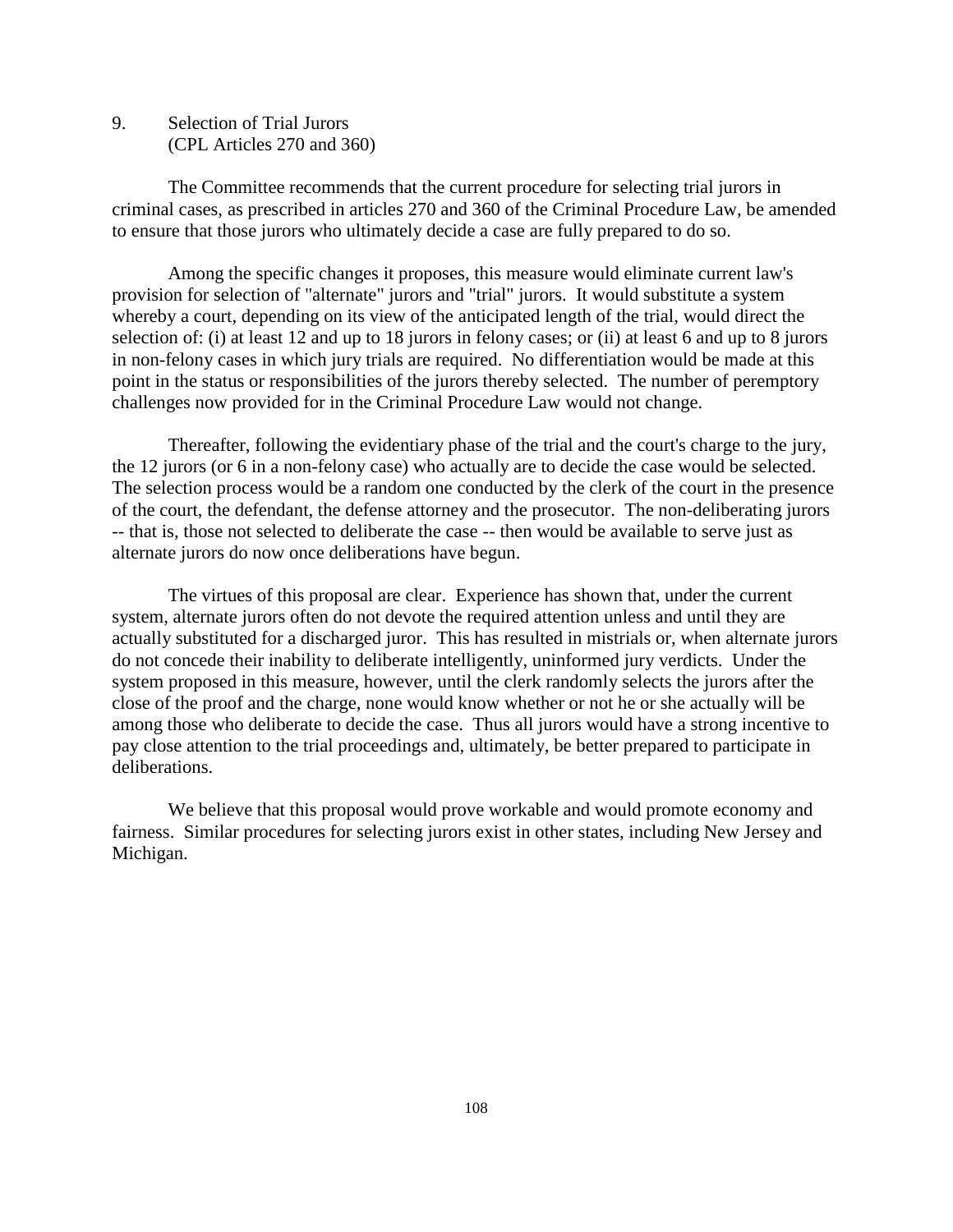## 9. Selection of Trial Jurors (CPL Articles 270 and 360)

The Committee recommends that the current procedure for selecting trial jurors in criminal cases, as prescribed in articles 270 and 360 of the Criminal Procedure Law, be amended to ensure that those jurors who ultimately decide a case are fully prepared to do so.

Among the specific changes it proposes, this measure would eliminate current law's provision for selection of "alternate" jurors and "trial" jurors. It would substitute a system whereby a court, depending on its view of the anticipated length of the trial, would direct the selection of: (i) at least 12 and up to 18 jurors in felony cases; or (ii) at least 6 and up to 8 jurors in non-felony cases in which jury trials are required. No differentiation would be made at this point in the status or responsibilities of the jurors thereby selected. The number of peremptory challenges now provided for in the Criminal Procedure Law would not change.

Thereafter, following the evidentiary phase of the trial and the court's charge to the jury, the 12 jurors (or 6 in a non-felony case) who actually are to decide the case would be selected. The selection process would be a random one conducted by the clerk of the court in the presence of the court, the defendant, the defense attorney and the prosecutor. The non-deliberating jurors -- that is, those not selected to deliberate the case -- then would be available to serve just as alternate jurors do now once deliberations have begun.

The virtues of this proposal are clear. Experience has shown that, under the current system, alternate jurors often do not devote the required attention unless and until they are actually substituted for a discharged juror. This has resulted in mistrials or, when alternate jurors do not concede their inability to deliberate intelligently, uninformed jury verdicts. Under the system proposed in this measure, however, until the clerk randomly selects the jurors after the close of the proof and the charge, none would know whether or not he or she actually will be among those who deliberate to decide the case. Thus all jurors would have a strong incentive to pay close attention to the trial proceedings and, ultimately, be better prepared to participate in deliberations.

We believe that this proposal would prove workable and would promote economy and fairness. Similar procedures for selecting jurors exist in other states, including New Jersey and Michigan.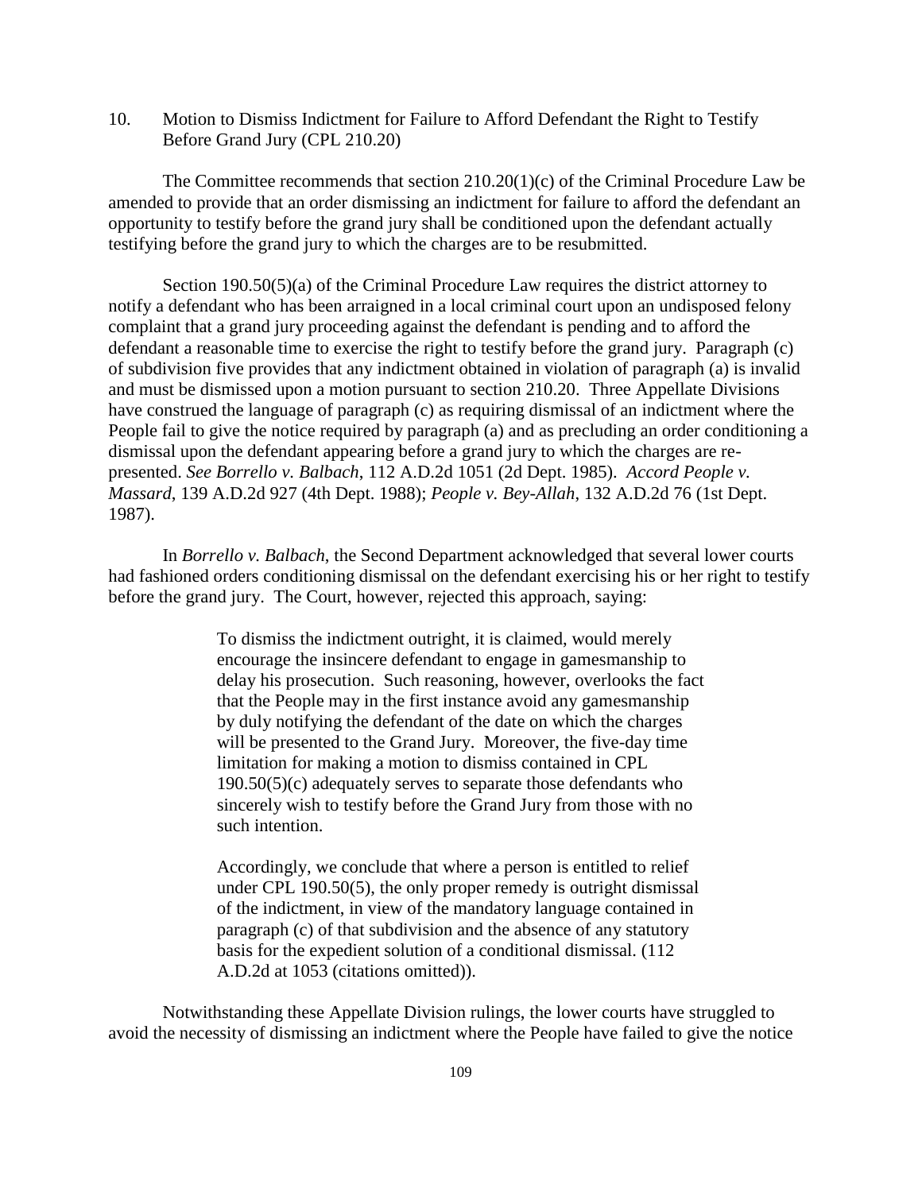10. Motion to Dismiss Indictment for Failure to Afford Defendant the Right to Testify Before Grand Jury (CPL 210.20)

The Committee recommends that section 210.20(1)(c) of the Criminal Procedure Law be amended to provide that an order dismissing an indictment for failure to afford the defendant an opportunity to testify before the grand jury shall be conditioned upon the defendant actually testifying before the grand jury to which the charges are to be resubmitted.

Section 190.50(5)(a) of the Criminal Procedure Law requires the district attorney to notify a defendant who has been arraigned in a local criminal court upon an undisposed felony complaint that a grand jury proceeding against the defendant is pending and to afford the defendant a reasonable time to exercise the right to testify before the grand jury. Paragraph (c) of subdivision five provides that any indictment obtained in violation of paragraph (a) is invalid and must be dismissed upon a motion pursuant to section 210.20. Three Appellate Divisions have construed the language of paragraph (c) as requiring dismissal of an indictment where the People fail to give the notice required by paragraph (a) and as precluding an order conditioning a dismissal upon the defendant appearing before a grand jury to which the charges are re-presented. *See Borrello v. Balbach*, 112 A.D.2d 1051 (2d Dept. 1985). *Accord People v. Massard*, 139 A.D.2d 927 (4th Dept. 1988); *People v. Bey-Allah*, 132 A.D.2d 76 (1st Dept. 1987).

In *Borrello v. Balbach*, the Second Department acknowledged that several lower courts had fashioned orders conditioning dismissal on the defendant exercising his or her right to testify before the grand jury. The Court, however, rejected this approach, saying:

> To dismiss the indictment outright, it is claimed, would merely encourage the insincere defendant to engage in gamesmanship to delay his prosecution. Such reasoning, however, overlooks the fact that the People may in the first instance avoid any gamesmanship by duly notifying the defendant of the date on which the charges will be presented to the Grand Jury. Moreover, the five-day time limitation for making a motion to dismiss contained in CPL 190.50(5)(c) adequately serves to separate those defendants who sincerely wish to testify before the Grand Jury from those with no such intention.
>
> Accordingly, we conclude that where a person is entitled to relief under CPL 190.50(5), the only proper remedy is outright dismissal of the indictment, in view of the mandatory language contained in paragraph (c) of that subdivision and the absence of any statutory basis for the expedient solution of a conditional dismissal. (112 A.D.2d at 1053 (citations omitted)).

Notwithstanding these Appellate Division rulings, the lower courts have struggled to avoid the necessity of dismissing an indictment where the People have failed to give the notice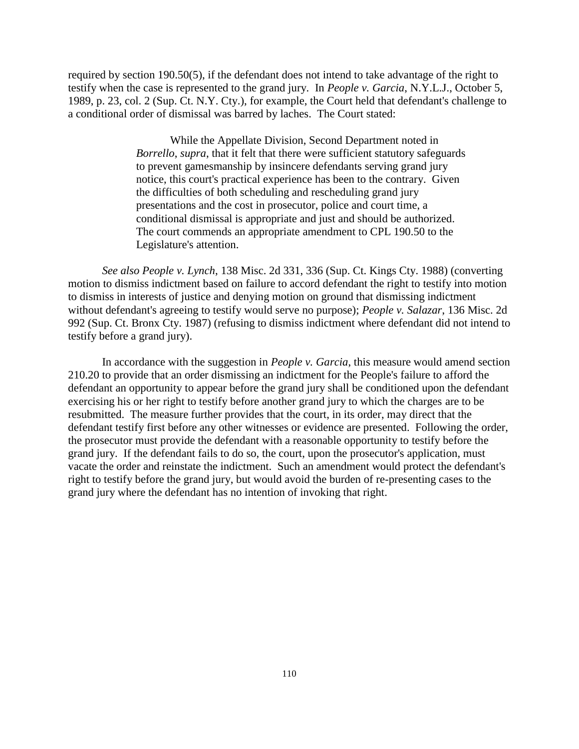required by section 190.50(5), if the defendant does not intend to take advantage of the right to testify when the case is represented to the grand jury. In *People v. Garcia*, N.Y.L.J., October 5, 1989, p. 23, col. 2 (Sup. Ct. N.Y. Cty.), for example, the Court held that defendant's challenge to a conditional order of dismissal was barred by laches. The Court stated:

> While the Appellate Division, Second Department noted in *Borrello*, *supra*, that it felt that there were sufficient statutory safeguards to prevent gamesmanship by insincere defendants serving grand jury notice, this court's practical experience has been to the contrary. Given the difficulties of both scheduling and rescheduling grand jury presentations and the cost in prosecutor, police and court time, a conditional dismissal is appropriate and just and should be authorized. The court commends an appropriate amendment to CPL 190.50 to the Legislature's attention.

*See also People v. Lynch*, 138 Misc. 2d 331, 336 (Sup. Ct. Kings Cty. 1988) (converting motion to dismiss indictment based on failure to accord defendant the right to testify into motion to dismiss in interests of justice and denying motion on ground that dismissing indictment without defendant's agreeing to testify would serve no purpose); *People v. Salazar*, 136 Misc. 2d 992 (Sup. Ct. Bronx Cty. 1987) (refusing to dismiss indictment where defendant did not intend to testify before a grand jury).

In accordance with the suggestion in *People v. Garcia*, this measure would amend section 210.20 to provide that an order dismissing an indictment for the People's failure to afford the defendant an opportunity to appear before the grand jury shall be conditioned upon the defendant exercising his or her right to testify before another grand jury to which the charges are to be resubmitted. The measure further provides that the court, in its order, may direct that the defendant testify first before any other witnesses or evidence are presented. Following the order, the prosecutor must provide the defendant with a reasonable opportunity to testify before the grand jury. If the defendant fails to do so, the court, upon the prosecutor's application, must vacate the order and reinstate the indictment. Such an amendment would protect the defendant's right to testify before the grand jury, but would avoid the burden of re-presenting cases to the grand jury where the defendant has no intention of invoking that right.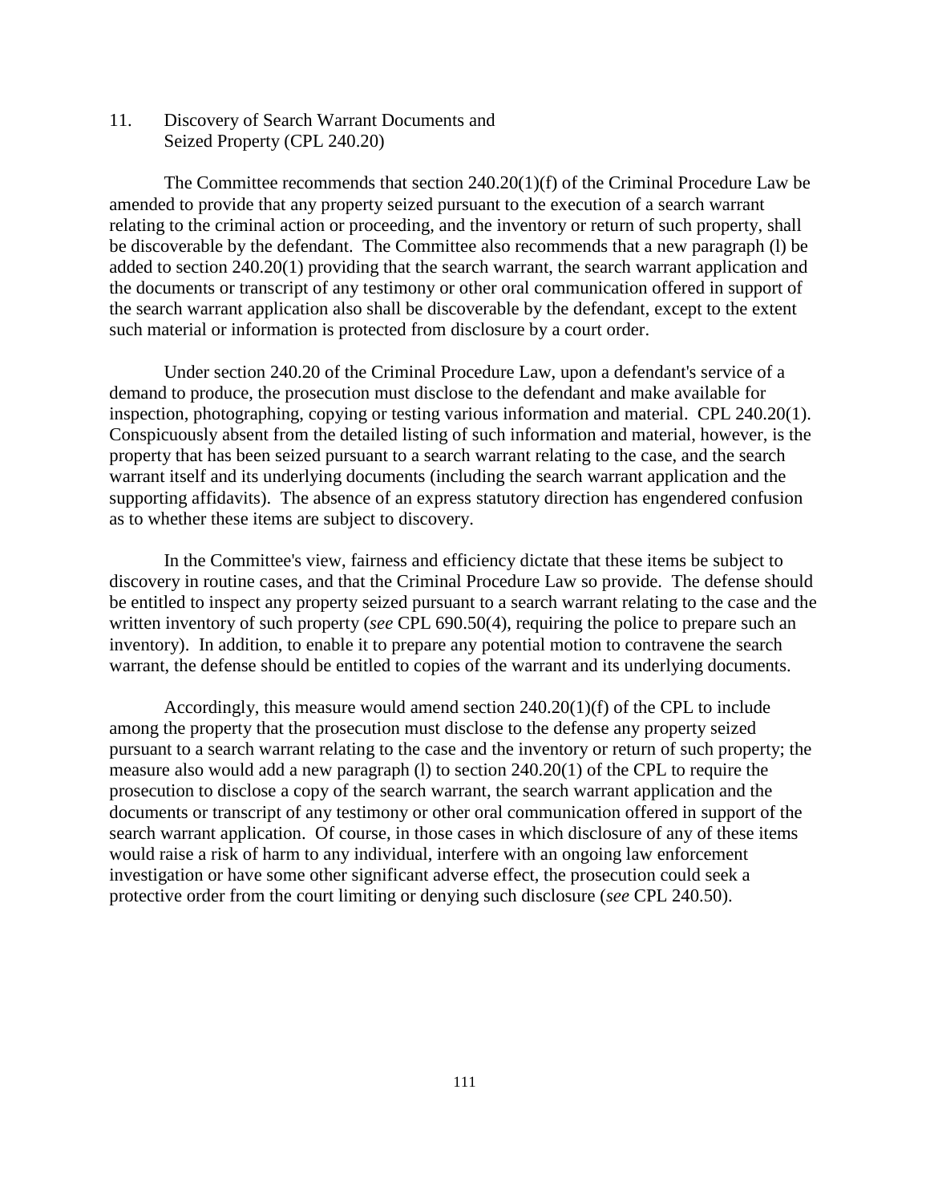## 11. Discovery of Search Warrant Documents and Seized Property (CPL 240.20)

The Committee recommends that section 240.20(1)(f) of the Criminal Procedure Law be amended to provide that any property seized pursuant to the execution of a search warrant relating to the criminal action or proceeding, and the inventory or return of such property, shall be discoverable by the defendant. The Committee also recommends that a new paragraph (l) be added to section 240.20(1) providing that the search warrant, the search warrant application and the documents or transcript of any testimony or other oral communication offered in support of the search warrant application also shall be discoverable by the defendant, except to the extent such material or information is protected from disclosure by a court order.

Under section 240.20 of the Criminal Procedure Law, upon a defendant's service of a demand to produce, the prosecution must disclose to the defendant and make available for inspection, photographing, copying or testing various information and material. CPL 240.20(1). Conspicuously absent from the detailed listing of such information and material, however, is the property that has been seized pursuant to a search warrant relating to the case, and the search warrant itself and its underlying documents (including the search warrant application and the supporting affidavits). The absence of an express statutory direction has engendered confusion as to whether these items are subject to discovery.

In the Committee's view, fairness and efficiency dictate that these items be subject to discovery in routine cases, and that the Criminal Procedure Law so provide. The defense should be entitled to inspect any property seized pursuant to a search warrant relating to the case and the written inventory of such property (*see* CPL 690.50(4), requiring the police to prepare such an inventory). In addition, to enable it to prepare any potential motion to contravene the search warrant, the defense should be entitled to copies of the warrant and its underlying documents.

Accordingly, this measure would amend section 240.20(1)(f) of the CPL to include among the property that the prosecution must disclose to the defense any property seized pursuant to a search warrant relating to the case and the inventory or return of such property; the measure also would add a new paragraph (l) to section 240.20(1) of the CPL to require the prosecution to disclose a copy of the search warrant, the search warrant application and the documents or transcript of any testimony or other oral communication offered in support of the search warrant application. Of course, in those cases in which disclosure of any of these items would raise a risk of harm to any individual, interfere with an ongoing law enforcement investigation or have some other significant adverse effect, the prosecution could seek a protective order from the court limiting or denying such disclosure (*see* CPL 240.50).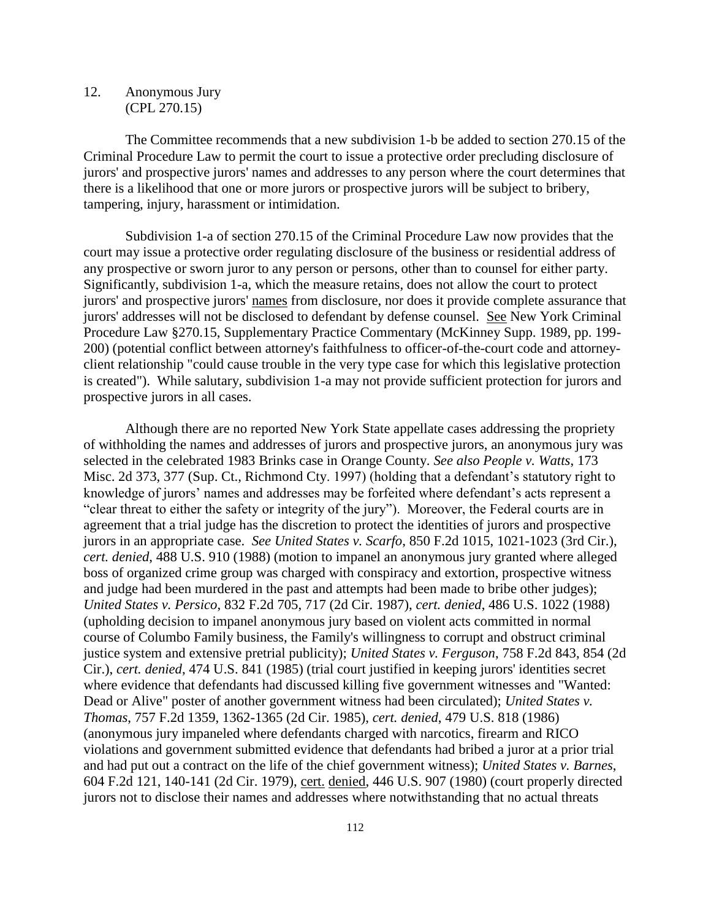12. Anonymous Jury
(CPL 270.15)

The Committee recommends that a new subdivision 1-b be added to section 270.15 of the Criminal Procedure Law to permit the court to issue a protective order precluding disclosure of jurors' and prospective jurors' names and addresses to any person where the court determines that there is a likelihood that one or more jurors or prospective jurors will be subject to bribery, tampering, injury, harassment or intimidation.

Subdivision 1-a of section 270.15 of the Criminal Procedure Law now provides that the court may issue a protective order regulating disclosure of the business or residential address of any prospective or sworn juror to any person or persons, other than to counsel for either party. Significantly, subdivision 1-a, which the measure retains, does not allow the court to protect jurors' and prospective jurors' names from disclosure, nor does it provide complete assurance that jurors' addresses will not be disclosed to defendant by defense counsel. See New York Criminal Procedure Law §270.15, Supplementary Practice Commentary (McKinney Supp. 1989, pp. 199-200) (potential conflict between attorney's faithfulness to officer-of-the-court code and attorney-client relationship "could cause trouble in the very type case for which this legislative protection is created"). While salutary, subdivision 1-a may not provide sufficient protection for jurors and prospective jurors in all cases.

Although there are no reported New York State appellate cases addressing the propriety of withholding the names and addresses of jurors and prospective jurors, an anonymous jury was selected in the celebrated 1983 Brinks case in Orange County. *See also People v. Watts*, 173 Misc. 2d 373, 377 (Sup. Ct., Richmond Cty. 1997) (holding that a defendant's statutory right to knowledge of jurors' names and addresses may be forfeited where defendant's acts represent a "clear threat to either the safety or integrity of the jury"). Moreover, the Federal courts are in agreement that a trial judge has the discretion to protect the identities of jurors and prospective jurors in an appropriate case. *See United States v. Scarfo*, 850 F.2d 1015, 1021-1023 (3rd Cir.), *cert. denied*, 488 U.S. 910 (1988) (motion to impanel an anonymous jury granted where alleged boss of organized crime group was charged with conspiracy and extortion, prospective witness and judge had been murdered in the past and attempts had been made to bribe other judges); *United States v. Persico*, 832 F.2d 705, 717 (2d Cir. 1987), *cert. denied*, 486 U.S. 1022 (1988) (upholding decision to impanel anonymous jury based on violent acts committed in normal course of Columbo Family business, the Family's willingness to corrupt and obstruct criminal justice system and extensive pretrial publicity); *United States v. Ferguson*, 758 F.2d 843, 854 (2d Cir.), *cert. denied*, 474 U.S. 841 (1985) (trial court justified in keeping jurors' identities secret where evidence that defendants had discussed killing five government witnesses and "Wanted: Dead or Alive" poster of another government witness had been circulated); *United States v. Thomas*, 757 F.2d 1359, 1362-1365 (2d Cir. 1985), *cert. denied*, 479 U.S. 818 (1986) (anonymous jury impaneled where defendants charged with narcotics, firearm and RICO violations and government submitted evidence that defendants had bribed a juror at a prior trial and had put out a contract on the life of the chief government witness); *United States v. Barnes*, 604 F.2d 121, 140-141 (2d Cir. 1979), cert. denied, 446 U.S. 907 (1980) (court properly directed jurors not to disclose their names and addresses where notwithstanding that no actual threats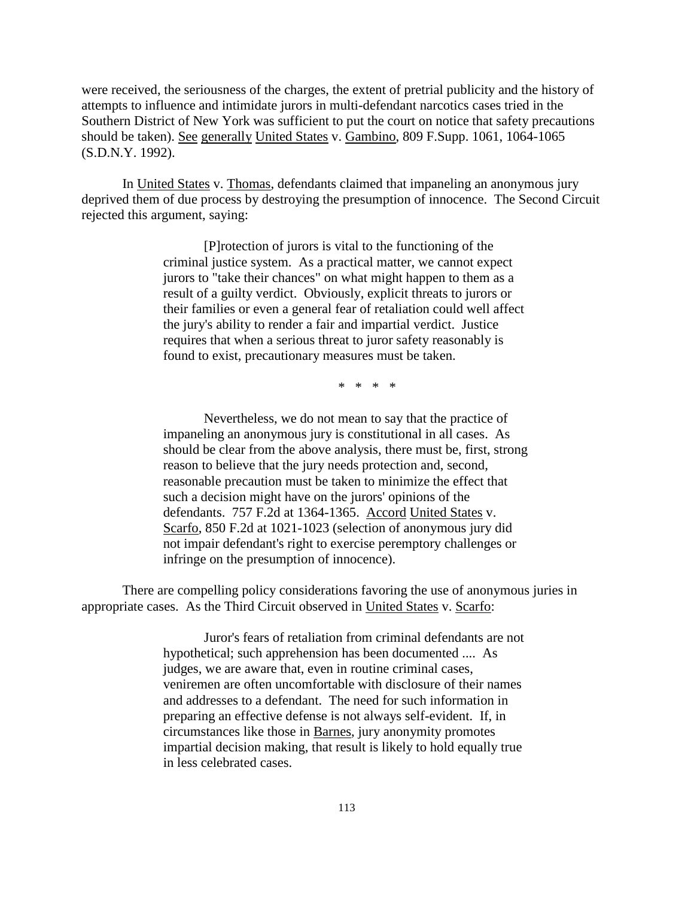were received, the seriousness of the charges, the extent of pretrial publicity and the history of attempts to influence and intimidate jurors in multi-defendant narcotics cases tried in the Southern District of New York was sufficient to put the court on notice that safety precautions should be taken). See generally United States v. Gambino, 809 F.Supp. 1061, 1064-1065 (S.D.N.Y. 1992).

In United States v. Thomas, defendants claimed that impaneling an anonymous jury deprived them of due process by destroying the presumption of innocence. The Second Circuit rejected this argument, saying:

> [P]rotection of jurors is vital to the functioning of the criminal justice system. As a practical matter, we cannot expect jurors to "take their chances" on what might happen to them as a result of a guilty verdict. Obviously, explicit threats to jurors or their families or even a general fear of retaliation could well affect the jury's ability to render a fair and impartial verdict. Justice requires that when a serious threat to juror safety reasonably is found to exist, precautionary measures must be taken.
>
> \* \* \* \*
>
> Nevertheless, we do not mean to say that the practice of impaneling an anonymous jury is constitutional in all cases. As should be clear from the above analysis, there must be, first, strong reason to believe that the jury needs protection and, second, reasonable precaution must be taken to minimize the effect that such a decision might have on the jurors' opinions of the defendants. 757 F.2d at 1364-1365. Accord United States v. Scarfo, 850 F.2d at 1021-1023 (selection of anonymous jury did not impair defendant's right to exercise peremptory challenges or infringe on the presumption of innocence).

There are compelling policy considerations favoring the use of anonymous juries in appropriate cases. As the Third Circuit observed in United States v. Scarfo:

> Juror's fears of retaliation from criminal defendants are not hypothetical; such apprehension has been documented .... As judges, we are aware that, even in routine criminal cases, veniremen are often uncomfortable with disclosure of their names and addresses to a defendant. The need for such information in preparing an effective defense is not always self-evident. If, in circumstances like those in Barnes, jury anonymity promotes impartial decision making, that result is likely to hold equally true in less celebrated cases.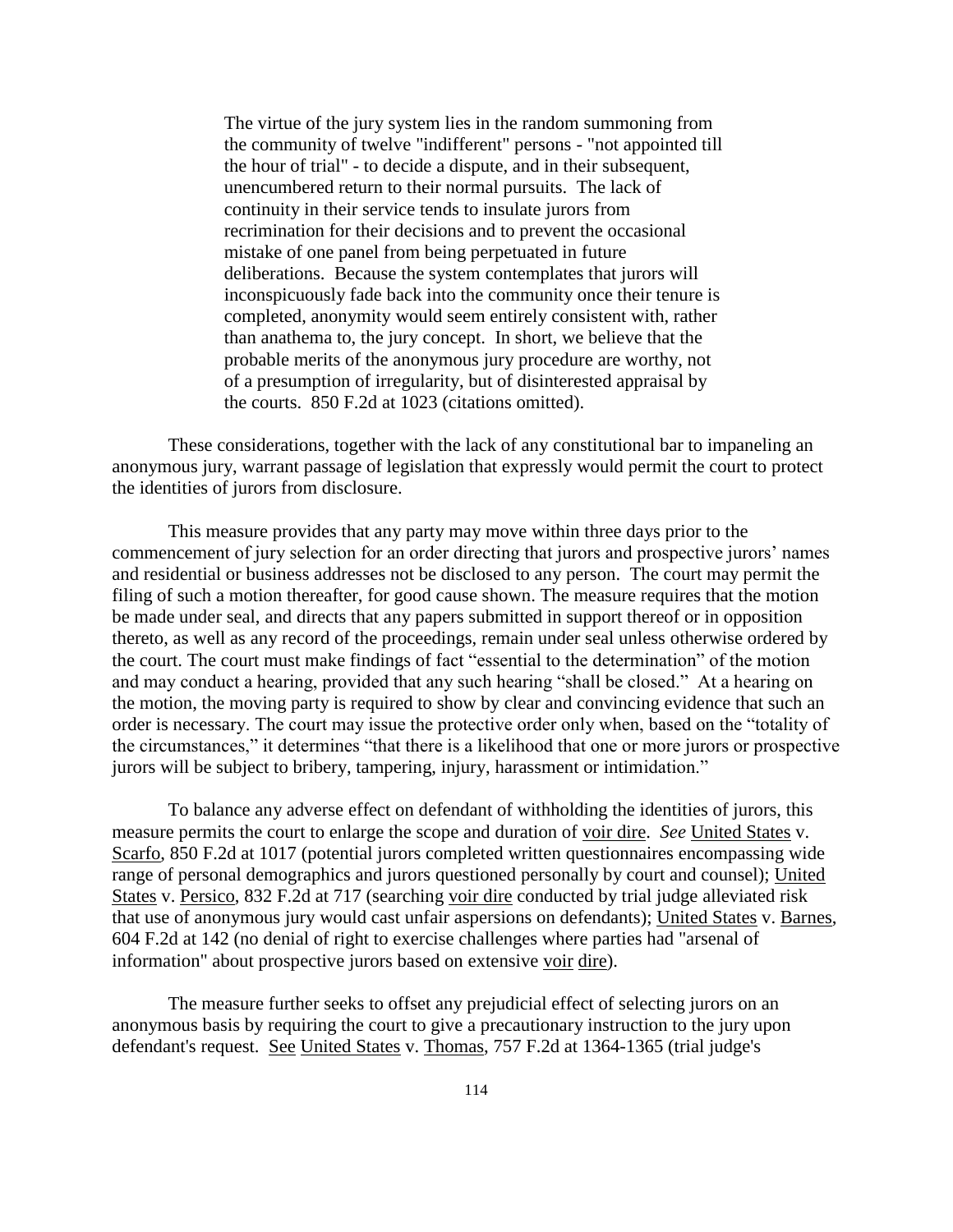> The virtue of the jury system lies in the random summoning from the community of twelve "indifferent" persons - "not appointed till the hour of trial" - to decide a dispute, and in their subsequent, unencumbered return to their normal pursuits. The lack of continuity in their service tends to insulate jurors from recrimination for their decisions and to prevent the occasional mistake of one panel from being perpetuated in future deliberations. Because the system contemplates that jurors will inconspicuously fade back into the community once their tenure is completed, anonymity would seem entirely consistent with, rather than anathema to, the jury concept. In short, we believe that the probable merits of the anonymous jury procedure are worthy, not of a presumption of irregularity, but of disinterested appraisal by the courts. 850 F.2d at 1023 (citations omitted).

These considerations, together with the lack of any constitutional bar to impaneling an anonymous jury, warrant passage of legislation that expressly would permit the court to protect the identities of jurors from disclosure.

This measure provides that any party may move within three days prior to the commencement of jury selection for an order directing that jurors and prospective jurors' names and residential or business addresses not be disclosed to any person. The court may permit the filing of such a motion thereafter, for good cause shown. The measure requires that the motion be made under seal, and directs that any papers submitted in support thereof or in opposition thereto, as well as any record of the proceedings, remain under seal unless otherwise ordered by the court. The court must make findings of fact "essential to the determination" of the motion and may conduct a hearing, provided that any such hearing "shall be closed." At a hearing on the motion, the moving party is required to show by clear and convincing evidence that such an order is necessary. The court may issue the protective order only when, based on the "totality of the circumstances," it determines "that there is a likelihood that one or more jurors or prospective jurors will be subject to bribery, tampering, injury, harassment or intimidation."

To balance any adverse effect on defendant of withholding the identities of jurors, this measure permits the court to enlarge the scope and duration of voir dire. *See* United States v. Scarfo, 850 F.2d at 1017 (potential jurors completed written questionnaires encompassing wide range of personal demographics and jurors questioned personally by court and counsel); United States v. Persico, 832 F.2d at 717 (searching voir dire conducted by trial judge alleviated risk that use of anonymous jury would cast unfair aspersions on defendants); United States v. Barnes, 604 F.2d at 142 (no denial of right to exercise challenges where parties had "arsenal of information" about prospective jurors based on extensive voir dire).

The measure further seeks to offset any prejudicial effect of selecting jurors on an anonymous basis by requiring the court to give a precautionary instruction to the jury upon defendant's request. See United States v. Thomas, 757 F.2d at 1364-1365 (trial judge's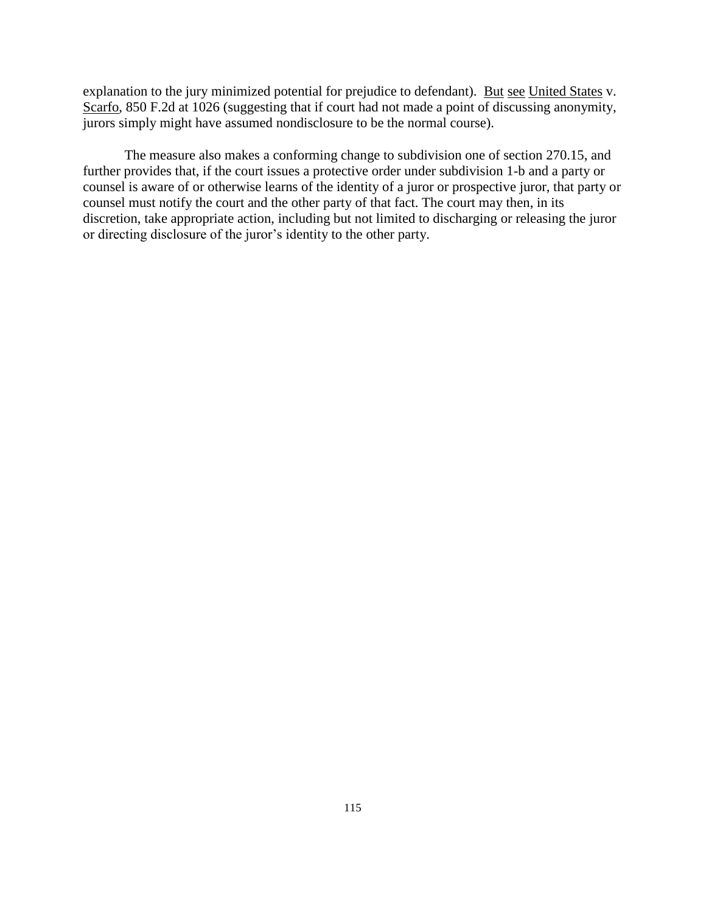explanation to the jury minimized potential for prejudice to defendant). But see United States v. Scarfo, 850 F.2d at 1026 (suggesting that if court had not made a point of discussing anonymity, jurors simply might have assumed nondisclosure to be the normal course).

The measure also makes a conforming change to subdivision one of section 270.15, and further provides that, if the court issues a protective order under subdivision 1-b and a party or counsel is aware of or otherwise learns of the identity of a juror or prospective juror, that party or counsel must notify the court and the other party of that fact. The court may then, in its discretion, take appropriate action, including but not limited to discharging or releasing the juror or directing disclosure of the juror's identity to the other party.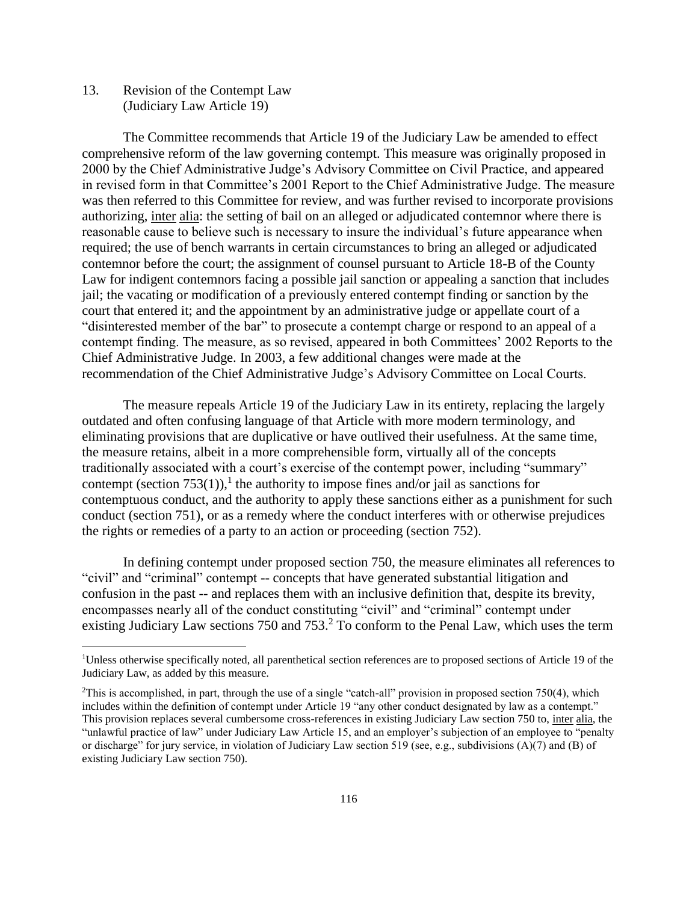13. Revision of the Contempt Law
(Judiciary Law Article 19)

The Committee recommends that Article 19 of the Judiciary Law be amended to effect comprehensive reform of the law governing contempt. This measure was originally proposed in 2000 by the Chief Administrative Judge's Advisory Committee on Civil Practice, and appeared in revised form in that Committee's 2001 Report to the Chief Administrative Judge. The measure was then referred to this Committee for review, and was further revised to incorporate provisions authorizing, inter alia: the setting of bail on an alleged or adjudicated contemnor where there is reasonable cause to believe such is necessary to insure the individual's future appearance when required; the use of bench warrants in certain circumstances to bring an alleged or adjudicated contemnor before the court; the assignment of counsel pursuant to Article 18-B of the County Law for indigent contemnors facing a possible jail sanction or appealing a sanction that includes jail; the vacating or modification of a previously entered contempt finding or sanction by the court that entered it; and the appointment by an administrative judge or appellate court of a "disinterested member of the bar" to prosecute a contempt charge or respond to an appeal of a contempt finding. The measure, as so revised, appeared in both Committees' 2002 Reports to the Chief Administrative Judge. In 2003, a few additional changes were made at the recommendation of the Chief Administrative Judge's Advisory Committee on Local Courts.

The measure repeals Article 19 of the Judiciary Law in its entirety, replacing the largely outdated and often confusing language of that Article with more modern terminology, and eliminating provisions that are duplicative or have outlived their usefulness. At the same time, the measure retains, albeit in a more comprehensible form, virtually all of the concepts traditionally associated with a court's exercise of the contempt power, including "summary" contempt (section 753(1)),[1] the authority to impose fines and/or jail as sanctions for contemptuous conduct, and the authority to apply these sanctions either as a punishment for such conduct (section 751), or as a remedy where the conduct interferes with or otherwise prejudices the rights or remedies of a party to an action or proceeding (section 752).

In defining contempt under proposed section 750, the measure eliminates all references to "civil" and "criminal" contempt -- concepts that have generated substantial litigation and confusion in the past -- and replaces them with an inclusive definition that, despite its brevity, encompasses nearly all of the conduct constituting "civil" and "criminal" contempt under existing Judiciary Law sections 750 and 753.[2] To conform to the Penal Law, which uses the term

---

[1]Unless otherwise specifically noted, all parenthetical section references are to proposed sections of Article 19 of the Judiciary Law, as added by this measure.

[2]This is accomplished, in part, through the use of a single "catch-all" provision in proposed section 750(4), which includes within the definition of contempt under Article 19 "any other conduct designated by law as a contempt." This provision replaces several cumbersome cross-references in existing Judiciary Law section 750 to, inter alia, the "unlawful practice of law" under Judiciary Law Article 15, and an employer's subjection of an employee to "penalty or discharge" for jury service, in violation of Judiciary Law section 519 (see, e.g., subdivisions (A)(7) and (B) of existing Judiciary Law section 750).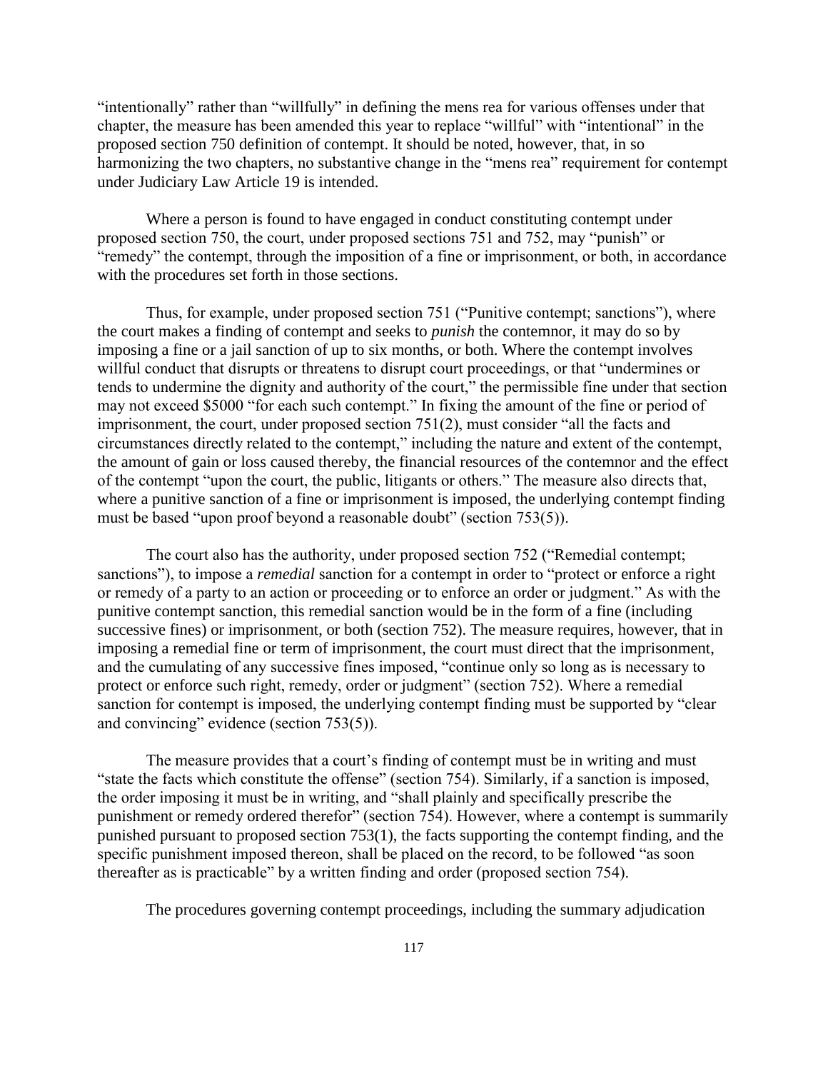"intentionally" rather than "willfully" in defining the mens rea for various offenses under that chapter, the measure has been amended this year to replace "willful" with "intentional" in the proposed section 750 definition of contempt. It should be noted, however, that, in so harmonizing the two chapters, no substantive change in the "mens rea" requirement for contempt under Judiciary Law Article 19 is intended.

Where a person is found to have engaged in conduct constituting contempt under proposed section 750, the court, under proposed sections 751 and 752, may "punish" or "remedy" the contempt, through the imposition of a fine or imprisonment, or both, in accordance with the procedures set forth in those sections.

Thus, for example, under proposed section 751 ("Punitive contempt; sanctions"), where the court makes a finding of contempt and seeks to *punish* the contemnor, it may do so by imposing a fine or a jail sanction of up to six months, or both. Where the contempt involves willful conduct that disrupts or threatens to disrupt court proceedings, or that "undermines or tends to undermine the dignity and authority of the court," the permissible fine under that section may not exceed $5000 "for each such contempt." In fixing the amount of the fine or period of imprisonment, the court, under proposed section 751(2), must consider "all the facts and circumstances directly related to the contempt," including the nature and extent of the contempt, the amount of gain or loss caused thereby, the financial resources of the contemnor and the effect of the contempt "upon the court, the public, litigants or others." The measure also directs that, where a punitive sanction of a fine or imprisonment is imposed, the underlying contempt finding must be based "upon proof beyond a reasonable doubt" (section 753(5)).

The court also has the authority, under proposed section 752 ("Remedial contempt; sanctions"), to impose a *remedial* sanction for a contempt in order to "protect or enforce a right or remedy of a party to an action or proceeding or to enforce an order or judgment." As with the punitive contempt sanction, this remedial sanction would be in the form of a fine (including successive fines) or imprisonment, or both (section 752). The measure requires, however, that in imposing a remedial fine or term of imprisonment, the court must direct that the imprisonment, and the cumulating of any successive fines imposed, "continue only so long as is necessary to protect or enforce such right, remedy, order or judgment" (section 752). Where a remedial sanction for contempt is imposed, the underlying contempt finding must be supported by "clear and convincing" evidence (section 753(5)).

The measure provides that a court's finding of contempt must be in writing and must "state the facts which constitute the offense" (section 754). Similarly, if a sanction is imposed, the order imposing it must be in writing, and "shall plainly and specifically prescribe the punishment or remedy ordered therefor" (section 754). However, where a contempt is summarily punished pursuant to proposed section 753(1), the facts supporting the contempt finding, and the specific punishment imposed thereon, shall be placed on the record, to be followed "as soon thereafter as is practicable" by a written finding and order (proposed section 754).

The procedures governing contempt proceedings, including the summary adjudication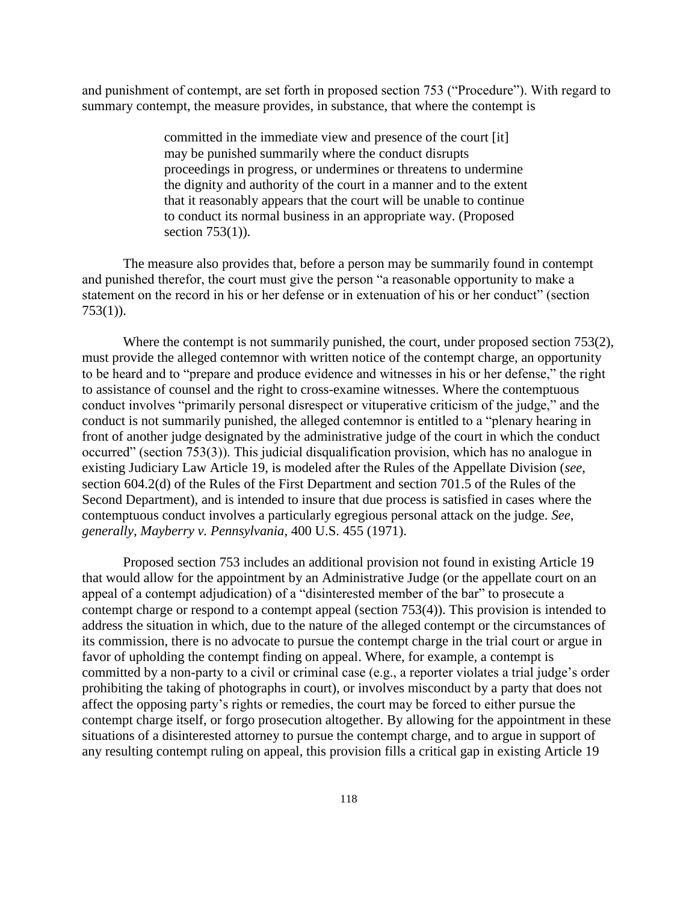and punishment of contempt, are set forth in proposed section 753 ("Procedure"). With regard to summary contempt, the measure provides, in substance, that where the contempt is

> committed in the immediate view and presence of the court [it] may be punished summarily where the conduct disrupts proceedings in progress, or undermines or threatens to undermine the dignity and authority of the court in a manner and to the extent that it reasonably appears that the court will be unable to continue to conduct its normal business in an appropriate way. (Proposed section 753(1)).

The measure also provides that, before a person may be summarily found in contempt and punished therefor, the court must give the person "a reasonable opportunity to make a statement on the record in his or her defense or in extenuation of his or her conduct" (section 753(1)).

Where the contempt is not summarily punished, the court, under proposed section 753(2), must provide the alleged contemnor with written notice of the contempt charge, an opportunity to be heard and to "prepare and produce evidence and witnesses in his or her defense," the right to assistance of counsel and the right to cross-examine witnesses. Where the contemptuous conduct involves "primarily personal disrespect or vituperative criticism of the judge," and the conduct is not summarily punished, the alleged contemnor is entitled to a "plenary hearing in front of another judge designated by the administrative judge of the court in which the conduct occurred" (section 753(3)). This judicial disqualification provision, which has no analogue in existing Judiciary Law Article 19, is modeled after the Rules of the Appellate Division (*see*, section 604.2(d) of the Rules of the First Department and section 701.5 of the Rules of the Second Department), and is intended to insure that due process is satisfied in cases where the contemptuous conduct involves a particularly egregious personal attack on the judge. *See, generally, Mayberry v. Pennsylvania*, 400 U.S. 455 (1971).

Proposed section 753 includes an additional provision not found in existing Article 19 that would allow for the appointment by an Administrative Judge (or the appellate court on an appeal of a contempt adjudication) of a "disinterested member of the bar" to prosecute a contempt charge or respond to a contempt appeal (section 753(4)). This provision is intended to address the situation in which, due to the nature of the alleged contempt or the circumstances of its commission, there is no advocate to pursue the contempt charge in the trial court or argue in favor of upholding the contempt finding on appeal. Where, for example, a contempt is committed by a non-party to a civil or criminal case (e.g., a reporter violates a trial judge's order prohibiting the taking of photographs in court), or involves misconduct by a party that does not affect the opposing party's rights or remedies, the court may be forced to either pursue the contempt charge itself, or forgo prosecution altogether. By allowing for the appointment in these situations of a disinterested attorney to pursue the contempt charge, and to argue in support of any resulting contempt ruling on appeal, this provision fills a critical gap in existing Article 19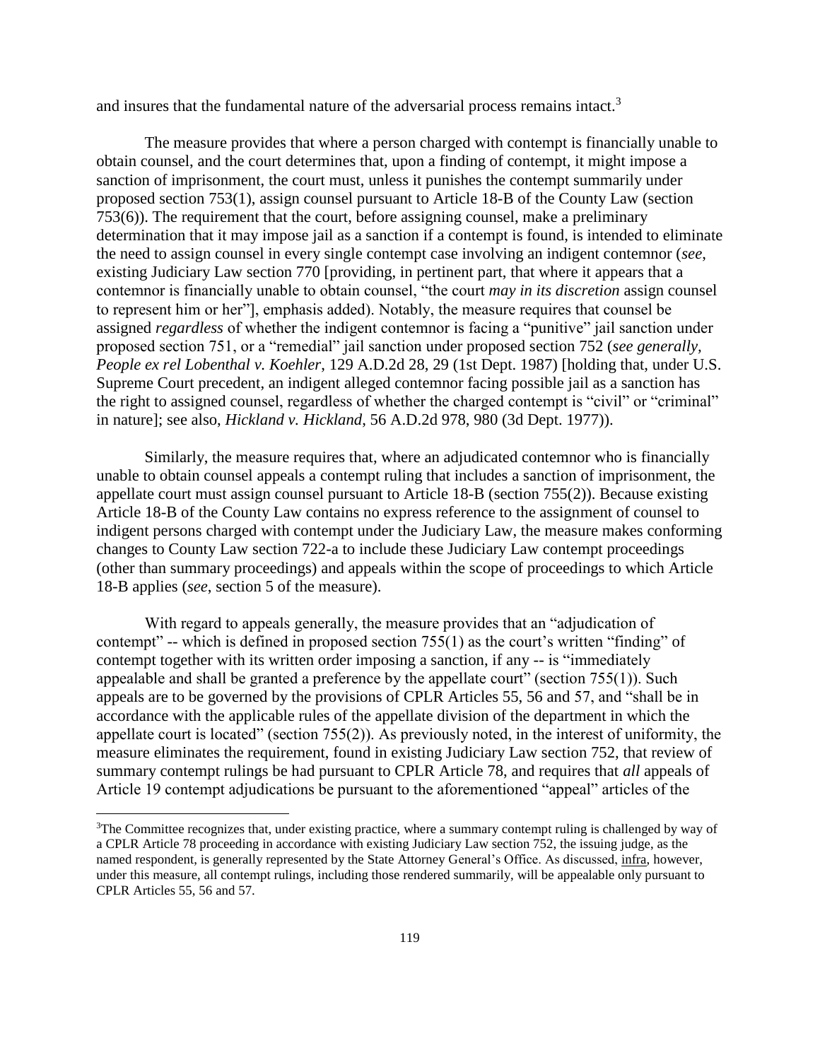and insures that the fundamental nature of the adversarial process remains intact.[3]

The measure provides that where a person charged with contempt is financially unable to obtain counsel, and the court determines that, upon a finding of contempt, it might impose a sanction of imprisonment, the court must, unless it punishes the contempt summarily under proposed section 753(1), assign counsel pursuant to Article 18-B of the County Law (section 753(6)). The requirement that the court, before assigning counsel, make a preliminary determination that it may impose jail as a sanction if a contempt is found, is intended to eliminate the need to assign counsel in every single contempt case involving an indigent contemnor (*see*, existing Judiciary Law section 770 [providing, in pertinent part, that where it appears that a contemnor is financially unable to obtain counsel, "the court *may in its discretion* assign counsel to represent him or her"], emphasis added). Notably, the measure requires that counsel be assigned *regardless* of whether the indigent contemnor is facing a "punitive" jail sanction under proposed section 751, or a "remedial" jail sanction under proposed section 752 (*see generally, People ex rel Lobenthal v. Koehler*, 129 A.D.2d 28, 29 (1st Dept. 1987) [holding that, under U.S. Supreme Court precedent, an indigent alleged contemnor facing possible jail as a sanction has the right to assigned counsel, regardless of whether the charged contempt is "civil" or "criminal" in nature]; see also, *Hickland v. Hickland*, 56 A.D.2d 978, 980 (3d Dept. 1977)).

Similarly, the measure requires that, where an adjudicated contemnor who is financially unable to obtain counsel appeals a contempt ruling that includes a sanction of imprisonment, the appellate court must assign counsel pursuant to Article 18-B (section 755(2)). Because existing Article 18-B of the County Law contains no express reference to the assignment of counsel to indigent persons charged with contempt under the Judiciary Law, the measure makes conforming changes to County Law section 722-a to include these Judiciary Law contempt proceedings (other than summary proceedings) and appeals within the scope of proceedings to which Article 18-B applies (*see*, section 5 of the measure).

With regard to appeals generally, the measure provides that an "adjudication of contempt" -- which is defined in proposed section 755(1) as the court's written "finding" of contempt together with its written order imposing a sanction, if any -- is "immediately appealable and shall be granted a preference by the appellate court" (section 755(1)). Such appeals are to be governed by the provisions of CPLR Articles 55, 56 and 57, and "shall be in accordance with the applicable rules of the appellate division of the department in which the appellate court is located" (section 755(2)). As previously noted, in the interest of uniformity, the measure eliminates the requirement, found in existing Judiciary Law section 752, that review of summary contempt rulings be had pursuant to CPLR Article 78, and requires that *all* appeals of Article 19 contempt adjudications be pursuant to the aforementioned "appeal" articles of the

[3]The Committee recognizes that, under existing practice, where a summary contempt ruling is challenged by way of a CPLR Article 78 proceeding in accordance with existing Judiciary Law section 752, the issuing judge, as the named respondent, is generally represented by the State Attorney General's Office. As discussed, infra, however, under this measure, all contempt rulings, including those rendered summarily, will be appealable only pursuant to CPLR Articles 55, 56 and 57.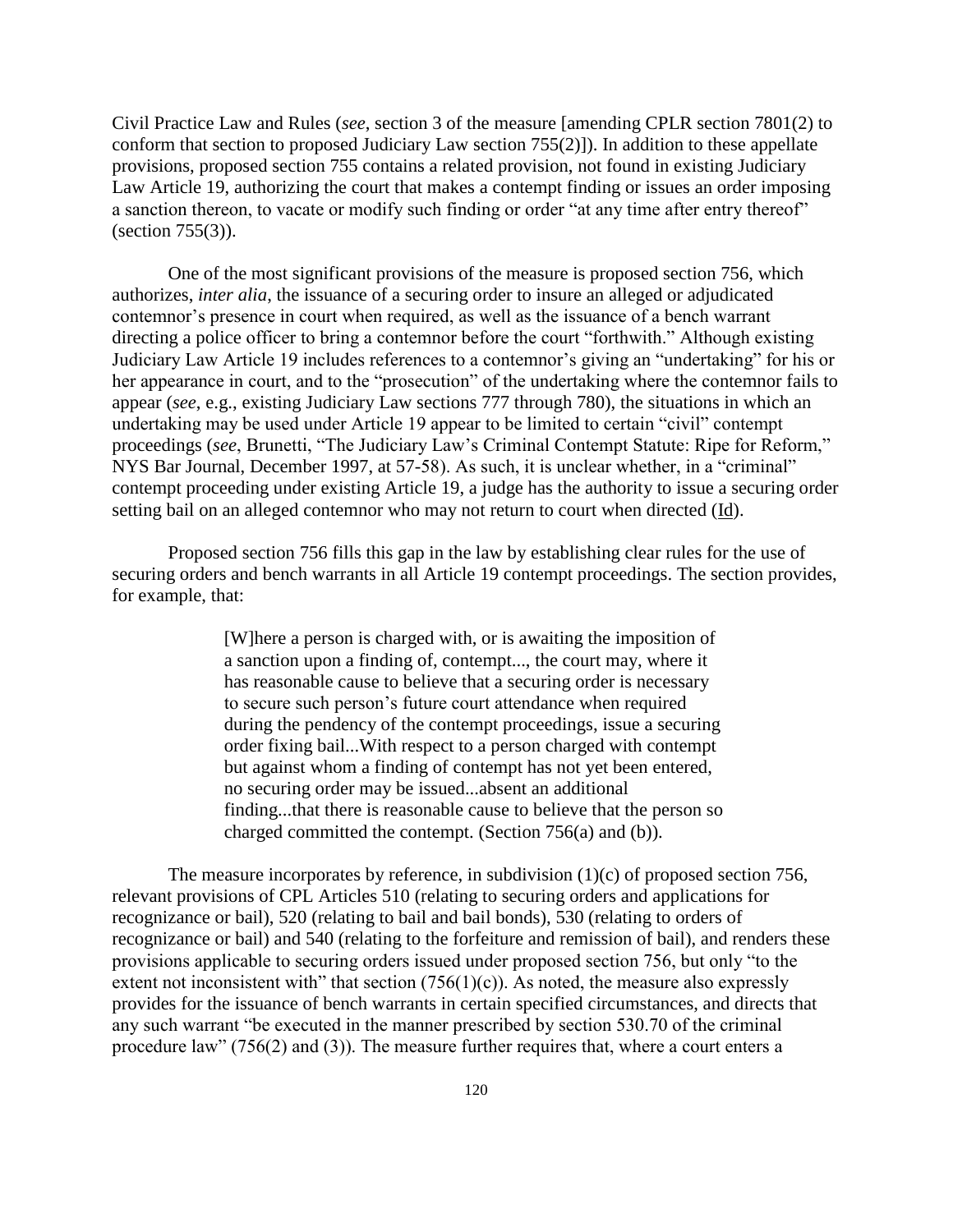Civil Practice Law and Rules (*see*, section 3 of the measure [amending CPLR section 7801(2) to conform that section to proposed Judiciary Law section 755(2)]). In addition to these appellate provisions, proposed section 755 contains a related provision, not found in existing Judiciary Law Article 19, authorizing the court that makes a contempt finding or issues an order imposing a sanction thereon, to vacate or modify such finding or order "at any time after entry thereof" (section 755(3)).

One of the most significant provisions of the measure is proposed section 756, which authorizes, *inter alia*, the issuance of a securing order to insure an alleged or adjudicated contemnor's presence in court when required, as well as the issuance of a bench warrant directing a police officer to bring a contemnor before the court "forthwith." Although existing Judiciary Law Article 19 includes references to a contemnor's giving an "undertaking" for his or her appearance in court, and to the "prosecution" of the undertaking where the contemnor fails to appear (*see*, e.g., existing Judiciary Law sections 777 through 780), the situations in which an undertaking may be used under Article 19 appear to be limited to certain "civil" contempt proceedings (*see*, Brunetti, "The Judiciary Law's Criminal Contempt Statute: Ripe for Reform," NYS Bar Journal, December 1997, at 57-58). As such, it is unclear whether, in a "criminal" contempt proceeding under existing Article 19, a judge has the authority to issue a securing order setting bail on an alleged contemnor who may not return to court when directed (Id).

Proposed section 756 fills this gap in the law by establishing clear rules for the use of securing orders and bench warrants in all Article 19 contempt proceedings. The section provides, for example, that:

> [W]here a person is charged with, or is awaiting the imposition of a sanction upon a finding of, contempt..., the court may, where it has reasonable cause to believe that a securing order is necessary to secure such person's future court attendance when required during the pendency of the contempt proceedings, issue a securing order fixing bail...With respect to a person charged with contempt but against whom a finding of contempt has not yet been entered, no securing order may be issued...absent an additional finding...that there is reasonable cause to believe that the person so charged committed the contempt. (Section 756(a) and (b)).

The measure incorporates by reference, in subdivision (1)(c) of proposed section 756, relevant provisions of CPL Articles 510 (relating to securing orders and applications for recognizance or bail), 520 (relating to bail and bail bonds), 530 (relating to orders of recognizance or bail) and 540 (relating to the forfeiture and remission of bail), and renders these provisions applicable to securing orders issued under proposed section 756, but only "to the extent not inconsistent with" that section (756(1)(c)). As noted, the measure also expressly provides for the issuance of bench warrants in certain specified circumstances, and directs that any such warrant "be executed in the manner prescribed by section 530.70 of the criminal procedure law" (756(2) and (3)). The measure further requires that, where a court enters a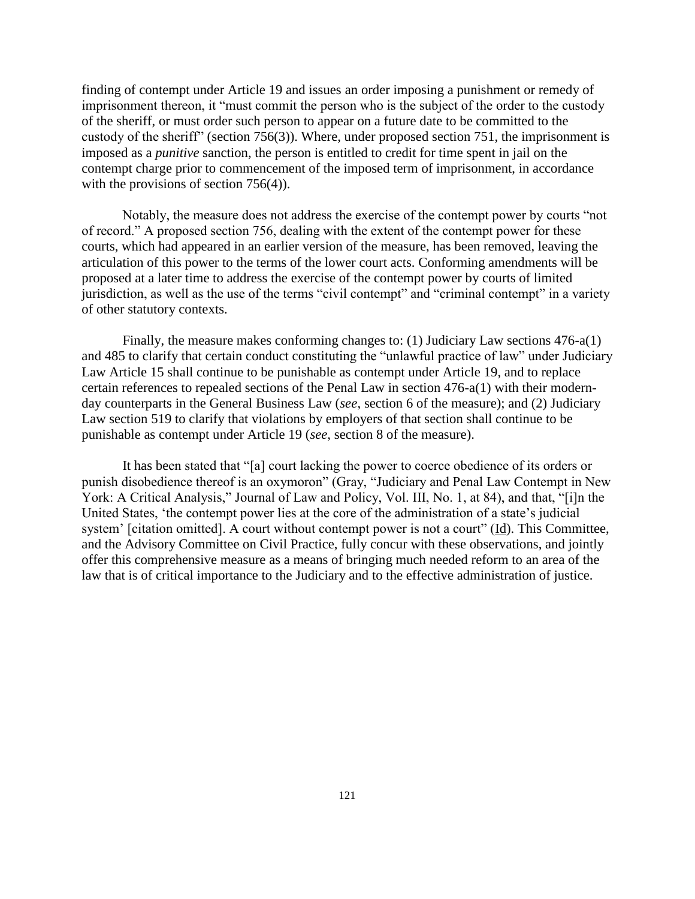finding of contempt under Article 19 and issues an order imposing a punishment or remedy of imprisonment thereon, it "must commit the person who is the subject of the order to the custody of the sheriff, or must order such person to appear on a future date to be committed to the custody of the sheriff" (section 756(3)). Where, under proposed section 751, the imprisonment is imposed as a *punitive* sanction, the person is entitled to credit for time spent in jail on the contempt charge prior to commencement of the imposed term of imprisonment, in accordance with the provisions of section 756(4)).

Notably, the measure does not address the exercise of the contempt power by courts "not of record." A proposed section 756, dealing with the extent of the contempt power for these courts, which had appeared in an earlier version of the measure, has been removed, leaving the articulation of this power to the terms of the lower court acts. Conforming amendments will be proposed at a later time to address the exercise of the contempt power by courts of limited jurisdiction, as well as the use of the terms "civil contempt" and "criminal contempt" in a variety of other statutory contexts.

Finally, the measure makes conforming changes to: (1) Judiciary Law sections 476-a(1) and 485 to clarify that certain conduct constituting the "unlawful practice of law" under Judiciary Law Article 15 shall continue to be punishable as contempt under Article 19, and to replace certain references to repealed sections of the Penal Law in section 476-a(1) with their modern-day counterparts in the General Business Law (*see*, section 6 of the measure); and (2) Judiciary Law section 519 to clarify that violations by employers of that section shall continue to be punishable as contempt under Article 19 (*see*, section 8 of the measure).

It has been stated that "[a] court lacking the power to coerce obedience of its orders or punish disobedience thereof is an oxymoron" (Gray, "Judiciary and Penal Law Contempt in New York: A Critical Analysis," Journal of Law and Policy, Vol. III, No. 1, at 84), and that, "[i]n the United States, 'the contempt power lies at the core of the administration of a state's judicial system' [citation omitted]. A court without contempt power is not a court" (Id). This Committee, and the Advisory Committee on Civil Practice, fully concur with these observations, and jointly offer this comprehensive measure as a means of bringing much needed reform to an area of the law that is of critical importance to the Judiciary and to the effective administration of justice.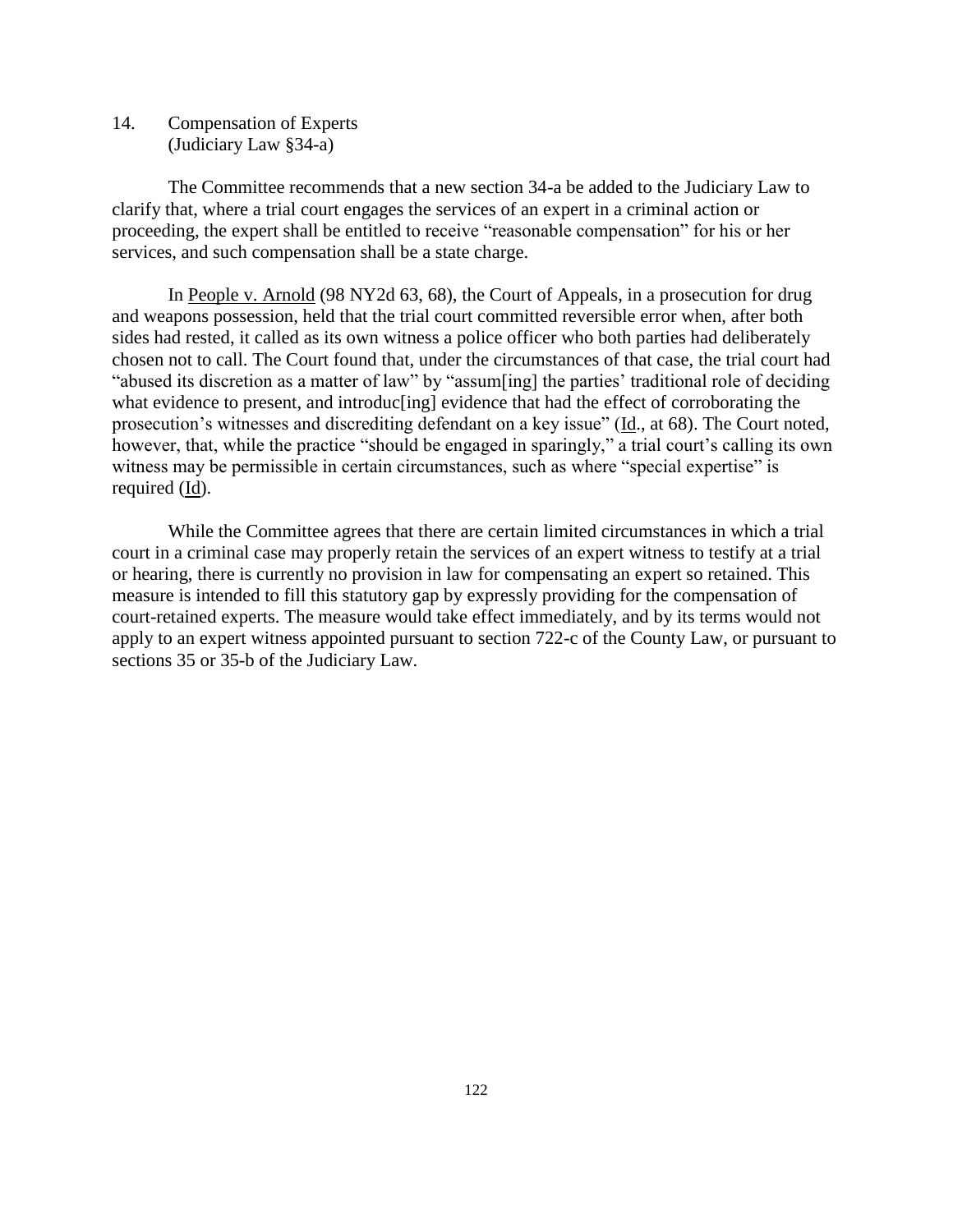## 14. Compensation of Experts (Judiciary Law §34-a)

The Committee recommends that a new section 34-a be added to the Judiciary Law to clarify that, where a trial court engages the services of an expert in a criminal action or proceeding, the expert shall be entitled to receive "reasonable compensation" for his or her services, and such compensation shall be a state charge.

In People v. Arnold (98 NY2d 63, 68), the Court of Appeals, in a prosecution for drug and weapons possession, held that the trial court committed reversible error when, after both sides had rested, it called as its own witness a police officer who both parties had deliberately chosen not to call. The Court found that, under the circumstances of that case, the trial court had "abused its discretion as a matter of law" by "assum[ing] the parties' traditional role of deciding what evidence to present, and introduc[ing] evidence that had the effect of corroborating the prosecution's witnesses and discrediting defendant on a key issue" (Id., at 68). The Court noted, however, that, while the practice "should be engaged in sparingly," a trial court's calling its own witness may be permissible in certain circumstances, such as where "special expertise" is required (Id).

While the Committee agrees that there are certain limited circumstances in which a trial court in a criminal case may properly retain the services of an expert witness to testify at a trial or hearing, there is currently no provision in law for compensating an expert so retained. This measure is intended to fill this statutory gap by expressly providing for the compensation of court-retained experts. The measure would take effect immediately, and by its terms would not apply to an expert witness appointed pursuant to section 722-c of the County Law, or pursuant to sections 35 or 35-b of the Judiciary Law.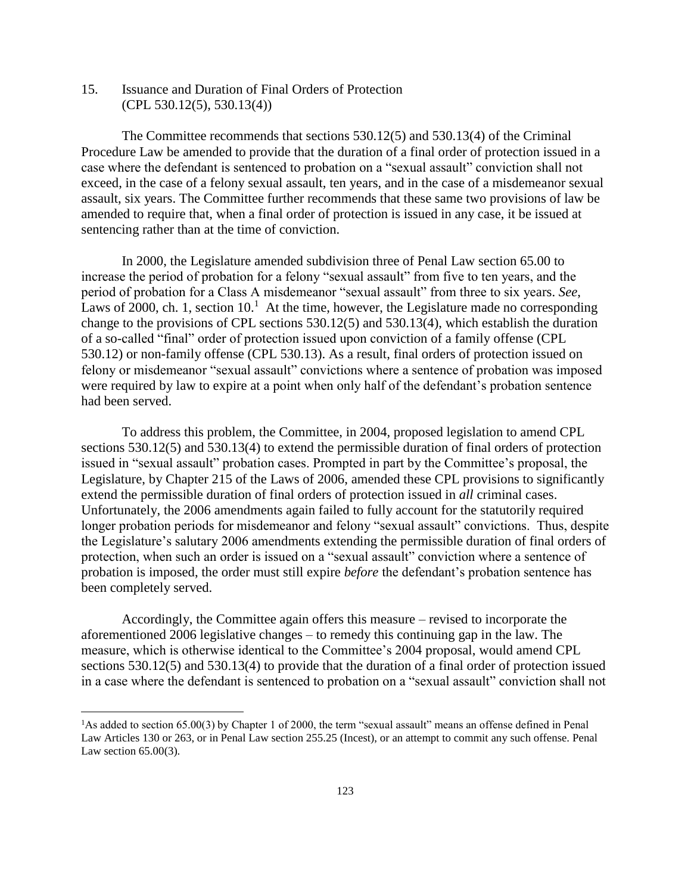15. Issuance and Duration of Final Orders of Protection
(CPL 530.12(5), 530.13(4))

The Committee recommends that sections 530.12(5) and 530.13(4) of the Criminal Procedure Law be amended to provide that the duration of a final order of protection issued in a case where the defendant is sentenced to probation on a "sexual assault" conviction shall not exceed, in the case of a felony sexual assault, ten years, and in the case of a misdemeanor sexual assault, six years. The Committee further recommends that these same two provisions of law be amended to require that, when a final order of protection is issued in any case, it be issued at sentencing rather than at the time of conviction.

In 2000, the Legislature amended subdivision three of Penal Law section 65.00 to increase the period of probation for a felony "sexual assault" from five to ten years, and the period of probation for a Class A misdemeanor "sexual assault" from three to six years. *See*, Laws of 2000, ch. 1, section 10.[1] At the time, however, the Legislature made no corresponding change to the provisions of CPL sections 530.12(5) and 530.13(4), which establish the duration of a so-called "final" order of protection issued upon conviction of a family offense (CPL 530.12) or non-family offense (CPL 530.13). As a result, final orders of protection issued on felony or misdemeanor "sexual assault" convictions where a sentence of probation was imposed were required by law to expire at a point when only half of the defendant's probation sentence had been served.

To address this problem, the Committee, in 2004, proposed legislation to amend CPL sections 530.12(5) and 530.13(4) to extend the permissible duration of final orders of protection issued in "sexual assault" probation cases. Prompted in part by the Committee's proposal, the Legislature, by Chapter 215 of the Laws of 2006, amended these CPL provisions to significantly extend the permissible duration of final orders of protection issued in *all* criminal cases. Unfortunately, the 2006 amendments again failed to fully account for the statutorily required longer probation periods for misdemeanor and felony "sexual assault" convictions. Thus, despite the Legislature's salutary 2006 amendments extending the permissible duration of final orders of protection, when such an order is issued on a "sexual assault" conviction where a sentence of probation is imposed, the order must still expire *before* the defendant's probation sentence has been completely served.

Accordingly, the Committee again offers this measure – revised to incorporate the aforementioned 2006 legislative changes – to remedy this continuing gap in the law. The measure, which is otherwise identical to the Committee's 2004 proposal, would amend CPL sections 530.12(5) and 530.13(4) to provide that the duration of a final order of protection issued in a case where the defendant is sentenced to probation on a "sexual assault" conviction shall not

[1] As added to section 65.00(3) by Chapter 1 of 2000, the term "sexual assault" means an offense defined in Penal Law Articles 130 or 263, or in Penal Law section 255.25 (Incest), or an attempt to commit any such offense. Penal Law section 65.00(3).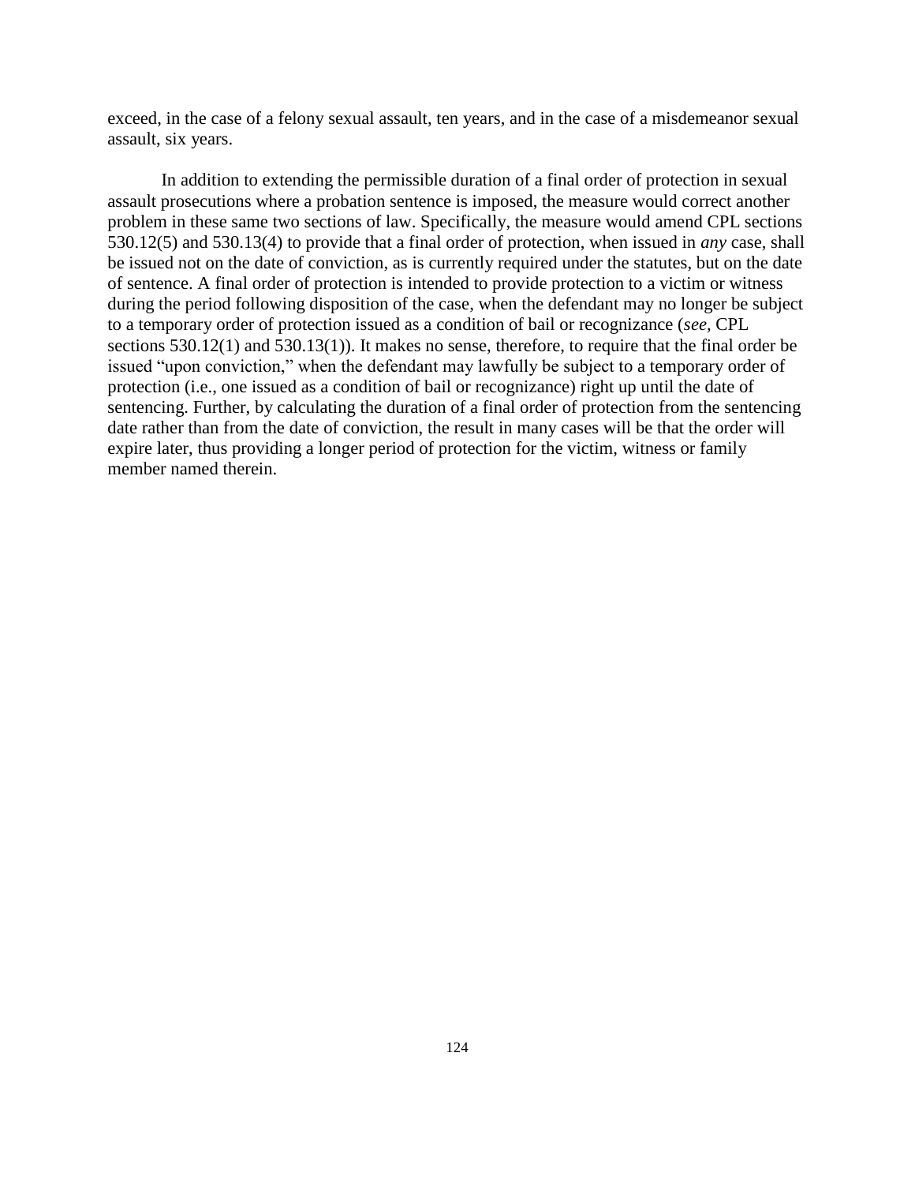exceed, in the case of a felony sexual assault, ten years, and in the case of a misdemeanor sexual assault, six years.

In addition to extending the permissible duration of a final order of protection in sexual assault prosecutions where a probation sentence is imposed, the measure would correct another problem in these same two sections of law. Specifically, the measure would amend CPL sections 530.12(5) and 530.13(4) to provide that a final order of protection, when issued in *any* case, shall be issued not on the date of conviction, as is currently required under the statutes, but on the date of sentence. A final order of protection is intended to provide protection to a victim or witness during the period following disposition of the case, when the defendant may no longer be subject to a temporary order of protection issued as a condition of bail or recognizance (*see*, CPL sections 530.12(1) and 530.13(1)). It makes no sense, therefore, to require that the final order be issued "upon conviction," when the defendant may lawfully be subject to a temporary order of protection (i.e., one issued as a condition of bail or recognizance) right up until the date of sentencing. Further, by calculating the duration of a final order of protection from the sentencing date rather than from the date of conviction, the result in many cases will be that the order will expire later, thus providing a longer period of protection for the victim, witness or family member named therein.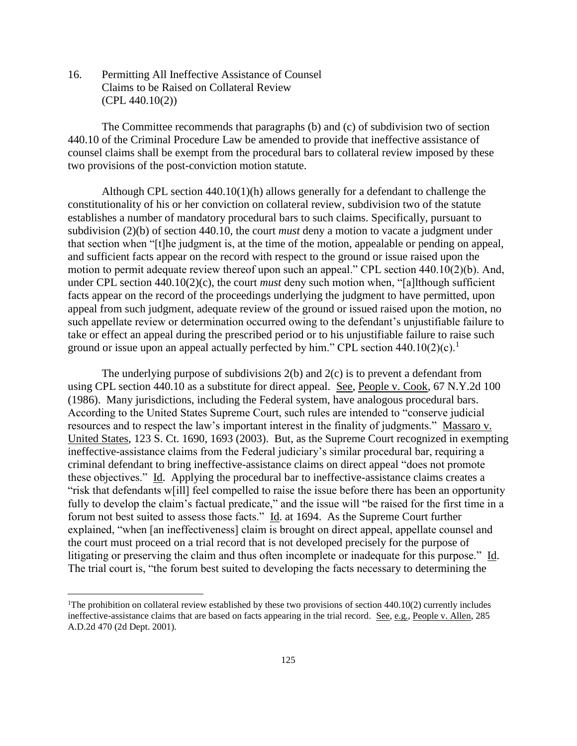16. Permitting All Ineffective Assistance of Counsel Claims to be Raised on Collateral Review (CPL 440.10(2))

The Committee recommends that paragraphs (b) and (c) of subdivision two of section 440.10 of the Criminal Procedure Law be amended to provide that ineffective assistance of counsel claims shall be exempt from the procedural bars to collateral review imposed by these two provisions of the post-conviction motion statute.

Although CPL section 440.10(1)(h) allows generally for a defendant to challenge the constitutionality of his or her conviction on collateral review, subdivision two of the statute establishes a number of mandatory procedural bars to such claims. Specifically, pursuant to subdivision (2)(b) of section 440.10, the court *must* deny a motion to vacate a judgment under that section when "[t]he judgment is, at the time of the motion, appealable or pending on appeal, and sufficient facts appear on the record with respect to the ground or issue raised upon the motion to permit adequate review thereof upon such an appeal." CPL section 440.10(2)(b). And, under CPL section 440.10(2)(c), the court *must* deny such motion when, "[a]lthough sufficient facts appear on the record of the proceedings underlying the judgment to have permitted, upon appeal from such judgment, adequate review of the ground or issued raised upon the motion, no such appellate review or determination occurred owing to the defendant's unjustifiable failure to take or effect an appeal during the prescribed period or to his unjustifiable failure to raise such ground or issue upon an appeal actually perfected by him." CPL section 440.10(2)(c).[1]

The underlying purpose of subdivisions 2(b) and 2(c) is to prevent a defendant from using CPL section 440.10 as a substitute for direct appeal. See, People v. Cook, 67 N.Y.2d 100 (1986). Many jurisdictions, including the Federal system, have analogous procedural bars. According to the United States Supreme Court, such rules are intended to "conserve judicial resources and to respect the law's important interest in the finality of judgments." Massaro v. United States, 123 S. Ct. 1690, 1693 (2003). But, as the Supreme Court recognized in exempting ineffective-assistance claims from the Federal judiciary's similar procedural bar, requiring a criminal defendant to bring ineffective-assistance claims on direct appeal "does not promote these objectives." Id. Applying the procedural bar to ineffective-assistance claims creates a "risk that defendants w[ill] feel compelled to raise the issue before there has been an opportunity fully to develop the claim's factual predicate," and the issue will "be raised for the first time in a forum not best suited to assess those facts." Id. at 1694. As the Supreme Court further explained, "when [an ineffectiveness] claim is brought on direct appeal, appellate counsel and the court must proceed on a trial record that is not developed precisely for the purpose of litigating or preserving the claim and thus often incomplete or inadequate for this purpose." Id. The trial court is, "the forum best suited to developing the facts necessary to determining the

[1]The prohibition on collateral review established by these two provisions of section 440.10(2) currently includes ineffective-assistance claims that are based on facts appearing in the trial record. See, e.g., People v. Allen, 285 A.D.2d 470 (2d Dept. 2001).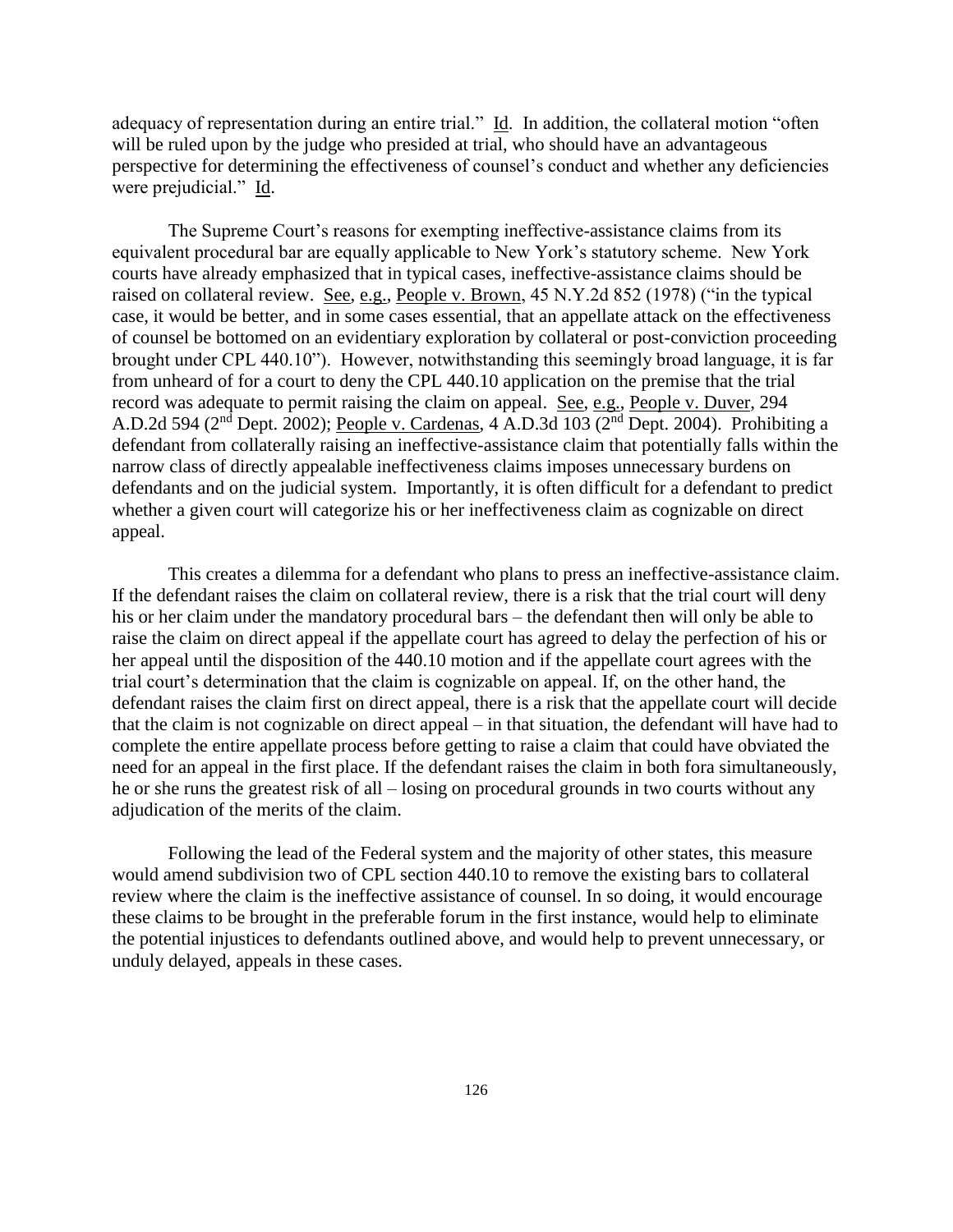adequacy of representation during an entire trial." Id. In addition, the collateral motion "often will be ruled upon by the judge who presided at trial, who should have an advantageous perspective for determining the effectiveness of counsel's conduct and whether any deficiencies were prejudicial." Id.

The Supreme Court's reasons for exempting ineffective-assistance claims from its equivalent procedural bar are equally applicable to New York's statutory scheme. New York courts have already emphasized that in typical cases, ineffective-assistance claims should be raised on collateral review. See, e.g., People v. Brown, 45 N.Y.2d 852 (1978) ("in the typical case, it would be better, and in some cases essential, that an appellate attack on the effectiveness of counsel be bottomed on an evidentiary exploration by collateral or post-conviction proceeding brought under CPL 440.10"). However, notwithstanding this seemingly broad language, it is far from unheard of for a court to deny the CPL 440.10 application on the premise that the trial record was adequate to permit raising the claim on appeal. See, e.g., People v. Duver, 294 A.D.2d 594 (2nd Dept. 2002); People v. Cardenas, 4 A.D.3d 103 (2nd Dept. 2004). Prohibiting a defendant from collaterally raising an ineffective-assistance claim that potentially falls within the narrow class of directly appealable ineffectiveness claims imposes unnecessary burdens on defendants and on the judicial system. Importantly, it is often difficult for a defendant to predict whether a given court will categorize his or her ineffectiveness claim as cognizable on direct appeal.

This creates a dilemma for a defendant who plans to press an ineffective-assistance claim. If the defendant raises the claim on collateral review, there is a risk that the trial court will deny his or her claim under the mandatory procedural bars – the defendant then will only be able to raise the claim on direct appeal if the appellate court has agreed to delay the perfection of his or her appeal until the disposition of the 440.10 motion and if the appellate court agrees with the trial court's determination that the claim is cognizable on appeal. If, on the other hand, the defendant raises the claim first on direct appeal, there is a risk that the appellate court will decide that the claim is not cognizable on direct appeal – in that situation, the defendant will have had to complete the entire appellate process before getting to raise a claim that could have obviated the need for an appeal in the first place. If the defendant raises the claim in both fora simultaneously, he or she runs the greatest risk of all – losing on procedural grounds in two courts without any adjudication of the merits of the claim.

Following the lead of the Federal system and the majority of other states, this measure would amend subdivision two of CPL section 440.10 to remove the existing bars to collateral review where the claim is the ineffective assistance of counsel. In so doing, it would encourage these claims to be brought in the preferable forum in the first instance, would help to eliminate the potential injustices to defendants outlined above, and would help to prevent unnecessary, or unduly delayed, appeals in these cases.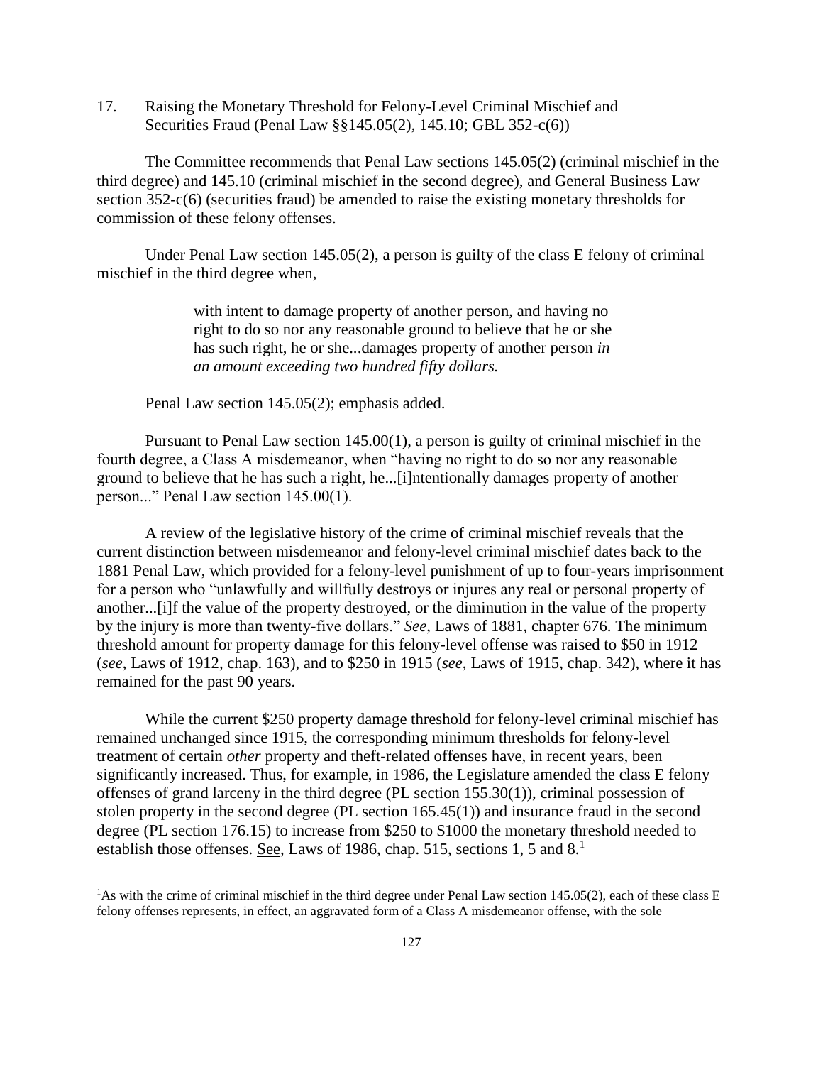17. Raising the Monetary Threshold for Felony-Level Criminal Mischief and Securities Fraud (Penal Law §§145.05(2), 145.10; GBL 352-c(6))

The Committee recommends that Penal Law sections 145.05(2) (criminal mischief in the third degree) and 145.10 (criminal mischief in the second degree), and General Business Law section 352-c(6) (securities fraud) be amended to raise the existing monetary thresholds for commission of these felony offenses.

Under Penal Law section 145.05(2), a person is guilty of the class E felony of criminal mischief in the third degree when,

> with intent to damage property of another person, and having no right to do so nor any reasonable ground to believe that he or she has such right, he or she...damages property of another person *in an amount exceeding two hundred fifty dollars.*

Penal Law section 145.05(2); emphasis added.

Pursuant to Penal Law section 145.00(1), a person is guilty of criminal mischief in the fourth degree, a Class A misdemeanor, when "having no right to do so nor any reasonable ground to believe that he has such a right, he...[i]ntentionally damages property of another person..." Penal Law section 145.00(1).

A review of the legislative history of the crime of criminal mischief reveals that the current distinction between misdemeanor and felony-level criminal mischief dates back to the 1881 Penal Law, which provided for a felony-level punishment of up to four-years imprisonment for a person who "unlawfully and willfully destroys or injures any real or personal property of another...[i]f the value of the property destroyed, or the diminution in the value of the property by the injury is more than twenty-five dollars." *See*, Laws of 1881, chapter 676. The minimum threshold amount for property damage for this felony-level offense was raised to \$50 in 1912 (*see*, Laws of 1912, chap. 163), and to \$250 in 1915 (*see*, Laws of 1915, chap. 342), where it has remained for the past 90 years.

While the current \$250 property damage threshold for felony-level criminal mischief has remained unchanged since 1915, the corresponding minimum thresholds for felony-level treatment of certain *other* property and theft-related offenses have, in recent years, been significantly increased. Thus, for example, in 1986, the Legislature amended the class E felony offenses of grand larceny in the third degree (PL section 155.30(1)), criminal possession of stolen property in the second degree (PL section 165.45(1)) and insurance fraud in the second degree (PL section 176.15) to increase from \$250 to \$1000 the monetary threshold needed to establish those offenses. See, Laws of 1986, chap. 515, sections 1, 5 and 8.[1]

---

[1] As with the crime of criminal mischief in the third degree under Penal Law section 145.05(2), each of these class E felony offenses represents, in effect, an aggravated form of a Class A misdemeanor offense, with the sole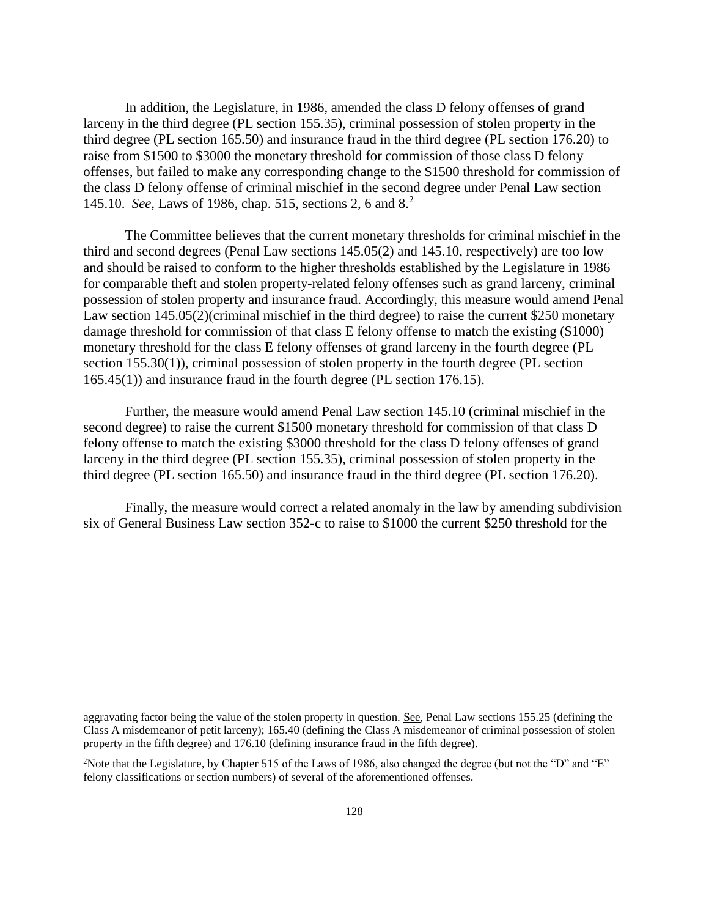In addition, the Legislature, in 1986, amended the class D felony offenses of grand larceny in the third degree (PL section 155.35), criminal possession of stolen property in the third degree (PL section 165.50) and insurance fraud in the third degree (PL section 176.20) to raise from $1500 to $3000 the monetary threshold for commission of those class D felony offenses, but failed to make any corresponding change to the $1500 threshold for commission of the class D felony offense of criminal mischief in the second degree under Penal Law section 145.10. *See*, Laws of 1986, chap. 515, sections 2, 6 and 8.[2]

The Committee believes that the current monetary thresholds for criminal mischief in the third and second degrees (Penal Law sections 145.05(2) and 145.10, respectively) are too low and should be raised to conform to the higher thresholds established by the Legislature in 1986 for comparable theft and stolen property-related felony offenses such as grand larceny, criminal possession of stolen property and insurance fraud. Accordingly, this measure would amend Penal Law section 145.05(2)(criminal mischief in the third degree) to raise the current $250 monetary damage threshold for commission of that class E felony offense to match the existing ($1000) monetary threshold for the class E felony offenses of grand larceny in the fourth degree (PL section 155.30(1)), criminal possession of stolen property in the fourth degree (PL section 165.45(1)) and insurance fraud in the fourth degree (PL section 176.15).

Further, the measure would amend Penal Law section 145.10 (criminal mischief in the second degree) to raise the current $1500 monetary threshold for commission of that class D felony offense to match the existing $3000 threshold for the class D felony offenses of grand larceny in the third degree (PL section 155.35), criminal possession of stolen property in the third degree (PL section 165.50) and insurance fraud in the third degree (PL section 176.20).

Finally, the measure would correct a related anomaly in the law by amending subdivision six of General Business Law section 352-c to raise to $1000 the current $250 threshold for the

---

aggravating factor being the value of the stolen property in question. See, Penal Law sections 155.25 (defining the Class A misdemeanor of petit larceny); 165.40 (defining the Class A misdemeanor of criminal possession of stolen property in the fifth degree) and 176.10 (defining insurance fraud in the fifth degree).

[2]Note that the Legislature, by Chapter 515 of the Laws of 1986, also changed the degree (but not the "D" and "E" felony classifications or section numbers) of several of the aforementioned offenses.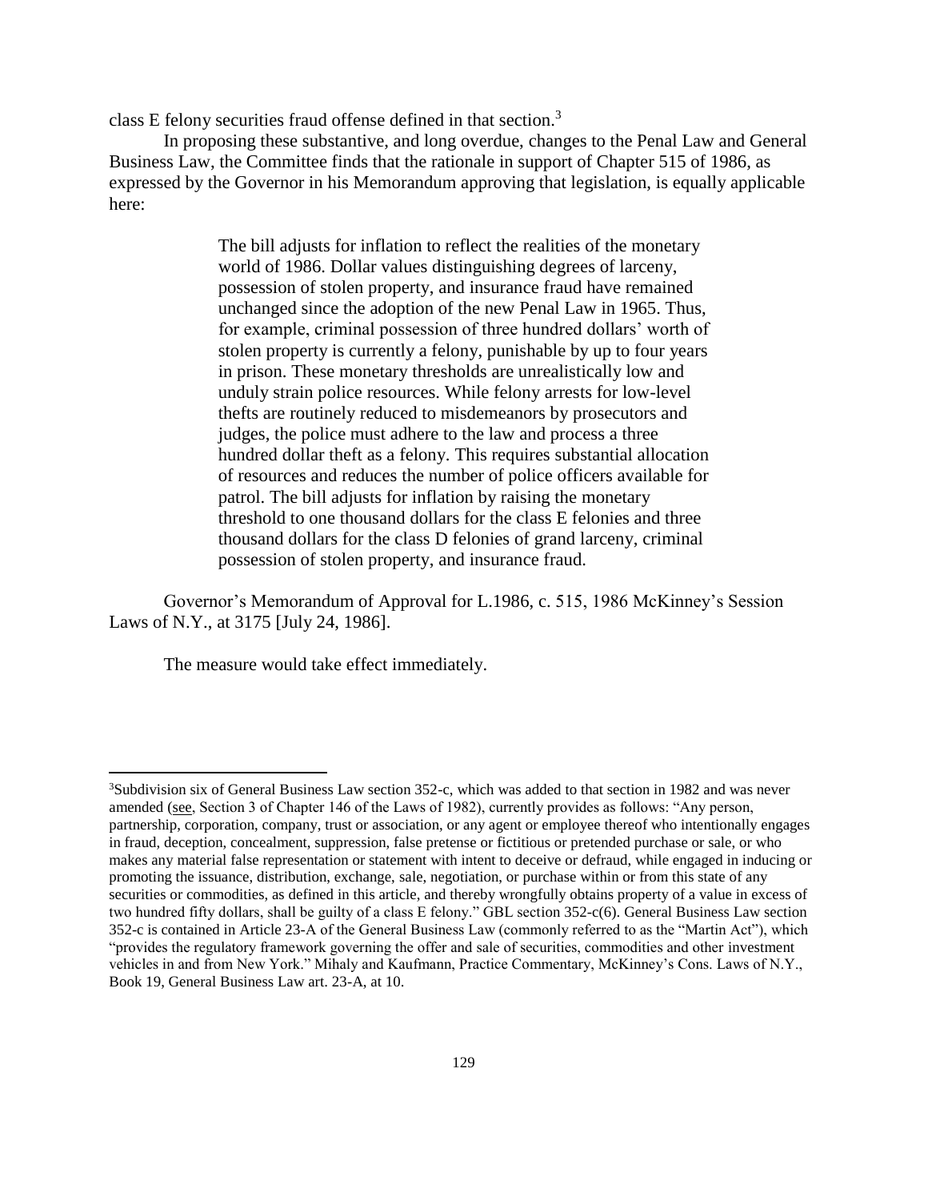class E felony securities fraud offense defined in that section.[3]

In proposing these substantive, and long overdue, changes to the Penal Law and General Business Law, the Committee finds that the rationale in support of Chapter 515 of 1986, as expressed by the Governor in his Memorandum approving that legislation, is equally applicable here:

> The bill adjusts for inflation to reflect the realities of the monetary world of 1986. Dollar values distinguishing degrees of larceny, possession of stolen property, and insurance fraud have remained unchanged since the adoption of the new Penal Law in 1965. Thus, for example, criminal possession of three hundred dollars' worth of stolen property is currently a felony, punishable by up to four years in prison. These monetary thresholds are unrealistically low and unduly strain police resources. While felony arrests for low-level thefts are routinely reduced to misdemeanors by prosecutors and judges, the police must adhere to the law and process a three hundred dollar theft as a felony. This requires substantial allocation of resources and reduces the number of police officers available for patrol. The bill adjusts for inflation by raising the monetary threshold to one thousand dollars for the class E felonies and three thousand dollars for the class D felonies of grand larceny, criminal possession of stolen property, and insurance fraud.

Governor's Memorandum of Approval for L.1986, c. 515, 1986 McKinney's Session Laws of N.Y., at 3175 [July 24, 1986].

The measure would take effect immediately.

---

[3]Subdivision six of General Business Law section 352-c, which was added to that section in 1982 and was never amended (see, Section 3 of Chapter 146 of the Laws of 1982), currently provides as follows: "Any person, partnership, corporation, company, trust or association, or any agent or employee thereof who intentionally engages in fraud, deception, concealment, suppression, false pretense or fictitious or pretended purchase or sale, or who makes any material false representation or statement with intent to deceive or defraud, while engaged in inducing or promoting the issuance, distribution, exchange, sale, negotiation, or purchase within or from this state of any securities or commodities, as defined in this article, and thereby wrongfully obtains property of a value in excess of two hundred fifty dollars, shall be guilty of a class E felony." GBL section 352-c(6). General Business Law section 352-c is contained in Article 23-A of the General Business Law (commonly referred to as the "Martin Act"), which "provides the regulatory framework governing the offer and sale of securities, commodities and other investment vehicles in and from New York." Mihaly and Kaufmann, Practice Commentary, McKinney's Cons. Laws of N.Y., Book 19, General Business Law art. 23-A, at 10.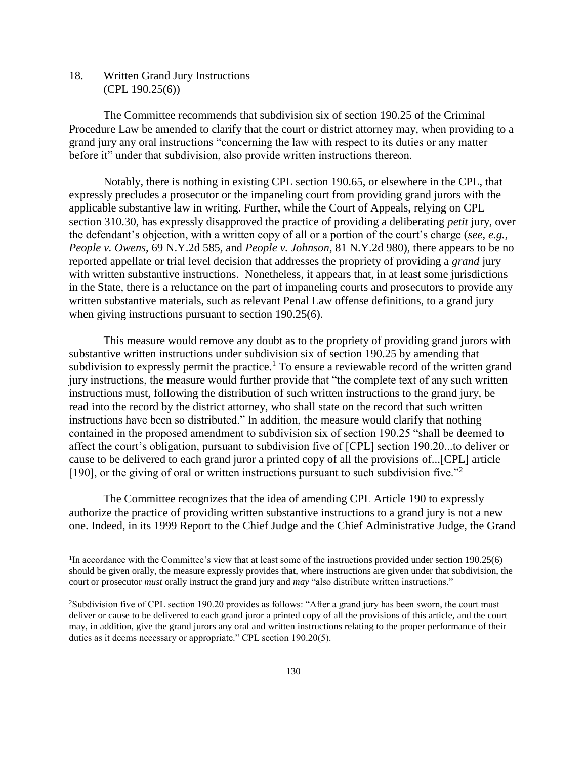18. Written Grand Jury Instructions
    (CPL 190.25(6))

The Committee recommends that subdivision six of section 190.25 of the Criminal Procedure Law be amended to clarify that the court or district attorney may, when providing to a grand jury any oral instructions "concerning the law with respect to its duties or any matter before it" under that subdivision, also provide written instructions thereon.

Notably, there is nothing in existing CPL section 190.65, or elsewhere in the CPL, that expressly precludes a prosecutor or the impaneling court from providing grand jurors with the applicable substantive law in writing. Further, while the Court of Appeals, relying on CPL section 310.30, has expressly disapproved the practice of providing a deliberating *petit* jury, over the defendant's objection, with a written copy of all or a portion of the court's charge (*see, e.g., People v. Owens*, 69 N.Y.2d 585, and *People v. Johnson*, 81 N.Y.2d 980), there appears to be no reported appellate or trial level decision that addresses the propriety of providing a *grand* jury with written substantive instructions. Nonetheless, it appears that, in at least some jurisdictions in the State, there is a reluctance on the part of impaneling courts and prosecutors to provide any written substantive materials, such as relevant Penal Law offense definitions, to a grand jury when giving instructions pursuant to section 190.25(6).

This measure would remove any doubt as to the propriety of providing grand jurors with substantive written instructions under subdivision six of section 190.25 by amending that subdivision to expressly permit the practice.[1] To ensure a reviewable record of the written grand jury instructions, the measure would further provide that "the complete text of any such written instructions must, following the distribution of such written instructions to the grand jury, be read into the record by the district attorney, who shall state on the record that such written instructions have been so distributed." In addition, the measure would clarify that nothing contained in the proposed amendment to subdivision six of section 190.25 "shall be deemed to affect the court's obligation, pursuant to subdivision five of [CPL] section 190.20...to deliver or cause to be delivered to each grand juror a printed copy of all the provisions of...[CPL] article [190], or the giving of oral or written instructions pursuant to such subdivision five."[2]

The Committee recognizes that the idea of amending CPL Article 190 to expressly authorize the practice of providing written substantive instructions to a grand jury is not a new one. Indeed, in its 1999 Report to the Chief Judge and the Chief Administrative Judge, the Grand

---

[1]In accordance with the Committee's view that at least some of the instructions provided under section 190.25(6) should be given orally, the measure expressly provides that, where instructions are given under that subdivision, the court or prosecutor *must* orally instruct the grand jury and *may* "also distribute written instructions."

[2]Subdivision five of CPL section 190.20 provides as follows: "After a grand jury has been sworn, the court must deliver or cause to be delivered to each grand juror a printed copy of all the provisions of this article, and the court may, in addition, give the grand jurors any oral and written instructions relating to the proper performance of their duties as it deems necessary or appropriate." CPL section 190.20(5).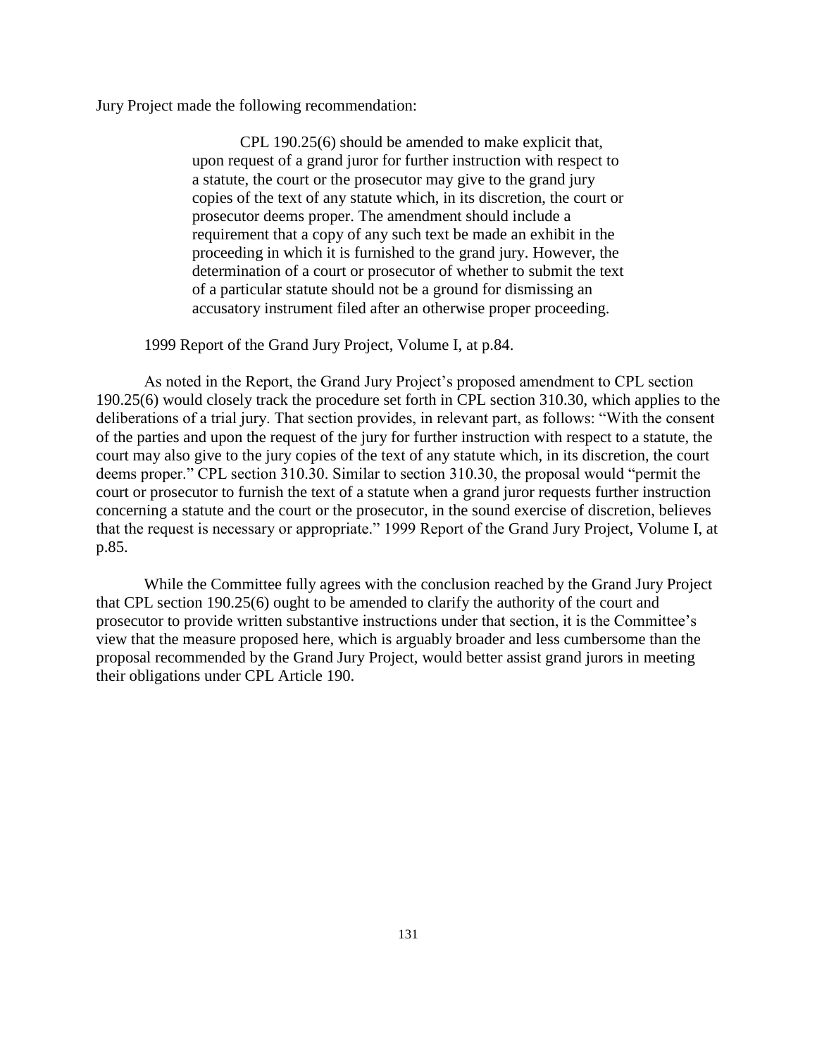Jury Project made the following recommendation:

> CPL 190.25(6) should be amended to make explicit that, upon request of a grand juror for further instruction with respect to a statute, the court or the prosecutor may give to the grand jury copies of the text of any statute which, in its discretion, the court or prosecutor deems proper. The amendment should include a requirement that a copy of any such text be made an exhibit in the proceeding in which it is furnished to the grand jury. However, the determination of a court or prosecutor of whether to submit the text of a particular statute should not be a ground for dismissing an accusatory instrument filed after an otherwise proper proceeding.

1999 Report of the Grand Jury Project, Volume I, at p.84.

As noted in the Report, the Grand Jury Project's proposed amendment to CPL section 190.25(6) would closely track the procedure set forth in CPL section 310.30, which applies to the deliberations of a trial jury. That section provides, in relevant part, as follows: "With the consent of the parties and upon the request of the jury for further instruction with respect to a statute, the court may also give to the jury copies of the text of any statute which, in its discretion, the court deems proper." CPL section 310.30. Similar to section 310.30, the proposal would "permit the court or prosecutor to furnish the text of a statute when a grand juror requests further instruction concerning a statute and the court or the prosecutor, in the sound exercise of discretion, believes that the request is necessary or appropriate." 1999 Report of the Grand Jury Project, Volume I, at p.85.

While the Committee fully agrees with the conclusion reached by the Grand Jury Project that CPL section 190.25(6) ought to be amended to clarify the authority of the court and prosecutor to provide written substantive instructions under that section, it is the Committee's view that the measure proposed here, which is arguably broader and less cumbersome than the proposal recommended by the Grand Jury Project, would better assist grand jurors in meeting their obligations under CPL Article 190.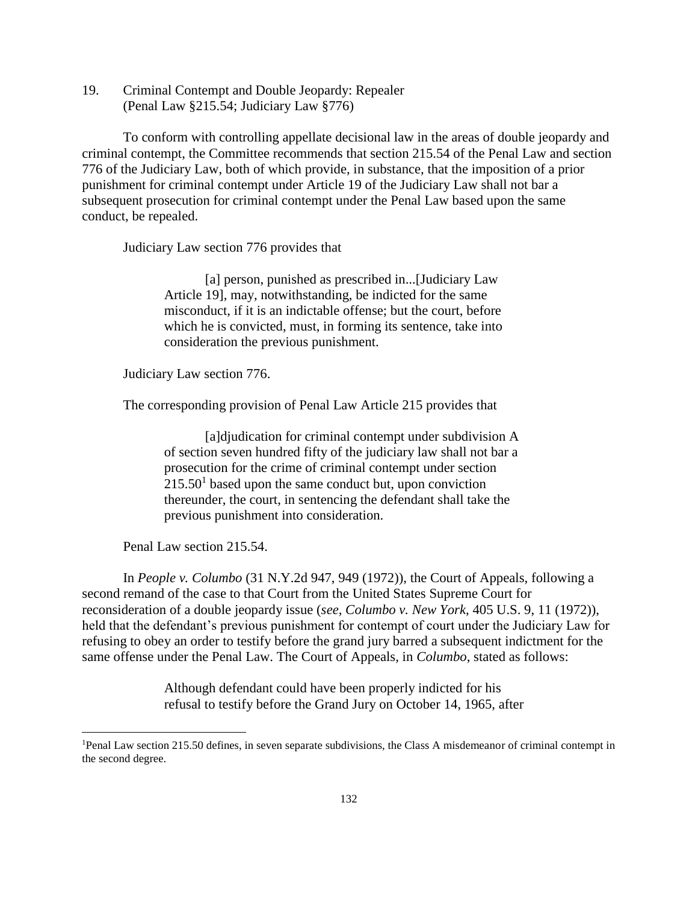19. Criminal Contempt and Double Jeopardy: Repealer
(Penal Law §215.54; Judiciary Law §776)

To conform with controlling appellate decisional law in the areas of double jeopardy and criminal contempt, the Committee recommends that section 215.54 of the Penal Law and section 776 of the Judiciary Law, both of which provide, in substance, that the imposition of a prior punishment for criminal contempt under Article 19 of the Judiciary Law shall not bar a subsequent prosecution for criminal contempt under the Penal Law based upon the same conduct, be repealed.

Judiciary Law section 776 provides that

> [a] person, punished as prescribed in...[Judiciary Law Article 19], may, notwithstanding, be indicted for the same misconduct, if it is an indictable offense; but the court, before which he is convicted, must, in forming its sentence, take into consideration the previous punishment.

Judiciary Law section 776.

The corresponding provision of Penal Law Article 215 provides that

> [a]djudication for criminal contempt under subdivision A of section seven hundred fifty of the judiciary law shall not bar a prosecution for the crime of criminal contempt under section 215.50[1] based upon the same conduct but, upon conviction thereunder, the court, in sentencing the defendant shall take the previous punishment into consideration.

Penal Law section 215.54.

In *People v. Columbo* (31 N.Y.2d 947, 949 (1972)), the Court of Appeals, following a second remand of the case to that Court from the United States Supreme Court for reconsideration of a double jeopardy issue (*see*, *Columbo v. New York*, 405 U.S. 9, 11 (1972)), held that the defendant's previous punishment for contempt of court under the Judiciary Law for refusing to obey an order to testify before the grand jury barred a subsequent indictment for the same offense under the Penal Law. The Court of Appeals, in *Columbo*, stated as follows:

> Although defendant could have been properly indicted for his refusal to testify before the Grand Jury on October 14, 1965, after

[1] Penal Law section 215.50 defines, in seven separate subdivisions, the Class A misdemeanor of criminal contempt in the second degree.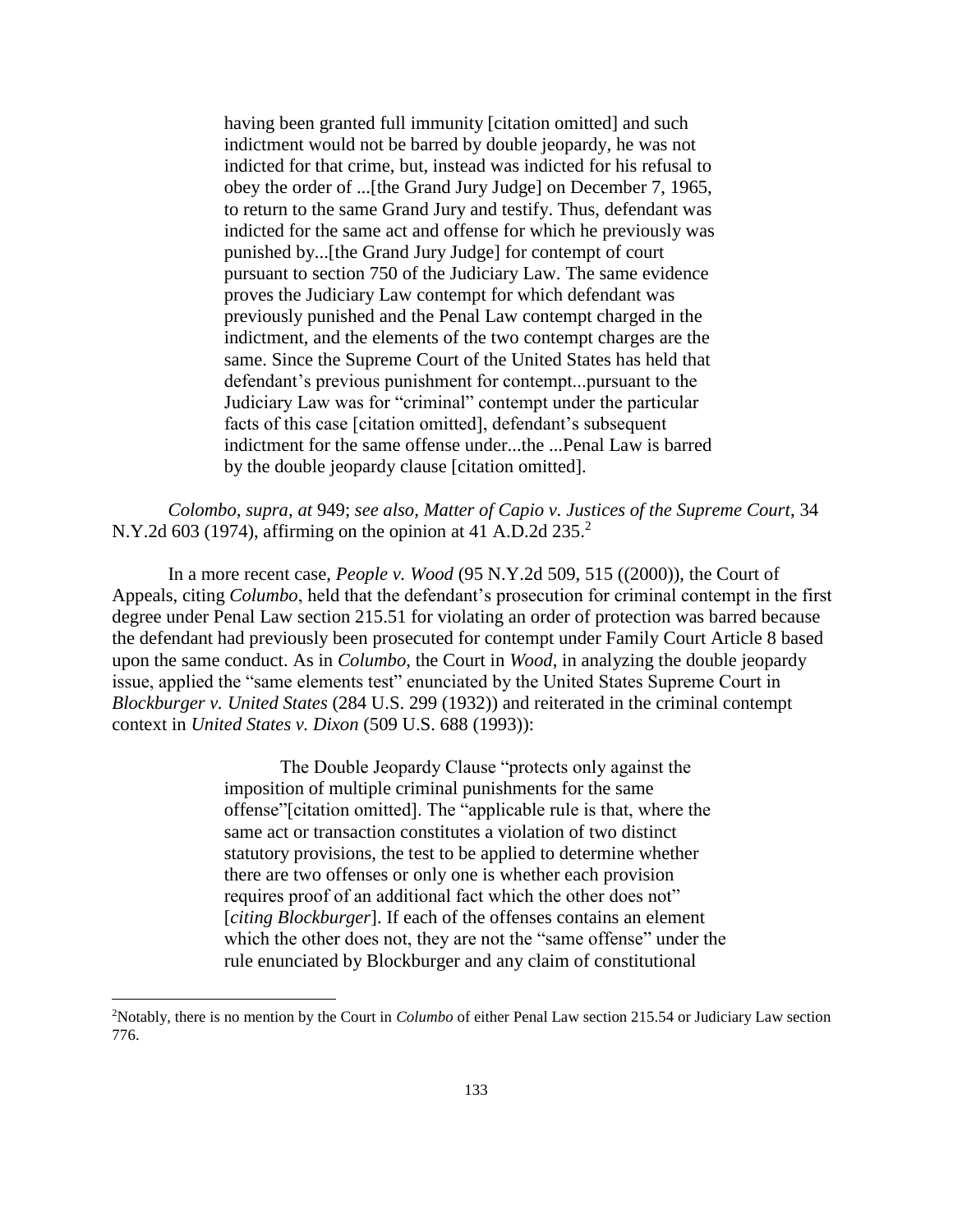> having been granted full immunity [citation omitted] and such indictment would not be barred by double jeopardy, he was not indicted for that crime, but, instead was indicted for his refusal to obey the order of ...[the Grand Jury Judge] on December 7, 1965, to return to the same Grand Jury and testify. Thus, defendant was indicted for the same act and offense for which he previously was punished by...[the Grand Jury Judge] for contempt of court pursuant to section 750 of the Judiciary Law. The same evidence proves the Judiciary Law contempt for which defendant was previously punished and the Penal Law contempt charged in the indictment, and the elements of the two contempt charges are the same. Since the Supreme Court of the United States has held that defendant's previous punishment for contempt...pursuant to the Judiciary Law was for "criminal" contempt under the particular facts of this case [citation omitted], defendant's subsequent indictment for the same offense under...the ...Penal Law is barred by the double jeopardy clause [citation omitted].

*Colombo, supra, at* 949; *see also, Matter of Capio v. Justices of the Supreme Court*, 34 N.Y.2d 603 (1974), affirming on the opinion at 41 A.D.2d 235.[2]

In a more recent case, *People v. Wood* (95 N.Y.2d 509, 515 ((2000)), the Court of Appeals, citing *Columbo*, held that the defendant's prosecution for criminal contempt in the first degree under Penal Law section 215.51 for violating an order of protection was barred because the defendant had previously been prosecuted for contempt under Family Court Article 8 based upon the same conduct. As in *Columbo*, the Court in *Wood*, in analyzing the double jeopardy issue, applied the "same elements test" enunciated by the United States Supreme Court in *Blockburger v. United States* (284 U.S. 299 (1932)) and reiterated in the criminal contempt context in *United States v. Dixon* (509 U.S. 688 (1993)):

> The Double Jeopardy Clause "protects only against the imposition of multiple criminal punishments for the same offense"[citation omitted]. The "applicable rule is that, where the same act or transaction constitutes a violation of two distinct statutory provisions, the test to be applied to determine whether there are two offenses or only one is whether each provision requires proof of an additional fact which the other does not" [*citing Blockburger*]. If each of the offenses contains an element which the other does not, they are not the "same offense" under the rule enunciated by Blockburger and any claim of constitutional

[2]Notably, there is no mention by the Court in *Columbo* of either Penal Law section 215.54 or Judiciary Law section 776.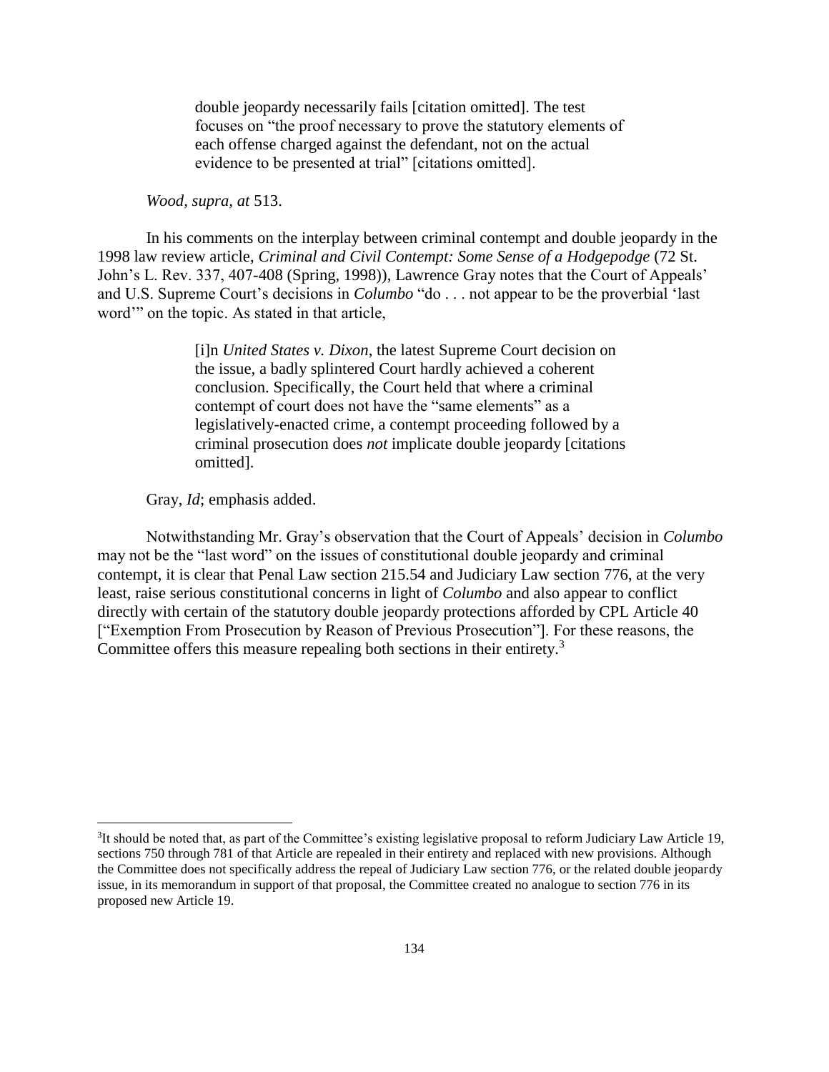> double jeopardy necessarily fails [citation omitted]. The test focuses on "the proof necessary to prove the statutory elements of each offense charged against the defendant, not on the actual evidence to be presented at trial" [citations omitted].

*Wood, supra, at* 513.

In his comments on the interplay between criminal contempt and double jeopardy in the 1998 law review article, *Criminal and Civil Contempt: Some Sense of a Hodgepodge* (72 St. John's L. Rev. 337, 407-408 (Spring, 1998)), Lawrence Gray notes that the Court of Appeals' and U.S. Supreme Court's decisions in *Columbo* "do . . . not appear to be the proverbial 'last word'" on the topic. As stated in that article,

> [i]n *United States v. Dixon*, the latest Supreme Court decision on the issue, a badly splintered Court hardly achieved a coherent conclusion. Specifically, the Court held that where a criminal contempt of court does not have the "same elements" as a legislatively-enacted crime, a contempt proceeding followed by a criminal prosecution does *not* implicate double jeopardy [citations omitted].

Gray, *Id*; emphasis added.

Notwithstanding Mr. Gray's observation that the Court of Appeals' decision in *Columbo* may not be the "last word" on the issues of constitutional double jeopardy and criminal contempt, it is clear that Penal Law section 215.54 and Judiciary Law section 776, at the very least, raise serious constitutional concerns in light of *Columbo* and also appear to conflict directly with certain of the statutory double jeopardy protections afforded by CPL Article 40 ["Exemption From Prosecution by Reason of Previous Prosecution"]. For these reasons, the Committee offers this measure repealing both sections in their entirety.[3]

---

[3]It should be noted that, as part of the Committee's existing legislative proposal to reform Judiciary Law Article 19, sections 750 through 781 of that Article are repealed in their entirety and replaced with new provisions. Although the Committee does not specifically address the repeal of Judiciary Law section 776, or the related double jeopardy issue, in its memorandum in support of that proposal, the Committee created no analogue to section 776 in its proposed new Article 19.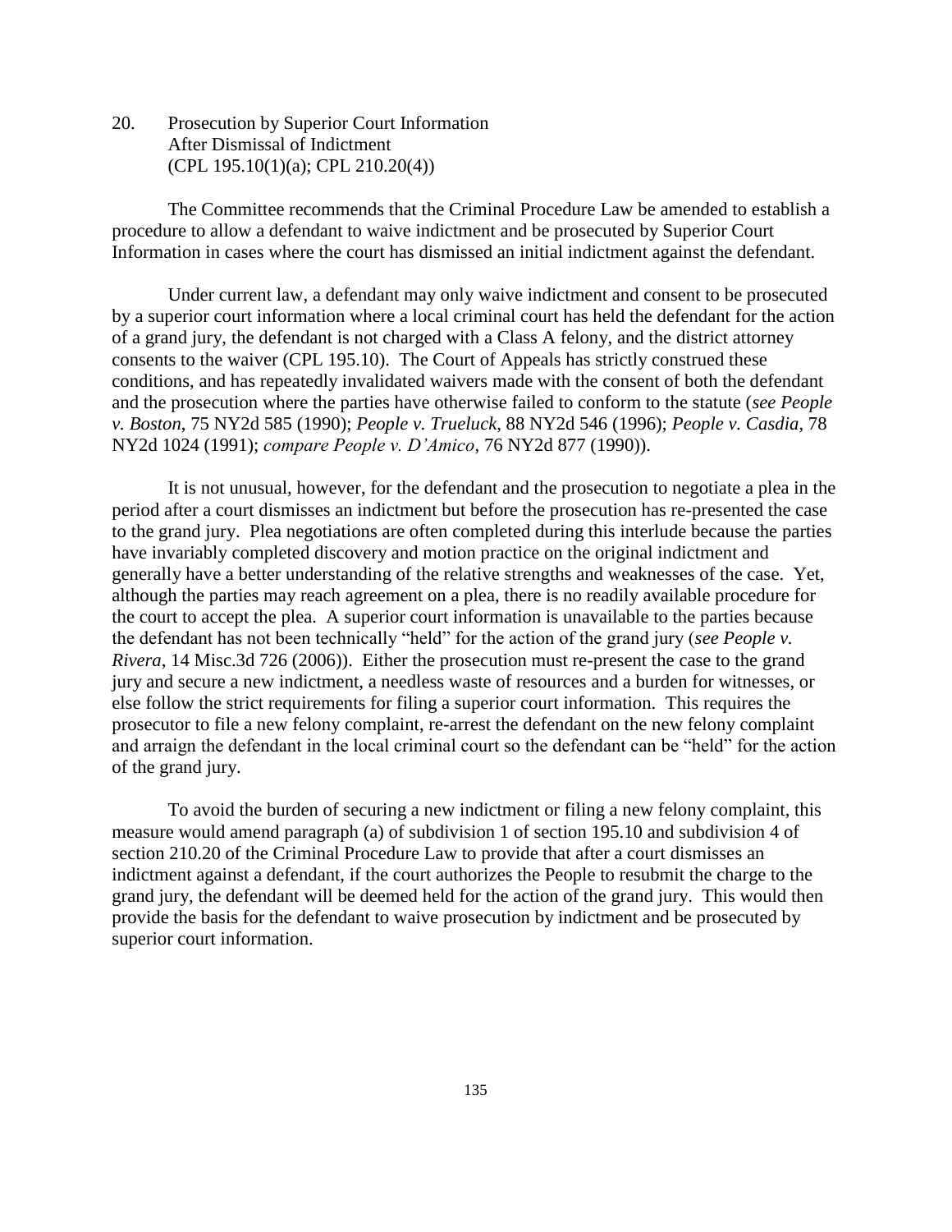## 20. Prosecution by Superior Court Information After Dismissal of Indictment (CPL 195.10(1)(a); CPL 210.20(4))

The Committee recommends that the Criminal Procedure Law be amended to establish a procedure to allow a defendant to waive indictment and be prosecuted by Superior Court Information in cases where the court has dismissed an initial indictment against the defendant.

Under current law, a defendant may only waive indictment and consent to be prosecuted by a superior court information where a local criminal court has held the defendant for the action of a grand jury, the defendant is not charged with a Class A felony, and the district attorney consents to the waiver (CPL 195.10). The Court of Appeals has strictly construed these conditions, and has repeatedly invalidated waivers made with the consent of both the defendant and the prosecution where the parties have otherwise failed to conform to the statute (*see People v. Boston*, 75 NY2d 585 (1990); *People v. Trueluck*, 88 NY2d 546 (1996); *People v. Casdia*, 78 NY2d 1024 (1991); *compare People v. D'Amico*, 76 NY2d 877 (1990)).

It is not unusual, however, for the defendant and the prosecution to negotiate a plea in the period after a court dismisses an indictment but before the prosecution has re-presented the case to the grand jury. Plea negotiations are often completed during this interlude because the parties have invariably completed discovery and motion practice on the original indictment and generally have a better understanding of the relative strengths and weaknesses of the case. Yet, although the parties may reach agreement on a plea, there is no readily available procedure for the court to accept the plea. A superior court information is unavailable to the parties because the defendant has not been technically "held" for the action of the grand jury (*see People v. Rivera*, 14 Misc.3d 726 (2006)). Either the prosecution must re-present the case to the grand jury and secure a new indictment, a needless waste of resources and a burden for witnesses, or else follow the strict requirements for filing a superior court information. This requires the prosecutor to file a new felony complaint, re-arrest the defendant on the new felony complaint and arraign the defendant in the local criminal court so the defendant can be "held" for the action of the grand jury.

To avoid the burden of securing a new indictment or filing a new felony complaint, this measure would amend paragraph (a) of subdivision 1 of section 195.10 and subdivision 4 of section 210.20 of the Criminal Procedure Law to provide that after a court dismisses an indictment against a defendant, if the court authorizes the People to resubmit the charge to the grand jury, the defendant will be deemed held for the action of the grand jury. This would then provide the basis for the defendant to waive prosecution by indictment and be prosecuted by superior court information.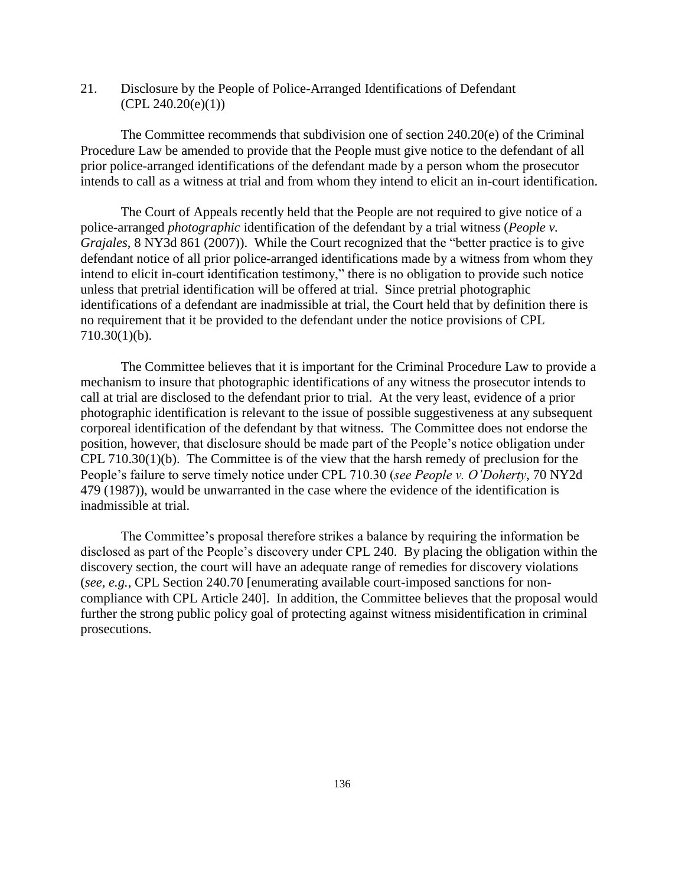## 21. Disclosure by the People of Police-Arranged Identifications of Defendant (CPL 240.20(e)(1))

The Committee recommends that subdivision one of section 240.20(e) of the Criminal Procedure Law be amended to provide that the People must give notice to the defendant of all prior police-arranged identifications of the defendant made by a person whom the prosecutor intends to call as a witness at trial and from whom they intend to elicit an in-court identification.

The Court of Appeals recently held that the People are not required to give notice of a police-arranged *photographic* identification of the defendant by a trial witness (*People v. Grajales*, 8 NY3d 861 (2007)). While the Court recognized that the "better practice is to give defendant notice of all prior police-arranged identifications made by a witness from whom they intend to elicit in-court identification testimony," there is no obligation to provide such notice unless that pretrial identification will be offered at trial. Since pretrial photographic identifications of a defendant are inadmissible at trial, the Court held that by definition there is no requirement that it be provided to the defendant under the notice provisions of CPL 710.30(1)(b).

The Committee believes that it is important for the Criminal Procedure Law to provide a mechanism to insure that photographic identifications of any witness the prosecutor intends to call at trial are disclosed to the defendant prior to trial. At the very least, evidence of a prior photographic identification is relevant to the issue of possible suggestiveness at any subsequent corporeal identification of the defendant by that witness. The Committee does not endorse the position, however, that disclosure should be made part of the People's notice obligation under CPL 710.30(1)(b). The Committee is of the view that the harsh remedy of preclusion for the People's failure to serve timely notice under CPL 710.30 (*see People v. O'Doherty*, 70 NY2d 479 (1987)), would be unwarranted in the case where the evidence of the identification is inadmissible at trial.

The Committee's proposal therefore strikes a balance by requiring the information be disclosed as part of the People's discovery under CPL 240. By placing the obligation within the discovery section, the court will have an adequate range of remedies for discovery violations (*see, e.g.*, CPL Section 240.70 [enumerating available court-imposed sanctions for non-compliance with CPL Article 240]. In addition, the Committee believes that the proposal would further the strong public policy goal of protecting against witness misidentification in criminal prosecutions.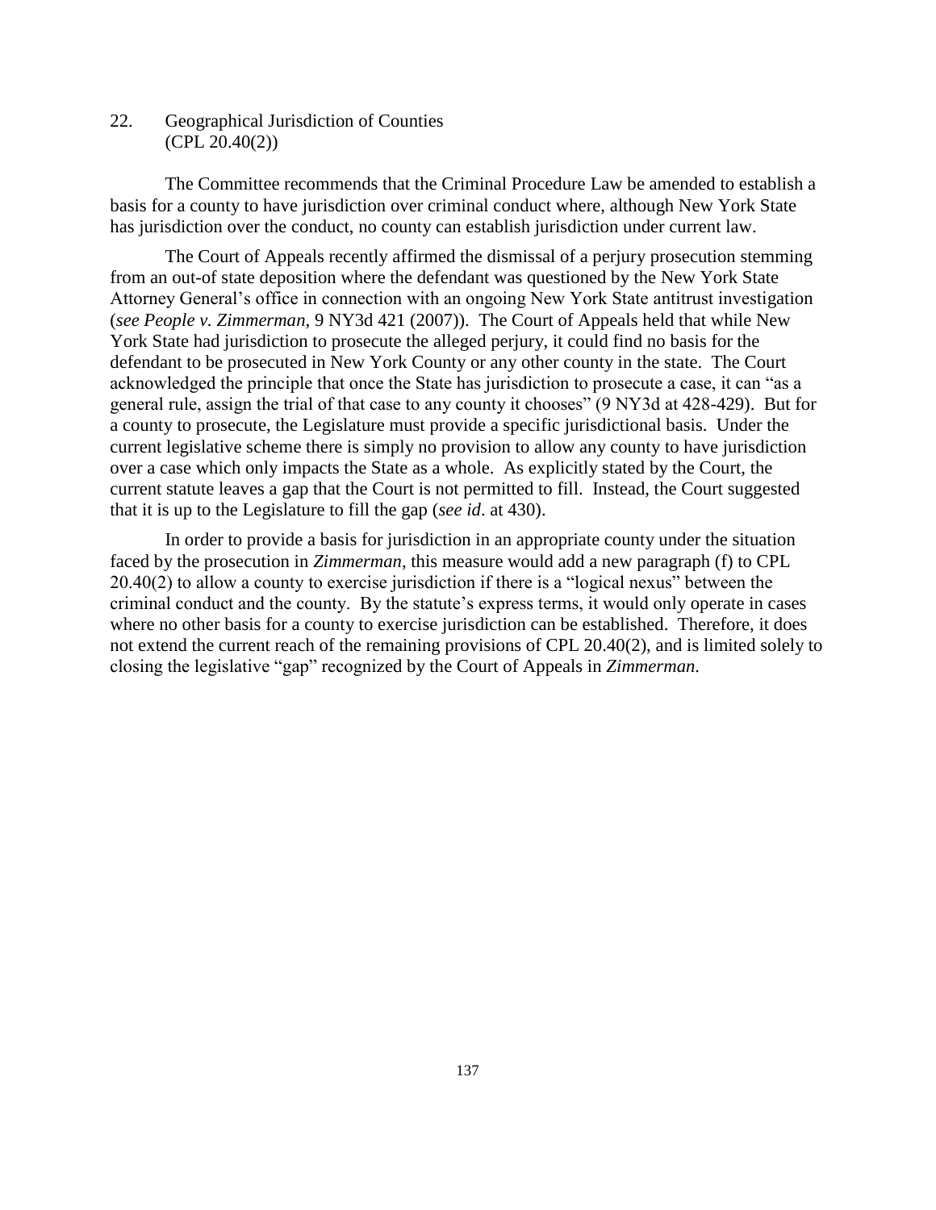## 22. Geographical Jurisdiction of Counties (CPL 20.40(2))

The Committee recommends that the Criminal Procedure Law be amended to establish a basis for a county to have jurisdiction over criminal conduct where, although New York State has jurisdiction over the conduct, no county can establish jurisdiction under current law.

The Court of Appeals recently affirmed the dismissal of a perjury prosecution stemming from an out-of state deposition where the defendant was questioned by the New York State Attorney General's office in connection with an ongoing New York State antitrust investigation (*see People v. Zimmerman*, 9 NY3d 421 (2007)). The Court of Appeals held that while New York State had jurisdiction to prosecute the alleged perjury, it could find no basis for the defendant to be prosecuted in New York County or any other county in the state. The Court acknowledged the principle that once the State has jurisdiction to prosecute a case, it can "as a general rule, assign the trial of that case to any county it chooses" (9 NY3d at 428-429). But for a county to prosecute, the Legislature must provide a specific jurisdictional basis. Under the current legislative scheme there is simply no provision to allow any county to have jurisdiction over a case which only impacts the State as a whole. As explicitly stated by the Court, the current statute leaves a gap that the Court is not permitted to fill. Instead, the Court suggested that it is up to the Legislature to fill the gap (*see id*. at 430).

In order to provide a basis for jurisdiction in an appropriate county under the situation faced by the prosecution in *Zimmerman*, this measure would add a new paragraph (f) to CPL 20.40(2) to allow a county to exercise jurisdiction if there is a "logical nexus" between the criminal conduct and the county. By the statute's express terms, it would only operate in cases where no other basis for a county to exercise jurisdiction can be established. Therefore, it does not extend the current reach of the remaining provisions of CPL 20.40(2), and is limited solely to closing the legislative "gap" recognized by the Court of Appeals in *Zimmerman*.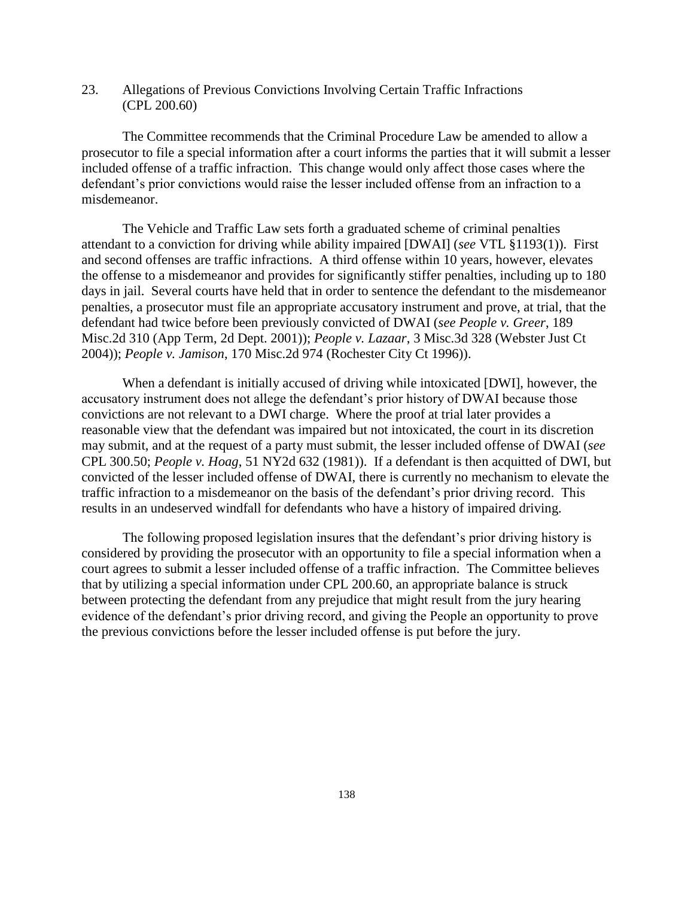## 23. Allegations of Previous Convictions Involving Certain Traffic Infractions (CPL 200.60)

The Committee recommends that the Criminal Procedure Law be amended to allow a prosecutor to file a special information after a court informs the parties that it will submit a lesser included offense of a traffic infraction. This change would only affect those cases where the defendant's prior convictions would raise the lesser included offense from an infraction to a misdemeanor.

The Vehicle and Traffic Law sets forth a graduated scheme of criminal penalties attendant to a conviction for driving while ability impaired [DWAI] (*see* VTL §1193(1)). First and second offenses are traffic infractions. A third offense within 10 years, however, elevates the offense to a misdemeanor and provides for significantly stiffer penalties, including up to 180 days in jail. Several courts have held that in order to sentence the defendant to the misdemeanor penalties, a prosecutor must file an appropriate accusatory instrument and prove, at trial, that the defendant had twice before been previously convicted of DWAI (*see People v. Greer*, 189 Misc.2d 310 (App Term, 2d Dept. 2001)); *People v. Lazaar*, 3 Misc.3d 328 (Webster Just Ct 2004)); *People v. Jamison*, 170 Misc.2d 974 (Rochester City Ct 1996)).

When a defendant is initially accused of driving while intoxicated [DWI], however, the accusatory instrument does not allege the defendant's prior history of DWAI because those convictions are not relevant to a DWI charge. Where the proof at trial later provides a reasonable view that the defendant was impaired but not intoxicated, the court in its discretion may submit, and at the request of a party must submit, the lesser included offense of DWAI (*see* CPL 300.50; *People v. Hoag*, 51 NY2d 632 (1981)). If a defendant is then acquitted of DWI, but convicted of the lesser included offense of DWAI, there is currently no mechanism to elevate the traffic infraction to a misdemeanor on the basis of the defendant's prior driving record. This results in an undeserved windfall for defendants who have a history of impaired driving.

The following proposed legislation insures that the defendant's prior driving history is considered by providing the prosecutor with an opportunity to file a special information when a court agrees to submit a lesser included offense of a traffic infraction. The Committee believes that by utilizing a special information under CPL 200.60, an appropriate balance is struck between protecting the defendant from any prejudice that might result from the jury hearing evidence of the defendant's prior driving record, and giving the People an opportunity to prove the previous convictions before the lesser included offense is put before the jury.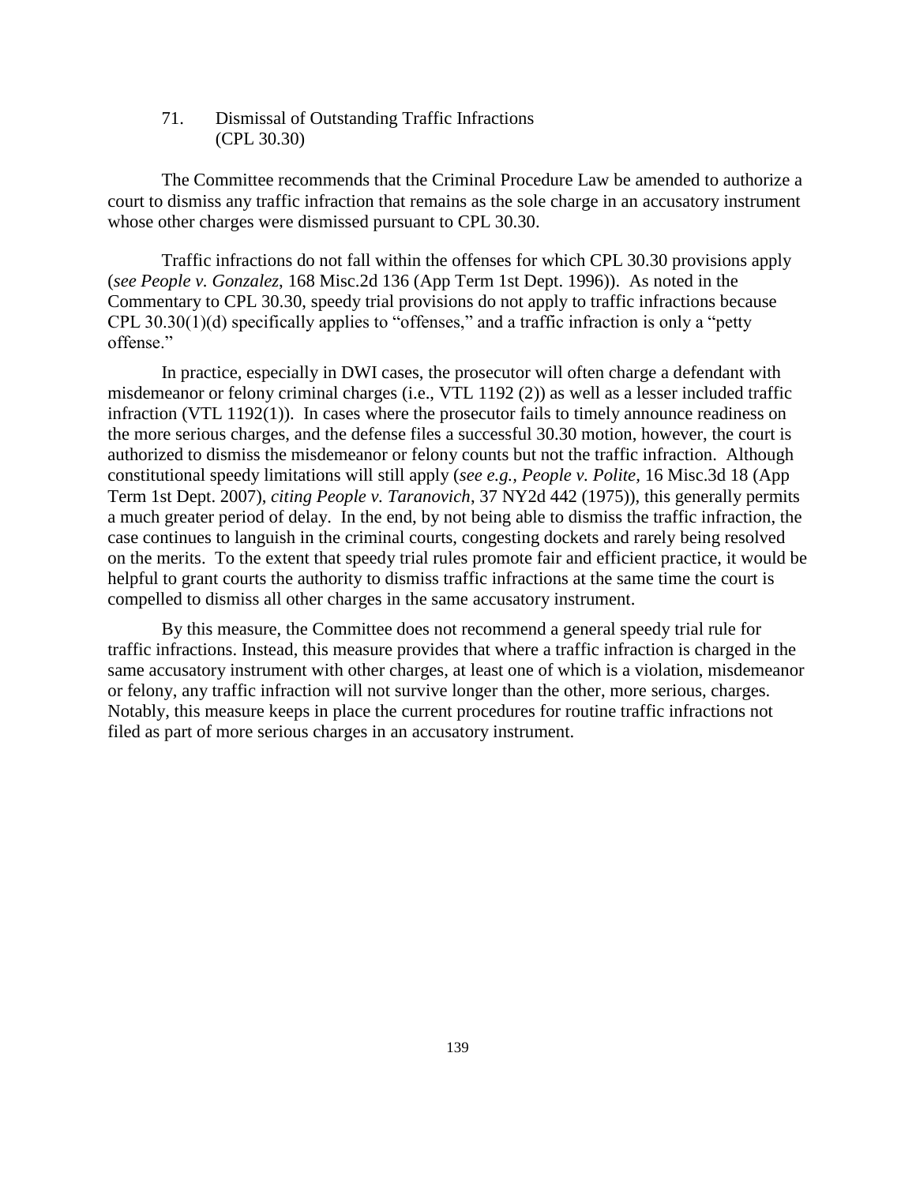## 71. Dismissal of Outstanding Traffic Infractions (CPL 30.30)

The Committee recommends that the Criminal Procedure Law be amended to authorize a court to dismiss any traffic infraction that remains as the sole charge in an accusatory instrument whose other charges were dismissed pursuant to CPL 30.30.

Traffic infractions do not fall within the offenses for which CPL 30.30 provisions apply (*see People v. Gonzalez*, 168 Misc.2d 136 (App Term 1st Dept. 1996)). As noted in the Commentary to CPL 30.30, speedy trial provisions do not apply to traffic infractions because CPL 30.30(1)(d) specifically applies to "offenses," and a traffic infraction is only a "petty offense."

In practice, especially in DWI cases, the prosecutor will often charge a defendant with misdemeanor or felony criminal charges (i.e., VTL 1192 (2)) as well as a lesser included traffic infraction (VTL 1192(1)). In cases where the prosecutor fails to timely announce readiness on the more serious charges, and the defense files a successful 30.30 motion, however, the court is authorized to dismiss the misdemeanor or felony counts but not the traffic infraction. Although constitutional speedy limitations will still apply (*see e.g., People v. Polite*, 16 Misc.3d 18 (App Term 1st Dept. 2007), *citing People v. Taranovich*, 37 NY2d 442 (1975)), this generally permits a much greater period of delay. In the end, by not being able to dismiss the traffic infraction, the case continues to languish in the criminal courts, congesting dockets and rarely being resolved on the merits. To the extent that speedy trial rules promote fair and efficient practice, it would be helpful to grant courts the authority to dismiss traffic infractions at the same time the court is compelled to dismiss all other charges in the same accusatory instrument.

By this measure, the Committee does not recommend a general speedy trial rule for traffic infractions. Instead, this measure provides that where a traffic infraction is charged in the same accusatory instrument with other charges, at least one of which is a violation, misdemeanor or felony, any traffic infraction will not survive longer than the other, more serious, charges. Notably, this measure keeps in place the current procedures for routine traffic infractions not filed as part of more serious charges in an accusatory instrument.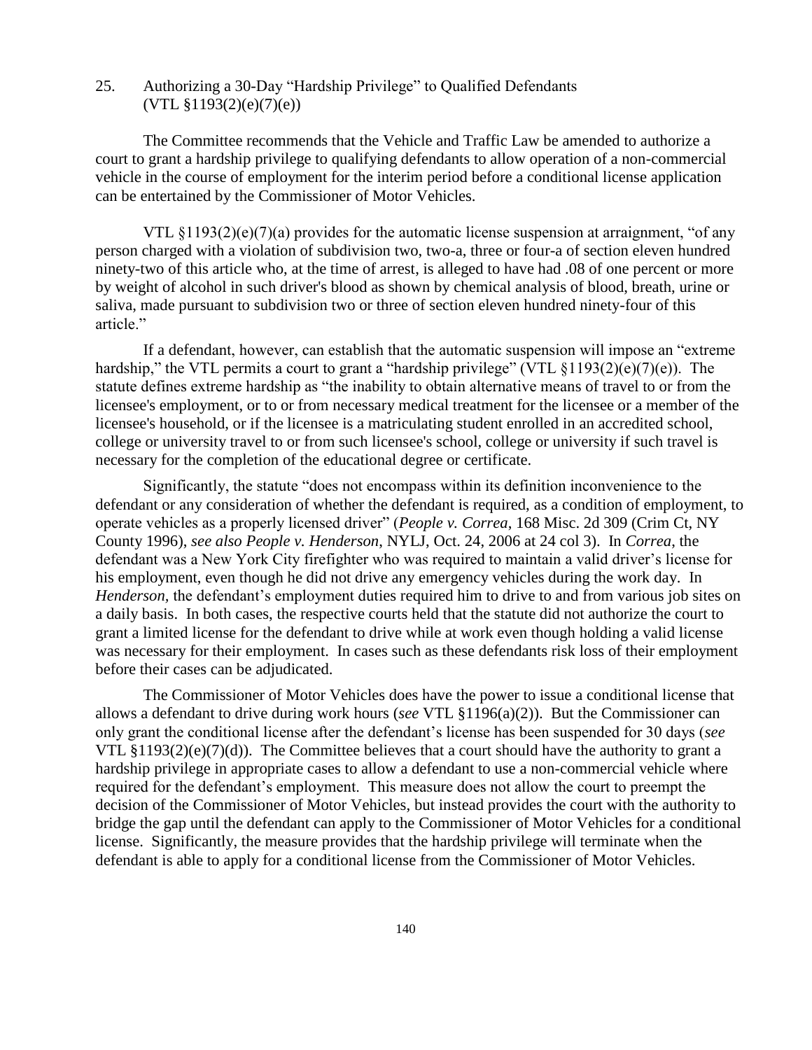## 25. Authorizing a 30-Day "Hardship Privilege" to Qualified Defendants (VTL §1193(2)(e)(7)(e))

The Committee recommends that the Vehicle and Traffic Law be amended to authorize a court to grant a hardship privilege to qualifying defendants to allow operation of a non-commercial vehicle in the course of employment for the interim period before a conditional license application can be entertained by the Commissioner of Motor Vehicles.

VTL §1193(2)(e)(7)(a) provides for the automatic license suspension at arraignment, "of any person charged with a violation of subdivision two, two-a, three or four-a of section eleven hundred ninety-two of this article who, at the time of arrest, is alleged to have had .08 of one percent or more by weight of alcohol in such driver's blood as shown by chemical analysis of blood, breath, urine or saliva, made pursuant to subdivision two or three of section eleven hundred ninety-four of this article."

If a defendant, however, can establish that the automatic suspension will impose an "extreme hardship," the VTL permits a court to grant a "hardship privilege" (VTL §1193(2)(e)(7)(e)). The statute defines extreme hardship as "the inability to obtain alternative means of travel to or from the licensee's employment, or to or from necessary medical treatment for the licensee or a member of the licensee's household, or if the licensee is a matriculating student enrolled in an accredited school, college or university travel to or from such licensee's school, college or university if such travel is necessary for the completion of the educational degree or certificate.

Significantly, the statute "does not encompass within its definition inconvenience to the defendant or any consideration of whether the defendant is required, as a condition of employment, to operate vehicles as a properly licensed driver" (*People v. Correa*, 168 Misc. 2d 309 (Crim Ct, NY County 1996), *see also People v. Henderson*, NYLJ, Oct. 24, 2006 at 24 col 3). In *Correa*, the defendant was a New York City firefighter who was required to maintain a valid driver's license for his employment, even though he did not drive any emergency vehicles during the work day. In *Henderson,* the defendant's employment duties required him to drive to and from various job sites on a daily basis. In both cases, the respective courts held that the statute did not authorize the court to grant a limited license for the defendant to drive while at work even though holding a valid license was necessary for their employment. In cases such as these defendants risk loss of their employment before their cases can be adjudicated.

The Commissioner of Motor Vehicles does have the power to issue a conditional license that allows a defendant to drive during work hours (*see* VTL §1196(a)(2)). But the Commissioner can only grant the conditional license after the defendant's license has been suspended for 30 days (*see* VTL §1193(2)(e)(7)(d)). The Committee believes that a court should have the authority to grant a hardship privilege in appropriate cases to allow a defendant to use a non-commercial vehicle where required for the defendant's employment. This measure does not allow the court to preempt the decision of the Commissioner of Motor Vehicles, but instead provides the court with the authority to bridge the gap until the defendant can apply to the Commissioner of Motor Vehicles for a conditional license. Significantly, the measure provides that the hardship privilege will terminate when the defendant is able to apply for a conditional license from the Commissioner of Motor Vehicles.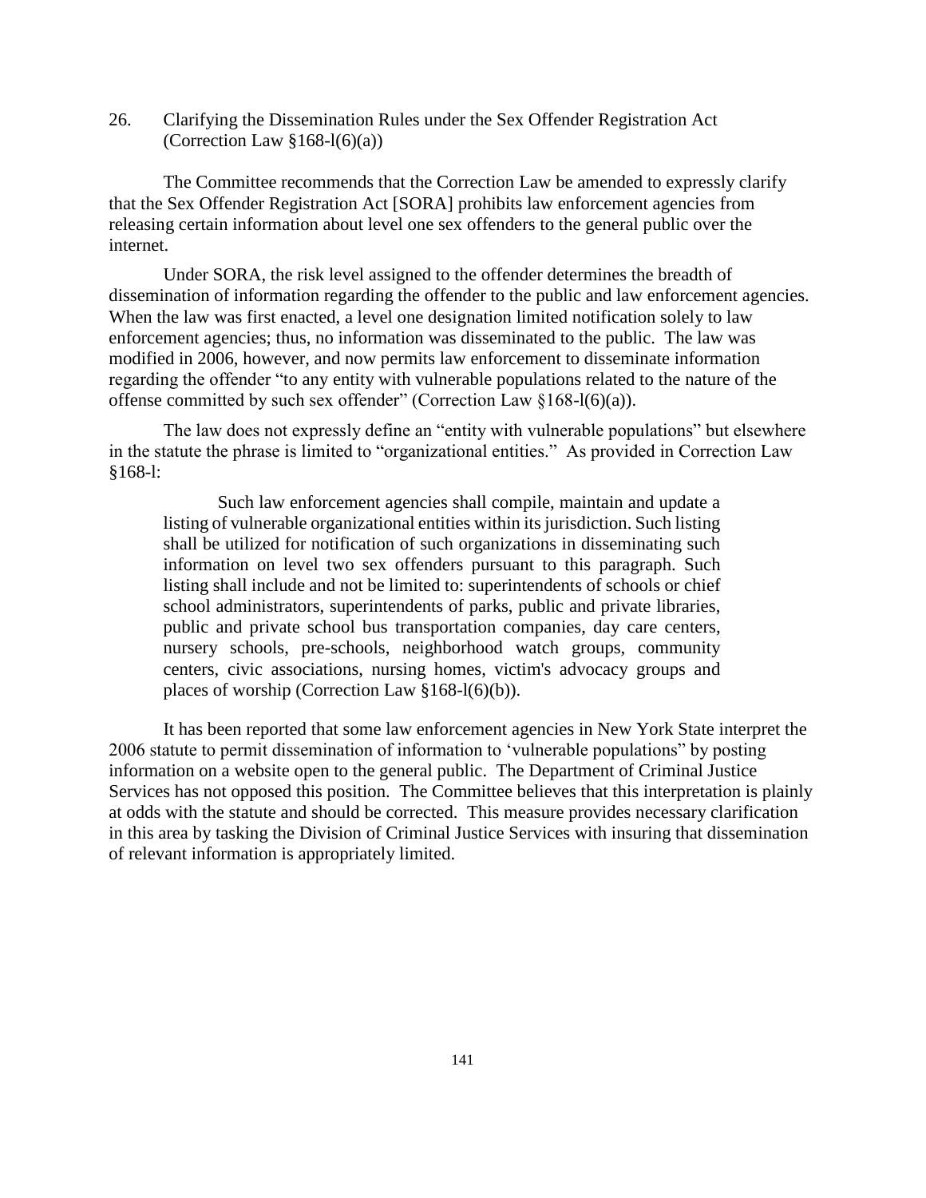## 26. Clarifying the Dissemination Rules under the Sex Offender Registration Act (Correction Law §168-l(6)(a))

The Committee recommends that the Correction Law be amended to expressly clarify that the Sex Offender Registration Act [SORA] prohibits law enforcement agencies from releasing certain information about level one sex offenders to the general public over the internet.

Under SORA, the risk level assigned to the offender determines the breadth of dissemination of information regarding the offender to the public and law enforcement agencies. When the law was first enacted, a level one designation limited notification solely to law enforcement agencies; thus, no information was disseminated to the public. The law was modified in 2006, however, and now permits law enforcement to disseminate information regarding the offender "to any entity with vulnerable populations related to the nature of the offense committed by such sex offender" (Correction Law §168-l(6)(a)).

The law does not expressly define an "entity with vulnerable populations" but elsewhere in the statute the phrase is limited to "organizational entities." As provided in Correction Law §168-l:

> Such law enforcement agencies shall compile, maintain and update a listing of vulnerable organizational entities within its jurisdiction. Such listing shall be utilized for notification of such organizations in disseminating such information on level two sex offenders pursuant to this paragraph. Such listing shall include and not be limited to: superintendents of schools or chief school administrators, superintendents of parks, public and private libraries, public and private school bus transportation companies, day care centers, nursery schools, pre-schools, neighborhood watch groups, community centers, civic associations, nursing homes, victim's advocacy groups and places of worship (Correction Law §168-l(6)(b)).

It has been reported that some law enforcement agencies in New York State interpret the 2006 statute to permit dissemination of information to 'vulnerable populations" by posting information on a website open to the general public. The Department of Criminal Justice Services has not opposed this position. The Committee believes that this interpretation is plainly at odds with the statute and should be corrected. This measure provides necessary clarification in this area by tasking the Division of Criminal Justice Services with insuring that dissemination of relevant information is appropriately limited.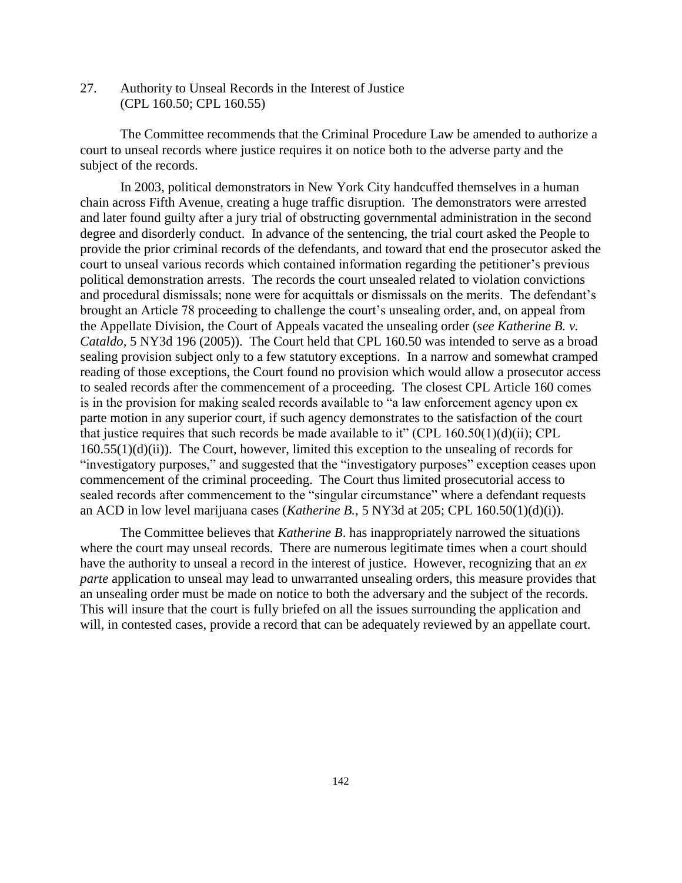27. Authority to Unseal Records in the Interest of Justice (CPL 160.50; CPL 160.55)

The Committee recommends that the Criminal Procedure Law be amended to authorize a court to unseal records where justice requires it on notice both to the adverse party and the subject of the records.

In 2003, political demonstrators in New York City handcuffed themselves in a human chain across Fifth Avenue, creating a huge traffic disruption. The demonstrators were arrested and later found guilty after a jury trial of obstructing governmental administration in the second degree and disorderly conduct. In advance of the sentencing, the trial court asked the People to provide the prior criminal records of the defendants, and toward that end the prosecutor asked the court to unseal various records which contained information regarding the petitioner's previous political demonstration arrests. The records the court unsealed related to violation convictions and procedural dismissals; none were for acquittals or dismissals on the merits. The defendant's brought an Article 78 proceeding to challenge the court's unsealing order, and, on appeal from the Appellate Division, the Court of Appeals vacated the unsealing order (*see Katherine B. v. Cataldo*, 5 NY3d 196 (2005)). The Court held that CPL 160.50 was intended to serve as a broad sealing provision subject only to a few statutory exceptions. In a narrow and somewhat cramped reading of those exceptions, the Court found no provision which would allow a prosecutor access to sealed records after the commencement of a proceeding. The closest CPL Article 160 comes is in the provision for making sealed records available to "a law enforcement agency upon ex parte motion in any superior court, if such agency demonstrates to the satisfaction of the court that justice requires that such records be made available to it" (CPL 160.50(1)(d)(ii); CPL 160.55(1)(d)(ii)). The Court, however, limited this exception to the unsealing of records for "investigatory purposes," and suggested that the "investigatory purposes" exception ceases upon commencement of the criminal proceeding. The Court thus limited prosecutorial access to sealed records after commencement to the "singular circumstance" where a defendant requests an ACD in low level marijuana cases (*Katherine B.,* 5 NY3d at 205; CPL 160.50(1)(d)(i)).

The Committee believes that *Katherine B*. has inappropriately narrowed the situations where the court may unseal records. There are numerous legitimate times when a court should have the authority to unseal a record in the interest of justice. However, recognizing that an *ex parte* application to unseal may lead to unwarranted unsealing orders, this measure provides that an unsealing order must be made on notice to both the adversary and the subject of the records. This will insure that the court is fully briefed on all the issues surrounding the application and will, in contested cases, provide a record that can be adequately reviewed by an appellate court.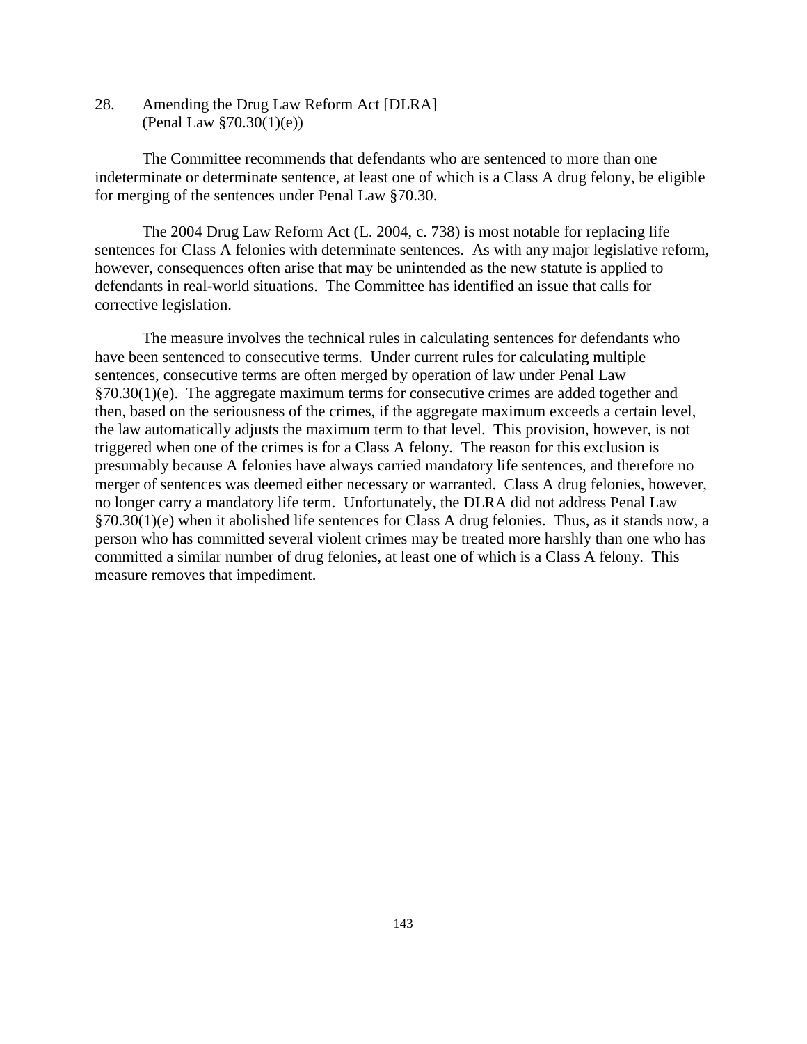## 28. Amending the Drug Law Reform Act [DLRA] (Penal Law §70.30(1)(e))

The Committee recommends that defendants who are sentenced to more than one indeterminate or determinate sentence, at least one of which is a Class A drug felony, be eligible for merging of the sentences under Penal Law §70.30.

The 2004 Drug Law Reform Act (L. 2004, c. 738) is most notable for replacing life sentences for Class A felonies with determinate sentences. As with any major legislative reform, however, consequences often arise that may be unintended as the new statute is applied to defendants in real-world situations. The Committee has identified an issue that calls for corrective legislation.

The measure involves the technical rules in calculating sentences for defendants who have been sentenced to consecutive terms. Under current rules for calculating multiple sentences, consecutive terms are often merged by operation of law under Penal Law §70.30(1)(e). The aggregate maximum terms for consecutive crimes are added together and then, based on the seriousness of the crimes, if the aggregate maximum exceeds a certain level, the law automatically adjusts the maximum term to that level. This provision, however, is not triggered when one of the crimes is for a Class A felony. The reason for this exclusion is presumably because A felonies have always carried mandatory life sentences, and therefore no merger of sentences was deemed either necessary or warranted. Class A drug felonies, however, no longer carry a mandatory life term. Unfortunately, the DLRA did not address Penal Law §70.30(1)(e) when it abolished life sentences for Class A drug felonies. Thus, as it stands now, a person who has committed several violent crimes may be treated more harshly than one who has committed a similar number of drug felonies, at least one of which is a Class A felony. This measure removes that impediment.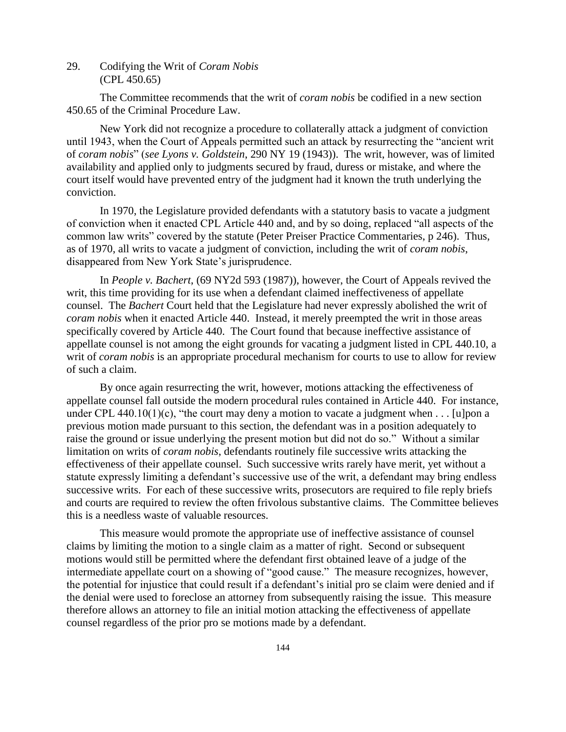29. Codifying the Writ of *Coram Nobis* (CPL 450.65)

The Committee recommends that the writ of *coram nobis* be codified in a new section 450.65 of the Criminal Procedure Law.

New York did not recognize a procedure to collaterally attack a judgment of conviction until 1943, when the Court of Appeals permitted such an attack by resurrecting the "ancient writ of *coram nobis*" (*see Lyons v. Goldstein*, 290 NY 19 (1943)). The writ, however, was of limited availability and applied only to judgments secured by fraud, duress or mistake, and where the court itself would have prevented entry of the judgment had it known the truth underlying the conviction.

In 1970, the Legislature provided defendants with a statutory basis to vacate a judgment of conviction when it enacted CPL Article 440 and, and by so doing, replaced "all aspects of the common law writs" covered by the statute (Peter Preiser Practice Commentaries, p 246). Thus, as of 1970, all writs to vacate a judgment of conviction, including the writ of *coram nobis*, disappeared from New York State's jurisprudence.

In *People v. Bachert*, (69 NY2d 593 (1987)), however, the Court of Appeals revived the writ, this time providing for its use when a defendant claimed ineffectiveness of appellate counsel. The *Bachert* Court held that the Legislature had never expressly abolished the writ of *coram nobis* when it enacted Article 440. Instead, it merely preempted the writ in those areas specifically covered by Article 440. The Court found that because ineffective assistance of appellate counsel is not among the eight grounds for vacating a judgment listed in CPL 440.10, a writ of *coram nobis* is an appropriate procedural mechanism for courts to use to allow for review of such a claim.

By once again resurrecting the writ, however, motions attacking the effectiveness of appellate counsel fall outside the modern procedural rules contained in Article 440. For instance, under CPL 440.10(1)(c), "the court may deny a motion to vacate a judgment when . . . [u]pon a previous motion made pursuant to this section, the defendant was in a position adequately to raise the ground or issue underlying the present motion but did not do so." Without a similar limitation on writs of *coram nobis*, defendants routinely file successive writs attacking the effectiveness of their appellate counsel. Such successive writs rarely have merit, yet without a statute expressly limiting a defendant's successive use of the writ, a defendant may bring endless successive writs. For each of these successive writs, prosecutors are required to file reply briefs and courts are required to review the often frivolous substantive claims. The Committee believes this is a needless waste of valuable resources.

This measure would promote the appropriate use of ineffective assistance of counsel claims by limiting the motion to a single claim as a matter of right. Second or subsequent motions would still be permitted where the defendant first obtained leave of a judge of the intermediate appellate court on a showing of "good cause." The measure recognizes, however, the potential for injustice that could result if a defendant's initial pro se claim were denied and if the denial were used to foreclose an attorney from subsequently raising the issue. This measure therefore allows an attorney to file an initial motion attacking the effectiveness of appellate counsel regardless of the prior pro se motions made by a defendant.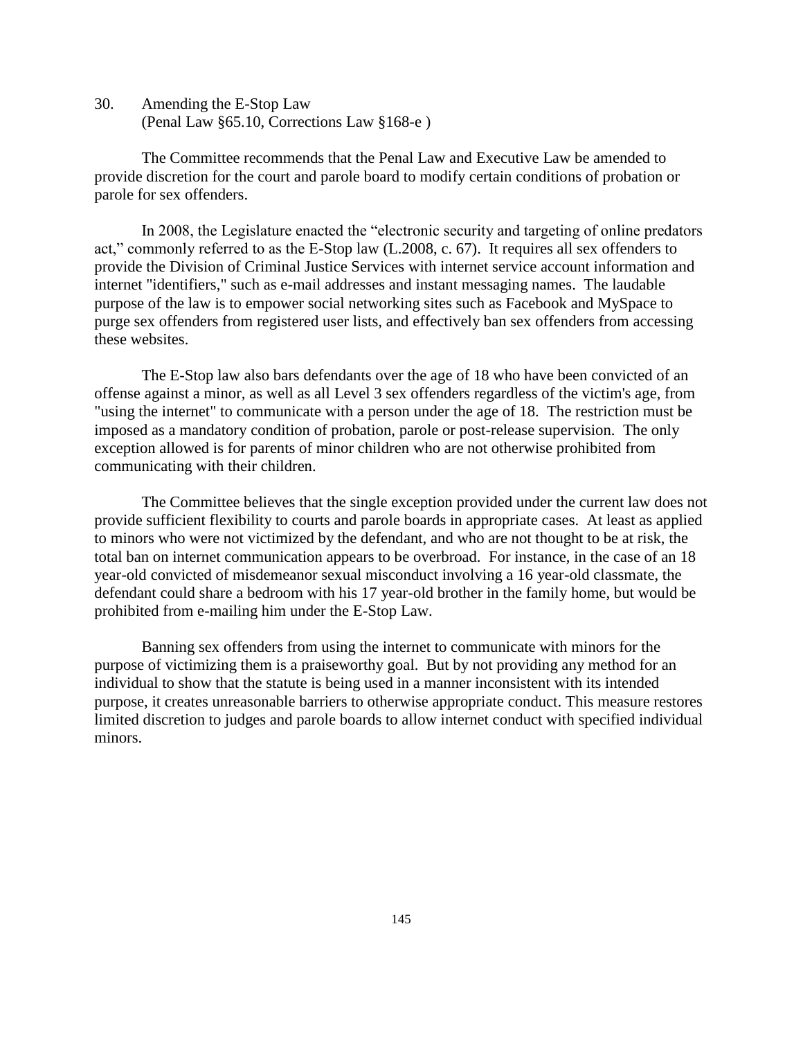30. Amending the E-Stop Law
(Penal Law §65.10, Corrections Law §168-e )

The Committee recommends that the Penal Law and Executive Law be amended to provide discretion for the court and parole board to modify certain conditions of probation or parole for sex offenders.

In 2008, the Legislature enacted the "electronic security and targeting of online predators act," commonly referred to as the E-Stop law (L.2008, c. 67). It requires all sex offenders to provide the Division of Criminal Justice Services with internet service account information and internet "identifiers," such as e-mail addresses and instant messaging names. The laudable purpose of the law is to empower social networking sites such as Facebook and MySpace to purge sex offenders from registered user lists, and effectively ban sex offenders from accessing these websites.

The E-Stop law also bars defendants over the age of 18 who have been convicted of an offense against a minor, as well as all Level 3 sex offenders regardless of the victim's age, from "using the internet" to communicate with a person under the age of 18. The restriction must be imposed as a mandatory condition of probation, parole or post-release supervision. The only exception allowed is for parents of minor children who are not otherwise prohibited from communicating with their children.

The Committee believes that the single exception provided under the current law does not provide sufficient flexibility to courts and parole boards in appropriate cases. At least as applied to minors who were not victimized by the defendant, and who are not thought to be at risk, the total ban on internet communication appears to be overbroad. For instance, in the case of an 18 year-old convicted of misdemeanor sexual misconduct involving a 16 year-old classmate, the defendant could share a bedroom with his 17 year-old brother in the family home, but would be prohibited from e-mailing him under the E-Stop Law.

Banning sex offenders from using the internet to communicate with minors for the purpose of victimizing them is a praiseworthy goal. But by not providing any method for an individual to show that the statute is being used in a manner inconsistent with its intended purpose, it creates unreasonable barriers to otherwise appropriate conduct. This measure restores limited discretion to judges and parole boards to allow internet conduct with specified individual minors.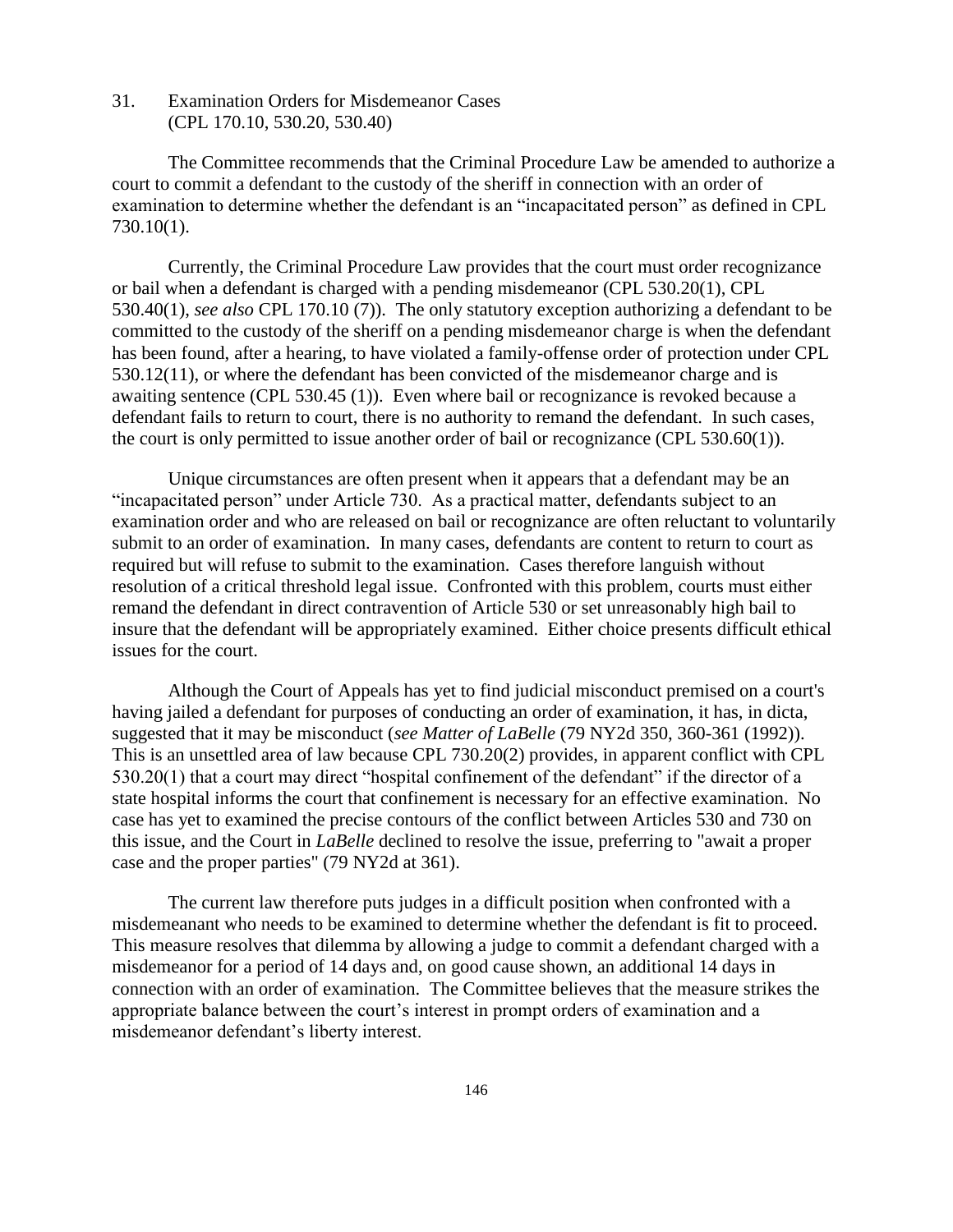31. Examination Orders for Misdemeanor Cases
(CPL 170.10, 530.20, 530.40)

The Committee recommends that the Criminal Procedure Law be amended to authorize a court to commit a defendant to the custody of the sheriff in connection with an order of examination to determine whether the defendant is an "incapacitated person" as defined in CPL 730.10(1).

Currently, the Criminal Procedure Law provides that the court must order recognizance or bail when a defendant is charged with a pending misdemeanor (CPL 530.20(1), CPL 530.40(1), *see also* CPL 170.10 (7)). The only statutory exception authorizing a defendant to be committed to the custody of the sheriff on a pending misdemeanor charge is when the defendant has been found, after a hearing, to have violated a family-offense order of protection under CPL 530.12(11), or where the defendant has been convicted of the misdemeanor charge and is awaiting sentence (CPL 530.45 (1)). Even where bail or recognizance is revoked because a defendant fails to return to court, there is no authority to remand the defendant. In such cases, the court is only permitted to issue another order of bail or recognizance (CPL 530.60(1)).

Unique circumstances are often present when it appears that a defendant may be an "incapacitated person" under Article 730. As a practical matter, defendants subject to an examination order and who are released on bail or recognizance are often reluctant to voluntarily submit to an order of examination. In many cases, defendants are content to return to court as required but will refuse to submit to the examination. Cases therefore languish without resolution of a critical threshold legal issue. Confronted with this problem, courts must either remand the defendant in direct contravention of Article 530 or set unreasonably high bail to insure that the defendant will be appropriately examined. Either choice presents difficult ethical issues for the court.

Although the Court of Appeals has yet to find judicial misconduct premised on a court's having jailed a defendant for purposes of conducting an order of examination, it has, in dicta, suggested that it may be misconduct (*see Matter of LaBelle* (79 NY2d 350, 360-361 (1992)). This is an unsettled area of law because CPL 730.20(2) provides, in apparent conflict with CPL 530.20(1) that a court may direct "hospital confinement of the defendant" if the director of a state hospital informs the court that confinement is necessary for an effective examination. No case has yet to examined the precise contours of the conflict between Articles 530 and 730 on this issue, and the Court in *LaBelle* declined to resolve the issue, preferring to "await a proper case and the proper parties" (79 NY2d at 361).

The current law therefore puts judges in a difficult position when confronted with a misdemeanant who needs to be examined to determine whether the defendant is fit to proceed. This measure resolves that dilemma by allowing a judge to commit a defendant charged with a misdemeanor for a period of 14 days and, on good cause shown, an additional 14 days in connection with an order of examination. The Committee believes that the measure strikes the appropriate balance between the court's interest in prompt orders of examination and a misdemeanor defendant's liberty interest.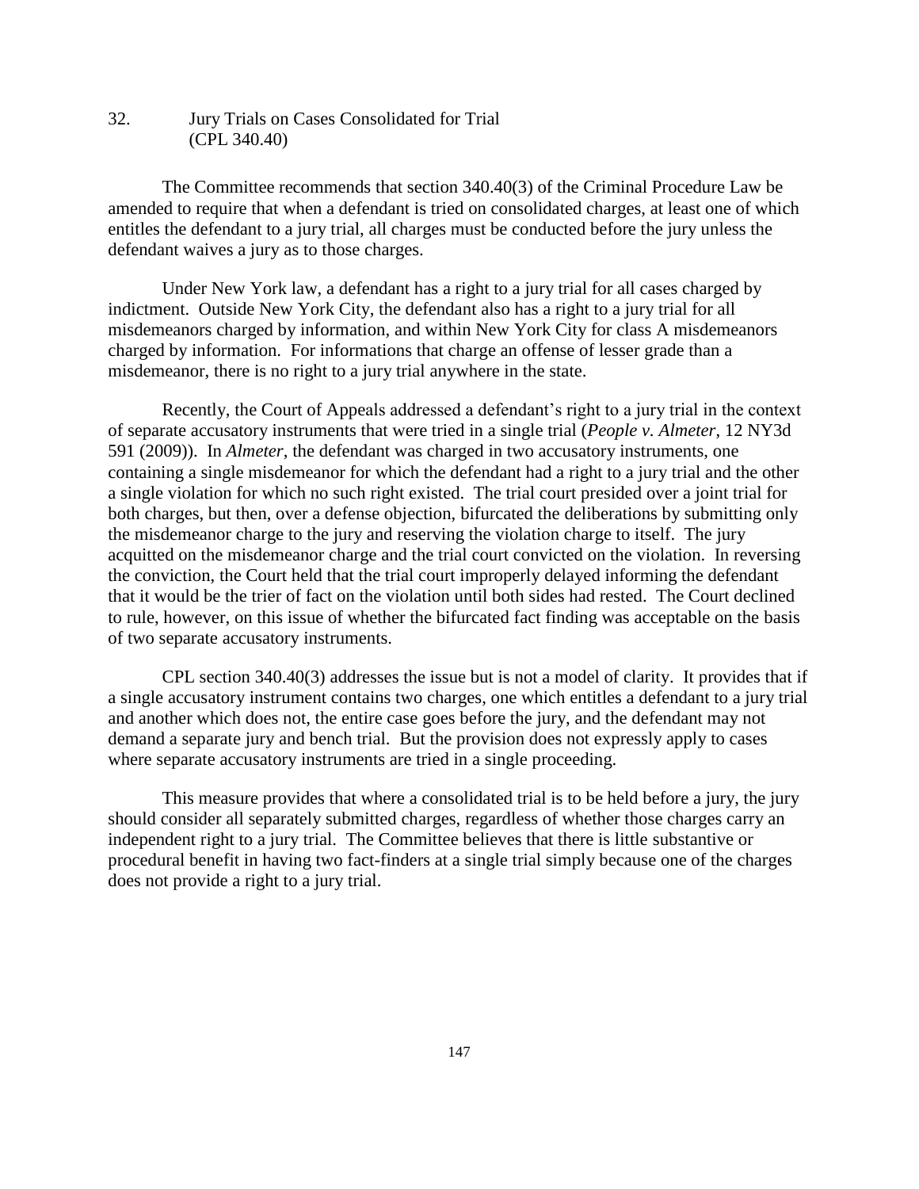## 32. Jury Trials on Cases Consolidated for Trial (CPL 340.40)

The Committee recommends that section 340.40(3) of the Criminal Procedure Law be amended to require that when a defendant is tried on consolidated charges, at least one of which entitles the defendant to a jury trial, all charges must be conducted before the jury unless the defendant waives a jury as to those charges.

Under New York law, a defendant has a right to a jury trial for all cases charged by indictment. Outside New York City, the defendant also has a right to a jury trial for all misdemeanors charged by information, and within New York City for class A misdemeanors charged by information. For informations that charge an offense of lesser grade than a misdemeanor, there is no right to a jury trial anywhere in the state.

Recently, the Court of Appeals addressed a defendant's right to a jury trial in the context of separate accusatory instruments that were tried in a single trial (*People v. Almeter*, 12 NY3d 591 (2009)). In *Almeter*, the defendant was charged in two accusatory instruments, one containing a single misdemeanor for which the defendant had a right to a jury trial and the other a single violation for which no such right existed. The trial court presided over a joint trial for both charges, but then, over a defense objection, bifurcated the deliberations by submitting only the misdemeanor charge to the jury and reserving the violation charge to itself. The jury acquitted on the misdemeanor charge and the trial court convicted on the violation. In reversing the conviction, the Court held that the trial court improperly delayed informing the defendant that it would be the trier of fact on the violation until both sides had rested. The Court declined to rule, however, on this issue of whether the bifurcated fact finding was acceptable on the basis of two separate accusatory instruments.

CPL section 340.40(3) addresses the issue but is not a model of clarity. It provides that if a single accusatory instrument contains two charges, one which entitles a defendant to a jury trial and another which does not, the entire case goes before the jury, and the defendant may not demand a separate jury and bench trial. But the provision does not expressly apply to cases where separate accusatory instruments are tried in a single proceeding.

This measure provides that where a consolidated trial is to be held before a jury, the jury should consider all separately submitted charges, regardless of whether those charges carry an independent right to a jury trial. The Committee believes that there is little substantive or procedural benefit in having two fact-finders at a single trial simply because one of the charges does not provide a right to a jury trial.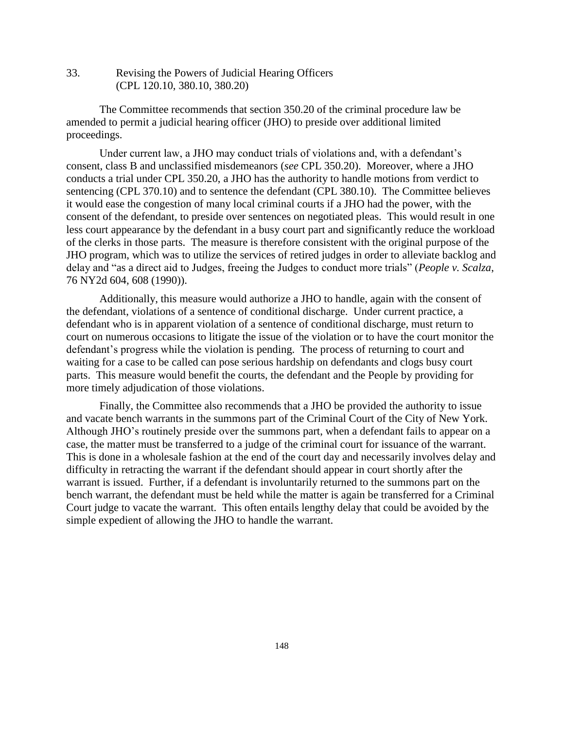33. Revising the Powers of Judicial Hearing Officers
(CPL 120.10, 380.10, 380.20)

The Committee recommends that section 350.20 of the criminal procedure law be amended to permit a judicial hearing officer (JHO) to preside over additional limited proceedings.

Under current law, a JHO may conduct trials of violations and, with a defendant's consent, class B and unclassified misdemeanors (*see* CPL 350.20). Moreover, where a JHO conducts a trial under CPL 350.20, a JHO has the authority to handle motions from verdict to sentencing (CPL 370.10) and to sentence the defendant (CPL 380.10). The Committee believes it would ease the congestion of many local criminal courts if a JHO had the power, with the consent of the defendant, to preside over sentences on negotiated pleas. This would result in one less court appearance by the defendant in a busy court part and significantly reduce the workload of the clerks in those parts. The measure is therefore consistent with the original purpose of the JHO program, which was to utilize the services of retired judges in order to alleviate backlog and delay and "as a direct aid to Judges, freeing the Judges to conduct more trials" (*People v. Scalza*, 76 NY2d 604, 608 (1990)).

Additionally, this measure would authorize a JHO to handle, again with the consent of the defendant, violations of a sentence of conditional discharge. Under current practice, a defendant who is in apparent violation of a sentence of conditional discharge, must return to court on numerous occasions to litigate the issue of the violation or to have the court monitor the defendant's progress while the violation is pending. The process of returning to court and waiting for a case to be called can pose serious hardship on defendants and clogs busy court parts. This measure would benefit the courts, the defendant and the People by providing for more timely adjudication of those violations.

Finally, the Committee also recommends that a JHO be provided the authority to issue and vacate bench warrants in the summons part of the Criminal Court of the City of New York. Although JHO's routinely preside over the summons part, when a defendant fails to appear on a case, the matter must be transferred to a judge of the criminal court for issuance of the warrant. This is done in a wholesale fashion at the end of the court day and necessarily involves delay and difficulty in retracting the warrant if the defendant should appear in court shortly after the warrant is issued. Further, if a defendant is involuntarily returned to the summons part on the bench warrant, the defendant must be held while the matter is again be transferred for a Criminal Court judge to vacate the warrant. This often entails lengthy delay that could be avoided by the simple expedient of allowing the JHO to handle the warrant.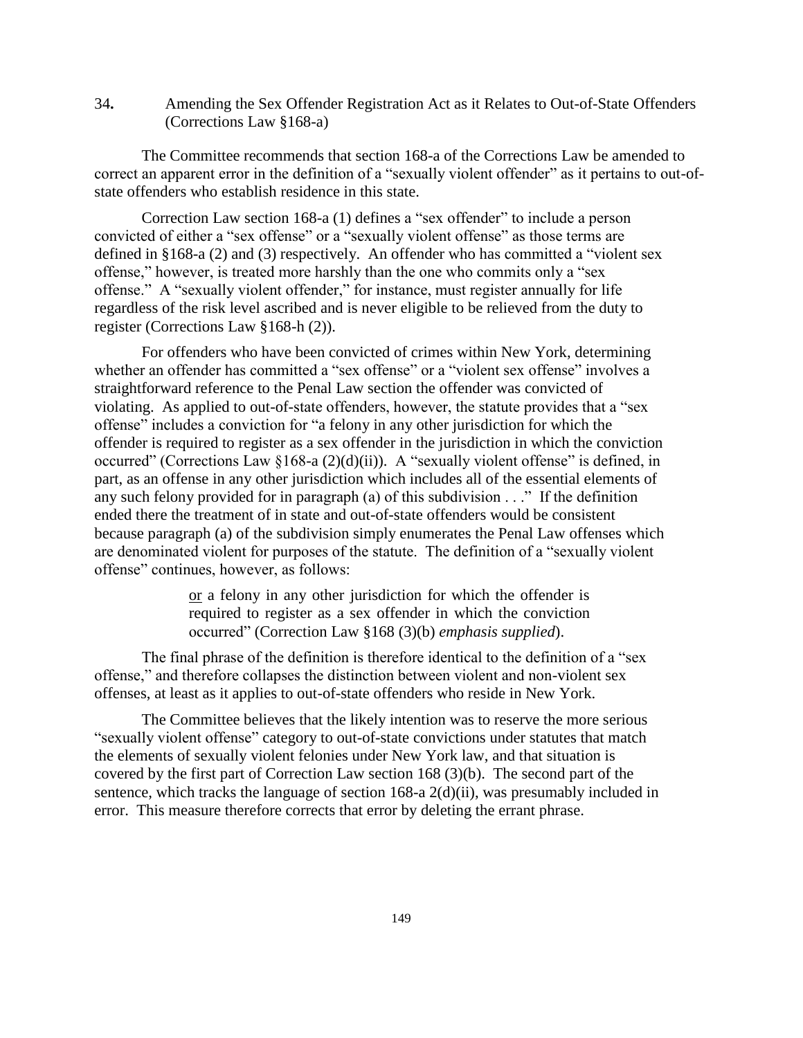34**.** Amending the Sex Offender Registration Act as it Relates to Out-of-State Offenders (Corrections Law §168-a)

The Committee recommends that section 168-a of the Corrections Law be amended to correct an apparent error in the definition of a "sexually violent offender" as it pertains to out-of-state offenders who establish residence in this state.

Correction Law section 168-a (1) defines a "sex offender" to include a person convicted of either a "sex offense" or a "sexually violent offense" as those terms are defined in §168-a (2) and (3) respectively. An offender who has committed a "violent sex offense," however, is treated more harshly than the one who commits only a "sex offense." A "sexually violent offender," for instance, must register annually for life regardless of the risk level ascribed and is never eligible to be relieved from the duty to register (Corrections Law §168-h (2)).

For offenders who have been convicted of crimes within New York, determining whether an offender has committed a "sex offense" or a "violent sex offense" involves a straightforward reference to the Penal Law section the offender was convicted of violating. As applied to out-of-state offenders, however, the statute provides that a "sex offense" includes a conviction for "a felony in any other jurisdiction for which the offender is required to register as a sex offender in the jurisdiction in which the conviction occurred" (Corrections Law §168-a (2)(d)(ii)). A "sexually violent offense" is defined, in part, as an offense in any other jurisdiction which includes all of the essential elements of any such felony provided for in paragraph (a) of this subdivision . . ." If the definition ended there the treatment of in state and out-of-state offenders would be consistent because paragraph (a) of the subdivision simply enumerates the Penal Law offenses which are denominated violent for purposes of the statute. The definition of a "sexually violent offense" continues, however, as follows:

> <u>or</u> a felony in any other jurisdiction for which the offender is required to register as a sex offender in which the conviction occurred" (Correction Law §168 (3)(b) *emphasis supplied*).

The final phrase of the definition is therefore identical to the definition of a "sex offense," and therefore collapses the distinction between violent and non-violent sex offenses, at least as it applies to out-of-state offenders who reside in New York.

The Committee believes that the likely intention was to reserve the more serious "sexually violent offense" category to out-of-state convictions under statutes that match the elements of sexually violent felonies under New York law, and that situation is covered by the first part of Correction Law section 168 (3)(b). The second part of the sentence, which tracks the language of section 168-a 2(d)(ii), was presumably included in error. This measure therefore corrects that error by deleting the errant phrase.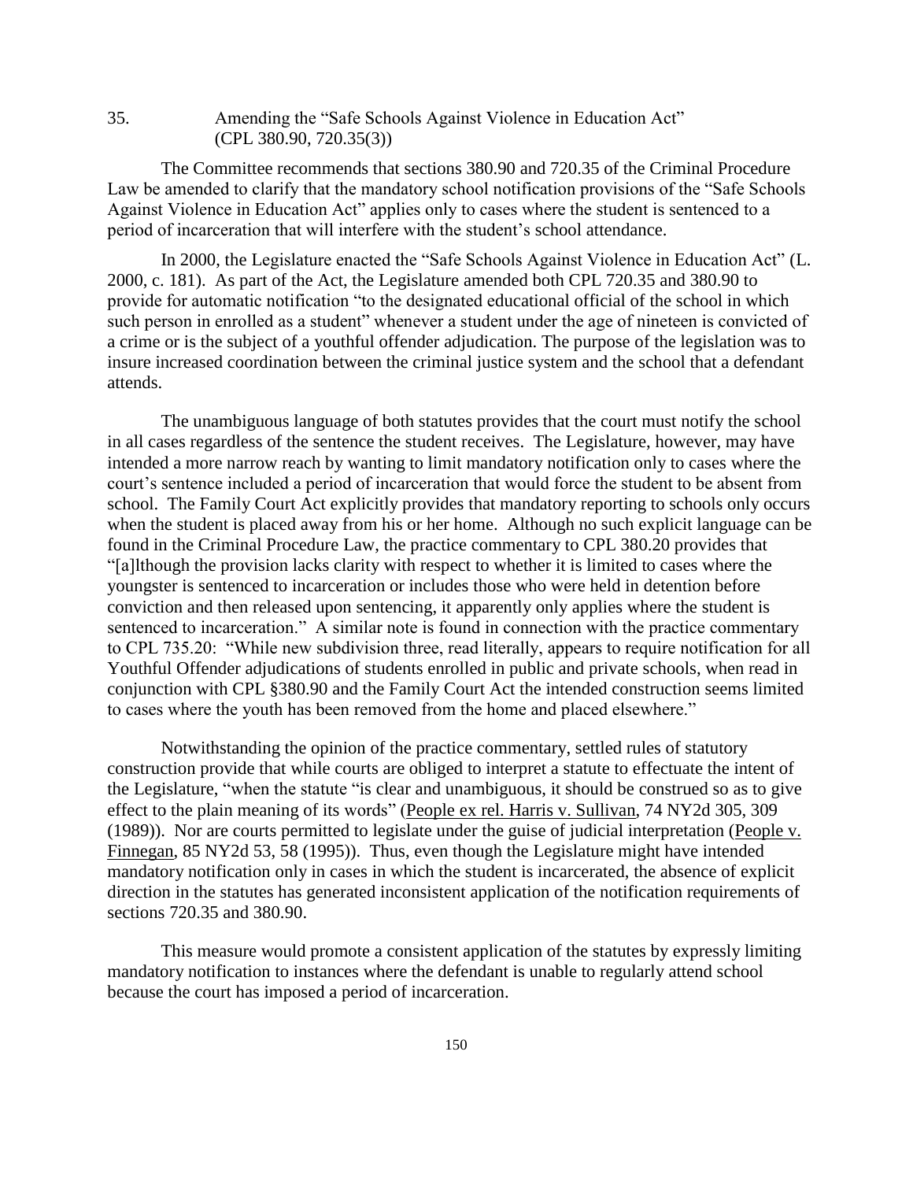35. Amending the "Safe Schools Against Violence in Education Act" (CPL 380.90, 720.35(3))

The Committee recommends that sections 380.90 and 720.35 of the Criminal Procedure Law be amended to clarify that the mandatory school notification provisions of the "Safe Schools Against Violence in Education Act" applies only to cases where the student is sentenced to a period of incarceration that will interfere with the student's school attendance.

In 2000, the Legislature enacted the "Safe Schools Against Violence in Education Act" (L. 2000, c. 181). As part of the Act, the Legislature amended both CPL 720.35 and 380.90 to provide for automatic notification "to the designated educational official of the school in which such person in enrolled as a student" whenever a student under the age of nineteen is convicted of a crime or is the subject of a youthful offender adjudication. The purpose of the legislation was to insure increased coordination between the criminal justice system and the school that a defendant attends.

The unambiguous language of both statutes provides that the court must notify the school in all cases regardless of the sentence the student receives. The Legislature, however, may have intended a more narrow reach by wanting to limit mandatory notification only to cases where the court's sentence included a period of incarceration that would force the student to be absent from school. The Family Court Act explicitly provides that mandatory reporting to schools only occurs when the student is placed away from his or her home. Although no such explicit language can be found in the Criminal Procedure Law, the practice commentary to CPL 380.20 provides that "[a]lthough the provision lacks clarity with respect to whether it is limited to cases where the youngster is sentenced to incarceration or includes those who were held in detention before conviction and then released upon sentencing, it apparently only applies where the student is sentenced to incarceration." A similar note is found in connection with the practice commentary to CPL 735.20: "While new subdivision three, read literally, appears to require notification for all Youthful Offender adjudications of students enrolled in public and private schools, when read in conjunction with CPL §380.90 and the Family Court Act the intended construction seems limited to cases where the youth has been removed from the home and placed elsewhere."

Notwithstanding the opinion of the practice commentary, settled rules of statutory construction provide that while courts are obliged to interpret a statute to effectuate the intent of the Legislature, "when the statute "is clear and unambiguous, it should be construed so as to give effect to the plain meaning of its words" (People ex rel. Harris v. Sullivan, 74 NY2d 305, 309 (1989)). Nor are courts permitted to legislate under the guise of judicial interpretation (People v. Finnegan, 85 NY2d 53, 58 (1995)). Thus, even though the Legislature might have intended mandatory notification only in cases in which the student is incarcerated, the absence of explicit direction in the statutes has generated inconsistent application of the notification requirements of sections 720.35 and 380.90.

This measure would promote a consistent application of the statutes by expressly limiting mandatory notification to instances where the defendant is unable to regularly attend school because the court has imposed a period of incarceration.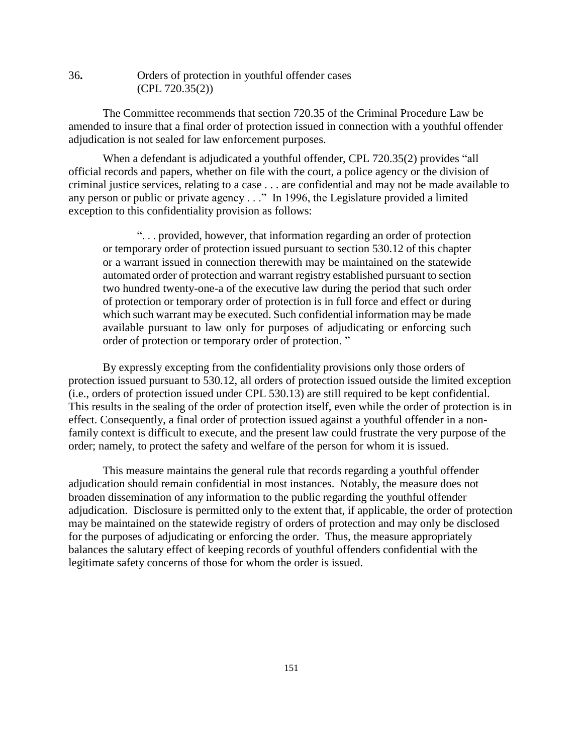## 36. Orders of protection in youthful offender cases (CPL 720.35(2))

The Committee recommends that section 720.35 of the Criminal Procedure Law be amended to insure that a final order of protection issued in connection with a youthful offender adjudication is not sealed for law enforcement purposes.

When a defendant is adjudicated a youthful offender, CPL 720.35(2) provides "all official records and papers, whether on file with the court, a police agency or the division of criminal justice services, relating to a case . . . are confidential and may not be made available to any person or public or private agency . . ." In 1996, the Legislature provided a limited exception to this confidentiality provision as follows:

> ". . . provided, however, that information regarding an order of protection or temporary order of protection issued pursuant to section 530.12 of this chapter or a warrant issued in connection therewith may be maintained on the statewide automated order of protection and warrant registry established pursuant to section two hundred twenty-one-a of the executive law during the period that such order of protection or temporary order of protection is in full force and effect or during which such warrant may be executed. Such confidential information may be made available pursuant to law only for purposes of adjudicating or enforcing such order of protection or temporary order of protection. "

By expressly excepting from the confidentiality provisions only those orders of protection issued pursuant to 530.12, all orders of protection issued outside the limited exception (i.e., orders of protection issued under CPL 530.13) are still required to be kept confidential. This results in the sealing of the order of protection itself, even while the order of protection is in effect. Consequently, a final order of protection issued against a youthful offender in a non-family context is difficult to execute, and the present law could frustrate the very purpose of the order; namely, to protect the safety and welfare of the person for whom it is issued.

This measure maintains the general rule that records regarding a youthful offender adjudication should remain confidential in most instances. Notably, the measure does not broaden dissemination of any information to the public regarding the youthful offender adjudication. Disclosure is permitted only to the extent that, if applicable, the order of protection may be maintained on the statewide registry of orders of protection and may only be disclosed for the purposes of adjudicating or enforcing the order. Thus, the measure appropriately balances the salutary effect of keeping records of youthful offenders confidential with the legitimate safety concerns of those for whom the order is issued.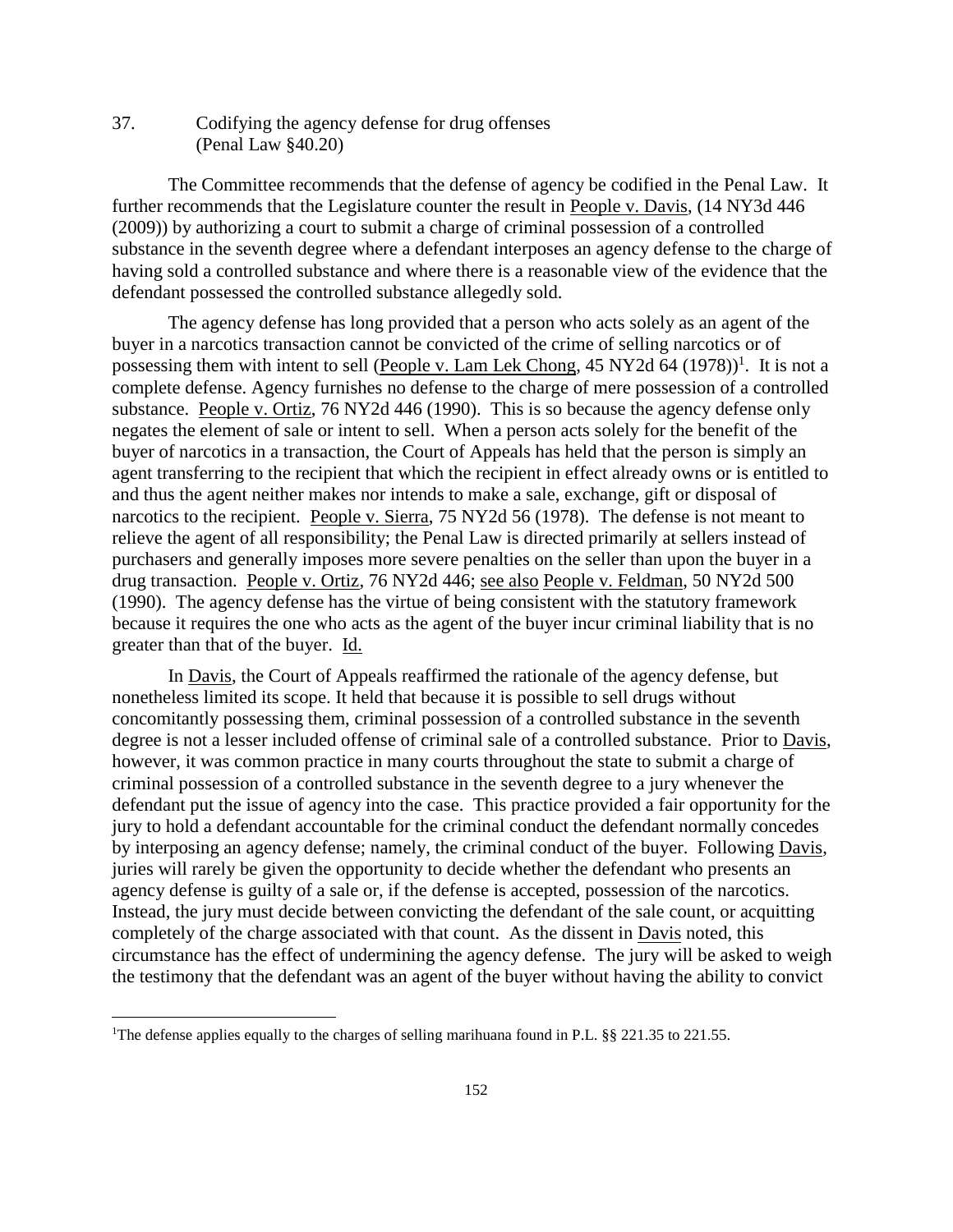37. Codifying the agency defense for drug offenses
(Penal Law §40.20)

The Committee recommends that the defense of agency be codified in the Penal Law. It further recommends that the Legislature counter the result in People v. Davis, (14 NY3d 446 (2009)) by authorizing a court to submit a charge of criminal possession of a controlled substance in the seventh degree where a defendant interposes an agency defense to the charge of having sold a controlled substance and where there is a reasonable view of the evidence that the defendant possessed the controlled substance allegedly sold.

The agency defense has long provided that a person who acts solely as an agent of the buyer in a narcotics transaction cannot be convicted of the crime of selling narcotics or of possessing them with intent to sell (People v. Lam Lek Chong, 45 NY2d 64 (1978))[1]. It is not a complete defense. Agency furnishes no defense to the charge of mere possession of a controlled substance. People v. Ortiz, 76 NY2d 446 (1990). This is so because the agency defense only negates the element of sale or intent to sell. When a person acts solely for the benefit of the buyer of narcotics in a transaction, the Court of Appeals has held that the person is simply an agent transferring to the recipient that which the recipient in effect already owns or is entitled to and thus the agent neither makes nor intends to make a sale, exchange, gift or disposal of narcotics to the recipient. People v. Sierra, 75 NY2d 56 (1978). The defense is not meant to relieve the agent of all responsibility; the Penal Law is directed primarily at sellers instead of purchasers and generally imposes more severe penalties on the seller than upon the buyer in a drug transaction. People v. Ortiz, 76 NY2d 446; see also People v. Feldman, 50 NY2d 500 (1990). The agency defense has the virtue of being consistent with the statutory framework because it requires the one who acts as the agent of the buyer incur criminal liability that is no greater than that of the buyer. Id.

In Davis, the Court of Appeals reaffirmed the rationale of the agency defense, but nonetheless limited its scope. It held that because it is possible to sell drugs without concomitantly possessing them, criminal possession of a controlled substance in the seventh degree is not a lesser included offense of criminal sale of a controlled substance. Prior to Davis, however, it was common practice in many courts throughout the state to submit a charge of criminal possession of a controlled substance in the seventh degree to a jury whenever the defendant put the issue of agency into the case. This practice provided a fair opportunity for the jury to hold a defendant accountable for the criminal conduct the defendant normally concedes by interposing an agency defense; namely, the criminal conduct of the buyer. Following Davis, juries will rarely be given the opportunity to decide whether the defendant who presents an agency defense is guilty of a sale or, if the defense is accepted, possession of the narcotics. Instead, the jury must decide between convicting the defendant of the sale count, or acquitting completely of the charge associated with that count. As the dissent in Davis noted, this circumstance has the effect of undermining the agency defense. The jury will be asked to weigh the testimony that the defendant was an agent of the buyer without having the ability to convict

[1]The defense applies equally to the charges of selling marihuana found in P.L. §§ 221.35 to 221.55.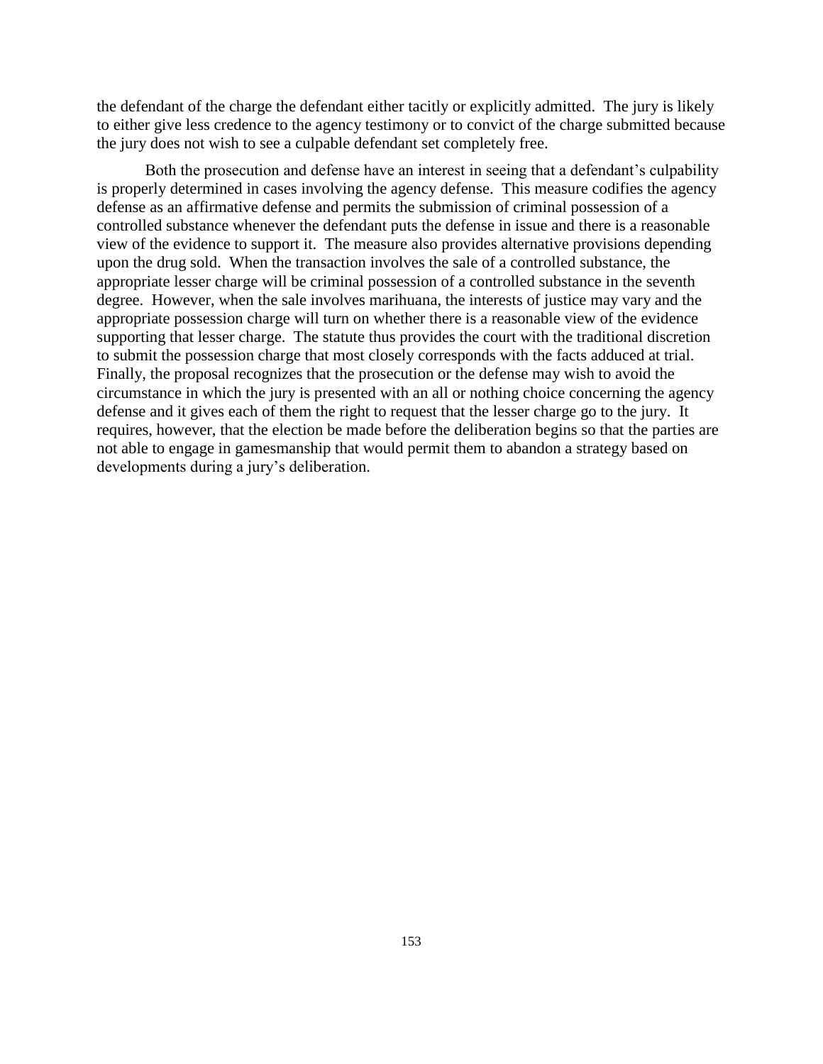the defendant of the charge the defendant either tacitly or explicitly admitted. The jury is likely to either give less credence to the agency testimony or to convict of the charge submitted because the jury does not wish to see a culpable defendant set completely free.

Both the prosecution and defense have an interest in seeing that a defendant's culpability is properly determined in cases involving the agency defense. This measure codifies the agency defense as an affirmative defense and permits the submission of criminal possession of a controlled substance whenever the defendant puts the defense in issue and there is a reasonable view of the evidence to support it. The measure also provides alternative provisions depending upon the drug sold. When the transaction involves the sale of a controlled substance, the appropriate lesser charge will be criminal possession of a controlled substance in the seventh degree. However, when the sale involves marihuana, the interests of justice may vary and the appropriate possession charge will turn on whether there is a reasonable view of the evidence supporting that lesser charge. The statute thus provides the court with the traditional discretion to submit the possession charge that most closely corresponds with the facts adduced at trial. Finally, the proposal recognizes that the prosecution or the defense may wish to avoid the circumstance in which the jury is presented with an all or nothing choice concerning the agency defense and it gives each of them the right to request that the lesser charge go to the jury. It requires, however, that the election be made before the deliberation begins so that the parties are not able to engage in gamesmanship that would permit them to abandon a strategy based on developments during a jury's deliberation.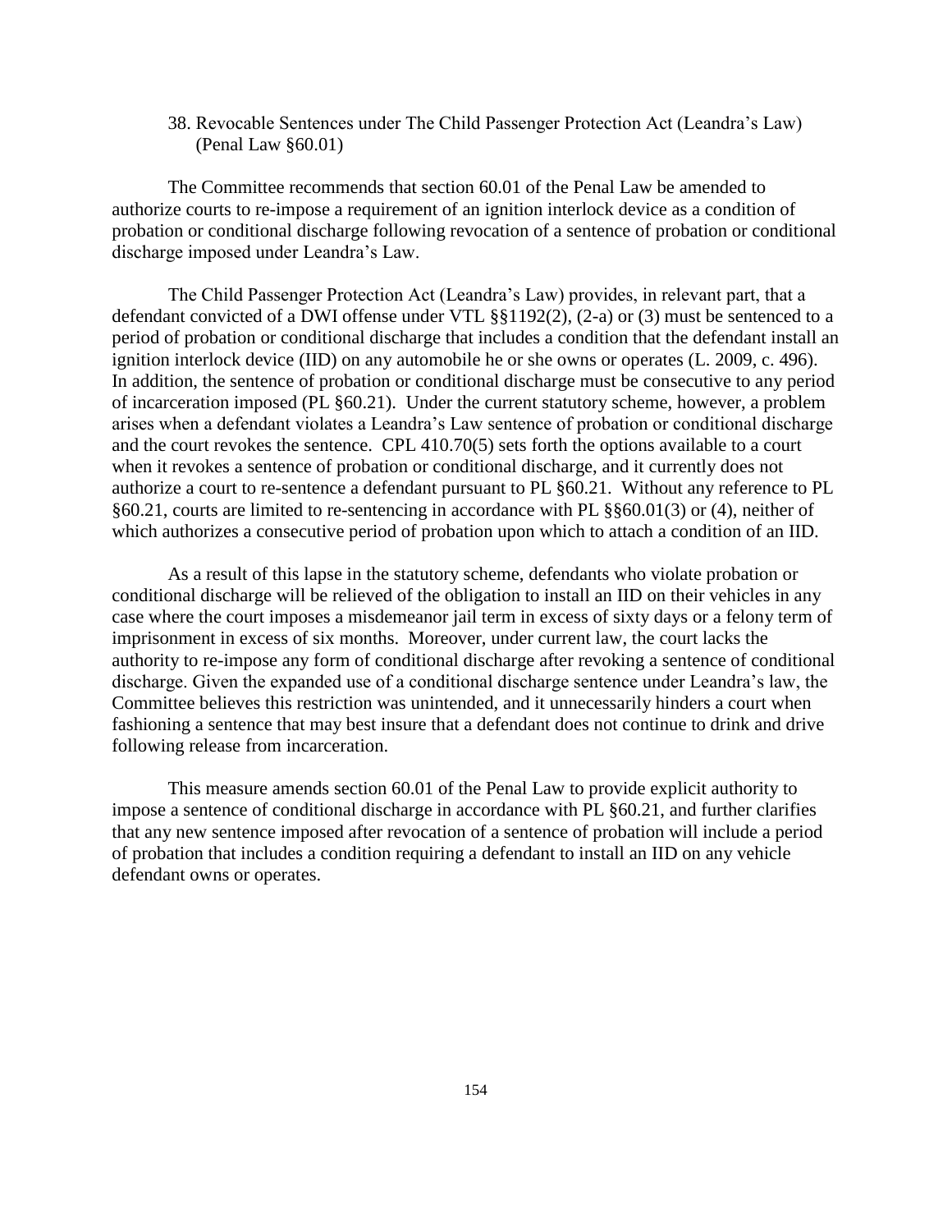### 38. Revocable Sentences under The Child Passenger Protection Act (Leandra's Law) (Penal Law §60.01)

The Committee recommends that section 60.01 of the Penal Law be amended to authorize courts to re-impose a requirement of an ignition interlock device as a condition of probation or conditional discharge following revocation of a sentence of probation or conditional discharge imposed under Leandra's Law.

The Child Passenger Protection Act (Leandra's Law) provides, in relevant part, that a defendant convicted of a DWI offense under VTL §§1192(2), (2-a) or (3) must be sentenced to a period of probation or conditional discharge that includes a condition that the defendant install an ignition interlock device (IID) on any automobile he or she owns or operates (L. 2009, c. 496). In addition, the sentence of probation or conditional discharge must be consecutive to any period of incarceration imposed (PL §60.21). Under the current statutory scheme, however, a problem arises when a defendant violates a Leandra's Law sentence of probation or conditional discharge and the court revokes the sentence. CPL 410.70(5) sets forth the options available to a court when it revokes a sentence of probation or conditional discharge, and it currently does not authorize a court to re-sentence a defendant pursuant to PL §60.21. Without any reference to PL §60.21, courts are limited to re-sentencing in accordance with PL §§60.01(3) or (4), neither of which authorizes a consecutive period of probation upon which to attach a condition of an IID.

As a result of this lapse in the statutory scheme, defendants who violate probation or conditional discharge will be relieved of the obligation to install an IID on their vehicles in any case where the court imposes a misdemeanor jail term in excess of sixty days or a felony term of imprisonment in excess of six months. Moreover, under current law, the court lacks the authority to re-impose any form of conditional discharge after revoking a sentence of conditional discharge. Given the expanded use of a conditional discharge sentence under Leandra's law, the Committee believes this restriction was unintended, and it unnecessarily hinders a court when fashioning a sentence that may best insure that a defendant does not continue to drink and drive following release from incarceration.

This measure amends section 60.01 of the Penal Law to provide explicit authority to impose a sentence of conditional discharge in accordance with PL §60.21, and further clarifies that any new sentence imposed after revocation of a sentence of probation will include a period of probation that includes a condition requiring a defendant to install an IID on any vehicle defendant owns or operates.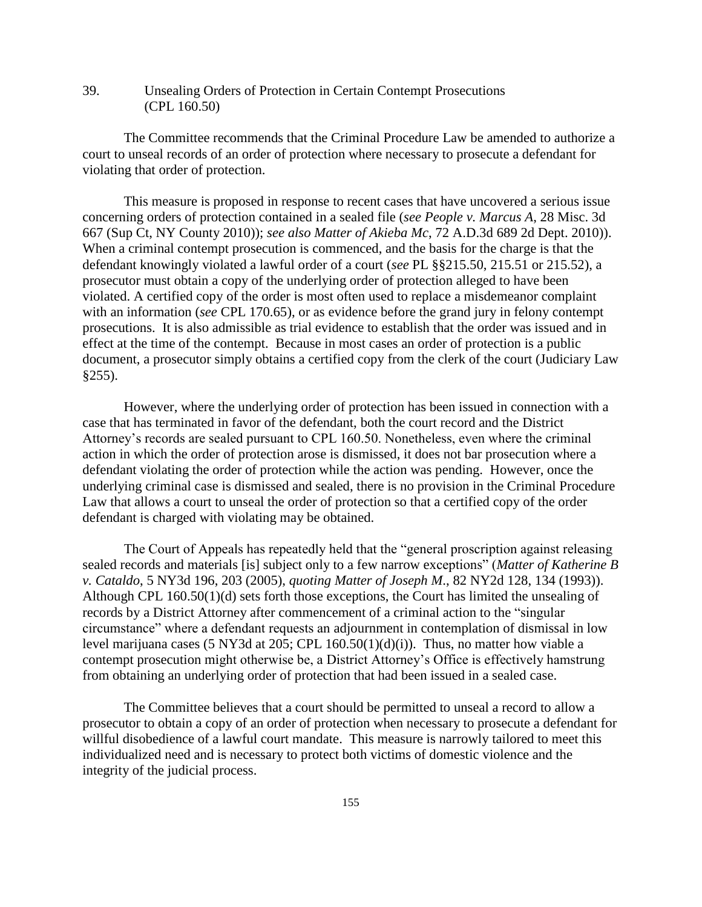## 39. Unsealing Orders of Protection in Certain Contempt Prosecutions (CPL 160.50)

The Committee recommends that the Criminal Procedure Law be amended to authorize a court to unseal records of an order of protection where necessary to prosecute a defendant for violating that order of protection.

This measure is proposed in response to recent cases that have uncovered a serious issue concerning orders of protection contained in a sealed file (*see People v. Marcus A*, 28 Misc. 3d 667 (Sup Ct, NY County 2010)); *see also Matter of Akieba Mc*, 72 A.D.3d 689 2d Dept. 2010)). When a criminal contempt prosecution is commenced, and the basis for the charge is that the defendant knowingly violated a lawful order of a court (*see* PL §§215.50, 215.51 or 215.52), a prosecutor must obtain a copy of the underlying order of protection alleged to have been violated. A certified copy of the order is most often used to replace a misdemeanor complaint with an information (*see* CPL 170.65), or as evidence before the grand jury in felony contempt prosecutions. It is also admissible as trial evidence to establish that the order was issued and in effect at the time of the contempt. Because in most cases an order of protection is a public document, a prosecutor simply obtains a certified copy from the clerk of the court (Judiciary Law §255).

However, where the underlying order of protection has been issued in connection with a case that has terminated in favor of the defendant, both the court record and the District Attorney's records are sealed pursuant to CPL 160.50. Nonetheless, even where the criminal action in which the order of protection arose is dismissed, it does not bar prosecution where a defendant violating the order of protection while the action was pending. However, once the underlying criminal case is dismissed and sealed, there is no provision in the Criminal Procedure Law that allows a court to unseal the order of protection so that a certified copy of the order defendant is charged with violating may be obtained.

The Court of Appeals has repeatedly held that the "general proscription against releasing sealed records and materials [is] subject only to a few narrow exceptions" (*Matter of Katherine B v. Cataldo*, 5 NY3d 196, 203 (2005), *quoting Matter of Joseph M*., 82 NY2d 128, 134 (1993)). Although CPL 160.50(1)(d) sets forth those exceptions, the Court has limited the unsealing of records by a District Attorney after commencement of a criminal action to the "singular circumstance" where a defendant requests an adjournment in contemplation of dismissal in low level marijuana cases (5 NY3d at 205; CPL 160.50(1)(d)(i)). Thus, no matter how viable a contempt prosecution might otherwise be, a District Attorney's Office is effectively hamstrung from obtaining an underlying order of protection that had been issued in a sealed case.

The Committee believes that a court should be permitted to unseal a record to allow a prosecutor to obtain a copy of an order of protection when necessary to prosecute a defendant for willful disobedience of a lawful court mandate. This measure is narrowly tailored to meet this individualized need and is necessary to protect both victims of domestic violence and the integrity of the judicial process.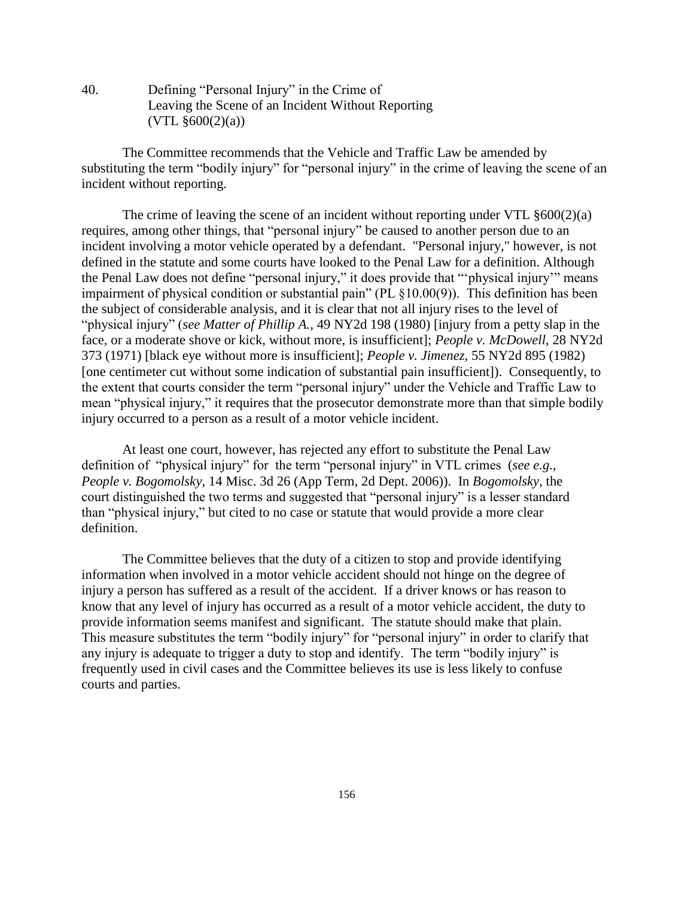## 40. Defining "Personal Injury" in the Crime of Leaving the Scene of an Incident Without Reporting (VTL §600(2)(a))

The Committee recommends that the Vehicle and Traffic Law be amended by substituting the term "bodily injury" for "personal injury" in the crime of leaving the scene of an incident without reporting.

The crime of leaving the scene of an incident without reporting under VTL §600(2)(a) requires, among other things, that "personal injury" be caused to another person due to an incident involving a motor vehicle operated by a defendant. "Personal injury," however, is not defined in the statute and some courts have looked to the Penal Law for a definition. Although the Penal Law does not define "personal injury," it does provide that "'physical injury'" means impairment of physical condition or substantial pain" (PL §10.00(9)). This definition has been the subject of considerable analysis, and it is clear that not all injury rises to the level of "physical injury" (*see Matter of Phillip A.,* 49 NY2d 198 (1980) [injury from a petty slap in the face, or a moderate shove or kick, without more, is insufficient]; *People v. McDowell*, 28 NY2d 373 (1971) [black eye without more is insufficient]; *People v. Jimenez,* 55 NY2d 895 (1982) [one centimeter cut without some indication of substantial pain insufficient]). Consequently, to the extent that courts consider the term "personal injury" under the Vehicle and Traffic Law to mean "physical injury," it requires that the prosecutor demonstrate more than that simple bodily injury occurred to a person as a result of a motor vehicle incident.

At least one court, however, has rejected any effort to substitute the Penal Law definition of "physical injury" for the term "personal injury" in VTL crimes (*see e.g., People v. Bogomolsky*, 14 Misc. 3d 26 (App Term, 2d Dept. 2006)). In *Bogomolsky,* the court distinguished the two terms and suggested that "personal injury" is a lesser standard than "physical injury," but cited to no case or statute that would provide a more clear definition.

The Committee believes that the duty of a citizen to stop and provide identifying information when involved in a motor vehicle accident should not hinge on the degree of injury a person has suffered as a result of the accident. If a driver knows or has reason to know that any level of injury has occurred as a result of a motor vehicle accident, the duty to provide information seems manifest and significant. The statute should make that plain. This measure substitutes the term "bodily injury" for "personal injury" in order to clarify that any injury is adequate to trigger a duty to stop and identify. The term "bodily injury" is frequently used in civil cases and the Committee believes its use is less likely to confuse courts and parties.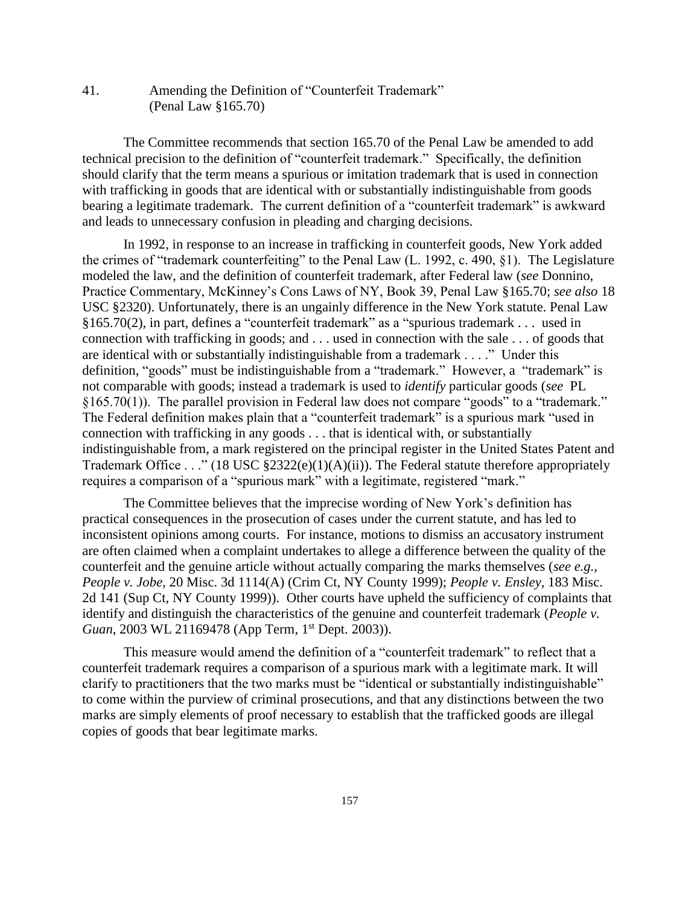## 41. Amending the Definition of "Counterfeit Trademark" (Penal Law §165.70)

The Committee recommends that section 165.70 of the Penal Law be amended to add technical precision to the definition of "counterfeit trademark." Specifically, the definition should clarify that the term means a spurious or imitation trademark that is used in connection with trafficking in goods that are identical with or substantially indistinguishable from goods bearing a legitimate trademark. The current definition of a "counterfeit trademark" is awkward and leads to unnecessary confusion in pleading and charging decisions.

In 1992, in response to an increase in trafficking in counterfeit goods, New York added the crimes of "trademark counterfeiting" to the Penal Law (L. 1992, c. 490, §1). The Legislature modeled the law, and the definition of counterfeit trademark, after Federal law (*see* Donnino, Practice Commentary, McKinney's Cons Laws of NY, Book 39, Penal Law §165.70; *see also* 18 USC §2320). Unfortunately, there is an ungainly difference in the New York statute. Penal Law §165.70(2), in part, defines a "counterfeit trademark" as a "spurious trademark . . . used in connection with trafficking in goods; and . . . used in connection with the sale . . . of goods that are identical with or substantially indistinguishable from a trademark . . . ." Under this definition, "goods" must be indistinguishable from a "trademark." However, a "trademark" is not comparable with goods; instead a trademark is used to *identify* particular goods (*see* PL §165.70(1)). The parallel provision in Federal law does not compare "goods" to a "trademark." The Federal definition makes plain that a "counterfeit trademark" is a spurious mark "used in connection with trafficking in any goods . . . that is identical with, or substantially indistinguishable from, a mark registered on the principal register in the United States Patent and Trademark Office . . ." (18 USC §2322(e)(1)(A)(ii)). The Federal statute therefore appropriately requires a comparison of a "spurious mark" with a legitimate, registered "mark."

The Committee believes that the imprecise wording of New York's definition has practical consequences in the prosecution of cases under the current statute, and has led to inconsistent opinions among courts. For instance, motions to dismiss an accusatory instrument are often claimed when a complaint undertakes to allege a difference between the quality of the counterfeit and the genuine article without actually comparing the marks themselves (*see e.g., People v. Jobe*, 20 Misc. 3d 1114(A) (Crim Ct, NY County 1999); *People v. Ensley*, 183 Misc. 2d 141 (Sup Ct, NY County 1999)). Other courts have upheld the sufficiency of complaints that identify and distinguish the characteristics of the genuine and counterfeit trademark (*People v. Guan*, 2003 WL 21169478 (App Term, 1st Dept. 2003)).

This measure would amend the definition of a "counterfeit trademark" to reflect that a counterfeit trademark requires a comparison of a spurious mark with a legitimate mark. It will clarify to practitioners that the two marks must be "identical or substantially indistinguishable" to come within the purview of criminal prosecutions, and that any distinctions between the two marks are simply elements of proof necessary to establish that the trafficked goods are illegal copies of goods that bear legitimate marks.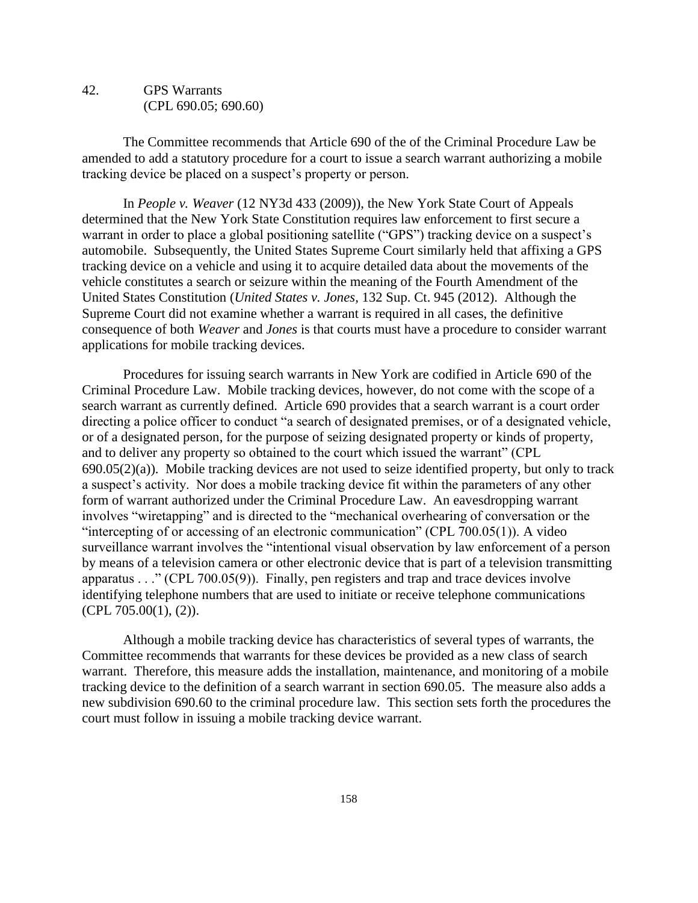42. GPS Warrants
(CPL 690.05; 690.60)

The Committee recommends that Article 690 of the of the Criminal Procedure Law be amended to add a statutory procedure for a court to issue a search warrant authorizing a mobile tracking device be placed on a suspect's property or person.

In *People v. Weaver* (12 NY3d 433 (2009)), the New York State Court of Appeals determined that the New York State Constitution requires law enforcement to first secure a warrant in order to place a global positioning satellite ("GPS") tracking device on a suspect's automobile. Subsequently, the United States Supreme Court similarly held that affixing a GPS tracking device on a vehicle and using it to acquire detailed data about the movements of the vehicle constitutes a search or seizure within the meaning of the Fourth Amendment of the United States Constitution (*United States v. Jones*, 132 Sup. Ct. 945 (2012). Although the Supreme Court did not examine whether a warrant is required in all cases, the definitive consequence of both *Weaver* and *Jones* is that courts must have a procedure to consider warrant applications for mobile tracking devices.

Procedures for issuing search warrants in New York are codified in Article 690 of the Criminal Procedure Law. Mobile tracking devices, however, do not come with the scope of a search warrant as currently defined. Article 690 provides that a search warrant is a court order directing a police officer to conduct "a search of designated premises, or of a designated vehicle, or of a designated person, for the purpose of seizing designated property or kinds of property, and to deliver any property so obtained to the court which issued the warrant" (CPL 690.05(2)(a)). Mobile tracking devices are not used to seize identified property, but only to track a suspect's activity. Nor does a mobile tracking device fit within the parameters of any other form of warrant authorized under the Criminal Procedure Law. An eavesdropping warrant involves "wiretapping" and is directed to the "mechanical overhearing of conversation or the "intercepting of or accessing of an electronic communication" (CPL 700.05(1)). A video surveillance warrant involves the "intentional visual observation by law enforcement of a person by means of a television camera or other electronic device that is part of a television transmitting apparatus . . ." (CPL 700.05(9)). Finally, pen registers and trap and trace devices involve identifying telephone numbers that are used to initiate or receive telephone communications (CPL 705.00(1), (2)).

Although a mobile tracking device has characteristics of several types of warrants, the Committee recommends that warrants for these devices be provided as a new class of search warrant. Therefore, this measure adds the installation, maintenance, and monitoring of a mobile tracking device to the definition of a search warrant in section 690.05. The measure also adds a new subdivision 690.60 to the criminal procedure law. This section sets forth the procedures the court must follow in issuing a mobile tracking device warrant.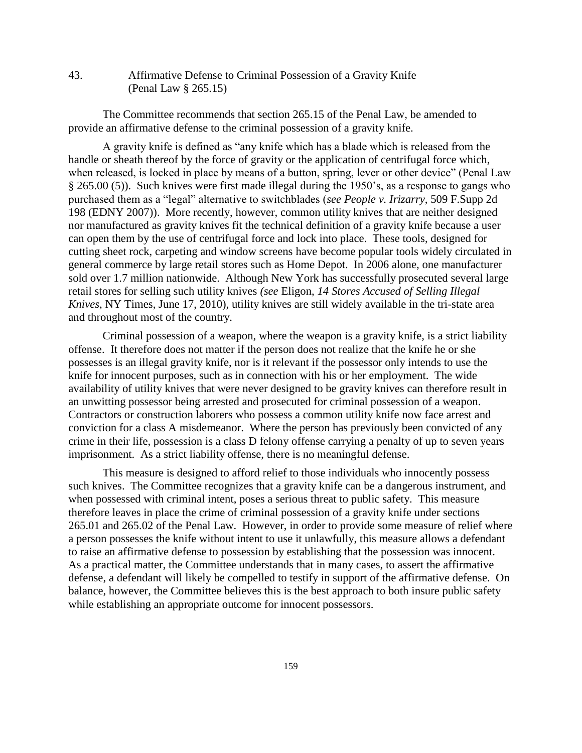## 43. Affirmative Defense to Criminal Possession of a Gravity Knife (Penal Law § 265.15)

The Committee recommends that section 265.15 of the Penal Law, be amended to provide an affirmative defense to the criminal possession of a gravity knife.

A gravity knife is defined as "any knife which has a blade which is released from the handle or sheath thereof by the force of gravity or the application of centrifugal force which, when released, is locked in place by means of a button, spring, lever or other device" (Penal Law § 265.00 (5)). Such knives were first made illegal during the 1950's, as a response to gangs who purchased them as a "legal" alternative to switchblades (*see People v. Irizarry*, 509 F.Supp 2d 198 (EDNY 2007)). More recently, however, common utility knives that are neither designed nor manufactured as gravity knives fit the technical definition of a gravity knife because a user can open them by the use of centrifugal force and lock into place. These tools, designed for cutting sheet rock, carpeting and window screens have become popular tools widely circulated in general commerce by large retail stores such as Home Depot. In 2006 alone, one manufacturer sold over 1.7 million nationwide. Although New York has successfully prosecuted several large retail stores for selling such utility knives *(see* Eligon, *14 Stores Accused of Selling Illegal Knives*, NY Times, June 17, 2010), utility knives are still widely available in the tri-state area and throughout most of the country.

Criminal possession of a weapon, where the weapon is a gravity knife, is a strict liability offense. It therefore does not matter if the person does not realize that the knife he or she possesses is an illegal gravity knife, nor is it relevant if the possessor only intends to use the knife for innocent purposes, such as in connection with his or her employment. The wide availability of utility knives that were never designed to be gravity knives can therefore result in an unwitting possessor being arrested and prosecuted for criminal possession of a weapon. Contractors or construction laborers who possess a common utility knife now face arrest and conviction for a class A misdemeanor. Where the person has previously been convicted of any crime in their life, possession is a class D felony offense carrying a penalty of up to seven years imprisonment. As a strict liability offense, there is no meaningful defense.

This measure is designed to afford relief to those individuals who innocently possess such knives. The Committee recognizes that a gravity knife can be a dangerous instrument, and when possessed with criminal intent, poses a serious threat to public safety. This measure therefore leaves in place the crime of criminal possession of a gravity knife under sections 265.01 and 265.02 of the Penal Law. However, in order to provide some measure of relief where a person possesses the knife without intent to use it unlawfully, this measure allows a defendant to raise an affirmative defense to possession by establishing that the possession was innocent. As a practical matter, the Committee understands that in many cases, to assert the affirmative defense, a defendant will likely be compelled to testify in support of the affirmative defense. On balance, however, the Committee believes this is the best approach to both insure public safety while establishing an appropriate outcome for innocent possessors.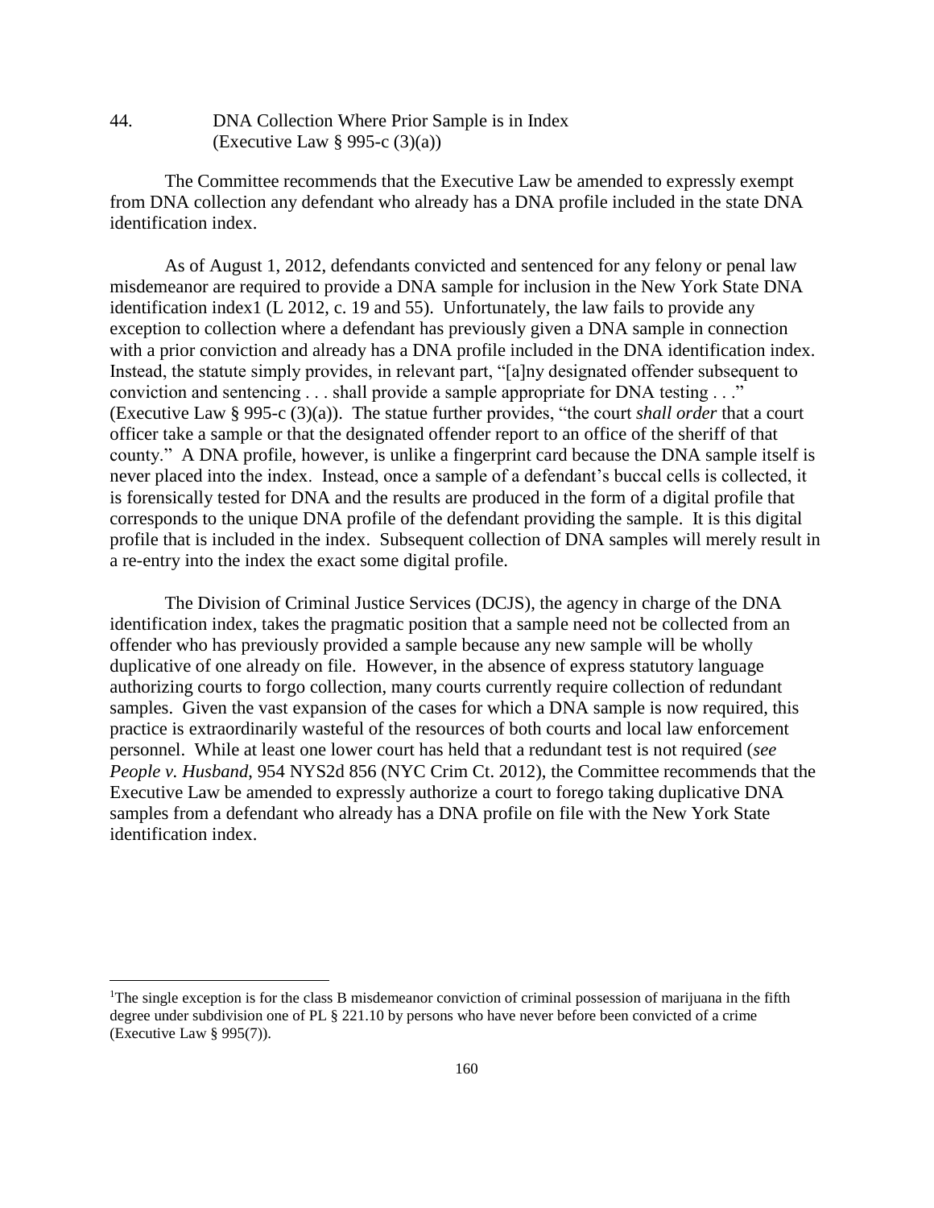44. DNA Collection Where Prior Sample is in Index
(Executive Law § 995-c (3)(a))

The Committee recommends that the Executive Law be amended to expressly exempt from DNA collection any defendant who already has a DNA profile included in the state DNA identification index.

As of August 1, 2012, defendants convicted and sentenced for any felony or penal law misdemeanor are required to provide a DNA sample for inclusion in the New York State DNA identification index[1] (L 2012, c. 19 and 55). Unfortunately, the law fails to provide any exception to collection where a defendant has previously given a DNA sample in connection with a prior conviction and already has a DNA profile included in the DNA identification index. Instead, the statute simply provides, in relevant part, "[a]ny designated offender subsequent to conviction and sentencing . . . shall provide a sample appropriate for DNA testing . . ." (Executive Law § 995-c (3)(a)). The statue further provides, "the court *shall order* that a court officer take a sample or that the designated offender report to an office of the sheriff of that county." A DNA profile, however, is unlike a fingerprint card because the DNA sample itself is never placed into the index. Instead, once a sample of a defendant's buccal cells is collected, it is forensically tested for DNA and the results are produced in the form of a digital profile that corresponds to the unique DNA profile of the defendant providing the sample. It is this digital profile that is included in the index. Subsequent collection of DNA samples will merely result in a re-entry into the index the exact some digital profile.

The Division of Criminal Justice Services (DCJS), the agency in charge of the DNA identification index, takes the pragmatic position that a sample need not be collected from an offender who has previously provided a sample because any new sample will be wholly duplicative of one already on file. However, in the absence of express statutory language authorizing courts to forgo collection, many courts currently require collection of redundant samples. Given the vast expansion of the cases for which a DNA sample is now required, this practice is extraordinarily wasteful of the resources of both courts and local law enforcement personnel. While at least one lower court has held that a redundant test is not required (*see People v. Husband*, 954 NYS2d 856 (NYC Crim Ct. 2012), the Committee recommends that the Executive Law be amended to expressly authorize a court to forego taking duplicative DNA samples from a defendant who already has a DNA profile on file with the New York State identification index.

---

[1]The single exception is for the class B misdemeanor conviction of criminal possession of marijuana in the fifth degree under subdivision one of PL § 221.10 by persons who have never before been convicted of a crime (Executive Law § 995(7)).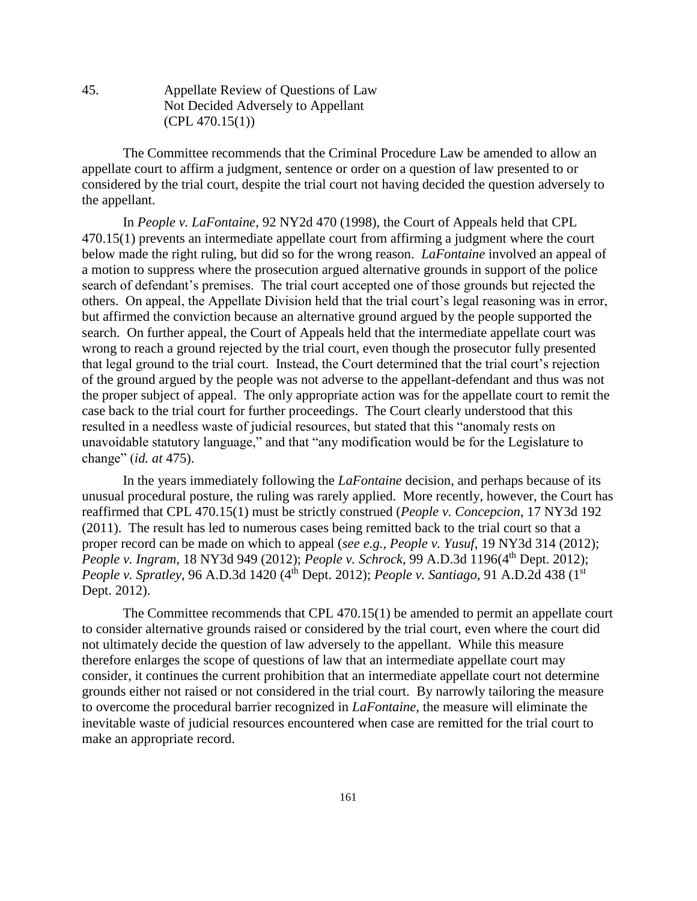## 45. Appellate Review of Questions of Law Not Decided Adversely to Appellant (CPL 470.15(1))

The Committee recommends that the Criminal Procedure Law be amended to allow an appellate court to affirm a judgment, sentence or order on a question of law presented to or considered by the trial court, despite the trial court not having decided the question adversely to the appellant.

In *People v. LaFontaine*, 92 NY2d 470 (1998), the Court of Appeals held that CPL 470.15(1) prevents an intermediate appellate court from affirming a judgment where the court below made the right ruling, but did so for the wrong reason. *LaFontaine* involved an appeal of a motion to suppress where the prosecution argued alternative grounds in support of the police search of defendant's premises. The trial court accepted one of those grounds but rejected the others. On appeal, the Appellate Division held that the trial court's legal reasoning was in error, but affirmed the conviction because an alternative ground argued by the people supported the search. On further appeal, the Court of Appeals held that the intermediate appellate court was wrong to reach a ground rejected by the trial court, even though the prosecutor fully presented that legal ground to the trial court. Instead, the Court determined that the trial court's rejection of the ground argued by the people was not adverse to the appellant-defendant and thus was not the proper subject of appeal. The only appropriate action was for the appellate court to remit the case back to the trial court for further proceedings. The Court clearly understood that this resulted in a needless waste of judicial resources, but stated that this "anomaly rests on unavoidable statutory language," and that "any modification would be for the Legislature to change" (*id. at* 475).

In the years immediately following the *LaFontaine* decision, and perhaps because of its unusual procedural posture, the ruling was rarely applied. More recently, however, the Court has reaffirmed that CPL 470.15(1) must be strictly construed (*People v. Concepcion*, 17 NY3d 192 (2011). The result has led to numerous cases being remitted back to the trial court so that a proper record can be made on which to appeal (*see e.g., People v. Yusuf*, 19 NY3d 314 (2012); *People v. Ingram*, 18 NY3d 949 (2012); *People v. Schrock*, 99 A.D.3d 1196(4th Dept. 2012); *People v. Spratley*, 96 A.D.3d 1420 (4th Dept. 2012); *People v. Santiago*, 91 A.D.2d 438 (1st Dept. 2012).

The Committee recommends that CPL 470.15(1) be amended to permit an appellate court to consider alternative grounds raised or considered by the trial court, even where the court did not ultimately decide the question of law adversely to the appellant. While this measure therefore enlarges the scope of questions of law that an intermediate appellate court may consider, it continues the current prohibition that an intermediate appellate court not determine grounds either not raised or not considered in the trial court. By narrowly tailoring the measure to overcome the procedural barrier recognized in *LaFontaine*, the measure will eliminate the inevitable waste of judicial resources encountered when case are remitted for the trial court to make an appropriate record.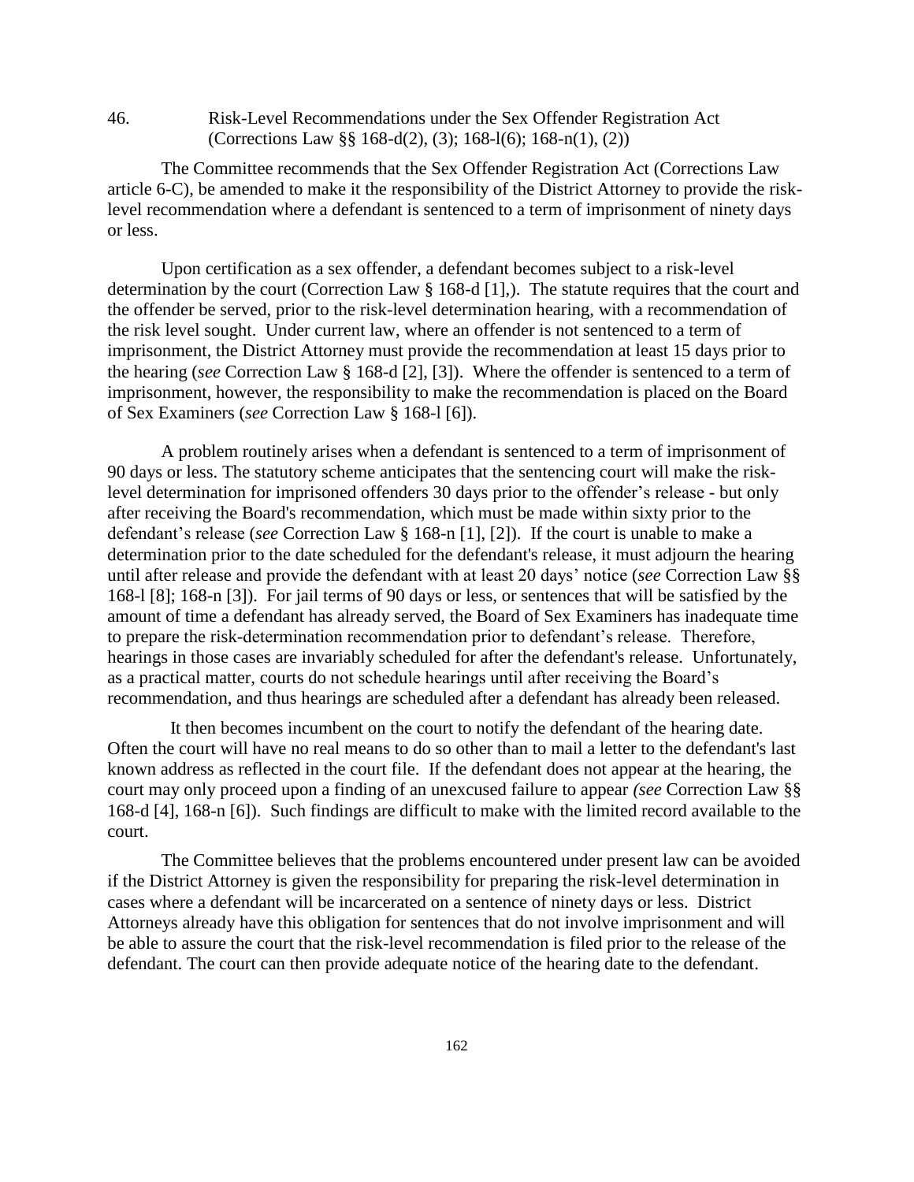46. Risk-Level Recommendations under the Sex Offender Registration Act (Corrections Law §§ 168-d(2), (3); 168-l(6); 168-n(1), (2))

The Committee recommends that the Sex Offender Registration Act (Corrections Law article 6-C), be amended to make it the responsibility of the District Attorney to provide the risk-level recommendation where a defendant is sentenced to a term of imprisonment of ninety days or less.

Upon certification as a sex offender, a defendant becomes subject to a risk-level determination by the court (Correction Law § 168-d [1],). The statute requires that the court and the offender be served, prior to the risk-level determination hearing, with a recommendation of the risk level sought. Under current law, where an offender is not sentenced to a term of imprisonment, the District Attorney must provide the recommendation at least 15 days prior to the hearing (*see* Correction Law § 168-d [2], [3]). Where the offender is sentenced to a term of imprisonment, however, the responsibility to make the recommendation is placed on the Board of Sex Examiners (*see* Correction Law § 168-l [6]).

A problem routinely arises when a defendant is sentenced to a term of imprisonment of 90 days or less. The statutory scheme anticipates that the sentencing court will make the risk-level determination for imprisoned offenders 30 days prior to the offender's release - but only after receiving the Board's recommendation, which must be made within sixty prior to the defendant's release (*see* Correction Law § 168-n [1], [2]). If the court is unable to make a determination prior to the date scheduled for the defendant's release, it must adjourn the hearing until after release and provide the defendant with at least 20 days' notice (*see* Correction Law §§ 168-l [8]; 168-n [3]). For jail terms of 90 days or less, or sentences that will be satisfied by the amount of time a defendant has already served, the Board of Sex Examiners has inadequate time to prepare the risk-determination recommendation prior to defendant's release. Therefore, hearings in those cases are invariably scheduled for after the defendant's release. Unfortunately, as a practical matter, courts do not schedule hearings until after receiving the Board's recommendation, and thus hearings are scheduled after a defendant has already been released.

It then becomes incumbent on the court to notify the defendant of the hearing date. Often the court will have no real means to do so other than to mail a letter to the defendant's last known address as reflected in the court file. If the defendant does not appear at the hearing, the court may only proceed upon a finding of an unexcused failure to appear *(see* Correction Law §§ 168-d [4], 168-n [6]). Such findings are difficult to make with the limited record available to the court.

The Committee believes that the problems encountered under present law can be avoided if the District Attorney is given the responsibility for preparing the risk-level determination in cases where a defendant will be incarcerated on a sentence of ninety days or less. District Attorneys already have this obligation for sentences that do not involve imprisonment and will be able to assure the court that the risk-level recommendation is filed prior to the release of the defendant. The court can then provide adequate notice of the hearing date to the defendant.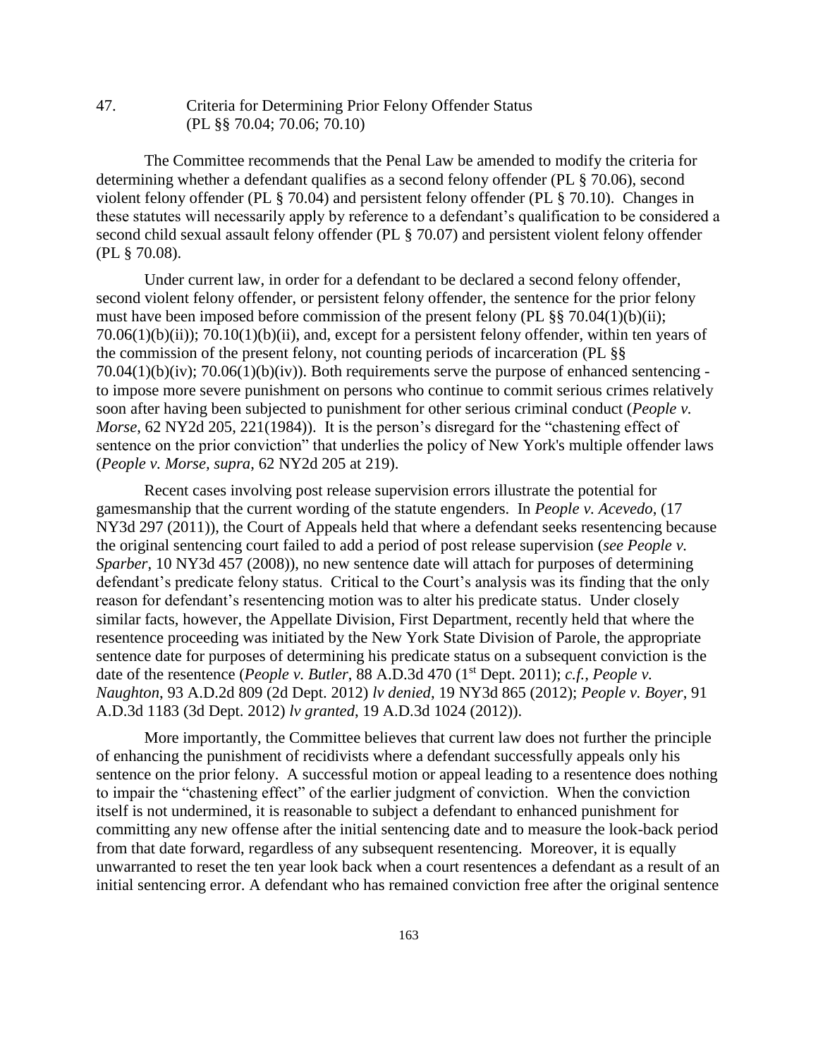47. Criteria for Determining Prior Felony Offender Status (PL §§ 70.04; 70.06; 70.10)

The Committee recommends that the Penal Law be amended to modify the criteria for determining whether a defendant qualifies as a second felony offender (PL § 70.06), second violent felony offender (PL § 70.04) and persistent felony offender (PL § 70.10). Changes in these statutes will necessarily apply by reference to a defendant's qualification to be considered a second child sexual assault felony offender (PL § 70.07) and persistent violent felony offender (PL § 70.08).

Under current law, in order for a defendant to be declared a second felony offender, second violent felony offender, or persistent felony offender, the sentence for the prior felony must have been imposed before commission of the present felony (PL §§ 70.04(1)(b)(ii); 70.06(1)(b)(ii)); 70.10(1)(b)(ii), and, except for a persistent felony offender, within ten years of the commission of the present felony, not counting periods of incarceration (PL §§ 70.04(1)(b)(iv); 70.06(1)(b)(iv)). Both requirements serve the purpose of enhanced sentencing - to impose more severe punishment on persons who continue to commit serious crimes relatively soon after having been subjected to punishment for other serious criminal conduct (*People v. Morse*, 62 NY2d 205, 221(1984)). It is the person's disregard for the "chastening effect of sentence on the prior conviction" that underlies the policy of New York's multiple offender laws (*People v. Morse, supra*, 62 NY2d 205 at 219).

Recent cases involving post release supervision errors illustrate the potential for gamesmanship that the current wording of the statute engenders. In *People v. Acevedo*, (17 NY3d 297 (2011)), the Court of Appeals held that where a defendant seeks resentencing because the original sentencing court failed to add a period of post release supervision (*see People v. Sparber*, 10 NY3d 457 (2008)), no new sentence date will attach for purposes of determining defendant's predicate felony status. Critical to the Court's analysis was its finding that the only reason for defendant's resentencing motion was to alter his predicate status. Under closely similar facts, however, the Appellate Division, First Department, recently held that where the resentence proceeding was initiated by the New York State Division of Parole, the appropriate sentence date for purposes of determining his predicate status on a subsequent conviction is the date of the resentence (*People v. Butler*, 88 A.D.3d 470 (1st Dept. 2011); *c.f., People v. Naughton*, 93 A.D.2d 809 (2d Dept. 2012) *lv denied*, 19 NY3d 865 (2012); *People v. Boyer*, 91 A.D.3d 1183 (3d Dept. 2012) *lv granted*, 19 A.D.3d 1024 (2012)).

More importantly, the Committee believes that current law does not further the principle of enhancing the punishment of recidivists where a defendant successfully appeals only his sentence on the prior felony. A successful motion or appeal leading to a resentence does nothing to impair the "chastening effect" of the earlier judgment of conviction. When the conviction itself is not undermined, it is reasonable to subject a defendant to enhanced punishment for committing any new offense after the initial sentencing date and to measure the look-back period from that date forward, regardless of any subsequent resentencing. Moreover, it is equally unwarranted to reset the ten year look back when a court resentences a defendant as a result of an initial sentencing error. A defendant who has remained conviction free after the original sentence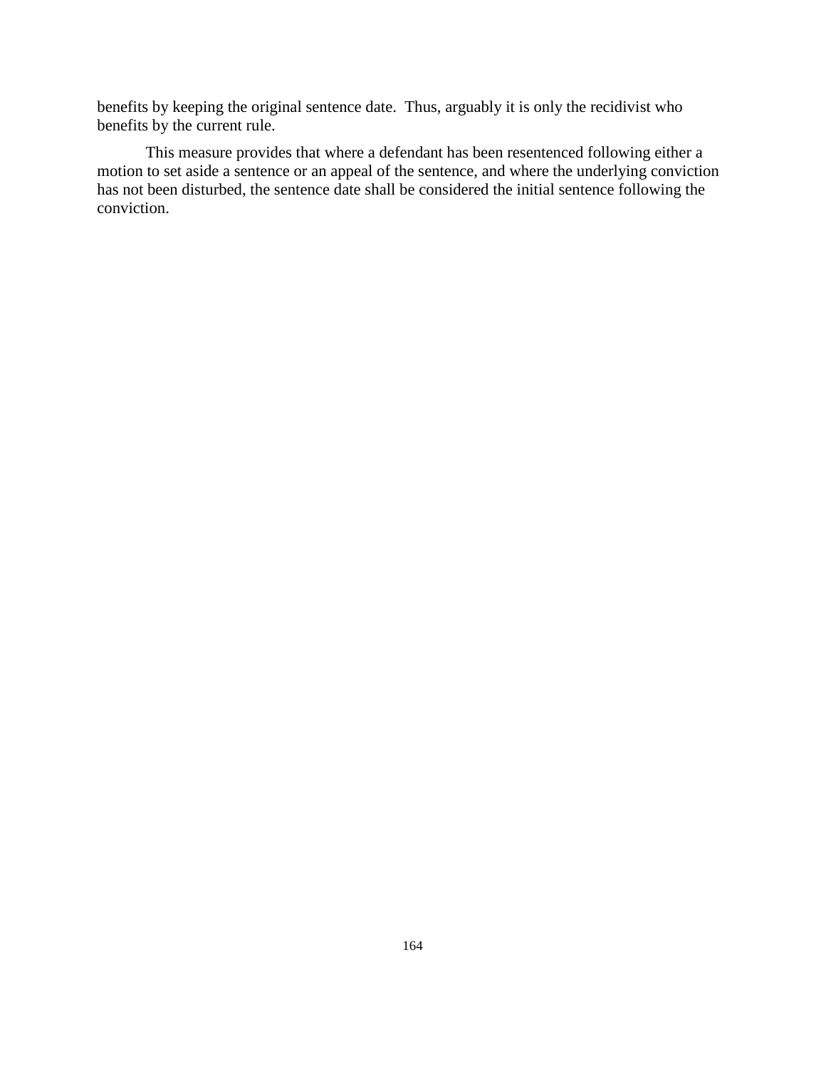benefits by keeping the original sentence date. Thus, arguably it is only the recidivist who benefits by the current rule.

This measure provides that where a defendant has been resentenced following either a motion to set aside a sentence or an appeal of the sentence, and where the underlying conviction has not been disturbed, the sentence date shall be considered the initial sentence following the conviction.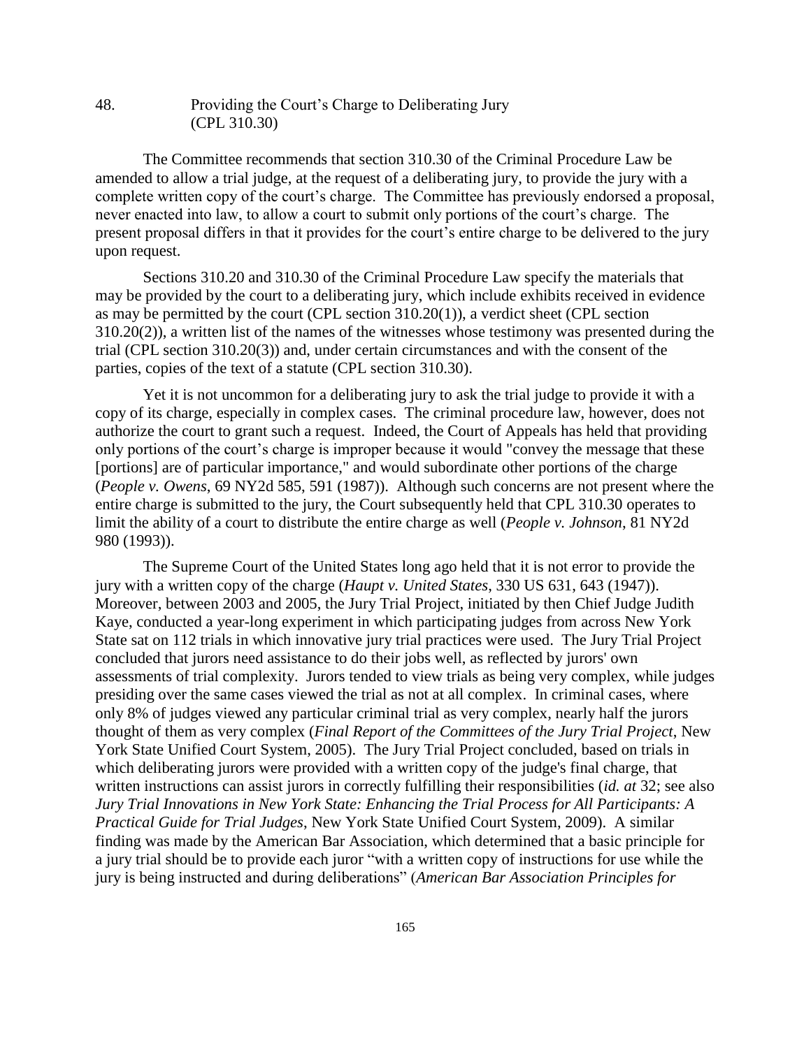## 48. Providing the Court's Charge to Deliberating Jury (CPL 310.30)

The Committee recommends that section 310.30 of the Criminal Procedure Law be amended to allow a trial judge, at the request of a deliberating jury, to provide the jury with a complete written copy of the court's charge. The Committee has previously endorsed a proposal, never enacted into law, to allow a court to submit only portions of the court's charge. The present proposal differs in that it provides for the court's entire charge to be delivered to the jury upon request.

Sections 310.20 and 310.30 of the Criminal Procedure Law specify the materials that may be provided by the court to a deliberating jury, which include exhibits received in evidence as may be permitted by the court (CPL section 310.20(1)), a verdict sheet (CPL section 310.20(2)), a written list of the names of the witnesses whose testimony was presented during the trial (CPL section 310.20(3)) and, under certain circumstances and with the consent of the parties, copies of the text of a statute (CPL section 310.30).

Yet it is not uncommon for a deliberating jury to ask the trial judge to provide it with a copy of its charge, especially in complex cases. The criminal procedure law, however, does not authorize the court to grant such a request. Indeed, the Court of Appeals has held that providing only portions of the court's charge is improper because it would "convey the message that these [portions] are of particular importance," and would subordinate other portions of the charge (*People v. Owens*, 69 NY2d 585, 591 (1987)). Although such concerns are not present where the entire charge is submitted to the jury, the Court subsequently held that CPL 310.30 operates to limit the ability of a court to distribute the entire charge as well (*People v. Johnson*, 81 NY2d 980 (1993)).

The Supreme Court of the United States long ago held that it is not error to provide the jury with a written copy of the charge (*Haupt v. United States*, 330 US 631, 643 (1947)). Moreover, between 2003 and 2005, the Jury Trial Project, initiated by then Chief Judge Judith Kaye, conducted a year-long experiment in which participating judges from across New York State sat on 112 trials in which innovative jury trial practices were used. The Jury Trial Project concluded that jurors need assistance to do their jobs well, as reflected by jurors' own assessments of trial complexity. Jurors tended to view trials as being very complex, while judges presiding over the same cases viewed the trial as not at all complex. In criminal cases, where only 8% of judges viewed any particular criminal trial as very complex, nearly half the jurors thought of them as very complex (*Final Report of the Committees of the Jury Trial Project*, New York State Unified Court System, 2005). The Jury Trial Project concluded, based on trials in which deliberating jurors were provided with a written copy of the judge's final charge, that written instructions can assist jurors in correctly fulfilling their responsibilities (*id. at* 32; see also *Jury Trial Innovations in New York State: Enhancing the Trial Process for All Participants: A Practical Guide for Trial Judges*, New York State Unified Court System, 2009). A similar finding was made by the American Bar Association, which determined that a basic principle for a jury trial should be to provide each juror "with a written copy of instructions for use while the jury is being instructed and during deliberations" (*American Bar Association Principles for*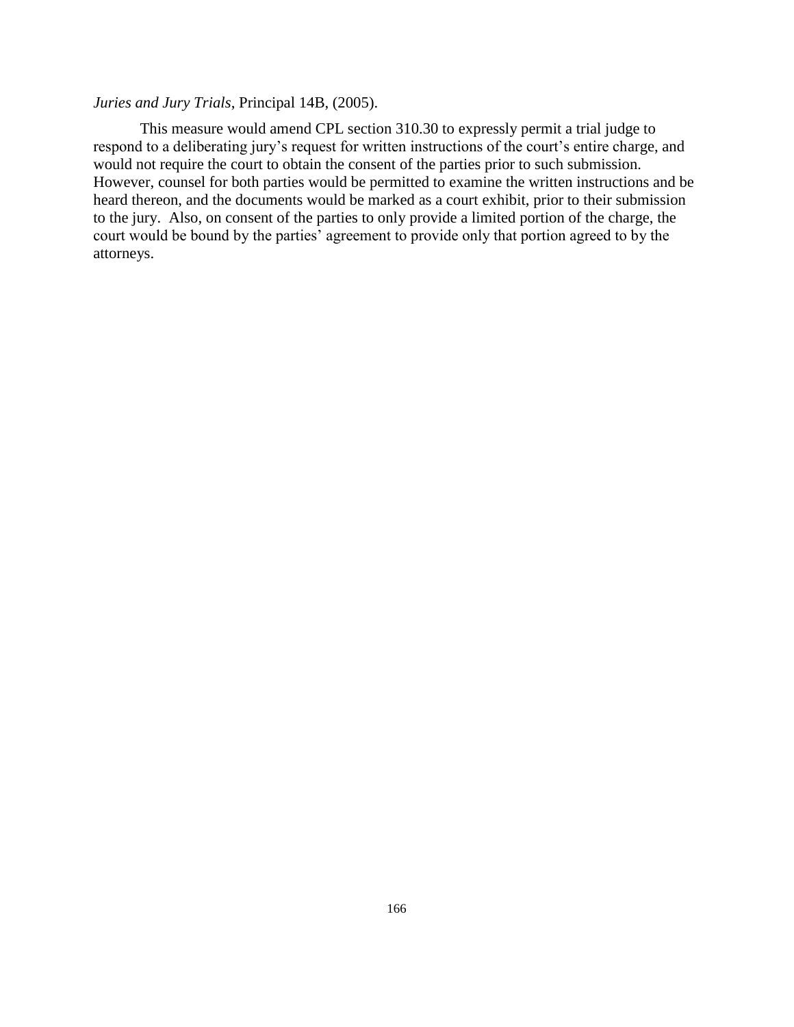*Juries and Jury Trials*, Principal 14B, (2005).

This measure would amend CPL section 310.30 to expressly permit a trial judge to respond to a deliberating jury's request for written instructions of the court's entire charge, and would not require the court to obtain the consent of the parties prior to such submission. However, counsel for both parties would be permitted to examine the written instructions and be heard thereon, and the documents would be marked as a court exhibit, prior to their submission to the jury. Also, on consent of the parties to only provide a limited portion of the charge, the court would be bound by the parties' agreement to provide only that portion agreed to by the attorneys.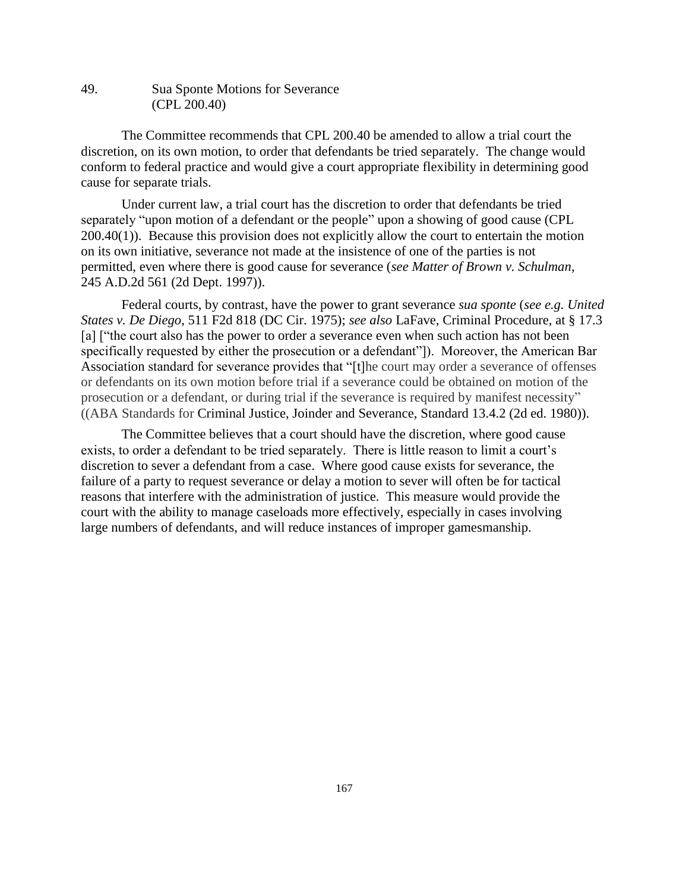## 49. Sua Sponte Motions for Severance (CPL 200.40)

The Committee recommends that CPL 200.40 be amended to allow a trial court the discretion, on its own motion, to order that defendants be tried separately. The change would conform to federal practice and would give a court appropriate flexibility in determining good cause for separate trials.

Under current law, a trial court has the discretion to order that defendants be tried separately "upon motion of a defendant or the people" upon a showing of good cause (CPL 200.40(1)). Because this provision does not explicitly allow the court to entertain the motion on its own initiative, severance not made at the insistence of one of the parties is not permitted, even where there is good cause for severance (*see Matter of Brown v. Schulman*, 245 A.D.2d 561 (2d Dept. 1997)).

Federal courts, by contrast, have the power to grant severance *sua sponte* (*see e.g. United States v. De Diego*, 511 F2d 818 (DC Cir. 1975); *see also* LaFave, Criminal Procedure, at § 17.3 [a] ["the court also has the power to order a severance even when such action has not been specifically requested by either the prosecution or a defendant"]). Moreover, the American Bar Association standard for severance provides that "[t]he court may order a severance of offenses or defendants on its own motion before trial if a severance could be obtained on motion of the prosecution or a defendant, or during trial if the severance is required by manifest necessity" ((ABA Standards for Criminal Justice, Joinder and Severance, Standard 13.4.2 (2d ed. 1980)).

The Committee believes that a court should have the discretion, where good cause exists, to order a defendant to be tried separately. There is little reason to limit a court's discretion to sever a defendant from a case. Where good cause exists for severance, the failure of a party to request severance or delay a motion to sever will often be for tactical reasons that interfere with the administration of justice. This measure would provide the court with the ability to manage caseloads more effectively, especially in cases involving large numbers of defendants, and will reduce instances of improper gamesmanship.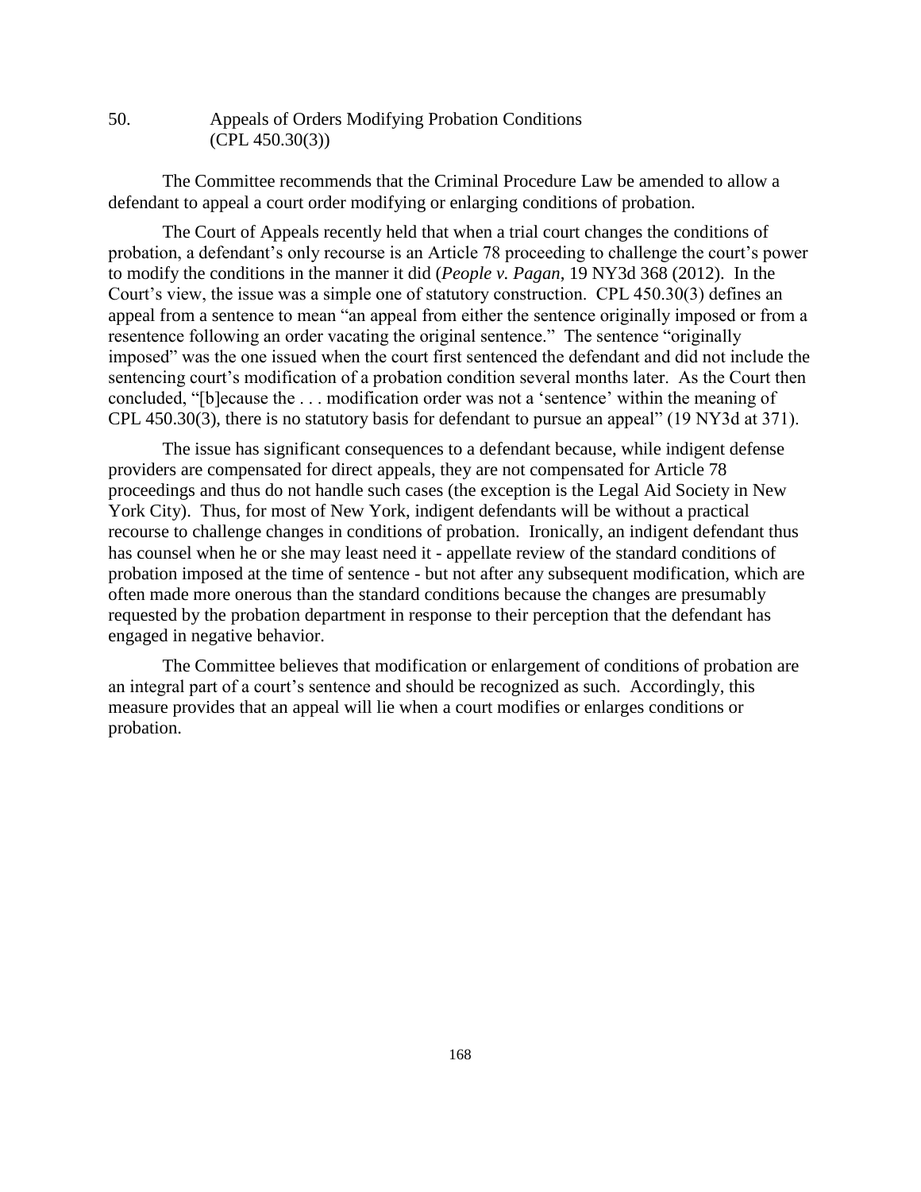## 50. Appeals of Orders Modifying Probation Conditions (CPL 450.30(3))

The Committee recommends that the Criminal Procedure Law be amended to allow a defendant to appeal a court order modifying or enlarging conditions of probation.

The Court of Appeals recently held that when a trial court changes the conditions of probation, a defendant's only recourse is an Article 78 proceeding to challenge the court's power to modify the conditions in the manner it did (*People v. Pagan*, 19 NY3d 368 (2012). In the Court's view, the issue was a simple one of statutory construction. CPL 450.30(3) defines an appeal from a sentence to mean "an appeal from either the sentence originally imposed or from a resentence following an order vacating the original sentence." The sentence "originally imposed" was the one issued when the court first sentenced the defendant and did not include the sentencing court's modification of a probation condition several months later. As the Court then concluded, "[b]ecause the . . . modification order was not a 'sentence' within the meaning of CPL 450.30(3), there is no statutory basis for defendant to pursue an appeal" (19 NY3d at 371).

The issue has significant consequences to a defendant because, while indigent defense providers are compensated for direct appeals, they are not compensated for Article 78 proceedings and thus do not handle such cases (the exception is the Legal Aid Society in New York City). Thus, for most of New York, indigent defendants will be without a practical recourse to challenge changes in conditions of probation. Ironically, an indigent defendant thus has counsel when he or she may least need it - appellate review of the standard conditions of probation imposed at the time of sentence - but not after any subsequent modification, which are often made more onerous than the standard conditions because the changes are presumably requested by the probation department in response to their perception that the defendant has engaged in negative behavior.

The Committee believes that modification or enlargement of conditions of probation are an integral part of a court's sentence and should be recognized as such. Accordingly, this measure provides that an appeal will lie when a court modifies or enlarges conditions or probation.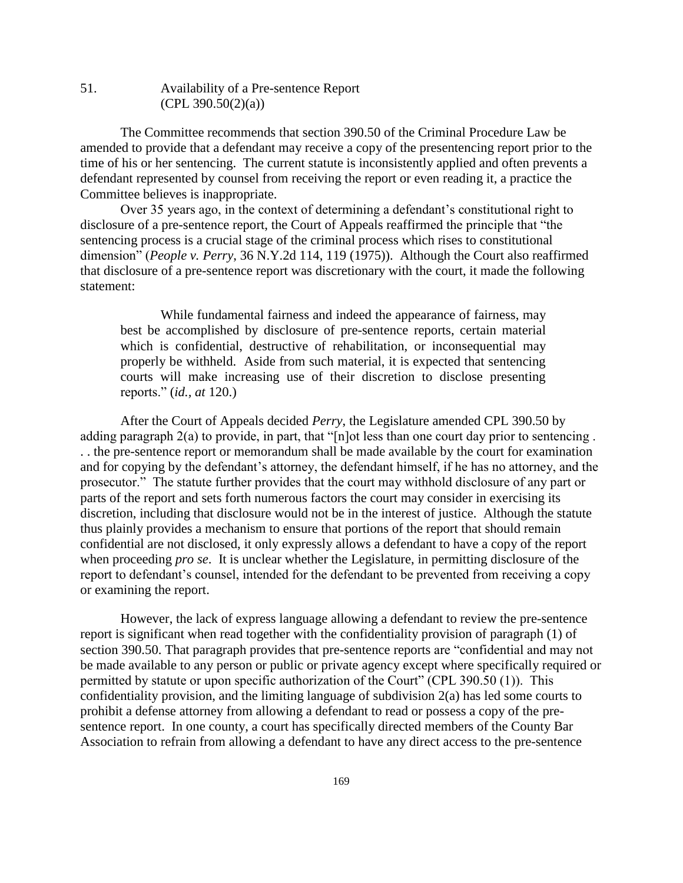51. Availability of a Pre-sentence Report (CPL 390.50(2)(a))

The Committee recommends that section 390.50 of the Criminal Procedure Law be amended to provide that a defendant may receive a copy of the presentencing report prior to the time of his or her sentencing. The current statute is inconsistently applied and often prevents a defendant represented by counsel from receiving the report or even reading it, a practice the Committee believes is inappropriate.

Over 35 years ago, in the context of determining a defendant's constitutional right to disclosure of a pre-sentence report, the Court of Appeals reaffirmed the principle that "the sentencing process is a crucial stage of the criminal process which rises to constitutional dimension" (*People v. Perry*, 36 N.Y.2d 114, 119 (1975)). Although the Court also reaffirmed that disclosure of a pre-sentence report was discretionary with the court, it made the following statement:

> While fundamental fairness and indeed the appearance of fairness, may best be accomplished by disclosure of pre-sentence reports, certain material which is confidential, destructive of rehabilitation, or inconsequential may properly be withheld. Aside from such material, it is expected that sentencing courts will make increasing use of their discretion to disclose presenting reports." (*id., at* 120.)

After the Court of Appeals decided *Perry*, the Legislature amended CPL 390.50 by adding paragraph 2(a) to provide, in part, that "[n]ot less than one court day prior to sentencing . . . the pre-sentence report or memorandum shall be made available by the court for examination and for copying by the defendant's attorney, the defendant himself, if he has no attorney, and the prosecutor." The statute further provides that the court may withhold disclosure of any part or parts of the report and sets forth numerous factors the court may consider in exercising its discretion, including that disclosure would not be in the interest of justice. Although the statute thus plainly provides a mechanism to ensure that portions of the report that should remain confidential are not disclosed, it only expressly allows a defendant to have a copy of the report when proceeding *pro se*. It is unclear whether the Legislature, in permitting disclosure of the report to defendant's counsel, intended for the defendant to be prevented from receiving a copy or examining the report.

However, the lack of express language allowing a defendant to review the pre-sentence report is significant when read together with the confidentiality provision of paragraph (1) of section 390.50. That paragraph provides that pre-sentence reports are "confidential and may not be made available to any person or public or private agency except where specifically required or permitted by statute or upon specific authorization of the Court" (CPL 390.50 (1)). This confidentiality provision, and the limiting language of subdivision 2(a) has led some courts to prohibit a defense attorney from allowing a defendant to read or possess a copy of the pre-sentence report. In one county, a court has specifically directed members of the County Bar Association to refrain from allowing a defendant to have any direct access to the pre-sentence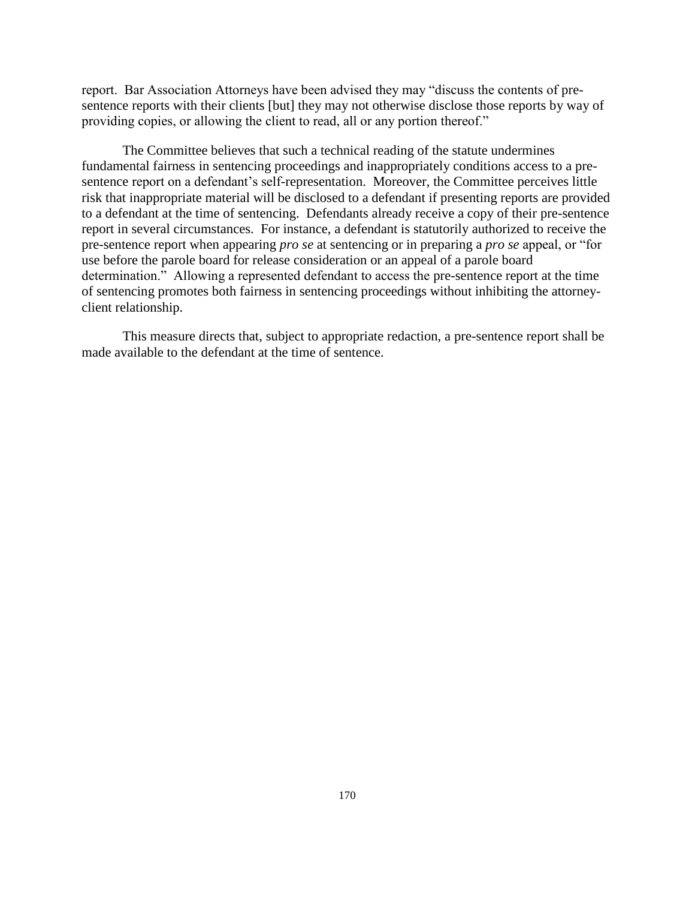report. Bar Association Attorneys have been advised they may "discuss the contents of pre-sentence reports with their clients [but] they may not otherwise disclose those reports by way of providing copies, or allowing the client to read, all or any portion thereof."

The Committee believes that such a technical reading of the statute undermines fundamental fairness in sentencing proceedings and inappropriately conditions access to a pre-sentence report on a defendant's self-representation. Moreover, the Committee perceives little risk that inappropriate material will be disclosed to a defendant if presenting reports are provided to a defendant at the time of sentencing. Defendants already receive a copy of their pre-sentence report in several circumstances. For instance, a defendant is statutorily authorized to receive the pre-sentence report when appearing *pro se* at sentencing or in preparing a *pro se* appeal, or "for use before the parole board for release consideration or an appeal of a parole board determination." Allowing a represented defendant to access the pre-sentence report at the time of sentencing promotes both fairness in sentencing proceedings without inhibiting the attorney-client relationship.

This measure directs that, subject to appropriate redaction, a pre-sentence report shall be made available to the defendant at the time of sentence.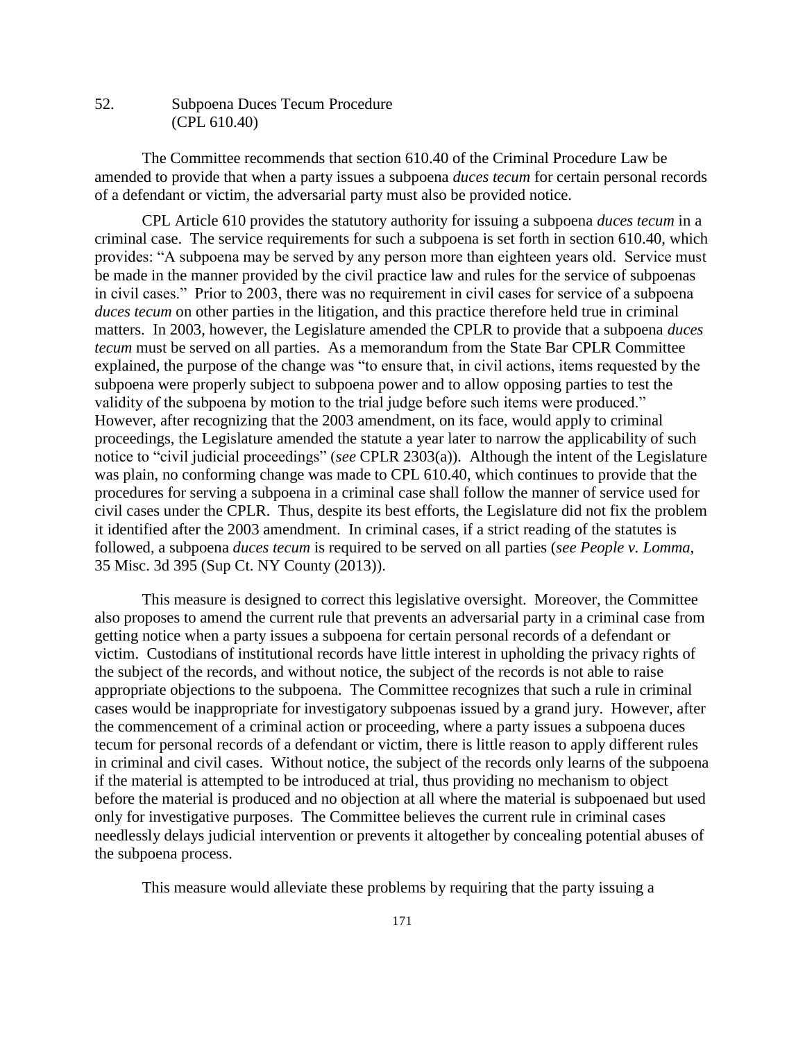## 52. Subpoena Duces Tecum Procedure (CPL 610.40)

The Committee recommends that section 610.40 of the Criminal Procedure Law be amended to provide that when a party issues a subpoena *duces tecum* for certain personal records of a defendant or victim, the adversarial party must also be provided notice.

CPL Article 610 provides the statutory authority for issuing a subpoena *duces tecum* in a criminal case. The service requirements for such a subpoena is set forth in section 610.40, which provides: "A subpoena may be served by any person more than eighteen years old. Service must be made in the manner provided by the civil practice law and rules for the service of subpoenas in civil cases." Prior to 2003, there was no requirement in civil cases for service of a subpoena *duces tecum* on other parties in the litigation, and this practice therefore held true in criminal matters. In 2003, however, the Legislature amended the CPLR to provide that a subpoena *duces tecum* must be served on all parties. As a memorandum from the State Bar CPLR Committee explained, the purpose of the change was "to ensure that, in civil actions, items requested by the subpoena were properly subject to subpoena power and to allow opposing parties to test the validity of the subpoena by motion to the trial judge before such items were produced." However, after recognizing that the 2003 amendment, on its face, would apply to criminal proceedings, the Legislature amended the statute a year later to narrow the applicability of such notice to "civil judicial proceedings" (*see* CPLR 2303(a)). Although the intent of the Legislature was plain, no conforming change was made to CPL 610.40, which continues to provide that the procedures for serving a subpoena in a criminal case shall follow the manner of service used for civil cases under the CPLR. Thus, despite its best efforts, the Legislature did not fix the problem it identified after the 2003 amendment. In criminal cases, if a strict reading of the statutes is followed, a subpoena *duces tecum* is required to be served on all parties (*see People v. Lomma*, 35 Misc. 3d 395 (Sup Ct. NY County (2013)).

This measure is designed to correct this legislative oversight. Moreover, the Committee also proposes to amend the current rule that prevents an adversarial party in a criminal case from getting notice when a party issues a subpoena for certain personal records of a defendant or victim. Custodians of institutional records have little interest in upholding the privacy rights of the subject of the records, and without notice, the subject of the records is not able to raise appropriate objections to the subpoena. The Committee recognizes that such a rule in criminal cases would be inappropriate for investigatory subpoenas issued by a grand jury. However, after the commencement of a criminal action or proceeding, where a party issues a subpoena duces tecum for personal records of a defendant or victim, there is little reason to apply different rules in criminal and civil cases. Without notice, the subject of the records only learns of the subpoena if the material is attempted to be introduced at trial, thus providing no mechanism to object before the material is produced and no objection at all where the material is subpoenaed but used only for investigative purposes. The Committee believes the current rule in criminal cases needlessly delays judicial intervention or prevents it altogether by concealing potential abuses of the subpoena process.

This measure would alleviate these problems by requiring that the party issuing a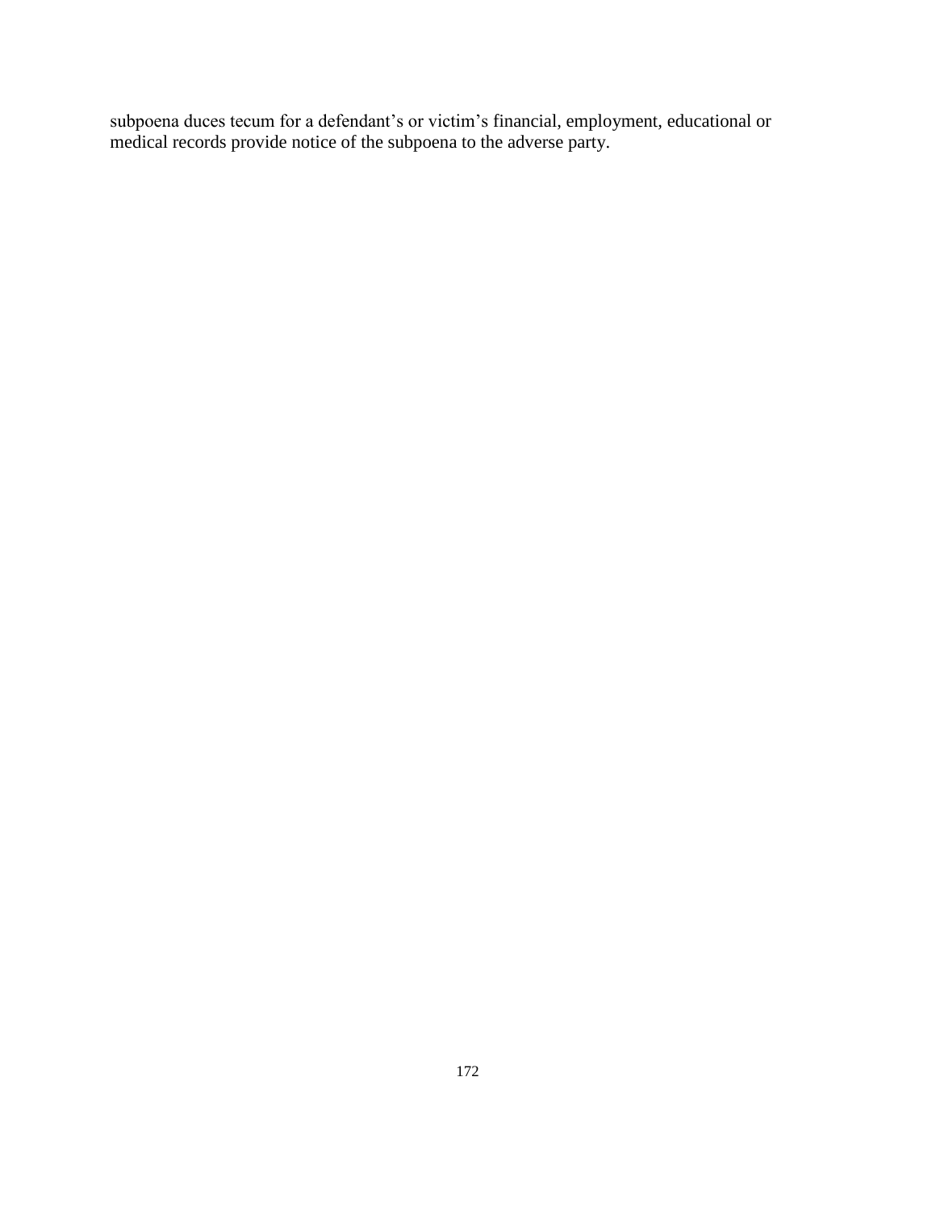subpoena duces tecum for a defendant’s or victim’s financial, employment, educational or medical records provide notice of the subpoena to the adverse party.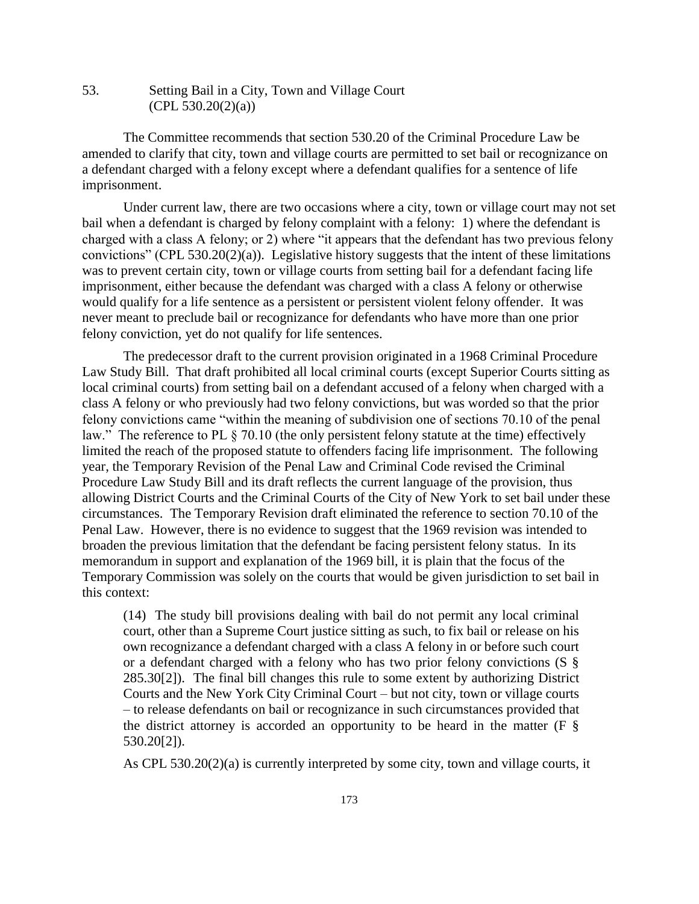## 53. Setting Bail in a City, Town and Village Court (CPL 530.20(2)(a))

The Committee recommends that section 530.20 of the Criminal Procedure Law be amended to clarify that city, town and village courts are permitted to set bail or recognizance on a defendant charged with a felony except where a defendant qualifies for a sentence of life imprisonment.

Under current law, there are two occasions where a city, town or village court may not set bail when a defendant is charged by felony complaint with a felony: 1) where the defendant is charged with a class A felony; or 2) where "it appears that the defendant has two previous felony convictions" (CPL 530.20(2)(a)). Legislative history suggests that the intent of these limitations was to prevent certain city, town or village courts from setting bail for a defendant facing life imprisonment, either because the defendant was charged with a class A felony or otherwise would qualify for a life sentence as a persistent or persistent violent felony offender. It was never meant to preclude bail or recognizance for defendants who have more than one prior felony conviction, yet do not qualify for life sentences.

The predecessor draft to the current provision originated in a 1968 Criminal Procedure Law Study Bill. That draft prohibited all local criminal courts (except Superior Courts sitting as local criminal courts) from setting bail on a defendant accused of a felony when charged with a class A felony or who previously had two felony convictions, but was worded so that the prior felony convictions came "within the meaning of subdivision one of sections 70.10 of the penal law." The reference to PL § 70.10 (the only persistent felony statute at the time) effectively limited the reach of the proposed statute to offenders facing life imprisonment. The following year, the Temporary Revision of the Penal Law and Criminal Code revised the Criminal Procedure Law Study Bill and its draft reflects the current language of the provision, thus allowing District Courts and the Criminal Courts of the City of New York to set bail under these circumstances. The Temporary Revision draft eliminated the reference to section 70.10 of the Penal Law. However, there is no evidence to suggest that the 1969 revision was intended to broaden the previous limitation that the defendant be facing persistent felony status. In its memorandum in support and explanation of the 1969 bill, it is plain that the focus of the Temporary Commission was solely on the courts that would be given jurisdiction to set bail in this context:

> (14) The study bill provisions dealing with bail do not permit any local criminal court, other than a Supreme Court justice sitting as such, to fix bail or release on his own recognizance a defendant charged with a class A felony in or before such court or a defendant charged with a felony who has two prior felony convictions (S § 285.30[2]). The final bill changes this rule to some extent by authorizing District Courts and the New York City Criminal Court – but not city, town or village courts – to release defendants on bail or recognizance in such circumstances provided that the district attorney is accorded an opportunity to be heard in the matter (F § 530.20[2]).

As CPL 530.20(2)(a) is currently interpreted by some city, town and village courts, it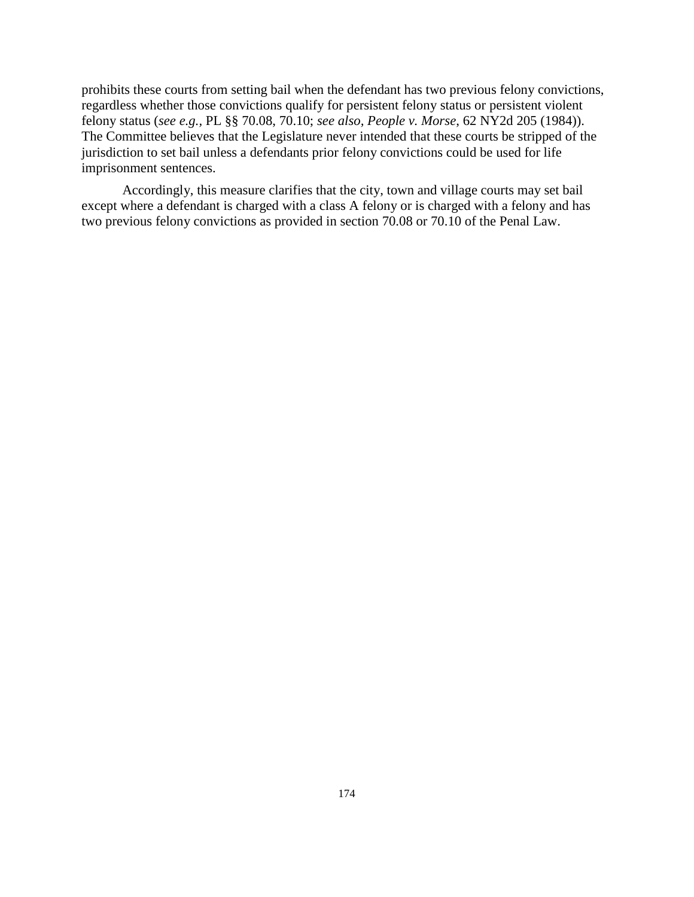prohibits these courts from setting bail when the defendant has two previous felony convictions, regardless whether those convictions qualify for persistent felony status or persistent violent felony status (*see e.g.*, PL §§ 70.08, 70.10; *see also*, *People v. Morse*, 62 NY2d 205 (1984)). The Committee believes that the Legislature never intended that these courts be stripped of the jurisdiction to set bail unless a defendants prior felony convictions could be used for life imprisonment sentences.

Accordingly, this measure clarifies that the city, town and village courts may set bail except where a defendant is charged with a class A felony or is charged with a felony and has two previous felony convictions as provided in section 70.08 or 70.10 of the Penal Law.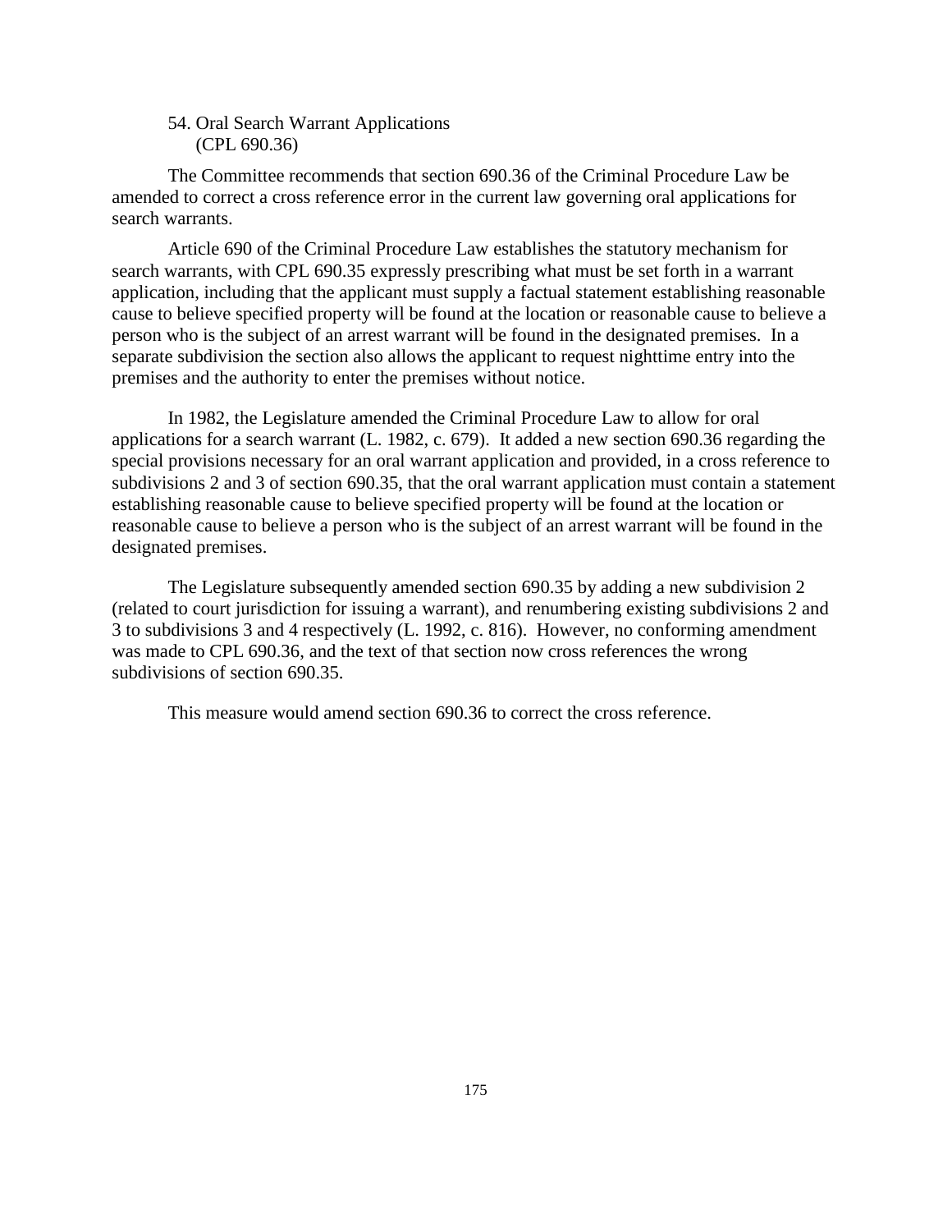## 54. Oral Search Warrant Applications (CPL 690.36)

The Committee recommends that section 690.36 of the Criminal Procedure Law be amended to correct a cross reference error in the current law governing oral applications for search warrants.

Article 690 of the Criminal Procedure Law establishes the statutory mechanism for search warrants, with CPL 690.35 expressly prescribing what must be set forth in a warrant application, including that the applicant must supply a factual statement establishing reasonable cause to believe specified property will be found at the location or reasonable cause to believe a person who is the subject of an arrest warrant will be found in the designated premises. In a separate subdivision the section also allows the applicant to request nighttime entry into the premises and the authority to enter the premises without notice.

In 1982, the Legislature amended the Criminal Procedure Law to allow for oral applications for a search warrant (L. 1982, c. 679). It added a new section 690.36 regarding the special provisions necessary for an oral warrant application and provided, in a cross reference to subdivisions 2 and 3 of section 690.35, that the oral warrant application must contain a statement establishing reasonable cause to believe specified property will be found at the location or reasonable cause to believe a person who is the subject of an arrest warrant will be found in the designated premises.

The Legislature subsequently amended section 690.35 by adding a new subdivision 2 (related to court jurisdiction for issuing a warrant), and renumbering existing subdivisions 2 and 3 to subdivisions 3 and 4 respectively (L. 1992, c. 816). However, no conforming amendment was made to CPL 690.36, and the text of that section now cross references the wrong subdivisions of section 690.35.

This measure would amend section 690.36 to correct the cross reference.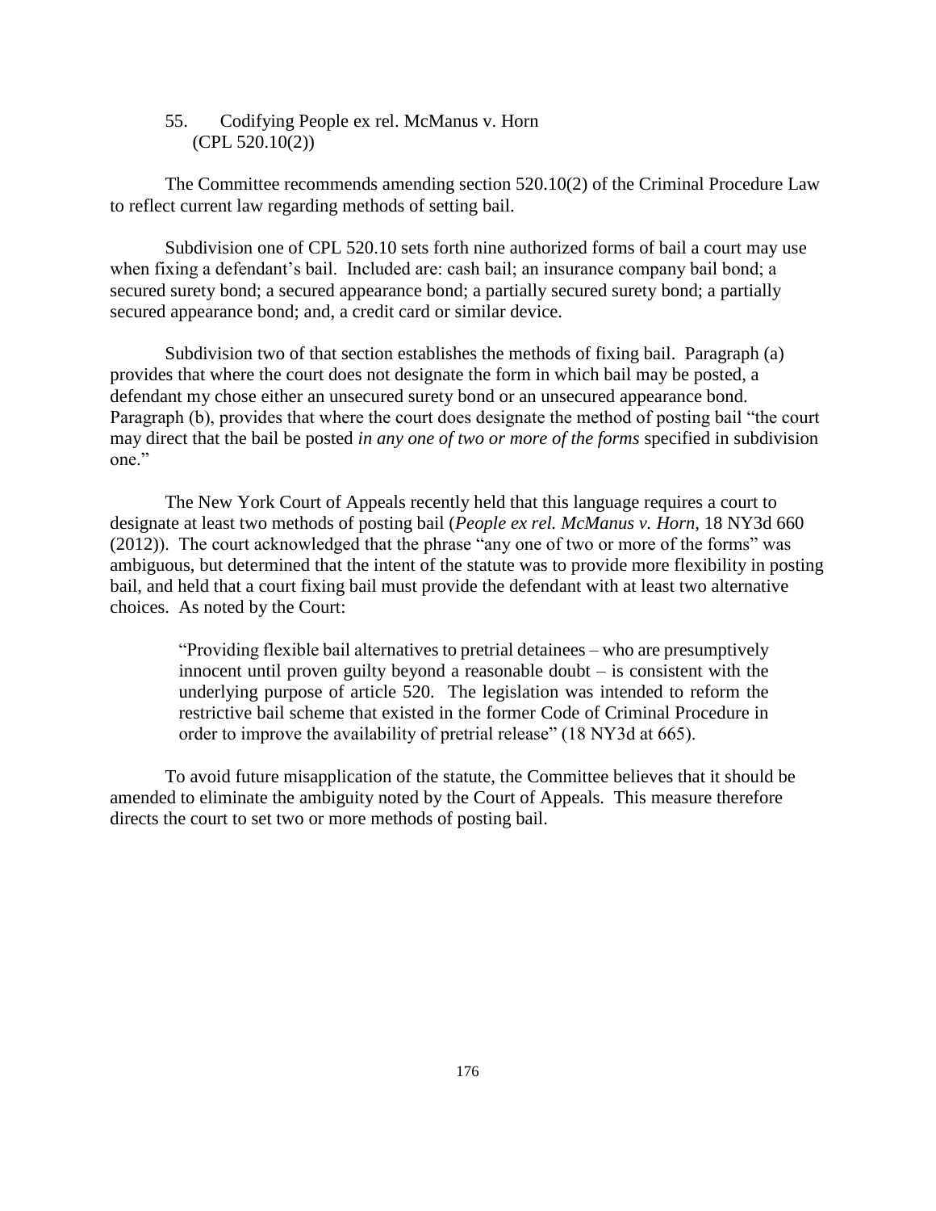## 55. Codifying People ex rel. McManus v. Horn (CPL 520.10(2))

The Committee recommends amending section 520.10(2) of the Criminal Procedure Law to reflect current law regarding methods of setting bail.

Subdivision one of CPL 520.10 sets forth nine authorized forms of bail a court may use when fixing a defendant's bail. Included are: cash bail; an insurance company bail bond; a secured surety bond; a secured appearance bond; a partially secured surety bond; a partially secured appearance bond; and, a credit card or similar device.

Subdivision two of that section establishes the methods of fixing bail. Paragraph (a) provides that where the court does not designate the form in which bail may be posted, a defendant my chose either an unsecured surety bond or an unsecured appearance bond. Paragraph (b), provides that where the court does designate the method of posting bail "the court may direct that the bail be posted *in any one of two or more of the forms* specified in subdivision one."

The New York Court of Appeals recently held that this language requires a court to designate at least two methods of posting bail (*People ex rel. McManus v. Horn*, 18 NY3d 660 (2012)). The court acknowledged that the phrase "any one of two or more of the forms" was ambiguous, but determined that the intent of the statute was to provide more flexibility in posting bail, and held that a court fixing bail must provide the defendant with at least two alternative choices. As noted by the Court:

> "Providing flexible bail alternatives to pretrial detainees – who are presumptively innocent until proven guilty beyond a reasonable doubt – is consistent with the underlying purpose of article 520. The legislation was intended to reform the restrictive bail scheme that existed in the former Code of Criminal Procedure in order to improve the availability of pretrial release" (18 NY3d at 665).

To avoid future misapplication of the statute, the Committee believes that it should be amended to eliminate the ambiguity noted by the Court of Appeals. This measure therefore directs the court to set two or more methods of posting bail.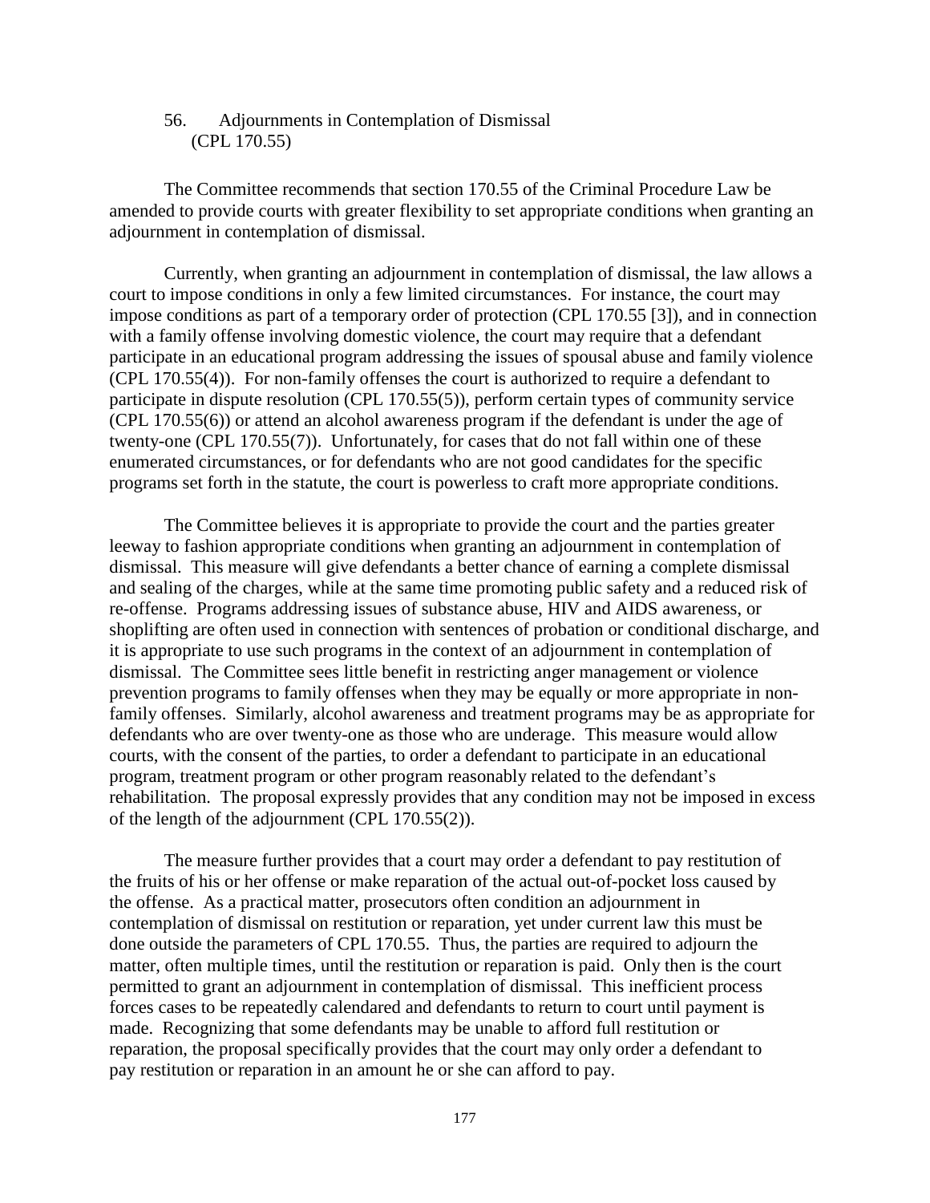## 56. Adjournments in Contemplation of Dismissal (CPL 170.55)

The Committee recommends that section 170.55 of the Criminal Procedure Law be amended to provide courts with greater flexibility to set appropriate conditions when granting an adjournment in contemplation of dismissal.

Currently, when granting an adjournment in contemplation of dismissal, the law allows a court to impose conditions in only a few limited circumstances. For instance, the court may impose conditions as part of a temporary order of protection (CPL 170.55 [3]), and in connection with a family offense involving domestic violence, the court may require that a defendant participate in an educational program addressing the issues of spousal abuse and family violence (CPL 170.55(4)). For non-family offenses the court is authorized to require a defendant to participate in dispute resolution (CPL 170.55(5)), perform certain types of community service (CPL 170.55(6)) or attend an alcohol awareness program if the defendant is under the age of twenty-one (CPL 170.55(7)). Unfortunately, for cases that do not fall within one of these enumerated circumstances, or for defendants who are not good candidates for the specific programs set forth in the statute, the court is powerless to craft more appropriate conditions.

The Committee believes it is appropriate to provide the court and the parties greater leeway to fashion appropriate conditions when granting an adjournment in contemplation of dismissal. This measure will give defendants a better chance of earning a complete dismissal and sealing of the charges, while at the same time promoting public safety and a reduced risk of re-offense. Programs addressing issues of substance abuse, HIV and AIDS awareness, or shoplifting are often used in connection with sentences of probation or conditional discharge, and it is appropriate to use such programs in the context of an adjournment in contemplation of dismissal. The Committee sees little benefit in restricting anger management or violence prevention programs to family offenses when they may be equally or more appropriate in non-family offenses. Similarly, alcohol awareness and treatment programs may be as appropriate for defendants who are over twenty-one as those who are underage. This measure would allow courts, with the consent of the parties, to order a defendant to participate in an educational program, treatment program or other program reasonably related to the defendant's rehabilitation. The proposal expressly provides that any condition may not be imposed in excess of the length of the adjournment (CPL 170.55(2)).

The measure further provides that a court may order a defendant to pay restitution of the fruits of his or her offense or make reparation of the actual out-of-pocket loss caused by the offense. As a practical matter, prosecutors often condition an adjournment in contemplation of dismissal on restitution or reparation, yet under current law this must be done outside the parameters of CPL 170.55. Thus, the parties are required to adjourn the matter, often multiple times, until the restitution or reparation is paid. Only then is the court permitted to grant an adjournment in contemplation of dismissal. This inefficient process forces cases to be repeatedly calendared and defendants to return to court until payment is made. Recognizing that some defendants may be unable to afford full restitution or reparation, the proposal specifically provides that the court may only order a defendant to pay restitution or reparation in an amount he or she can afford to pay.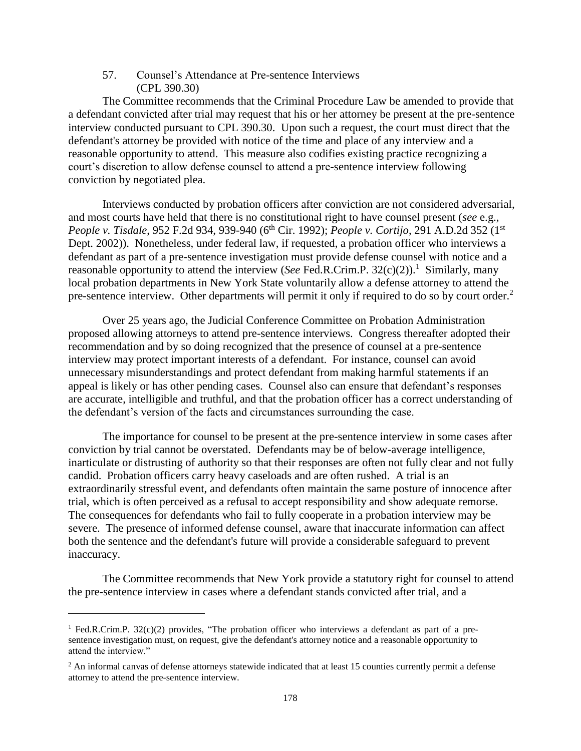57. Counsel's Attendance at Pre-sentence Interviews (CPL 390.30)

The Committee recommends that the Criminal Procedure Law be amended to provide that a defendant convicted after trial may request that his or her attorney be present at the pre-sentence interview conducted pursuant to CPL 390.30. Upon such a request, the court must direct that the defendant's attorney be provided with notice of the time and place of any interview and a reasonable opportunity to attend. This measure also codifies existing practice recognizing a court's discretion to allow defense counsel to attend a pre-sentence interview following conviction by negotiated plea.

Interviews conducted by probation officers after conviction are not considered adversarial, and most courts have held that there is no constitutional right to have counsel present (*see* e.g., *People v. Tisdale*, 952 F.2d 934, 939-940 (6th Cir. 1992); *People v. Cortijo*, 291 A.D.2d 352 (1st Dept. 2002)). Nonetheless, under federal law, if requested, a probation officer who interviews a defendant as part of a pre-sentence investigation must provide defense counsel with notice and a reasonable opportunity to attend the interview (*See* Fed.R.Crim.P. 32(c)(2)).[1] Similarly, many local probation departments in New York State voluntarily allow a defense attorney to attend the pre-sentence interview. Other departments will permit it only if required to do so by court order.[2]

Over 25 years ago, the Judicial Conference Committee on Probation Administration proposed allowing attorneys to attend pre-sentence interviews. Congress thereafter adopted their recommendation and by so doing recognized that the presence of counsel at a pre-sentence interview may protect important interests of a defendant. For instance, counsel can avoid unnecessary misunderstandings and protect defendant from making harmful statements if an appeal is likely or has other pending cases. Counsel also can ensure that defendant's responses are accurate, intelligible and truthful, and that the probation officer has a correct understanding of the defendant's version of the facts and circumstances surrounding the case.

The importance for counsel to be present at the pre-sentence interview in some cases after conviction by trial cannot be overstated. Defendants may be of below-average intelligence, inarticulate or distrusting of authority so that their responses are often not fully clear and not fully candid. Probation officers carry heavy caseloads and are often rushed. A trial is an extraordinarily stressful event, and defendants often maintain the same posture of innocence after trial, which is often perceived as a refusal to accept responsibility and show adequate remorse. The consequences for defendants who fail to fully cooperate in a probation interview may be severe. The presence of informed defense counsel, aware that inaccurate information can affect both the sentence and the defendant's future will provide a considerable safeguard to prevent inaccuracy.

The Committee recommends that New York provide a statutory right for counsel to attend the pre-sentence interview in cases where a defendant stands convicted after trial, and a

---

[1] Fed.R.Crim.P. 32(c)(2) provides, "The probation officer who interviews a defendant as part of a pre-sentence investigation must, on request, give the defendant's attorney notice and a reasonable opportunity to attend the interview."

[2] An informal canvas of defense attorneys statewide indicated that at least 15 counties currently permit a defense attorney to attend the pre-sentence interview.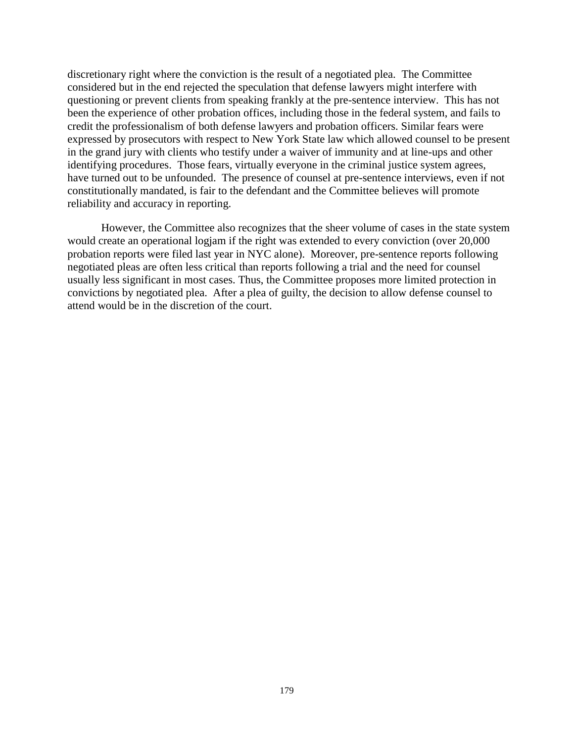discretionary right where the conviction is the result of a negotiated plea. The Committee considered but in the end rejected the speculation that defense lawyers might interfere with questioning or prevent clients from speaking frankly at the pre-sentence interview. This has not been the experience of other probation offices, including those in the federal system, and fails to credit the professionalism of both defense lawyers and probation officers. Similar fears were expressed by prosecutors with respect to New York State law which allowed counsel to be present in the grand jury with clients who testify under a waiver of immunity and at line-ups and other identifying procedures. Those fears, virtually everyone in the criminal justice system agrees, have turned out to be unfounded. The presence of counsel at pre-sentence interviews, even if not constitutionally mandated, is fair to the defendant and the Committee believes will promote reliability and accuracy in reporting.

However, the Committee also recognizes that the sheer volume of cases in the state system would create an operational logjam if the right was extended to every conviction (over 20,000 probation reports were filed last year in NYC alone). Moreover, pre-sentence reports following negotiated pleas are often less critical than reports following a trial and the need for counsel usually less significant in most cases. Thus, the Committee proposes more limited protection in convictions by negotiated plea. After a plea of guilty, the decision to allow defense counsel to attend would be in the discretion of the court.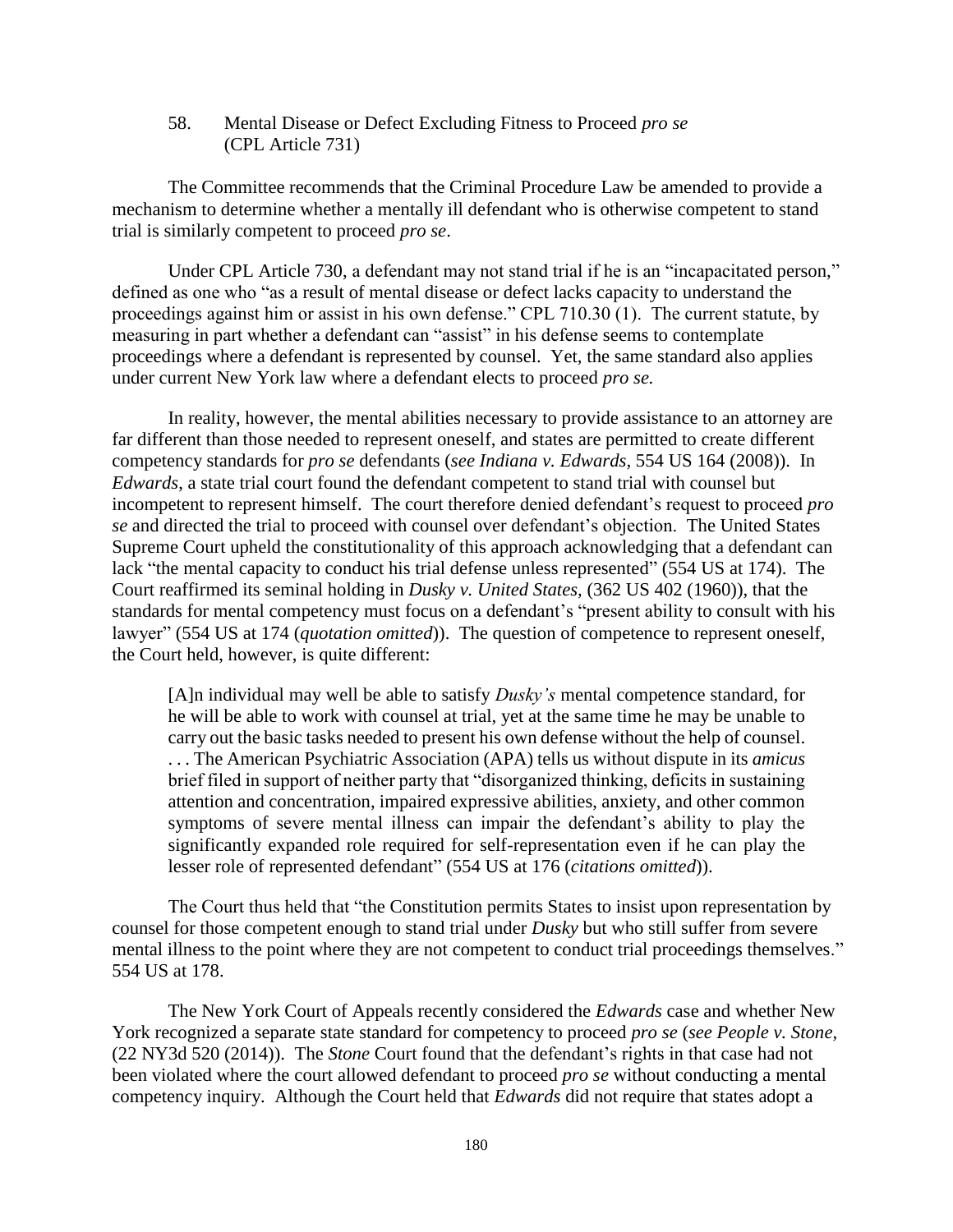### 58. Mental Disease or Defect Excluding Fitness to Proceed *pro se* (CPL Article 731)

The Committee recommends that the Criminal Procedure Law be amended to provide a mechanism to determine whether a mentally ill defendant who is otherwise competent to stand trial is similarly competent to proceed *pro se*.

Under CPL Article 730, a defendant may not stand trial if he is an "incapacitated person," defined as one who "as a result of mental disease or defect lacks capacity to understand the proceedings against him or assist in his own defense." CPL 710.30 (1). The current statute, by measuring in part whether a defendant can "assist" in his defense seems to contemplate proceedings where a defendant is represented by counsel. Yet, the same standard also applies under current New York law where a defendant elects to proceed *pro se.*

In reality, however, the mental abilities necessary to provide assistance to an attorney are far different than those needed to represent oneself, and states are permitted to create different competency standards for *pro se* defendants (*see Indiana v. Edwards*, 554 US 164 (2008)). In *Edwards*, a state trial court found the defendant competent to stand trial with counsel but incompetent to represent himself. The court therefore denied defendant's request to proceed *pro se* and directed the trial to proceed with counsel over defendant's objection. The United States Supreme Court upheld the constitutionality of this approach acknowledging that a defendant can lack "the mental capacity to conduct his trial defense unless represented" (554 US at 174). The Court reaffirmed its seminal holding in *Dusky v. United States,* (362 US 402 (1960)), that the standards for mental competency must focus on a defendant's "present ability to consult with his lawyer" (554 US at 174 (*quotation omitted*)). The question of competence to represent oneself, the Court held, however, is quite different:

> [A]n individual may well be able to satisfy *Dusky's* mental competence standard, for he will be able to work with counsel at trial, yet at the same time he may be unable to carry out the basic tasks needed to present his own defense without the help of counsel. . . . The American Psychiatric Association (APA) tells us without dispute in its *amicus* brief filed in support of neither party that "disorganized thinking, deficits in sustaining attention and concentration, impaired expressive abilities, anxiety, and other common symptoms of severe mental illness can impair the defendant's ability to play the significantly expanded role required for self-representation even if he can play the lesser role of represented defendant" (554 US at 176 (*citations omitted*)).

The Court thus held that "the Constitution permits States to insist upon representation by counsel for those competent enough to stand trial under *Dusky* but who still suffer from severe mental illness to the point where they are not competent to conduct trial proceedings themselves." 554 US at 178.

The New York Court of Appeals recently considered the *Edwards* case and whether New York recognized a separate state standard for competency to proceed *pro se* (*see People v. Stone,* (22 NY3d 520 (2014)). The *Stone* Court found that the defendant's rights in that case had not been violated where the court allowed defendant to proceed *pro se* without conducting a mental competency inquiry. Although the Court held that *Edwards* did not require that states adopt a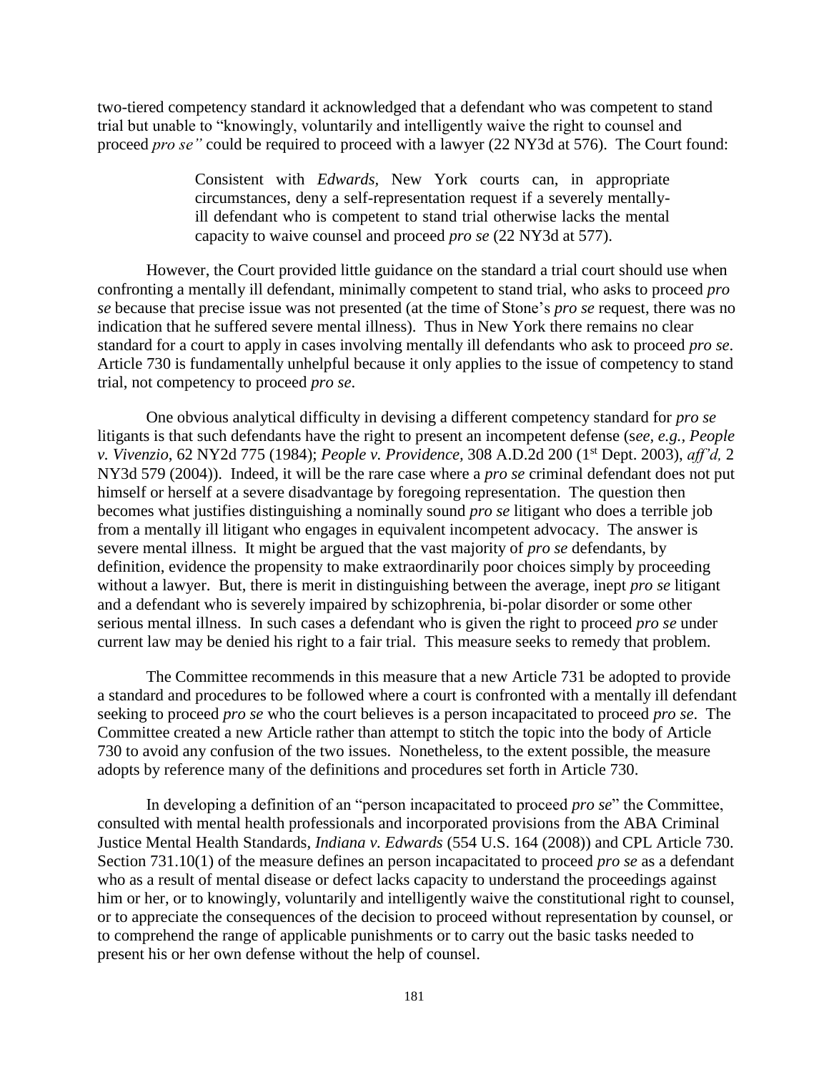two-tiered competency standard it acknowledged that a defendant who was competent to stand trial but unable to "knowingly, voluntarily and intelligently waive the right to counsel and proceed *pro se"* could be required to proceed with a lawyer (22 NY3d at 576). The Court found:

> Consistent with *Edwards,* New York courts can, in appropriate circumstances, deny a self-representation request if a severely mentally-ill defendant who is competent to stand trial otherwise lacks the mental capacity to waive counsel and proceed *pro se* (22 NY3d at 577).

However, the Court provided little guidance on the standard a trial court should use when confronting a mentally ill defendant, minimally competent to stand trial, who asks to proceed *pro se* because that precise issue was not presented (at the time of Stone's *pro se* request, there was no indication that he suffered severe mental illness). Thus in New York there remains no clear standard for a court to apply in cases involving mentally ill defendants who ask to proceed *pro se*. Article 730 is fundamentally unhelpful because it only applies to the issue of competency to stand trial, not competency to proceed *pro se*.

One obvious analytical difficulty in devising a different competency standard for *pro se* litigants is that such defendants have the right to present an incompetent defense (s*ee, e.g., People v. Vivenzio*, 62 NY2d 775 (1984); *People v. Providence*, 308 A.D.2d 200 (1st Dept. 2003), *aff'd,* 2 NY3d 579 (2004)). Indeed, it will be the rare case where a *pro se* criminal defendant does not put himself or herself at a severe disadvantage by foregoing representation. The question then becomes what justifies distinguishing a nominally sound *pro se* litigant who does a terrible job from a mentally ill litigant who engages in equivalent incompetent advocacy. The answer is severe mental illness. It might be argued that the vast majority of *pro se* defendants, by definition, evidence the propensity to make extraordinarily poor choices simply by proceeding without a lawyer. But, there is merit in distinguishing between the average, inept *pro se* litigant and a defendant who is severely impaired by schizophrenia, bi-polar disorder or some other serious mental illness. In such cases a defendant who is given the right to proceed *pro se* under current law may be denied his right to a fair trial. This measure seeks to remedy that problem.

The Committee recommends in this measure that a new Article 731 be adopted to provide a standard and procedures to be followed where a court is confronted with a mentally ill defendant seeking to proceed *pro se* who the court believes is a person incapacitated to proceed *pro se*. The Committee created a new Article rather than attempt to stitch the topic into the body of Article 730 to avoid any confusion of the two issues. Nonetheless, to the extent possible, the measure adopts by reference many of the definitions and procedures set forth in Article 730.

In developing a definition of an "person incapacitated to proceed *pro se*" the Committee, consulted with mental health professionals and incorporated provisions from the ABA Criminal Justice Mental Health Standards, *Indiana v. Edwards* (554 U.S. 164 (2008)) and CPL Article 730. Section 731.10(1) of the measure defines an person incapacitated to proceed *pro se* as a defendant who as a result of mental disease or defect lacks capacity to understand the proceedings against him or her, or to knowingly, voluntarily and intelligently waive the constitutional right to counsel, or to appreciate the consequences of the decision to proceed without representation by counsel, or to comprehend the range of applicable punishments or to carry out the basic tasks needed to present his or her own defense without the help of counsel.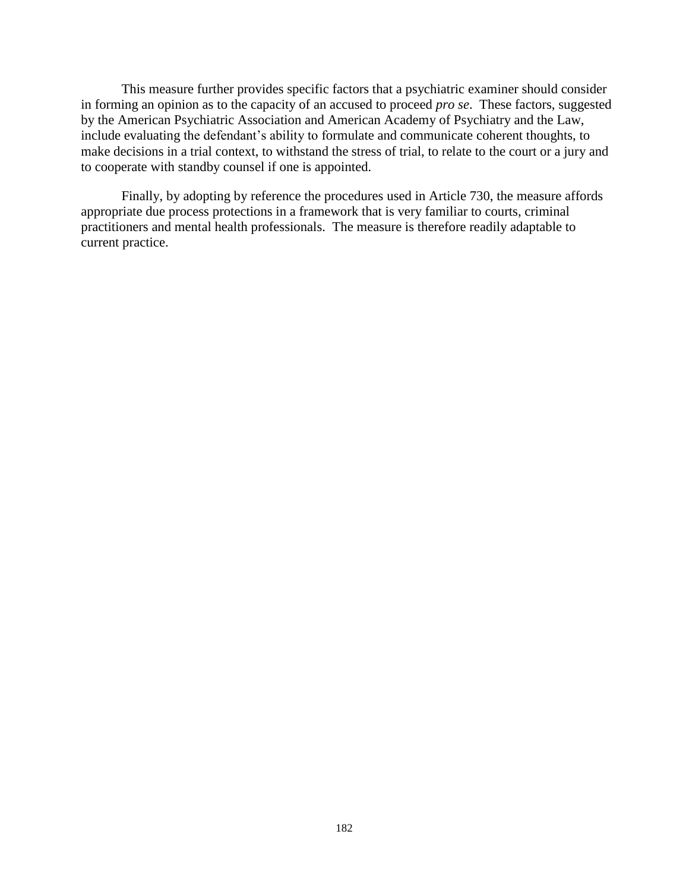This measure further provides specific factors that a psychiatric examiner should consider in forming an opinion as to the capacity of an accused to proceed *pro se*. These factors, suggested by the American Psychiatric Association and American Academy of Psychiatry and the Law, include evaluating the defendant's ability to formulate and communicate coherent thoughts, to make decisions in a trial context, to withstand the stress of trial, to relate to the court or a jury and to cooperate with standby counsel if one is appointed.

Finally, by adopting by reference the procedures used in Article 730, the measure affords appropriate due process protections in a framework that is very familiar to courts, criminal practitioners and mental health professionals. The measure is therefore readily adaptable to current practice.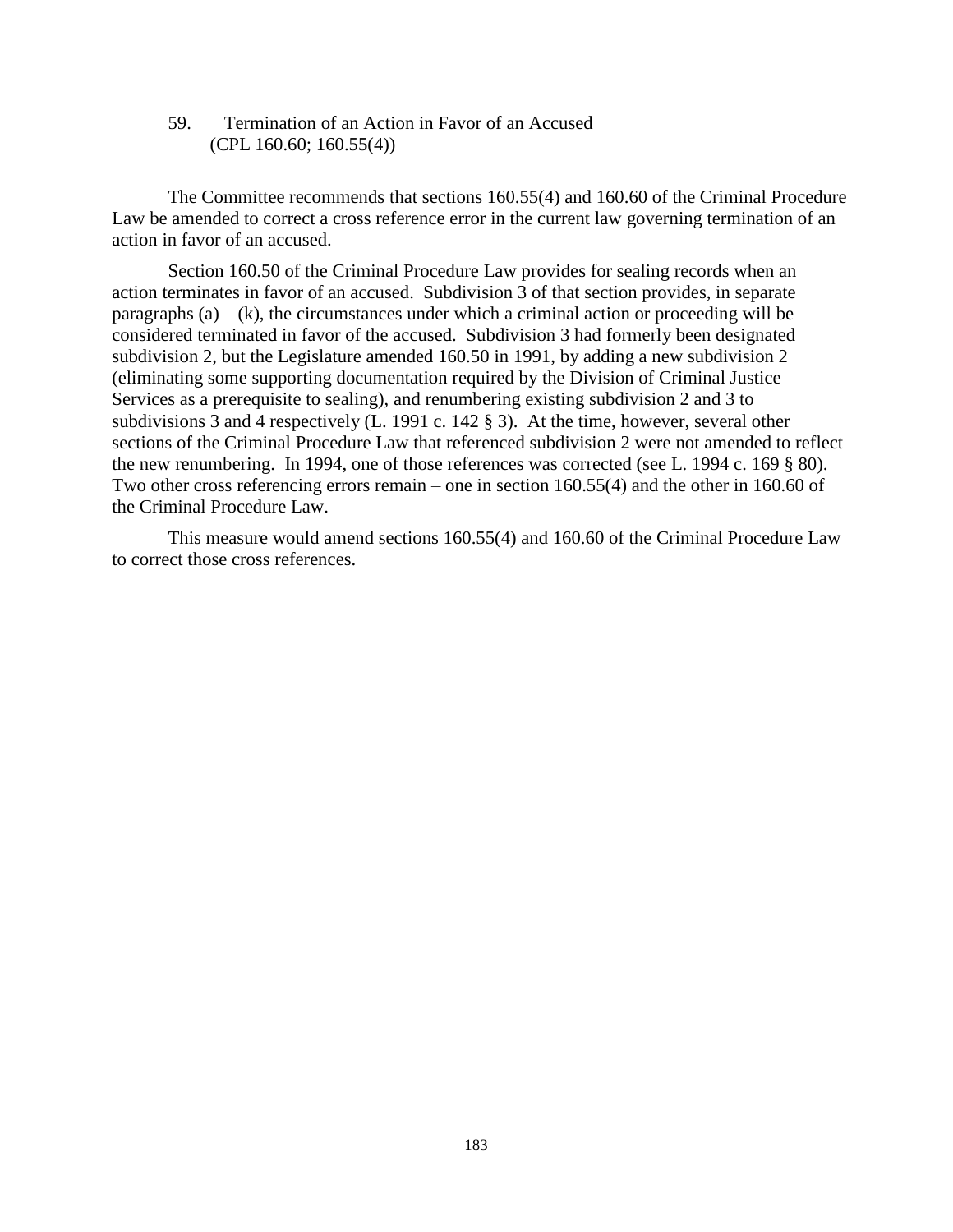## 59. Termination of an Action in Favor of an Accused (CPL 160.60; 160.55(4))

The Committee recommends that sections 160.55(4) and 160.60 of the Criminal Procedure Law be amended to correct a cross reference error in the current law governing termination of an action in favor of an accused.

Section 160.50 of the Criminal Procedure Law provides for sealing records when an action terminates in favor of an accused. Subdivision 3 of that section provides, in separate paragraphs (a) – (k), the circumstances under which a criminal action or proceeding will be considered terminated in favor of the accused. Subdivision 3 had formerly been designated subdivision 2, but the Legislature amended 160.50 in 1991, by adding a new subdivision 2 (eliminating some supporting documentation required by the Division of Criminal Justice Services as a prerequisite to sealing), and renumbering existing subdivision 2 and 3 to subdivisions 3 and 4 respectively (L. 1991 c. 142 § 3). At the time, however, several other sections of the Criminal Procedure Law that referenced subdivision 2 were not amended to reflect the new renumbering. In 1994, one of those references was corrected (see L. 1994 c. 169 § 80). Two other cross referencing errors remain – one in section 160.55(4) and the other in 160.60 of the Criminal Procedure Law.

This measure would amend sections 160.55(4) and 160.60 of the Criminal Procedure Law to correct those cross references.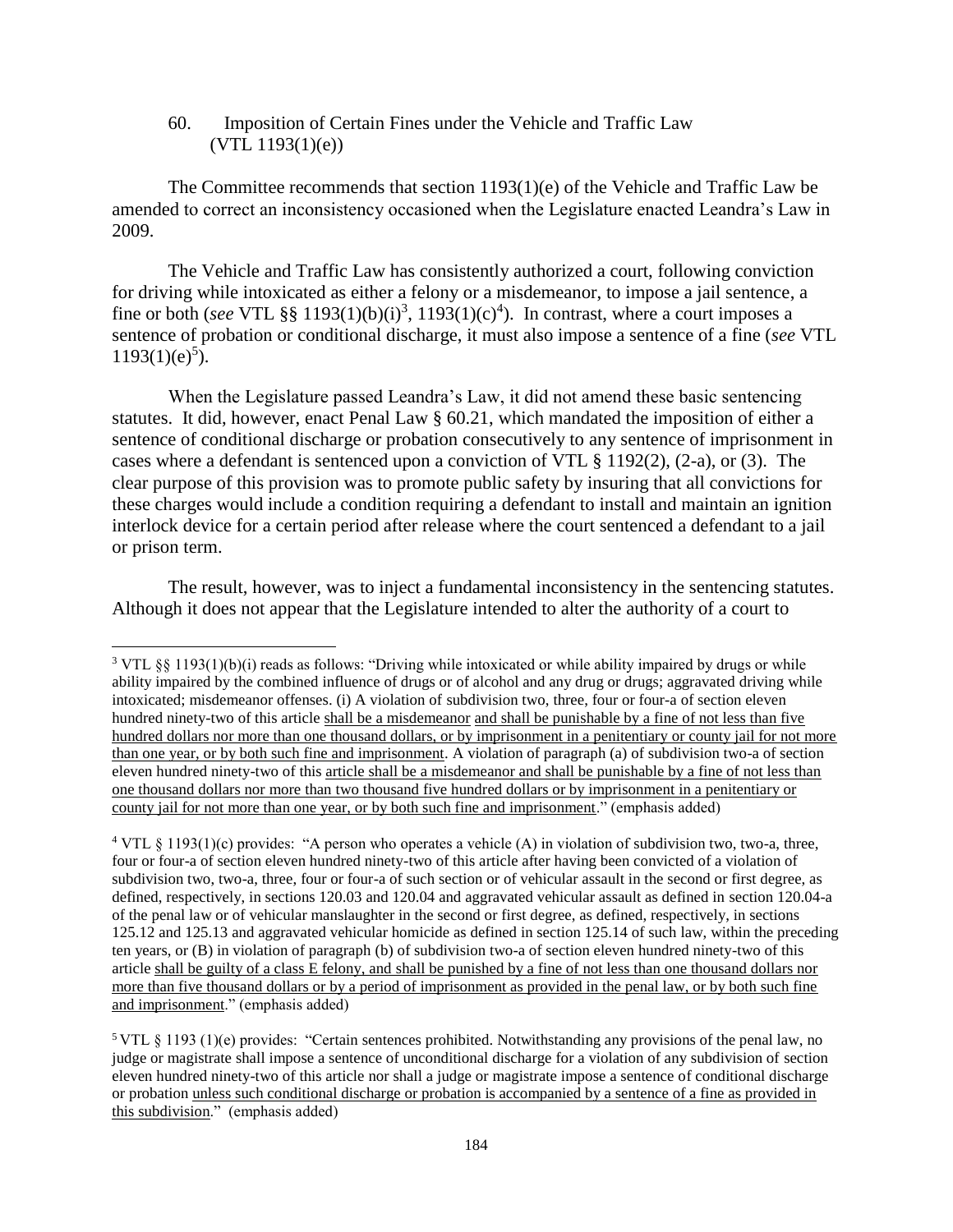60. Imposition of Certain Fines under the Vehicle and Traffic Law (VTL 1193(1)(e))

The Committee recommends that section 1193(1)(e) of the Vehicle and Traffic Law be amended to correct an inconsistency occasioned when the Legislature enacted Leandra's Law in 2009.

The Vehicle and Traffic Law has consistently authorized a court, following conviction for driving while intoxicated as either a felony or a misdemeanor, to impose a jail sentence, a fine or both (*see* VTL §§ 1193(1)(b)(i)[3], 1193(1)(c)[4]). In contrast, where a court imposes a sentence of probation or conditional discharge, it must also impose a sentence of a fine (*see* VTL 1193(1)(e)[5]).

When the Legislature passed Leandra's Law, it did not amend these basic sentencing statutes. It did, however, enact Penal Law § 60.21, which mandated the imposition of either a sentence of conditional discharge or probation consecutively to any sentence of imprisonment in cases where a defendant is sentenced upon a conviction of VTL § 1192(2), (2-a), or (3). The clear purpose of this provision was to promote public safety by insuring that all convictions for these charges would include a condition requiring a defendant to install and maintain an ignition interlock device for a certain period after release where the court sentenced a defendant to a jail or prison term.

The result, however, was to inject a fundamental inconsistency in the sentencing statutes. Although it does not appear that the Legislature intended to alter the authority of a court to

---

[3] VTL §§ 1193(1)(b)(i) reads as follows: "Driving while intoxicated or while ability impaired by drugs or while ability impaired by the combined influence of drugs or of alcohol and any drug or drugs; aggravated driving while intoxicated; misdemeanor offenses. (i) A violation of subdivision two, three, four or four-a of section eleven hundred ninety-two of this article shall be a misdemeanor and shall be punishable by a fine of not less than five hundred dollars nor more than one thousand dollars, or by imprisonment in a penitentiary or county jail for not more than one year, or by both such fine and imprisonment. A violation of paragraph (a) of subdivision two-a of section eleven hundred ninety-two of this article shall be a misdemeanor and shall be punishable by a fine of not less than one thousand dollars nor more than two thousand five hundred dollars or by imprisonment in a penitentiary or county jail for not more than one year, or by both such fine and imprisonment." (emphasis added)

[4] VTL § 1193(1)(c) provides: "A person who operates a vehicle (A) in violation of subdivision two, two-a, three, four or four-a of section eleven hundred ninety-two of this article after having been convicted of a violation of subdivision two, two-a, three, four or four-a of such section or of vehicular assault in the second or first degree, as defined, respectively, in sections 120.03 and 120.04 and aggravated vehicular assault as defined in section 120.04-a of the penal law or of vehicular manslaughter in the second or first degree, as defined, respectively, in sections 125.12 and 125.13 and aggravated vehicular homicide as defined in section 125.14 of such law, within the preceding ten years, or (B) in violation of paragraph (b) of subdivision two-a of section eleven hundred ninety-two of this article shall be guilty of a class E felony, and shall be punished by a fine of not less than one thousand dollars nor more than five thousand dollars or by a period of imprisonment as provided in the penal law, or by both such fine and imprisonment." (emphasis added)

[5] VTL § 1193 (1)(e) provides: "Certain sentences prohibited. Notwithstanding any provisions of the penal law, no judge or magistrate shall impose a sentence of unconditional discharge for a violation of any subdivision of section eleven hundred ninety-two of this article nor shall a judge or magistrate impose a sentence of conditional discharge or probation unless such conditional discharge or probation is accompanied by a sentence of a fine as provided in this subdivision." (emphasis added)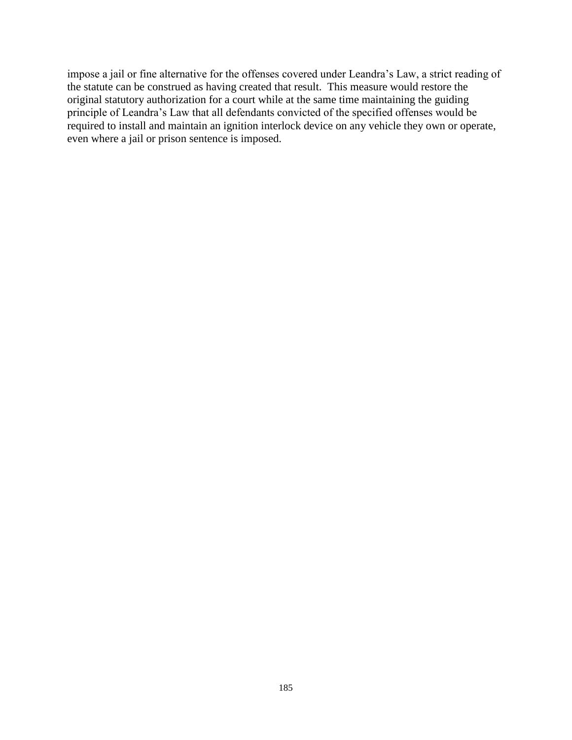impose a jail or fine alternative for the offenses covered under Leandra's Law, a strict reading of the statute can be construed as having created that result. This measure would restore the original statutory authorization for a court while at the same time maintaining the guiding principle of Leandra's Law that all defendants convicted of the specified offenses would be required to install and maintain an ignition interlock device on any vehicle they own or operate, even where a jail or prison sentence is imposed.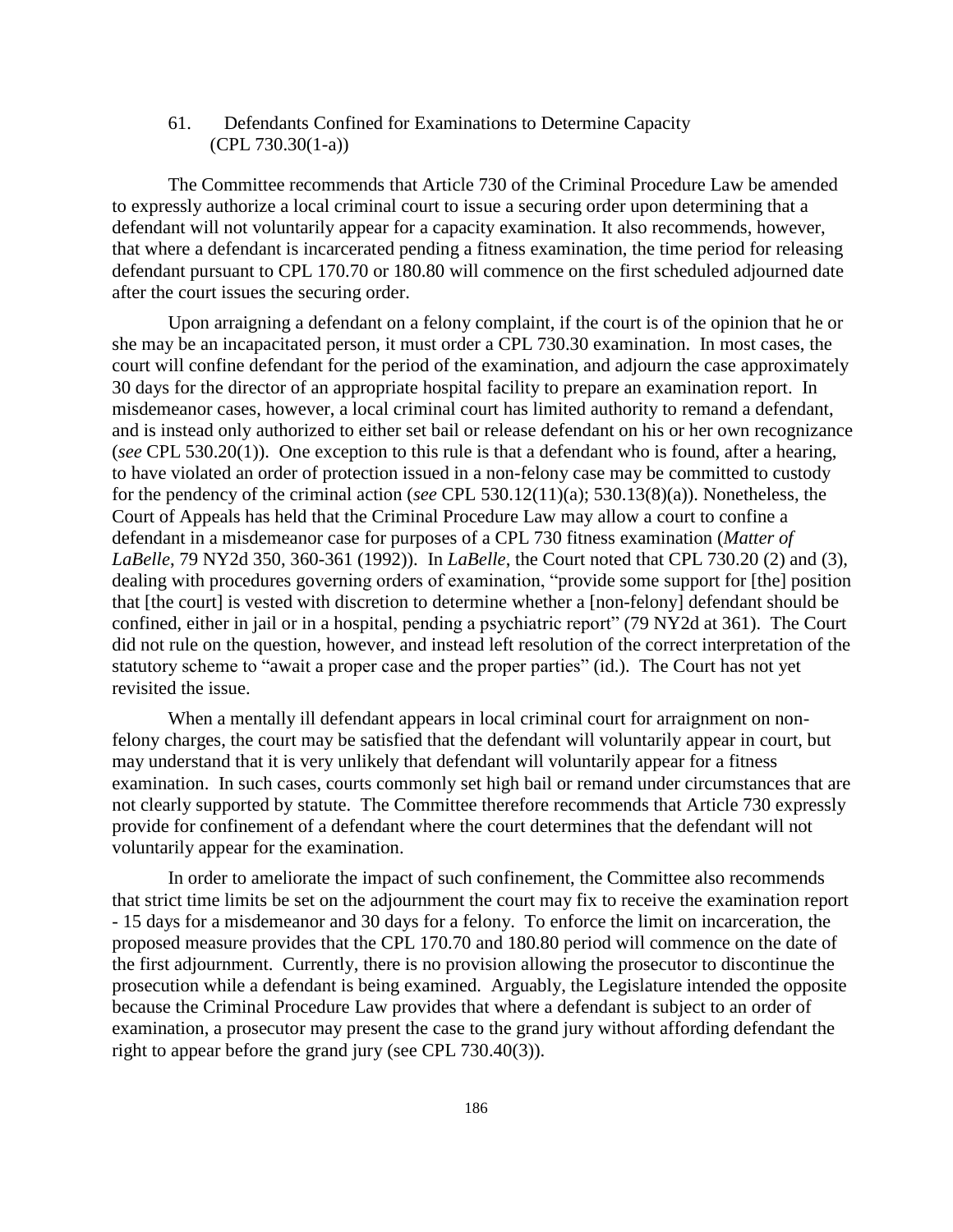## 61. Defendants Confined for Examinations to Determine Capacity (CPL 730.30(1-a))

The Committee recommends that Article 730 of the Criminal Procedure Law be amended to expressly authorize a local criminal court to issue a securing order upon determining that a defendant will not voluntarily appear for a capacity examination. It also recommends, however, that where a defendant is incarcerated pending a fitness examination, the time period for releasing defendant pursuant to CPL 170.70 or 180.80 will commence on the first scheduled adjourned date after the court issues the securing order.

Upon arraigning a defendant on a felony complaint, if the court is of the opinion that he or she may be an incapacitated person, it must order a CPL 730.30 examination. In most cases, the court will confine defendant for the period of the examination, and adjourn the case approximately 30 days for the director of an appropriate hospital facility to prepare an examination report. In misdemeanor cases, however, a local criminal court has limited authority to remand a defendant, and is instead only authorized to either set bail or release defendant on his or her own recognizance (*see* CPL 530.20(1)). One exception to this rule is that a defendant who is found, after a hearing, to have violated an order of protection issued in a non-felony case may be committed to custody for the pendency of the criminal action (*see* CPL 530.12(11)(a); 530.13(8)(a)). Nonetheless, the Court of Appeals has held that the Criminal Procedure Law may allow a court to confine a defendant in a misdemeanor case for purposes of a CPL 730 fitness examination (*Matter of LaBelle*, 79 NY2d 350, 360-361 (1992)). In *LaBelle*, the Court noted that CPL 730.20 (2) and (3), dealing with procedures governing orders of examination, "provide some support for [the] position that [the court] is vested with discretion to determine whether a [non-felony] defendant should be confined, either in jail or in a hospital, pending a psychiatric report" (79 NY2d at 361). The Court did not rule on the question, however, and instead left resolution of the correct interpretation of the statutory scheme to "await a proper case and the proper parties" (id.). The Court has not yet revisited the issue.

When a mentally ill defendant appears in local criminal court for arraignment on non-felony charges, the court may be satisfied that the defendant will voluntarily appear in court, but may understand that it is very unlikely that defendant will voluntarily appear for a fitness examination. In such cases, courts commonly set high bail or remand under circumstances that are not clearly supported by statute. The Committee therefore recommends that Article 730 expressly provide for confinement of a defendant where the court determines that the defendant will not voluntarily appear for the examination.

In order to ameliorate the impact of such confinement, the Committee also recommends that strict time limits be set on the adjournment the court may fix to receive the examination report - 15 days for a misdemeanor and 30 days for a felony. To enforce the limit on incarceration, the proposed measure provides that the CPL 170.70 and 180.80 period will commence on the date of the first adjournment. Currently, there is no provision allowing the prosecutor to discontinue the prosecution while a defendant is being examined. Arguably, the Legislature intended the opposite because the Criminal Procedure Law provides that where a defendant is subject to an order of examination, a prosecutor may present the case to the grand jury without affording defendant the right to appear before the grand jury (see CPL 730.40(3)).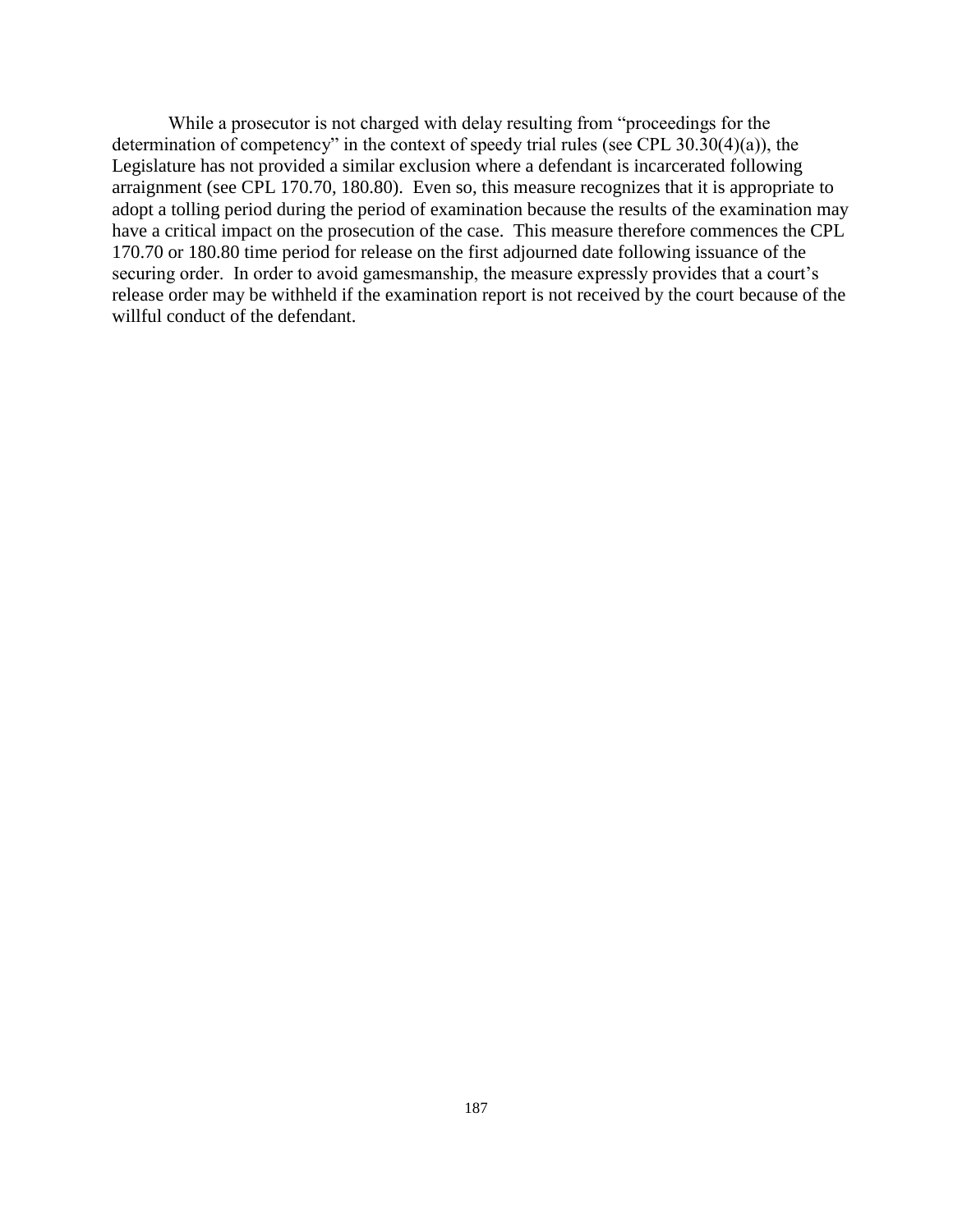While a prosecutor is not charged with delay resulting from "proceedings for the determination of competency" in the context of speedy trial rules (see CPL 30.30(4)(a)), the Legislature has not provided a similar exclusion where a defendant is incarcerated following arraignment (see CPL 170.70, 180.80). Even so, this measure recognizes that it is appropriate to adopt a tolling period during the period of examination because the results of the examination may have a critical impact on the prosecution of the case. This measure therefore commences the CPL 170.70 or 180.80 time period for release on the first adjourned date following issuance of the securing order. In order to avoid gamesmanship, the measure expressly provides that a court's release order may be withheld if the examination report is not received by the court because of the willful conduct of the defendant.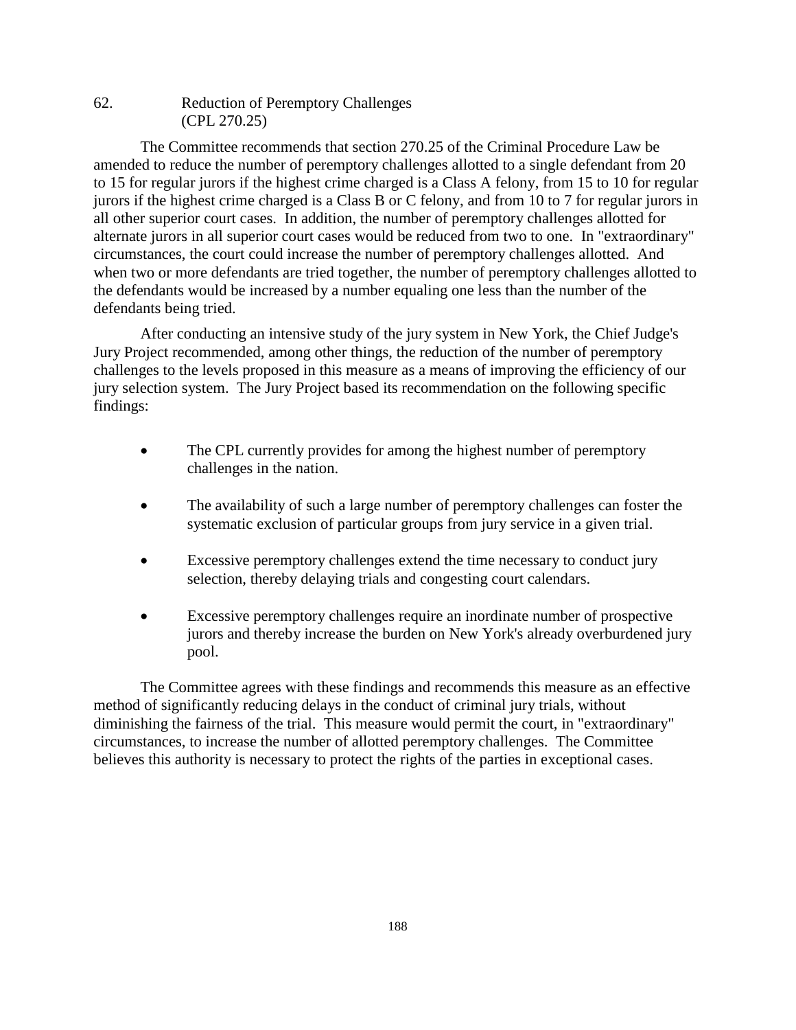## 62. Reduction of Peremptory Challenges (CPL 270.25)

The Committee recommends that section 270.25 of the Criminal Procedure Law be amended to reduce the number of peremptory challenges allotted to a single defendant from 20 to 15 for regular jurors if the highest crime charged is a Class A felony, from 15 to 10 for regular jurors if the highest crime charged is a Class B or C felony, and from 10 to 7 for regular jurors in all other superior court cases. In addition, the number of peremptory challenges allotted for alternate jurors in all superior court cases would be reduced from two to one. In "extraordinary" circumstances, the court could increase the number of peremptory challenges allotted. And when two or more defendants are tried together, the number of peremptory challenges allotted to the defendants would be increased by a number equaling one less than the number of the defendants being tried.

After conducting an intensive study of the jury system in New York, the Chief Judge's Jury Project recommended, among other things, the reduction of the number of peremptory challenges to the levels proposed in this measure as a means of improving the efficiency of our jury selection system. The Jury Project based its recommendation on the following specific findings:

- The CPL currently provides for among the highest number of peremptory challenges in the nation.
- The availability of such a large number of peremptory challenges can foster the systematic exclusion of particular groups from jury service in a given trial.
- Excessive peremptory challenges extend the time necessary to conduct jury selection, thereby delaying trials and congesting court calendars.
- Excessive peremptory challenges require an inordinate number of prospective jurors and thereby increase the burden on New York's already overburdened jury pool.

The Committee agrees with these findings and recommends this measure as an effective method of significantly reducing delays in the conduct of criminal jury trials, without diminishing the fairness of the trial. This measure would permit the court, in "extraordinary" circumstances, to increase the number of allotted peremptory challenges. The Committee believes this authority is necessary to protect the rights of the parties in exceptional cases.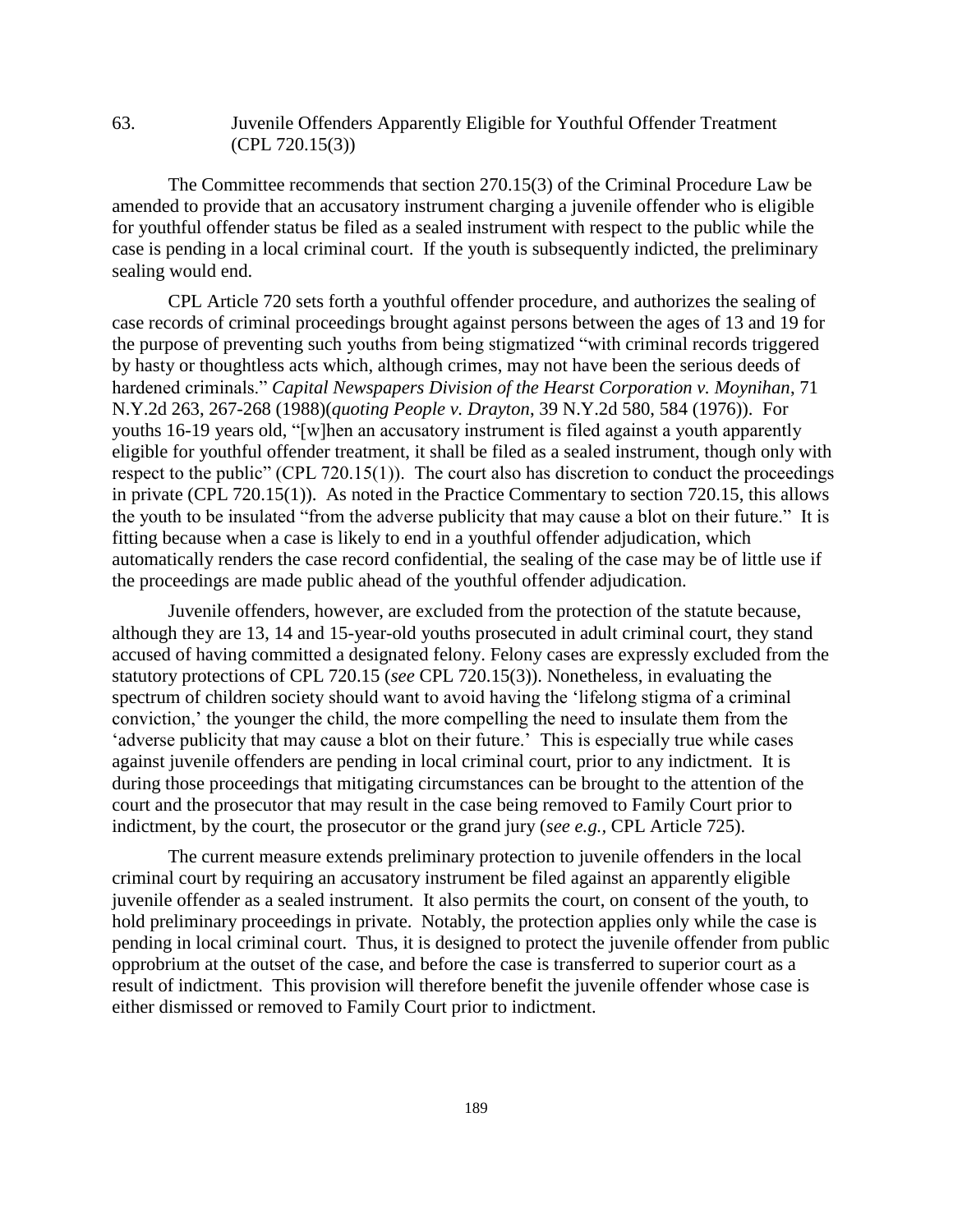## 63. Juvenile Offenders Apparently Eligible for Youthful Offender Treatment (CPL 720.15(3))

The Committee recommends that section 270.15(3) of the Criminal Procedure Law be amended to provide that an accusatory instrument charging a juvenile offender who is eligible for youthful offender status be filed as a sealed instrument with respect to the public while the case is pending in a local criminal court. If the youth is subsequently indicted, the preliminary sealing would end.

CPL Article 720 sets forth a youthful offender procedure, and authorizes the sealing of case records of criminal proceedings brought against persons between the ages of 13 and 19 for the purpose of preventing such youths from being stigmatized "with criminal records triggered by hasty or thoughtless acts which, although crimes, may not have been the serious deeds of hardened criminals." *Capital Newspapers Division of the Hearst Corporation v. Moynihan*, 71 N.Y.2d 263, 267-268 (1988)(*quoting People v. Drayton*, 39 N.Y.2d 580, 584 (1976)). For youths 16-19 years old, "[w]hen an accusatory instrument is filed against a youth apparently eligible for youthful offender treatment, it shall be filed as a sealed instrument, though only with respect to the public" (CPL 720.15(1)). The court also has discretion to conduct the proceedings in private (CPL 720.15(1)). As noted in the Practice Commentary to section 720.15, this allows the youth to be insulated "from the adverse publicity that may cause a blot on their future." It is fitting because when a case is likely to end in a youthful offender adjudication, which automatically renders the case record confidential, the sealing of the case may be of little use if the proceedings are made public ahead of the youthful offender adjudication.

Juvenile offenders, however, are excluded from the protection of the statute because, although they are 13, 14 and 15-year-old youths prosecuted in adult criminal court, they stand accused of having committed a designated felony. Felony cases are expressly excluded from the statutory protections of CPL 720.15 (*see* CPL 720.15(3)). Nonetheless, in evaluating the spectrum of children society should want to avoid having the 'lifelong stigma of a criminal conviction,' the younger the child, the more compelling the need to insulate them from the 'adverse publicity that may cause a blot on their future.' This is especially true while cases against juvenile offenders are pending in local criminal court, prior to any indictment. It is during those proceedings that mitigating circumstances can be brought to the attention of the court and the prosecutor that may result in the case being removed to Family Court prior to indictment, by the court, the prosecutor or the grand jury (*see e.g.*, CPL Article 725).

The current measure extends preliminary protection to juvenile offenders in the local criminal court by requiring an accusatory instrument be filed against an apparently eligible juvenile offender as a sealed instrument. It also permits the court, on consent of the youth, to hold preliminary proceedings in private. Notably, the protection applies only while the case is pending in local criminal court. Thus, it is designed to protect the juvenile offender from public opprobrium at the outset of the case, and before the case is transferred to superior court as a result of indictment. This provision will therefore benefit the juvenile offender whose case is either dismissed or removed to Family Court prior to indictment.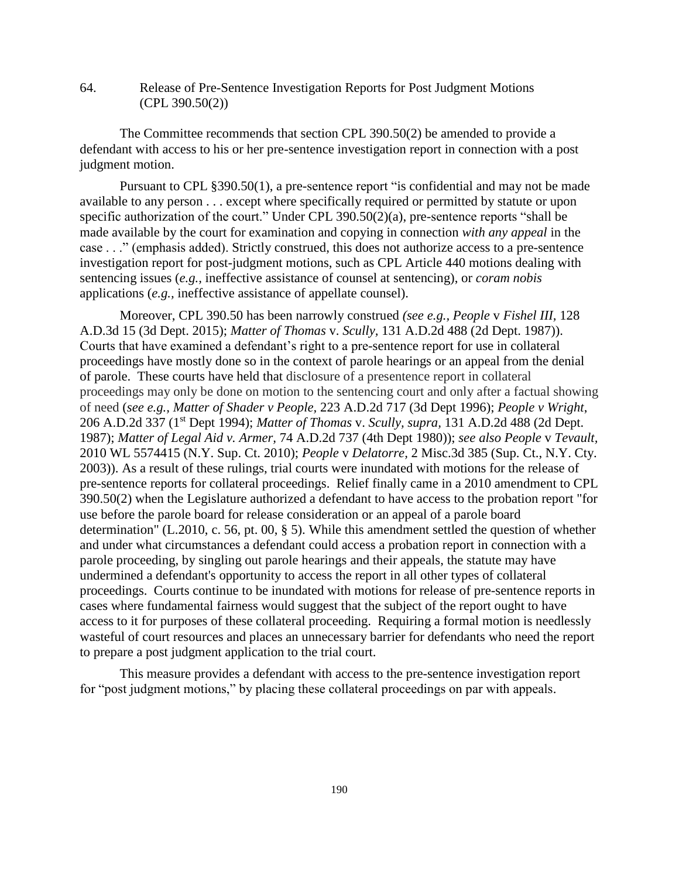## 64. Release of Pre-Sentence Investigation Reports for Post Judgment Motions (CPL 390.50(2))

The Committee recommends that section CPL 390.50(2) be amended to provide a defendant with access to his or her pre-sentence investigation report in connection with a post judgment motion.

Pursuant to CPL §390.50(1), a pre-sentence report "is confidential and may not be made available to any person . . . except where specifically required or permitted by statute or upon specific authorization of the court." Under CPL 390.50(2)(a), pre-sentence reports "shall be made available by the court for examination and copying in connection *with any appeal* in the case . . ." (emphasis added). Strictly construed, this does not authorize access to a pre-sentence investigation report for post-judgment motions, such as CPL Article 440 motions dealing with sentencing issues (*e.g.,* ineffective assistance of counsel at sentencing), or *coram nobis* applications (*e.g.,* ineffective assistance of appellate counsel).

Moreover, CPL 390.50 has been narrowly construed *(see e.g., People* v *Fishel III,* 128 A.D.3d 15 (3d Dept. 2015); *Matter of Thomas* v. *Scully,* 131 A.D.2d 488 (2d Dept. 1987)). Courts that have examined a defendant's right to a pre-sentence report for use in collateral proceedings have mostly done so in the context of parole hearings or an appeal from the denial of parole. These courts have held that disclosure of a presentence report in collateral proceedings may only be done on motion to the sentencing court and only after a factual showing of need (*see e.g., Matter of Shader v People*, 223 A.D.2d 717 (3d Dept 1996); *People v Wright*, 206 A.D.2d 337 (1st Dept 1994); *Matter of Thomas* v. *Scully, supra,* 131 A.D.2d 488 (2d Dept. 1987); *Matter of Legal Aid v. Armer,* 74 A.D.2d 737 (4th Dept 1980)); *see also People* v *Tevault,* 2010 WL 5574415 (N.Y. Sup. Ct. 2010); *People* v *Delatorre,* 2 Misc.3d 385 (Sup. Ct., N.Y. Cty. 2003)). As a result of these rulings, trial courts were inundated with motions for the release of pre-sentence reports for collateral proceedings. Relief finally came in a 2010 amendment to CPL 390.50(2) when the Legislature authorized a defendant to have access to the probation report "for use before the parole board for release consideration or an appeal of a parole board determination" (L.2010, c. 56, pt. 00, § 5). While this amendment settled the question of whether and under what circumstances a defendant could access a probation report in connection with a parole proceeding, by singling out parole hearings and their appeals, the statute may have undermined a defendant's opportunity to access the report in all other types of collateral proceedings. Courts continue to be inundated with motions for release of pre-sentence reports in cases where fundamental fairness would suggest that the subject of the report ought to have access to it for purposes of these collateral proceeding. Requiring a formal motion is needlessly wasteful of court resources and places an unnecessary barrier for defendants who need the report to prepare a post judgment application to the trial court.

This measure provides a defendant with access to the pre-sentence investigation report for "post judgment motions," by placing these collateral proceedings on par with appeals.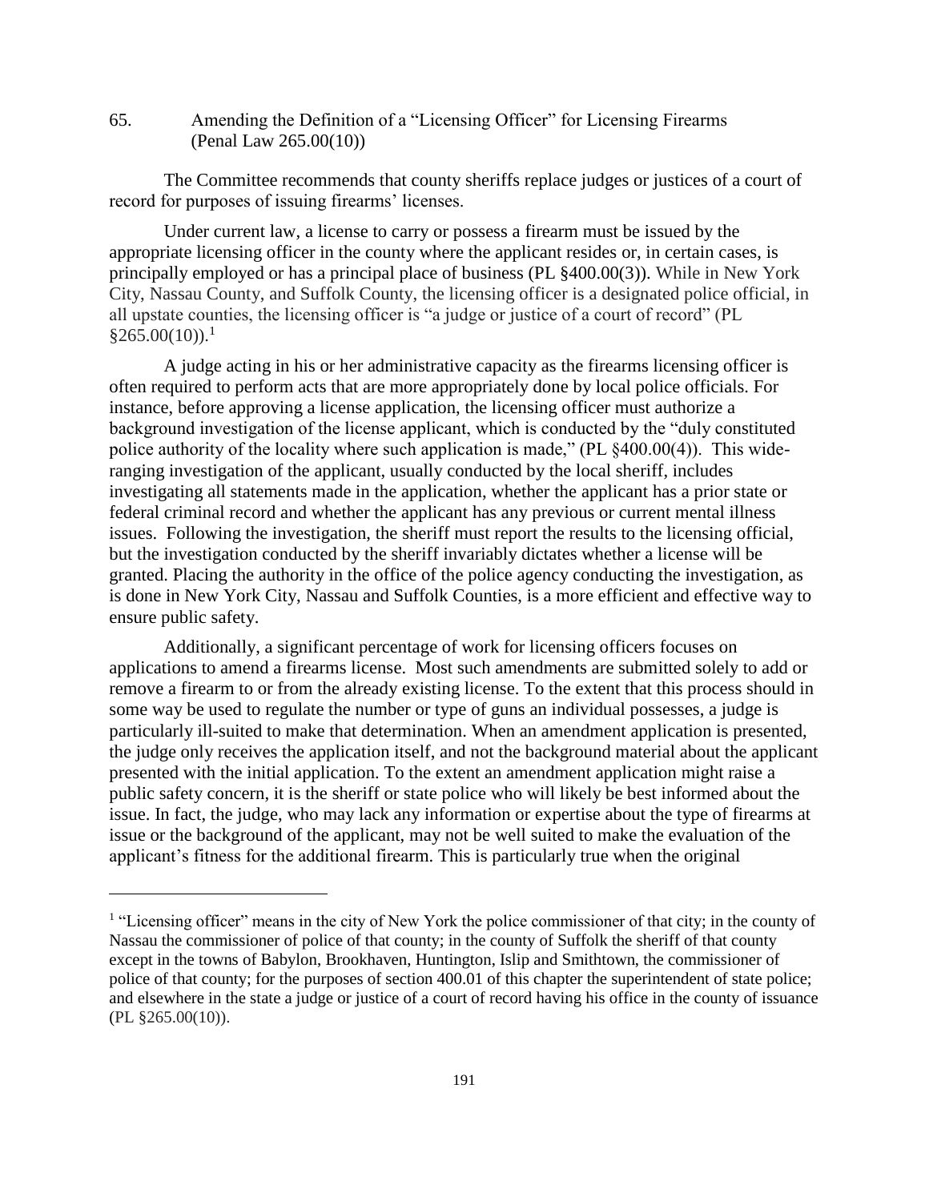## 65. Amending the Definition of a "Licensing Officer" for Licensing Firearms (Penal Law 265.00(10))

The Committee recommends that county sheriffs replace judges or justices of a court of record for purposes of issuing firearms' licenses.

Under current law, a license to carry or possess a firearm must be issued by the appropriate licensing officer in the county where the applicant resides or, in certain cases, is principally employed or has a principal place of business (PL §400.00(3)). While in New York City, Nassau County, and Suffolk County, the licensing officer is a designated police official, in all upstate counties, the licensing officer is "a judge or justice of a court of record" (PL §265.00(10)).[1]

A judge acting in his or her administrative capacity as the firearms licensing officer is often required to perform acts that are more appropriately done by local police officials. For instance, before approving a license application, the licensing officer must authorize a background investigation of the license applicant, which is conducted by the "duly constituted police authority of the locality where such application is made," (PL §400.00(4)). This wide-ranging investigation of the applicant, usually conducted by the local sheriff, includes investigating all statements made in the application, whether the applicant has a prior state or federal criminal record and whether the applicant has any previous or current mental illness issues. Following the investigation, the sheriff must report the results to the licensing official, but the investigation conducted by the sheriff invariably dictates whether a license will be granted. Placing the authority in the office of the police agency conducting the investigation, as is done in New York City, Nassau and Suffolk Counties, is a more efficient and effective way to ensure public safety.

Additionally, a significant percentage of work for licensing officers focuses on applications to amend a firearms license. Most such amendments are submitted solely to add or remove a firearm to or from the already existing license. To the extent that this process should in some way be used to regulate the number or type of guns an individual possesses, a judge is particularly ill-suited to make that determination. When an amendment application is presented, the judge only receives the application itself, and not the background material about the applicant presented with the initial application. To the extent an amendment application might raise a public safety concern, it is the sheriff or state police who will likely be best informed about the issue. In fact, the judge, who may lack any information or expertise about the type of firearms at issue or the background of the applicant, may not be well suited to make the evaluation of the applicant's fitness for the additional firearm. This is particularly true when the original

---

[1] "Licensing officer" means in the city of New York the police commissioner of that city; in the county of Nassau the commissioner of police of that county; in the county of Suffolk the sheriff of that county except in the towns of Babylon, Brookhaven, Huntington, Islip and Smithtown, the commissioner of police of that county; for the purposes of section 400.01 of this chapter the superintendent of state police; and elsewhere in the state a judge or justice of a court of record having his office in the county of issuance (PL §265.00(10)).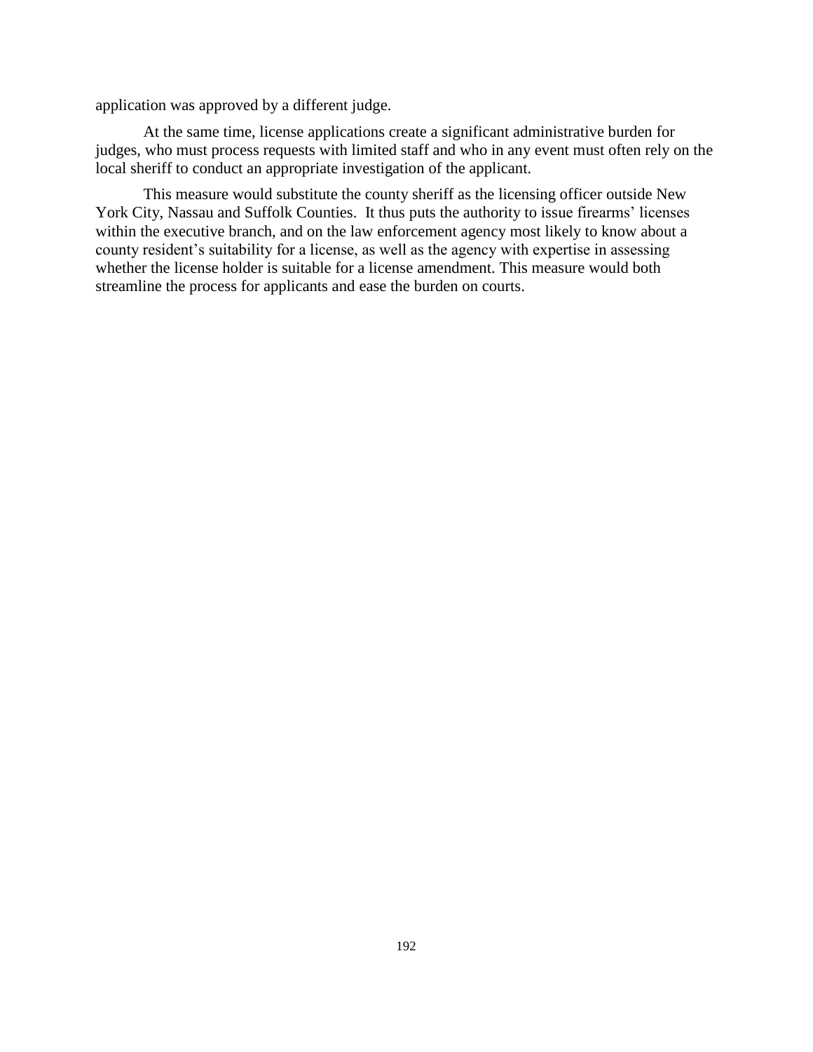application was approved by a different judge.

At the same time, license applications create a significant administrative burden for judges, who must process requests with limited staff and who in any event must often rely on the local sheriff to conduct an appropriate investigation of the applicant.

This measure would substitute the county sheriff as the licensing officer outside New York City, Nassau and Suffolk Counties. It thus puts the authority to issue firearms' licenses within the executive branch, and on the law enforcement agency most likely to know about a county resident's suitability for a license, as well as the agency with expertise in assessing whether the license holder is suitable for a license amendment. This measure would both streamline the process for applicants and ease the burden on courts.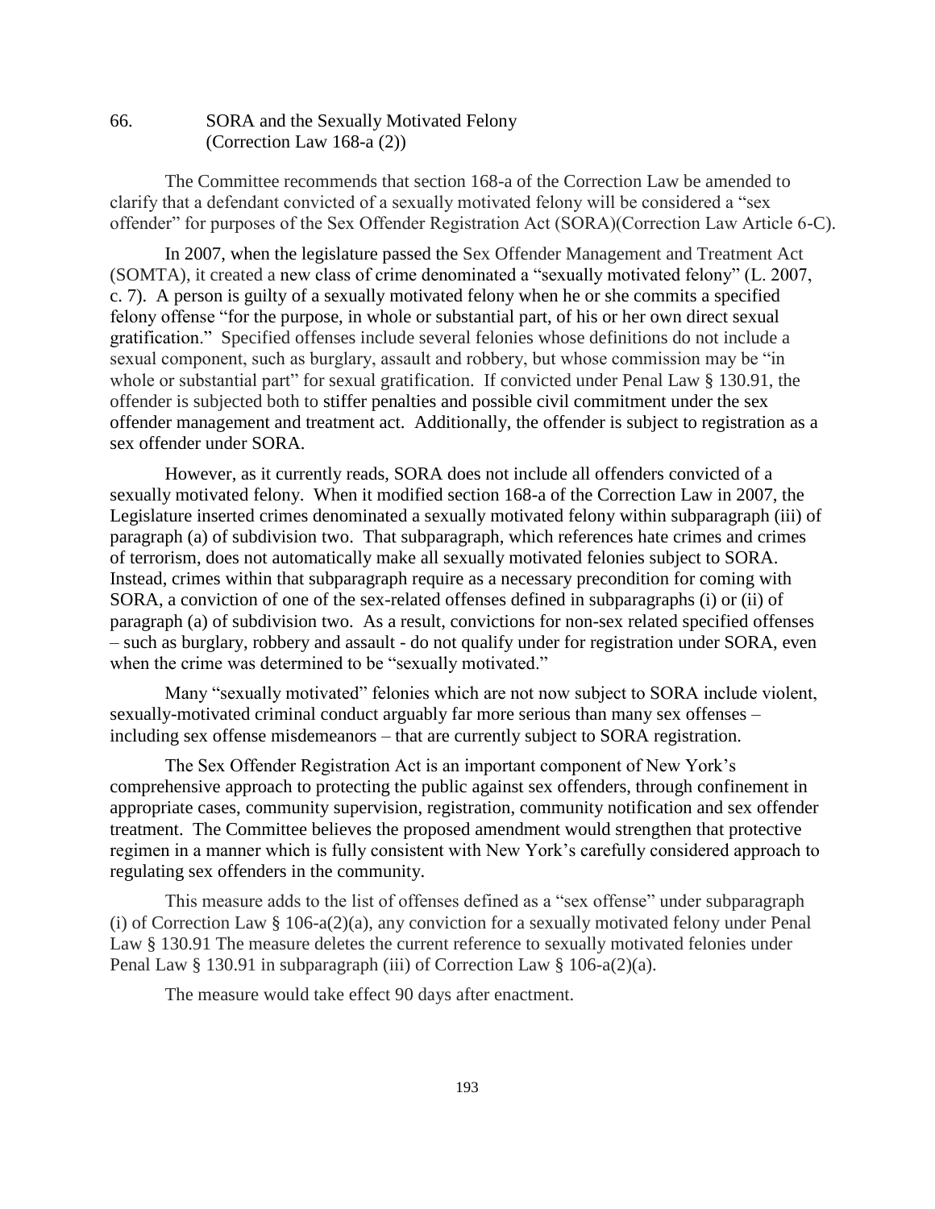## 66. SORA and the Sexually Motivated Felony (Correction Law 168-a (2))

The Committee recommends that section 168-a of the Correction Law be amended to clarify that a defendant convicted of a sexually motivated felony will be considered a "sex offender" for purposes of the Sex Offender Registration Act (SORA)(Correction Law Article 6-C).

In 2007, when the legislature passed the Sex Offender Management and Treatment Act (SOMTA), it created a new class of crime denominated a "sexually motivated felony" (L. 2007, c. 7). A person is guilty of a sexually motivated felony when he or she commits a specified felony offense "for the purpose, in whole or substantial part, of his or her own direct sexual gratification." Specified offenses include several felonies whose definitions do not include a sexual component, such as burglary, assault and robbery, but whose commission may be "in whole or substantial part" for sexual gratification. If convicted under Penal Law § 130.91, the offender is subjected both to stiffer penalties and possible civil commitment under the sex offender management and treatment act. Additionally, the offender is subject to registration as a sex offender under SORA.

However, as it currently reads, SORA does not include all offenders convicted of a sexually motivated felony. When it modified section 168-a of the Correction Law in 2007, the Legislature inserted crimes denominated a sexually motivated felony within subparagraph (iii) of paragraph (a) of subdivision two. That subparagraph, which references hate crimes and crimes of terrorism, does not automatically make all sexually motivated felonies subject to SORA. Instead, crimes within that subparagraph require as a necessary precondition for coming with SORA, a conviction of one of the sex-related offenses defined in subparagraphs (i) or (ii) of paragraph (a) of subdivision two. As a result, convictions for non-sex related specified offenses – such as burglary, robbery and assault - do not qualify under for registration under SORA, even when the crime was determined to be "sexually motivated."

Many "sexually motivated" felonies which are not now subject to SORA include violent, sexually-motivated criminal conduct arguably far more serious than many sex offenses – including sex offense misdemeanors – that are currently subject to SORA registration.

The Sex Offender Registration Act is an important component of New York's comprehensive approach to protecting the public against sex offenders, through confinement in appropriate cases, community supervision, registration, community notification and sex offender treatment. The Committee believes the proposed amendment would strengthen that protective regimen in a manner which is fully consistent with New York's carefully considered approach to regulating sex offenders in the community.

This measure adds to the list of offenses defined as a "sex offense" under subparagraph (i) of Correction Law § 106-a(2)(a), any conviction for a sexually motivated felony under Penal Law § 130.91 The measure deletes the current reference to sexually motivated felonies under Penal Law § 130.91 in subparagraph (iii) of Correction Law § 106-a(2)(a).

The measure would take effect 90 days after enactment.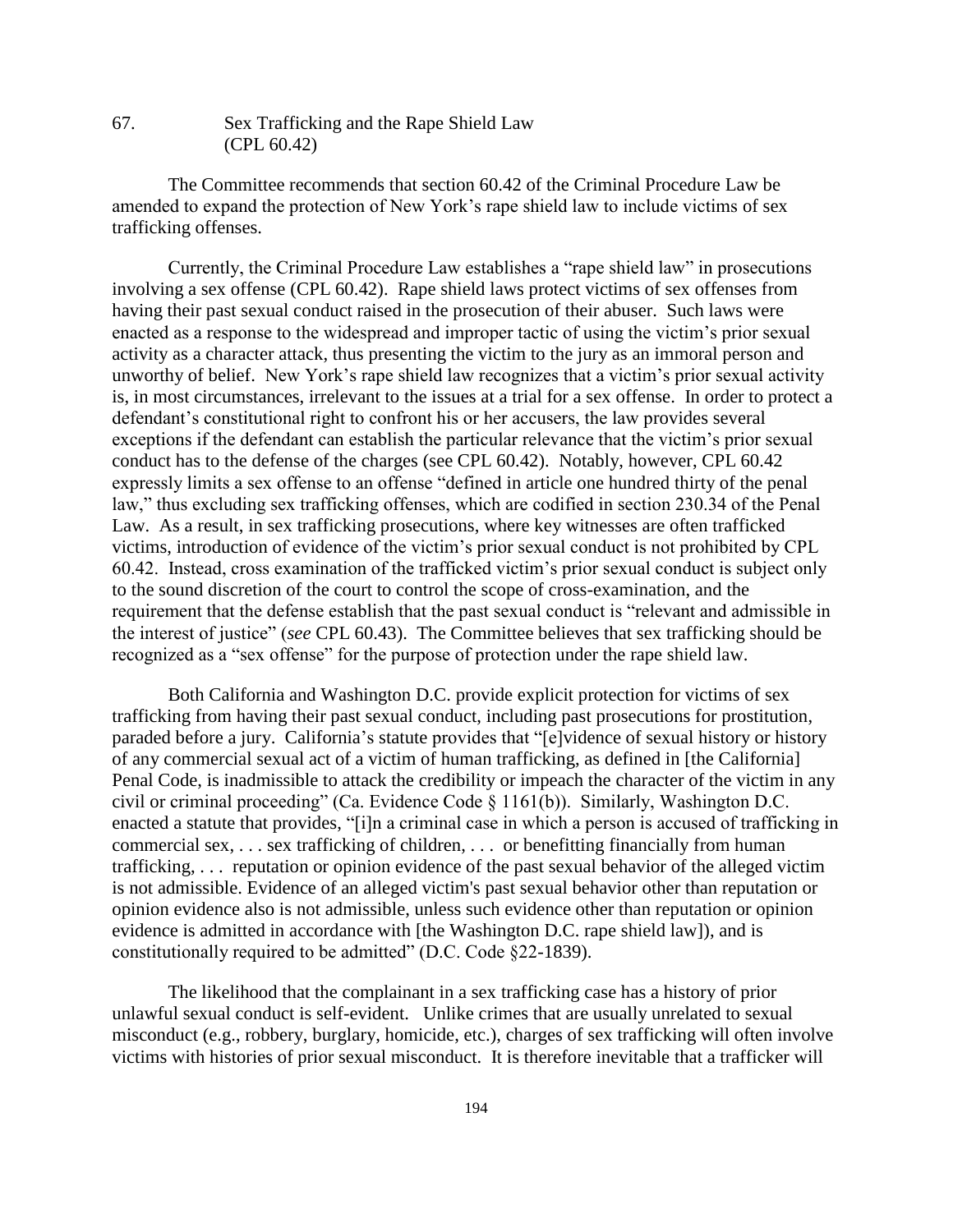## 67. Sex Trafficking and the Rape Shield Law (CPL 60.42)

The Committee recommends that section 60.42 of the Criminal Procedure Law be amended to expand the protection of New York's rape shield law to include victims of sex trafficking offenses.

Currently, the Criminal Procedure Law establishes a "rape shield law" in prosecutions involving a sex offense (CPL 60.42). Rape shield laws protect victims of sex offenses from having their past sexual conduct raised in the prosecution of their abuser. Such laws were enacted as a response to the widespread and improper tactic of using the victim's prior sexual activity as a character attack, thus presenting the victim to the jury as an immoral person and unworthy of belief. New York's rape shield law recognizes that a victim's prior sexual activity is, in most circumstances, irrelevant to the issues at a trial for a sex offense. In order to protect a defendant's constitutional right to confront his or her accusers, the law provides several exceptions if the defendant can establish the particular relevance that the victim's prior sexual conduct has to the defense of the charges (see CPL 60.42). Notably, however, CPL 60.42 expressly limits a sex offense to an offense "defined in article one hundred thirty of the penal law," thus excluding sex trafficking offenses, which are codified in section 230.34 of the Penal Law. As a result, in sex trafficking prosecutions, where key witnesses are often trafficked victims, introduction of evidence of the victim's prior sexual conduct is not prohibited by CPL 60.42. Instead, cross examination of the trafficked victim's prior sexual conduct is subject only to the sound discretion of the court to control the scope of cross-examination, and the requirement that the defense establish that the past sexual conduct is "relevant and admissible in the interest of justice" (*see* CPL 60.43). The Committee believes that sex trafficking should be recognized as a "sex offense" for the purpose of protection under the rape shield law.

Both California and Washington D.C. provide explicit protection for victims of sex trafficking from having their past sexual conduct, including past prosecutions for prostitution, paraded before a jury. California's statute provides that "[e]vidence of sexual history or history of any commercial sexual act of a victim of human trafficking, as defined in [the California] Penal Code, is inadmissible to attack the credibility or impeach the character of the victim in any civil or criminal proceeding" (Ca. Evidence Code § 1161(b)). Similarly, Washington D.C. enacted a statute that provides, "[i]n a criminal case in which a person is accused of trafficking in commercial sex, . . . sex trafficking of children, . . . or benefitting financially from human trafficking, . . . reputation or opinion evidence of the past sexual behavior of the alleged victim is not admissible. Evidence of an alleged victim's past sexual behavior other than reputation or opinion evidence also is not admissible, unless such evidence other than reputation or opinion evidence is admitted in accordance with [the Washington D.C. rape shield law]), and is constitutionally required to be admitted" (D.C. Code §22-1839).

The likelihood that the complainant in a sex trafficking case has a history of prior unlawful sexual conduct is self-evident. Unlike crimes that are usually unrelated to sexual misconduct (e.g., robbery, burglary, homicide, etc.), charges of sex trafficking will often involve victims with histories of prior sexual misconduct. It is therefore inevitable that a trafficker will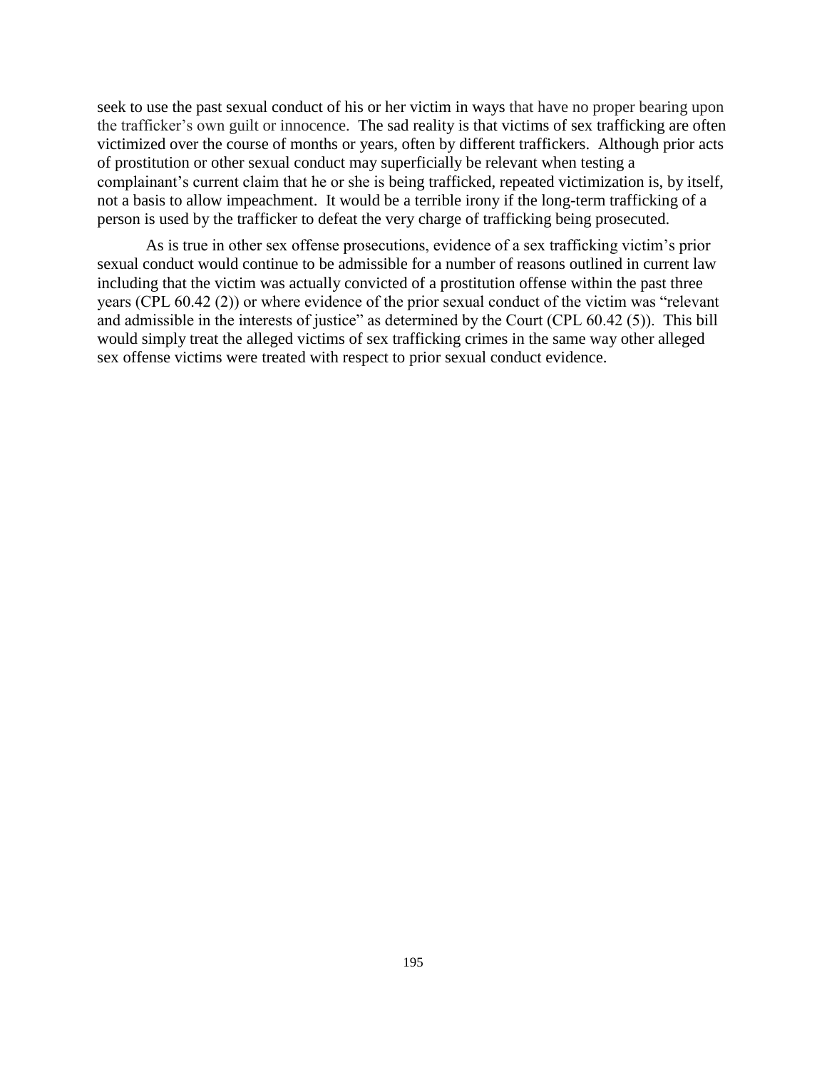seek to use the past sexual conduct of his or her victim in ways that have no proper bearing upon the trafficker's own guilt or innocence. The sad reality is that victims of sex trafficking are often victimized over the course of months or years, often by different traffickers. Although prior acts of prostitution or other sexual conduct may superficially be relevant when testing a complainant's current claim that he or she is being trafficked, repeated victimization is, by itself, not a basis to allow impeachment. It would be a terrible irony if the long-term trafficking of a person is used by the trafficker to defeat the very charge of trafficking being prosecuted.

As is true in other sex offense prosecutions, evidence of a sex trafficking victim's prior sexual conduct would continue to be admissible for a number of reasons outlined in current law including that the victim was actually convicted of a prostitution offense within the past three years (CPL 60.42 (2)) or where evidence of the prior sexual conduct of the victim was "relevant and admissible in the interests of justice" as determined by the Court (CPL 60.42 (5)). This bill would simply treat the alleged victims of sex trafficking crimes in the same way other alleged sex offense victims were treated with respect to prior sexual conduct evidence.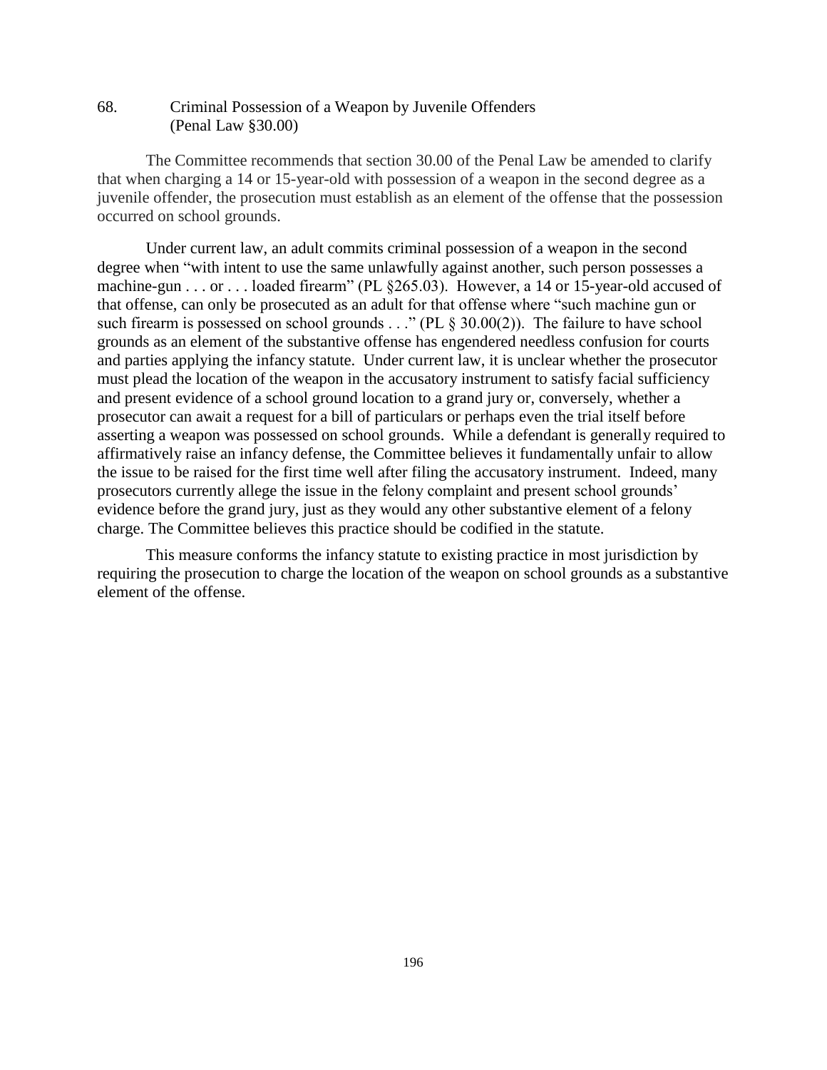## 68. Criminal Possession of a Weapon by Juvenile Offenders (Penal Law §30.00)

The Committee recommends that section 30.00 of the Penal Law be amended to clarify that when charging a 14 or 15-year-old with possession of a weapon in the second degree as a juvenile offender, the prosecution must establish as an element of the offense that the possession occurred on school grounds.

Under current law, an adult commits criminal possession of a weapon in the second degree when "with intent to use the same unlawfully against another, such person possesses a machine-gun . . . or . . . loaded firearm" (PL §265.03). However, a 14 or 15-year-old accused of that offense, can only be prosecuted as an adult for that offense where "such machine gun or such firearm is possessed on school grounds . . ." (PL § 30.00(2)). The failure to have school grounds as an element of the substantive offense has engendered needless confusion for courts and parties applying the infancy statute. Under current law, it is unclear whether the prosecutor must plead the location of the weapon in the accusatory instrument to satisfy facial sufficiency and present evidence of a school ground location to a grand jury or, conversely, whether a prosecutor can await a request for a bill of particulars or perhaps even the trial itself before asserting a weapon was possessed on school grounds. While a defendant is generally required to affirmatively raise an infancy defense, the Committee believes it fundamentally unfair to allow the issue to be raised for the first time well after filing the accusatory instrument. Indeed, many prosecutors currently allege the issue in the felony complaint and present school grounds' evidence before the grand jury, just as they would any other substantive element of a felony charge. The Committee believes this practice should be codified in the statute.

This measure conforms the infancy statute to existing practice in most jurisdiction by requiring the prosecution to charge the location of the weapon on school grounds as a substantive element of the offense.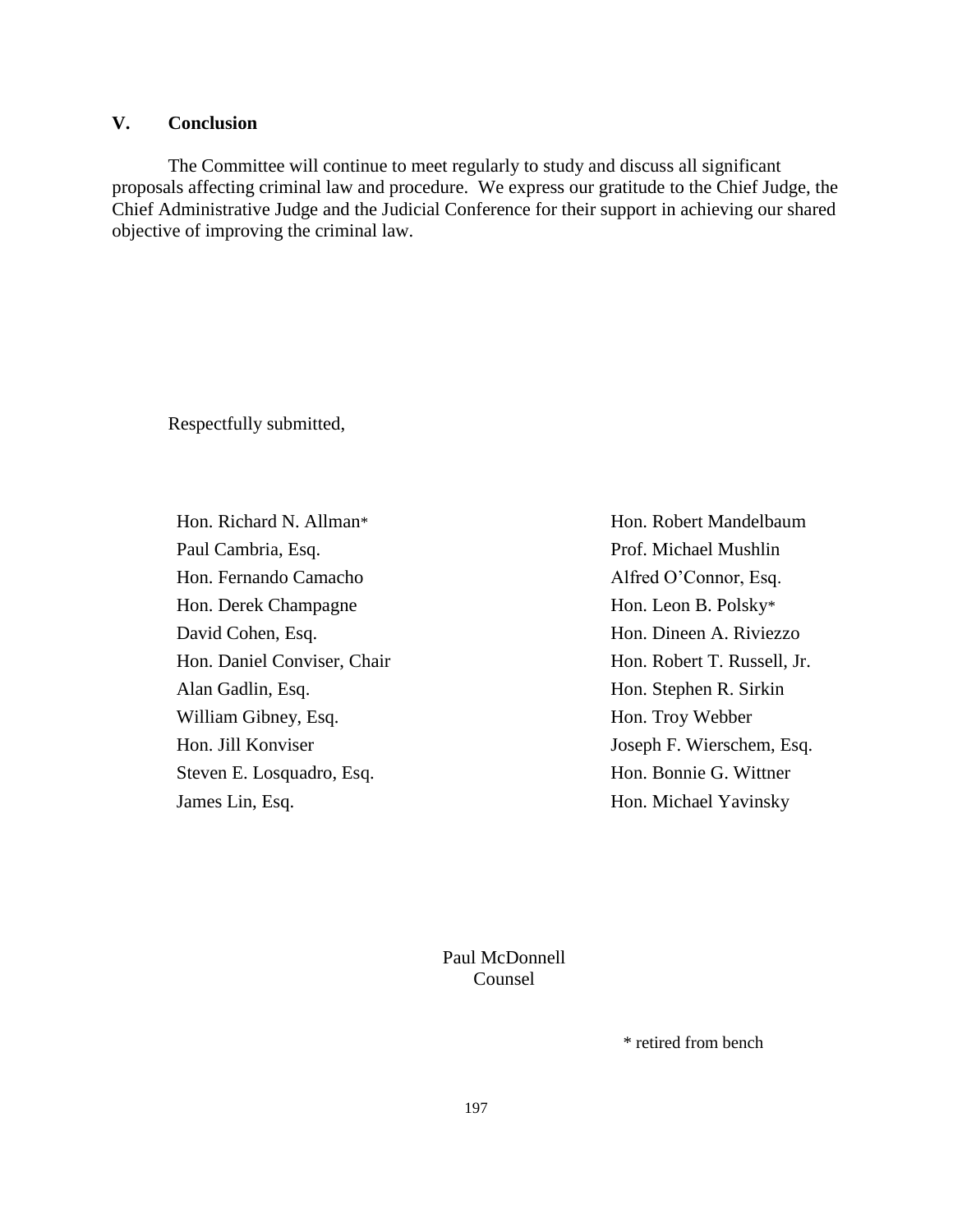## V. Conclusion

The Committee will continue to meet regularly to study and discuss all significant proposals affecting criminal law and procedure. We express our gratitude to the Chief Judge, the Chief Administrative Judge and the Judicial Conference for their support in achieving our shared objective of improving the criminal law.

Respectfully submitted,

Hon. Richard N. Allman*
Paul Cambria, Esq.
Hon. Fernando Camacho
Hon. Derek Champagne
David Cohen, Esq.
Hon. Daniel Conviser, Chair
Alan Gadlin, Esq.
William Gibney, Esq.
Hon. Jill Konviser
Steven E. Losquadro, Esq.
James Lin, Esq.

Hon. Robert Mandelbaum
Prof. Michael Mushlin
Alfred O'Connor, Esq.
Hon. Leon B. Polsky*
Hon. Dineen A. Riviezzo
Hon. Robert T. Russell, Jr.
Hon. Stephen R. Sirkin
Hon. Troy Webber
Joseph F. Wierschem, Esq.
Hon. Bonnie G. Wittner
Hon. Michael Yavinsky

Paul McDonnell
Counsel

\* retired from bench